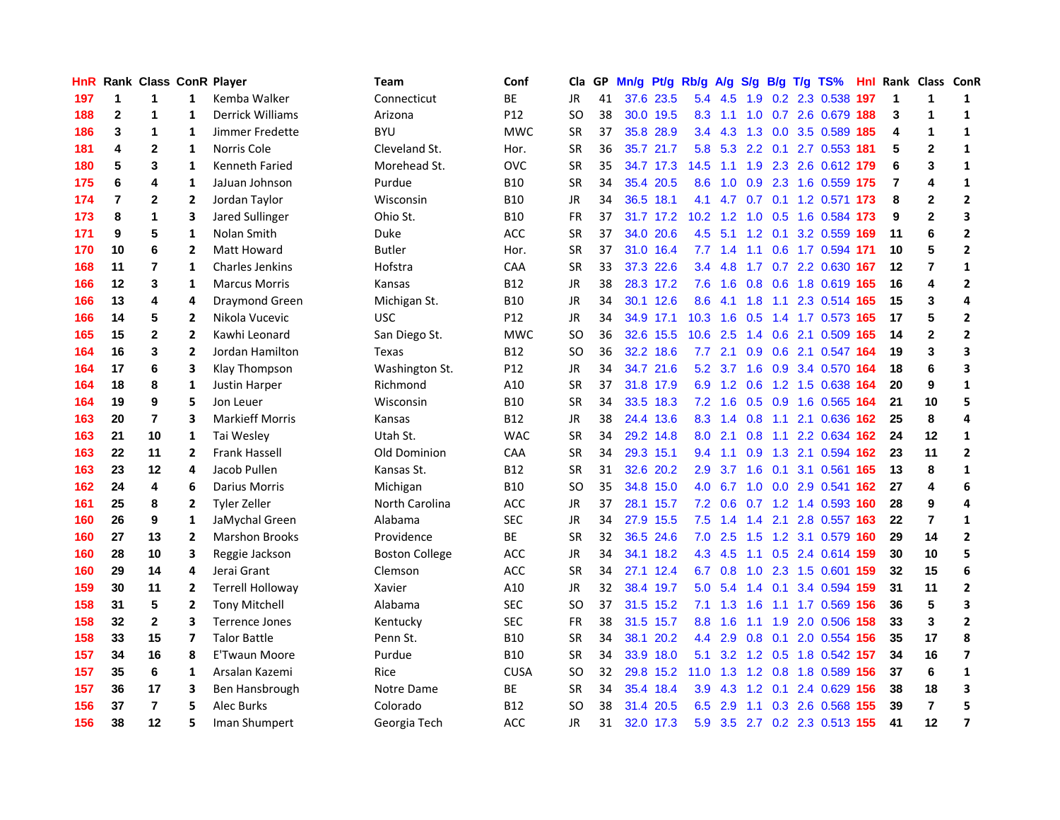| HnR | Rank | Class | ConR | Player | Team | Conf | Cla | GP | Mn/g | Pt/g | Rb/g | A/g | S/g | B/g | T/g | TS% | HnI | Rank | Class | ConR |
|---|---|---|---|---|---|---|---|---|---|---|---|---|---|---|---|---|---|---|---|---|
| 197 | 1 | 1 | 1 | Kemba Walker | Connecticut | BE | JR | 41 | 37.6 | 23.5 | 5.4 | 4.5 | 1.9 | 0.2 | 2.3 | 0.538 | 197 | 1 | 1 | 1 |
| 188 | 2 | 1 | 1 | Derrick Williams | Arizona | P12 | SO | 38 | 30.0 | 19.5 | 8.3 | 1.1 | 1.0 | 0.7 | 2.6 | 0.679 | 188 | 3 | 1 | 1 |
| 186 | 3 | 1 | 1 | Jimmer Fredette | BYU | MWC | SR | 37 | 35.8 | 28.9 | 3.4 | 4.3 | 1.3 | 0.0 | 3.5 | 0.589 | 185 | 4 | 1 | 1 |
| 181 | 4 | 2 | 1 | Norris Cole | Cleveland St. | Hor. | SR | 36 | 35.7 | 21.7 | 5.8 | 5.3 | 2.2 | 0.1 | 2.7 | 0.553 | 181 | 5 | 2 | 1 |
| 180 | 5 | 3 | 1 | Kenneth Faried | Morehead St. | OVC | SR | 35 | 34.7 | 17.3 | 14.5 | 1.1 | 1.9 | 2.3 | 2.6 | 0.612 | 179 | 6 | 3 | 1 |
| 175 | 6 | 4 | 1 | JaJuan Johnson | Purdue | B10 | SR | 34 | 35.4 | 20.5 | 8.6 | 1.0 | 0.9 | 2.3 | 1.6 | 0.559 | 175 | 7 | 4 | 1 |
| 174 | 7 | 2 | 2 | Jordan Taylor | Wisconsin | B10 | JR | 34 | 36.5 | 18.1 | 4.1 | 4.7 | 0.7 | 0.1 | 1.2 | 0.571 | 173 | 8 | 2 | 2 |
| 173 | 8 | 1 | 3 | Jared Sullinger | Ohio St. | B10 | FR | 37 | 31.7 | 17.2 | 10.2 | 1.2 | 1.0 | 0.5 | 1.6 | 0.584 | 173 | 9 | 2 | 3 |
| 171 | 9 | 5 | 1 | Nolan Smith | Duke | ACC | SR | 37 | 34.0 | 20.6 | 4.5 | 5.1 | 1.2 | 0.1 | 3.2 | 0.559 | 169 | 11 | 6 | 2 |
| 170 | 10 | 6 | 2 | Matt Howard | Butler | Hor. | SR | 37 | 31.0 | 16.4 | 7.7 | 1.4 | 1.1 | 0.6 | 1.7 | 0.594 | 171 | 10 | 5 | 2 |
| 168 | 11 | 7 | 1 | Charles Jenkins | Hofstra | CAA | SR | 33 | 37.3 | 22.6 | 3.4 | 4.8 | 1.7 | 0.7 | 2.2 | 0.630 | 167 | 12 | 7 | 1 |
| 166 | 12 | 3 | 1 | Marcus Morris | Kansas | B12 | JR | 38 | 28.3 | 17.2 | 7.6 | 1.6 | 0.8 | 0.6 | 1.8 | 0.619 | 165 | 16 | 4 | 2 |
| 166 | 13 | 4 | 4 | Draymond Green | Michigan St. | B10 | JR | 34 | 30.1 | 12.6 | 8.6 | 4.1 | 1.8 | 1.1 | 2.3 | 0.514 | 165 | 15 | 3 | 4 |
| 166 | 14 | 5 | 2 | Nikola Vucevic | USC | P12 | JR | 34 | 34.9 | 17.1 | 10.3 | 1.6 | 0.5 | 1.4 | 1.7 | 0.573 | 165 | 17 | 5 | 2 |
| 165 | 15 | 2 | 2 | Kawhi Leonard | San Diego St. | MWC | SO | 36 | 32.6 | 15.5 | 10.6 | 2.5 | 1.4 | 0.6 | 2.1 | 0.509 | 165 | 14 | 2 | 2 |
| 164 | 16 | 3 | 2 | Jordan Hamilton | Texas | B12 | SO | 36 | 32.2 | 18.6 | 7.7 | 2.1 | 0.9 | 0.6 | 2.1 | 0.547 | 164 | 19 | 3 | 3 |
| 164 | 17 | 6 | 3 | Klay Thompson | Washington St. | P12 | JR | 34 | 34.7 | 21.6 | 5.2 | 3.7 | 1.6 | 0.9 | 3.4 | 0.570 | 164 | 18 | 6 | 3 |
| 164 | 18 | 8 | 1 | Justin Harper | Richmond | A10 | SR | 37 | 31.8 | 17.9 | 6.9 | 1.2 | 0.6 | 1.2 | 1.5 | 0.638 | 164 | 20 | 9 | 1 |
| 164 | 19 | 9 | 5 | Jon Leuer | Wisconsin | B10 | SR | 34 | 33.5 | 18.3 | 7.2 | 1.6 | 0.5 | 0.9 | 1.6 | 0.565 | 164 | 21 | 10 | 5 |
| 163 | 20 | 7 | 3 | Markieff Morris | Kansas | B12 | JR | 38 | 24.4 | 13.6 | 8.3 | 1.4 | 0.8 | 1.1 | 2.1 | 0.636 | 162 | 25 | 8 | 4 |
| 163 | 21 | 10 | 1 | Tai Wesley | Utah St. | WAC | SR | 34 | 29.2 | 14.8 | 8.0 | 2.1 | 0.8 | 1.1 | 2.2 | 0.634 | 162 | 24 | 12 | 1 |
| 163 | 22 | 11 | 2 | Frank Hassell | Old Dominion | CAA | SR | 34 | 29.3 | 15.1 | 9.4 | 1.1 | 0.9 | 1.3 | 2.1 | 0.594 | 162 | 23 | 11 | 2 |
| 163 | 23 | 12 | 4 | Jacob Pullen | Kansas St. | B12 | SR | 31 | 32.6 | 20.2 | 2.9 | 3.7 | 1.6 | 0.1 | 3.1 | 0.561 | 165 | 13 | 8 | 1 |
| 162 | 24 | 4 | 6 | Darius Morris | Michigan | B10 | SO | 35 | 34.8 | 15.0 | 4.0 | 6.7 | 1.0 | 0.0 | 2.9 | 0.541 | 162 | 27 | 4 | 6 |
| 161 | 25 | 8 | 2 | Tyler Zeller | North Carolina | ACC | JR | 37 | 28.1 | 15.7 | 7.2 | 0.6 | 0.7 | 1.2 | 1.4 | 0.593 | 160 | 28 | 9 | 4 |
| 160 | 26 | 9 | 1 | JaMychal Green | Alabama | SEC | JR | 34 | 27.9 | 15.5 | 7.5 | 1.4 | 1.4 | 2.1 | 2.8 | 0.557 | 163 | 22 | 7 | 1 |
| 160 | 27 | 13 | 2 | Marshon Brooks | Providence | BE | SR | 32 | 36.5 | 24.6 | 7.0 | 2.5 | 1.5 | 1.2 | 3.1 | 0.579 | 160 | 29 | 14 | 2 |
| 160 | 28 | 10 | 3 | Reggie Jackson | Boston College | ACC | JR | 34 | 34.1 | 18.2 | 4.3 | 4.5 | 1.1 | 0.5 | 2.4 | 0.614 | 159 | 30 | 10 | 5 |
| 160 | 29 | 14 | 4 | Jerai Grant | Clemson | ACC | SR | 34 | 27.1 | 12.4 | 6.7 | 0.8 | 1.0 | 2.3 | 1.5 | 0.601 | 159 | 32 | 15 | 6 |
| 159 | 30 | 11 | 2 | Terrell Holloway | Xavier | A10 | JR | 32 | 38.4 | 19.7 | 5.0 | 5.4 | 1.4 | 0.1 | 3.4 | 0.594 | 159 | 31 | 11 | 2 |
| 158 | 31 | 5 | 2 | Tony Mitchell | Alabama | SEC | SO | 37 | 31.5 | 15.2 | 7.1 | 1.3 | 1.6 | 1.1 | 1.7 | 0.569 | 156 | 36 | 5 | 3 |
| 158 | 32 | 2 | 3 | Terrence Jones | Kentucky | SEC | FR | 38 | 31.5 | 15.7 | 8.8 | 1.6 | 1.1 | 1.9 | 2.0 | 0.506 | 158 | 33 | 3 | 2 |
| 158 | 33 | 15 | 7 | Talor Battle | Penn St. | B10 | SR | 34 | 38.1 | 20.2 | 4.4 | 2.9 | 0.8 | 0.1 | 2.0 | 0.554 | 156 | 35 | 17 | 8 |
| 157 | 34 | 16 | 8 | E'Twaun Moore | Purdue | B10 | SR | 34 | 33.9 | 18.0 | 5.1 | 3.2 | 1.2 | 0.5 | 1.8 | 0.542 | 157 | 34 | 16 | 7 |
| 157 | 35 | 6 | 1 | Arsalan Kazemi | Rice | CUSA | SO | 32 | 29.8 | 15.2 | 11.0 | 1.3 | 1.2 | 0.8 | 1.8 | 0.589 | 156 | 37 | 6 | 1 |
| 157 | 36 | 17 | 3 | Ben Hansbrough | Notre Dame | BE | SR | 34 | 35.4 | 18.4 | 3.9 | 4.3 | 1.2 | 0.1 | 2.4 | 0.629 | 156 | 38 | 18 | 3 |
| 156 | 37 | 7 | 5 | Alec Burks | Colorado | B12 | SO | 38 | 31.4 | 20.5 | 6.5 | 2.9 | 1.1 | 0.3 | 2.6 | 0.568 | 155 | 39 | 7 | 5 |
| 156 | 38 | 12 | 5 | Iman Shumpert | Georgia Tech | ACC | JR | 31 | 32.0 | 17.3 | 5.9 | 3.5 | 2.7 | 0.2 | 2.3 | 0.513 | 155 | 41 | 12 | 7 |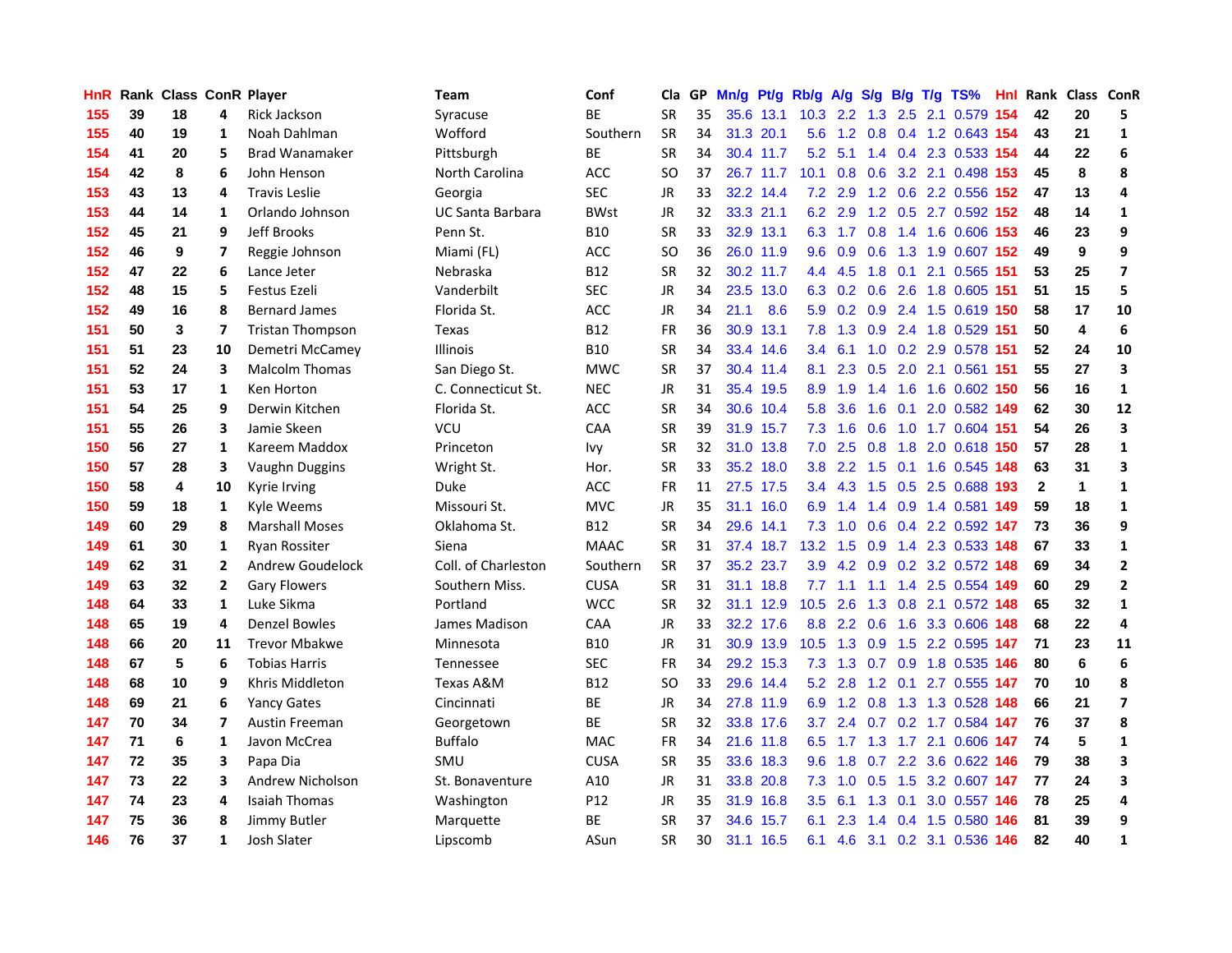| HnR | Rank | Class | ConR | Player | Team | Conf | Cla | GP | Mn/g | Pt/g | Rb/g | A/g | S/g | B/g | T/g | TS% | HnI | Rank | Class | ConR |
|---|---|---|---|---|---|---|---|---|---|---|---|---|---|---|---|---|---|---|---|---|
| 155 | 39 | 18 | 4 | Rick Jackson | Syracuse | BE | SR | 35 | 35.6 | 13.1 | 10.3 | 2.2 | 1.3 | 2.5 | 2.1 | 0.579 | 154 | 42 | 20 | 5 |
| 155 | 40 | 19 | 1 | Noah Dahlman | Wofford | Southern | SR | 34 | 31.3 | 20.1 | 5.6 | 1.2 | 0.8 | 0.4 | 1.2 | 0.643 | 154 | 43 | 21 | 1 |
| 154 | 41 | 20 | 5 | Brad Wanamaker | Pittsburgh | BE | SR | 34 | 30.4 | 11.7 | 5.2 | 5.1 | 1.4 | 0.4 | 2.3 | 0.533 | 154 | 44 | 22 | 6 |
| 154 | 42 | 8 | 6 | John Henson | North Carolina | ACC | SO | 37 | 26.7 | 11.7 | 10.1 | 0.8 | 0.6 | 3.2 | 2.1 | 0.498 | 153 | 45 | 8 | 8 |
| 153 | 43 | 13 | 4 | Travis Leslie | Georgia | SEC | JR | 33 | 32.2 | 14.4 | 7.2 | 2.9 | 1.2 | 0.6 | 2.2 | 0.556 | 152 | 47 | 13 | 4 |
| 153 | 44 | 14 | 1 | Orlando Johnson | UC Santa Barbara | BWst | JR | 32 | 33.3 | 21.1 | 6.2 | 2.9 | 1.2 | 0.5 | 2.7 | 0.592 | 152 | 48 | 14 | 1 |
| 152 | 45 | 21 | 9 | Jeff Brooks | Penn St. | B10 | SR | 33 | 32.9 | 13.1 | 6.3 | 1.7 | 0.8 | 1.4 | 1.6 | 0.606 | 153 | 46 | 23 | 9 |
| 152 | 46 | 9 | 7 | Reggie Johnson | Miami (FL) | ACC | SO | 36 | 26.0 | 11.9 | 9.6 | 0.9 | 0.6 | 1.3 | 1.9 | 0.607 | 152 | 49 | 9 | 9 |
| 152 | 47 | 22 | 6 | Lance Jeter | Nebraska | B12 | SR | 32 | 30.2 | 11.7 | 4.4 | 4.5 | 1.8 | 0.1 | 2.1 | 0.565 | 151 | 53 | 25 | 7 |
| 152 | 48 | 15 | 5 | Festus Ezeli | Vanderbilt | SEC | JR | 34 | 23.5 | 13.0 | 6.3 | 0.2 | 0.6 | 2.6 | 1.8 | 0.605 | 151 | 51 | 15 | 5 |
| 152 | 49 | 16 | 8 | Bernard James | Florida St. | ACC | JR | 34 | 21.1 | 8.6 | 5.9 | 0.2 | 0.9 | 2.4 | 1.5 | 0.619 | 150 | 58 | 17 | 10 |
| 151 | 50 | 3 | 7 | Tristan Thompson | Texas | B12 | FR | 36 | 30.9 | 13.1 | 7.8 | 1.3 | 0.9 | 2.4 | 1.8 | 0.529 | 151 | 50 | 4 | 6 |
| 151 | 51 | 23 | 10 | Demetri McCamey | Illinois | B10 | SR | 34 | 33.4 | 14.6 | 3.4 | 6.1 | 1.0 | 0.2 | 2.9 | 0.578 | 151 | 52 | 24 | 10 |
| 151 | 52 | 24 | 3 | Malcolm Thomas | San Diego St. | MWC | SR | 37 | 30.4 | 11.4 | 8.1 | 2.3 | 0.5 | 2.0 | 2.1 | 0.561 | 151 | 55 | 27 | 3 |
| 151 | 53 | 17 | 1 | Ken Horton | C. Connecticut St. | NEC | JR | 31 | 35.4 | 19.5 | 8.9 | 1.9 | 1.4 | 1.6 | 1.6 | 0.602 | 150 | 56 | 16 | 1 |
| 151 | 54 | 25 | 9 | Derwin Kitchen | Florida St. | ACC | SR | 34 | 30.6 | 10.4 | 5.8 | 3.6 | 1.6 | 0.1 | 2.0 | 0.582 | 149 | 62 | 30 | 12 |
| 151 | 55 | 26 | 3 | Jamie Skeen | VCU | CAA | SR | 39 | 31.9 | 15.7 | 7.3 | 1.6 | 0.6 | 1.0 | 1.7 | 0.604 | 151 | 54 | 26 | 3 |
| 150 | 56 | 27 | 1 | Kareem Maddox | Princeton | Ivy | SR | 32 | 31.0 | 13.8 | 7.0 | 2.5 | 0.8 | 1.8 | 2.0 | 0.618 | 150 | 57 | 28 | 1 |
| 150 | 57 | 28 | 3 | Vaughn Duggins | Wright St. | Hor. | SR | 33 | 35.2 | 18.0 | 3.8 | 2.2 | 1.5 | 0.1 | 1.6 | 0.545 | 148 | 63 | 31 | 3 |
| 150 | 58 | 4 | 10 | Kyrie Irving | Duke | ACC | FR | 11 | 27.5 | 17.5 | 3.4 | 4.3 | 1.5 | 0.5 | 2.5 | 0.688 | 193 | 2 | 1 | 1 |
| 150 | 59 | 18 | 1 | Kyle Weems | Missouri St. | MVC | JR | 35 | 31.1 | 16.0 | 6.9 | 1.4 | 1.4 | 0.9 | 1.4 | 0.581 | 149 | 59 | 18 | 1 |
| 149 | 60 | 29 | 8 | Marshall Moses | Oklahoma St. | B12 | SR | 34 | 29.6 | 14.1 | 7.3 | 1.0 | 0.6 | 0.4 | 2.2 | 0.592 | 147 | 73 | 36 | 9 |
| 149 | 61 | 30 | 1 | Ryan Rossiter | Siena | MAAC | SR | 31 | 37.4 | 18.7 | 13.2 | 1.5 | 0.9 | 1.4 | 2.3 | 0.533 | 148 | 67 | 33 | 1 |
| 149 | 62 | 31 | 2 | Andrew Goudelock | Coll. of Charleston | Southern | SR | 37 | 35.2 | 23.7 | 3.9 | 4.2 | 0.9 | 0.2 | 3.2 | 0.572 | 148 | 69 | 34 | 2 |
| 149 | 63 | 32 | 2 | Gary Flowers | Southern Miss. | CUSA | SR | 31 | 31.1 | 18.8 | 7.7 | 1.1 | 1.1 | 1.4 | 2.5 | 0.554 | 149 | 60 | 29 | 2 |
| 148 | 64 | 33 | 1 | Luke Sikma | Portland | WCC | SR | 32 | 31.1 | 12.9 | 10.5 | 2.6 | 1.3 | 0.8 | 2.1 | 0.572 | 148 | 65 | 32 | 1 |
| 148 | 65 | 19 | 4 | Denzel Bowles | James Madison | CAA | JR | 33 | 32.2 | 17.6 | 8.8 | 2.2 | 0.6 | 1.6 | 3.3 | 0.606 | 148 | 68 | 22 | 4 |
| 148 | 66 | 20 | 11 | Trevor Mbakwe | Minnesota | B10 | JR | 31 | 30.9 | 13.9 | 10.5 | 1.3 | 0.9 | 1.5 | 2.2 | 0.595 | 147 | 71 | 23 | 11 |
| 148 | 67 | 5 | 6 | Tobias Harris | Tennessee | SEC | FR | 34 | 29.2 | 15.3 | 7.3 | 1.3 | 0.7 | 0.9 | 1.8 | 0.535 | 146 | 80 | 6 | 6 |
| 148 | 68 | 10 | 9 | Khris Middleton | Texas A&M | B12 | SO | 33 | 29.6 | 14.4 | 5.2 | 2.8 | 1.2 | 0.1 | 2.7 | 0.555 | 147 | 70 | 10 | 8 |
| 148 | 69 | 21 | 6 | Yancy Gates | Cincinnati | BE | JR | 34 | 27.8 | 11.9 | 6.9 | 1.2 | 0.8 | 1.3 | 1.3 | 0.528 | 148 | 66 | 21 | 7 |
| 147 | 70 | 34 | 7 | Austin Freeman | Georgetown | BE | SR | 32 | 33.8 | 17.6 | 3.7 | 2.4 | 0.7 | 0.2 | 1.7 | 0.584 | 147 | 76 | 37 | 8 |
| 147 | 71 | 6 | 1 | Javon McCrea | Buffalo | MAC | FR | 34 | 21.6 | 11.8 | 6.5 | 1.7 | 1.3 | 1.7 | 2.1 | 0.606 | 147 | 74 | 5 | 1 |
| 147 | 72 | 35 | 3 | Papa Dia | SMU | CUSA | SR | 35 | 33.6 | 18.3 | 9.6 | 1.8 | 0.7 | 2.2 | 3.6 | 0.622 | 146 | 79 | 38 | 3 |
| 147 | 73 | 22 | 3 | Andrew Nicholson | St. Bonaventure | A10 | JR | 31 | 33.8 | 20.8 | 7.3 | 1.0 | 0.5 | 1.5 | 3.2 | 0.607 | 147 | 77 | 24 | 3 |
| 147 | 74 | 23 | 4 | Isaiah Thomas | Washington | P12 | JR | 35 | 31.9 | 16.8 | 3.5 | 6.1 | 1.3 | 0.1 | 3.0 | 0.557 | 146 | 78 | 25 | 4 |
| 147 | 75 | 36 | 8 | Jimmy Butler | Marquette | BE | SR | 37 | 34.6 | 15.7 | 6.1 | 2.3 | 1.4 | 0.4 | 1.5 | 0.580 | 146 | 81 | 39 | 9 |
| 146 | 76 | 37 | 1 | Josh Slater | Lipscomb | ASun | SR | 30 | 31.1 | 16.5 | 6.1 | 4.6 | 3.1 | 0.2 | 3.1 | 0.536 | 146 | 82 | 40 | 1 |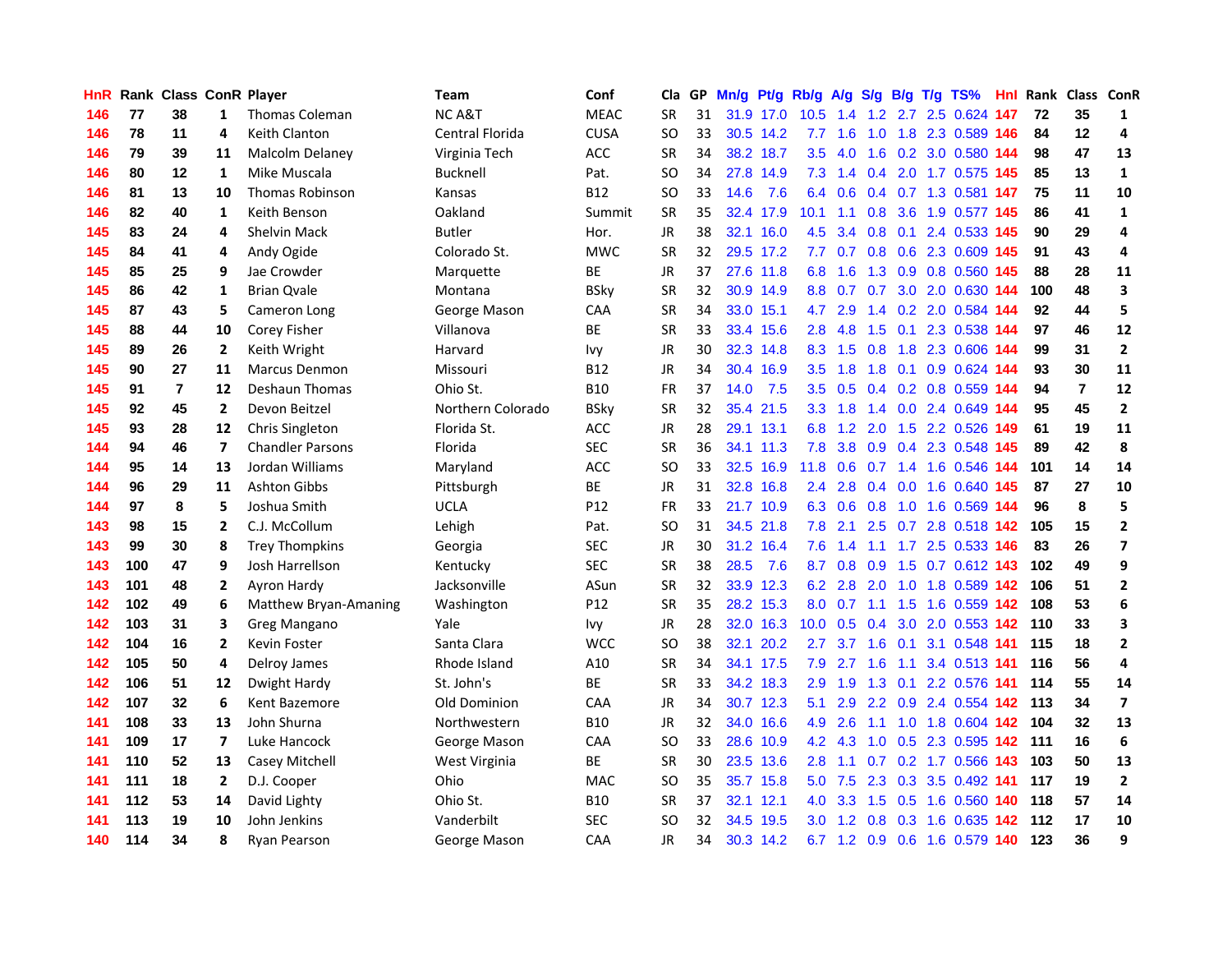| HnR | Rank | Class | ConR | Player | Team | Conf | Cla | GP | Mn/g | Pt/g | Rb/g | A/g | S/g | B/g | T/g | TS% | HnI | Rank | Class | ConR |
|---|---|---|---|---|---|---|---|---|---|---|---|---|---|---|---|---|---|---|---|---|
| 146 | 77 | 38 | 1 | Thomas Coleman | NC A&T | MEAC | SR | 31 | 31.9 | 17.0 | 10.5 | 1.4 | 1.2 | 2.7 | 2.5 | 0.624 | 147 | 72 | 35 | 1 |
| 146 | 78 | 11 | 4 | Keith Clanton | Central Florida | CUSA | SO | 33 | 30.5 | 14.2 | 7.7 | 1.6 | 1.0 | 1.8 | 2.3 | 0.589 | 146 | 84 | 12 | 4 |
| 146 | 79 | 39 | 11 | Malcolm Delaney | Virginia Tech | ACC | SR | 34 | 38.2 | 18.7 | 3.5 | 4.0 | 1.6 | 0.2 | 3.0 | 0.580 | 144 | 98 | 47 | 13 |
| 146 | 80 | 12 | 1 | Mike Muscala | Bucknell | Pat. | SO | 34 | 27.8 | 14.9 | 7.3 | 1.4 | 0.4 | 2.0 | 1.7 | 0.575 | 145 | 85 | 13 | 1 |
| 146 | 81 | 13 | 10 | Thomas Robinson | Kansas | B12 | SO | 33 | 14.6 | 7.6 | 6.4 | 0.6 | 0.4 | 0.7 | 1.3 | 0.581 | 147 | 75 | 11 | 10 |
| 146 | 82 | 40 | 1 | Keith Benson | Oakland | Summit | SR | 35 | 32.4 | 17.9 | 10.1 | 1.1 | 0.8 | 3.6 | 1.9 | 0.577 | 145 | 86 | 41 | 1 |
| 145 | 83 | 24 | 4 | Shelvin Mack | Butler | Hor. | JR | 38 | 32.1 | 16.0 | 4.5 | 3.4 | 0.8 | 0.1 | 2.4 | 0.533 | 145 | 90 | 29 | 4 |
| 145 | 84 | 41 | 4 | Andy Ogide | Colorado St. | MWC | SR | 32 | 29.5 | 17.2 | 7.7 | 0.7 | 0.8 | 0.6 | 2.3 | 0.609 | 145 | 91 | 43 | 4 |
| 145 | 85 | 25 | 9 | Jae Crowder | Marquette | BE | JR | 37 | 27.6 | 11.8 | 6.8 | 1.6 | 1.3 | 0.9 | 0.8 | 0.560 | 145 | 88 | 28 | 11 |
| 145 | 86 | 42 | 1 | Brian Qvale | Montana | BSky | SR | 32 | 30.9 | 14.9 | 8.8 | 0.7 | 0.7 | 3.0 | 2.0 | 0.630 | 144 | 100 | 48 | 3 |
| 145 | 87 | 43 | 5 | Cameron Long | George Mason | CAA | SR | 34 | 33.0 | 15.1 | 4.7 | 2.9 | 1.4 | 0.2 | 2.0 | 0.584 | 144 | 92 | 44 | 5 |
| 145 | 88 | 44 | 10 | Corey Fisher | Villanova | BE | SR | 33 | 33.4 | 15.6 | 2.8 | 4.8 | 1.5 | 0.1 | 2.3 | 0.538 | 144 | 97 | 46 | 12 |
| 145 | 89 | 26 | 2 | Keith Wright | Harvard | Ivy | JR | 30 | 32.3 | 14.8 | 8.3 | 1.5 | 0.8 | 1.8 | 2.3 | 0.606 | 144 | 99 | 31 | 2 |
| 145 | 90 | 27 | 11 | Marcus Denmon | Missouri | B12 | JR | 34 | 30.4 | 16.9 | 3.5 | 1.8 | 1.8 | 0.1 | 0.9 | 0.624 | 144 | 93 | 30 | 11 |
| 145 | 91 | 7 | 12 | Deshaun Thomas | Ohio St. | B10 | FR | 37 | 14.0 | 7.5 | 3.5 | 0.5 | 0.4 | 0.2 | 0.8 | 0.559 | 144 | 94 | 7 | 12 |
| 145 | 92 | 45 | 2 | Devon Beitzel | Northern Colorado | BSky | SR | 32 | 35.4 | 21.5 | 3.3 | 1.8 | 1.4 | 0.0 | 2.4 | 0.649 | 144 | 95 | 45 | 2 |
| 145 | 93 | 28 | 12 | Chris Singleton | Florida St. | ACC | JR | 28 | 29.1 | 13.1 | 6.8 | 1.2 | 2.0 | 1.5 | 2.2 | 0.526 | 149 | 61 | 19 | 11 |
| 144 | 94 | 46 | 7 | Chandler Parsons | Florida | SEC | SR | 36 | 34.1 | 11.3 | 7.8 | 3.8 | 0.9 | 0.4 | 2.3 | 0.548 | 145 | 89 | 42 | 8 |
| 144 | 95 | 14 | 13 | Jordan Williams | Maryland | ACC | SO | 33 | 32.5 | 16.9 | 11.8 | 0.6 | 0.7 | 1.4 | 1.6 | 0.546 | 144 | 101 | 14 | 14 |
| 144 | 96 | 29 | 11 | Ashton Gibbs | Pittsburgh | BE | JR | 31 | 32.8 | 16.8 | 2.4 | 2.8 | 0.4 | 0.0 | 1.6 | 0.640 | 145 | 87 | 27 | 10 |
| 144 | 97 | 8 | 5 | Joshua Smith | UCLA | P12 | FR | 33 | 21.7 | 10.9 | 6.3 | 0.6 | 0.8 | 1.0 | 1.6 | 0.569 | 144 | 96 | 8 | 5 |
| 143 | 98 | 15 | 2 | C.J. McCollum | Lehigh | Pat. | SO | 31 | 34.5 | 21.8 | 7.8 | 2.1 | 2.5 | 0.7 | 2.8 | 0.518 | 142 | 105 | 15 | 2 |
| 143 | 99 | 30 | 8 | Trey Thompkins | Georgia | SEC | JR | 30 | 31.2 | 16.4 | 7.6 | 1.4 | 1.1 | 1.7 | 2.5 | 0.533 | 146 | 83 | 26 | 7 |
| 143 | 100 | 47 | 9 | Josh Harrellson | Kentucky | SEC | SR | 38 | 28.5 | 7.6 | 8.7 | 0.8 | 0.9 | 1.5 | 0.7 | 0.612 | 143 | 102 | 49 | 9 |
| 143 | 101 | 48 | 2 | Ayron Hardy | Jacksonville | ASun | SR | 32 | 33.9 | 12.3 | 6.2 | 2.8 | 2.0 | 1.0 | 1.8 | 0.589 | 142 | 106 | 51 | 2 |
| 142 | 102 | 49 | 6 | Matthew Bryan-Amaning | Washington | P12 | SR | 35 | 28.2 | 15.3 | 8.0 | 0.7 | 1.1 | 1.5 | 1.6 | 0.559 | 142 | 108 | 53 | 6 |
| 142 | 103 | 31 | 3 | Greg Mangano | Yale | Ivy | JR | 28 | 32.0 | 16.3 | 10.0 | 0.5 | 0.4 | 3.0 | 2.0 | 0.553 | 142 | 110 | 33 | 3 |
| 142 | 104 | 16 | 2 | Kevin Foster | Santa Clara | WCC | SO | 38 | 32.1 | 20.2 | 2.7 | 3.7 | 1.6 | 0.1 | 3.1 | 0.548 | 141 | 115 | 18 | 2 |
| 142 | 105 | 50 | 4 | Delroy James | Rhode Island | A10 | SR | 34 | 34.1 | 17.5 | 7.9 | 2.7 | 1.6 | 1.1 | 3.4 | 0.513 | 141 | 116 | 56 | 4 |
| 142 | 106 | 51 | 12 | Dwight Hardy | St. John's | BE | SR | 33 | 34.2 | 18.3 | 2.9 | 1.9 | 1.3 | 0.1 | 2.2 | 0.576 | 141 | 114 | 55 | 14 |
| 142 | 107 | 32 | 6 | Kent Bazemore | Old Dominion | CAA | JR | 34 | 30.7 | 12.3 | 5.1 | 2.9 | 2.2 | 0.9 | 2.4 | 0.554 | 142 | 113 | 34 | 7 |
| 141 | 108 | 33 | 13 | John Shurna | Northwestern | B10 | JR | 32 | 34.0 | 16.6 | 4.9 | 2.6 | 1.1 | 1.0 | 1.8 | 0.604 | 142 | 104 | 32 | 13 |
| 141 | 109 | 17 | 7 | Luke Hancock | George Mason | CAA | SO | 33 | 28.6 | 10.9 | 4.2 | 4.3 | 1.0 | 0.5 | 2.3 | 0.595 | 142 | 111 | 16 | 6 |
| 141 | 110 | 52 | 13 | Casey Mitchell | West Virginia | BE | SR | 30 | 23.5 | 13.6 | 2.8 | 1.1 | 0.7 | 0.2 | 1.7 | 0.566 | 143 | 103 | 50 | 13 |
| 141 | 111 | 18 | 2 | D.J. Cooper | Ohio | MAC | SO | 35 | 35.7 | 15.8 | 5.0 | 7.5 | 2.3 | 0.3 | 3.5 | 0.492 | 141 | 117 | 19 | 2 |
| 141 | 112 | 53 | 14 | David Lighty | Ohio St. | B10 | SR | 37 | 32.1 | 12.1 | 4.0 | 3.3 | 1.5 | 0.5 | 1.6 | 0.560 | 140 | 118 | 57 | 14 |
| 141 | 113 | 19 | 10 | John Jenkins | Vanderbilt | SEC | SO | 32 | 34.5 | 19.5 | 3.0 | 1.2 | 0.8 | 0.3 | 1.6 | 0.635 | 142 | 112 | 17 | 10 |
| 140 | 114 | 34 | 8 | Ryan Pearson | George Mason | CAA | JR | 34 | 30.3 | 14.2 | 6.7 | 1.2 | 0.9 | 0.6 | 1.6 | 0.579 | 140 | 123 | 36 | 9 |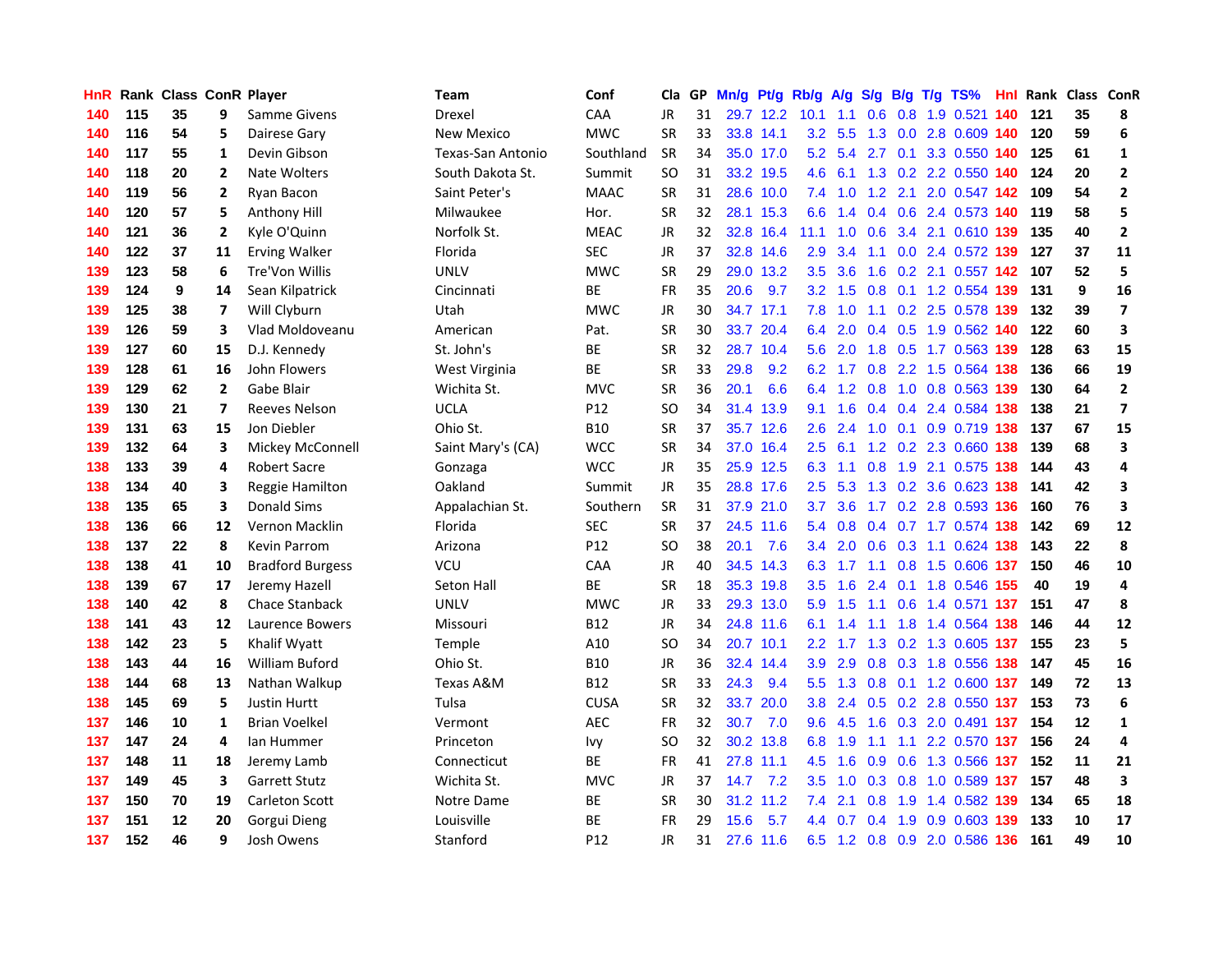| HnR | Rank | Class | ConR | Player | Team | Conf | Cla | GP | Mn/g | Pt/g | Rb/g | A/g | S/g | B/g | T/g | TS% | HnI | Rank | Class | ConR |
|---|---|---|---|---|---|---|---|---|---|---|---|---|---|---|---|---|---|---|---|---|
| 140 | 115 | 35 | 9 | Samme Givens | Drexel | CAA | JR | 31 | 29.7 | 12.2 | 10.1 | 1.1 | 0.6 | 0.8 | 1.9 | 0.521 | 140 | 121 | 35 | 8 |
| 140 | 116 | 54 | 5 | Dairese Gary | New Mexico | MWC | SR | 33 | 33.8 | 14.1 | 3.2 | 5.5 | 1.3 | 0.0 | 2.8 | 0.609 | 140 | 120 | 59 | 6 |
| 140 | 117 | 55 | 1 | Devin Gibson | Texas-San Antonio | Southland | SR | 34 | 35.0 | 17.0 | 5.2 | 5.4 | 2.7 | 0.1 | 3.3 | 0.550 | 140 | 125 | 61 | 1 |
| 140 | 118 | 20 | 2 | Nate Wolters | South Dakota St. | Summit | SO | 31 | 33.2 | 19.5 | 4.6 | 6.1 | 1.3 | 0.2 | 2.2 | 0.550 | 140 | 124 | 20 | 2 |
| 140 | 119 | 56 | 2 | Ryan Bacon | Saint Peter's | MAAC | SR | 31 | 28.6 | 10.0 | 7.4 | 1.0 | 1.2 | 2.1 | 2.0 | 0.547 | 142 | 109 | 54 | 2 |
| 140 | 120 | 57 | 5 | Anthony Hill | Milwaukee | Hor. | SR | 32 | 28.1 | 15.3 | 6.6 | 1.4 | 0.4 | 0.6 | 2.4 | 0.573 | 140 | 119 | 58 | 5 |
| 140 | 121 | 36 | 2 | Kyle O'Quinn | Norfolk St. | MEAC | JR | 32 | 32.8 | 16.4 | 11.1 | 1.0 | 0.6 | 3.4 | 2.1 | 0.610 | 139 | 135 | 40 | 2 |
| 140 | 122 | 37 | 11 | Erving Walker | Florida | SEC | JR | 37 | 32.8 | 14.6 | 2.9 | 3.4 | 1.1 | 0.0 | 2.4 | 0.572 | 139 | 127 | 37 | 11 |
| 139 | 123 | 58 | 6 | Tre'Von Willis | UNLV | MWC | SR | 29 | 29.0 | 13.2 | 3.5 | 3.6 | 1.6 | 0.2 | 2.1 | 0.557 | 142 | 107 | 52 | 5 |
| 139 | 124 | 9 | 14 | Sean Kilpatrick | Cincinnati | BE | FR | 35 | 20.6 | 9.7 | 3.2 | 1.5 | 0.8 | 0.1 | 1.2 | 0.554 | 139 | 131 | 9 | 16 |
| 139 | 125 | 38 | 7 | Will Clyburn | Utah | MWC | JR | 30 | 34.7 | 17.1 | 7.8 | 1.0 | 1.1 | 0.2 | 2.5 | 0.578 | 139 | 132 | 39 | 7 |
| 139 | 126 | 59 | 3 | Vlad Moldoveanu | American | Pat. | SR | 30 | 33.7 | 20.4 | 6.4 | 2.0 | 0.4 | 0.5 | 1.9 | 0.562 | 140 | 122 | 60 | 3 |
| 139 | 127 | 60 | 15 | D.J. Kennedy | St. John's | BE | SR | 32 | 28.7 | 10.4 | 5.6 | 2.0 | 1.8 | 0.5 | 1.7 | 0.563 | 139 | 128 | 63 | 15 |
| 139 | 128 | 61 | 16 | John Flowers | West Virginia | BE | SR | 33 | 29.8 | 9.2 | 6.2 | 1.7 | 0.8 | 2.2 | 1.5 | 0.564 | 138 | 136 | 66 | 19 |
| 139 | 129 | 62 | 2 | Gabe Blair | Wichita St. | MVC | SR | 36 | 20.1 | 6.6 | 6.4 | 1.2 | 0.8 | 1.0 | 0.8 | 0.563 | 139 | 130 | 64 | 2 |
| 139 | 130 | 21 | 7 | Reeves Nelson | UCLA | P12 | SO | 34 | 31.4 | 13.9 | 9.1 | 1.6 | 0.4 | 0.4 | 2.4 | 0.584 | 138 | 138 | 21 | 7 |
| 139 | 131 | 63 | 15 | Jon Diebler | Ohio St. | B10 | SR | 37 | 35.7 | 12.6 | 2.6 | 2.4 | 1.0 | 0.1 | 0.9 | 0.719 | 138 | 137 | 67 | 15 |
| 139 | 132 | 64 | 3 | Mickey McConnell | Saint Mary's (CA) | WCC | SR | 34 | 37.0 | 16.4 | 2.5 | 6.1 | 1.2 | 0.2 | 2.3 | 0.660 | 138 | 139 | 68 | 3 |
| 138 | 133 | 39 | 4 | Robert Sacre | Gonzaga | WCC | JR | 35 | 25.9 | 12.5 | 6.3 | 1.1 | 0.8 | 1.9 | 2.1 | 0.575 | 138 | 144 | 43 | 4 |
| 138 | 134 | 40 | 3 | Reggie Hamilton | Oakland | Summit | JR | 35 | 28.8 | 17.6 | 2.5 | 5.3 | 1.3 | 0.2 | 3.6 | 0.623 | 138 | 141 | 42 | 3 |
| 138 | 135 | 65 | 3 | Donald Sims | Appalachian St. | Southern | SR | 31 | 37.9 | 21.0 | 3.7 | 3.6 | 1.7 | 0.2 | 2.8 | 0.593 | 136 | 160 | 76 | 3 |
| 138 | 136 | 66 | 12 | Vernon Macklin | Florida | SEC | SR | 37 | 24.5 | 11.6 | 5.4 | 0.8 | 0.4 | 0.7 | 1.7 | 0.574 | 138 | 142 | 69 | 12 |
| 138 | 137 | 22 | 8 | Kevin Parrom | Arizona | P12 | SO | 38 | 20.1 | 7.6 | 3.4 | 2.0 | 0.6 | 0.3 | 1.1 | 0.624 | 138 | 143 | 22 | 8 |
| 138 | 138 | 41 | 10 | Bradford Burgess | VCU | CAA | JR | 40 | 34.5 | 14.3 | 6.3 | 1.7 | 1.1 | 0.8 | 1.5 | 0.606 | 137 | 150 | 46 | 10 |
| 138 | 139 | 67 | 17 | Jeremy Hazell | Seton Hall | BE | SR | 18 | 35.3 | 19.8 | 3.5 | 1.6 | 2.4 | 0.1 | 1.8 | 0.546 | 155 | 40 | 19 | 4 |
| 138 | 140 | 42 | 8 | Chace Stanback | UNLV | MWC | JR | 33 | 29.3 | 13.0 | 5.9 | 1.5 | 1.1 | 0.6 | 1.4 | 0.571 | 137 | 151 | 47 | 8 |
| 138 | 141 | 43 | 12 | Laurence Bowers | Missouri | B12 | JR | 34 | 24.8 | 11.6 | 6.1 | 1.4 | 1.1 | 1.8 | 1.4 | 0.564 | 138 | 146 | 44 | 12 |
| 138 | 142 | 23 | 5 | Khalif Wyatt | Temple | A10 | SO | 34 | 20.7 | 10.1 | 2.2 | 1.7 | 1.3 | 0.2 | 1.3 | 0.605 | 137 | 155 | 23 | 5 |
| 138 | 143 | 44 | 16 | William Buford | Ohio St. | B10 | JR | 36 | 32.4 | 14.4 | 3.9 | 2.9 | 0.8 | 0.3 | 1.8 | 0.556 | 138 | 147 | 45 | 16 |
| 138 | 144 | 68 | 13 | Nathan Walkup | Texas A&M | B12 | SR | 33 | 24.3 | 9.4 | 5.5 | 1.3 | 0.8 | 0.1 | 1.2 | 0.600 | 137 | 149 | 72 | 13 |
| 138 | 145 | 69 | 5 | Justin Hurtt | Tulsa | CUSA | SR | 32 | 33.7 | 20.0 | 3.8 | 2.4 | 0.5 | 0.2 | 2.8 | 0.550 | 137 | 153 | 73 | 6 |
| 137 | 146 | 10 | 1 | Brian Voelkel | Vermont | AEC | FR | 32 | 30.7 | 7.0 | 9.6 | 4.5 | 1.6 | 0.3 | 2.0 | 0.491 | 137 | 154 | 12 | 1 |
| 137 | 147 | 24 | 4 | Ian Hummer | Princeton | Ivy | SO | 32 | 30.2 | 13.8 | 6.8 | 1.9 | 1.1 | 1.1 | 2.2 | 0.570 | 137 | 156 | 24 | 4 |
| 137 | 148 | 11 | 18 | Jeremy Lamb | Connecticut | BE | FR | 41 | 27.8 | 11.1 | 4.5 | 1.6 | 0.9 | 0.6 | 1.3 | 0.566 | 137 | 152 | 11 | 21 |
| 137 | 149 | 45 | 3 | Garrett Stutz | Wichita St. | MVC | JR | 37 | 14.7 | 7.2 | 3.5 | 1.0 | 0.3 | 0.8 | 1.0 | 0.589 | 137 | 157 | 48 | 3 |
| 137 | 150 | 70 | 19 | Carleton Scott | Notre Dame | BE | SR | 30 | 31.2 | 11.2 | 7.4 | 2.1 | 0.8 | 1.9 | 1.4 | 0.582 | 139 | 134 | 65 | 18 |
| 137 | 151 | 12 | 20 | Gorgui Dieng | Louisville | BE | FR | 29 | 15.6 | 5.7 | 4.4 | 0.7 | 0.4 | 1.9 | 0.9 | 0.603 | 139 | 133 | 10 | 17 |
| 137 | 152 | 46 | 9 | Josh Owens | Stanford | P12 | JR | 31 | 27.6 | 11.6 | 6.5 | 1.2 | 0.8 | 0.9 | 2.0 | 0.586 | 136 | 161 | 49 | 10 |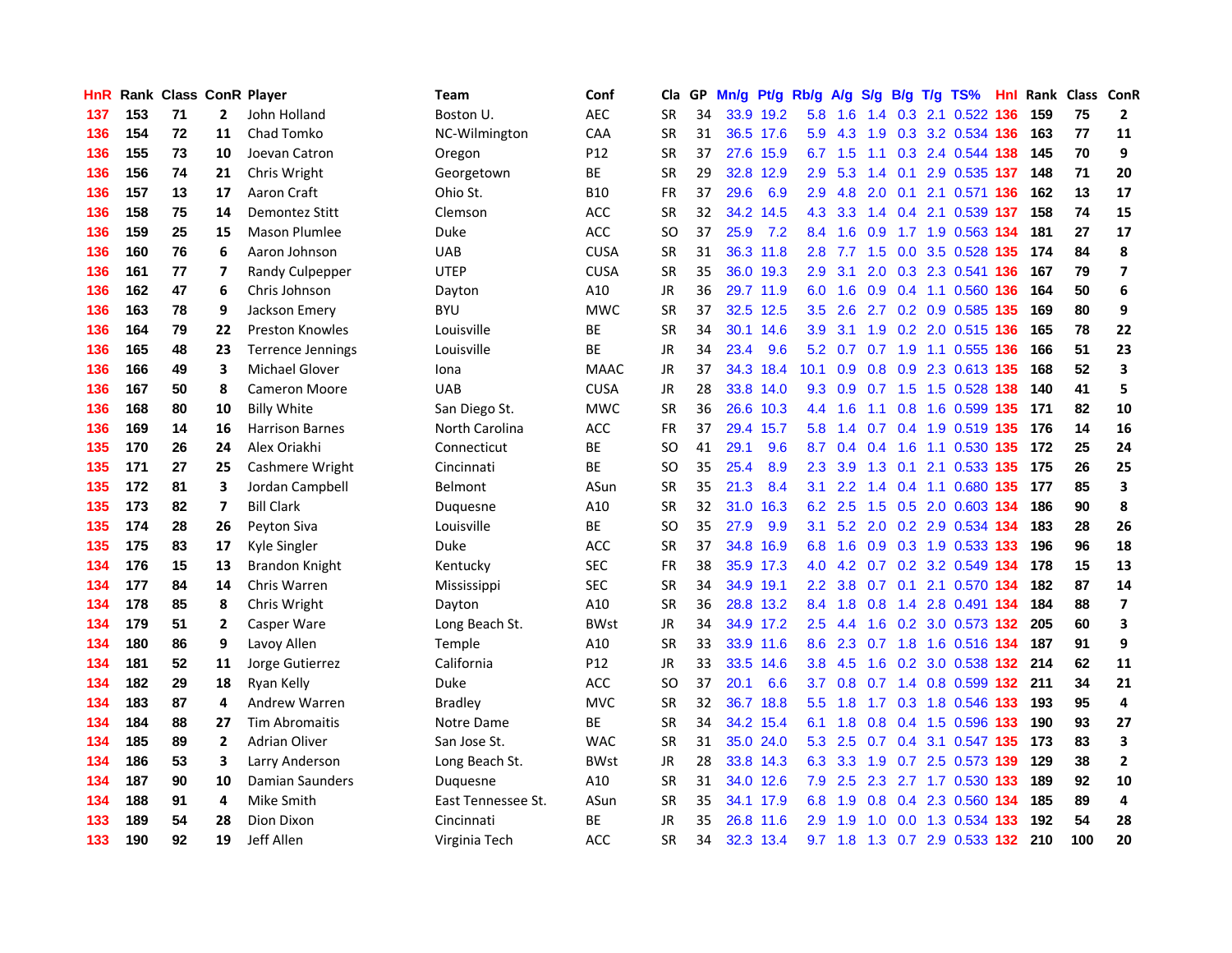| HnR | Rank | Class | ConR | Player | Team | Conf | Cla | GP | Mn/g | Pt/g | Rb/g | A/g | S/g | B/g | T/g | TS% | Hnl | Rank | Class | ConR |
|---|---|---|---|---|---|---|---|---|---|---|---|---|---|---|---|---|---|---|---|---|
| 137 | 153 | 71 | 2 | John Holland | Boston U. | AEC | SR | 34 | 33.9 | 19.2 | 5.8 | 1.6 | 1.4 | 0.3 | 2.1 | 0.522 | 136 | 159 | 75 | 2 |
| 136 | 154 | 72 | 11 | Chad Tomko | NC-Wilmington | CAA | SR | 31 | 36.5 | 17.6 | 5.9 | 4.3 | 1.9 | 0.3 | 3.2 | 0.534 | 136 | 163 | 77 | 11 |
| 136 | 155 | 73 | 10 | Joevan Catron | Oregon | P12 | SR | 37 | 27.6 | 15.9 | 6.7 | 1.5 | 1.1 | 0.3 | 2.4 | 0.544 | 138 | 145 | 70 | 9 |
| 136 | 156 | 74 | 21 | Chris Wright | Georgetown | BE | SR | 29 | 32.8 | 12.9 | 2.9 | 5.3 | 1.4 | 0.1 | 2.9 | 0.535 | 137 | 148 | 71 | 20 |
| 136 | 157 | 13 | 17 | Aaron Craft | Ohio St. | B10 | FR | 37 | 29.6 | 6.9 | 2.9 | 4.8 | 2.0 | 0.1 | 2.1 | 0.571 | 136 | 162 | 13 | 17 |
| 136 | 158 | 75 | 14 | Demontez Stitt | Clemson | ACC | SR | 32 | 34.2 | 14.5 | 4.3 | 3.3 | 1.4 | 0.4 | 2.1 | 0.539 | 137 | 158 | 74 | 15 |
| 136 | 159 | 25 | 15 | Mason Plumlee | Duke | ACC | SO | 37 | 25.9 | 7.2 | 8.4 | 1.6 | 0.9 | 1.7 | 1.9 | 0.563 | 134 | 181 | 27 | 17 |
| 136 | 160 | 76 | 6 | Aaron Johnson | UAB | CUSA | SR | 31 | 36.3 | 11.8 | 2.8 | 7.7 | 1.5 | 0.0 | 3.5 | 0.528 | 135 | 174 | 84 | 8 |
| 136 | 161 | 77 | 7 | Randy Culpepper | UTEP | CUSA | SR | 35 | 36.0 | 19.3 | 2.9 | 3.1 | 2.0 | 0.3 | 2.3 | 0.541 | 136 | 167 | 79 | 7 |
| 136 | 162 | 47 | 6 | Chris Johnson | Dayton | A10 | JR | 36 | 29.7 | 11.9 | 6.0 | 1.6 | 0.9 | 0.4 | 1.1 | 0.560 | 136 | 164 | 50 | 6 |
| 136 | 163 | 78 | 9 | Jackson Emery | BYU | MWC | SR | 37 | 32.5 | 12.5 | 3.5 | 2.6 | 2.7 | 0.2 | 0.9 | 0.585 | 135 | 169 | 80 | 9 |
| 136 | 164 | 79 | 22 | Preston Knowles | Louisville | BE | SR | 34 | 30.1 | 14.6 | 3.9 | 3.1 | 1.9 | 0.2 | 2.0 | 0.515 | 136 | 165 | 78 | 22 |
| 136 | 165 | 48 | 23 | Terrence Jennings | Louisville | BE | JR | 34 | 23.4 | 9.6 | 5.2 | 0.7 | 0.7 | 1.9 | 1.1 | 0.555 | 136 | 166 | 51 | 23 |
| 136 | 166 | 49 | 3 | Michael Glover | Iona | MAAC | JR | 37 | 34.3 | 18.4 | 10.1 | 0.9 | 0.8 | 0.9 | 2.3 | 0.613 | 135 | 168 | 52 | 3 |
| 136 | 167 | 50 | 8 | Cameron Moore | UAB | CUSA | JR | 28 | 33.8 | 14.0 | 9.3 | 0.9 | 0.7 | 1.5 | 1.5 | 0.528 | 138 | 140 | 41 | 5 |
| 136 | 168 | 80 | 10 | Billy White | San Diego St. | MWC | SR | 36 | 26.6 | 10.3 | 4.4 | 1.6 | 1.1 | 0.8 | 1.6 | 0.599 | 135 | 171 | 82 | 10 |
| 136 | 169 | 14 | 16 | Harrison Barnes | North Carolina | ACC | FR | 37 | 29.4 | 15.7 | 5.8 | 1.4 | 0.7 | 0.4 | 1.9 | 0.519 | 135 | 176 | 14 | 16 |
| 135 | 170 | 26 | 24 | Alex Oriakhi | Connecticut | BE | SO | 41 | 29.1 | 9.6 | 8.7 | 0.4 | 0.4 | 1.6 | 1.1 | 0.530 | 135 | 172 | 25 | 24 |
| 135 | 171 | 27 | 25 | Cashmere Wright | Cincinnati | BE | SO | 35 | 25.4 | 8.9 | 2.3 | 3.9 | 1.3 | 0.1 | 2.1 | 0.533 | 135 | 175 | 26 | 25 |
| 135 | 172 | 81 | 3 | Jordan Campbell | Belmont | ASun | SR | 35 | 21.3 | 8.4 | 3.1 | 2.2 | 1.4 | 0.4 | 1.1 | 0.680 | 135 | 177 | 85 | 3 |
| 135 | 173 | 82 | 7 | Bill Clark | Duquesne | A10 | SR | 32 | 31.0 | 16.3 | 6.2 | 2.5 | 1.5 | 0.5 | 2.0 | 0.603 | 134 | 186 | 90 | 8 |
| 135 | 174 | 28 | 26 | Peyton Siva | Louisville | BE | SO | 35 | 27.9 | 9.9 | 3.1 | 5.2 | 2.0 | 0.2 | 2.9 | 0.534 | 134 | 183 | 28 | 26 |
| 135 | 175 | 83 | 17 | Kyle Singler | Duke | ACC | SR | 37 | 34.8 | 16.9 | 6.8 | 1.6 | 0.9 | 0.3 | 1.9 | 0.533 | 133 | 196 | 96 | 18 |
| 134 | 176 | 15 | 13 | Brandon Knight | Kentucky | SEC | FR | 38 | 35.9 | 17.3 | 4.0 | 4.2 | 0.7 | 0.2 | 3.2 | 0.549 | 134 | 178 | 15 | 13 |
| 134 | 177 | 84 | 14 | Chris Warren | Mississippi | SEC | SR | 34 | 34.9 | 19.1 | 2.2 | 3.8 | 0.7 | 0.1 | 2.1 | 0.570 | 134 | 182 | 87 | 14 |
| 134 | 178 | 85 | 8 | Chris Wright | Dayton | A10 | SR | 36 | 28.8 | 13.2 | 8.4 | 1.8 | 0.8 | 1.4 | 2.8 | 0.491 | 134 | 184 | 88 | 7 |
| 134 | 179 | 51 | 2 | Casper Ware | Long Beach St. | BWst | JR | 34 | 34.9 | 17.2 | 2.5 | 4.4 | 1.6 | 0.2 | 3.0 | 0.573 | 132 | 205 | 60 | 3 |
| 134 | 180 | 86 | 9 | Lavoy Allen | Temple | A10 | SR | 33 | 33.9 | 11.6 | 8.6 | 2.3 | 0.7 | 1.8 | 1.6 | 0.516 | 134 | 187 | 91 | 9 |
| 134 | 181 | 52 | 11 | Jorge Gutierrez | California | P12 | JR | 33 | 33.5 | 14.6 | 3.8 | 4.5 | 1.6 | 0.2 | 3.0 | 0.538 | 132 | 214 | 62 | 11 |
| 134 | 182 | 29 | 18 | Ryan Kelly | Duke | ACC | SO | 37 | 20.1 | 6.6 | 3.7 | 0.8 | 0.7 | 1.4 | 0.8 | 0.599 | 132 | 211 | 34 | 21 |
| 134 | 183 | 87 | 4 | Andrew Warren | Bradley | MVC | SR | 32 | 36.7 | 18.8 | 5.5 | 1.8 | 1.7 | 0.3 | 1.8 | 0.546 | 133 | 193 | 95 | 4 |
| 134 | 184 | 88 | 27 | Tim Abromaitis | Notre Dame | BE | SR | 34 | 34.2 | 15.4 | 6.1 | 1.8 | 0.8 | 0.4 | 1.5 | 0.596 | 133 | 190 | 93 | 27 |
| 134 | 185 | 89 | 2 | Adrian Oliver | San Jose St. | WAC | SR | 31 | 35.0 | 24.0 | 5.3 | 2.5 | 0.7 | 0.4 | 3.1 | 0.547 | 135 | 173 | 83 | 3 |
| 134 | 186 | 53 | 3 | Larry Anderson | Long Beach St. | BWst | JR | 28 | 33.8 | 14.3 | 6.3 | 3.3 | 1.9 | 0.7 | 2.5 | 0.573 | 139 | 129 | 38 | 2 |
| 134 | 187 | 90 | 10 | Damian Saunders | Duquesne | A10 | SR | 31 | 34.0 | 12.6 | 7.9 | 2.5 | 2.3 | 2.7 | 1.7 | 0.530 | 133 | 189 | 92 | 10 |
| 134 | 188 | 91 | 4 | Mike Smith | East Tennessee St. | ASun | SR | 35 | 34.1 | 17.9 | 6.8 | 1.9 | 0.8 | 0.4 | 2.3 | 0.560 | 134 | 185 | 89 | 4 |
| 133 | 189 | 54 | 28 | Dion Dixon | Cincinnati | BE | JR | 35 | 26.8 | 11.6 | 2.9 | 1.9 | 1.0 | 0.0 | 1.3 | 0.534 | 133 | 192 | 54 | 28 |
| 133 | 190 | 92 | 19 | Jeff Allen | Virginia Tech | ACC | SR | 34 | 32.3 | 13.4 | 9.7 | 1.8 | 1.3 | 0.7 | 2.9 | 0.533 | 132 | 210 | 100 | 20 |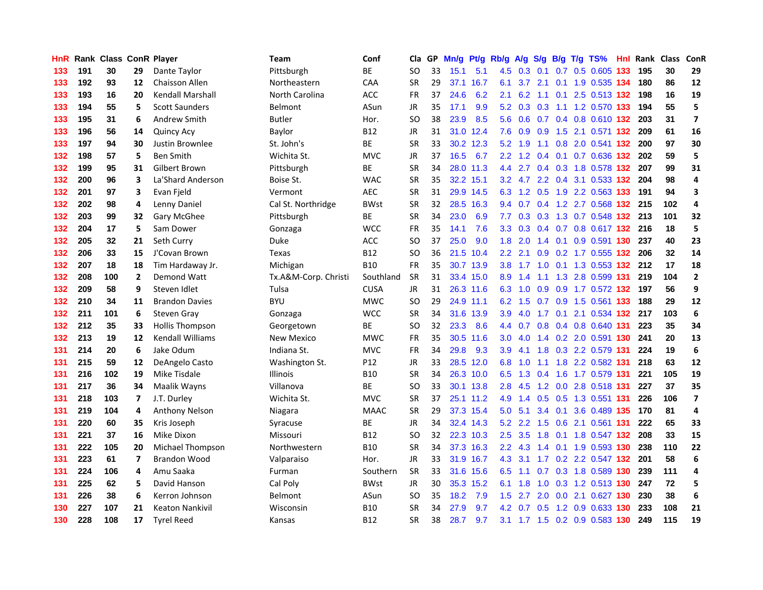| HnR | Rank | Class | ConR | Player | Team | Conf | Cla | GP | Mn/g | Pt/g | Rb/g | A/g | S/g | B/g | T/g | TS% | HnI | Rank | Class | ConR |
|---|---|---|---|---|---|---|---|---|---|---|---|---|---|---|---|---|---|---|---|---|
| 133 | 191 | 30 | 29 | Dante Taylor | Pittsburgh | BE | SO | 33 | 15.1 | 5.1 | 4.5 | 0.3 | 0.1 | 0.7 | 0.5 | 0.605 | 133 | 195 | 30 | 29 |
| 133 | 192 | 93 | 12 | Chaisson Allen | Northeastern | CAA | SR | 29 | 37.1 | 16.7 | 6.1 | 3.7 | 2.1 | 0.1 | 1.9 | 0.535 | 134 | 180 | 86 | 12 |
| 133 | 193 | 16 | 20 | Kendall Marshall | North Carolina | ACC | FR | 37 | 24.6 | 6.2 | 2.1 | 6.2 | 1.1 | 0.1 | 2.5 | 0.513 | 132 | 198 | 16 | 19 |
| 133 | 194 | 55 | 5 | Scott Saunders | Belmont | ASun | JR | 35 | 17.1 | 9.9 | 5.2 | 0.3 | 0.3 | 1.1 | 1.2 | 0.570 | 133 | 194 | 55 | 5 |
| 133 | 195 | 31 | 6 | Andrew Smith | Butler | Hor. | SO | 38 | 23.9 | 8.5 | 5.6 | 0.6 | 0.7 | 0.4 | 0.8 | 0.610 | 132 | 203 | 31 | 7 |
| 133 | 196 | 56 | 14 | Quincy Acy | Baylor | B12 | JR | 31 | 31.0 | 12.4 | 7.6 | 0.9 | 0.9 | 1.5 | 2.1 | 0.571 | 132 | 209 | 61 | 16 |
| 133 | 197 | 94 | 30 | Justin Brownlee | St. John's | BE | SR | 33 | 30.2 | 12.3 | 5.2 | 1.9 | 1.1 | 0.8 | 2.0 | 0.541 | 132 | 200 | 97 | 30 |
| 132 | 198 | 57 | 5 | Ben Smith | Wichita St. | MVC | JR | 37 | 16.5 | 6.7 | 2.2 | 1.2 | 0.4 | 0.1 | 0.7 | 0.636 | 132 | 202 | 59 | 5 |
| 132 | 199 | 95 | 31 | Gilbert Brown | Pittsburgh | BE | SR | 34 | 28.0 | 11.3 | 4.4 | 2.7 | 0.4 | 0.3 | 1.8 | 0.578 | 132 | 207 | 99 | 31 |
| 132 | 200 | 96 | 3 | La'Shard Anderson | Boise St. | WAC | SR | 35 | 32.2 | 15.1 | 3.2 | 4.7 | 2.2 | 0.4 | 3.1 | 0.533 | 132 | 204 | 98 | 4 |
| 132 | 201 | 97 | 3 | Evan Fjeld | Vermont | AEC | SR | 31 | 29.9 | 14.5 | 6.3 | 1.2 | 0.5 | 1.9 | 2.2 | 0.563 | 133 | 191 | 94 | 3 |
| 132 | 202 | 98 | 4 | Lenny Daniel | Cal St. Northridge | BWst | SR | 32 | 28.5 | 16.3 | 9.4 | 0.7 | 0.4 | 1.2 | 2.7 | 0.568 | 132 | 215 | 102 | 4 |
| 132 | 203 | 99 | 32 | Gary McGhee | Pittsburgh | BE | SR | 34 | 23.0 | 6.9 | 7.7 | 0.3 | 0.3 | 1.3 | 0.7 | 0.548 | 132 | 213 | 101 | 32 |
| 132 | 204 | 17 | 5 | Sam Dower | Gonzaga | WCC | FR | 35 | 14.1 | 7.6 | 3.3 | 0.3 | 0.4 | 0.7 | 0.8 | 0.617 | 132 | 216 | 18 | 5 |
| 132 | 205 | 32 | 21 | Seth Curry | Duke | ACC | SO | 37 | 25.0 | 9.0 | 1.8 | 2.0 | 1.4 | 0.1 | 0.9 | 0.591 | 130 | 237 | 40 | 23 |
| 132 | 206 | 33 | 15 | J'Covan Brown | Texas | B12 | SO | 36 | 21.5 | 10.4 | 2.2 | 2.1 | 0.9 | 0.2 | 1.7 | 0.555 | 132 | 206 | 32 | 14 |
| 132 | 207 | 18 | 18 | Tim Hardaway Jr. | Michigan | B10 | FR | 35 | 30.7 | 13.9 | 3.8 | 1.7 | 1.0 | 0.1 | 1.3 | 0.553 | 132 | 212 | 17 | 18 |
| 132 | 208 | 100 | 2 | Demond Watt | Tx.A&M-Corp. Christi | Southland | SR | 31 | 33.4 | 15.0 | 8.9 | 1.4 | 1.1 | 1.3 | 2.8 | 0.599 | 131 | 219 | 104 | 2 |
| 132 | 209 | 58 | 9 | Steven Idlet | Tulsa | CUSA | JR | 31 | 26.3 | 11.6 | 6.3 | 1.0 | 0.9 | 0.9 | 1.7 | 0.572 | 132 | 197 | 56 | 9 |
| 132 | 210 | 34 | 11 | Brandon Davies | BYU | MWC | SO | 29 | 24.9 | 11.1 | 6.2 | 1.5 | 0.7 | 0.9 | 1.5 | 0.561 | 133 | 188 | 29 | 12 |
| 132 | 211 | 101 | 6 | Steven Gray | Gonzaga | WCC | SR | 34 | 31.6 | 13.9 | 3.9 | 4.0 | 1.7 | 0.1 | 2.1 | 0.534 | 132 | 217 | 103 | 6 |
| 132 | 212 | 35 | 33 | Hollis Thompson | Georgetown | BE | SO | 32 | 23.3 | 8.6 | 4.4 | 0.7 | 0.8 | 0.4 | 0.8 | 0.640 | 131 | 223 | 35 | 34 |
| 132 | 213 | 19 | 12 | Kendall Williams | New Mexico | MWC | FR | 35 | 30.5 | 11.6 | 3.0 | 4.0 | 1.4 | 0.2 | 2.0 | 0.591 | 130 | 241 | 20 | 13 |
| 131 | 214 | 20 | 6 | Jake Odum | Indiana St. | MVC | FR | 34 | 29.8 | 9.3 | 3.9 | 4.1 | 1.8 | 0.3 | 2.2 | 0.579 | 131 | 224 | 19 | 6 |
| 131 | 215 | 59 | 12 | DeAngelo Casto | Washington St. | P12 | JR | 33 | 28.5 | 12.0 | 6.8 | 1.0 | 1.1 | 1.8 | 2.2 | 0.582 | 131 | 218 | 63 | 12 |
| 131 | 216 | 102 | 19 | Mike Tisdale | Illinois | B10 | SR | 34 | 26.3 | 10.0 | 6.5 | 1.3 | 0.4 | 1.6 | 1.7 | 0.579 | 131 | 221 | 105 | 19 |
| 131 | 217 | 36 | 34 | Maalik Wayns | Villanova | BE | SO | 33 | 30.1 | 13.8 | 2.8 | 4.5 | 1.2 | 0.0 | 2.8 | 0.518 | 131 | 227 | 37 | 35 |
| 131 | 218 | 103 | 7 | J.T. Durley | Wichita St. | MVC | SR | 37 | 25.1 | 11.2 | 4.9 | 1.4 | 0.5 | 0.5 | 1.3 | 0.551 | 131 | 226 | 106 | 7 |
| 131 | 219 | 104 | 4 | Anthony Nelson | Niagara | MAAC | SR | 29 | 37.3 | 15.4 | 5.0 | 5.1 | 3.4 | 0.1 | 3.6 | 0.489 | 135 | 170 | 81 | 4 |
| 131 | 220 | 60 | 35 | Kris Joseph | Syracuse | BE | JR | 34 | 32.4 | 14.3 | 5.2 | 2.2 | 1.5 | 0.6 | 2.1 | 0.561 | 131 | 222 | 65 | 33 |
| 131 | 221 | 37 | 16 | Mike Dixon | Missouri | B12 | SO | 32 | 22.3 | 10.3 | 2.5 | 3.5 | 1.8 | 0.1 | 1.8 | 0.547 | 132 | 208 | 33 | 15 |
| 131 | 222 | 105 | 20 | Michael Thompson | Northwestern | B10 | SR | 34 | 37.3 | 16.3 | 2.2 | 4.3 | 1.4 | 0.1 | 1.9 | 0.593 | 130 | 238 | 110 | 22 |
| 131 | 223 | 61 | 7 | Brandon Wood | Valparaiso | Hor. | JR | 33 | 31.9 | 16.7 | 4.3 | 3.1 | 1.7 | 0.2 | 2.2 | 0.547 | 132 | 201 | 58 | 6 |
| 131 | 224 | 106 | 4 | Amu Saaka | Furman | Southern | SR | 33 | 31.6 | 15.6 | 6.5 | 1.1 | 0.7 | 0.3 | 1.8 | 0.589 | 130 | 239 | 111 | 4 |
| 131 | 225 | 62 | 5 | David Hanson | Cal Poly | BWst | JR | 30 | 35.3 | 15.2 | 6.1 | 1.8 | 1.0 | 0.3 | 1.2 | 0.513 | 130 | 247 | 72 | 5 |
| 131 | 226 | 38 | 6 | Kerron Johnson | Belmont | ASun | SO | 35 | 18.2 | 7.9 | 1.5 | 2.7 | 2.0 | 0.0 | 2.1 | 0.627 | 130 | 230 | 38 | 6 |
| 130 | 227 | 107 | 21 | Keaton Nankivil | Wisconsin | B10 | SR | 34 | 27.9 | 9.7 | 4.2 | 0.7 | 0.5 | 1.2 | 0.9 | 0.633 | 130 | 233 | 108 | 21 |
| 130 | 228 | 108 | 17 | Tyrel Reed | Kansas | B12 | SR | 38 | 28.7 | 9.7 | 3.1 | 1.7 | 1.5 | 0.2 | 0.9 | 0.583 | 130 | 249 | 115 | 19 |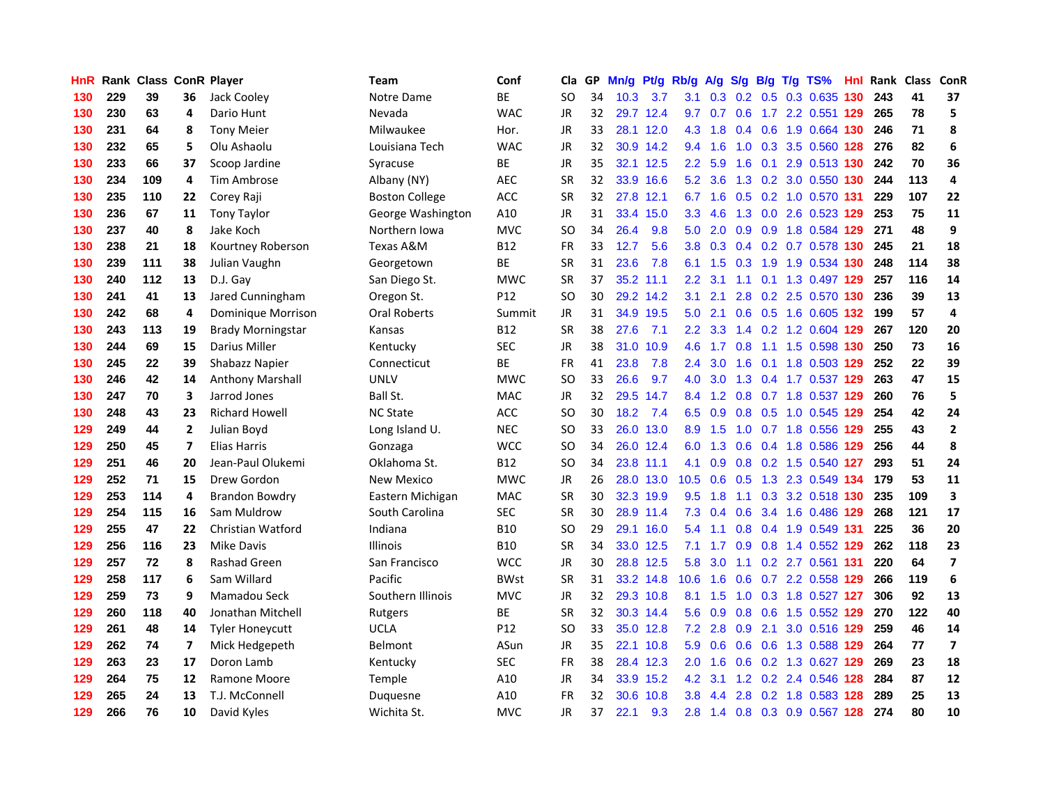| HnR | Rank | Class | ConR | Player | Team | Conf | Cla | GP | Mn/g | Pt/g | Rb/g | A/g | S/g | B/g | T/g | TS% | HnI | Rank | Class | ConR |
|---|---|---|---|---|---|---|---|---|---|---|---|---|---|---|---|---|---|---|---|---|
| 130 | 229 | 39 | 36 | Jack Cooley | Notre Dame | BE | SO | 34 | 10.3 | 3.7 | 3.1 | 0.3 | 0.2 | 0.5 | 0.3 | 0.635 | 130 | 243 | 41 | 37 |
| 130 | 230 | 63 | 4 | Dario Hunt | Nevada | WAC | JR | 32 | 29.7 | 12.4 | 9.7 | 0.7 | 0.6 | 1.7 | 2.2 | 0.551 | 129 | 265 | 78 | 5 |
| 130 | 231 | 64 | 8 | Tony Meier | Milwaukee | Hor. | JR | 33 | 28.1 | 12.0 | 4.3 | 1.8 | 0.4 | 0.6 | 1.9 | 0.664 | 130 | 246 | 71 | 8 |
| 130 | 232 | 65 | 5 | Olu Ashaolu | Louisiana Tech | WAC | JR | 32 | 30.9 | 14.2 | 9.4 | 1.6 | 1.0 | 0.3 | 3.5 | 0.560 | 128 | 276 | 82 | 6 |
| 130 | 233 | 66 | 37 | Scoop Jardine | Syracuse | BE | JR | 35 | 32.1 | 12.5 | 2.2 | 5.9 | 1.6 | 0.1 | 2.9 | 0.513 | 130 | 242 | 70 | 36 |
| 130 | 234 | 109 | 4 | Tim Ambrose | Albany (NY) | AEC | SR | 32 | 33.9 | 16.6 | 5.2 | 3.6 | 1.3 | 0.2 | 3.0 | 0.550 | 130 | 244 | 113 | 4 |
| 130 | 235 | 110 | 22 | Corey Raji | Boston College | ACC | SR | 32 | 27.8 | 12.1 | 6.7 | 1.6 | 0.5 | 0.2 | 1.0 | 0.570 | 131 | 229 | 107 | 22 |
| 130 | 236 | 67 | 11 | Tony Taylor | George Washington | A10 | JR | 31 | 33.4 | 15.0 | 3.3 | 4.6 | 1.3 | 0.0 | 2.6 | 0.523 | 129 | 253 | 75 | 11 |
| 130 | 237 | 40 | 8 | Jake Koch | Northern Iowa | MVC | SO | 34 | 26.4 | 9.8 | 5.0 | 2.0 | 0.9 | 0.9 | 1.8 | 0.584 | 129 | 271 | 48 | 9 |
| 130 | 238 | 21 | 18 | Kourtney Roberson | Texas A&M | B12 | FR | 33 | 12.7 | 5.6 | 3.8 | 0.3 | 0.4 | 0.2 | 0.7 | 0.578 | 130 | 245 | 21 | 18 |
| 130 | 239 | 111 | 38 | Julian Vaughn | Georgetown | BE | SR | 31 | 23.6 | 7.8 | 6.1 | 1.5 | 0.3 | 1.9 | 1.9 | 0.534 | 130 | 248 | 114 | 38 |
| 130 | 240 | 112 | 13 | D.J. Gay | San Diego St. | MWC | SR | 37 | 35.2 | 11.1 | 2.2 | 3.1 | 1.1 | 0.1 | 1.3 | 0.497 | 129 | 257 | 116 | 14 |
| 130 | 241 | 41 | 13 | Jared Cunningham | Oregon St. | P12 | SO | 30 | 29.2 | 14.2 | 3.1 | 2.1 | 2.8 | 0.2 | 2.5 | 0.570 | 130 | 236 | 39 | 13 |
| 130 | 242 | 68 | 4 | Dominique Morrison | Oral Roberts | Summit | JR | 31 | 34.9 | 19.5 | 5.0 | 2.1 | 0.6 | 0.5 | 1.6 | 0.605 | 132 | 199 | 57 | 4 |
| 130 | 243 | 113 | 19 | Brady Morningstar | Kansas | B12 | SR | 38 | 27.6 | 7.1 | 2.2 | 3.3 | 1.4 | 0.2 | 1.2 | 0.604 | 129 | 267 | 120 | 20 |
| 130 | 244 | 69 | 15 | Darius Miller | Kentucky | SEC | JR | 38 | 31.0 | 10.9 | 4.6 | 1.7 | 0.8 | 1.1 | 1.5 | 0.598 | 130 | 250 | 73 | 16 |
| 130 | 245 | 22 | 39 | Shabazz Napier | Connecticut | BE | FR | 41 | 23.8 | 7.8 | 2.4 | 3.0 | 1.6 | 0.1 | 1.8 | 0.503 | 129 | 252 | 22 | 39 |
| 130 | 246 | 42 | 14 | Anthony Marshall | UNLV | MWC | SO | 33 | 26.6 | 9.7 | 4.0 | 3.0 | 1.3 | 0.4 | 1.7 | 0.537 | 129 | 263 | 47 | 15 |
| 130 | 247 | 70 | 3 | Jarrod Jones | Ball St. | MAC | JR | 32 | 29.5 | 14.7 | 8.4 | 1.2 | 0.8 | 0.7 | 1.8 | 0.537 | 129 | 260 | 76 | 5 |
| 130 | 248 | 43 | 23 | Richard Howell | NC State | ACC | SO | 30 | 18.2 | 7.4 | 6.5 | 0.9 | 0.8 | 0.5 | 1.0 | 0.545 | 129 | 254 | 42 | 24 |
| 129 | 249 | 44 | 2 | Julian Boyd | Long Island U. | NEC | SO | 33 | 26.0 | 13.0 | 8.9 | 1.5 | 1.0 | 0.7 | 1.8 | 0.556 | 129 | 255 | 43 | 2 |
| 129 | 250 | 45 | 7 | Elias Harris | Gonzaga | WCC | SO | 34 | 26.0 | 12.4 | 6.0 | 1.3 | 0.6 | 0.4 | 1.8 | 0.586 | 129 | 256 | 44 | 8 |
| 129 | 251 | 46 | 20 | Jean-Paul Olukemi | Oklahoma St. | B12 | SO | 34 | 23.8 | 11.1 | 4.1 | 0.9 | 0.8 | 0.2 | 1.5 | 0.540 | 127 | 293 | 51 | 24 |
| 129 | 252 | 71 | 15 | Drew Gordon | New Mexico | MWC | JR | 26 | 28.0 | 13.0 | 10.5 | 0.6 | 0.5 | 1.3 | 2.3 | 0.549 | 134 | 179 | 53 | 11 |
| 129 | 253 | 114 | 4 | Brandon Bowdry | Eastern Michigan | MAC | SR | 30 | 32.3 | 19.9 | 9.5 | 1.8 | 1.1 | 0.3 | 3.2 | 0.518 | 130 | 235 | 109 | 3 |
| 129 | 254 | 115 | 16 | Sam Muldrow | South Carolina | SEC | SR | 30 | 28.9 | 11.4 | 7.3 | 0.4 | 0.6 | 3.4 | 1.6 | 0.486 | 129 | 268 | 121 | 17 |
| 129 | 255 | 47 | 22 | Christian Watford | Indiana | B10 | SO | 29 | 29.1 | 16.0 | 5.4 | 1.1 | 0.8 | 0.4 | 1.9 | 0.549 | 131 | 225 | 36 | 20 |
| 129 | 256 | 116 | 23 | Mike Davis | Illinois | B10 | SR | 34 | 33.0 | 12.5 | 7.1 | 1.7 | 0.9 | 0.8 | 1.4 | 0.552 | 129 | 262 | 118 | 23 |
| 129 | 257 | 72 | 8 | Rashad Green | San Francisco | WCC | JR | 30 | 28.8 | 12.5 | 5.8 | 3.0 | 1.1 | 0.2 | 2.7 | 0.561 | 131 | 220 | 64 | 7 |
| 129 | 258 | 117 | 6 | Sam Willard | Pacific | BWst | SR | 31 | 33.2 | 14.8 | 10.6 | 1.6 | 0.6 | 0.7 | 2.2 | 0.558 | 129 | 266 | 119 | 6 |
| 129 | 259 | 73 | 9 | Mamadou Seck | Southern Illinois | MVC | JR | 32 | 29.3 | 10.8 | 8.1 | 1.5 | 1.0 | 0.3 | 1.8 | 0.527 | 127 | 306 | 92 | 13 |
| 129 | 260 | 118 | 40 | Jonathan Mitchell | Rutgers | BE | SR | 32 | 30.3 | 14.4 | 5.6 | 0.9 | 0.8 | 0.6 | 1.5 | 0.552 | 129 | 270 | 122 | 40 |
| 129 | 261 | 48 | 14 | Tyler Honeycutt | UCLA | P12 | SO | 33 | 35.0 | 12.8 | 7.2 | 2.8 | 0.9 | 2.1 | 3.0 | 0.516 | 129 | 259 | 46 | 14 |
| 129 | 262 | 74 | 7 | Mick Hedgepeth | Belmont | ASun | JR | 35 | 22.1 | 10.8 | 5.9 | 0.6 | 0.6 | 0.6 | 1.3 | 0.588 | 129 | 264 | 77 | 7 |
| 129 | 263 | 23 | 17 | Doron Lamb | Kentucky | SEC | FR | 38 | 28.4 | 12.3 | 2.0 | 1.6 | 0.6 | 0.2 | 1.3 | 0.627 | 129 | 269 | 23 | 18 |
| 129 | 264 | 75 | 12 | Ramone Moore | Temple | A10 | JR | 34 | 33.9 | 15.2 | 4.2 | 3.1 | 1.2 | 0.2 | 2.4 | 0.546 | 128 | 284 | 87 | 12 |
| 129 | 265 | 24 | 13 | T.J. McConnell | Duquesne | A10 | FR | 32 | 30.6 | 10.8 | 3.8 | 4.4 | 2.8 | 0.2 | 1.8 | 0.583 | 128 | 289 | 25 | 13 |
| 129 | 266 | 76 | 10 | David Kyles | Wichita St. | MVC | JR | 37 | 22.1 | 9.3 | 2.8 | 1.4 | 0.8 | 0.3 | 0.9 | 0.567 | 128 | 274 | 80 | 10 |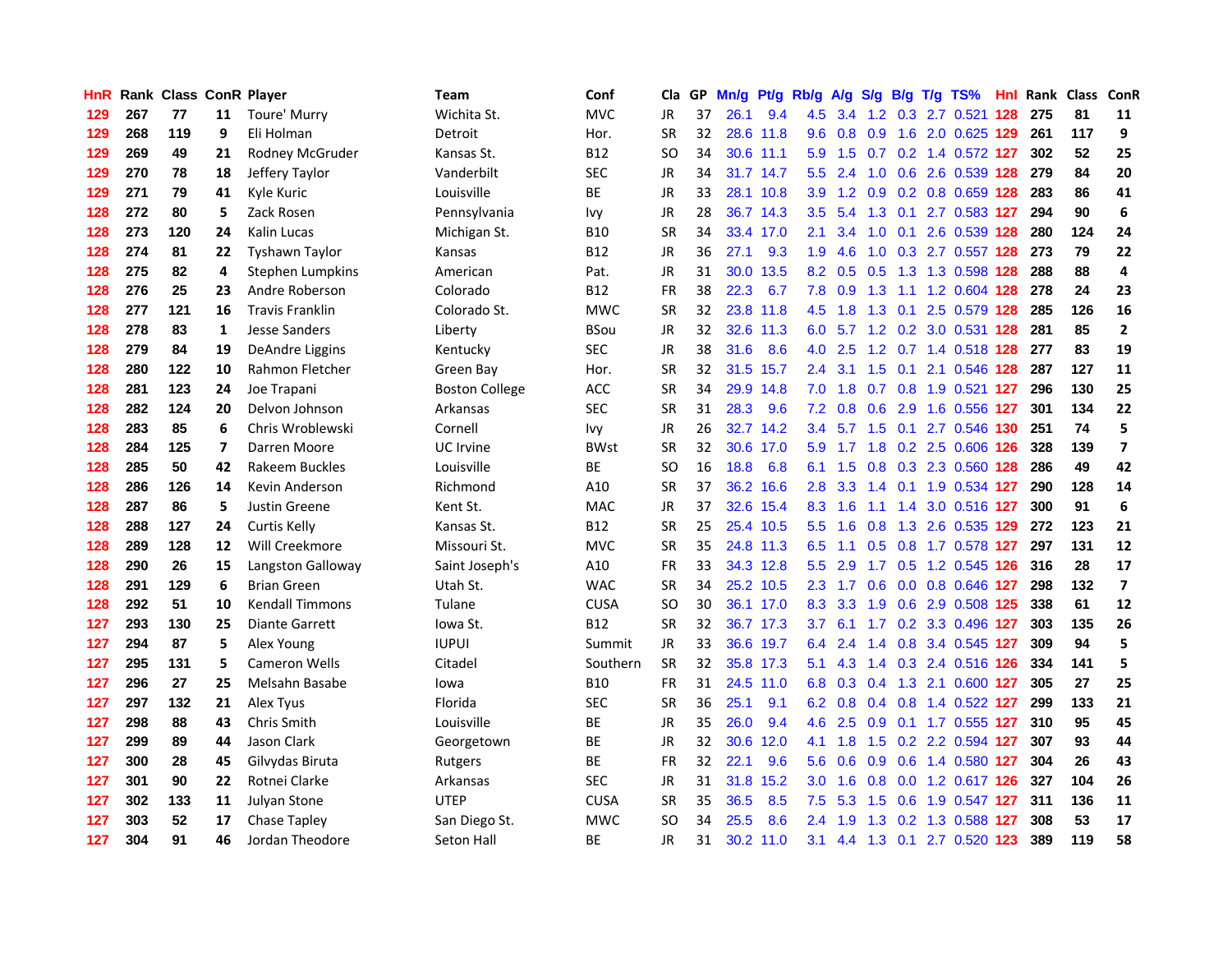| HnR | Rank | Class | ConR | Player | Team | Conf | Cla | GP | Mn/g | Pt/g | Rb/g | A/g | S/g | B/g | T/g | TS% | HnI | Rank | Class | ConR |
|---|---|---|---|---|---|---|---|---|---|---|---|---|---|---|---|---|---|---|---|---|
| 129 | 267 | 77 | 11 | Toure' Murry | Wichita St. | MVC | JR | 37 | 26.1 | 9.4 | 4.5 | 3.4 | 1.2 | 0.3 | 2.7 | 0.521 | 128 | 275 | 81 | 11 |
| 129 | 268 | 119 | 9 | Eli Holman | Detroit | Hor. | SR | 32 | 28.6 | 11.8 | 9.6 | 0.8 | 0.9 | 1.6 | 2.0 | 0.625 | 129 | 261 | 117 | 9 |
| 129 | 269 | 49 | 21 | Rodney McGruder | Kansas St. | B12 | SO | 34 | 30.6 | 11.1 | 5.9 | 1.5 | 0.7 | 0.2 | 1.4 | 0.572 | 127 | 302 | 52 | 25 |
| 129 | 270 | 78 | 18 | Jeffery Taylor | Vanderbilt | SEC | JR | 34 | 31.7 | 14.7 | 5.5 | 2.4 | 1.0 | 0.6 | 2.6 | 0.539 | 128 | 279 | 84 | 20 |
| 129 | 271 | 79 | 41 | Kyle Kuric | Louisville | BE | JR | 33 | 28.1 | 10.8 | 3.9 | 1.2 | 0.9 | 0.2 | 0.8 | 0.659 | 128 | 283 | 86 | 41 |
| 128 | 272 | 80 | 5 | Zack Rosen | Pennsylvania | Ivy | JR | 28 | 36.7 | 14.3 | 3.5 | 5.4 | 1.3 | 0.1 | 2.7 | 0.583 | 127 | 294 | 90 | 6 |
| 128 | 273 | 120 | 24 | Kalin Lucas | Michigan St. | B10 | SR | 34 | 33.4 | 17.0 | 2.1 | 3.4 | 1.0 | 0.1 | 2.6 | 0.539 | 128 | 280 | 124 | 24 |
| 128 | 274 | 81 | 22 | Tyshawn Taylor | Kansas | B12 | JR | 36 | 27.1 | 9.3 | 1.9 | 4.6 | 1.0 | 0.3 | 2.7 | 0.557 | 128 | 273 | 79 | 22 |
| 128 | 275 | 82 | 4 | Stephen Lumpkins | American | Pat. | JR | 31 | 30.0 | 13.5 | 8.2 | 0.5 | 0.5 | 1.3 | 1.3 | 0.598 | 128 | 288 | 88 | 4 |
| 128 | 276 | 25 | 23 | Andre Roberson | Colorado | B12 | FR | 38 | 22.3 | 6.7 | 7.8 | 0.9 | 1.3 | 1.1 | 1.2 | 0.604 | 128 | 278 | 24 | 23 |
| 128 | 277 | 121 | 16 | Travis Franklin | Colorado St. | MWC | SR | 32 | 23.8 | 11.8 | 4.5 | 1.8 | 1.3 | 0.1 | 2.5 | 0.579 | 128 | 285 | 126 | 16 |
| 128 | 278 | 83 | 1 | Jesse Sanders | Liberty | BSou | JR | 32 | 32.6 | 11.3 | 6.0 | 5.7 | 1.2 | 0.2 | 3.0 | 0.531 | 128 | 281 | 85 | 2 |
| 128 | 279 | 84 | 19 | DeAndre Liggins | Kentucky | SEC | JR | 38 | 31.6 | 8.6 | 4.0 | 2.5 | 1.2 | 0.7 | 1.4 | 0.518 | 128 | 277 | 83 | 19 |
| 128 | 280 | 122 | 10 | Rahmon Fletcher | Green Bay | Hor. | SR | 32 | 31.5 | 15.7 | 2.4 | 3.1 | 1.5 | 0.1 | 2.1 | 0.546 | 128 | 287 | 127 | 11 |
| 128 | 281 | 123 | 24 | Joe Trapani | Boston College | ACC | SR | 34 | 29.9 | 14.8 | 7.0 | 1.8 | 0.7 | 0.8 | 1.9 | 0.521 | 127 | 296 | 130 | 25 |
| 128 | 282 | 124 | 20 | Delvon Johnson | Arkansas | SEC | SR | 31 | 28.3 | 9.6 | 7.2 | 0.8 | 0.6 | 2.9 | 1.6 | 0.556 | 127 | 301 | 134 | 22 |
| 128 | 283 | 85 | 6 | Chris Wroblewski | Cornell | Ivy | JR | 26 | 32.7 | 14.2 | 3.4 | 5.7 | 1.5 | 0.1 | 2.7 | 0.546 | 130 | 251 | 74 | 5 |
| 128 | 284 | 125 | 7 | Darren Moore | UC Irvine | BWst | SR | 32 | 30.6 | 17.0 | 5.9 | 1.7 | 1.8 | 0.2 | 2.5 | 0.606 | 126 | 328 | 139 | 7 |
| 128 | 285 | 50 | 42 | Rakeem Buckles | Louisville | BE | SO | 16 | 18.8 | 6.8 | 6.1 | 1.5 | 0.8 | 0.3 | 2.3 | 0.560 | 128 | 286 | 49 | 42 |
| 128 | 286 | 126 | 14 | Kevin Anderson | Richmond | A10 | SR | 37 | 36.2 | 16.6 | 2.8 | 3.3 | 1.4 | 0.1 | 1.9 | 0.534 | 127 | 290 | 128 | 14 |
| 128 | 287 | 86 | 5 | Justin Greene | Kent St. | MAC | JR | 37 | 32.6 | 15.4 | 8.3 | 1.6 | 1.1 | 1.4 | 3.0 | 0.516 | 127 | 300 | 91 | 6 |
| 128 | 288 | 127 | 24 | Curtis Kelly | Kansas St. | B12 | SR | 25 | 25.4 | 10.5 | 5.5 | 1.6 | 0.8 | 1.3 | 2.6 | 0.535 | 129 | 272 | 123 | 21 |
| 128 | 289 | 128 | 12 | Will Creekmore | Missouri St. | MVC | SR | 35 | 24.8 | 11.3 | 6.5 | 1.1 | 0.5 | 0.8 | 1.7 | 0.578 | 127 | 297 | 131 | 12 |
| 128 | 290 | 26 | 15 | Langston Galloway | Saint Joseph's | A10 | FR | 33 | 34.3 | 12.8 | 5.5 | 2.9 | 1.7 | 0.5 | 1.2 | 0.545 | 126 | 316 | 28 | 17 |
| 128 | 291 | 129 | 6 | Brian Green | Utah St. | WAC | SR | 34 | 25.2 | 10.5 | 2.3 | 1.7 | 0.6 | 0.0 | 0.8 | 0.646 | 127 | 298 | 132 | 7 |
| 128 | 292 | 51 | 10 | Kendall Timmons | Tulane | CUSA | SO | 30 | 36.1 | 17.0 | 8.3 | 3.3 | 1.9 | 0.6 | 2.9 | 0.508 | 125 | 338 | 61 | 12 |
| 127 | 293 | 130 | 25 | Diante Garrett | Iowa St. | B12 | SR | 32 | 36.7 | 17.3 | 3.7 | 6.1 | 1.7 | 0.2 | 3.3 | 0.496 | 127 | 303 | 135 | 26 |
| 127 | 294 | 87 | 5 | Alex Young | IUPUI | Summit | JR | 33 | 36.6 | 19.7 | 6.4 | 2.4 | 1.4 | 0.8 | 3.4 | 0.545 | 127 | 309 | 94 | 5 |
| 127 | 295 | 131 | 5 | Cameron Wells | Citadel | Southern | SR | 32 | 35.8 | 17.3 | 5.1 | 4.3 | 1.4 | 0.3 | 2.4 | 0.516 | 126 | 334 | 141 | 5 |
| 127 | 296 | 27 | 25 | Melsahn Basabe | Iowa | B10 | FR | 31 | 24.5 | 11.0 | 6.8 | 0.3 | 0.4 | 1.3 | 2.1 | 0.600 | 127 | 305 | 27 | 25 |
| 127 | 297 | 132 | 21 | Alex Tyus | Florida | SEC | SR | 36 | 25.1 | 9.1 | 6.2 | 0.8 | 0.4 | 0.8 | 1.4 | 0.522 | 127 | 299 | 133 | 21 |
| 127 | 298 | 88 | 43 | Chris Smith | Louisville | BE | JR | 35 | 26.0 | 9.4 | 4.6 | 2.5 | 0.9 | 0.1 | 1.7 | 0.555 | 127 | 310 | 95 | 45 |
| 127 | 299 | 89 | 44 | Jason Clark | Georgetown | BE | JR | 32 | 30.6 | 12.0 | 4.1 | 1.8 | 1.5 | 0.2 | 2.2 | 0.594 | 127 | 307 | 93 | 44 |
| 127 | 300 | 28 | 45 | Gilvydas Biruta | Rutgers | BE | FR | 32 | 22.1 | 9.6 | 5.6 | 0.6 | 0.9 | 0.6 | 1.4 | 0.580 | 127 | 304 | 26 | 43 |
| 127 | 301 | 90 | 22 | Rotnei Clarke | Arkansas | SEC | JR | 31 | 31.8 | 15.2 | 3.0 | 1.6 | 0.8 | 0.0 | 1.2 | 0.617 | 126 | 327 | 104 | 26 |
| 127 | 302 | 133 | 11 | Julyan Stone | UTEP | CUSA | SR | 35 | 36.5 | 8.5 | 7.5 | 5.3 | 1.5 | 0.6 | 1.9 | 0.547 | 127 | 311 | 136 | 11 |
| 127 | 303 | 52 | 17 | Chase Tapley | San Diego St. | MWC | SO | 34 | 25.5 | 8.6 | 2.4 | 1.9 | 1.3 | 0.2 | 1.3 | 0.588 | 127 | 308 | 53 | 17 |
| 127 | 304 | 91 | 46 | Jordan Theodore | Seton Hall | BE | JR | 31 | 30.2 | 11.0 | 3.1 | 4.4 | 1.3 | 0.1 | 2.7 | 0.520 | 123 | 389 | 119 | 58 |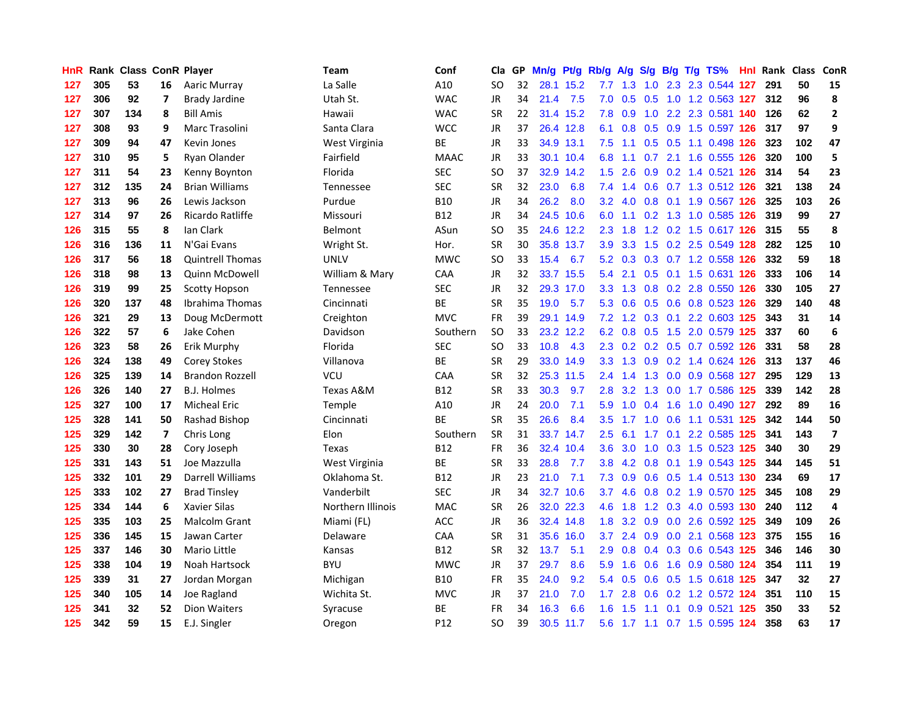| HnR | Rank | Class | ConR | Player | Team | Conf | Cla | GP | Mn/g | Pt/g | Rb/g | A/g | S/g | B/g | T/g | TS% | HnI | Rank | Class | ConR |
|---|---|---|---|---|---|---|---|---|---|---|---|---|---|---|---|---|---|---|---|---|
| 127 | 305 | 53 | 16 | Aaric Murray | La Salle | A10 | SO | 32 | 28.1 | 15.2 | 7.7 | 1.3 | 1.0 | 2.3 | 2.3 | 0.544 | 127 | 291 | 50 | 15 |
| 127 | 306 | 92 | 7 | Brady Jardine | Utah St. | WAC | JR | 34 | 21.4 | 7.5 | 7.0 | 0.5 | 0.5 | 1.0 | 1.2 | 0.563 | 127 | 312 | 96 | 8 |
| 127 | 307 | 134 | 8 | Bill Amis | Hawaii | WAC | SR | 22 | 31.4 | 15.2 | 7.8 | 0.9 | 1.0 | 2.2 | 2.3 | 0.581 | 140 | 126 | 62 | 2 |
| 127 | 308 | 93 | 9 | Marc Trasolini | Santa Clara | WCC | JR | 37 | 26.4 | 12.8 | 6.1 | 0.8 | 0.5 | 0.9 | 1.5 | 0.597 | 126 | 317 | 97 | 9 |
| 127 | 309 | 94 | 47 | Kevin Jones | West Virginia | BE | JR | 33 | 34.9 | 13.1 | 7.5 | 1.1 | 0.5 | 0.5 | 1.1 | 0.498 | 126 | 323 | 102 | 47 |
| 127 | 310 | 95 | 5 | Ryan Olander | Fairfield | MAAC | JR | 33 | 30.1 | 10.4 | 6.8 | 1.1 | 0.7 | 2.1 | 1.6 | 0.555 | 126 | 320 | 100 | 5 |
| 127 | 311 | 54 | 23 | Kenny Boynton | Florida | SEC | SO | 37 | 32.9 | 14.2 | 1.5 | 2.6 | 0.9 | 0.2 | 1.4 | 0.521 | 126 | 314 | 54 | 23 |
| 127 | 312 | 135 | 24 | Brian Williams | Tennessee | SEC | SR | 32 | 23.0 | 6.8 | 7.4 | 1.4 | 0.6 | 0.7 | 1.3 | 0.512 | 126 | 321 | 138 | 24 |
| 127 | 313 | 96 | 26 | Lewis Jackson | Purdue | B10 | JR | 34 | 26.2 | 8.0 | 3.2 | 4.0 | 0.8 | 0.1 | 1.9 | 0.567 | 126 | 325 | 103 | 26 |
| 127 | 314 | 97 | 26 | Ricardo Ratliffe | Missouri | B12 | JR | 34 | 24.5 | 10.6 | 6.0 | 1.1 | 0.2 | 1.3 | 1.0 | 0.585 | 126 | 319 | 99 | 27 |
| 126 | 315 | 55 | 8 | Ian Clark | Belmont | ASun | SO | 35 | 24.6 | 12.2 | 2.3 | 1.8 | 1.2 | 0.2 | 1.5 | 0.617 | 126 | 315 | 55 | 8 |
| 126 | 316 | 136 | 11 | N'Gai Evans | Wright St. | Hor. | SR | 30 | 35.8 | 13.7 | 3.9 | 3.3 | 1.5 | 0.2 | 2.5 | 0.549 | 128 | 282 | 125 | 10 |
| 126 | 317 | 56 | 18 | Quintrell Thomas | UNLV | MWC | SO | 33 | 15.4 | 6.7 | 5.2 | 0.3 | 0.3 | 0.7 | 1.2 | 0.558 | 126 | 332 | 59 | 18 |
| 126 | 318 | 98 | 13 | Quinn McDowell | William & Mary | CAA | JR | 32 | 33.7 | 15.5 | 5.4 | 2.1 | 0.5 | 0.1 | 1.5 | 0.631 | 126 | 333 | 106 | 14 |
| 126 | 319 | 99 | 25 | Scotty Hopson | Tennessee | SEC | JR | 32 | 29.3 | 17.0 | 3.3 | 1.3 | 0.8 | 0.2 | 2.8 | 0.550 | 126 | 330 | 105 | 27 |
| 126 | 320 | 137 | 48 | Ibrahima Thomas | Cincinnati | BE | SR | 35 | 19.0 | 5.7 | 5.3 | 0.6 | 0.5 | 0.6 | 0.8 | 0.523 | 126 | 329 | 140 | 48 |
| 126 | 321 | 29 | 13 | Doug McDermott | Creighton | MVC | FR | 39 | 29.1 | 14.9 | 7.2 | 1.2 | 0.3 | 0.1 | 2.2 | 0.603 | 125 | 343 | 31 | 14 |
| 126 | 322 | 57 | 6 | Jake Cohen | Davidson | Southern | SO | 33 | 23.2 | 12.2 | 6.2 | 0.8 | 0.5 | 1.5 | 2.0 | 0.579 | 125 | 337 | 60 | 6 |
| 126 | 323 | 58 | 26 | Erik Murphy | Florida | SEC | SO | 33 | 10.8 | 4.3 | 2.3 | 0.2 | 0.2 | 0.5 | 0.7 | 0.592 | 126 | 331 | 58 | 28 |
| 126 | 324 | 138 | 49 | Corey Stokes | Villanova | BE | SR | 29 | 33.0 | 14.9 | 3.3 | 1.3 | 0.9 | 0.2 | 1.4 | 0.624 | 126 | 313 | 137 | 46 |
| 126 | 325 | 139 | 14 | Brandon Rozzell | VCU | CAA | SR | 32 | 25.3 | 11.5 | 2.4 | 1.4 | 1.3 | 0.0 | 0.9 | 0.568 | 127 | 295 | 129 | 13 |
| 126 | 326 | 140 | 27 | B.J. Holmes | Texas A&M | B12 | SR | 33 | 30.3 | 9.7 | 2.8 | 3.2 | 1.3 | 0.0 | 1.7 | 0.586 | 125 | 339 | 142 | 28 |
| 125 | 327 | 100 | 17 | Micheal Eric | Temple | A10 | JR | 24 | 20.0 | 7.1 | 5.9 | 1.0 | 0.4 | 1.6 | 1.0 | 0.490 | 127 | 292 | 89 | 16 |
| 125 | 328 | 141 | 50 | Rashad Bishop | Cincinnati | BE | SR | 35 | 26.6 | 8.4 | 3.5 | 1.7 | 1.0 | 0.6 | 1.1 | 0.531 | 125 | 342 | 144 | 50 |
| 125 | 329 | 142 | 7 | Chris Long | Elon | Southern | SR | 31 | 33.7 | 14.7 | 2.5 | 6.1 | 1.7 | 0.1 | 2.2 | 0.585 | 125 | 341 | 143 | 7 |
| 125 | 330 | 30 | 28 | Cory Joseph | Texas | B12 | FR | 36 | 32.4 | 10.4 | 3.6 | 3.0 | 1.0 | 0.3 | 1.5 | 0.523 | 125 | 340 | 30 | 29 |
| 125 | 331 | 143 | 51 | Joe Mazzulla | West Virginia | BE | SR | 33 | 28.8 | 7.7 | 3.8 | 4.2 | 0.8 | 0.1 | 1.9 | 0.543 | 125 | 344 | 145 | 51 |
| 125 | 332 | 101 | 29 | Darrell Williams | Oklahoma St. | B12 | JR | 23 | 21.0 | 7.1 | 7.3 | 0.9 | 0.6 | 0.5 | 1.4 | 0.513 | 130 | 234 | 69 | 17 |
| 125 | 333 | 102 | 27 | Brad Tinsley | Vanderbilt | SEC | JR | 34 | 32.7 | 10.6 | 3.7 | 4.6 | 0.8 | 0.2 | 1.9 | 0.570 | 125 | 345 | 108 | 29 |
| 125 | 334 | 144 | 6 | Xavier Silas | Northern Illinois | MAC | SR | 26 | 32.0 | 22.3 | 4.6 | 1.8 | 1.2 | 0.3 | 4.0 | 0.593 | 130 | 240 | 112 | 4 |
| 125 | 335 | 103 | 25 | Malcolm Grant | Miami (FL) | ACC | JR | 36 | 32.4 | 14.8 | 1.8 | 3.2 | 0.9 | 0.0 | 2.6 | 0.592 | 125 | 349 | 109 | 26 |
| 125 | 336 | 145 | 15 | Jawan Carter | Delaware | CAA | SR | 31 | 35.6 | 16.0 | 3.7 | 2.4 | 0.9 | 0.0 | 2.1 | 0.568 | 123 | 375 | 155 | 16 |
| 125 | 337 | 146 | 30 | Mario Little | Kansas | B12 | SR | 32 | 13.7 | 5.1 | 2.9 | 0.8 | 0.4 | 0.3 | 0.6 | 0.543 | 125 | 346 | 146 | 30 |
| 125 | 338 | 104 | 19 | Noah Hartsock | BYU | MWC | JR | 37 | 29.7 | 8.6 | 5.9 | 1.6 | 0.6 | 1.6 | 0.9 | 0.580 | 124 | 354 | 111 | 19 |
| 125 | 339 | 31 | 27 | Jordan Morgan | Michigan | B10 | FR | 35 | 24.0 | 9.2 | 5.4 | 0.5 | 0.6 | 0.5 | 1.5 | 0.618 | 125 | 347 | 32 | 27 |
| 125 | 340 | 105 | 14 | Joe Ragland | Wichita St. | MVC | JR | 37 | 21.0 | 7.0 | 1.7 | 2.8 | 0.6 | 0.2 | 1.2 | 0.572 | 124 | 351 | 110 | 15 |
| 125 | 341 | 32 | 52 | Dion Waiters | Syracuse | BE | FR | 34 | 16.3 | 6.6 | 1.6 | 1.5 | 1.1 | 0.1 | 0.9 | 0.521 | 125 | 350 | 33 | 52 |
| 125 | 342 | 59 | 15 | E.J. Singler | Oregon | P12 | SO | 39 | 30.5 | 11.7 | 5.6 | 1.7 | 1.1 | 0.7 | 1.5 | 0.595 | 124 | 358 | 63 | 17 |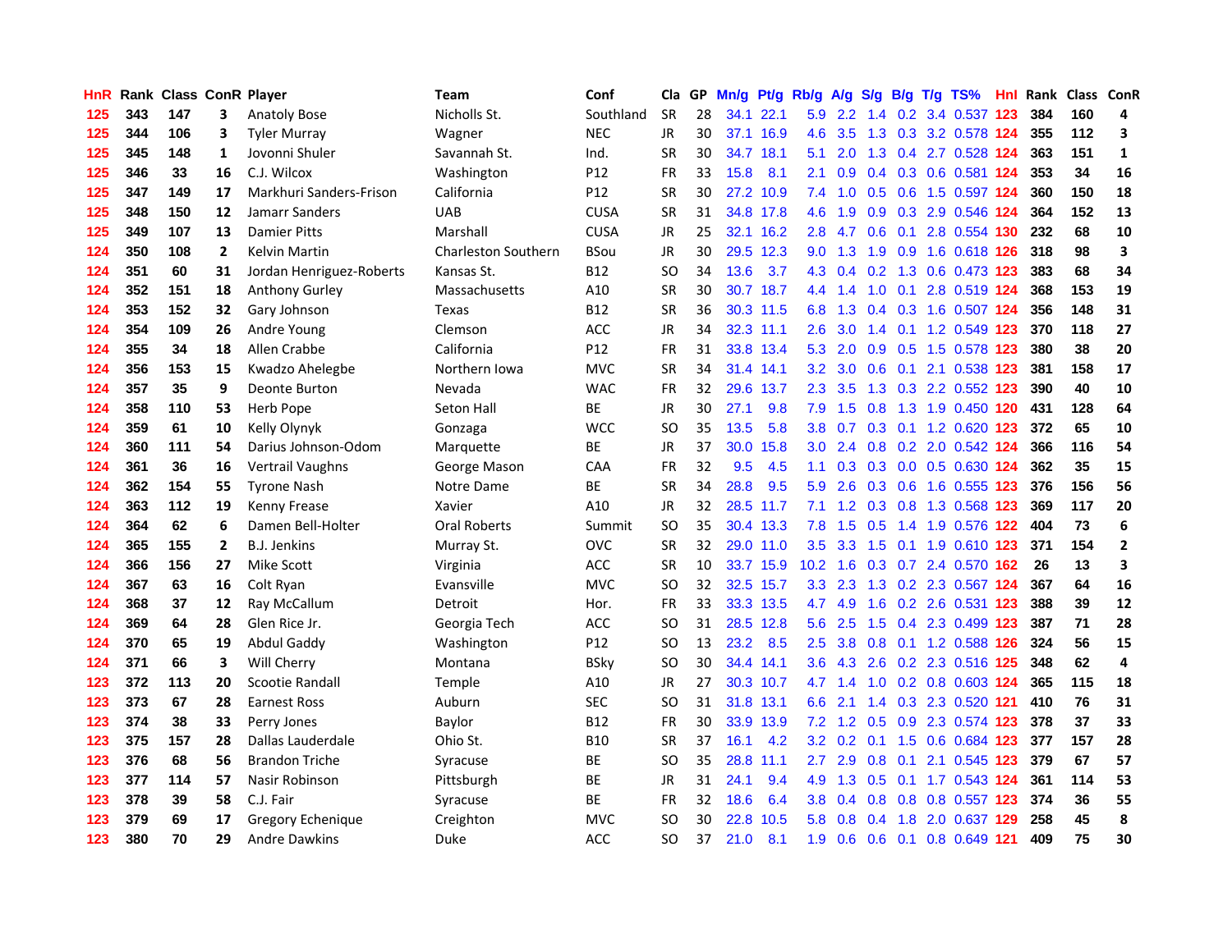| HnR | Rank | Class | ConR | Player | Team | Conf | Cla | GP | Mn/g | Pt/g | Rb/g | A/g | S/g | B/g | T/g | TS% | HnI | Rank | Class | ConR |
|---|---|---|---|---|---|---|---|---|---|---|---|---|---|---|---|---|---|---|---|---|
| 125 | 343 | 147 | 3 | Anatoly Bose | Nicholls St. | Southland | SR | 28 | 34.1 | 22.1 | 5.9 | 2.2 | 1.4 | 0.2 | 3.4 | 0.537 | 123 | 384 | 160 | 4 |
| 125 | 344 | 106 | 3 | Tyler Murray | Wagner | NEC | JR | 30 | 37.1 | 16.9 | 4.6 | 3.5 | 1.3 | 0.3 | 3.2 | 0.578 | 124 | 355 | 112 | 3 |
| 125 | 345 | 148 | 1 | Jovonni Shuler | Savannah St. | Ind. | SR | 30 | 34.7 | 18.1 | 5.1 | 2.0 | 1.3 | 0.4 | 2.7 | 0.528 | 124 | 363 | 151 | 1 |
| 125 | 346 | 33 | 16 | C.J. Wilcox | Washington | P12 | FR | 33 | 15.8 | 8.1 | 2.1 | 0.9 | 0.4 | 0.3 | 0.6 | 0.581 | 124 | 353 | 34 | 16 |
| 125 | 347 | 149 | 17 | Markhuri Sanders-Frison | California | P12 | SR | 30 | 27.2 | 10.9 | 7.4 | 1.0 | 0.5 | 0.6 | 1.5 | 0.597 | 124 | 360 | 150 | 18 |
| 125 | 348 | 150 | 12 | Jamarr Sanders | UAB | CUSA | SR | 31 | 34.8 | 17.8 | 4.6 | 1.9 | 0.9 | 0.3 | 2.9 | 0.546 | 124 | 364 | 152 | 13 |
| 125 | 349 | 107 | 13 | Damier Pitts | Marshall | CUSA | JR | 25 | 32.1 | 16.2 | 2.8 | 4.7 | 0.6 | 0.1 | 2.8 | 0.554 | 130 | 232 | 68 | 10 |
| 124 | 350 | 108 | 2 | Kelvin Martin | Charleston Southern | BSou | JR | 30 | 29.5 | 12.3 | 9.0 | 1.3 | 1.9 | 0.9 | 1.6 | 0.618 | 126 | 318 | 98 | 3 |
| 124 | 351 | 60 | 31 | Jordan Henriquez-Roberts | Kansas St. | B12 | SO | 34 | 13.6 | 3.7 | 4.3 | 0.4 | 0.2 | 1.3 | 0.6 | 0.473 | 123 | 383 | 68 | 34 |
| 124 | 352 | 151 | 18 | Anthony Gurley | Massachusetts | A10 | SR | 30 | 30.7 | 18.7 | 4.4 | 1.4 | 1.0 | 0.1 | 2.8 | 0.519 | 124 | 368 | 153 | 19 |
| 124 | 353 | 152 | 32 | Gary Johnson | Texas | B12 | SR | 36 | 30.3 | 11.5 | 6.8 | 1.3 | 0.4 | 0.3 | 1.6 | 0.507 | 124 | 356 | 148 | 31 |
| 124 | 354 | 109 | 26 | Andre Young | Clemson | ACC | JR | 34 | 32.3 | 11.1 | 2.6 | 3.0 | 1.4 | 0.1 | 1.2 | 0.549 | 123 | 370 | 118 | 27 |
| 124 | 355 | 34 | 18 | Allen Crabbe | California | P12 | FR | 31 | 33.8 | 13.4 | 5.3 | 2.0 | 0.9 | 0.5 | 1.5 | 0.578 | 123 | 380 | 38 | 20 |
| 124 | 356 | 153 | 15 | Kwadzo Ahelegbe | Northern Iowa | MVC | SR | 34 | 31.4 | 14.1 | 3.2 | 3.0 | 0.6 | 0.1 | 2.1 | 0.538 | 123 | 381 | 158 | 17 |
| 124 | 357 | 35 | 9 | Deonte Burton | Nevada | WAC | FR | 32 | 29.6 | 13.7 | 2.3 | 3.5 | 1.3 | 0.3 | 2.2 | 0.552 | 123 | 390 | 40 | 10 |
| 124 | 358 | 110 | 53 | Herb Pope | Seton Hall | BE | JR | 30 | 27.1 | 9.8 | 7.9 | 1.5 | 0.8 | 1.3 | 1.9 | 0.450 | 120 | 431 | 128 | 64 |
| 124 | 359 | 61 | 10 | Kelly Olynyk | Gonzaga | WCC | SO | 35 | 13.5 | 5.8 | 3.8 | 0.7 | 0.3 | 0.1 | 1.2 | 0.620 | 123 | 372 | 65 | 10 |
| 124 | 360 | 111 | 54 | Darius Johnson-Odom | Marquette | BE | JR | 37 | 30.0 | 15.8 | 3.0 | 2.4 | 0.8 | 0.2 | 2.0 | 0.542 | 124 | 366 | 116 | 54 |
| 124 | 361 | 36 | 16 | Vertrail Vaughns | George Mason | CAA | FR | 32 | 9.5 | 4.5 | 1.1 | 0.3 | 0.3 | 0.0 | 0.5 | 0.630 | 124 | 362 | 35 | 15 |
| 124 | 362 | 154 | 55 | Tyrone Nash | Notre Dame | BE | SR | 34 | 28.8 | 9.5 | 5.9 | 2.6 | 0.3 | 0.6 | 1.6 | 0.555 | 123 | 376 | 156 | 56 |
| 124 | 363 | 112 | 19 | Kenny Frease | Xavier | A10 | JR | 32 | 28.5 | 11.7 | 7.1 | 1.2 | 0.3 | 0.8 | 1.3 | 0.568 | 123 | 369 | 117 | 20 |
| 124 | 364 | 62 | 6 | Damen Bell-Holter | Oral Roberts | Summit | SO | 35 | 30.4 | 13.3 | 7.8 | 1.5 | 0.5 | 1.4 | 1.9 | 0.576 | 122 | 404 | 73 | 6 |
| 124 | 365 | 155 | 2 | B.J. Jenkins | Murray St. | OVC | SR | 32 | 29.0 | 11.0 | 3.5 | 3.3 | 1.5 | 0.1 | 1.9 | 0.610 | 123 | 371 | 154 | 2 |
| 124 | 366 | 156 | 27 | Mike Scott | Virginia | ACC | SR | 10 | 33.7 | 15.9 | 10.2 | 1.6 | 0.3 | 0.7 | 2.4 | 0.570 | 162 | 26 | 13 | 3 |
| 124 | 367 | 63 | 16 | Colt Ryan | Evansville | MVC | SO | 32 | 32.5 | 15.7 | 3.3 | 2.3 | 1.3 | 0.2 | 2.3 | 0.567 | 124 | 367 | 64 | 16 |
| 124 | 368 | 37 | 12 | Ray McCallum | Detroit | Hor. | FR | 33 | 33.3 | 13.5 | 4.7 | 4.9 | 1.6 | 0.2 | 2.6 | 0.531 | 123 | 388 | 39 | 12 |
| 124 | 369 | 64 | 28 | Glen Rice Jr. | Georgia Tech | ACC | SO | 31 | 28.5 | 12.8 | 5.6 | 2.5 | 1.5 | 0.4 | 2.3 | 0.499 | 123 | 387 | 71 | 28 |
| 124 | 370 | 65 | 19 | Abdul Gaddy | Washington | P12 | SO | 13 | 23.2 | 8.5 | 2.5 | 3.8 | 0.8 | 0.1 | 1.2 | 0.588 | 126 | 324 | 56 | 15 |
| 124 | 371 | 66 | 3 | Will Cherry | Montana | BSky | SO | 30 | 34.4 | 14.1 | 3.6 | 4.3 | 2.6 | 0.2 | 2.3 | 0.516 | 125 | 348 | 62 | 4 |
| 123 | 372 | 113 | 20 | Scootie Randall | Temple | A10 | JR | 27 | 30.3 | 10.7 | 4.7 | 1.4 | 1.0 | 0.2 | 0.8 | 0.603 | 124 | 365 | 115 | 18 |
| 123 | 373 | 67 | 28 | Earnest Ross | Auburn | SEC | SO | 31 | 31.8 | 13.1 | 6.6 | 2.1 | 1.4 | 0.3 | 2.3 | 0.520 | 121 | 410 | 76 | 31 |
| 123 | 374 | 38 | 33 | Perry Jones | Baylor | B12 | FR | 30 | 33.9 | 13.9 | 7.2 | 1.2 | 0.5 | 0.9 | 2.3 | 0.574 | 123 | 378 | 37 | 33 |
| 123 | 375 | 157 | 28 | Dallas Lauderdale | Ohio St. | B10 | SR | 37 | 16.1 | 4.2 | 3.2 | 0.2 | 0.1 | 1.5 | 0.6 | 0.684 | 123 | 377 | 157 | 28 |
| 123 | 376 | 68 | 56 | Brandon Triche | Syracuse | BE | SO | 35 | 28.8 | 11.1 | 2.7 | 2.9 | 0.8 | 0.1 | 2.1 | 0.545 | 123 | 379 | 67 | 57 |
| 123 | 377 | 114 | 57 | Nasir Robinson | Pittsburgh | BE | JR | 31 | 24.1 | 9.4 | 4.9 | 1.3 | 0.5 | 0.1 | 1.7 | 0.543 | 124 | 361 | 114 | 53 |
| 123 | 378 | 39 | 58 | C.J. Fair | Syracuse | BE | FR | 32 | 18.6 | 6.4 | 3.8 | 0.4 | 0.8 | 0.8 | 0.8 | 0.557 | 123 | 374 | 36 | 55 |
| 123 | 379 | 69 | 17 | Gregory Echenique | Creighton | MVC | SO | 30 | 22.8 | 10.5 | 5.8 | 0.8 | 0.4 | 1.8 | 2.0 | 0.637 | 129 | 258 | 45 | 8 |
| 123 | 380 | 70 | 29 | Andre Dawkins | Duke | ACC | SO | 37 | 21.0 | 8.1 | 1.9 | 0.6 | 0.6 | 0.1 | 0.8 | 0.649 | 121 | 409 | 75 | 30 |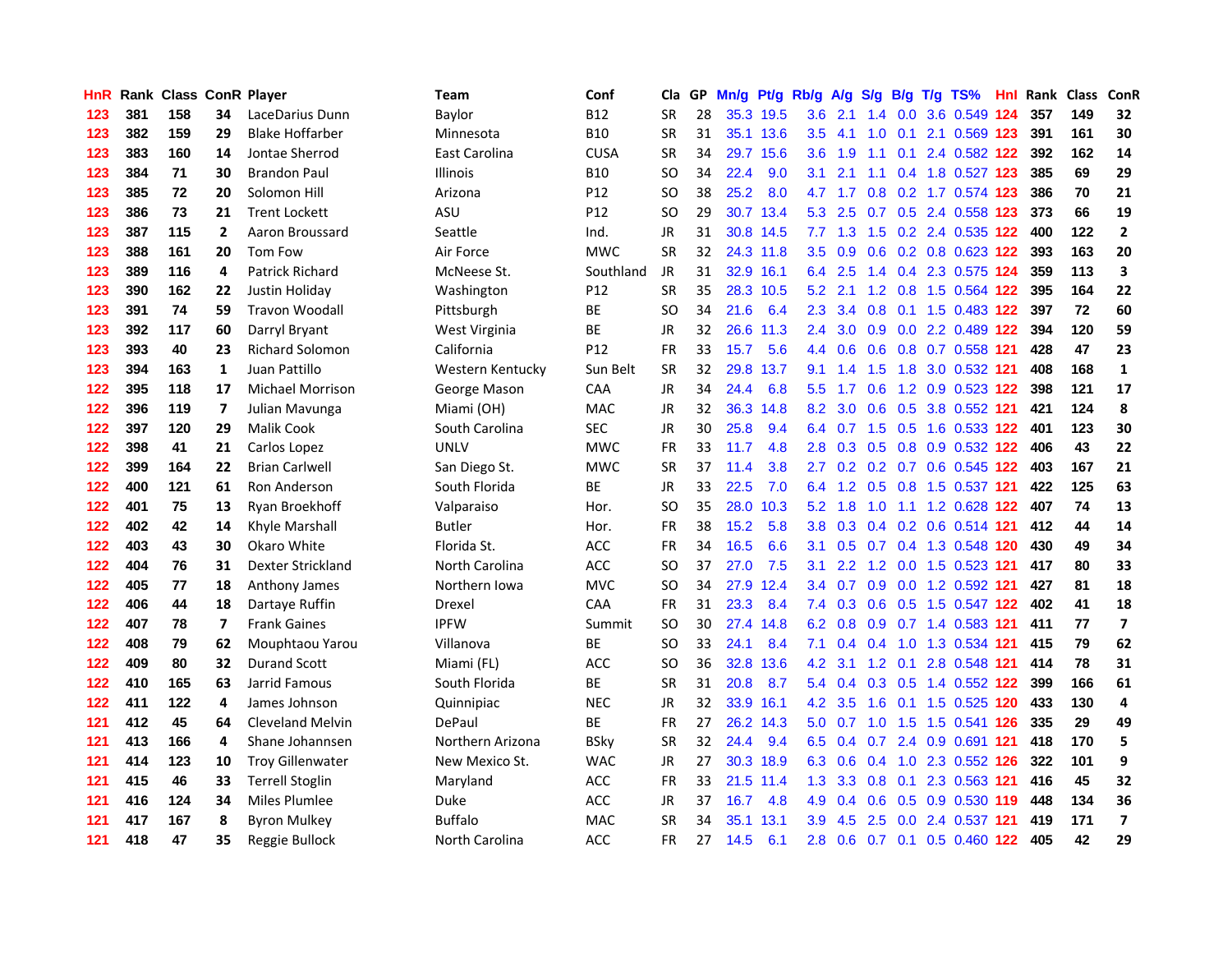| HnR | Rank | Class | ConR | Player | Team | Conf | Cla | GP | Mn/g | Pt/g | Rb/g | A/g | S/g | B/g | T/g | TS% | HnI | Rank | Class | ConR |
|---|---|---|---|---|---|---|---|---|---|---|---|---|---|---|---|---|---|---|---|---|
| 123 | 381 | 158 | 34 | LaceDarius Dunn | Baylor | B12 | SR | 28 | 35.3 | 19.5 | 3.6 | 2.1 | 1.4 | 0.0 | 3.6 | 0.549 | 124 | 357 | 149 | 32 |
| 123 | 382 | 159 | 29 | Blake Hoffarber | Minnesota | B10 | SR | 31 | 35.1 | 13.6 | 3.5 | 4.1 | 1.0 | 0.1 | 2.1 | 0.569 | 123 | 391 | 161 | 30 |
| 123 | 383 | 160 | 14 | Jontae Sherrod | East Carolina | CUSA | SR | 34 | 29.7 | 15.6 | 3.6 | 1.9 | 1.1 | 0.1 | 2.4 | 0.582 | 122 | 392 | 162 | 14 |
| 123 | 384 | 71 | 30 | Brandon Paul | Illinois | B10 | SO | 34 | 22.4 | 9.0 | 3.1 | 2.1 | 1.1 | 0.4 | 1.8 | 0.527 | 123 | 385 | 69 | 29 |
| 123 | 385 | 72 | 20 | Solomon Hill | Arizona | P12 | SO | 38 | 25.2 | 8.0 | 4.7 | 1.7 | 0.8 | 0.2 | 1.7 | 0.574 | 123 | 386 | 70 | 21 |
| 123 | 386 | 73 | 21 | Trent Lockett | ASU | P12 | SO | 29 | 30.7 | 13.4 | 5.3 | 2.5 | 0.7 | 0.5 | 2.4 | 0.558 | 123 | 373 | 66 | 19 |
| 123 | 387 | 115 | 2 | Aaron Broussard | Seattle | Ind. | JR | 31 | 30.8 | 14.5 | 7.7 | 1.3 | 1.5 | 0.2 | 2.4 | 0.535 | 122 | 400 | 122 | 2 |
| 123 | 388 | 161 | 20 | Tom Fow | Air Force | MWC | SR | 32 | 24.3 | 11.8 | 3.5 | 0.9 | 0.6 | 0.2 | 0.8 | 0.623 | 122 | 393 | 163 | 20 |
| 123 | 389 | 116 | 4 | Patrick Richard | McNeese St. | Southland | JR | 31 | 32.9 | 16.1 | 6.4 | 2.5 | 1.4 | 0.4 | 2.3 | 0.575 | 124 | 359 | 113 | 3 |
| 123 | 390 | 162 | 22 | Justin Holiday | Washington | P12 | SR | 35 | 28.3 | 10.5 | 5.2 | 2.1 | 1.2 | 0.8 | 1.5 | 0.564 | 122 | 395 | 164 | 22 |
| 123 | 391 | 74 | 59 | Travon Woodall | Pittsburgh | BE | SO | 34 | 21.6 | 6.4 | 2.3 | 3.4 | 0.8 | 0.1 | 1.5 | 0.483 | 122 | 397 | 72 | 60 |
| 123 | 392 | 117 | 60 | Darryl Bryant | West Virginia | BE | JR | 32 | 26.6 | 11.3 | 2.4 | 3.0 | 0.9 | 0.0 | 2.2 | 0.489 | 122 | 394 | 120 | 59 |
| 123 | 393 | 40 | 23 | Richard Solomon | California | P12 | FR | 33 | 15.7 | 5.6 | 4.4 | 0.6 | 0.6 | 0.8 | 0.7 | 0.558 | 121 | 428 | 47 | 23 |
| 123 | 394 | 163 | 1 | Juan Pattillo | Western Kentucky | Sun Belt | SR | 32 | 29.8 | 13.7 | 9.1 | 1.4 | 1.5 | 1.8 | 3.0 | 0.532 | 121 | 408 | 168 | 1 |
| 122 | 395 | 118 | 17 | Michael Morrison | George Mason | CAA | JR | 34 | 24.4 | 6.8 | 5.5 | 1.7 | 0.6 | 1.2 | 0.9 | 0.523 | 122 | 398 | 121 | 17 |
| 122 | 396 | 119 | 7 | Julian Mavunga | Miami (OH) | MAC | JR | 32 | 36.3 | 14.8 | 8.2 | 3.0 | 0.6 | 0.5 | 3.8 | 0.552 | 121 | 421 | 124 | 8 |
| 122 | 397 | 120 | 29 | Malik Cook | South Carolina | SEC | JR | 30 | 25.8 | 9.4 | 6.4 | 0.7 | 1.5 | 0.5 | 1.6 | 0.533 | 122 | 401 | 123 | 30 |
| 122 | 398 | 41 | 21 | Carlos Lopez | UNLV | MWC | FR | 33 | 11.7 | 4.8 | 2.8 | 0.3 | 0.5 | 0.8 | 0.9 | 0.532 | 122 | 406 | 43 | 22 |
| 122 | 399 | 164 | 22 | Brian Carlwell | San Diego St. | MWC | SR | 37 | 11.4 | 3.8 | 2.7 | 0.2 | 0.2 | 0.7 | 0.6 | 0.545 | 122 | 403 | 167 | 21 |
| 122 | 400 | 121 | 61 | Ron Anderson | South Florida | BE | JR | 33 | 22.5 | 7.0 | 6.4 | 1.2 | 0.5 | 0.8 | 1.5 | 0.537 | 121 | 422 | 125 | 63 |
| 122 | 401 | 75 | 13 | Ryan Broekhoff | Valparaiso | Hor. | SO | 35 | 28.0 | 10.3 | 5.2 | 1.8 | 1.0 | 1.1 | 1.2 | 0.628 | 122 | 407 | 74 | 13 |
| 122 | 402 | 42 | 14 | Khyle Marshall | Butler | Hor. | FR | 38 | 15.2 | 5.8 | 3.8 | 0.3 | 0.4 | 0.2 | 0.6 | 0.514 | 121 | 412 | 44 | 14 |
| 122 | 403 | 43 | 30 | Okaro White | Florida St. | ACC | FR | 34 | 16.5 | 6.6 | 3.1 | 0.5 | 0.7 | 0.4 | 1.3 | 0.548 | 120 | 430 | 49 | 34 |
| 122 | 404 | 76 | 31 | Dexter Strickland | North Carolina | ACC | SO | 37 | 27.0 | 7.5 | 3.1 | 2.2 | 1.2 | 0.0 | 1.5 | 0.523 | 121 | 417 | 80 | 33 |
| 122 | 405 | 77 | 18 | Anthony James | Northern Iowa | MVC | SO | 34 | 27.9 | 12.4 | 3.4 | 0.7 | 0.9 | 0.0 | 1.2 | 0.592 | 121 | 427 | 81 | 18 |
| 122 | 406 | 44 | 18 | Dartaye Ruffin | Drexel | CAA | FR | 31 | 23.3 | 8.4 | 7.4 | 0.3 | 0.6 | 0.5 | 1.5 | 0.547 | 122 | 402 | 41 | 18 |
| 122 | 407 | 78 | 7 | Frank Gaines | IPFW | Summit | SO | 30 | 27.4 | 14.8 | 6.2 | 0.8 | 0.9 | 0.7 | 1.4 | 0.583 | 121 | 411 | 77 | 7 |
| 122 | 408 | 79 | 62 | Mouphtaou Yarou | Villanova | BE | SO | 33 | 24.1 | 8.4 | 7.1 | 0.4 | 0.4 | 1.0 | 1.3 | 0.534 | 121 | 415 | 79 | 62 |
| 122 | 409 | 80 | 32 | Durand Scott | Miami (FL) | ACC | SO | 36 | 32.8 | 13.6 | 4.2 | 3.1 | 1.2 | 0.1 | 2.8 | 0.548 | 121 | 414 | 78 | 31 |
| 122 | 410 | 165 | 63 | Jarrid Famous | South Florida | BE | SR | 31 | 20.8 | 8.7 | 5.4 | 0.4 | 0.3 | 0.5 | 1.4 | 0.552 | 122 | 399 | 166 | 61 |
| 122 | 411 | 122 | 4 | James Johnson | Quinnipiac | NEC | JR | 32 | 33.9 | 16.1 | 4.2 | 3.5 | 1.6 | 0.1 | 1.5 | 0.525 | 120 | 433 | 130 | 4 |
| 121 | 412 | 45 | 64 | Cleveland Melvin | DePaul | BE | FR | 27 | 26.2 | 14.3 | 5.0 | 0.7 | 1.0 | 1.5 | 1.5 | 0.541 | 126 | 335 | 29 | 49 |
| 121 | 413 | 166 | 4 | Shane Johannsen | Northern Arizona | BSky | SR | 32 | 24.4 | 9.4 | 6.5 | 0.4 | 0.7 | 2.4 | 0.9 | 0.691 | 121 | 418 | 170 | 5 |
| 121 | 414 | 123 | 10 | Troy Gillenwater | New Mexico St. | WAC | JR | 27 | 30.3 | 18.9 | 6.3 | 0.6 | 0.4 | 1.0 | 2.3 | 0.552 | 126 | 322 | 101 | 9 |
| 121 | 415 | 46 | 33 | Terrell Stoglin | Maryland | ACC | FR | 33 | 21.5 | 11.4 | 1.3 | 3.3 | 0.8 | 0.1 | 2.3 | 0.563 | 121 | 416 | 45 | 32 |
| 121 | 416 | 124 | 34 | Miles Plumlee | Duke | ACC | JR | 37 | 16.7 | 4.8 | 4.9 | 0.4 | 0.6 | 0.5 | 0.9 | 0.530 | 119 | 448 | 134 | 36 |
| 121 | 417 | 167 | 8 | Byron Mulkey | Buffalo | MAC | SR | 34 | 35.1 | 13.1 | 3.9 | 4.5 | 2.5 | 0.0 | 2.4 | 0.537 | 121 | 419 | 171 | 7 |
| 121 | 418 | 47 | 35 | Reggie Bullock | North Carolina | ACC | FR | 27 | 14.5 | 6.1 | 2.8 | 0.6 | 0.7 | 0.1 | 0.5 | 0.460 | 122 | 405 | 42 | 29 |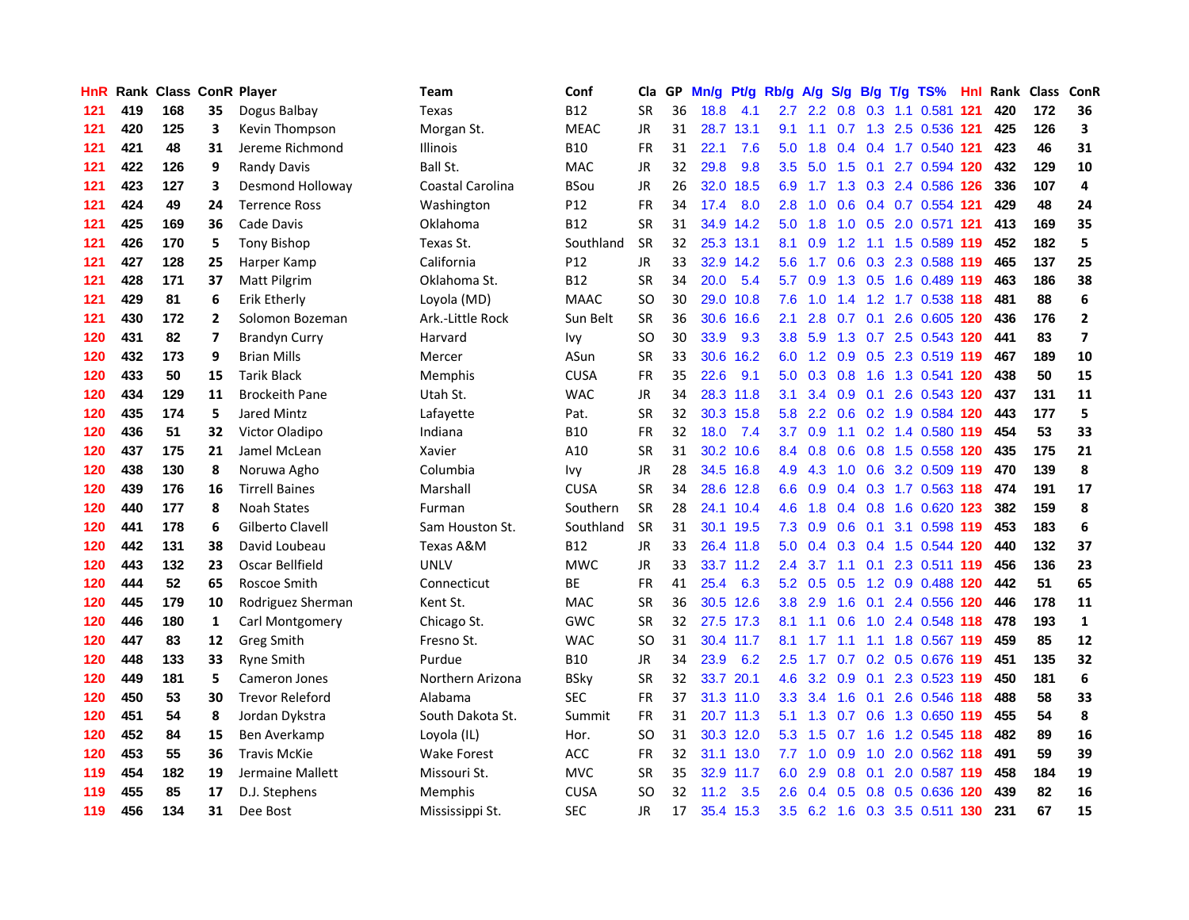| HnR | Rank | Class | ConR | Player | Team | Conf | Cla | GP | Mn/g | Pt/g | Rb/g | A/g | S/g | B/g | T/g | TS% | Hnl | Rank | Class | ConR |
|---|---|---|---|---|---|---|---|---|---|---|---|---|---|---|---|---|---|---|---|---|
| 121 | 419 | 168 | 35 | Dogus Balbay | Texas | B12 | SR | 36 | 18.8 | 4.1 | 2.7 | 2.2 | 0.8 | 0.3 | 1.1 | 0.581 | 121 | 420 | 172 | 36 |
| 121 | 420 | 125 | 3 | Kevin Thompson | Morgan St. | MEAC | JR | 31 | 28.7 | 13.1 | 9.1 | 1.1 | 0.7 | 1.3 | 2.5 | 0.536 | 121 | 425 | 126 | 3 |
| 121 | 421 | 48 | 31 | Jereme Richmond | Illinois | B10 | FR | 31 | 22.1 | 7.6 | 5.0 | 1.8 | 0.4 | 0.4 | 1.7 | 0.540 | 121 | 423 | 46 | 31 |
| 121 | 422 | 126 | 9 | Randy Davis | Ball St. | MAC | JR | 32 | 29.8 | 9.8 | 3.5 | 5.0 | 1.5 | 0.1 | 2.7 | 0.594 | 120 | 432 | 129 | 10 |
| 121 | 423 | 127 | 3 | Desmond Holloway | Coastal Carolina | BSou | JR | 26 | 32.0 | 18.5 | 6.9 | 1.7 | 1.3 | 0.3 | 2.4 | 0.586 | 126 | 336 | 107 | 4 |
| 121 | 424 | 49 | 24 | Terrence Ross | Washington | P12 | FR | 34 | 17.4 | 8.0 | 2.8 | 1.0 | 0.6 | 0.4 | 0.7 | 0.554 | 121 | 429 | 48 | 24 |
| 121 | 425 | 169 | 36 | Cade Davis | Oklahoma | B12 | SR | 31 | 34.9 | 14.2 | 5.0 | 1.8 | 1.0 | 0.5 | 2.0 | 0.571 | 121 | 413 | 169 | 35 |
| 121 | 426 | 170 | 5 | Tony Bishop | Texas St. | Southland | SR | 32 | 25.3 | 13.1 | 8.1 | 0.9 | 1.2 | 1.1 | 1.5 | 0.589 | 119 | 452 | 182 | 5 |
| 121 | 427 | 128 | 25 | Harper Kamp | California | P12 | JR | 33 | 32.9 | 14.2 | 5.6 | 1.7 | 0.6 | 0.3 | 2.3 | 0.588 | 119 | 465 | 137 | 25 |
| 121 | 428 | 171 | 37 | Matt Pilgrim | Oklahoma St. | B12 | SR | 34 | 20.0 | 5.4 | 5.7 | 0.9 | 1.3 | 0.5 | 1.6 | 0.489 | 119 | 463 | 186 | 38 |
| 121 | 429 | 81 | 6 | Erik Etherly | Loyola (MD) | MAAC | SO | 30 | 29.0 | 10.8 | 7.6 | 1.0 | 1.4 | 1.2 | 1.7 | 0.538 | 118 | 481 | 88 | 6 |
| 121 | 430 | 172 | 2 | Solomon Bozeman | Ark.-Little Rock | Sun Belt | SR | 36 | 30.6 | 16.6 | 2.1 | 2.8 | 0.7 | 0.1 | 2.6 | 0.605 | 120 | 436 | 176 | 2 |
| 120 | 431 | 82 | 7 | Brandyn Curry | Harvard | Ivy | SO | 30 | 33.9 | 9.3 | 3.8 | 5.9 | 1.3 | 0.7 | 2.5 | 0.543 | 120 | 441 | 83 | 7 |
| 120 | 432 | 173 | 9 | Brian Mills | Mercer | ASun | SR | 33 | 30.6 | 16.2 | 6.0 | 1.2 | 0.9 | 0.5 | 2.3 | 0.519 | 119 | 467 | 189 | 10 |
| 120 | 433 | 50 | 15 | Tarik Black | Memphis | CUSA | FR | 35 | 22.6 | 9.1 | 5.0 | 0.3 | 0.8 | 1.6 | 1.3 | 0.541 | 120 | 438 | 50 | 15 |
| 120 | 434 | 129 | 11 | Brockeith Pane | Utah St. | WAC | JR | 34 | 28.3 | 11.8 | 3.1 | 3.4 | 0.9 | 0.1 | 2.6 | 0.543 | 120 | 437 | 131 | 11 |
| 120 | 435 | 174 | 5 | Jared Mintz | Lafayette | Pat. | SR | 32 | 30.3 | 15.8 | 5.8 | 2.2 | 0.6 | 0.2 | 1.9 | 0.584 | 120 | 443 | 177 | 5 |
| 120 | 436 | 51 | 32 | Victor Oladipo | Indiana | B10 | FR | 32 | 18.0 | 7.4 | 3.7 | 0.9 | 1.1 | 0.2 | 1.4 | 0.580 | 119 | 454 | 53 | 33 |
| 120 | 437 | 175 | 21 | Jamel McLean | Xavier | A10 | SR | 31 | 30.2 | 10.6 | 8.4 | 0.8 | 0.6 | 0.8 | 1.5 | 0.558 | 120 | 435 | 175 | 21 |
| 120 | 438 | 130 | 8 | Noruwa Agho | Columbia | Ivy | JR | 28 | 34.5 | 16.8 | 4.9 | 4.3 | 1.0 | 0.6 | 3.2 | 0.509 | 119 | 470 | 139 | 8 |
| 120 | 439 | 176 | 16 | Tirrell Baines | Marshall | CUSA | SR | 34 | 28.6 | 12.8 | 6.6 | 0.9 | 0.4 | 0.3 | 1.7 | 0.563 | 118 | 474 | 191 | 17 |
| 120 | 440 | 177 | 8 | Noah States | Furman | Southern | SR | 28 | 24.1 | 10.4 | 4.6 | 1.8 | 0.4 | 0.8 | 1.6 | 0.620 | 123 | 382 | 159 | 8 |
| 120 | 441 | 178 | 6 | Gilberto Clavell | Sam Houston St. | Southland | SR | 31 | 30.1 | 19.5 | 7.3 | 0.9 | 0.6 | 0.1 | 3.1 | 0.598 | 119 | 453 | 183 | 6 |
| 120 | 442 | 131 | 38 | David Loubeau | Texas A&M | B12 | JR | 33 | 26.4 | 11.8 | 5.0 | 0.4 | 0.3 | 0.4 | 1.5 | 0.544 | 120 | 440 | 132 | 37 |
| 120 | 443 | 132 | 23 | Oscar Bellfield | UNLV | MWC | JR | 33 | 33.7 | 11.2 | 2.4 | 3.7 | 1.1 | 0.1 | 2.3 | 0.511 | 119 | 456 | 136 | 23 |
| 120 | 444 | 52 | 65 | Roscoe Smith | Connecticut | BE | FR | 41 | 25.4 | 6.3 | 5.2 | 0.5 | 0.5 | 1.2 | 0.9 | 0.488 | 120 | 442 | 51 | 65 |
| 120 | 445 | 179 | 10 | Rodriguez Sherman | Kent St. | MAC | SR | 36 | 30.5 | 12.6 | 3.8 | 2.9 | 1.6 | 0.1 | 2.4 | 0.556 | 120 | 446 | 178 | 11 |
| 120 | 446 | 180 | 1 | Carl Montgomery | Chicago St. | GWC | SR | 32 | 27.5 | 17.3 | 8.1 | 1.1 | 0.6 | 1.0 | 2.4 | 0.548 | 118 | 478 | 193 | 1 |
| 120 | 447 | 83 | 12 | Greg Smith | Fresno St. | WAC | SO | 31 | 30.4 | 11.7 | 8.1 | 1.7 | 1.1 | 1.1 | 1.8 | 0.567 | 119 | 459 | 85 | 12 |
| 120 | 448 | 133 | 33 | Ryne Smith | Purdue | B10 | JR | 34 | 23.9 | 6.2 | 2.5 | 1.7 | 0.7 | 0.2 | 0.5 | 0.676 | 119 | 451 | 135 | 32 |
| 120 | 449 | 181 | 5 | Cameron Jones | Northern Arizona | BSky | SR | 32 | 33.7 | 20.1 | 4.6 | 3.2 | 0.9 | 0.1 | 2.3 | 0.523 | 119 | 450 | 181 | 6 |
| 120 | 450 | 53 | 30 | Trevor Releford | Alabama | SEC | FR | 37 | 31.3 | 11.0 | 3.3 | 3.4 | 1.6 | 0.1 | 2.6 | 0.546 | 118 | 488 | 58 | 33 |
| 120 | 451 | 54 | 8 | Jordan Dykstra | South Dakota St. | Summit | FR | 31 | 20.7 | 11.3 | 5.1 | 1.3 | 0.7 | 0.6 | 1.3 | 0.650 | 119 | 455 | 54 | 8 |
| 120 | 452 | 84 | 15 | Ben Averkamp | Loyola (IL) | Hor. | SO | 31 | 30.3 | 12.0 | 5.3 | 1.5 | 0.7 | 1.6 | 1.2 | 0.545 | 118 | 482 | 89 | 16 |
| 120 | 453 | 55 | 36 | Travis McKie | Wake Forest | ACC | FR | 32 | 31.1 | 13.0 | 7.7 | 1.0 | 0.9 | 1.0 | 2.0 | 0.562 | 118 | 491 | 59 | 39 |
| 119 | 454 | 182 | 19 | Jermaine Mallett | Missouri St. | MVC | SR | 35 | 32.9 | 11.7 | 6.0 | 2.9 | 0.8 | 0.1 | 2.0 | 0.587 | 119 | 458 | 184 | 19 |
| 119 | 455 | 85 | 17 | D.J. Stephens | Memphis | CUSA | SO | 32 | 11.2 | 3.5 | 2.6 | 0.4 | 0.5 | 0.8 | 0.5 | 0.636 | 120 | 439 | 82 | 16 |
| 119 | 456 | 134 | 31 | Dee Bost | Mississippi St. | SEC | JR | 17 | 35.4 | 15.3 | 3.5 | 6.2 | 1.6 | 0.3 | 3.5 | 0.511 | 130 | 231 | 67 | 15 |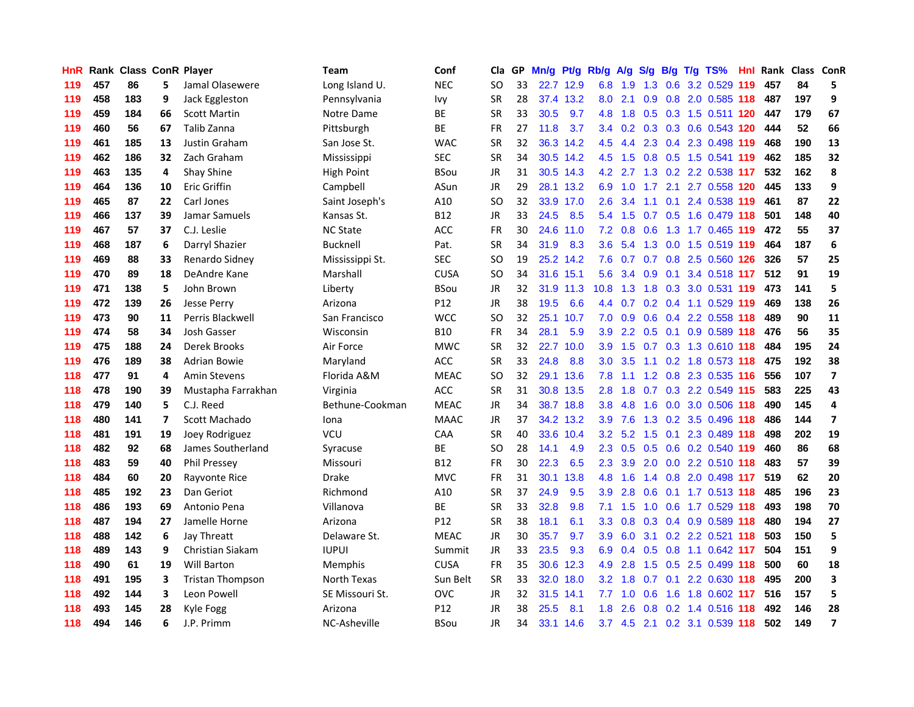| HnR | Rank | Class | ConR | Player | Team | Conf | Cla | GP | Mn/g | Pt/g | Rb/g | A/g | S/g | B/g | T/g | TS% | HnI | Rank | Class | ConR |
|---|---|---|---|---|---|---|---|---|---|---|---|---|---|---|---|---|---|---|---|---|
| 119 | 457 | 86 | 5 | Jamal Olasewere | Long Island U. | NEC | SO | 33 | 22.7 | 12.9 | 6.8 | 1.9 | 1.3 | 0.6 | 3.2 | 0.529 | 119 | 457 | 84 | 5 |
| 119 | 458 | 183 | 9 | Jack Eggleston | Pennsylvania | Ivy | SR | 28 | 37.4 | 13.2 | 8.0 | 2.1 | 0.9 | 0.8 | 2.0 | 0.585 | 118 | 487 | 197 | 9 |
| 119 | 459 | 184 | 66 | Scott Martin | Notre Dame | BE | SR | 33 | 30.5 | 9.7 | 4.8 | 1.8 | 0.5 | 0.3 | 1.5 | 0.511 | 120 | 447 | 179 | 67 |
| 119 | 460 | 56 | 67 | Talib Zanna | Pittsburgh | BE | FR | 27 | 11.8 | 3.7 | 3.4 | 0.2 | 0.3 | 0.3 | 0.6 | 0.543 | 120 | 444 | 52 | 66 |
| 119 | 461 | 185 | 13 | Justin Graham | San Jose St. | WAC | SR | 32 | 36.3 | 14.2 | 4.5 | 4.4 | 2.3 | 0.4 | 2.3 | 0.498 | 119 | 468 | 190 | 13 |
| 119 | 462 | 186 | 32 | Zach Graham | Mississippi | SEC | SR | 34 | 30.5 | 14.2 | 4.5 | 1.5 | 0.8 | 0.5 | 1.5 | 0.541 | 119 | 462 | 185 | 32 |
| 119 | 463 | 135 | 4 | Shay Shine | High Point | BSou | JR | 31 | 30.5 | 14.3 | 4.2 | 2.7 | 1.3 | 0.2 | 2.2 | 0.538 | 117 | 532 | 162 | 8 |
| 119 | 464 | 136 | 10 | Eric Griffin | Campbell | ASun | JR | 29 | 28.1 | 13.2 | 6.9 | 1.0 | 1.7 | 2.1 | 2.7 | 0.558 | 120 | 445 | 133 | 9 |
| 119 | 465 | 87 | 22 | Carl Jones | Saint Joseph's | A10 | SO | 32 | 33.9 | 17.0 | 2.6 | 3.4 | 1.1 | 0.1 | 2.4 | 0.538 | 119 | 461 | 87 | 22 |
| 119 | 466 | 137 | 39 | Jamar Samuels | Kansas St. | B12 | JR | 33 | 24.5 | 8.5 | 5.4 | 1.5 | 0.7 | 0.5 | 1.6 | 0.479 | 118 | 501 | 148 | 40 |
| 119 | 467 | 57 | 37 | C.J. Leslie | NC State | ACC | FR | 30 | 24.6 | 11.0 | 7.2 | 0.8 | 0.6 | 1.3 | 1.7 | 0.465 | 119 | 472 | 55 | 37 |
| 119 | 468 | 187 | 6 | Darryl Shazier | Bucknell | Pat. | SR | 34 | 31.9 | 8.3 | 3.6 | 5.4 | 1.3 | 0.0 | 1.5 | 0.519 | 119 | 464 | 187 | 6 |
| 119 | 469 | 88 | 33 | Renardo Sidney | Mississippi St. | SEC | SO | 19 | 25.2 | 14.2 | 7.6 | 0.7 | 0.7 | 0.8 | 2.5 | 0.560 | 126 | 326 | 57 | 25 |
| 119 | 470 | 89 | 18 | DeAndre Kane | Marshall | CUSA | SO | 34 | 31.6 | 15.1 | 5.6 | 3.4 | 0.9 | 0.1 | 3.4 | 0.518 | 117 | 512 | 91 | 19 |
| 119 | 471 | 138 | 5 | John Brown | Liberty | BSou | JR | 32 | 31.9 | 11.3 | 10.8 | 1.3 | 1.8 | 0.3 | 3.0 | 0.531 | 119 | 473 | 141 | 5 |
| 119 | 472 | 139 | 26 | Jesse Perry | Arizona | P12 | JR | 38 | 19.5 | 6.6 | 4.4 | 0.7 | 0.2 | 0.4 | 1.1 | 0.529 | 119 | 469 | 138 | 26 |
| 119 | 473 | 90 | 11 | Perris Blackwell | San Francisco | WCC | SO | 32 | 25.1 | 10.7 | 7.0 | 0.9 | 0.6 | 0.4 | 2.2 | 0.558 | 118 | 489 | 90 | 11 |
| 119 | 474 | 58 | 34 | Josh Gasser | Wisconsin | B10 | FR | 34 | 28.1 | 5.9 | 3.9 | 2.2 | 0.5 | 0.1 | 0.9 | 0.589 | 118 | 476 | 56 | 35 |
| 119 | 475 | 188 | 24 | Derek Brooks | Air Force | MWC | SR | 32 | 22.7 | 10.0 | 3.9 | 1.5 | 0.7 | 0.3 | 1.3 | 0.610 | 118 | 484 | 195 | 24 |
| 119 | 476 | 189 | 38 | Adrian Bowie | Maryland | ACC | SR | 33 | 24.8 | 8.8 | 3.0 | 3.5 | 1.1 | 0.2 | 1.8 | 0.573 | 118 | 475 | 192 | 38 |
| 118 | 477 | 91 | 4 | Amin Stevens | Florida A&M | MEAC | SO | 32 | 29.1 | 13.6 | 7.8 | 1.1 | 1.2 | 0.8 | 2.3 | 0.535 | 116 | 556 | 107 | 7 |
| 118 | 478 | 190 | 39 | Mustapha Farrakhan | Virginia | ACC | SR | 31 | 30.8 | 13.5 | 2.8 | 1.8 | 0.7 | 0.3 | 2.2 | 0.549 | 115 | 583 | 225 | 43 |
| 118 | 479 | 140 | 5 | C.J. Reed | Bethune-Cookman | MEAC | JR | 34 | 38.7 | 18.8 | 3.8 | 4.8 | 1.6 | 0.0 | 3.0 | 0.506 | 118 | 490 | 145 | 4 |
| 118 | 480 | 141 | 7 | Scott Machado | Iona | MAAC | JR | 37 | 34.2 | 13.2 | 3.9 | 7.6 | 1.3 | 0.2 | 3.5 | 0.496 | 118 | 486 | 144 | 7 |
| 118 | 481 | 191 | 19 | Joey Rodriguez | VCU | CAA | SR | 40 | 33.6 | 10.4 | 3.2 | 5.2 | 1.5 | 0.1 | 2.3 | 0.489 | 118 | 498 | 202 | 19 |
| 118 | 482 | 92 | 68 | James Southerland | Syracuse | BE | SO | 28 | 14.1 | 4.9 | 2.3 | 0.5 | 0.5 | 0.6 | 0.2 | 0.540 | 119 | 460 | 86 | 68 |
| 118 | 483 | 59 | 40 | Phil Pressey | Missouri | B12 | FR | 30 | 22.3 | 6.5 | 2.3 | 3.9 | 2.0 | 0.0 | 2.2 | 0.510 | 118 | 483 | 57 | 39 |
| 118 | 484 | 60 | 20 | Rayvonte Rice | Drake | MVC | FR | 31 | 30.1 | 13.8 | 4.8 | 1.6 | 1.4 | 0.8 | 2.0 | 0.498 | 117 | 519 | 62 | 20 |
| 118 | 485 | 192 | 23 | Dan Geriot | Richmond | A10 | SR | 37 | 24.9 | 9.5 | 3.9 | 2.8 | 0.6 | 0.1 | 1.7 | 0.513 | 118 | 485 | 196 | 23 |
| 118 | 486 | 193 | 69 | Antonio Pena | Villanova | BE | SR | 33 | 32.8 | 9.8 | 7.1 | 1.5 | 1.0 | 0.6 | 1.7 | 0.529 | 118 | 493 | 198 | 70 |
| 118 | 487 | 194 | 27 | Jamelle Horne | Arizona | P12 | SR | 38 | 18.1 | 6.1 | 3.3 | 0.8 | 0.3 | 0.4 | 0.9 | 0.589 | 118 | 480 | 194 | 27 |
| 118 | 488 | 142 | 6 | Jay Threatt | Delaware St. | MEAC | JR | 30 | 35.7 | 9.7 | 3.9 | 6.0 | 3.1 | 0.2 | 2.2 | 0.521 | 118 | 503 | 150 | 5 |
| 118 | 489 | 143 | 9 | Christian Siakam | IUPUI | Summit | JR | 33 | 23.5 | 9.3 | 6.9 | 0.4 | 0.5 | 0.8 | 1.1 | 0.642 | 117 | 504 | 151 | 9 |
| 118 | 490 | 61 | 19 | Will Barton | Memphis | CUSA | FR | 35 | 30.6 | 12.3 | 4.9 | 2.8 | 1.5 | 0.5 | 2.5 | 0.499 | 118 | 500 | 60 | 18 |
| 118 | 491 | 195 | 3 | Tristan Thompson | North Texas | Sun Belt | SR | 33 | 32.0 | 18.0 | 3.2 | 1.8 | 0.7 | 0.1 | 2.2 | 0.630 | 118 | 495 | 200 | 3 |
| 118 | 492 | 144 | 3 | Leon Powell | SE Missouri St. | OVC | JR | 32 | 31.5 | 14.1 | 7.7 | 1.0 | 0.6 | 1.6 | 1.8 | 0.602 | 117 | 516 | 157 | 5 |
| 118 | 493 | 145 | 28 | Kyle Fogg | Arizona | P12 | JR | 38 | 25.5 | 8.1 | 1.8 | 2.6 | 0.8 | 0.2 | 1.4 | 0.516 | 118 | 492 | 146 | 28 |
| 118 | 494 | 146 | 6 | J.P. Primm | NC-Asheville | BSou | JR | 34 | 33.1 | 14.6 | 3.7 | 4.5 | 2.1 | 0.2 | 3.1 | 0.539 | 118 | 502 | 149 | 7 |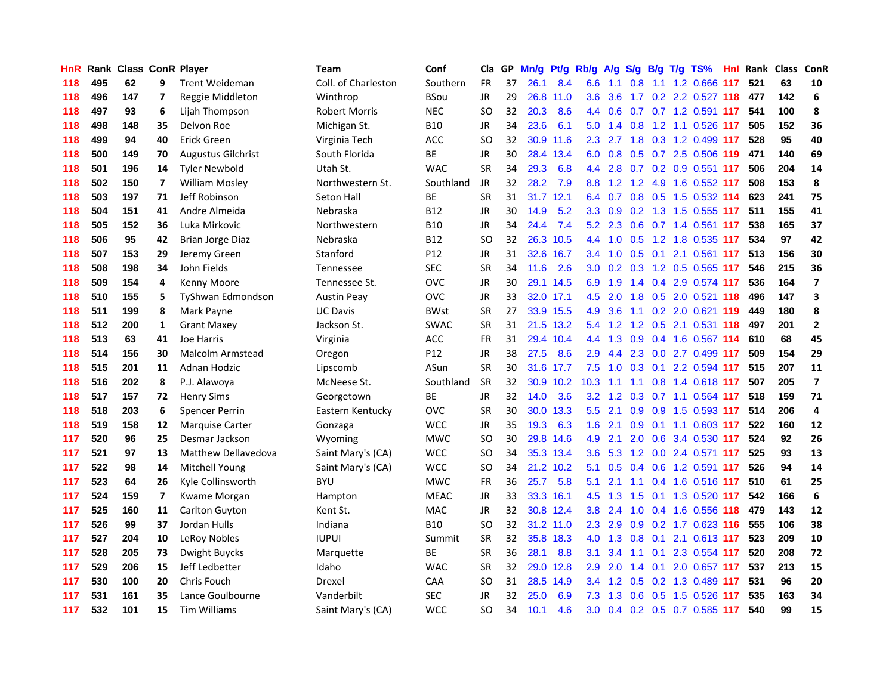| HnR | Rank | Class | ConR | Player | Team | Conf | Cla | GP | Mn/g | Pt/g | Rb/g | A/g | S/g | B/g | T/g | TS% | HnI | Rank | Class | ConR |
|---|---|---|---|---|---|---|---|---|---|---|---|---|---|---|---|---|---|---|---|---|
| 118 | 495 | 62 | 9 | Trent Weideman | Coll. of Charleston | Southern | FR | 37 | 26.1 | 8.4 | 6.6 | 1.1 | 0.8 | 1.1 | 1.2 | 0.666 | 117 | 521 | 63 | 10 |
| 118 | 496 | 147 | 7 | Reggie Middleton | Winthrop | BSou | JR | 29 | 26.8 | 11.0 | 3.6 | 3.6 | 1.7 | 0.2 | 2.2 | 0.527 | 118 | 477 | 142 | 6 |
| 118 | 497 | 93 | 6 | Lijah Thompson | Robert Morris | NEC | SO | 32 | 20.3 | 8.6 | 4.4 | 0.6 | 0.7 | 0.7 | 1.2 | 0.591 | 117 | 541 | 100 | 8 |
| 118 | 498 | 148 | 35 | Delvon Roe | Michigan St. | B10 | JR | 34 | 23.6 | 6.1 | 5.0 | 1.4 | 0.8 | 1.2 | 1.1 | 0.526 | 117 | 505 | 152 | 36 |
| 118 | 499 | 94 | 40 | Erick Green | Virginia Tech | ACC | SO | 32 | 30.9 | 11.6 | 2.3 | 2.7 | 1.8 | 0.3 | 1.2 | 0.499 | 117 | 528 | 95 | 40 |
| 118 | 500 | 149 | 70 | Augustus Gilchrist | South Florida | BE | JR | 30 | 28.4 | 13.4 | 6.0 | 0.8 | 0.5 | 0.7 | 2.5 | 0.506 | 119 | 471 | 140 | 69 |
| 118 | 501 | 196 | 14 | Tyler Newbold | Utah St. | WAC | SR | 34 | 29.3 | 6.8 | 4.4 | 2.8 | 0.7 | 0.2 | 0.9 | 0.551 | 117 | 506 | 204 | 14 |
| 118 | 502 | 150 | 7 | William Mosley | Northwestern St. | Southland | JR | 32 | 28.2 | 7.9 | 8.8 | 1.2 | 1.2 | 4.9 | 1.6 | 0.552 | 117 | 508 | 153 | 8 |
| 118 | 503 | 197 | 71 | Jeff Robinson | Seton Hall | BE | SR | 31 | 31.7 | 12.1 | 6.4 | 0.7 | 0.8 | 0.5 | 1.5 | 0.532 | 114 | 623 | 241 | 75 |
| 118 | 504 | 151 | 41 | Andre Almeida | Nebraska | B12 | JR | 30 | 14.9 | 5.2 | 3.3 | 0.9 | 0.2 | 1.3 | 1.5 | 0.555 | 117 | 511 | 155 | 41 |
| 118 | 505 | 152 | 36 | Luka Mirkovic | Northwestern | B10 | JR | 34 | 24.4 | 7.4 | 5.2 | 2.3 | 0.6 | 0.7 | 1.4 | 0.561 | 117 | 538 | 165 | 37 |
| 118 | 506 | 95 | 42 | Brian Jorge Diaz | Nebraska | B12 | SO | 32 | 26.3 | 10.5 | 4.4 | 1.0 | 0.5 | 1.2 | 1.8 | 0.535 | 117 | 534 | 97 | 42 |
| 118 | 507 | 153 | 29 | Jeremy Green | Stanford | P12 | JR | 31 | 32.6 | 16.7 | 3.4 | 1.0 | 0.5 | 0.1 | 2.1 | 0.561 | 117 | 513 | 156 | 30 |
| 118 | 508 | 198 | 34 | John Fields | Tennessee | SEC | SR | 34 | 11.6 | 2.6 | 3.0 | 0.2 | 0.3 | 1.2 | 0.5 | 0.565 | 117 | 546 | 215 | 36 |
| 118 | 509 | 154 | 4 | Kenny Moore | Tennessee St. | OVC | JR | 30 | 29.1 | 14.5 | 6.9 | 1.9 | 1.4 | 0.4 | 2.9 | 0.574 | 117 | 536 | 164 | 7 |
| 118 | 510 | 155 | 5 | TyShwan Edmondson | Austin Peay | OVC | JR | 33 | 32.0 | 17.1 | 4.5 | 2.0 | 1.8 | 0.5 | 2.0 | 0.521 | 118 | 496 | 147 | 3 |
| 118 | 511 | 199 | 8 | Mark Payne | UC Davis | BWst | SR | 27 | 33.9 | 15.5 | 4.9 | 3.6 | 1.1 | 0.2 | 2.0 | 0.621 | 119 | 449 | 180 | 8 |
| 118 | 512 | 200 | 1 | Grant Maxey | Jackson St. | SWAC | SR | 31 | 21.5 | 13.2 | 5.4 | 1.2 | 1.2 | 0.5 | 2.1 | 0.531 | 118 | 497 | 201 | 2 |
| 118 | 513 | 63 | 41 | Joe Harris | Virginia | ACC | FR | 31 | 29.4 | 10.4 | 4.4 | 1.3 | 0.9 | 0.4 | 1.6 | 0.567 | 114 | 610 | 68 | 45 |
| 118 | 514 | 156 | 30 | Malcolm Armstead | Oregon | P12 | JR | 38 | 27.5 | 8.6 | 2.9 | 4.4 | 2.3 | 0.0 | 2.7 | 0.499 | 117 | 509 | 154 | 29 |
| 118 | 515 | 201 | 11 | Adnan Hodzic | Lipscomb | ASun | SR | 30 | 31.6 | 17.7 | 7.5 | 1.0 | 0.3 | 0.1 | 2.2 | 0.594 | 117 | 515 | 207 | 11 |
| 118 | 516 | 202 | 8 | P.J. Alawoya | McNeese St. | Southland | SR | 32 | 30.9 | 10.2 | 10.3 | 1.1 | 1.1 | 0.8 | 1.4 | 0.618 | 117 | 507 | 205 | 7 |
| 118 | 517 | 157 | 72 | Henry Sims | Georgetown | BE | JR | 32 | 14.0 | 3.6 | 3.2 | 1.2 | 0.3 | 0.7 | 1.1 | 0.564 | 117 | 518 | 159 | 71 |
| 118 | 518 | 203 | 6 | Spencer Perrin | Eastern Kentucky | OVC | SR | 30 | 30.0 | 13.3 | 5.5 | 2.1 | 0.9 | 0.9 | 1.5 | 0.593 | 117 | 514 | 206 | 4 |
| 118 | 519 | 158 | 12 | Marquise Carter | Gonzaga | WCC | JR | 35 | 19.3 | 6.3 | 1.6 | 2.1 | 0.9 | 0.1 | 1.1 | 0.603 | 117 | 522 | 160 | 12 |
| 117 | 520 | 96 | 25 | Desmar Jackson | Wyoming | MWC | SO | 30 | 29.8 | 14.6 | 4.9 | 2.1 | 2.0 | 0.6 | 3.4 | 0.530 | 117 | 524 | 92 | 26 |
| 117 | 521 | 97 | 13 | Matthew Dellavedova | Saint Mary's (CA) | WCC | SO | 34 | 35.3 | 13.4 | 3.6 | 5.3 | 1.2 | 0.0 | 2.4 | 0.571 | 117 | 525 | 93 | 13 |
| 117 | 522 | 98 | 14 | Mitchell Young | Saint Mary's (CA) | WCC | SO | 34 | 21.2 | 10.2 | 5.1 | 0.5 | 0.4 | 0.6 | 1.2 | 0.591 | 117 | 526 | 94 | 14 |
| 117 | 523 | 64 | 26 | Kyle Collinsworth | BYU | MWC | FR | 36 | 25.7 | 5.8 | 5.1 | 2.1 | 1.1 | 0.4 | 1.6 | 0.516 | 117 | 510 | 61 | 25 |
| 117 | 524 | 159 | 7 | Kwame Morgan | Hampton | MEAC | JR | 33 | 33.3 | 16.1 | 4.5 | 1.3 | 1.5 | 0.1 | 1.3 | 0.520 | 117 | 542 | 166 | 6 |
| 117 | 525 | 160 | 11 | Carlton Guyton | Kent St. | MAC | JR | 32 | 30.8 | 12.4 | 3.8 | 2.4 | 1.0 | 0.4 | 1.6 | 0.556 | 118 | 479 | 143 | 12 |
| 117 | 526 | 99 | 37 | Jordan Hulls | Indiana | B10 | SO | 32 | 31.2 | 11.0 | 2.3 | 2.9 | 0.9 | 0.2 | 1.7 | 0.623 | 116 | 555 | 106 | 38 |
| 117 | 527 | 204 | 10 | LeRoy Nobles | IUPUI | Summit | SR | 32 | 35.8 | 18.3 | 4.0 | 1.3 | 0.8 | 0.1 | 2.1 | 0.613 | 117 | 523 | 209 | 10 |
| 117 | 528 | 205 | 73 | Dwight Buycks | Marquette | BE | SR | 36 | 28.1 | 8.8 | 3.1 | 3.4 | 1.1 | 0.1 | 2.3 | 0.554 | 117 | 520 | 208 | 72 |
| 117 | 529 | 206 | 15 | Jeff Ledbetter | Idaho | WAC | SR | 32 | 29.0 | 12.8 | 2.9 | 2.0 | 1.4 | 0.1 | 2.0 | 0.657 | 117 | 537 | 213 | 15 |
| 117 | 530 | 100 | 20 | Chris Fouch | Drexel | CAA | SO | 31 | 28.5 | 14.9 | 3.4 | 1.2 | 0.5 | 0.2 | 1.3 | 0.489 | 117 | 531 | 96 | 20 |
| 117 | 531 | 161 | 35 | Lance Goulbourne | Vanderbilt | SEC | JR | 32 | 25.0 | 6.9 | 7.3 | 1.3 | 0.6 | 0.5 | 1.5 | 0.526 | 117 | 535 | 163 | 34 |
| 117 | 532 | 101 | 15 | Tim Williams | Saint Mary's (CA) | WCC | SO | 34 | 10.1 | 4.6 | 3.0 | 0.4 | 0.2 | 0.5 | 0.7 | 0.585 | 117 | 540 | 99 | 15 |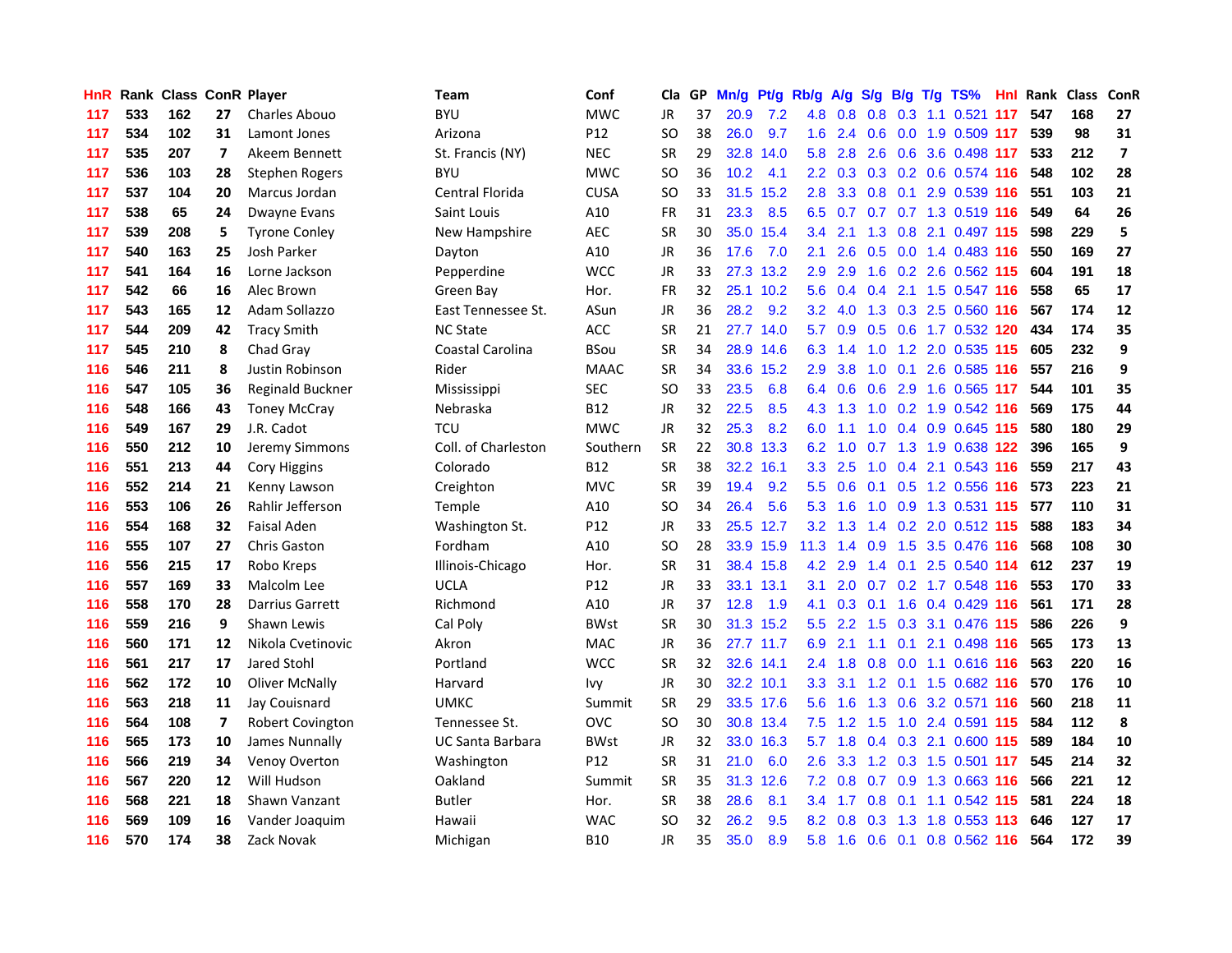| HnR | Rank | Class | ConR | Player | Team | Conf | Cla | GP | Mn/g | Pt/g | Rb/g | A/g | S/g | B/g | T/g | TS% | HnI | Rank | Class | ConR |
|---|---|---|---|---|---|---|---|---|---|---|---|---|---|---|---|---|---|---|---|---|
| 117 | 533 | 162 | 27 | Charles Abouo | BYU | MWC | JR | 37 | 20.9 | 7.2 | 4.8 | 0.8 | 0.8 | 0.3 | 1.1 | 0.521 | 117 | 547 | 168 | 27 |
| 117 | 534 | 102 | 31 | Lamont Jones | Arizona | P12 | SO | 38 | 26.0 | 9.7 | 1.6 | 2.4 | 0.6 | 0.0 | 1.9 | 0.509 | 117 | 539 | 98 | 31 |
| 117 | 535 | 207 | 7 | Akeem Bennett | St. Francis (NY) | NEC | SR | 29 | 32.8 | 14.0 | 5.8 | 2.8 | 2.6 | 0.6 | 3.6 | 0.498 | 117 | 533 | 212 | 7 |
| 117 | 536 | 103 | 28 | Stephen Rogers | BYU | MWC | SO | 36 | 10.2 | 4.1 | 2.2 | 0.3 | 0.3 | 0.2 | 0.6 | 0.574 | 116 | 548 | 102 | 28 |
| 117 | 537 | 104 | 20 | Marcus Jordan | Central Florida | CUSA | SO | 33 | 31.5 | 15.2 | 2.8 | 3.3 | 0.8 | 0.1 | 2.9 | 0.539 | 116 | 551 | 103 | 21 |
| 117 | 538 | 65 | 24 | Dwayne Evans | Saint Louis | A10 | FR | 31 | 23.3 | 8.5 | 6.5 | 0.7 | 0.7 | 0.7 | 1.3 | 0.519 | 116 | 549 | 64 | 26 |
| 117 | 539 | 208 | 5 | Tyrone Conley | New Hampshire | AEC | SR | 30 | 35.0 | 15.4 | 3.4 | 2.1 | 1.3 | 0.8 | 2.1 | 0.497 | 115 | 598 | 229 | 5 |
| 117 | 540 | 163 | 25 | Josh Parker | Dayton | A10 | JR | 36 | 17.6 | 7.0 | 2.1 | 2.6 | 0.5 | 0.0 | 1.4 | 0.483 | 116 | 550 | 169 | 27 |
| 117 | 541 | 164 | 16 | Lorne Jackson | Pepperdine | WCC | JR | 33 | 27.3 | 13.2 | 2.9 | 2.9 | 1.6 | 0.2 | 2.6 | 0.562 | 115 | 604 | 191 | 18 |
| 117 | 542 | 66 | 16 | Alec Brown | Green Bay | Hor. | FR | 32 | 25.1 | 10.2 | 5.6 | 0.4 | 0.4 | 2.1 | 1.5 | 0.547 | 116 | 558 | 65 | 17 |
| 117 | 543 | 165 | 12 | Adam Sollazzo | East Tennessee St. | ASun | JR | 36 | 28.2 | 9.2 | 3.2 | 4.0 | 1.3 | 0.3 | 2.5 | 0.560 | 116 | 567 | 174 | 12 |
| 117 | 544 | 209 | 42 | Tracy Smith | NC State | ACC | SR | 21 | 27.7 | 14.0 | 5.7 | 0.9 | 0.5 | 0.6 | 1.7 | 0.532 | 120 | 434 | 174 | 35 |
| 117 | 545 | 210 | 8 | Chad Gray | Coastal Carolina | BSou | SR | 34 | 28.9 | 14.6 | 6.3 | 1.4 | 1.0 | 1.2 | 2.0 | 0.535 | 115 | 605 | 232 | 9 |
| 116 | 546 | 211 | 8 | Justin Robinson | Rider | MAAC | SR | 34 | 33.6 | 15.2 | 2.9 | 3.8 | 1.0 | 0.1 | 2.6 | 0.585 | 116 | 557 | 216 | 9 |
| 116 | 547 | 105 | 36 | Reginald Buckner | Mississippi | SEC | SO | 33 | 23.5 | 6.8 | 6.4 | 0.6 | 0.6 | 2.9 | 1.6 | 0.565 | 117 | 544 | 101 | 35 |
| 116 | 548 | 166 | 43 | Toney McCray | Nebraska | B12 | JR | 32 | 22.5 | 8.5 | 4.3 | 1.3 | 1.0 | 0.2 | 1.9 | 0.542 | 116 | 569 | 175 | 44 |
| 116 | 549 | 167 | 29 | J.R. Cadot | TCU | MWC | JR | 32 | 25.3 | 8.2 | 6.0 | 1.1 | 1.0 | 0.4 | 0.9 | 0.645 | 115 | 580 | 180 | 29 |
| 116 | 550 | 212 | 10 | Jeremy Simmons | Coll. of Charleston | Southern | SR | 22 | 30.8 | 13.3 | 6.2 | 1.0 | 0.7 | 1.3 | 1.9 | 0.638 | 122 | 396 | 165 | 9 |
| 116 | 551 | 213 | 44 | Cory Higgins | Colorado | B12 | SR | 38 | 32.2 | 16.1 | 3.3 | 2.5 | 1.0 | 0.4 | 2.1 | 0.543 | 116 | 559 | 217 | 43 |
| 116 | 552 | 214 | 21 | Kenny Lawson | Creighton | MVC | SR | 39 | 19.4 | 9.2 | 5.5 | 0.6 | 0.1 | 1.6 | 1.2 | 0.556 | 116 | 573 | 223 | 21 |
| 116 | 553 | 106 | 26 | Rahlir Jefferson | Temple | A10 | SO | 34 | 26.4 | 5.6 | 5.3 | 1.6 | 1.0 | 0.9 | 1.3 | 0.531 | 115 | 577 | 110 | 31 |
| 116 | 554 | 168 | 32 | Faisal Aden | Washington St. | P12 | JR | 33 | 25.5 | 12.7 | 3.2 | 1.3 | 1.4 | 0.2 | 2.0 | 0.512 | 115 | 588 | 183 | 34 |
| 116 | 555 | 107 | 27 | Chris Gaston | Fordham | A10 | SO | 28 | 33.9 | 15.9 | 11.3 | 1.4 | 0.9 | 1.5 | 3.5 | 0.476 | 116 | 568 | 108 | 30 |
| 116 | 556 | 215 | 17 | Robo Kreps | Illinois-Chicago | Hor. | SR | 31 | 38.4 | 15.8 | 4.2 | 2.9 | 1.4 | 0.1 | 2.5 | 0.540 | 114 | 612 | 237 | 19 |
| 116 | 557 | 169 | 33 | Malcolm Lee | UCLA | P12 | JR | 33 | 33.1 | 13.1 | 3.1 | 2.0 | 0.7 | 0.2 | 1.7 | 0.548 | 116 | 553 | 170 | 33 |
| 116 | 558 | 170 | 28 | Darrius Garrett | Richmond | A10 | JR | 37 | 12.8 | 1.9 | 4.1 | 0.3 | 0.1 | 1.6 | 0.4 | 0.429 | 116 | 561 | 171 | 28 |
| 116 | 559 | 216 | 9 | Shawn Lewis | Cal Poly | BWst | SR | 30 | 31.3 | 15.2 | 5.5 | 2.2 | 1.5 | 0.3 | 3.1 | 0.476 | 115 | 586 | 226 | 9 |
| 116 | 560 | 171 | 12 | Nikola Cvetinovic | Akron | MAC | JR | 36 | 27.7 | 11.7 | 6.9 | 2.1 | 1.1 | 0.1 | 2.1 | 0.498 | 116 | 565 | 173 | 13 |
| 116 | 561 | 217 | 17 | Jared Stohl | Portland | WCC | SR | 32 | 32.6 | 14.1 | 2.4 | 1.8 | 0.8 | 0.0 | 1.1 | 0.616 | 116 | 563 | 220 | 16 |
| 116 | 562 | 172 | 10 | Oliver McNally | Harvard | Ivy | JR | 30 | 32.2 | 10.1 | 3.3 | 3.1 | 1.2 | 0.1 | 1.5 | 0.682 | 116 | 570 | 176 | 10 |
| 116 | 563 | 218 | 11 | Jay Couisnard | UMKC | Summit | SR | 29 | 33.5 | 17.6 | 5.6 | 1.6 | 1.3 | 0.6 | 3.2 | 0.571 | 116 | 560 | 218 | 11 |
| 116 | 564 | 108 | 7 | Robert Covington | Tennessee St. | OVC | SO | 30 | 30.8 | 13.4 | 7.5 | 1.2 | 1.5 | 1.0 | 2.4 | 0.591 | 115 | 584 | 112 | 8 |
| 116 | 565 | 173 | 10 | James Nunnally | UC Santa Barbara | BWst | JR | 32 | 33.0 | 16.3 | 5.7 | 1.8 | 0.4 | 0.3 | 2.1 | 0.600 | 115 | 589 | 184 | 10 |
| 116 | 566 | 219 | 34 | Venoy Overton | Washington | P12 | SR | 31 | 21.0 | 6.0 | 2.6 | 3.3 | 1.2 | 0.3 | 1.5 | 0.501 | 117 | 545 | 214 | 32 |
| 116 | 567 | 220 | 12 | Will Hudson | Oakland | Summit | SR | 35 | 31.3 | 12.6 | 7.2 | 0.8 | 0.7 | 0.9 | 1.3 | 0.663 | 116 | 566 | 221 | 12 |
| 116 | 568 | 221 | 18 | Shawn Vanzant | Butler | Hor. | SR | 38 | 28.6 | 8.1 | 3.4 | 1.7 | 0.8 | 0.1 | 1.1 | 0.542 | 115 | 581 | 224 | 18 |
| 116 | 569 | 109 | 16 | Vander Joaquim | Hawaii | WAC | SO | 32 | 26.2 | 9.5 | 8.2 | 0.8 | 0.3 | 1.3 | 1.8 | 0.553 | 113 | 646 | 127 | 17 |
| 116 | 570 | 174 | 38 | Zack Novak | Michigan | B10 | JR | 35 | 35.0 | 8.9 | 5.8 | 1.6 | 0.6 | 0.1 | 0.8 | 0.562 | 116 | 564 | 172 | 39 |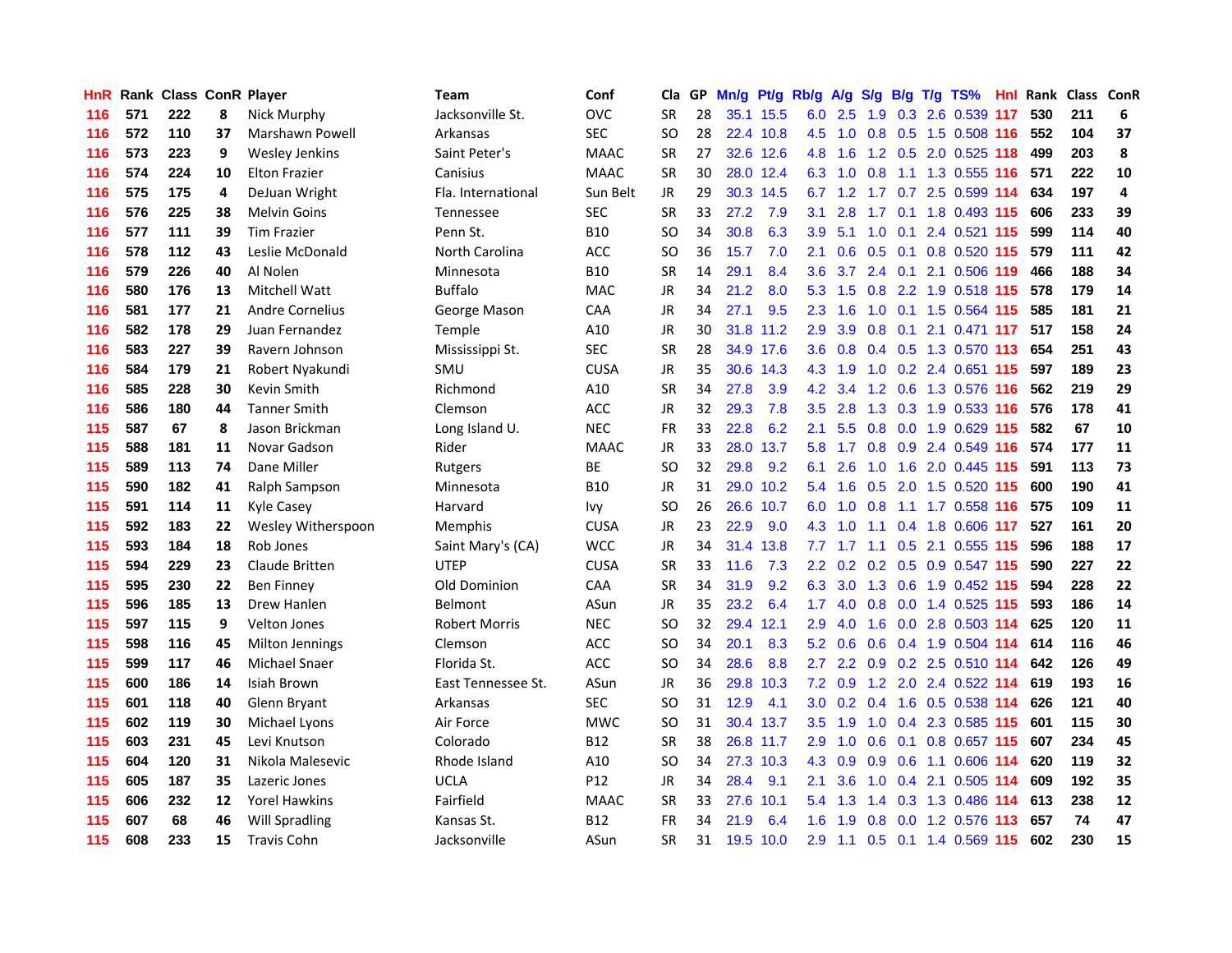| HnR | Rank | Class | ConR | Player | Team | Conf | Cla | GP | Mn/g | Pt/g | Rb/g | A/g | S/g | B/g | T/g | TS% | Hnl | Rank | Class | ConR |
|---|---|---|---|---|---|---|---|---|---|---|---|---|---|---|---|---|---|---|---|---|
| 116 | 571 | 222 | 8 | Nick Murphy | Jacksonville St. | OVC | SR | 28 | 35.1 | 15.5 | 6.0 | 2.5 | 1.9 | 0.3 | 2.6 | 0.539 | 117 | 530 | 211 | 6 |
| 116 | 572 | 110 | 37 | Marshawn Powell | Arkansas | SEC | SO | 28 | 22.4 | 10.8 | 4.5 | 1.0 | 0.8 | 0.5 | 1.5 | 0.508 | 116 | 552 | 104 | 37 |
| 116 | 573 | 223 | 9 | Wesley Jenkins | Saint Peter's | MAAC | SR | 27 | 32.6 | 12.6 | 4.8 | 1.6 | 1.2 | 0.5 | 2.0 | 0.525 | 118 | 499 | 203 | 8 |
| 116 | 574 | 224 | 10 | Elton Frazier | Canisius | MAAC | SR | 30 | 28.0 | 12.4 | 6.3 | 1.0 | 0.8 | 1.1 | 1.3 | 0.555 | 116 | 571 | 222 | 10 |
| 116 | 575 | 175 | 4 | DeJuan Wright | Fla. International | Sun Belt | JR | 29 | 30.3 | 14.5 | 6.7 | 1.2 | 1.7 | 0.7 | 2.5 | 0.599 | 114 | 634 | 197 | 4 |
| 116 | 576 | 225 | 38 | Melvin Goins | Tennessee | SEC | SR | 33 | 27.2 | 7.9 | 3.1 | 2.8 | 1.7 | 0.1 | 1.8 | 0.493 | 115 | 606 | 233 | 39 |
| 116 | 577 | 111 | 39 | Tim Frazier | Penn St. | B10 | SO | 34 | 30.8 | 6.3 | 3.9 | 5.1 | 1.0 | 0.1 | 2.4 | 0.521 | 115 | 599 | 114 | 40 |
| 116 | 578 | 112 | 43 | Leslie McDonald | North Carolina | ACC | SO | 36 | 15.7 | 7.0 | 2.1 | 0.6 | 0.5 | 0.1 | 0.8 | 0.520 | 115 | 579 | 111 | 42 |
| 116 | 579 | 226 | 40 | Al Nolen | Minnesota | B10 | SR | 14 | 29.1 | 8.4 | 3.6 | 3.7 | 2.4 | 0.1 | 2.1 | 0.506 | 119 | 466 | 188 | 34 |
| 116 | 580 | 176 | 13 | Mitchell Watt | Buffalo | MAC | JR | 34 | 21.2 | 8.0 | 5.3 | 1.5 | 0.8 | 2.2 | 1.9 | 0.518 | 115 | 578 | 179 | 14 |
| 116 | 581 | 177 | 21 | Andre Cornelius | George Mason | CAA | JR | 34 | 27.1 | 9.5 | 2.3 | 1.6 | 1.0 | 0.1 | 1.5 | 0.564 | 115 | 585 | 181 | 21 |
| 116 | 582 | 178 | 29 | Juan Fernandez | Temple | A10 | JR | 30 | 31.8 | 11.2 | 2.9 | 3.9 | 0.8 | 0.1 | 2.1 | 0.471 | 117 | 517 | 158 | 24 |
| 116 | 583 | 227 | 39 | Ravern Johnson | Mississippi St. | SEC | SR | 28 | 34.9 | 17.6 | 3.6 | 0.8 | 0.4 | 0.5 | 1.3 | 0.570 | 113 | 654 | 251 | 43 |
| 116 | 584 | 179 | 21 | Robert Nyakundi | SMU | CUSA | JR | 35 | 30.6 | 14.3 | 4.3 | 1.9 | 1.0 | 0.2 | 2.4 | 0.651 | 115 | 597 | 189 | 23 |
| 116 | 585 | 228 | 30 | Kevin Smith | Richmond | A10 | SR | 34 | 27.8 | 3.9 | 4.2 | 3.4 | 1.2 | 0.6 | 1.3 | 0.576 | 116 | 562 | 219 | 29 |
| 116 | 586 | 180 | 44 | Tanner Smith | Clemson | ACC | JR | 32 | 29.3 | 7.8 | 3.5 | 2.8 | 1.3 | 0.3 | 1.9 | 0.533 | 116 | 576 | 178 | 41 |
| 115 | 587 | 67 | 8 | Jason Brickman | Long Island U. | NEC | FR | 33 | 22.8 | 6.2 | 2.1 | 5.5 | 0.8 | 0.0 | 1.9 | 0.629 | 115 | 582 | 67 | 10 |
| 115 | 588 | 181 | 11 | Novar Gadson | Rider | MAAC | JR | 33 | 28.0 | 13.7 | 5.8 | 1.7 | 0.8 | 0.9 | 2.4 | 0.549 | 116 | 574 | 177 | 11 |
| 115 | 589 | 113 | 74 | Dane Miller | Rutgers | BE | SO | 32 | 29.8 | 9.2 | 6.1 | 2.6 | 1.0 | 1.6 | 2.0 | 0.445 | 115 | 591 | 113 | 73 |
| 115 | 590 | 182 | 41 | Ralph Sampson | Minnesota | B10 | JR | 31 | 29.0 | 10.2 | 5.4 | 1.6 | 0.5 | 2.0 | 1.5 | 0.520 | 115 | 600 | 190 | 41 |
| 115 | 591 | 114 | 11 | Kyle Casey | Harvard | Ivy | SO | 26 | 26.6 | 10.7 | 6.0 | 1.0 | 0.8 | 1.1 | 1.7 | 0.558 | 116 | 575 | 109 | 11 |
| 115 | 592 | 183 | 22 | Wesley Witherspoon | Memphis | CUSA | JR | 23 | 22.9 | 9.0 | 4.3 | 1.0 | 1.1 | 0.4 | 1.8 | 0.606 | 117 | 527 | 161 | 20 |
| 115 | 593 | 184 | 18 | Rob Jones | Saint Mary's (CA) | WCC | JR | 34 | 31.4 | 13.8 | 7.7 | 1.7 | 1.1 | 0.5 | 2.1 | 0.555 | 115 | 596 | 188 | 17 |
| 115 | 594 | 229 | 23 | Claude Britten | UTEP | CUSA | SR | 33 | 11.6 | 7.3 | 2.2 | 0.2 | 0.2 | 0.5 | 0.9 | 0.547 | 115 | 590 | 227 | 22 |
| 115 | 595 | 230 | 22 | Ben Finney | Old Dominion | CAA | SR | 34 | 31.9 | 9.2 | 6.3 | 3.0 | 1.3 | 0.6 | 1.9 | 0.452 | 115 | 594 | 228 | 22 |
| 115 | 596 | 185 | 13 | Drew Hanlen | Belmont | ASun | JR | 35 | 23.2 | 6.4 | 1.7 | 4.0 | 0.8 | 0.0 | 1.4 | 0.525 | 115 | 593 | 186 | 14 |
| 115 | 597 | 115 | 9 | Velton Jones | Robert Morris | NEC | SO | 32 | 29.4 | 12.1 | 2.9 | 4.0 | 1.6 | 0.0 | 2.8 | 0.503 | 114 | 625 | 120 | 11 |
| 115 | 598 | 116 | 45 | Milton Jennings | Clemson | ACC | SO | 34 | 20.1 | 8.3 | 5.2 | 0.6 | 0.6 | 0.4 | 1.9 | 0.504 | 114 | 614 | 116 | 46 |
| 115 | 599 | 117 | 46 | Michael Snaer | Florida St. | ACC | SO | 34 | 28.6 | 8.8 | 2.7 | 2.2 | 0.9 | 0.2 | 2.5 | 0.510 | 114 | 642 | 126 | 49 |
| 115 | 600 | 186 | 14 | Isiah Brown | East Tennessee St. | ASun | JR | 36 | 29.8 | 10.3 | 7.2 | 0.9 | 1.2 | 2.0 | 2.4 | 0.522 | 114 | 619 | 193 | 16 |
| 115 | 601 | 118 | 40 | Glenn Bryant | Arkansas | SEC | SO | 31 | 12.9 | 4.1 | 3.0 | 0.2 | 0.4 | 1.6 | 0.5 | 0.538 | 114 | 626 | 121 | 40 |
| 115 | 602 | 119 | 30 | Michael Lyons | Air Force | MWC | SO | 31 | 30.4 | 13.7 | 3.5 | 1.9 | 1.0 | 0.4 | 2.3 | 0.585 | 115 | 601 | 115 | 30 |
| 115 | 603 | 231 | 45 | Levi Knutson | Colorado | B12 | SR | 38 | 26.8 | 11.7 | 2.9 | 1.0 | 0.6 | 0.1 | 0.8 | 0.657 | 115 | 607 | 234 | 45 |
| 115 | 604 | 120 | 31 | Nikola Malesevic | Rhode Island | A10 | SO | 34 | 27.3 | 10.3 | 4.3 | 0.9 | 0.9 | 0.6 | 1.1 | 0.606 | 114 | 620 | 119 | 32 |
| 115 | 605 | 187 | 35 | Lazeric Jones | UCLA | P12 | JR | 34 | 28.4 | 9.1 | 2.1 | 3.6 | 1.0 | 0.4 | 2.1 | 0.505 | 114 | 609 | 192 | 35 |
| 115 | 606 | 232 | 12 | Yorel Hawkins | Fairfield | MAAC | SR | 33 | 27.6 | 10.1 | 5.4 | 1.3 | 1.4 | 0.3 | 1.3 | 0.486 | 114 | 613 | 238 | 12 |
| 115 | 607 | 68 | 46 | Will Spradling | Kansas St. | B12 | FR | 34 | 21.9 | 6.4 | 1.6 | 1.9 | 0.8 | 0.0 | 1.2 | 0.576 | 113 | 657 | 74 | 47 |
| 115 | 608 | 233 | 15 | Travis Cohn | Jacksonville | ASun | SR | 31 | 19.5 | 10.0 | 2.9 | 1.1 | 0.5 | 0.1 | 1.4 | 0.569 | 115 | 602 | 230 | 15 |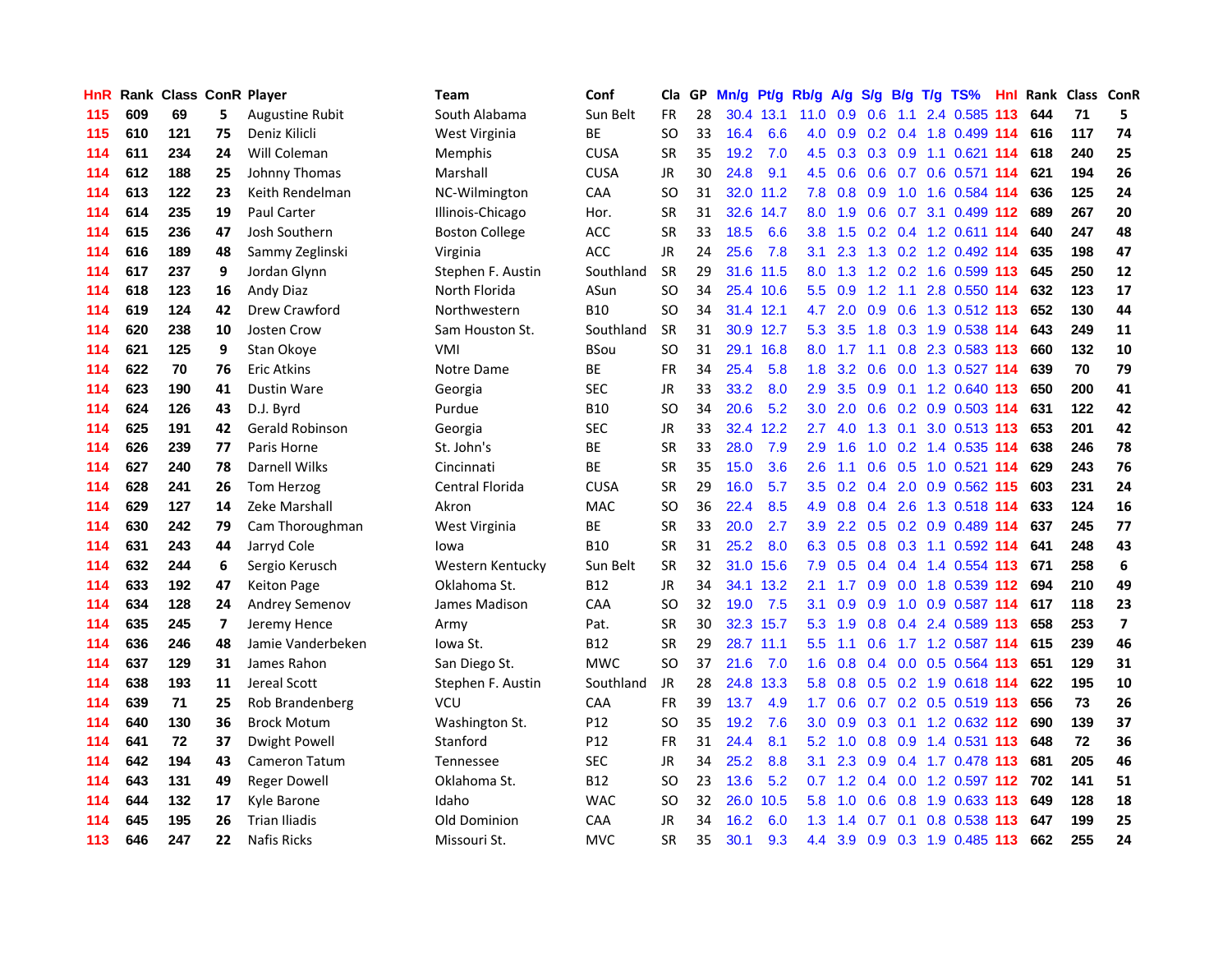| HnR | Rank | Class | ConR | Player | Team | Conf | Cla | GP | Mn/g | Pt/g | Rb/g | A/g | S/g | B/g | T/g | TS% | HnI | Rank | Class | ConR |
|---|---|---|---|---|---|---|---|---|---|---|---|---|---|---|---|---|---|---|---|---|
| 115 | 609 | 69 | 5 | Augustine Rubit | South Alabama | Sun Belt | FR | 28 | 30.4 | 13.1 | 11.0 | 0.9 | 0.6 | 1.1 | 2.4 | 0.585 | 113 | 644 | 71 | 5 |
| 115 | 610 | 121 | 75 | Deniz Kilicli | West Virginia | BE | SO | 33 | 16.4 | 6.6 | 4.0 | 0.9 | 0.2 | 0.4 | 1.8 | 0.499 | 114 | 616 | 117 | 74 |
| 114 | 611 | 234 | 24 | Will Coleman | Memphis | CUSA | SR | 35 | 19.2 | 7.0 | 4.5 | 0.3 | 0.3 | 0.9 | 1.1 | 0.621 | 114 | 618 | 240 | 25 |
| 114 | 612 | 188 | 25 | Johnny Thomas | Marshall | CUSA | JR | 30 | 24.8 | 9.1 | 4.5 | 0.6 | 0.6 | 0.7 | 0.6 | 0.571 | 114 | 621 | 194 | 26 |
| 114 | 613 | 122 | 23 | Keith Rendelman | NC-Wilmington | CAA | SO | 31 | 32.0 | 11.2 | 7.8 | 0.8 | 0.9 | 1.0 | 1.6 | 0.584 | 114 | 636 | 125 | 24 |
| 114 | 614 | 235 | 19 | Paul Carter | Illinois-Chicago | Hor. | SR | 31 | 32.6 | 14.7 | 8.0 | 1.9 | 0.6 | 0.7 | 3.1 | 0.499 | 112 | 689 | 267 | 20 |
| 114 | 615 | 236 | 47 | Josh Southern | Boston College | ACC | SR | 33 | 18.5 | 6.6 | 3.8 | 1.5 | 0.2 | 0.4 | 1.2 | 0.611 | 114 | 640 | 247 | 48 |
| 114 | 616 | 189 | 48 | Sammy Zeglinski | Virginia | ACC | JR | 24 | 25.6 | 7.8 | 3.1 | 2.3 | 1.3 | 0.2 | 1.2 | 0.492 | 114 | 635 | 198 | 47 |
| 114 | 617 | 237 | 9 | Jordan Glynn | Stephen F. Austin | Southland | SR | 29 | 31.6 | 11.5 | 8.0 | 1.3 | 1.2 | 0.2 | 1.6 | 0.599 | 113 | 645 | 250 | 12 |
| 114 | 618 | 123 | 16 | Andy Diaz | North Florida | ASun | SO | 34 | 25.4 | 10.6 | 5.5 | 0.9 | 1.2 | 1.1 | 2.8 | 0.550 | 114 | 632 | 123 | 17 |
| 114 | 619 | 124 | 42 | Drew Crawford | Northwestern | B10 | SO | 34 | 31.4 | 12.1 | 4.7 | 2.0 | 0.9 | 0.6 | 1.3 | 0.512 | 113 | 652 | 130 | 44 |
| 114 | 620 | 238 | 10 | Josten Crow | Sam Houston St. | Southland | SR | 31 | 30.9 | 12.7 | 5.3 | 3.5 | 1.8 | 0.3 | 1.9 | 0.538 | 114 | 643 | 249 | 11 |
| 114 | 621 | 125 | 9 | Stan Okoye | VMI | BSou | SO | 31 | 29.1 | 16.8 | 8.0 | 1.7 | 1.1 | 0.8 | 2.3 | 0.583 | 113 | 660 | 132 | 10 |
| 114 | 622 | 70 | 76 | Eric Atkins | Notre Dame | BE | FR | 34 | 25.4 | 5.8 | 1.8 | 3.2 | 0.6 | 0.0 | 1.3 | 0.527 | 114 | 639 | 70 | 79 |
| 114 | 623 | 190 | 41 | Dustin Ware | Georgia | SEC | JR | 33 | 33.2 | 8.0 | 2.9 | 3.5 | 0.9 | 0.1 | 1.2 | 0.640 | 113 | 650 | 200 | 41 |
| 114 | 624 | 126 | 43 | D.J. Byrd | Purdue | B10 | SO | 34 | 20.6 | 5.2 | 3.0 | 2.0 | 0.6 | 0.2 | 0.9 | 0.503 | 114 | 631 | 122 | 42 |
| 114 | 625 | 191 | 42 | Gerald Robinson | Georgia | SEC | JR | 33 | 32.4 | 12.2 | 2.7 | 4.0 | 1.3 | 0.1 | 3.0 | 0.513 | 113 | 653 | 201 | 42 |
| 114 | 626 | 239 | 77 | Paris Horne | St. John's | BE | SR | 33 | 28.0 | 7.9 | 2.9 | 1.6 | 1.0 | 0.2 | 1.4 | 0.535 | 114 | 638 | 246 | 78 |
| 114 | 627 | 240 | 78 | Darnell Wilks | Cincinnati | BE | SR | 35 | 15.0 | 3.6 | 2.6 | 1.1 | 0.6 | 0.5 | 1.0 | 0.521 | 114 | 629 | 243 | 76 |
| 114 | 628 | 241 | 26 | Tom Herzog | Central Florida | CUSA | SR | 29 | 16.0 | 5.7 | 3.5 | 0.2 | 0.4 | 2.0 | 0.9 | 0.562 | 115 | 603 | 231 | 24 |
| 114 | 629 | 127 | 14 | Zeke Marshall | Akron | MAC | SO | 36 | 22.4 | 8.5 | 4.9 | 0.8 | 0.4 | 2.6 | 1.3 | 0.518 | 114 | 633 | 124 | 16 |
| 114 | 630 | 242 | 79 | Cam Thoroughman | West Virginia | BE | SR | 33 | 20.0 | 2.7 | 3.9 | 2.2 | 0.5 | 0.2 | 0.9 | 0.489 | 114 | 637 | 245 | 77 |
| 114 | 631 | 243 | 44 | Jarryd Cole | Iowa | B10 | SR | 31 | 25.2 | 8.0 | 6.3 | 0.5 | 0.8 | 0.3 | 1.1 | 0.592 | 114 | 641 | 248 | 43 |
| 114 | 632 | 244 | 6 | Sergio Kerusch | Western Kentucky | Sun Belt | SR | 32 | 31.0 | 15.6 | 7.9 | 0.5 | 0.4 | 0.4 | 1.4 | 0.554 | 113 | 671 | 258 | 6 |
| 114 | 633 | 192 | 47 | Keiton Page | Oklahoma St. | B12 | JR | 34 | 34.1 | 13.2 | 2.1 | 1.7 | 0.9 | 0.0 | 1.8 | 0.539 | 112 | 694 | 210 | 49 |
| 114 | 634 | 128 | 24 | Andrey Semenov | James Madison | CAA | SO | 32 | 19.0 | 7.5 | 3.1 | 0.9 | 0.9 | 1.0 | 0.9 | 0.587 | 114 | 617 | 118 | 23 |
| 114 | 635 | 245 | 7 | Jeremy Hence | Army | Pat. | SR | 30 | 32.3 | 15.7 | 5.3 | 1.9 | 0.8 | 0.4 | 2.4 | 0.589 | 113 | 658 | 253 | 7 |
| 114 | 636 | 246 | 48 | Jamie Vanderbeken | Iowa St. | B12 | SR | 29 | 28.7 | 11.1 | 5.5 | 1.1 | 0.6 | 1.7 | 1.2 | 0.587 | 114 | 615 | 239 | 46 |
| 114 | 637 | 129 | 31 | James Rahon | San Diego St. | MWC | SO | 37 | 21.6 | 7.0 | 1.6 | 0.8 | 0.4 | 0.0 | 0.5 | 0.564 | 113 | 651 | 129 | 31 |
| 114 | 638 | 193 | 11 | Jereal Scott | Stephen F. Austin | Southland | JR | 28 | 24.8 | 13.3 | 5.8 | 0.8 | 0.5 | 0.2 | 1.9 | 0.618 | 114 | 622 | 195 | 10 |
| 114 | 639 | 71 | 25 | Rob Brandenberg | VCU | CAA | FR | 39 | 13.7 | 4.9 | 1.7 | 0.6 | 0.7 | 0.2 | 0.5 | 0.519 | 113 | 656 | 73 | 26 |
| 114 | 640 | 130 | 36 | Brock Motum | Washington St. | P12 | SO | 35 | 19.2 | 7.6 | 3.0 | 0.9 | 0.3 | 0.1 | 1.2 | 0.632 | 112 | 690 | 139 | 37 |
| 114 | 641 | 72 | 37 | Dwight Powell | Stanford | P12 | FR | 31 | 24.4 | 8.1 | 5.2 | 1.0 | 0.8 | 0.9 | 1.4 | 0.531 | 113 | 648 | 72 | 36 |
| 114 | 642 | 194 | 43 | Cameron Tatum | Tennessee | SEC | JR | 34 | 25.2 | 8.8 | 3.1 | 2.3 | 0.9 | 0.4 | 1.7 | 0.478 | 113 | 681 | 205 | 46 |
| 114 | 643 | 131 | 49 | Reger Dowell | Oklahoma St. | B12 | SO | 23 | 13.6 | 5.2 | 0.7 | 1.2 | 0.4 | 0.0 | 1.2 | 0.597 | 112 | 702 | 141 | 51 |
| 114 | 644 | 132 | 17 | Kyle Barone | Idaho | WAC | SO | 32 | 26.0 | 10.5 | 5.8 | 1.0 | 0.6 | 0.8 | 1.9 | 0.633 | 113 | 649 | 128 | 18 |
| 114 | 645 | 195 | 26 | Trian Iliadis | Old Dominion | CAA | JR | 34 | 16.2 | 6.0 | 1.3 | 1.4 | 0.7 | 0.1 | 0.8 | 0.538 | 113 | 647 | 199 | 25 |
| 113 | 646 | 247 | 22 | Nafis Ricks | Missouri St. | MVC | SR | 35 | 30.1 | 9.3 | 4.4 | 3.9 | 0.9 | 0.3 | 1.9 | 0.485 | 113 | 662 | 255 | 24 |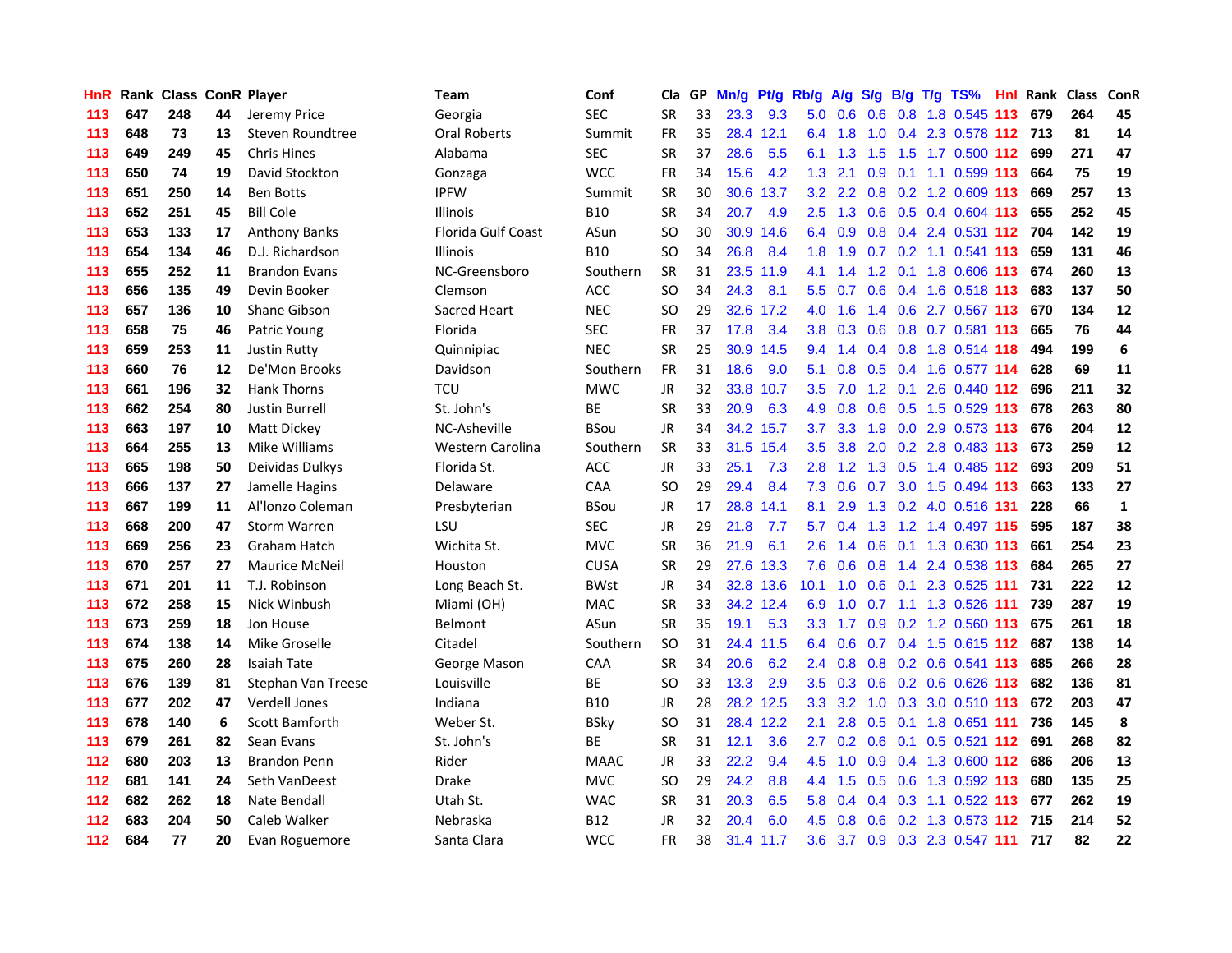| HnR | Rank | Class | ConR | Player | Team | Conf | Cla | GP | Mn/g | Pt/g | Rb/g | A/g | S/g | B/g | T/g | TS% | HnI | Rank | Class | ConR |
|---|---|---|---|---|---|---|---|---|---|---|---|---|---|---|---|---|---|---|---|---|
| 113 | 647 | 248 | 44 | Jeremy Price | Georgia | SEC | SR | 33 | 23.3 | 9.3 | 5.0 | 0.6 | 0.6 | 0.8 | 1.8 | 0.545 | 113 | 679 | 264 | 45 |
| 113 | 648 | 73 | 13 | Steven Roundtree | Oral Roberts | Summit | FR | 35 | 28.4 | 12.1 | 6.4 | 1.8 | 1.0 | 0.4 | 2.3 | 0.578 | 112 | 713 | 81 | 14 |
| 113 | 649 | 249 | 45 | Chris Hines | Alabama | SEC | SR | 37 | 28.6 | 5.5 | 6.1 | 1.3 | 1.5 | 1.5 | 1.7 | 0.500 | 112 | 699 | 271 | 47 |
| 113 | 650 | 74 | 19 | David Stockton | Gonzaga | WCC | FR | 34 | 15.6 | 4.2 | 1.3 | 2.1 | 0.9 | 0.1 | 1.1 | 0.599 | 113 | 664 | 75 | 19 |
| 113 | 651 | 250 | 14 | Ben Botts | IPFW | Summit | SR | 30 | 30.6 | 13.7 | 3.2 | 2.2 | 0.8 | 0.2 | 1.2 | 0.609 | 113 | 669 | 257 | 13 |
| 113 | 652 | 251 | 45 | Bill Cole | Illinois | B10 | SR | 34 | 20.7 | 4.9 | 2.5 | 1.3 | 0.6 | 0.5 | 0.4 | 0.604 | 113 | 655 | 252 | 45 |
| 113 | 653 | 133 | 17 | Anthony Banks | Florida Gulf Coast | ASun | SO | 30 | 30.9 | 14.6 | 6.4 | 0.9 | 0.8 | 0.4 | 2.4 | 0.531 | 112 | 704 | 142 | 19 |
| 113 | 654 | 134 | 46 | D.J. Richardson | Illinois | B10 | SO | 34 | 26.8 | 8.4 | 1.8 | 1.9 | 0.7 | 0.2 | 1.1 | 0.541 | 113 | 659 | 131 | 46 |
| 113 | 655 | 252 | 11 | Brandon Evans | NC-Greensboro | Southern | SR | 31 | 23.5 | 11.9 | 4.1 | 1.4 | 1.2 | 0.1 | 1.8 | 0.606 | 113 | 674 | 260 | 13 |
| 113 | 656 | 135 | 49 | Devin Booker | Clemson | ACC | SO | 34 | 24.3 | 8.1 | 5.5 | 0.7 | 0.6 | 0.4 | 1.6 | 0.518 | 113 | 683 | 137 | 50 |
| 113 | 657 | 136 | 10 | Shane Gibson | Sacred Heart | NEC | SO | 29 | 32.6 | 17.2 | 4.0 | 1.6 | 1.4 | 0.6 | 2.7 | 0.567 | 113 | 670 | 134 | 12 |
| 113 | 658 | 75 | 46 | Patric Young | Florida | SEC | FR | 37 | 17.8 | 3.4 | 3.8 | 0.3 | 0.6 | 0.8 | 0.7 | 0.581 | 113 | 665 | 76 | 44 |
| 113 | 659 | 253 | 11 | Justin Rutty | Quinnipiac | NEC | SR | 25 | 30.9 | 14.5 | 9.4 | 1.4 | 0.4 | 0.8 | 1.8 | 0.514 | 118 | 494 | 199 | 6 |
| 113 | 660 | 76 | 12 | De'Mon Brooks | Davidson | Southern | FR | 31 | 18.6 | 9.0 | 5.1 | 0.8 | 0.5 | 0.4 | 1.6 | 0.577 | 114 | 628 | 69 | 11 |
| 113 | 661 | 196 | 32 | Hank Thorns | TCU | MWC | JR | 32 | 33.8 | 10.7 | 3.5 | 7.0 | 1.2 | 0.1 | 2.6 | 0.440 | 112 | 696 | 211 | 32 |
| 113 | 662 | 254 | 80 | Justin Burrell | St. John's | BE | SR | 33 | 20.9 | 6.3 | 4.9 | 0.8 | 0.6 | 0.5 | 1.5 | 0.529 | 113 | 678 | 263 | 80 |
| 113 | 663 | 197 | 10 | Matt Dickey | NC-Asheville | BSou | JR | 34 | 34.2 | 15.7 | 3.7 | 3.3 | 1.9 | 0.0 | 2.9 | 0.573 | 113 | 676 | 204 | 12 |
| 113 | 664 | 255 | 13 | Mike Williams | Western Carolina | Southern | SR | 33 | 31.5 | 15.4 | 3.5 | 3.8 | 2.0 | 0.2 | 2.8 | 0.483 | 113 | 673 | 259 | 12 |
| 113 | 665 | 198 | 50 | Deividas Dulkys | Florida St. | ACC | JR | 33 | 25.1 | 7.3 | 2.8 | 1.2 | 1.3 | 0.5 | 1.4 | 0.485 | 112 | 693 | 209 | 51 |
| 113 | 666 | 137 | 27 | Jamelle Hagins | Delaware | CAA | SO | 29 | 29.4 | 8.4 | 7.3 | 0.6 | 0.7 | 3.0 | 1.5 | 0.494 | 113 | 663 | 133 | 27 |
| 113 | 667 | 199 | 11 | Al'lonzo Coleman | Presbyterian | BSou | JR | 17 | 28.8 | 14.1 | 8.1 | 2.9 | 1.3 | 0.2 | 4.0 | 0.516 | 131 | 228 | 66 | 1 |
| 113 | 668 | 200 | 47 | Storm Warren | LSU | SEC | JR | 29 | 21.8 | 7.7 | 5.7 | 0.4 | 1.3 | 1.2 | 1.4 | 0.497 | 115 | 595 | 187 | 38 |
| 113 | 669 | 256 | 23 | Graham Hatch | Wichita St. | MVC | SR | 36 | 21.9 | 6.1 | 2.6 | 1.4 | 0.6 | 0.1 | 1.3 | 0.630 | 113 | 661 | 254 | 23 |
| 113 | 670 | 257 | 27 | Maurice McNeil | Houston | CUSA | SR | 29 | 27.6 | 13.3 | 7.6 | 0.6 | 0.8 | 1.4 | 2.4 | 0.538 | 113 | 684 | 265 | 27 |
| 113 | 671 | 201 | 11 | T.J. Robinson | Long Beach St. | BWst | JR | 34 | 32.8 | 13.6 | 10.1 | 1.0 | 0.6 | 0.1 | 2.3 | 0.525 | 111 | 731 | 222 | 12 |
| 113 | 672 | 258 | 15 | Nick Winbush | Miami (OH) | MAC | SR | 33 | 34.2 | 12.4 | 6.9 | 1.0 | 0.7 | 1.1 | 1.3 | 0.526 | 111 | 739 | 287 | 19 |
| 113 | 673 | 259 | 18 | Jon House | Belmont | ASun | SR | 35 | 19.1 | 5.3 | 3.3 | 1.7 | 0.9 | 0.2 | 1.2 | 0.560 | 113 | 675 | 261 | 18 |
| 113 | 674 | 138 | 14 | Mike Groselle | Citadel | Southern | SO | 31 | 24.4 | 11.5 | 6.4 | 0.6 | 0.7 | 0.4 | 1.5 | 0.615 | 112 | 687 | 138 | 14 |
| 113 | 675 | 260 | 28 | Isaiah Tate | George Mason | CAA | SR | 34 | 20.6 | 6.2 | 2.4 | 0.8 | 0.8 | 0.2 | 0.6 | 0.541 | 113 | 685 | 266 | 28 |
| 113 | 676 | 139 | 81 | Stephan Van Treese | Louisville | BE | SO | 33 | 13.3 | 2.9 | 3.5 | 0.3 | 0.6 | 0.2 | 0.6 | 0.626 | 113 | 682 | 136 | 81 |
| 113 | 677 | 202 | 47 | Verdell Jones | Indiana | B10 | JR | 28 | 28.2 | 12.5 | 3.3 | 3.2 | 1.0 | 0.3 | 3.0 | 0.510 | 113 | 672 | 203 | 47 |
| 113 | 678 | 140 | 6 | Scott Bamforth | Weber St. | BSky | SO | 31 | 28.4 | 12.2 | 2.1 | 2.8 | 0.5 | 0.1 | 1.8 | 0.651 | 111 | 736 | 145 | 8 |
| 113 | 679 | 261 | 82 | Sean Evans | St. John's | BE | SR | 31 | 12.1 | 3.6 | 2.7 | 0.2 | 0.6 | 0.1 | 0.5 | 0.521 | 112 | 691 | 268 | 82 |
| 112 | 680 | 203 | 13 | Brandon Penn | Rider | MAAC | JR | 33 | 22.2 | 9.4 | 4.5 | 1.0 | 0.9 | 0.4 | 1.3 | 0.600 | 112 | 686 | 206 | 13 |
| 112 | 681 | 141 | 24 | Seth VanDeest | Drake | MVC | SO | 29 | 24.2 | 8.8 | 4.4 | 1.5 | 0.5 | 0.6 | 1.3 | 0.592 | 113 | 680 | 135 | 25 |
| 112 | 682 | 262 | 18 | Nate Bendall | Utah St. | WAC | SR | 31 | 20.3 | 6.5 | 5.8 | 0.4 | 0.4 | 0.3 | 1.1 | 0.522 | 113 | 677 | 262 | 19 |
| 112 | 683 | 204 | 50 | Caleb Walker | Nebraska | B12 | JR | 32 | 20.4 | 6.0 | 4.5 | 0.8 | 0.6 | 0.2 | 1.3 | 0.573 | 112 | 715 | 214 | 52 |
| 112 | 684 | 77 | 20 | Evan Roguemore | Santa Clara | WCC | FR | 38 | 31.4 | 11.7 | 3.6 | 3.7 | 0.9 | 0.3 | 2.3 | 0.547 | 111 | 717 | 82 | 22 |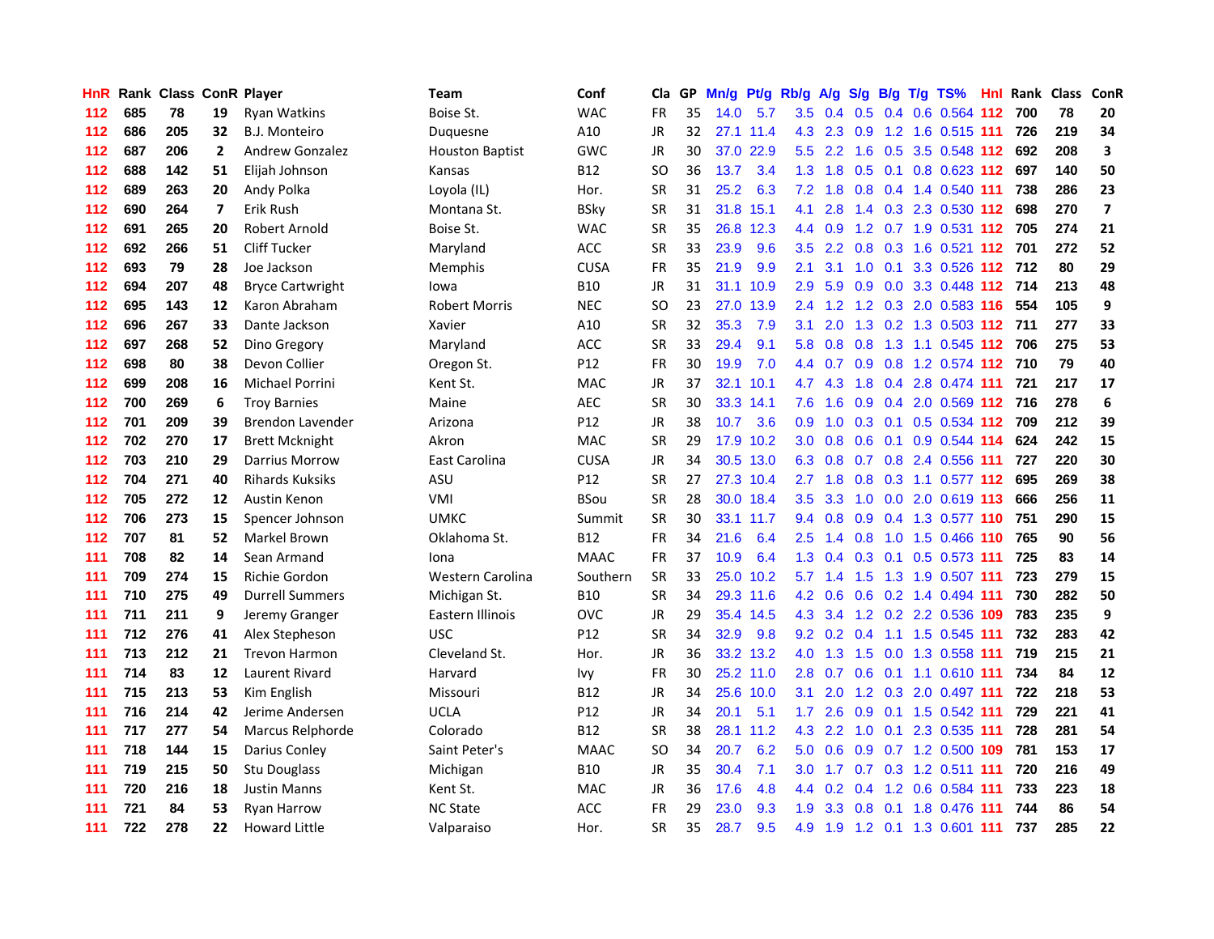| HnR | Rank | Class | ConR | Player | Team | Conf | Cla | GP | Mn/g | Pt/g | Rb/g | A/g | S/g | B/g | T/g | TS% | HnI | Rank | Class | ConR |
|---|---|---|---|---|---|---|---|---|---|---|---|---|---|---|---|---|---|---|---|---|
| 112 | 685 | 78 | 19 | Ryan Watkins | Boise St. | WAC | FR | 35 | 14.0 | 5.7 | 3.5 | 0.4 | 0.5 | 0.4 | 0.6 | 0.564 | 112 | 700 | 78 | 20 |
| 112 | 686 | 205 | 32 | B.J. Monteiro | Duquesne | A10 | JR | 32 | 27.1 | 11.4 | 4.3 | 2.3 | 0.9 | 1.2 | 1.6 | 0.515 | 111 | 726 | 219 | 34 |
| 112 | 687 | 206 | 2 | Andrew Gonzalez | Houston Baptist | GWC | JR | 30 | 37.0 | 22.9 | 5.5 | 2.2 | 1.6 | 0.5 | 3.5 | 0.548 | 112 | 692 | 208 | 3 |
| 112 | 688 | 142 | 51 | Elijah Johnson | Kansas | B12 | SO | 36 | 13.7 | 3.4 | 1.3 | 1.8 | 0.5 | 0.1 | 0.8 | 0.623 | 112 | 697 | 140 | 50 |
| 112 | 689 | 263 | 20 | Andy Polka | Loyola (IL) | Hor. | SR | 31 | 25.2 | 6.3 | 7.2 | 1.8 | 0.8 | 0.4 | 1.4 | 0.540 | 111 | 738 | 286 | 23 |
| 112 | 690 | 264 | 7 | Erik Rush | Montana St. | BSky | SR | 31 | 31.8 | 15.1 | 4.1 | 2.8 | 1.4 | 0.3 | 2.3 | 0.530 | 112 | 698 | 270 | 7 |
| 112 | 691 | 265 | 20 | Robert Arnold | Boise St. | WAC | SR | 35 | 26.8 | 12.3 | 4.4 | 0.9 | 1.2 | 0.7 | 1.9 | 0.531 | 112 | 705 | 274 | 21 |
| 112 | 692 | 266 | 51 | Cliff Tucker | Maryland | ACC | SR | 33 | 23.9 | 9.6 | 3.5 | 2.2 | 0.8 | 0.3 | 1.6 | 0.521 | 112 | 701 | 272 | 52 |
| 112 | 693 | 79 | 28 | Joe Jackson | Memphis | CUSA | FR | 35 | 21.9 | 9.9 | 2.1 | 3.1 | 1.0 | 0.1 | 3.3 | 0.526 | 112 | 712 | 80 | 29 |
| 112 | 694 | 207 | 48 | Bryce Cartwright | Iowa | B10 | JR | 31 | 31.1 | 10.9 | 2.9 | 5.9 | 0.9 | 0.0 | 3.3 | 0.448 | 112 | 714 | 213 | 48 |
| 112 | 695 | 143 | 12 | Karon Abraham | Robert Morris | NEC | SO | 23 | 27.0 | 13.9 | 2.4 | 1.2 | 1.2 | 0.3 | 2.0 | 0.583 | 116 | 554 | 105 | 9 |
| 112 | 696 | 267 | 33 | Dante Jackson | Xavier | A10 | SR | 32 | 35.3 | 7.9 | 3.1 | 2.0 | 1.3 | 0.2 | 1.3 | 0.503 | 112 | 711 | 277 | 33 |
| 112 | 697 | 268 | 52 | Dino Gregory | Maryland | ACC | SR | 33 | 29.4 | 9.1 | 5.8 | 0.8 | 0.8 | 1.3 | 1.1 | 0.545 | 112 | 706 | 275 | 53 |
| 112 | 698 | 80 | 38 | Devon Collier | Oregon St. | P12 | FR | 30 | 19.9 | 7.0 | 4.4 | 0.7 | 0.9 | 0.8 | 1.2 | 0.574 | 112 | 710 | 79 | 40 |
| 112 | 699 | 208 | 16 | Michael Porrini | Kent St. | MAC | JR | 37 | 32.1 | 10.1 | 4.7 | 4.3 | 1.8 | 0.4 | 2.8 | 0.474 | 111 | 721 | 217 | 17 |
| 112 | 700 | 269 | 6 | Troy Barnies | Maine | AEC | SR | 30 | 33.3 | 14.1 | 7.6 | 1.6 | 0.9 | 0.4 | 2.0 | 0.569 | 112 | 716 | 278 | 6 |
| 112 | 701 | 209 | 39 | Brendon Lavender | Arizona | P12 | JR | 38 | 10.7 | 3.6 | 0.9 | 1.0 | 0.3 | 0.1 | 0.5 | 0.534 | 112 | 709 | 212 | 39 |
| 112 | 702 | 270 | 17 | Brett Mcknight | Akron | MAC | SR | 29 | 17.9 | 10.2 | 3.0 | 0.8 | 0.6 | 0.1 | 0.9 | 0.544 | 114 | 624 | 242 | 15 |
| 112 | 703 | 210 | 29 | Darrius Morrow | East Carolina | CUSA | JR | 34 | 30.5 | 13.0 | 6.3 | 0.8 | 0.7 | 0.8 | 2.4 | 0.556 | 111 | 727 | 220 | 30 |
| 112 | 704 | 271 | 40 | Rihards Kuksiks | ASU | P12 | SR | 27 | 27.3 | 10.4 | 2.7 | 1.8 | 0.8 | 0.3 | 1.1 | 0.577 | 112 | 695 | 269 | 38 |
| 112 | 705 | 272 | 12 | Austin Kenon | VMI | BSou | SR | 28 | 30.0 | 18.4 | 3.5 | 3.3 | 1.0 | 0.0 | 2.0 | 0.619 | 113 | 666 | 256 | 11 |
| 112 | 706 | 273 | 15 | Spencer Johnson | UMKC | Summit | SR | 30 | 33.1 | 11.7 | 9.4 | 0.8 | 0.9 | 0.4 | 1.3 | 0.577 | 110 | 751 | 290 | 15 |
| 112 | 707 | 81 | 52 | Markel Brown | Oklahoma St. | B12 | FR | 34 | 21.6 | 6.4 | 2.5 | 1.4 | 0.8 | 1.0 | 1.5 | 0.466 | 110 | 765 | 90 | 56 |
| 111 | 708 | 82 | 14 | Sean Armand | Iona | MAAC | FR | 37 | 10.9 | 6.4 | 1.3 | 0.4 | 0.3 | 0.1 | 0.5 | 0.573 | 111 | 725 | 83 | 14 |
| 111 | 709 | 274 | 15 | Richie Gordon | Western Carolina | Southern | SR | 33 | 25.0 | 10.2 | 5.7 | 1.4 | 1.5 | 1.3 | 1.9 | 0.507 | 111 | 723 | 279 | 15 |
| 111 | 710 | 275 | 49 | Durrell Summers | Michigan St. | B10 | SR | 34 | 29.3 | 11.6 | 4.2 | 0.6 | 0.6 | 0.2 | 1.4 | 0.494 | 111 | 730 | 282 | 50 |
| 111 | 711 | 211 | 9 | Jeremy Granger | Eastern Illinois | OVC | JR | 29 | 35.4 | 14.5 | 4.3 | 3.4 | 1.2 | 0.2 | 2.2 | 0.536 | 109 | 783 | 235 | 9 |
| 111 | 712 | 276 | 41 | Alex Stepheson | USC | P12 | SR | 34 | 32.9 | 9.8 | 9.2 | 0.2 | 0.4 | 1.1 | 1.5 | 0.545 | 111 | 732 | 283 | 42 |
| 111 | 713 | 212 | 21 | Trevon Harmon | Cleveland St. | Hor. | JR | 36 | 33.2 | 13.2 | 4.0 | 1.3 | 1.5 | 0.0 | 1.3 | 0.558 | 111 | 719 | 215 | 21 |
| 111 | 714 | 83 | 12 | Laurent Rivard | Harvard | Ivy | FR | 30 | 25.2 | 11.0 | 2.8 | 0.7 | 0.6 | 0.1 | 1.1 | 0.610 | 111 | 734 | 84 | 12 |
| 111 | 715 | 213 | 53 | Kim English | Missouri | B12 | JR | 34 | 25.6 | 10.0 | 3.1 | 2.0 | 1.2 | 0.3 | 2.0 | 0.497 | 111 | 722 | 218 | 53 |
| 111 | 716 | 214 | 42 | Jerime Andersen | UCLA | P12 | JR | 34 | 20.1 | 5.1 | 1.7 | 2.6 | 0.9 | 0.1 | 1.5 | 0.542 | 111 | 729 | 221 | 41 |
| 111 | 717 | 277 | 54 | Marcus Relphorde | Colorado | B12 | SR | 38 | 28.1 | 11.2 | 4.3 | 2.2 | 1.0 | 0.1 | 2.3 | 0.535 | 111 | 728 | 281 | 54 |
| 111 | 718 | 144 | 15 | Darius Conley | Saint Peter's | MAAC | SO | 34 | 20.7 | 6.2 | 5.0 | 0.6 | 0.9 | 0.7 | 1.2 | 0.500 | 109 | 781 | 153 | 17 |
| 111 | 719 | 215 | 50 | Stu Douglass | Michigan | B10 | JR | 35 | 30.4 | 7.1 | 3.0 | 1.7 | 0.7 | 0.3 | 1.2 | 0.511 | 111 | 720 | 216 | 49 |
| 111 | 720 | 216 | 18 | Justin Manns | Kent St. | MAC | JR | 36 | 17.6 | 4.8 | 4.4 | 0.2 | 0.4 | 1.2 | 0.6 | 0.584 | 111 | 733 | 223 | 18 |
| 111 | 721 | 84 | 53 | Ryan Harrow | NC State | ACC | FR | 29 | 23.0 | 9.3 | 1.9 | 3.3 | 0.8 | 0.1 | 1.8 | 0.476 | 111 | 744 | 86 | 54 |
| 111 | 722 | 278 | 22 | Howard Little | Valparaiso | Hor. | SR | 35 | 28.7 | 9.5 | 4.9 | 1.9 | 1.2 | 0.1 | 1.3 | 0.601 | 111 | 737 | 285 | 22 |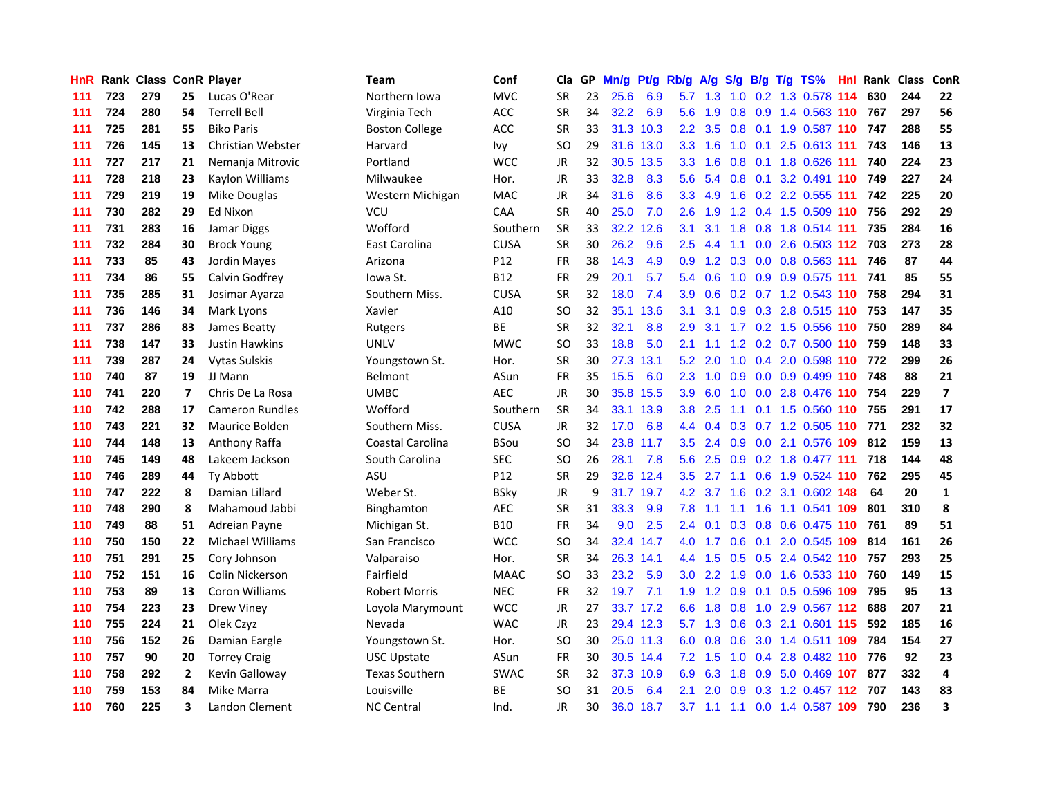| HnR | Rank | Class | ConR | Player | Team | Conf | Cla | GP | Mn/g | Pt/g | Rb/g | A/g | S/g | B/g | T/g | TS% | Hnl | Rank | Class | ConR |
|---|---|---|---|---|---|---|---|---|---|---|---|---|---|---|---|---|---|---|---|---|
| 111 | 723 | 279 | 25 | Lucas O'Rear | Northern Iowa | MVC | SR | 23 | 25.6 | 6.9 | 5.7 | 1.3 | 1.0 | 0.2 | 1.3 | 0.578 | 114 | 630 | 244 | 22 |
| 111 | 724 | 280 | 54 | Terrell Bell | Virginia Tech | ACC | SR | 34 | 32.2 | 6.9 | 5.6 | 1.9 | 0.8 | 0.9 | 1.4 | 0.563 | 110 | 767 | 297 | 56 |
| 111 | 725 | 281 | 55 | Biko Paris | Boston College | ACC | SR | 33 | 31.3 | 10.3 | 2.2 | 3.5 | 0.8 | 0.1 | 1.9 | 0.587 | 110 | 747 | 288 | 55 |
| 111 | 726 | 145 | 13 | Christian Webster | Harvard | Ivy | SO | 29 | 31.6 | 13.0 | 3.3 | 1.6 | 1.0 | 0.1 | 2.5 | 0.613 | 111 | 743 | 146 | 13 |
| 111 | 727 | 217 | 21 | Nemanja Mitrovic | Portland | WCC | JR | 32 | 30.5 | 13.5 | 3.3 | 1.6 | 0.8 | 0.1 | 1.8 | 0.626 | 111 | 740 | 224 | 23 |
| 111 | 728 | 218 | 23 | Kaylon Williams | Milwaukee | Hor. | JR | 33 | 32.8 | 8.3 | 5.6 | 5.4 | 0.8 | 0.1 | 3.2 | 0.491 | 110 | 749 | 227 | 24 |
| 111 | 729 | 219 | 19 | Mike Douglas | Western Michigan | MAC | JR | 34 | 31.6 | 8.6 | 3.3 | 4.9 | 1.6 | 0.2 | 2.2 | 0.555 | 111 | 742 | 225 | 20 |
| 111 | 730 | 282 | 29 | Ed Nixon | VCU | CAA | SR | 40 | 25.0 | 7.0 | 2.6 | 1.9 | 1.2 | 0.4 | 1.5 | 0.509 | 110 | 756 | 292 | 29 |
| 111 | 731 | 283 | 16 | Jamar Diggs | Wofford | Southern | SR | 33 | 32.2 | 12.6 | 3.1 | 3.1 | 1.8 | 0.8 | 1.8 | 0.514 | 111 | 735 | 284 | 16 |
| 111 | 732 | 284 | 30 | Brock Young | East Carolina | CUSA | SR | 30 | 26.2 | 9.6 | 2.5 | 4.4 | 1.1 | 0.0 | 2.6 | 0.503 | 112 | 703 | 273 | 28 |
| 111 | 733 | 85 | 43 | Jordin Mayes | Arizona | P12 | FR | 38 | 14.3 | 4.9 | 0.9 | 1.2 | 0.3 | 0.0 | 0.8 | 0.563 | 111 | 746 | 87 | 44 |
| 111 | 734 | 86 | 55 | Calvin Godfrey | Iowa St. | B12 | FR | 29 | 20.1 | 5.7 | 5.4 | 0.6 | 1.0 | 0.9 | 0.9 | 0.575 | 111 | 741 | 85 | 55 |
| 111 | 735 | 285 | 31 | Josimar Ayarza | Southern Miss. | CUSA | SR | 32 | 18.0 | 7.4 | 3.9 | 0.6 | 0.2 | 0.7 | 1.2 | 0.543 | 110 | 758 | 294 | 31 |
| 111 | 736 | 146 | 34 | Mark Lyons | Xavier | A10 | SO | 32 | 35.1 | 13.6 | 3.1 | 3.1 | 0.9 | 0.3 | 2.8 | 0.515 | 110 | 753 | 147 | 35 |
| 111 | 737 | 286 | 83 | James Beatty | Rutgers | BE | SR | 32 | 32.1 | 8.8 | 2.9 | 3.1 | 1.7 | 0.2 | 1.5 | 0.556 | 110 | 750 | 289 | 84 |
| 111 | 738 | 147 | 33 | Justin Hawkins | UNLV | MWC | SO | 33 | 18.8 | 5.0 | 2.1 | 1.1 | 1.2 | 0.2 | 0.7 | 0.500 | 110 | 759 | 148 | 33 |
| 111 | 739 | 287 | 24 | Vytas Sulskis | Youngstown St. | Hor. | SR | 30 | 27.3 | 13.1 | 5.2 | 2.0 | 1.0 | 0.4 | 2.0 | 0.598 | 110 | 772 | 299 | 26 |
| 110 | 740 | 87 | 19 | JJ Mann | Belmont | ASun | FR | 35 | 15.5 | 6.0 | 2.3 | 1.0 | 0.9 | 0.0 | 0.9 | 0.499 | 110 | 748 | 88 | 21 |
| 110 | 741 | 220 | 7 | Chris De La Rosa | UMBC | AEC | JR | 30 | 35.8 | 15.5 | 3.9 | 6.0 | 1.0 | 0.0 | 2.8 | 0.476 | 110 | 754 | 229 | 7 |
| 110 | 742 | 288 | 17 | Cameron Rundles | Wofford | Southern | SR | 34 | 33.1 | 13.9 | 3.8 | 2.5 | 1.1 | 0.1 | 1.5 | 0.560 | 110 | 755 | 291 | 17 |
| 110 | 743 | 221 | 32 | Maurice Bolden | Southern Miss. | CUSA | JR | 32 | 17.0 | 6.8 | 4.4 | 0.4 | 0.3 | 0.7 | 1.2 | 0.505 | 110 | 771 | 232 | 32 |
| 110 | 744 | 148 | 13 | Anthony Raffa | Coastal Carolina | BSou | SO | 34 | 23.8 | 11.7 | 3.5 | 2.4 | 0.9 | 0.0 | 2.1 | 0.576 | 109 | 812 | 159 | 13 |
| 110 | 745 | 149 | 48 | Lakeem Jackson | South Carolina | SEC | SO | 26 | 28.1 | 7.8 | 5.6 | 2.5 | 0.9 | 0.2 | 1.8 | 0.477 | 111 | 718 | 144 | 48 |
| 110 | 746 | 289 | 44 | Ty Abbott | ASU | P12 | SR | 29 | 32.6 | 12.4 | 3.5 | 2.7 | 1.1 | 0.6 | 1.9 | 0.524 | 110 | 762 | 295 | 45 |
| 110 | 747 | 222 | 8 | Damian Lillard | Weber St. | BSky | JR | 9 | 31.7 | 19.7 | 4.2 | 3.7 | 1.6 | 0.2 | 3.1 | 0.602 | 148 | 64 | 20 | 1 |
| 110 | 748 | 290 | 8 | Mahamoud Jabbi | Binghamton | AEC | SR | 31 | 33.3 | 9.9 | 7.8 | 1.1 | 1.1 | 1.6 | 1.1 | 0.541 | 109 | 801 | 310 | 8 |
| 110 | 749 | 88 | 51 | Adreian Payne | Michigan St. | B10 | FR | 34 | 9.0 | 2.5 | 2.4 | 0.1 | 0.3 | 0.8 | 0.6 | 0.475 | 110 | 761 | 89 | 51 |
| 110 | 750 | 150 | 22 | Michael Williams | San Francisco | WCC | SO | 34 | 32.4 | 14.7 | 4.0 | 1.7 | 0.6 | 0.1 | 2.0 | 0.545 | 109 | 814 | 161 | 26 |
| 110 | 751 | 291 | 25 | Cory Johnson | Valparaiso | Hor. | SR | 34 | 26.3 | 14.1 | 4.4 | 1.5 | 0.5 | 0.5 | 2.4 | 0.542 | 110 | 757 | 293 | 25 |
| 110 | 752 | 151 | 16 | Colin Nickerson | Fairfield | MAAC | SO | 33 | 23.2 | 5.9 | 3.0 | 2.2 | 1.9 | 0.0 | 1.6 | 0.533 | 110 | 760 | 149 | 15 |
| 110 | 753 | 89 | 13 | Coron Williams | Robert Morris | NEC | FR | 32 | 19.7 | 7.1 | 1.9 | 1.2 | 0.9 | 0.1 | 0.5 | 0.596 | 109 | 795 | 95 | 13 |
| 110 | 754 | 223 | 23 | Drew Viney | Loyola Marymount | WCC | JR | 27 | 33.7 | 17.2 | 6.6 | 1.8 | 0.8 | 1.0 | 2.9 | 0.567 | 112 | 688 | 207 | 21 |
| 110 | 755 | 224 | 21 | Olek Czyz | Nevada | WAC | JR | 23 | 29.4 | 12.3 | 5.7 | 1.3 | 0.6 | 0.3 | 2.1 | 0.601 | 115 | 592 | 185 | 16 |
| 110 | 756 | 152 | 26 | Damian Eargle | Youngstown St. | Hor. | SO | 30 | 25.0 | 11.3 | 6.0 | 0.8 | 0.6 | 3.0 | 1.4 | 0.511 | 109 | 784 | 154 | 27 |
| 110 | 757 | 90 | 20 | Torrey Craig | USC Upstate | ASun | FR | 30 | 30.5 | 14.4 | 7.2 | 1.5 | 1.0 | 0.4 | 2.8 | 0.482 | 110 | 776 | 92 | 23 |
| 110 | 758 | 292 | 2 | Kevin Galloway | Texas Southern | SWAC | SR | 32 | 37.3 | 10.9 | 6.9 | 6.3 | 1.8 | 0.9 | 5.0 | 0.469 | 107 | 877 | 332 | 4 |
| 110 | 759 | 153 | 84 | Mike Marra | Louisville | BE | SO | 31 | 20.5 | 6.4 | 2.1 | 2.0 | 0.9 | 0.3 | 1.2 | 0.457 | 112 | 707 | 143 | 83 |
| 110 | 760 | 225 | 3 | Landon Clement | NC Central | Ind. | JR | 30 | 36.0 | 18.7 | 3.7 | 1.1 | 1.1 | 0.0 | 1.4 | 0.587 | 109 | 790 | 236 | 3 |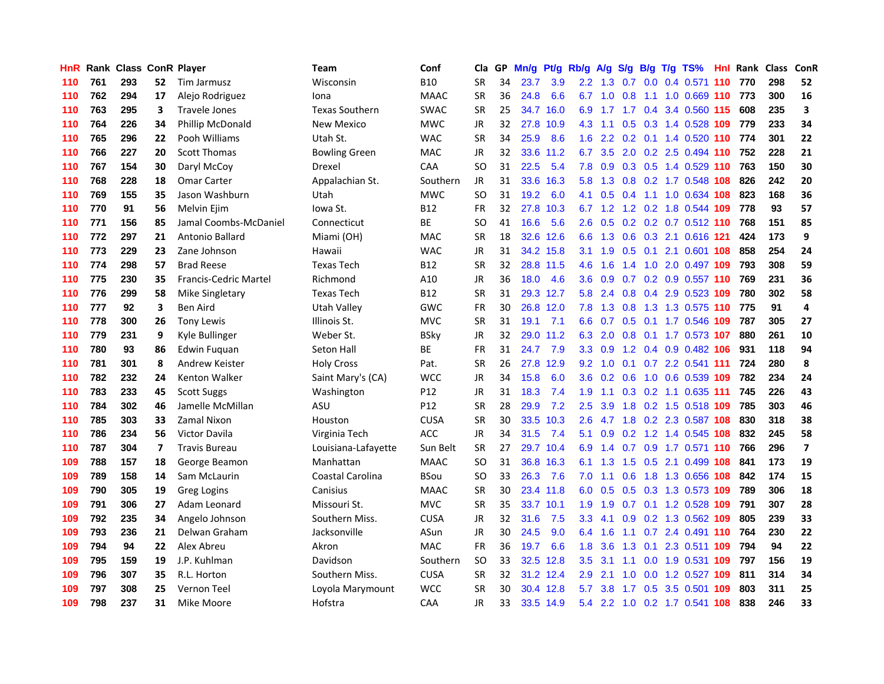| HnR | Rank | Class | ConR | Player | Team | Conf | Cla | GP | Mn/g | Pt/g | Rb/g | A/g | S/g | B/g | T/g | TS% | HnI | Rank | Class | ConR |
|---|---|---|---|---|---|---|---|---|---|---|---|---|---|---|---|---|---|---|---|---|
| 110 | 761 | 293 | 52 | Tim Jarmusz | Wisconsin | B10 | SR | 34 | 23.7 | 3.9 | 2.2 | 1.3 | 0.7 | 0.0 | 0.4 | 0.571 | 110 | 770 | 298 | 52 |
| 110 | 762 | 294 | 17 | Alejo Rodriguez | Iona | MAAC | SR | 36 | 24.8 | 6.6 | 6.7 | 1.0 | 0.8 | 1.1 | 1.0 | 0.669 | 110 | 773 | 300 | 16 |
| 110 | 763 | 295 | 3 | Travele Jones | Texas Southern | SWAC | SR | 25 | 34.7 | 16.0 | 6.9 | 1.7 | 1.7 | 0.4 | 3.4 | 0.560 | 115 | 608 | 235 | 3 |
| 110 | 764 | 226 | 34 | Phillip McDonald | New Mexico | MWC | JR | 32 | 27.8 | 10.9 | 4.3 | 1.1 | 0.5 | 0.3 | 1.4 | 0.528 | 109 | 779 | 233 | 34 |
| 110 | 765 | 296 | 22 | Pooh Williams | Utah St. | WAC | SR | 34 | 25.9 | 8.6 | 1.6 | 2.2 | 0.2 | 0.1 | 1.4 | 0.520 | 110 | 774 | 301 | 22 |
| 110 | 766 | 227 | 20 | Scott Thomas | Bowling Green | MAC | JR | 32 | 33.6 | 11.2 | 6.7 | 3.5 | 2.0 | 0.2 | 2.5 | 0.494 | 110 | 752 | 228 | 21 |
| 110 | 767 | 154 | 30 | Daryl McCoy | Drexel | CAA | SO | 31 | 22.5 | 5.4 | 7.8 | 0.9 | 0.3 | 0.5 | 1.4 | 0.529 | 110 | 763 | 150 | 30 |
| 110 | 768 | 228 | 18 | Omar Carter | Appalachian St. | Southern | JR | 31 | 33.6 | 16.3 | 5.8 | 1.3 | 0.8 | 0.2 | 1.7 | 0.548 | 108 | 826 | 242 | 20 |
| 110 | 769 | 155 | 35 | Jason Washburn | Utah | MWC | SO | 31 | 19.2 | 6.0 | 4.1 | 0.5 | 0.4 | 1.1 | 1.0 | 0.634 | 108 | 823 | 168 | 36 |
| 110 | 770 | 91 | 56 | Melvin Ejim | Iowa St. | B12 | FR | 32 | 27.8 | 10.3 | 6.7 | 1.2 | 1.2 | 0.2 | 1.8 | 0.544 | 109 | 778 | 93 | 57 |
| 110 | 771 | 156 | 85 | Jamal Coombs-McDaniel | Connecticut | BE | SO | 41 | 16.6 | 5.6 | 2.6 | 0.5 | 0.2 | 0.2 | 0.7 | 0.512 | 110 | 768 | 151 | 85 |
| 110 | 772 | 297 | 21 | Antonio Ballard | Miami (OH) | MAC | SR | 18 | 32.6 | 12.6 | 6.6 | 1.3 | 0.6 | 0.3 | 2.1 | 0.616 | 121 | 424 | 173 | 9 |
| 110 | 773 | 229 | 23 | Zane Johnson | Hawaii | WAC | JR | 31 | 34.2 | 15.8 | 3.1 | 1.9 | 0.5 | 0.1 | 2.1 | 0.601 | 108 | 858 | 254 | 24 |
| 110 | 774 | 298 | 57 | Brad Reese | Texas Tech | B12 | SR | 32 | 28.8 | 11.5 | 4.6 | 1.6 | 1.4 | 1.0 | 2.0 | 0.497 | 109 | 793 | 308 | 59 |
| 110 | 775 | 230 | 35 | Francis-Cedric Martel | Richmond | A10 | JR | 36 | 18.0 | 4.6 | 3.6 | 0.9 | 0.7 | 0.2 | 0.9 | 0.557 | 110 | 769 | 231 | 36 |
| 110 | 776 | 299 | 58 | Mike Singletary | Texas Tech | B12 | SR | 31 | 29.3 | 12.7 | 5.8 | 2.4 | 0.8 | 0.4 | 2.9 | 0.523 | 109 | 780 | 302 | 58 |
| 110 | 777 | 92 | 3 | Ben Aird | Utah Valley | GWC | FR | 30 | 26.8 | 12.0 | 7.8 | 1.3 | 0.8 | 1.3 | 1.3 | 0.575 | 110 | 775 | 91 | 4 |
| 110 | 778 | 300 | 26 | Tony Lewis | Illinois St. | MVC | SR | 31 | 19.1 | 7.1 | 6.6 | 0.7 | 0.5 | 0.1 | 1.7 | 0.546 | 109 | 787 | 305 | 27 |
| 110 | 779 | 231 | 9 | Kyle Bullinger | Weber St. | BSky | JR | 32 | 29.0 | 11.2 | 6.3 | 2.0 | 0.8 | 0.1 | 1.7 | 0.573 | 107 | 880 | 261 | 10 |
| 110 | 780 | 93 | 86 | Edwin Fuquan | Seton Hall | BE | FR | 31 | 24.7 | 7.9 | 3.3 | 0.9 | 1.2 | 0.4 | 0.9 | 0.482 | 106 | 931 | 118 | 94 |
| 110 | 781 | 301 | 8 | Andrew Keister | Holy Cross | Pat. | SR | 26 | 27.8 | 12.9 | 9.2 | 1.0 | 0.1 | 0.7 | 2.2 | 0.541 | 111 | 724 | 280 | 8 |
| 110 | 782 | 232 | 24 | Kenton Walker | Saint Mary's (CA) | WCC | JR | 34 | 15.8 | 6.0 | 3.6 | 0.2 | 0.6 | 1.0 | 0.6 | 0.539 | 109 | 782 | 234 | 24 |
| 110 | 783 | 233 | 45 | Scott Suggs | Washington | P12 | JR | 31 | 18.3 | 7.4 | 1.9 | 1.1 | 0.3 | 0.2 | 1.1 | 0.635 | 111 | 745 | 226 | 43 |
| 110 | 784 | 302 | 46 | Jamelle McMillan | ASU | P12 | SR | 28 | 29.9 | 7.2 | 2.5 | 3.9 | 1.8 | 0.2 | 1.5 | 0.518 | 109 | 785 | 303 | 46 |
| 110 | 785 | 303 | 33 | Zamal Nixon | Houston | CUSA | SR | 30 | 33.5 | 10.3 | 2.6 | 4.7 | 1.8 | 0.2 | 2.3 | 0.587 | 108 | 830 | 318 | 38 |
| 110 | 786 | 234 | 56 | Victor Davila | Virginia Tech | ACC | JR | 34 | 31.5 | 7.4 | 5.1 | 0.9 | 0.2 | 1.2 | 1.4 | 0.545 | 108 | 832 | 245 | 58 |
| 110 | 787 | 304 | 7 | Travis Bureau | Louisiana-Lafayette | Sun Belt | SR | 27 | 29.7 | 10.4 | 6.9 | 1.4 | 0.7 | 0.9 | 1.7 | 0.571 | 110 | 766 | 296 | 7 |
| 109 | 788 | 157 | 18 | George Beamon | Manhattan | MAAC | SO | 31 | 36.8 | 16.3 | 6.1 | 1.3 | 1.5 | 0.5 | 2.1 | 0.499 | 108 | 841 | 173 | 19 |
| 109 | 789 | 158 | 14 | Sam McLaurin | Coastal Carolina | BSou | SO | 33 | 26.3 | 7.6 | 7.0 | 1.1 | 0.6 | 1.8 | 1.3 | 0.656 | 108 | 842 | 174 | 15 |
| 109 | 790 | 305 | 19 | Greg Logins | Canisius | MAAC | SR | 30 | 23.4 | 11.8 | 6.0 | 0.5 | 0.5 | 0.3 | 1.3 | 0.573 | 109 | 789 | 306 | 18 |
| 109 | 791 | 306 | 27 | Adam Leonard | Missouri St. | MVC | SR | 35 | 33.7 | 10.1 | 1.9 | 1.9 | 0.7 | 0.1 | 1.2 | 0.528 | 109 | 791 | 307 | 28 |
| 109 | 792 | 235 | 34 | Angelo Johnson | Southern Miss. | CUSA | JR | 32 | 31.6 | 7.5 | 3.3 | 4.1 | 0.9 | 0.2 | 1.3 | 0.562 | 109 | 805 | 239 | 33 |
| 109 | 793 | 236 | 21 | Delwan Graham | Jacksonville | ASun | JR | 30 | 24.5 | 9.0 | 6.4 | 1.6 | 1.1 | 0.7 | 2.4 | 0.491 | 110 | 764 | 230 | 22 |
| 109 | 794 | 94 | 22 | Alex Abreu | Akron | MAC | FR | 36 | 19.7 | 6.6 | 1.8 | 3.6 | 1.3 | 0.1 | 2.3 | 0.511 | 109 | 794 | 94 | 22 |
| 109 | 795 | 159 | 19 | J.P. Kuhlman | Davidson | Southern | SO | 33 | 32.5 | 12.8 | 3.5 | 3.1 | 1.1 | 0.0 | 1.9 | 0.531 | 109 | 797 | 156 | 19 |
| 109 | 796 | 307 | 35 | R.L. Horton | Southern Miss. | CUSA | SR | 32 | 31.2 | 12.4 | 2.9 | 2.1 | 1.0 | 0.0 | 1.2 | 0.527 | 109 | 811 | 314 | 34 |
| 109 | 797 | 308 | 25 | Vernon Teel | Loyola Marymount | WCC | SR | 30 | 30.4 | 12.8 | 5.7 | 3.8 | 1.7 | 0.5 | 3.5 | 0.501 | 109 | 803 | 311 | 25 |
| 109 | 798 | 237 | 31 | Mike Moore | Hofstra | CAA | JR | 33 | 33.5 | 14.9 | 5.4 | 2.2 | 1.0 | 0.2 | 1.7 | 0.541 | 108 | 838 | 246 | 33 |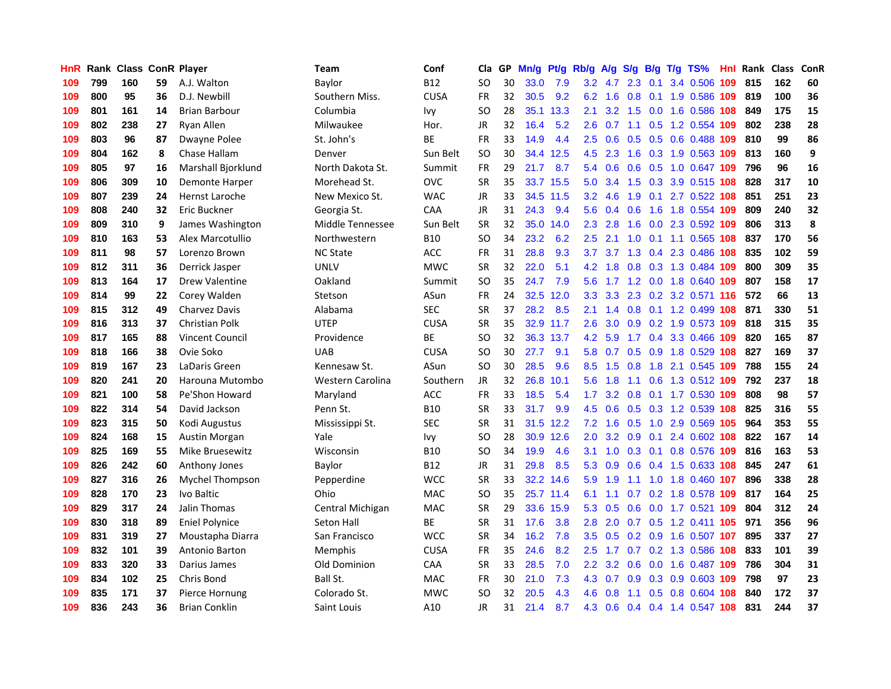| HnR | Rank | Class | ConR | Player | Team | Conf | Cla | GP | Mn/g | Pt/g | Rb/g | A/g | S/g | B/g | T/g | TS% | HnI | Rank | Class | ConR |
|---|---|---|---|---|---|---|---|---|---|---|---|---|---|---|---|---|---|---|---|---|
| 109 | 799 | 160 | 59 | A.J. Walton | Baylor | B12 | SO | 30 | 33.0 | 7.9 | 3.2 | 4.7 | 2.3 | 0.1 | 3.4 | 0.506 | 109 | 815 | 162 | 60 |
| 109 | 800 | 95 | 36 | D.J. Newbill | Southern Miss. | CUSA | FR | 32 | 30.5 | 9.2 | 6.2 | 1.6 | 0.8 | 0.1 | 1.9 | 0.586 | 109 | 819 | 100 | 36 |
| 109 | 801 | 161 | 14 | Brian Barbour | Columbia | Ivy | SO | 28 | 35.1 | 13.3 | 2.1 | 3.2 | 1.5 | 0.0 | 1.6 | 0.586 | 108 | 849 | 175 | 15 |
| 109 | 802 | 238 | 27 | Ryan Allen | Milwaukee | Hor. | JR | 32 | 16.4 | 5.2 | 2.6 | 0.7 | 1.1 | 0.5 | 1.2 | 0.554 | 109 | 802 | 238 | 28 |
| 109 | 803 | 96 | 87 | Dwayne Polee | St. John's | BE | FR | 33 | 14.9 | 4.4 | 2.5 | 0.6 | 0.5 | 0.5 | 0.6 | 0.488 | 109 | 810 | 99 | 86 |
| 109 | 804 | 162 | 8 | Chase Hallam | Denver | Sun Belt | SO | 30 | 34.4 | 12.5 | 4.5 | 2.3 | 1.6 | 0.3 | 1.9 | 0.563 | 109 | 813 | 160 | 9 |
| 109 | 805 | 97 | 16 | Marshall Bjorklund | North Dakota St. | Summit | FR | 29 | 21.7 | 8.7 | 5.4 | 0.6 | 0.6 | 0.5 | 1.0 | 0.647 | 109 | 796 | 96 | 16 |
| 109 | 806 | 309 | 10 | Demonte Harper | Morehead St. | OVC | SR | 35 | 33.7 | 15.5 | 5.0 | 3.4 | 1.5 | 0.3 | 3.9 | 0.515 | 108 | 828 | 317 | 10 |
| 109 | 807 | 239 | 24 | Hernst Laroche | New Mexico St. | WAC | JR | 33 | 34.5 | 11.5 | 3.2 | 4.6 | 1.9 | 0.1 | 2.7 | 0.522 | 108 | 851 | 251 | 23 |
| 109 | 808 | 240 | 32 | Eric Buckner | Georgia St. | CAA | JR | 31 | 24.3 | 9.4 | 5.6 | 0.4 | 0.6 | 1.6 | 1.8 | 0.554 | 109 | 809 | 240 | 32 |
| 109 | 809 | 310 | 9 | James Washington | Middle Tennessee | Sun Belt | SR | 32 | 35.0 | 14.0 | 2.3 | 2.8 | 1.6 | 0.0 | 2.3 | 0.592 | 109 | 806 | 313 | 8 |
| 109 | 810 | 163 | 53 | Alex Marcotullio | Northwestern | B10 | SO | 34 | 23.2 | 6.2 | 2.5 | 2.1 | 1.0 | 0.1 | 1.1 | 0.565 | 108 | 837 | 170 | 56 |
| 109 | 811 | 98 | 57 | Lorenzo Brown | NC State | ACC | FR | 31 | 28.8 | 9.3 | 3.7 | 3.7 | 1.3 | 0.4 | 2.3 | 0.486 | 108 | 835 | 102 | 59 |
| 109 | 812 | 311 | 36 | Derrick Jasper | UNLV | MWC | SR | 32 | 22.0 | 5.1 | 4.2 | 1.8 | 0.8 | 0.3 | 1.3 | 0.484 | 109 | 800 | 309 | 35 |
| 109 | 813 | 164 | 17 | Drew Valentine | Oakland | Summit | SO | 35 | 24.7 | 7.9 | 5.6 | 1.7 | 1.2 | 0.0 | 1.8 | 0.640 | 109 | 807 | 158 | 17 |
| 109 | 814 | 99 | 22 | Corey Walden | Stetson | ASun | FR | 24 | 32.5 | 12.0 | 3.3 | 3.3 | 2.3 | 0.2 | 3.2 | 0.571 | 116 | 572 | 66 | 13 |
| 109 | 815 | 312 | 49 | Charvez Davis | Alabama | SEC | SR | 37 | 28.2 | 8.5 | 2.1 | 1.4 | 0.8 | 0.1 | 1.2 | 0.499 | 108 | 871 | 330 | 51 |
| 109 | 816 | 313 | 37 | Christian Polk | UTEP | CUSA | SR | 35 | 32.9 | 11.7 | 2.6 | 3.0 | 0.9 | 0.2 | 1.9 | 0.573 | 109 | 818 | 315 | 35 |
| 109 | 817 | 165 | 88 | Vincent Council | Providence | BE | SO | 32 | 36.3 | 13.7 | 4.2 | 5.9 | 1.7 | 0.4 | 3.3 | 0.466 | 109 | 820 | 165 | 87 |
| 109 | 818 | 166 | 38 | Ovie Soko | UAB | CUSA | SO | 30 | 27.7 | 9.1 | 5.8 | 0.7 | 0.5 | 0.9 | 1.8 | 0.529 | 108 | 827 | 169 | 37 |
| 109 | 819 | 167 | 23 | LaDaris Green | Kennesaw St. | ASun | SO | 30 | 28.5 | 9.6 | 8.5 | 1.5 | 0.8 | 1.8 | 2.1 | 0.545 | 109 | 788 | 155 | 24 |
| 109 | 820 | 241 | 20 | Harouna Mutombo | Western Carolina | Southern | JR | 32 | 26.8 | 10.1 | 5.6 | 1.8 | 1.1 | 0.6 | 1.3 | 0.512 | 109 | 792 | 237 | 18 |
| 109 | 821 | 100 | 58 | Pe'Shon Howard | Maryland | ACC | FR | 33 | 18.5 | 5.4 | 1.7 | 3.2 | 0.8 | 0.1 | 1.7 | 0.530 | 109 | 808 | 98 | 57 |
| 109 | 822 | 314 | 54 | David Jackson | Penn St. | B10 | SR | 33 | 31.7 | 9.9 | 4.5 | 0.6 | 0.5 | 0.3 | 1.2 | 0.539 | 108 | 825 | 316 | 55 |
| 109 | 823 | 315 | 50 | Kodi Augustus | Mississippi St. | SEC | SR | 31 | 31.5 | 12.2 | 7.2 | 1.6 | 0.5 | 1.0 | 2.9 | 0.569 | 105 | 964 | 353 | 55 |
| 109 | 824 | 168 | 15 | Austin Morgan | Yale | Ivy | SO | 28 | 30.9 | 12.6 | 2.0 | 3.2 | 0.9 | 0.1 | 2.4 | 0.602 | 108 | 822 | 167 | 14 |
| 109 | 825 | 169 | 55 | Mike Bruesewitz | Wisconsin | B10 | SO | 34 | 19.9 | 4.6 | 3.1 | 1.0 | 0.3 | 0.1 | 0.8 | 0.576 | 109 | 816 | 163 | 53 |
| 109 | 826 | 242 | 60 | Anthony Jones | Baylor | B12 | JR | 31 | 29.8 | 8.5 | 5.3 | 0.9 | 0.6 | 0.4 | 1.5 | 0.633 | 108 | 845 | 247 | 61 |
| 109 | 827 | 316 | 26 | Mychel Thompson | Pepperdine | WCC | SR | 33 | 32.2 | 14.6 | 5.9 | 1.9 | 1.1 | 1.0 | 1.8 | 0.460 | 107 | 896 | 338 | 28 |
| 109 | 828 | 170 | 23 | Ivo Baltic | Ohio | MAC | SO | 35 | 25.7 | 11.4 | 6.1 | 1.1 | 0.7 | 0.2 | 1.8 | 0.578 | 109 | 817 | 164 | 25 |
| 109 | 829 | 317 | 24 | Jalin Thomas | Central Michigan | MAC | SR | 29 | 33.6 | 15.9 | 5.3 | 0.5 | 0.6 | 0.0 | 1.7 | 0.521 | 109 | 804 | 312 | 24 |
| 109 | 830 | 318 | 89 | Eniel Polynice | Seton Hall | BE | SR | 31 | 17.6 | 3.8 | 2.8 | 2.0 | 0.7 | 0.5 | 1.2 | 0.411 | 105 | 971 | 356 | 96 |
| 109 | 831 | 319 | 27 | Moustapha Diarra | San Francisco | WCC | SR | 34 | 16.2 | 7.8 | 3.5 | 0.5 | 0.2 | 0.9 | 1.6 | 0.507 | 107 | 895 | 337 | 27 |
| 109 | 832 | 101 | 39 | Antonio Barton | Memphis | CUSA | FR | 35 | 24.6 | 8.2 | 2.5 | 1.7 | 0.7 | 0.2 | 1.3 | 0.586 | 108 | 833 | 101 | 39 |
| 109 | 833 | 320 | 33 | Darius James | Old Dominion | CAA | SR | 33 | 28.5 | 7.0 | 2.2 | 3.2 | 0.6 | 0.0 | 1.6 | 0.487 | 109 | 786 | 304 | 31 |
| 109 | 834 | 102 | 25 | Chris Bond | Ball St. | MAC | FR | 30 | 21.0 | 7.3 | 4.3 | 0.7 | 0.9 | 0.3 | 0.9 | 0.603 | 109 | 798 | 97 | 23 |
| 109 | 835 | 171 | 37 | Pierce Hornung | Colorado St. | MWC | SO | 32 | 20.5 | 4.3 | 4.6 | 0.8 | 1.1 | 0.5 | 0.8 | 0.604 | 108 | 840 | 172 | 37 |
| 109 | 836 | 243 | 36 | Brian Conklin | Saint Louis | A10 | JR | 31 | 21.4 | 8.7 | 4.3 | 0.6 | 0.4 | 0.4 | 1.4 | 0.547 | 108 | 831 | 244 | 37 |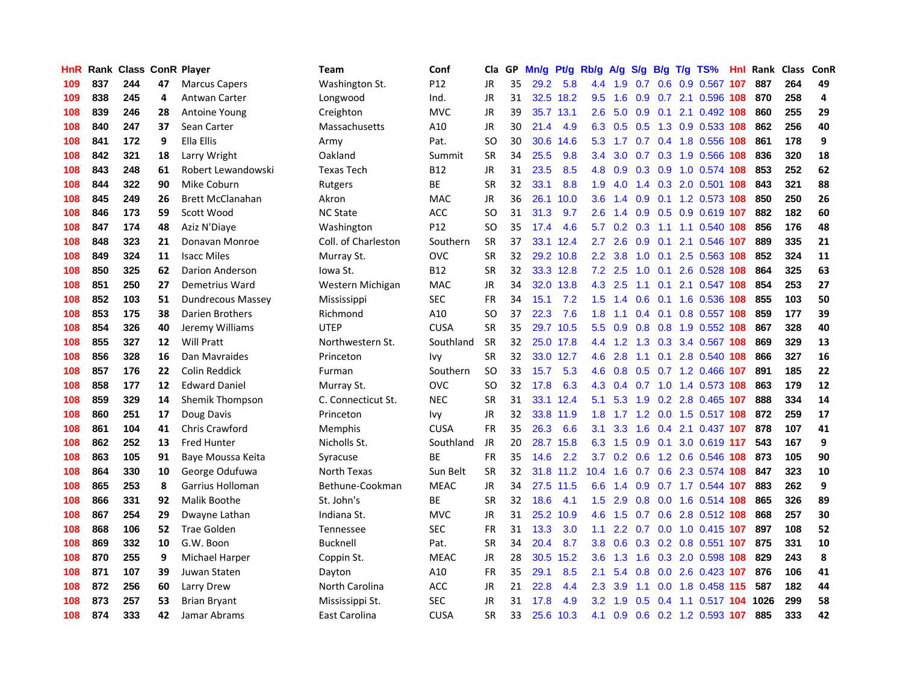| HnR | Rank | Class | ConR | Player | Team | Conf | Cla | GP | Mn/g | Pt/g | Rb/g | A/g | S/g | B/g | T/g | TS% | HnI | Rank | Class | ConR |
|---|---|---|---|---|---|---|---|---|---|---|---|---|---|---|---|---|---|---|---|---|
| 109 | 837 | 244 | 47 | Marcus Capers | Washington St. | P12 | JR | 35 | 29.2 | 5.8 | 4.4 | 1.9 | 0.7 | 0.6 | 0.9 | 0.567 | 107 | 887 | 264 | 49 |
| 109 | 838 | 245 | 4 | Antwan Carter | Longwood | Ind. | JR | 31 | 32.5 | 18.2 | 9.5 | 1.6 | 0.9 | 0.7 | 2.1 | 0.596 | 108 | 870 | 258 | 4 |
| 108 | 839 | 246 | 28 | Antoine Young | Creighton | MVC | JR | 39 | 35.7 | 13.1 | 2.6 | 5.0 | 0.9 | 0.1 | 2.1 | 0.492 | 108 | 860 | 255 | 29 |
| 108 | 840 | 247 | 37 | Sean Carter | Massachusetts | A10 | JR | 30 | 21.4 | 4.9 | 6.3 | 0.5 | 0.5 | 1.3 | 0.9 | 0.533 | 108 | 862 | 256 | 40 |
| 108 | 841 | 172 | 9 | Ella Ellis | Army | Pat. | SO | 30 | 30.6 | 14.6 | 5.3 | 1.7 | 0.7 | 0.4 | 1.8 | 0.556 | 108 | 861 | 178 | 9 |
| 108 | 842 | 321 | 18 | Larry Wright | Oakland | Summit | SR | 34 | 25.5 | 9.8 | 3.4 | 3.0 | 0.7 | 0.3 | 1.9 | 0.566 | 108 | 836 | 320 | 18 |
| 108 | 843 | 248 | 61 | Robert Lewandowski | Texas Tech | B12 | JR | 31 | 23.5 | 8.5 | 4.8 | 0.9 | 0.3 | 0.9 | 1.0 | 0.574 | 108 | 853 | 252 | 62 |
| 108 | 844 | 322 | 90 | Mike Coburn | Rutgers | BE | SR | 32 | 33.1 | 8.8 | 1.9 | 4.0 | 1.4 | 0.3 | 2.0 | 0.501 | 108 | 843 | 321 | 88 |
| 108 | 845 | 249 | 26 | Brett McClanahan | Akron | MAC | JR | 36 | 26.1 | 10.0 | 3.6 | 1.4 | 0.9 | 0.1 | 1.2 | 0.573 | 108 | 850 | 250 | 26 |
| 108 | 846 | 173 | 59 | Scott Wood | NC State | ACC | SO | 31 | 31.3 | 9.7 | 2.6 | 1.4 | 0.9 | 0.5 | 0.9 | 0.619 | 107 | 882 | 182 | 60 |
| 108 | 847 | 174 | 48 | Aziz N'Diaye | Washington | P12 | SO | 35 | 17.4 | 4.6 | 5.7 | 0.2 | 0.3 | 1.1 | 1.1 | 0.540 | 108 | 856 | 176 | 48 |
| 108 | 848 | 323 | 21 | Donavan Monroe | Coll. of Charleston | Southern | SR | 37 | 33.1 | 12.4 | 2.7 | 2.6 | 0.9 | 0.1 | 2.1 | 0.546 | 107 | 889 | 335 | 21 |
| 108 | 849 | 324 | 11 | Isacc Miles | Murray St. | OVC | SR | 32 | 29.2 | 10.8 | 2.2 | 3.8 | 1.0 | 0.1 | 2.5 | 0.563 | 108 | 852 | 324 | 11 |
| 108 | 850 | 325 | 62 | Darion Anderson | Iowa St. | B12 | SR | 32 | 33.3 | 12.8 | 7.2 | 2.5 | 1.0 | 0.1 | 2.6 | 0.528 | 108 | 864 | 325 | 63 |
| 108 | 851 | 250 | 27 | Demetrius Ward | Western Michigan | MAC | JR | 34 | 32.0 | 13.8 | 4.3 | 2.5 | 1.1 | 0.1 | 2.1 | 0.547 | 108 | 854 | 253 | 27 |
| 108 | 852 | 103 | 51 | Dundrecous Massey | Mississippi | SEC | FR | 34 | 15.1 | 7.2 | 1.5 | 1.4 | 0.6 | 0.1 | 1.6 | 0.536 | 108 | 855 | 103 | 50 |
| 108 | 853 | 175 | 38 | Darien Brothers | Richmond | A10 | SO | 37 | 22.3 | 7.6 | 1.8 | 1.1 | 0.4 | 0.1 | 0.8 | 0.557 | 108 | 859 | 177 | 39 |
| 108 | 854 | 326 | 40 | Jeremy Williams | UTEP | CUSA | SR | 35 | 29.7 | 10.5 | 5.5 | 0.9 | 0.8 | 0.8 | 1.9 | 0.552 | 108 | 867 | 328 | 40 |
| 108 | 855 | 327 | 12 | Will Pratt | Northwestern St. | Southland | SR | 32 | 25.0 | 17.8 | 4.4 | 1.2 | 1.3 | 0.3 | 3.4 | 0.567 | 108 | 869 | 329 | 13 |
| 108 | 856 | 328 | 16 | Dan Mavraides | Princeton | Ivy | SR | 32 | 33.0 | 12.7 | 4.6 | 2.8 | 1.1 | 0.1 | 2.8 | 0.540 | 108 | 866 | 327 | 16 |
| 108 | 857 | 176 | 22 | Colin Reddick | Furman | Southern | SO | 33 | 15.7 | 5.3 | 4.6 | 0.8 | 0.5 | 0.7 | 1.2 | 0.466 | 107 | 891 | 185 | 22 |
| 108 | 858 | 177 | 12 | Edward Daniel | Murray St. | OVC | SO | 32 | 17.8 | 6.3 | 4.3 | 0.4 | 0.7 | 1.0 | 1.4 | 0.573 | 108 | 863 | 179 | 12 |
| 108 | 859 | 329 | 14 | Shemik Thompson | C. Connecticut St. | NEC | SR | 31 | 33.1 | 12.4 | 5.1 | 5.3 | 1.9 | 0.2 | 2.8 | 0.465 | 107 | 888 | 334 | 14 |
| 108 | 860 | 251 | 17 | Doug Davis | Princeton | Ivy | JR | 32 | 33.8 | 11.9 | 1.8 | 1.7 | 1.2 | 0.0 | 1.5 | 0.517 | 108 | 872 | 259 | 17 |
| 108 | 861 | 104 | 41 | Chris Crawford | Memphis | CUSA | FR | 35 | 26.3 | 6.6 | 3.1 | 3.3 | 1.6 | 0.4 | 2.1 | 0.437 | 107 | 878 | 107 | 41 |
| 108 | 862 | 252 | 13 | Fred Hunter | Nicholls St. | Southland | JR | 20 | 28.7 | 15.8 | 6.3 | 1.5 | 0.9 | 0.1 | 3.0 | 0.619 | 117 | 543 | 167 | 9 |
| 108 | 863 | 105 | 91 | Baye Moussa Keita | Syracuse | BE | FR | 35 | 14.6 | 2.2 | 3.7 | 0.2 | 0.6 | 1.2 | 0.6 | 0.546 | 108 | 873 | 105 | 90 |
| 108 | 864 | 330 | 10 | George Odufuwa | North Texas | Sun Belt | SR | 32 | 31.8 | 11.2 | 10.4 | 1.6 | 0.7 | 0.6 | 2.3 | 0.574 | 108 | 847 | 323 | 10 |
| 108 | 865 | 253 | 8 | Garrius Holloman | Bethune-Cookman | MEAC | JR | 34 | 27.5 | 11.5 | 6.6 | 1.4 | 0.9 | 0.7 | 1.7 | 0.544 | 107 | 883 | 262 | 9 |
| 108 | 866 | 331 | 92 | Malik Boothe | St. John's | BE | SR | 32 | 18.6 | 4.1 | 1.5 | 2.9 | 0.8 | 0.0 | 1.6 | 0.514 | 108 | 865 | 326 | 89 |
| 108 | 867 | 254 | 29 | Dwayne Lathan | Indiana St. | MVC | JR | 31 | 25.2 | 10.9 | 4.6 | 1.5 | 0.7 | 0.6 | 2.8 | 0.512 | 108 | 868 | 257 | 30 |
| 108 | 868 | 106 | 52 | Trae Golden | Tennessee | SEC | FR | 31 | 13.3 | 3.0 | 1.1 | 2.2 | 0.7 | 0.0 | 1.0 | 0.415 | 107 | 897 | 108 | 52 |
| 108 | 869 | 332 | 10 | G.W. Boon | Bucknell | Pat. | SR | 34 | 20.4 | 8.7 | 3.8 | 0.6 | 0.3 | 0.2 | 0.8 | 0.551 | 107 | 875 | 331 | 10 |
| 108 | 870 | 255 | 9 | Michael Harper | Coppin St. | MEAC | JR | 28 | 30.5 | 15.2 | 3.6 | 1.3 | 1.6 | 0.3 | 2.0 | 0.598 | 108 | 829 | 243 | 8 |
| 108 | 871 | 107 | 39 | Juwan Staten | Dayton | A10 | FR | 35 | 29.1 | 8.5 | 2.1 | 5.4 | 0.8 | 0.0 | 2.6 | 0.423 | 107 | 876 | 106 | 41 |
| 108 | 872 | 256 | 60 | Larry Drew | North Carolina | ACC | JR | 21 | 22.8 | 4.4 | 2.3 | 3.9 | 1.1 | 0.0 | 1.8 | 0.458 | 115 | 587 | 182 | 44 |
| 108 | 873 | 257 | 53 | Brian Bryant | Mississippi St. | SEC | JR | 31 | 17.8 | 4.9 | 3.2 | 1.9 | 0.5 | 0.4 | 1.1 | 0.517 | 104 | 1026 | 299 | 58 |
| 108 | 874 | 333 | 42 | Jamar Abrams | East Carolina | CUSA | SR | 33 | 25.6 | 10.3 | 4.1 | 0.9 | 0.6 | 0.2 | 1.2 | 0.593 | 107 | 885 | 333 | 42 |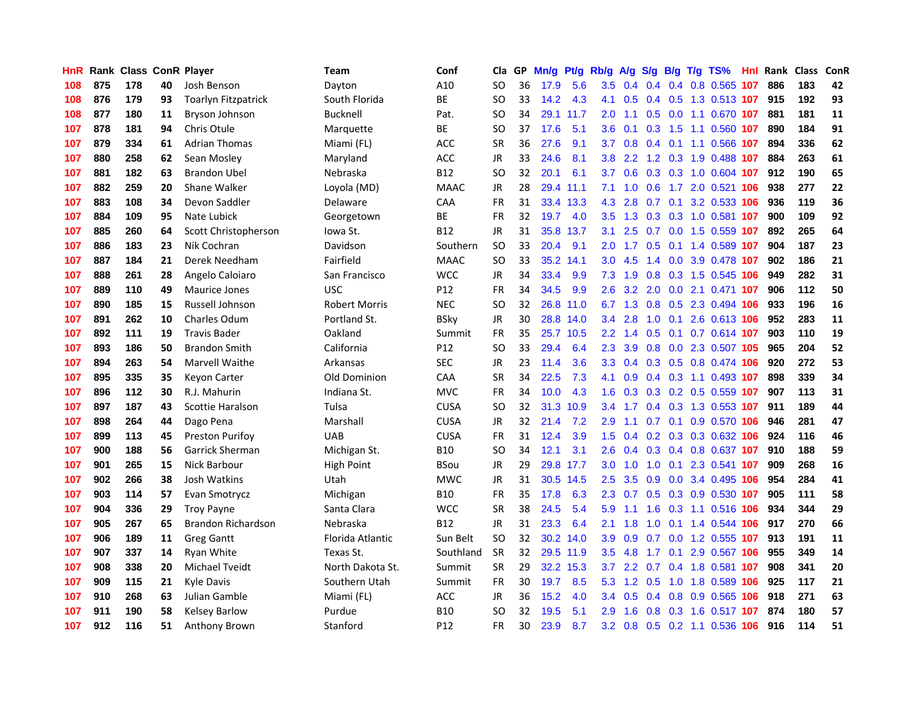| HnR | Rank | Class | ConR | Player | Team | Conf | Cla | GP | Mn/g | Pt/g | Rb/g | A/g | S/g | B/g | T/g | TS% | HnI | Rank | Class | ConR |
|---|---|---|---|---|---|---|---|---|---|---|---|---|---|---|---|---|---|---|---|---|
| 108 | 875 | 178 | 40 | Josh Benson | Dayton | A10 | SO | 36 | 17.9 | 5.6 | 3.5 | 0.4 | 0.4 | 0.4 | 0.8 | 0.565 | 107 | 886 | 183 | 42 |
| 108 | 876 | 179 | 93 | Toarlyn Fitzpatrick | South Florida | BE | SO | 33 | 14.2 | 4.3 | 4.1 | 0.5 | 0.4 | 0.5 | 1.3 | 0.513 | 107 | 915 | 192 | 93 |
| 108 | 877 | 180 | 11 | Bryson Johnson | Bucknell | Pat. | SO | 34 | 29.1 | 11.7 | 2.0 | 1.1 | 0.5 | 0.0 | 1.1 | 0.670 | 107 | 881 | 181 | 11 |
| 107 | 878 | 181 | 94 | Chris Otule | Marquette | BE | SO | 37 | 17.6 | 5.1 | 3.6 | 0.1 | 0.3 | 1.5 | 1.1 | 0.560 | 107 | 890 | 184 | 91 |
| 107 | 879 | 334 | 61 | Adrian Thomas | Miami (FL) | ACC | SR | 36 | 27.6 | 9.1 | 3.7 | 0.8 | 0.4 | 0.1 | 1.1 | 0.566 | 107 | 894 | 336 | 62 |
| 107 | 880 | 258 | 62 | Sean Mosley | Maryland | ACC | JR | 33 | 24.6 | 8.1 | 3.8 | 2.2 | 1.2 | 0.3 | 1.9 | 0.488 | 107 | 884 | 263 | 61 |
| 107 | 881 | 182 | 63 | Brandon Ubel | Nebraska | B12 | SO | 32 | 20.1 | 6.1 | 3.7 | 0.6 | 0.3 | 0.3 | 1.0 | 0.604 | 107 | 912 | 190 | 65 |
| 107 | 882 | 259 | 20 | Shane Walker | Loyola (MD) | MAAC | JR | 28 | 29.4 | 11.1 | 7.1 | 1.0 | 0.6 | 1.7 | 2.0 | 0.521 | 106 | 938 | 277 | 22 |
| 107 | 883 | 108 | 34 | Devon Saddler | Delaware | CAA | FR | 31 | 33.4 | 13.3 | 4.3 | 2.8 | 0.7 | 0.1 | 3.2 | 0.533 | 106 | 936 | 119 | 36 |
| 107 | 884 | 109 | 95 | Nate Lubick | Georgetown | BE | FR | 32 | 19.7 | 4.0 | 3.5 | 1.3 | 0.3 | 0.3 | 1.0 | 0.581 | 107 | 900 | 109 | 92 |
| 107 | 885 | 260 | 64 | Scott Christopherson | Iowa St. | B12 | JR | 31 | 35.8 | 13.7 | 3.1 | 2.5 | 0.7 | 0.0 | 1.5 | 0.559 | 107 | 892 | 265 | 64 |
| 107 | 886 | 183 | 23 | Nik Cochran | Davidson | Southern | SO | 33 | 20.4 | 9.1 | 2.0 | 1.7 | 0.5 | 0.1 | 1.4 | 0.589 | 107 | 904 | 187 | 23 |
| 107 | 887 | 184 | 21 | Derek Needham | Fairfield | MAAC | SO | 33 | 35.2 | 14.1 | 3.0 | 4.5 | 1.4 | 0.0 | 3.9 | 0.478 | 107 | 902 | 186 | 21 |
| 107 | 888 | 261 | 28 | Angelo Caloiaro | San Francisco | WCC | JR | 34 | 33.4 | 9.9 | 7.3 | 1.9 | 0.8 | 0.3 | 1.5 | 0.545 | 106 | 949 | 282 | 31 |
| 107 | 889 | 110 | 49 | Maurice Jones | USC | P12 | FR | 34 | 34.5 | 9.9 | 2.6 | 3.2 | 2.0 | 0.0 | 2.1 | 0.471 | 107 | 906 | 112 | 50 |
| 107 | 890 | 185 | 15 | Russell Johnson | Robert Morris | NEC | SO | 32 | 26.8 | 11.0 | 6.7 | 1.3 | 0.8 | 0.5 | 2.3 | 0.494 | 106 | 933 | 196 | 16 |
| 107 | 891 | 262 | 10 | Charles Odum | Portland St. | BSky | JR | 30 | 28.8 | 14.0 | 3.4 | 2.8 | 1.0 | 0.1 | 2.6 | 0.613 | 106 | 952 | 283 | 11 |
| 107 | 892 | 111 | 19 | Travis Bader | Oakland | Summit | FR | 35 | 25.7 | 10.5 | 2.2 | 1.4 | 0.5 | 0.1 | 0.7 | 0.614 | 107 | 903 | 110 | 19 |
| 107 | 893 | 186 | 50 | Brandon Smith | California | P12 | SO | 33 | 29.4 | 6.4 | 2.3 | 3.9 | 0.8 | 0.0 | 2.3 | 0.507 | 105 | 965 | 204 | 52 |
| 107 | 894 | 263 | 54 | Marvell Waithe | Arkansas | SEC | JR | 23 | 11.4 | 3.6 | 3.3 | 0.4 | 0.3 | 0.5 | 0.8 | 0.474 | 106 | 920 | 272 | 53 |
| 107 | 895 | 335 | 35 | Keyon Carter | Old Dominion | CAA | SR | 34 | 22.5 | 7.3 | 4.1 | 0.9 | 0.4 | 0.3 | 1.1 | 0.493 | 107 | 898 | 339 | 34 |
| 107 | 896 | 112 | 30 | R.J. Mahurin | Indiana St. | MVC | FR | 34 | 10.0 | 4.3 | 1.6 | 0.3 | 0.3 | 0.2 | 0.5 | 0.559 | 107 | 907 | 113 | 31 |
| 107 | 897 | 187 | 43 | Scottie Haralson | Tulsa | CUSA | SO | 32 | 31.3 | 10.9 | 3.4 | 1.7 | 0.4 | 0.3 | 1.3 | 0.553 | 107 | 911 | 189 | 44 |
| 107 | 898 | 264 | 44 | Dago Pena | Marshall | CUSA | JR | 32 | 21.4 | 7.2 | 2.9 | 1.1 | 0.7 | 0.1 | 0.9 | 0.570 | 106 | 946 | 281 | 47 |
| 107 | 899 | 113 | 45 | Preston Purifoy | UAB | CUSA | FR | 31 | 12.4 | 3.9 | 1.5 | 0.4 | 0.2 | 0.3 | 0.3 | 0.632 | 106 | 924 | 116 | 46 |
| 107 | 900 | 188 | 56 | Garrick Sherman | Michigan St. | B10 | SO | 34 | 12.1 | 3.1 | 2.6 | 0.4 | 0.3 | 0.4 | 0.8 | 0.637 | 107 | 910 | 188 | 59 |
| 107 | 901 | 265 | 15 | Nick Barbour | High Point | BSou | JR | 29 | 29.8 | 17.7 | 3.0 | 1.0 | 1.0 | 0.1 | 2.3 | 0.541 | 107 | 909 | 268 | 16 |
| 107 | 902 | 266 | 38 | Josh Watkins | Utah | MWC | JR | 31 | 30.5 | 14.5 | 2.5 | 3.5 | 0.9 | 0.0 | 3.4 | 0.495 | 106 | 954 | 284 | 41 |
| 107 | 903 | 114 | 57 | Evan Smotrycz | Michigan | B10 | FR | 35 | 17.8 | 6.3 | 2.3 | 0.7 | 0.5 | 0.3 | 0.9 | 0.530 | 107 | 905 | 111 | 58 |
| 107 | 904 | 336 | 29 | Troy Payne | Santa Clara | WCC | SR | 38 | 24.5 | 5.4 | 5.9 | 1.1 | 1.6 | 0.3 | 1.1 | 0.516 | 106 | 934 | 344 | 29 |
| 107 | 905 | 267 | 65 | Brandon Richardson | Nebraska | B12 | JR | 31 | 23.3 | 6.4 | 2.1 | 1.8 | 1.0 | 0.1 | 1.4 | 0.544 | 106 | 917 | 270 | 66 |
| 107 | 906 | 189 | 11 | Greg Gantt | Florida Atlantic | Sun Belt | SO | 32 | 30.2 | 14.0 | 3.9 | 0.9 | 0.7 | 0.0 | 1.2 | 0.555 | 107 | 913 | 191 | 11 |
| 107 | 907 | 337 | 14 | Ryan White | Texas St. | Southland | SR | 32 | 29.5 | 11.9 | 3.5 | 4.8 | 1.7 | 0.1 | 2.9 | 0.567 | 106 | 955 | 349 | 14 |
| 107 | 908 | 338 | 20 | Michael Tveidt | North Dakota St. | Summit | SR | 29 | 32.2 | 15.3 | 3.7 | 2.2 | 0.7 | 0.4 | 1.8 | 0.581 | 107 | 908 | 341 | 20 |
| 107 | 909 | 115 | 21 | Kyle Davis | Southern Utah | Summit | FR | 30 | 19.7 | 8.5 | 5.3 | 1.2 | 0.5 | 1.0 | 1.8 | 0.589 | 106 | 925 | 117 | 21 |
| 107 | 910 | 268 | 63 | Julian Gamble | Miami (FL) | ACC | JR | 36 | 15.2 | 4.0 | 3.4 | 0.5 | 0.4 | 0.8 | 0.9 | 0.565 | 106 | 918 | 271 | 63 |
| 107 | 911 | 190 | 58 | Kelsey Barlow | Purdue | B10 | SO | 32 | 19.5 | 5.1 | 2.9 | 1.6 | 0.8 | 0.3 | 1.6 | 0.517 | 107 | 874 | 180 | 57 |
| 107 | 912 | 116 | 51 | Anthony Brown | Stanford | P12 | FR | 30 | 23.9 | 8.7 | 3.2 | 0.8 | 0.5 | 0.2 | 1.1 | 0.536 | 106 | 916 | 114 | 51 |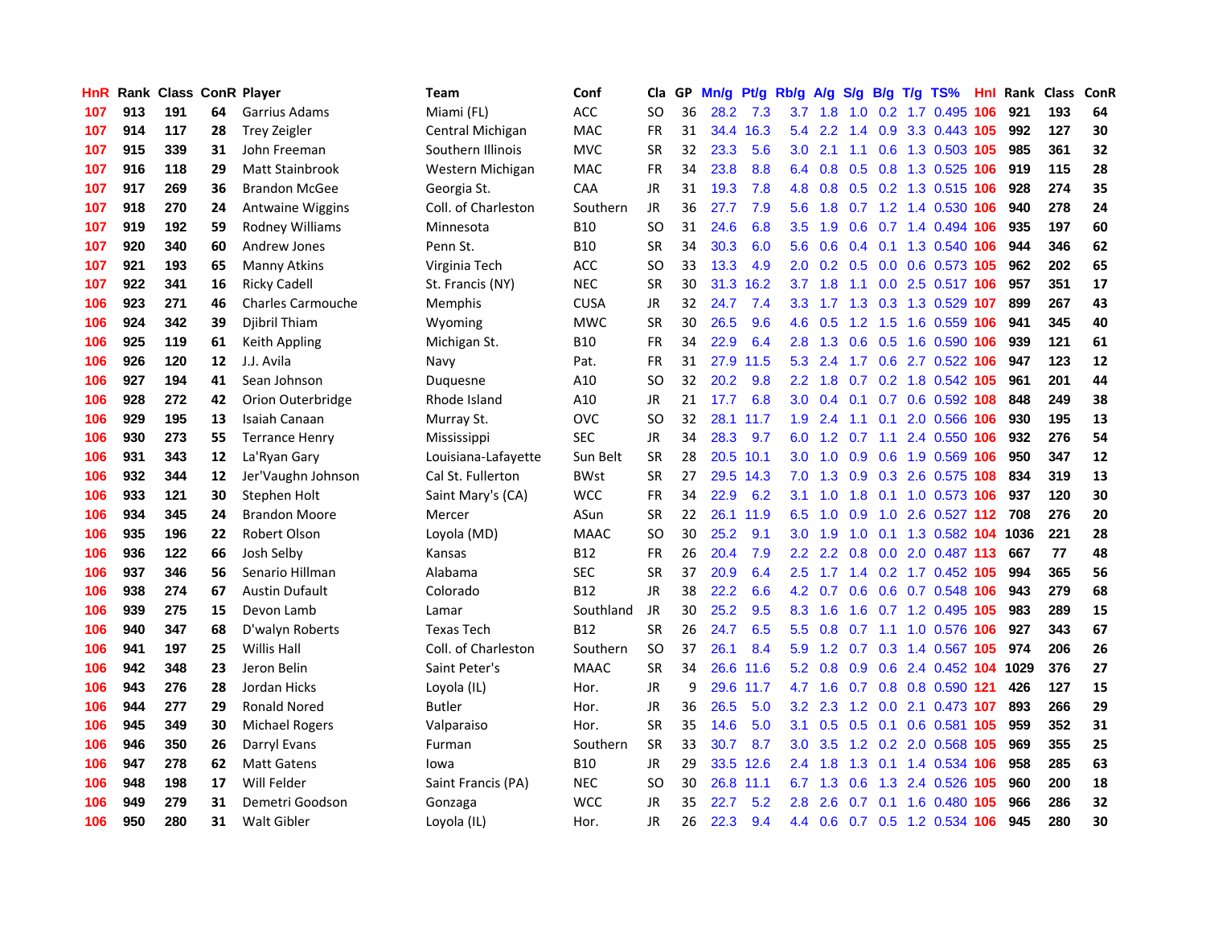| HnR | Rank | Class | ConR | Player | Team | Conf | Cla | GP | Mn/g | Pt/g | Rb/g | A/g | S/g | B/g | T/g | TS% | HnI | Rank | Class | ConR |
|---|---|---|---|---|---|---|---|---|---|---|---|---|---|---|---|---|---|---|---|---|
| 107 | 913 | 191 | 64 | Garrius Adams | Miami (FL) | ACC | SO | 36 | 28.2 | 7.3 | 3.7 | 1.8 | 1.0 | 0.2 | 1.7 | 0.495 | 106 | 921 | 193 | 64 |
| 107 | 914 | 117 | 28 | Trey Zeigler | Central Michigan | MAC | FR | 31 | 34.4 | 16.3 | 5.4 | 2.2 | 1.4 | 0.9 | 3.3 | 0.443 | 105 | 992 | 127 | 30 |
| 107 | 915 | 339 | 31 | John Freeman | Southern Illinois | MVC | SR | 32 | 23.3 | 5.6 | 3.0 | 2.1 | 1.1 | 0.6 | 1.3 | 0.503 | 105 | 985 | 361 | 32 |
| 107 | 916 | 118 | 29 | Matt Stainbrook | Western Michigan | MAC | FR | 34 | 23.8 | 8.8 | 6.4 | 0.8 | 0.5 | 0.8 | 1.3 | 0.525 | 106 | 919 | 115 | 28 |
| 107 | 917 | 269 | 36 | Brandon McGee | Georgia St. | CAA | JR | 31 | 19.3 | 7.8 | 4.8 | 0.8 | 0.5 | 0.2 | 1.3 | 0.515 | 106 | 928 | 274 | 35 |
| 107 | 918 | 270 | 24 | Antwaine Wiggins | Coll. of Charleston | Southern | JR | 36 | 27.7 | 7.9 | 5.6 | 1.8 | 0.7 | 1.2 | 1.4 | 0.530 | 106 | 940 | 278 | 24 |
| 107 | 919 | 192 | 59 | Rodney Williams | Minnesota | B10 | SO | 31 | 24.6 | 6.8 | 3.5 | 1.9 | 0.6 | 0.7 | 1.4 | 0.494 | 106 | 935 | 197 | 60 |
| 107 | 920 | 340 | 60 | Andrew Jones | Penn St. | B10 | SR | 34 | 30.3 | 6.0 | 5.6 | 0.6 | 0.4 | 0.1 | 1.3 | 0.540 | 106 | 944 | 346 | 62 |
| 107 | 921 | 193 | 65 | Manny Atkins | Virginia Tech | ACC | SO | 33 | 13.3 | 4.9 | 2.0 | 0.2 | 0.5 | 0.0 | 0.6 | 0.573 | 105 | 962 | 202 | 65 |
| 107 | 922 | 341 | 16 | Ricky Cadell | St. Francis (NY) | NEC | SR | 30 | 31.3 | 16.2 | 3.7 | 1.8 | 1.1 | 0.0 | 2.5 | 0.517 | 106 | 957 | 351 | 17 |
| 106 | 923 | 271 | 46 | Charles Carmouche | Memphis | CUSA | JR | 32 | 24.7 | 7.4 | 3.3 | 1.7 | 1.3 | 0.3 | 1.3 | 0.529 | 107 | 899 | 267 | 43 |
| 106 | 924 | 342 | 39 | Djibril Thiam | Wyoming | MWC | SR | 30 | 26.5 | 9.6 | 4.6 | 0.5 | 1.2 | 1.5 | 1.6 | 0.559 | 106 | 941 | 345 | 40 |
| 106 | 925 | 119 | 61 | Keith Appling | Michigan St. | B10 | FR | 34 | 22.9 | 6.4 | 2.8 | 1.3 | 0.6 | 0.5 | 1.6 | 0.590 | 106 | 939 | 121 | 61 |
| 106 | 926 | 120 | 12 | J.J. Avila | Navy | Pat. | FR | 31 | 27.9 | 11.5 | 5.3 | 2.4 | 1.7 | 0.6 | 2.7 | 0.522 | 106 | 947 | 123 | 12 |
| 106 | 927 | 194 | 41 | Sean Johnson | Duquesne | A10 | SO | 32 | 20.2 | 9.8 | 2.2 | 1.8 | 0.7 | 0.2 | 1.8 | 0.542 | 105 | 961 | 201 | 44 |
| 106 | 928 | 272 | 42 | Orion Outerbridge | Rhode Island | A10 | JR | 21 | 17.7 | 6.8 | 3.0 | 0.4 | 0.1 | 0.7 | 0.6 | 0.592 | 108 | 848 | 249 | 38 |
| 106 | 929 | 195 | 13 | Isaiah Canaan | Murray St. | OVC | SO | 32 | 28.1 | 11.7 | 1.9 | 2.4 | 1.1 | 0.1 | 2.0 | 0.566 | 106 | 930 | 195 | 13 |
| 106 | 930 | 273 | 55 | Terrance Henry | Mississippi | SEC | JR | 34 | 28.3 | 9.7 | 6.0 | 1.2 | 0.7 | 1.1 | 2.4 | 0.550 | 106 | 932 | 276 | 54 |
| 106 | 931 | 343 | 12 | La'Ryan Gary | Louisiana-Lafayette | Sun Belt | SR | 28 | 20.5 | 10.1 | 3.0 | 1.0 | 0.9 | 0.6 | 1.9 | 0.569 | 106 | 950 | 347 | 12 |
| 106 | 932 | 344 | 12 | Jer'Vaughn Johnson | Cal St. Fullerton | BWst | SR | 27 | 29.5 | 14.3 | 7.0 | 1.3 | 0.9 | 0.3 | 2.6 | 0.575 | 108 | 834 | 319 | 13 |
| 106 | 933 | 121 | 30 | Stephen Holt | Saint Mary's (CA) | WCC | FR | 34 | 22.9 | 6.2 | 3.1 | 1.0 | 1.8 | 0.1 | 1.0 | 0.573 | 106 | 937 | 120 | 30 |
| 106 | 934 | 345 | 24 | Brandon Moore | Mercer | ASun | SR | 22 | 26.1 | 11.9 | 6.5 | 1.0 | 0.9 | 1.0 | 2.6 | 0.527 | 112 | 708 | 276 | 20 |
| 106 | 935 | 196 | 22 | Robert Olson | Loyola (MD) | MAAC | SO | 30 | 25.2 | 9.1 | 3.0 | 1.9 | 1.0 | 0.1 | 1.3 | 0.582 | 104 | 1036 | 221 | 28 |
| 106 | 936 | 122 | 66 | Josh Selby | Kansas | B12 | FR | 26 | 20.4 | 7.9 | 2.2 | 2.2 | 0.8 | 0.0 | 2.0 | 0.487 | 113 | 667 | 77 | 48 |
| 106 | 937 | 346 | 56 | Senario Hillman | Alabama | SEC | SR | 37 | 20.9 | 6.4 | 2.5 | 1.7 | 1.4 | 0.2 | 1.7 | 0.452 | 105 | 994 | 365 | 56 |
| 106 | 938 | 274 | 67 | Austin Dufault | Colorado | B12 | JR | 38 | 22.2 | 6.6 | 4.2 | 0.7 | 0.6 | 0.6 | 0.7 | 0.548 | 106 | 943 | 279 | 68 |
| 106 | 939 | 275 | 15 | Devon Lamb | Lamar | Southland | JR | 30 | 25.2 | 9.5 | 8.3 | 1.6 | 1.6 | 0.7 | 1.2 | 0.495 | 105 | 983 | 289 | 15 |
| 106 | 940 | 347 | 68 | D'walyn Roberts | Texas Tech | B12 | SR | 26 | 24.7 | 6.5 | 5.5 | 0.8 | 0.7 | 1.1 | 1.0 | 0.576 | 106 | 927 | 343 | 67 |
| 106 | 941 | 197 | 25 | Willis Hall | Coll. of Charleston | Southern | SO | 37 | 26.1 | 8.4 | 5.9 | 1.2 | 0.7 | 0.3 | 1.4 | 0.567 | 105 | 974 | 206 | 26 |
| 106 | 942 | 348 | 23 | Jeron Belin | Saint Peter's | MAAC | SR | 34 | 26.6 | 11.6 | 5.2 | 0.8 | 0.9 | 0.6 | 2.4 | 0.452 | 104 | 1029 | 376 | 27 |
| 106 | 943 | 276 | 28 | Jordan Hicks | Loyola (IL) | Hor. | JR | 9 | 29.6 | 11.7 | 4.7 | 1.6 | 0.7 | 0.8 | 0.8 | 0.590 | 121 | 426 | 127 | 15 |
| 106 | 944 | 277 | 29 | Ronald Nored | Butler | Hor. | JR | 36 | 26.5 | 5.0 | 3.2 | 2.3 | 1.2 | 0.0 | 2.1 | 0.473 | 107 | 893 | 266 | 29 |
| 106 | 945 | 349 | 30 | Michael Rogers | Valparaiso | Hor. | SR | 35 | 14.6 | 5.0 | 3.1 | 0.5 | 0.5 | 0.1 | 0.6 | 0.581 | 105 | 959 | 352 | 31 |
| 106 | 946 | 350 | 26 | Darryl Evans | Furman | Southern | SR | 33 | 30.7 | 8.7 | 3.0 | 3.5 | 1.2 | 0.2 | 2.0 | 0.568 | 105 | 969 | 355 | 25 |
| 106 | 947 | 278 | 62 | Matt Gatens | Iowa | B10 | JR | 29 | 33.5 | 12.6 | 2.4 | 1.8 | 1.3 | 0.1 | 1.4 | 0.534 | 106 | 958 | 285 | 63 |
| 106 | 948 | 198 | 17 | Will Felder | Saint Francis (PA) | NEC | SO | 30 | 26.8 | 11.1 | 6.7 | 1.3 | 0.6 | 1.3 | 2.4 | 0.526 | 105 | 960 | 200 | 18 |
| 106 | 949 | 279 | 31 | Demetri Goodson | Gonzaga | WCC | JR | 35 | 22.7 | 5.2 | 2.8 | 2.6 | 0.7 | 0.1 | 1.6 | 0.480 | 105 | 966 | 286 | 32 |
| 106 | 950 | 280 | 31 | Walt Gibler | Loyola (IL) | Hor. | JR | 26 | 22.3 | 9.4 | 4.4 | 0.6 | 0.7 | 0.5 | 1.2 | 0.534 | 106 | 945 | 280 | 30 |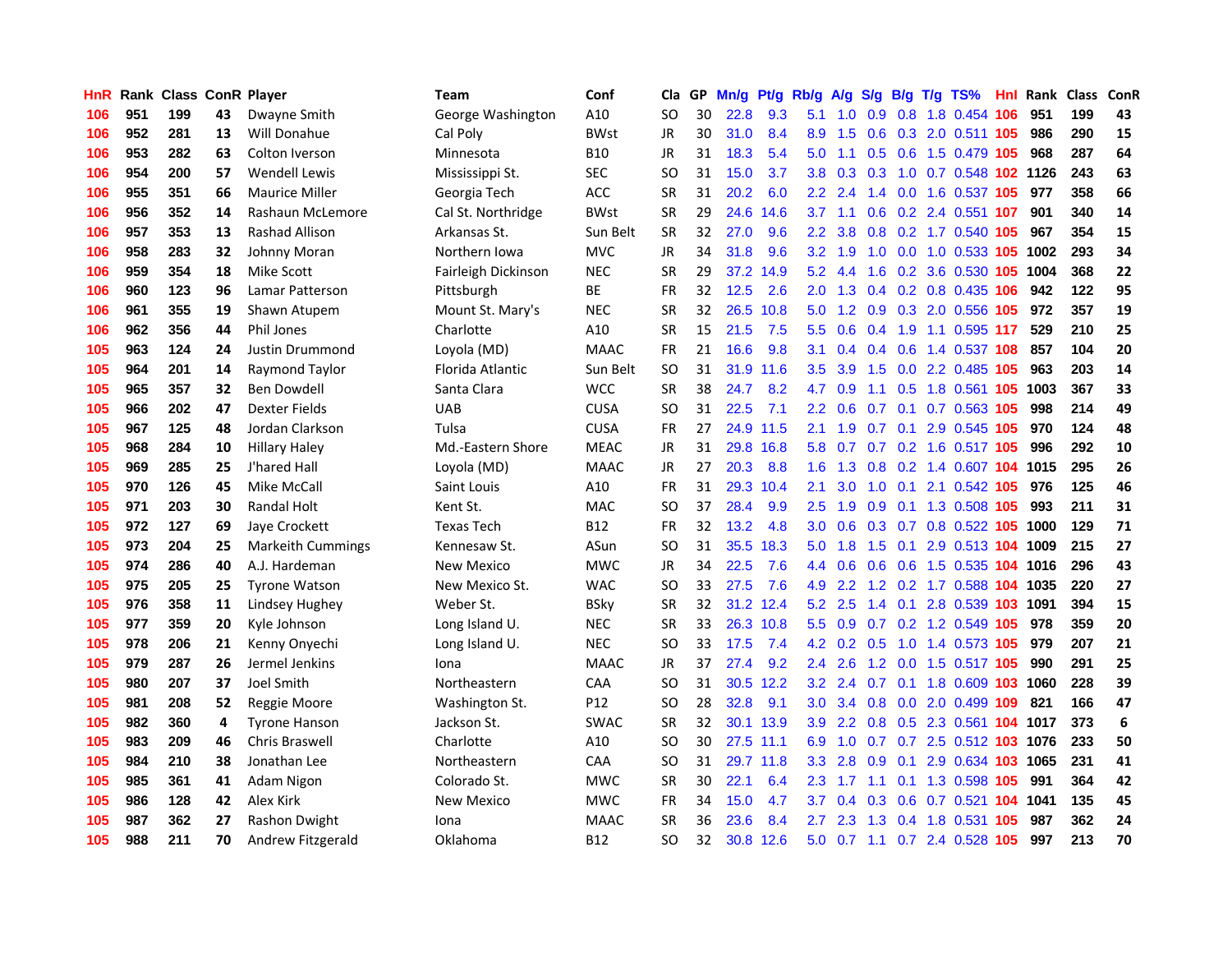| HnR | Rank | Class | ConR | Player | Team | Conf | Cla | GP | Mn/g | Pt/g | Rb/g | A/g | S/g | B/g | T/g | TS% | HnI | Rank | Class | ConR |
|---|---|---|---|---|---|---|---|---|---|---|---|---|---|---|---|---|---|---|---|---|
| 106 | 951 | 199 | 43 | Dwayne Smith | George Washington | A10 | SO | 30 | 22.8 | 9.3 | 5.1 | 1.0 | 0.9 | 0.8 | 1.8 | 0.454 | 106 | 951 | 199 | 43 |
| 106 | 952 | 281 | 13 | Will Donahue | Cal Poly | BWst | JR | 30 | 31.0 | 8.4 | 8.9 | 1.5 | 0.6 | 0.3 | 2.0 | 0.511 | 105 | 986 | 290 | 15 |
| 106 | 953 | 282 | 63 | Colton Iverson | Minnesota | B10 | JR | 31 | 18.3 | 5.4 | 5.0 | 1.1 | 0.5 | 0.6 | 1.5 | 0.479 | 105 | 968 | 287 | 64 |
| 106 | 954 | 200 | 57 | Wendell Lewis | Mississippi St. | SEC | SO | 31 | 15.0 | 3.7 | 3.8 | 0.3 | 0.3 | 1.0 | 0.7 | 0.548 | 102 | 1126 | 243 | 63 |
| 106 | 955 | 351 | 66 | Maurice Miller | Georgia Tech | ACC | SR | 31 | 20.2 | 6.0 | 2.2 | 2.4 | 1.4 | 0.0 | 1.6 | 0.537 | 105 | 977 | 358 | 66 |
| 106 | 956 | 352 | 14 | Rashaun McLemore | Cal St. Northridge | BWst | SR | 29 | 24.6 | 14.6 | 3.7 | 1.1 | 0.6 | 0.2 | 2.4 | 0.551 | 107 | 901 | 340 | 14 |
| 106 | 957 | 353 | 13 | Rashad Allison | Arkansas St. | Sun Belt | SR | 32 | 27.0 | 9.6 | 2.2 | 3.8 | 0.8 | 0.2 | 1.7 | 0.540 | 105 | 967 | 354 | 15 |
| 106 | 958 | 283 | 32 | Johnny Moran | Northern Iowa | MVC | JR | 34 | 31.8 | 9.6 | 3.2 | 1.9 | 1.0 | 0.0 | 1.0 | 0.533 | 105 | 1002 | 293 | 34 |
| 106 | 959 | 354 | 18 | Mike Scott | Fairleigh Dickinson | NEC | SR | 29 | 37.2 | 14.9 | 5.2 | 4.4 | 1.6 | 0.2 | 3.6 | 0.530 | 105 | 1004 | 368 | 22 |
| 106 | 960 | 123 | 96 | Lamar Patterson | Pittsburgh | BE | FR | 32 | 12.5 | 2.6 | 2.0 | 1.3 | 0.4 | 0.2 | 0.8 | 0.435 | 106 | 942 | 122 | 95 |
| 106 | 961 | 355 | 19 | Shawn Atupem | Mount St. Mary's | NEC | SR | 32 | 26.5 | 10.8 | 5.0 | 1.2 | 0.9 | 0.3 | 2.0 | 0.556 | 105 | 972 | 357 | 19 |
| 106 | 962 | 356 | 44 | Phil Jones | Charlotte | A10 | SR | 15 | 21.5 | 7.5 | 5.5 | 0.6 | 0.4 | 1.9 | 1.1 | 0.595 | 117 | 529 | 210 | 25 |
| 105 | 963 | 124 | 24 | Justin Drummond | Loyola (MD) | MAAC | FR | 21 | 16.6 | 9.8 | 3.1 | 0.4 | 0.4 | 0.6 | 1.4 | 0.537 | 108 | 857 | 104 | 20 |
| 105 | 964 | 201 | 14 | Raymond Taylor | Florida Atlantic | Sun Belt | SO | 31 | 31.9 | 11.6 | 3.5 | 3.9 | 1.5 | 0.0 | 2.2 | 0.485 | 105 | 963 | 203 | 14 |
| 105 | 965 | 357 | 32 | Ben Dowdell | Santa Clara | WCC | SR | 38 | 24.7 | 8.2 | 4.7 | 0.9 | 1.1 | 0.5 | 1.8 | 0.561 | 105 | 1003 | 367 | 33 |
| 105 | 966 | 202 | 47 | Dexter Fields | UAB | CUSA | SO | 31 | 22.5 | 7.1 | 2.2 | 0.6 | 0.7 | 0.1 | 0.7 | 0.563 | 105 | 998 | 214 | 49 |
| 105 | 967 | 125 | 48 | Jordan Clarkson | Tulsa | CUSA | FR | 27 | 24.9 | 11.5 | 2.1 | 1.9 | 0.7 | 0.1 | 2.9 | 0.545 | 105 | 970 | 124 | 48 |
| 105 | 968 | 284 | 10 | Hillary Haley | Md.-Eastern Shore | MEAC | JR | 31 | 29.8 | 16.8 | 5.8 | 0.7 | 0.7 | 0.2 | 1.6 | 0.517 | 105 | 996 | 292 | 10 |
| 105 | 969 | 285 | 25 | J'hared Hall | Loyola (MD) | MAAC | JR | 27 | 20.3 | 8.8 | 1.6 | 1.3 | 0.8 | 0.2 | 1.4 | 0.607 | 104 | 1015 | 295 | 26 |
| 105 | 970 | 126 | 45 | Mike McCall | Saint Louis | A10 | FR | 31 | 29.3 | 10.4 | 2.1 | 3.0 | 1.0 | 0.1 | 2.1 | 0.542 | 105 | 976 | 125 | 46 |
| 105 | 971 | 203 | 30 | Randal Holt | Kent St. | MAC | SO | 37 | 28.4 | 9.9 | 2.5 | 1.9 | 0.9 | 0.1 | 1.3 | 0.508 | 105 | 993 | 211 | 31 |
| 105 | 972 | 127 | 69 | Jaye Crockett | Texas Tech | B12 | FR | 32 | 13.2 | 4.8 | 3.0 | 0.6 | 0.3 | 0.7 | 0.8 | 0.522 | 105 | 1000 | 129 | 71 |
| 105 | 973 | 204 | 25 | Markeith Cummings | Kennesaw St. | ASun | SO | 31 | 35.5 | 18.3 | 5.0 | 1.8 | 1.5 | 0.1 | 2.9 | 0.513 | 104 | 1009 | 215 | 27 |
| 105 | 974 | 286 | 40 | A.J. Hardeman | New Mexico | MWC | JR | 34 | 22.5 | 7.6 | 4.4 | 0.6 | 0.6 | 0.6 | 1.5 | 0.535 | 104 | 1016 | 296 | 43 |
| 105 | 975 | 205 | 25 | Tyrone Watson | New Mexico St. | WAC | SO | 33 | 27.5 | 7.6 | 4.9 | 2.2 | 1.2 | 0.2 | 1.7 | 0.588 | 104 | 1035 | 220 | 27 |
| 105 | 976 | 358 | 11 | Lindsey Hughey | Weber St. | BSky | SR | 32 | 31.2 | 12.4 | 5.2 | 2.5 | 1.4 | 0.1 | 2.8 | 0.539 | 103 | 1091 | 394 | 15 |
| 105 | 977 | 359 | 20 | Kyle Johnson | Long Island U. | NEC | SR | 33 | 26.3 | 10.8 | 5.5 | 0.9 | 0.7 | 0.2 | 1.2 | 0.549 | 105 | 978 | 359 | 20 |
| 105 | 978 | 206 | 21 | Kenny Onyechi | Long Island U. | NEC | SO | 33 | 17.5 | 7.4 | 4.2 | 0.2 | 0.5 | 1.0 | 1.4 | 0.573 | 105 | 979 | 207 | 21 |
| 105 | 979 | 287 | 26 | Jermel Jenkins | Iona | MAAC | JR | 37 | 27.4 | 9.2 | 2.4 | 2.6 | 1.2 | 0.0 | 1.5 | 0.517 | 105 | 990 | 291 | 25 |
| 105 | 980 | 207 | 37 | Joel Smith | Northeastern | CAA | SO | 31 | 30.5 | 12.2 | 3.2 | 2.4 | 0.7 | 0.1 | 1.8 | 0.609 | 103 | 1060 | 228 | 39 |
| 105 | 981 | 208 | 52 | Reggie Moore | Washington St. | P12 | SO | 28 | 32.8 | 9.1 | 3.0 | 3.4 | 0.8 | 0.0 | 2.0 | 0.499 | 109 | 821 | 166 | 47 |
| 105 | 982 | 360 | 4 | Tyrone Hanson | Jackson St. | SWAC | SR | 32 | 30.1 | 13.9 | 3.9 | 2.2 | 0.8 | 0.5 | 2.3 | 0.561 | 104 | 1017 | 373 | 6 |
| 105 | 983 | 209 | 46 | Chris Braswell | Charlotte | A10 | SO | 30 | 27.5 | 11.1 | 6.9 | 1.0 | 0.7 | 0.7 | 2.5 | 0.512 | 103 | 1076 | 233 | 50 |
| 105 | 984 | 210 | 38 | Jonathan Lee | Northeastern | CAA | SO | 31 | 29.7 | 11.8 | 3.3 | 2.8 | 0.9 | 0.1 | 2.9 | 0.634 | 103 | 1065 | 231 | 41 |
| 105 | 985 | 361 | 41 | Adam Nigon | Colorado St. | MWC | SR | 30 | 22.1 | 6.4 | 2.3 | 1.7 | 1.1 | 0.1 | 1.3 | 0.598 | 105 | 991 | 364 | 42 |
| 105 | 986 | 128 | 42 | Alex Kirk | New Mexico | MWC | FR | 34 | 15.0 | 4.7 | 3.7 | 0.4 | 0.3 | 0.6 | 0.7 | 0.521 | 104 | 1041 | 135 | 45 |
| 105 | 987 | 362 | 27 | Rashon Dwight | Iona | MAAC | SR | 36 | 23.6 | 8.4 | 2.7 | 2.3 | 1.3 | 0.4 | 1.8 | 0.531 | 105 | 987 | 362 | 24 |
| 105 | 988 | 211 | 70 | Andrew Fitzgerald | Oklahoma | B12 | SO | 32 | 30.8 | 12.6 | 5.0 | 0.7 | 1.1 | 0.7 | 2.4 | 0.528 | 105 | 997 | 213 | 70 |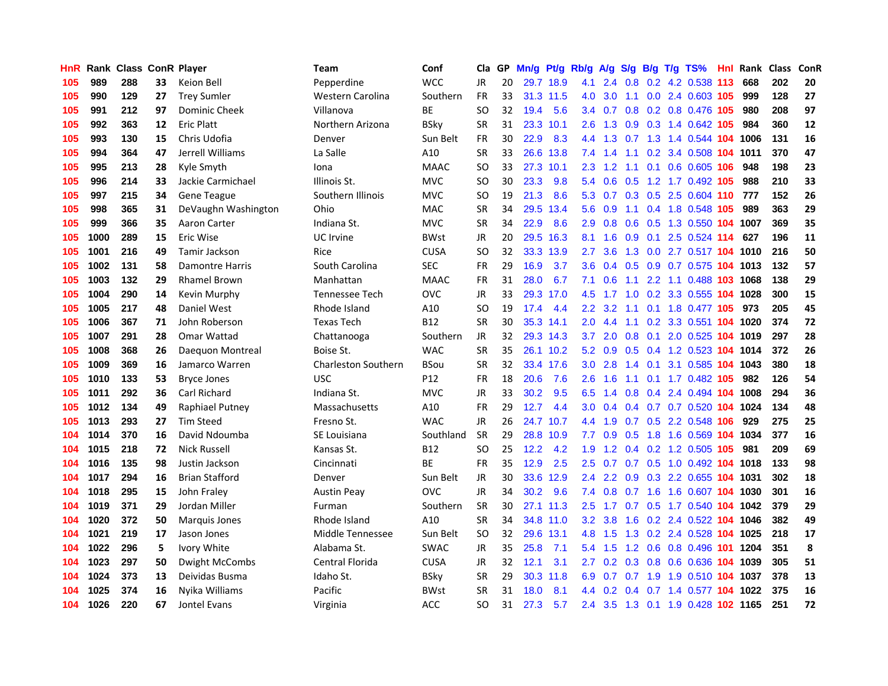| HnR | Rank | Class | ConR | Player | Team | Conf | Cla | GP | Mn/g | Pt/g | Rb/g | A/g | S/g | B/g | T/g | TS% | HnI | Rank | Class | ConR |
|---|---|---|---|---|---|---|---|---|---|---|---|---|---|---|---|---|---|---|---|---|
| 105 | 989 | 288 | 33 | Keion Bell | Pepperdine | WCC | JR | 20 | 29.7 | 18.9 | 4.1 | 2.4 | 0.8 | 0.2 | 4.2 | 0.538 | 113 | 668 | 202 | 20 |
| 105 | 990 | 129 | 27 | Trey Sumler | Western Carolina | Southern | FR | 33 | 31.3 | 11.5 | 4.0 | 3.0 | 1.1 | 0.0 | 2.4 | 0.603 | 105 | 999 | 128 | 27 |
| 105 | 991 | 212 | 97 | Dominic Cheek | Villanova | BE | SO | 32 | 19.4 | 5.6 | 3.4 | 0.7 | 0.8 | 0.2 | 0.8 | 0.476 | 105 | 980 | 208 | 97 |
| 105 | 992 | 363 | 12 | Eric Platt | Northern Arizona | BSky | SR | 31 | 23.3 | 10.1 | 2.6 | 1.3 | 0.9 | 0.3 | 1.4 | 0.642 | 105 | 984 | 360 | 12 |
| 105 | 993 | 130 | 15 | Chris Udofia | Denver | Sun Belt | FR | 30 | 22.9 | 8.3 | 4.4 | 1.3 | 0.7 | 1.3 | 1.4 | 0.544 | 104 | 1006 | 131 | 16 |
| 105 | 994 | 364 | 47 | Jerrell Williams | La Salle | A10 | SR | 33 | 26.6 | 13.8 | 7.4 | 1.4 | 1.1 | 0.2 | 3.4 | 0.508 | 104 | 1011 | 370 | 47 |
| 105 | 995 | 213 | 28 | Kyle Smyth | Iona | MAAC | SO | 33 | 27.3 | 10.1 | 2.3 | 1.2 | 1.1 | 0.1 | 0.6 | 0.605 | 106 | 948 | 198 | 23 |
| 105 | 996 | 214 | 33 | Jackie Carmichael | Illinois St. | MVC | SO | 30 | 23.3 | 9.8 | 5.4 | 0.6 | 0.5 | 1.2 | 1.7 | 0.492 | 105 | 988 | 210 | 33 |
| 105 | 997 | 215 | 34 | Gene Teague | Southern Illinois | MVC | SO | 19 | 21.3 | 8.6 | 5.3 | 0.7 | 0.3 | 0.5 | 2.5 | 0.604 | 110 | 777 | 152 | 26 |
| 105 | 998 | 365 | 31 | DeVaughn Washington | Ohio | MAC | SR | 34 | 29.5 | 13.4 | 5.6 | 0.9 | 1.1 | 0.4 | 1.8 | 0.548 | 105 | 989 | 363 | 29 |
| 105 | 999 | 366 | 35 | Aaron Carter | Indiana St. | MVC | SR | 34 | 22.9 | 8.6 | 2.9 | 0.8 | 0.6 | 0.5 | 1.3 | 0.550 | 104 | 1007 | 369 | 35 |
| 105 | 1000 | 289 | 15 | Eric Wise | UC Irvine | BWst | JR | 20 | 29.5 | 16.3 | 8.1 | 1.6 | 0.9 | 0.1 | 2.5 | 0.524 | 114 | 627 | 196 | 11 |
| 105 | 1001 | 216 | 49 | Tamir Jackson | Rice | CUSA | SO | 32 | 33.3 | 13.9 | 2.7 | 3.6 | 1.3 | 0.0 | 2.7 | 0.517 | 104 | 1010 | 216 | 50 |
| 105 | 1002 | 131 | 58 | Damontre Harris | South Carolina | SEC | FR | 29 | 16.9 | 3.7 | 3.6 | 0.4 | 0.5 | 0.9 | 0.7 | 0.575 | 104 | 1013 | 132 | 57 |
| 105 | 1003 | 132 | 29 | Rhamel Brown | Manhattan | MAAC | FR | 31 | 28.0 | 6.7 | 7.1 | 0.6 | 1.1 | 2.2 | 1.1 | 0.488 | 103 | 1068 | 138 | 29 |
| 105 | 1004 | 290 | 14 | Kevin Murphy | Tennessee Tech | OVC | JR | 33 | 29.3 | 17.0 | 4.5 | 1.7 | 1.0 | 0.2 | 3.3 | 0.555 | 104 | 1028 | 300 | 15 |
| 105 | 1005 | 217 | 48 | Daniel West | Rhode Island | A10 | SO | 19 | 17.4 | 4.4 | 2.2 | 3.2 | 1.1 | 0.1 | 1.8 | 0.477 | 105 | 973 | 205 | 45 |
| 105 | 1006 | 367 | 71 | John Roberson | Texas Tech | B12 | SR | 30 | 35.3 | 14.1 | 2.0 | 4.4 | 1.1 | 0.2 | 3.3 | 0.551 | 104 | 1020 | 374 | 72 |
| 105 | 1007 | 291 | 28 | Omar Wattad | Chattanooga | Southern | JR | 32 | 29.3 | 14.3 | 3.7 | 2.0 | 0.8 | 0.1 | 2.0 | 0.525 | 104 | 1019 | 297 | 28 |
| 105 | 1008 | 368 | 26 | Daequon Montreal | Boise St. | WAC | SR | 35 | 26.1 | 10.2 | 5.2 | 0.9 | 0.5 | 0.4 | 1.2 | 0.523 | 104 | 1014 | 372 | 26 |
| 105 | 1009 | 369 | 16 | Jamarco Warren | Charleston Southern | BSou | SR | 32 | 33.4 | 17.6 | 3.0 | 2.8 | 1.4 | 0.1 | 3.1 | 0.585 | 104 | 1043 | 380 | 18 |
| 105 | 1010 | 133 | 53 | Bryce Jones | USC | P12 | FR | 18 | 20.6 | 7.6 | 2.6 | 1.6 | 1.1 | 0.1 | 1.7 | 0.482 | 105 | 982 | 126 | 54 |
| 105 | 1011 | 292 | 36 | Carl Richard | Indiana St. | MVC | JR | 33 | 30.2 | 9.5 | 6.5 | 1.4 | 0.8 | 0.4 | 2.4 | 0.494 | 104 | 1008 | 294 | 36 |
| 105 | 1012 | 134 | 49 | Raphiael Putney | Massachusetts | A10 | FR | 29 | 12.7 | 4.4 | 3.0 | 0.4 | 0.4 | 0.7 | 0.7 | 0.520 | 104 | 1024 | 134 | 48 |
| 105 | 1013 | 293 | 27 | Tim Steed | Fresno St. | WAC | JR | 26 | 24.7 | 10.7 | 4.4 | 1.9 | 0.7 | 0.5 | 2.2 | 0.548 | 106 | 929 | 275 | 25 |
| 104 | 1014 | 370 | 16 | David Ndoumba | SE Louisiana | Southland | SR | 29 | 28.8 | 10.9 | 7.7 | 0.9 | 0.5 | 1.8 | 1.6 | 0.569 | 104 | 1034 | 377 | 16 |
| 104 | 1015 | 218 | 72 | Nick Russell | Kansas St. | B12 | SO | 25 | 12.2 | 4.2 | 1.9 | 1.2 | 0.4 | 0.2 | 1.2 | 0.505 | 105 | 981 | 209 | 69 |
| 104 | 1016 | 135 | 98 | Justin Jackson | Cincinnati | BE | FR | 35 | 12.9 | 2.5 | 2.5 | 0.7 | 0.7 | 0.5 | 1.0 | 0.492 | 104 | 1018 | 133 | 98 |
| 104 | 1017 | 294 | 16 | Brian Stafford | Denver | Sun Belt | JR | 30 | 33.6 | 12.9 | 2.4 | 2.2 | 0.9 | 0.3 | 2.2 | 0.655 | 104 | 1031 | 302 | 18 |
| 104 | 1018 | 295 | 15 | John Fraley | Austin Peay | OVC | JR | 34 | 30.2 | 9.6 | 7.4 | 0.8 | 0.7 | 1.6 | 1.6 | 0.607 | 104 | 1030 | 301 | 16 |
| 104 | 1019 | 371 | 29 | Jordan Miller | Furman | Southern | SR | 30 | 27.1 | 11.3 | 2.5 | 1.7 | 0.7 | 0.5 | 1.7 | 0.540 | 104 | 1042 | 379 | 29 |
| 104 | 1020 | 372 | 50 | Marquis Jones | Rhode Island | A10 | SR | 34 | 34.8 | 11.0 | 3.2 | 3.8 | 1.6 | 0.2 | 2.4 | 0.522 | 104 | 1046 | 382 | 49 |
| 104 | 1021 | 219 | 17 | Jason Jones | Middle Tennessee | Sun Belt | SO | 32 | 29.6 | 13.1 | 4.8 | 1.5 | 1.3 | 0.2 | 2.4 | 0.528 | 104 | 1025 | 218 | 17 |
| 104 | 1022 | 296 | 5 | Ivory White | Alabama St. | SWAC | JR | 35 | 25.8 | 7.1 | 5.4 | 1.5 | 1.2 | 0.6 | 0.8 | 0.496 | 101 | 1204 | 351 | 8 |
| 104 | 1023 | 297 | 50 | Dwight McCombs | Central Florida | CUSA | JR | 32 | 12.1 | 3.1 | 2.7 | 0.2 | 0.3 | 0.8 | 0.6 | 0.636 | 104 | 1039 | 305 | 51 |
| 104 | 1024 | 373 | 13 | Deividas Busma | Idaho St. | BSky | SR | 29 | 30.3 | 11.8 | 6.9 | 0.7 | 0.7 | 1.9 | 1.9 | 0.510 | 104 | 1037 | 378 | 13 |
| 104 | 1025 | 374 | 16 | Nyika Williams | Pacific | BWst | SR | 31 | 18.0 | 8.1 | 4.4 | 0.2 | 0.4 | 0.7 | 1.4 | 0.577 | 104 | 1022 | 375 | 16 |
| 104 | 1026 | 220 | 67 | Jontel Evans | Virginia | ACC | SO | 31 | 27.3 | 5.7 | 2.4 | 3.5 | 1.3 | 0.1 | 1.9 | 0.428 | 102 | 1165 | 251 | 72 |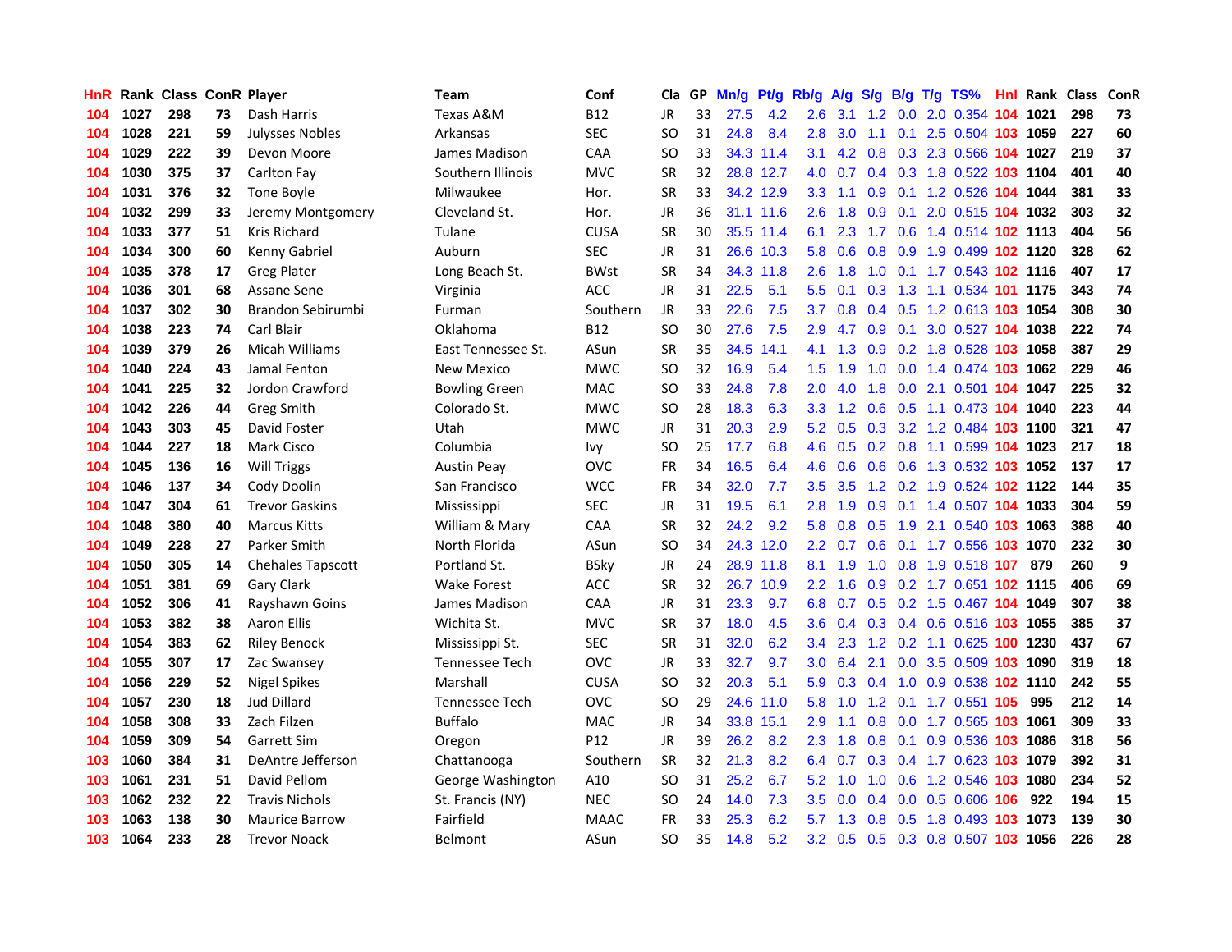| HnR | Rank | Class | ConR | Player | Team | Conf | Cla | GP | Mn/g | Pt/g | Rb/g | A/g | S/g | B/g | T/g | TS% | HnI | Rank | Class | ConR |
|---|---|---|---|---|---|---|---|---|---|---|---|---|---|---|---|---|---|---|---|---|
| 104 | 1027 | 298 | 73 | Dash Harris | Texas A&M | B12 | JR | 33 | 27.5 | 4.2 | 2.6 | 3.1 | 1.2 | 0.0 | 2.0 | 0.354 | 104 | 1021 | 298 | 73 |
| 104 | 1028 | 221 | 59 | Julysses Nobles | Arkansas | SEC | SO | 31 | 24.8 | 8.4 | 2.8 | 3.0 | 1.1 | 0.1 | 2.5 | 0.504 | 103 | 1059 | 227 | 60 |
| 104 | 1029 | 222 | 39 | Devon Moore | James Madison | CAA | SO | 33 | 34.3 | 11.4 | 3.1 | 4.2 | 0.8 | 0.3 | 2.3 | 0.566 | 104 | 1027 | 219 | 37 |
| 104 | 1030 | 375 | 37 | Carlton Fay | Southern Illinois | MVC | SR | 32 | 28.8 | 12.7 | 4.0 | 0.7 | 0.4 | 0.3 | 1.8 | 0.522 | 103 | 1104 | 401 | 40 |
| 104 | 1031 | 376 | 32 | Tone Boyle | Milwaukee | Hor. | SR | 33 | 34.2 | 12.9 | 3.3 | 1.1 | 0.9 | 0.1 | 1.2 | 0.526 | 104 | 1044 | 381 | 33 |
| 104 | 1032 | 299 | 33 | Jeremy Montgomery | Cleveland St. | Hor. | JR | 36 | 31.1 | 11.6 | 2.6 | 1.8 | 0.9 | 0.1 | 2.0 | 0.515 | 104 | 1032 | 303 | 32 |
| 104 | 1033 | 377 | 51 | Kris Richard | Tulane | CUSA | SR | 30 | 35.5 | 11.4 | 6.1 | 2.3 | 1.7 | 0.6 | 1.4 | 0.514 | 102 | 1113 | 404 | 56 |
| 104 | 1034 | 300 | 60 | Kenny Gabriel | Auburn | SEC | JR | 31 | 26.6 | 10.3 | 5.8 | 0.6 | 0.8 | 0.9 | 1.9 | 0.499 | 102 | 1120 | 328 | 62 |
| 104 | 1035 | 378 | 17 | Greg Plater | Long Beach St. | BWst | SR | 34 | 34.3 | 11.8 | 2.6 | 1.8 | 1.0 | 0.1 | 1.7 | 0.543 | 102 | 1116 | 407 | 17 |
| 104 | 1036 | 301 | 68 | Assane Sene | Virginia | ACC | JR | 31 | 22.5 | 5.1 | 5.5 | 0.1 | 0.3 | 1.3 | 1.1 | 0.534 | 101 | 1175 | 343 | 74 |
| 104 | 1037 | 302 | 30 | Brandon Sebirumbi | Furman | Southern | JR | 33 | 22.6 | 7.5 | 3.7 | 0.8 | 0.4 | 0.5 | 1.2 | 0.613 | 103 | 1054 | 308 | 30 |
| 104 | 1038 | 223 | 74 | Carl Blair | Oklahoma | B12 | SO | 30 | 27.6 | 7.5 | 2.9 | 4.7 | 0.9 | 0.1 | 3.0 | 0.527 | 104 | 1038 | 222 | 74 |
| 104 | 1039 | 379 | 26 | Micah Williams | East Tennessee St. | ASun | SR | 35 | 34.5 | 14.1 | 4.1 | 1.3 | 0.9 | 0.2 | 1.8 | 0.528 | 103 | 1058 | 387 | 29 |
| 104 | 1040 | 224 | 43 | Jamal Fenton | New Mexico | MWC | SO | 32 | 16.9 | 5.4 | 1.5 | 1.9 | 1.0 | 0.0 | 1.4 | 0.474 | 103 | 1062 | 229 | 46 |
| 104 | 1041 | 225 | 32 | Jordon Crawford | Bowling Green | MAC | SO | 33 | 24.8 | 7.8 | 2.0 | 4.0 | 1.8 | 0.0 | 2.1 | 0.501 | 104 | 1047 | 225 | 32 |
| 104 | 1042 | 226 | 44 | Greg Smith | Colorado St. | MWC | SO | 28 | 18.3 | 6.3 | 3.3 | 1.2 | 0.6 | 0.5 | 1.1 | 0.473 | 104 | 1040 | 223 | 44 |
| 104 | 1043 | 303 | 45 | David Foster | Utah | MWC | JR | 31 | 20.3 | 2.9 | 5.2 | 0.5 | 0.3 | 3.2 | 1.2 | 0.484 | 103 | 1100 | 321 | 47 |
| 104 | 1044 | 227 | 18 | Mark Cisco | Columbia | Ivy | SO | 25 | 17.7 | 6.8 | 4.6 | 0.5 | 0.2 | 0.8 | 1.1 | 0.599 | 104 | 1023 | 217 | 18 |
| 104 | 1045 | 136 | 16 | Will Triggs | Austin Peay | OVC | FR | 34 | 16.5 | 6.4 | 4.6 | 0.6 | 0.6 | 0.6 | 1.3 | 0.532 | 103 | 1052 | 137 | 17 |
| 104 | 1046 | 137 | 34 | Cody Doolin | San Francisco | WCC | FR | 34 | 32.0 | 7.7 | 3.5 | 3.5 | 1.2 | 0.2 | 1.9 | 0.524 | 102 | 1122 | 144 | 35 |
| 104 | 1047 | 304 | 61 | Trevor Gaskins | Mississippi | SEC | JR | 31 | 19.5 | 6.1 | 2.8 | 1.9 | 0.9 | 0.1 | 1.4 | 0.507 | 104 | 1033 | 304 | 59 |
| 104 | 1048 | 380 | 40 | Marcus Kitts | William & Mary | CAA | SR | 32 | 24.2 | 9.2 | 5.8 | 0.8 | 0.5 | 1.9 | 2.1 | 0.540 | 103 | 1063 | 388 | 40 |
| 104 | 1049 | 228 | 27 | Parker Smith | North Florida | ASun | SO | 34 | 24.3 | 12.0 | 2.2 | 0.7 | 0.6 | 0.1 | 1.7 | 0.556 | 103 | 1070 | 232 | 30 |
| 104 | 1050 | 305 | 14 | Chehales Tapscott | Portland St. | BSky | JR | 24 | 28.9 | 11.8 | 8.1 | 1.9 | 1.0 | 0.8 | 1.9 | 0.518 | 107 | 879 | 260 | 9 |
| 104 | 1051 | 381 | 69 | Gary Clark | Wake Forest | ACC | SR | 32 | 26.7 | 10.9 | 2.2 | 1.6 | 0.9 | 0.2 | 1.7 | 0.651 | 102 | 1115 | 406 | 69 |
| 104 | 1052 | 306 | 41 | Rayshawn Goins | James Madison | CAA | JR | 31 | 23.3 | 9.7 | 6.8 | 0.7 | 0.5 | 0.2 | 1.5 | 0.467 | 104 | 1049 | 307 | 38 |
| 104 | 1053 | 382 | 38 | Aaron Ellis | Wichita St. | MVC | SR | 37 | 18.0 | 4.5 | 3.6 | 0.4 | 0.3 | 0.4 | 0.6 | 0.516 | 103 | 1055 | 385 | 37 |
| 104 | 1054 | 383 | 62 | Riley Benock | Mississippi St. | SEC | SR | 31 | 32.0 | 6.2 | 3.4 | 2.3 | 1.2 | 0.2 | 1.1 | 0.625 | 100 | 1230 | 437 | 67 |
| 104 | 1055 | 307 | 17 | Zac Swansey | Tennessee Tech | OVC | JR | 33 | 32.7 | 9.7 | 3.0 | 6.4 | 2.1 | 0.0 | 3.5 | 0.509 | 103 | 1090 | 319 | 18 |
| 104 | 1056 | 229 | 52 | Nigel Spikes | Marshall | CUSA | SO | 32 | 20.3 | 5.1 | 5.9 | 0.3 | 0.4 | 1.0 | 0.9 | 0.538 | 102 | 1110 | 242 | 55 |
| 104 | 1057 | 230 | 18 | Jud Dillard | Tennessee Tech | OVC | SO | 29 | 24.6 | 11.0 | 5.8 | 1.0 | 1.2 | 0.1 | 1.7 | 0.551 | 105 | 995 | 212 | 14 |
| 104 | 1058 | 308 | 33 | Zach Filzen | Buffalo | MAC | JR | 34 | 33.8 | 15.1 | 2.9 | 1.1 | 0.8 | 0.0 | 1.7 | 0.565 | 103 | 1061 | 309 | 33 |
| 104 | 1059 | 309 | 54 | Garrett Sim | Oregon | P12 | JR | 39 | 26.2 | 8.2 | 2.3 | 1.8 | 0.8 | 0.1 | 0.9 | 0.536 | 103 | 1086 | 318 | 56 |
| 103 | 1060 | 384 | 31 | DeAntre Jefferson | Chattanooga | Southern | SR | 32 | 21.3 | 8.2 | 6.4 | 0.7 | 0.3 | 0.4 | 1.7 | 0.623 | 103 | 1079 | 392 | 31 |
| 103 | 1061 | 231 | 51 | David Pellom | George Washington | A10 | SO | 31 | 25.2 | 6.7 | 5.2 | 1.0 | 1.0 | 0.6 | 1.2 | 0.546 | 103 | 1080 | 234 | 52 |
| 103 | 1062 | 232 | 22 | Travis Nichols | St. Francis (NY) | NEC | SO | 24 | 14.0 | 7.3 | 3.5 | 0.0 | 0.4 | 0.0 | 0.5 | 0.606 | 106 | 922 | 194 | 15 |
| 103 | 1063 | 138 | 30 | Maurice Barrow | Fairfield | MAAC | FR | 33 | 25.3 | 6.2 | 5.7 | 1.3 | 0.8 | 0.5 | 1.8 | 0.493 | 103 | 1073 | 139 | 30 |
| 103 | 1064 | 233 | 28 | Trevor Noack | Belmont | ASun | SO | 35 | 14.8 | 5.2 | 3.2 | 0.5 | 0.5 | 0.3 | 0.8 | 0.507 | 103 | 1056 | 226 | 28 |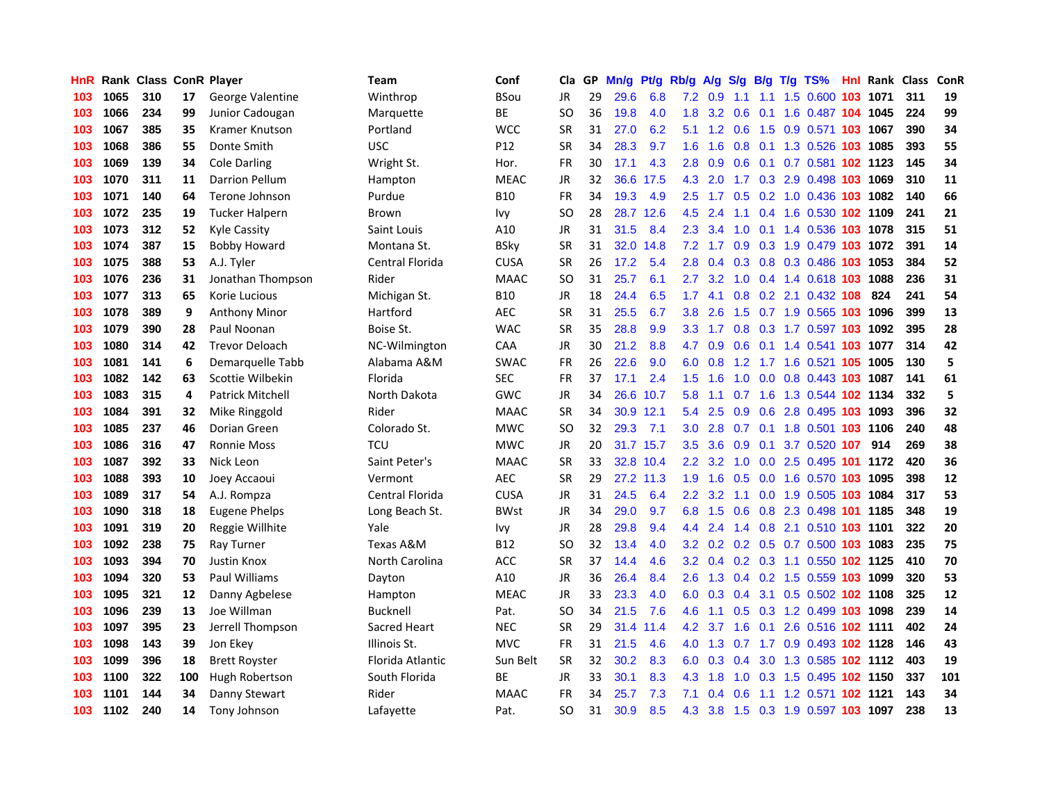| HnR | Rank | Class | ConR | Player | Team | Conf | Cla | GP | Mn/g | Pt/g | Rb/g | A/g | S/g | B/g | T/g | TS% | HnI | Rank | Class | ConR |
|---|---|---|---|---|---|---|---|---|---|---|---|---|---|---|---|---|---|---|---|---|
| 103 | 1065 | 310 | 17 | George Valentine | Winthrop | BSou | JR | 29 | 29.6 | 6.8 | 7.2 | 0.9 | 1.1 | 1.1 | 1.5 | 0.600 | 103 | 1071 | 311 | 19 |
| 103 | 1066 | 234 | 99 | Junior Cadougan | Marquette | BE | SO | 36 | 19.8 | 4.0 | 1.8 | 3.2 | 0.6 | 0.1 | 1.6 | 0.487 | 104 | 1045 | 224 | 99 |
| 103 | 1067 | 385 | 35 | Kramer Knutson | Portland | WCC | SR | 31 | 27.0 | 6.2 | 5.1 | 1.2 | 0.6 | 1.5 | 0.9 | 0.571 | 103 | 1067 | 390 | 34 |
| 103 | 1068 | 386 | 55 | Donte Smith | USC | P12 | SR | 34 | 28.3 | 9.7 | 1.6 | 1.6 | 0.8 | 0.1 | 1.3 | 0.526 | 103 | 1085 | 393 | 55 |
| 103 | 1069 | 139 | 34 | Cole Darling | Wright St. | Hor. | FR | 30 | 17.1 | 4.3 | 2.8 | 0.9 | 0.6 | 0.1 | 0.7 | 0.581 | 102 | 1123 | 145 | 34 |
| 103 | 1070 | 311 | 11 | Darrion Pellum | Hampton | MEAC | JR | 32 | 36.6 | 17.5 | 4.3 | 2.0 | 1.7 | 0.3 | 2.9 | 0.498 | 103 | 1069 | 310 | 11 |
| 103 | 1071 | 140 | 64 | Terone Johnson | Purdue | B10 | FR | 34 | 19.3 | 4.9 | 2.5 | 1.7 | 0.5 | 0.2 | 1.0 | 0.436 | 103 | 1082 | 140 | 66 |
| 103 | 1072 | 235 | 19 | Tucker Halpern | Brown | Ivy | SO | 28 | 28.7 | 12.6 | 4.5 | 2.4 | 1.1 | 0.4 | 1.6 | 0.530 | 102 | 1109 | 241 | 21 |
| 103 | 1073 | 312 | 52 | Kyle Cassity | Saint Louis | A10 | JR | 31 | 31.5 | 8.4 | 2.3 | 3.4 | 1.0 | 0.1 | 1.4 | 0.536 | 103 | 1078 | 315 | 51 |
| 103 | 1074 | 387 | 15 | Bobby Howard | Montana St. | BSky | SR | 31 | 32.0 | 14.8 | 7.2 | 1.7 | 0.9 | 0.3 | 1.9 | 0.479 | 103 | 1072 | 391 | 14 |
| 103 | 1075 | 388 | 53 | A.J. Tyler | Central Florida | CUSA | SR | 26 | 17.2 | 5.4 | 2.8 | 0.4 | 0.3 | 0.8 | 0.3 | 0.486 | 103 | 1053 | 384 | 52 |
| 103 | 1076 | 236 | 31 | Jonathan Thompson | Rider | MAAC | SO | 31 | 25.7 | 6.1 | 2.7 | 3.2 | 1.0 | 0.4 | 1.4 | 0.618 | 103 | 1088 | 236 | 31 |
| 103 | 1077 | 313 | 65 | Korie Lucious | Michigan St. | B10 | JR | 18 | 24.4 | 6.5 | 1.7 | 4.1 | 0.8 | 0.2 | 2.1 | 0.432 | 108 | 824 | 241 | 54 |
| 103 | 1078 | 389 | 9 | Anthony Minor | Hartford | AEC | SR | 31 | 25.5 | 6.7 | 3.8 | 2.6 | 1.5 | 0.7 | 1.9 | 0.565 | 103 | 1096 | 399 | 13 |
| 103 | 1079 | 390 | 28 | Paul Noonan | Boise St. | WAC | SR | 35 | 28.8 | 9.9 | 3.3 | 1.7 | 0.8 | 0.3 | 1.7 | 0.597 | 103 | 1092 | 395 | 28 |
| 103 | 1080 | 314 | 42 | Trevor Deloach | NC-Wilmington | CAA | JR | 30 | 21.2 | 8.8 | 4.7 | 0.9 | 0.6 | 0.1 | 1.4 | 0.541 | 103 | 1077 | 314 | 42 |
| 103 | 1081 | 141 | 6 | Demarquelle Tabb | Alabama A&M | SWAC | FR | 26 | 22.6 | 9.0 | 6.0 | 0.8 | 1.2 | 1.7 | 1.6 | 0.521 | 105 | 1005 | 130 | 5 |
| 103 | 1082 | 142 | 63 | Scottie Wilbekin | Florida | SEC | FR | 37 | 17.1 | 2.4 | 1.5 | 1.6 | 1.0 | 0.0 | 0.8 | 0.443 | 103 | 1087 | 141 | 61 |
| 103 | 1083 | 315 | 4 | Patrick Mitchell | North Dakota | GWC | JR | 34 | 26.6 | 10.7 | 5.8 | 1.1 | 0.7 | 1.6 | 1.3 | 0.544 | 102 | 1134 | 332 | 5 |
| 103 | 1084 | 391 | 32 | Mike Ringgold | Rider | MAAC | SR | 34 | 30.9 | 12.1 | 5.4 | 2.5 | 0.9 | 0.6 | 2.8 | 0.495 | 103 | 1093 | 396 | 32 |
| 103 | 1085 | 237 | 46 | Dorian Green | Colorado St. | MWC | SO | 32 | 29.3 | 7.1 | 3.0 | 2.8 | 0.7 | 0.1 | 1.8 | 0.501 | 103 | 1106 | 240 | 48 |
| 103 | 1086 | 316 | 47 | Ronnie Moss | TCU | MWC | JR | 20 | 31.7 | 15.7 | 3.5 | 3.6 | 0.9 | 0.1 | 3.7 | 0.520 | 107 | 914 | 269 | 38 |
| 103 | 1087 | 392 | 33 | Nick Leon | Saint Peter's | MAAC | SR | 33 | 32.8 | 10.4 | 2.2 | 3.2 | 1.0 | 0.0 | 2.5 | 0.495 | 101 | 1172 | 420 | 36 |
| 103 | 1088 | 393 | 10 | Joey Accaoui | Vermont | AEC | SR | 29 | 27.2 | 11.3 | 1.9 | 1.6 | 0.5 | 0.0 | 1.6 | 0.570 | 103 | 1095 | 398 | 12 |
| 103 | 1089 | 317 | 54 | A.J. Rompza | Central Florida | CUSA | JR | 31 | 24.5 | 6.4 | 2.2 | 3.2 | 1.1 | 0.0 | 1.9 | 0.505 | 103 | 1084 | 317 | 53 |
| 103 | 1090 | 318 | 18 | Eugene Phelps | Long Beach St. | BWst | JR | 34 | 29.0 | 9.7 | 6.8 | 1.5 | 0.6 | 0.8 | 2.3 | 0.498 | 101 | 1185 | 348 | 19 |
| 103 | 1091 | 319 | 20 | Reggie Willhite | Yale | Ivy | JR | 28 | 29.8 | 9.4 | 4.4 | 2.4 | 1.4 | 0.8 | 2.1 | 0.510 | 103 | 1101 | 322 | 20 |
| 103 | 1092 | 238 | 75 | Ray Turner | Texas A&M | B12 | SO | 32 | 13.4 | 4.0 | 3.2 | 0.2 | 0.2 | 0.5 | 0.7 | 0.500 | 103 | 1083 | 235 | 75 |
| 103 | 1093 | 394 | 70 | Justin Knox | North Carolina | ACC | SR | 37 | 14.4 | 4.6 | 3.2 | 0.4 | 0.2 | 0.3 | 1.1 | 0.550 | 102 | 1125 | 410 | 70 |
| 103 | 1094 | 320 | 53 | Paul Williams | Dayton | A10 | JR | 36 | 26.4 | 8.4 | 2.6 | 1.3 | 0.4 | 0.2 | 1.5 | 0.559 | 103 | 1099 | 320 | 53 |
| 103 | 1095 | 321 | 12 | Danny Agbelese | Hampton | MEAC | JR | 33 | 23.3 | 4.0 | 6.0 | 0.3 | 0.4 | 3.1 | 0.5 | 0.502 | 102 | 1108 | 325 | 12 |
| 103 | 1096 | 239 | 13 | Joe Willman | Bucknell | Pat. | SO | 34 | 21.5 | 7.6 | 4.6 | 1.1 | 0.5 | 0.3 | 1.2 | 0.499 | 103 | 1098 | 239 | 14 |
| 103 | 1097 | 395 | 23 | Jerrell Thompson | Sacred Heart | NEC | SR | 29 | 31.4 | 11.4 | 4.2 | 3.7 | 1.6 | 0.1 | 2.6 | 0.516 | 102 | 1111 | 402 | 24 |
| 103 | 1098 | 143 | 39 | Jon Ekey | Illinois St. | MVC | FR | 31 | 21.5 | 4.6 | 4.0 | 1.3 | 0.7 | 1.7 | 0.9 | 0.493 | 102 | 1128 | 146 | 43 |
| 103 | 1099 | 396 | 18 | Brett Royster | Florida Atlantic | Sun Belt | SR | 32 | 30.2 | 8.3 | 6.0 | 0.3 | 0.4 | 3.0 | 1.3 | 0.585 | 102 | 1112 | 403 | 19 |
| 103 | 1100 | 322 | 100 | Hugh Robertson | South Florida | BE | JR | 33 | 30.1 | 8.3 | 4.3 | 1.8 | 1.0 | 0.3 | 1.5 | 0.495 | 102 | 1150 | 337 | 101 |
| 103 | 1101 | 144 | 34 | Danny Stewart | Rider | MAAC | FR | 34 | 25.7 | 7.3 | 7.1 | 0.4 | 0.6 | 1.1 | 1.2 | 0.571 | 102 | 1121 | 143 | 34 |
| 103 | 1102 | 240 | 14 | Tony Johnson | Lafayette | Pat. | SO | 31 | 30.9 | 8.5 | 4.3 | 3.8 | 1.5 | 0.3 | 1.9 | 0.597 | 103 | 1097 | 238 | 13 |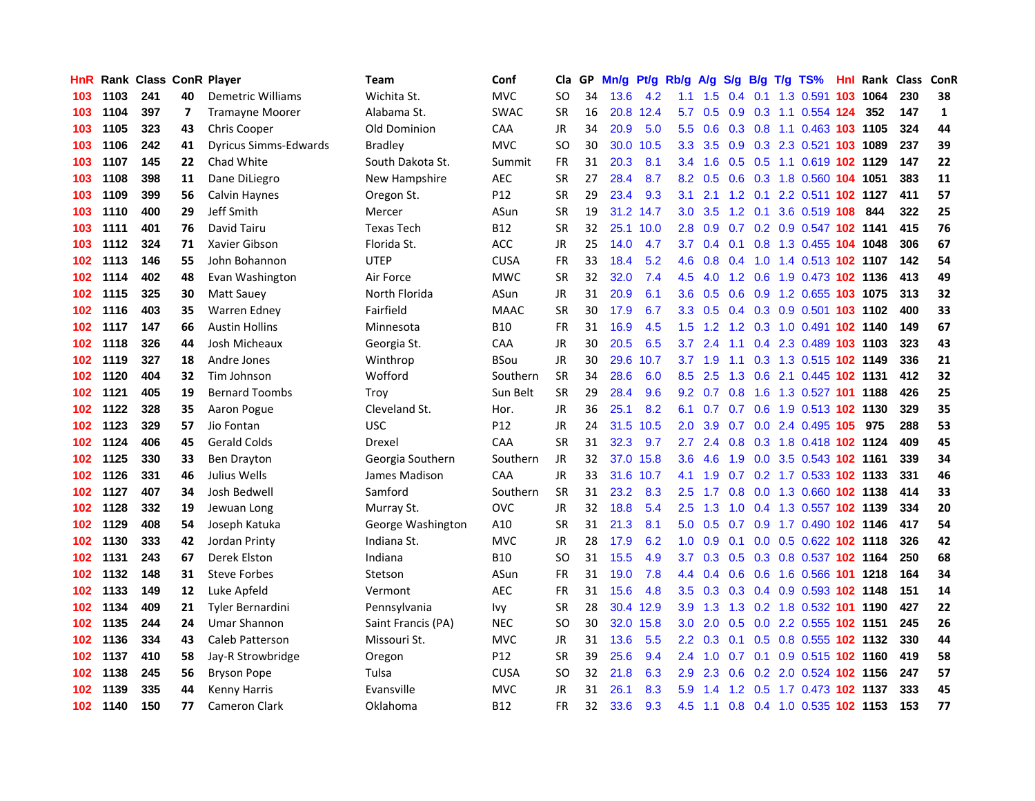| HnR | Rank | Class | ConR | Player | Team | Conf | Cla | GP | Mn/g | Pt/g | Rb/g | A/g | S/g | B/g | T/g | TS% | HnI | Rank | Class | ConR |
|---|---|---|---|---|---|---|---|---|---|---|---|---|---|---|---|---|---|---|---|---|
| 103 | 1103 | 241 | 40 | Demetric Williams | Wichita St. | MVC | SO | 34 | 13.6 | 4.2 | 1.1 | 1.5 | 0.4 | 0.1 | 1.3 | 0.591 | 103 | 1064 | 230 | 38 |
| 103 | 1104 | 397 | 7 | Tramayne Moorer | Alabama St. | SWAC | SR | 16 | 20.8 | 12.4 | 5.7 | 0.5 | 0.9 | 0.3 | 1.1 | 0.554 | 124 | 352 | 147 | 1 |
| 103 | 1105 | 323 | 43 | Chris Cooper | Old Dominion | CAA | JR | 34 | 20.9 | 5.0 | 5.5 | 0.6 | 0.3 | 0.8 | 1.1 | 0.463 | 103 | 1105 | 324 | 44 |
| 103 | 1106 | 242 | 41 | Dyricus Simms-Edwards | Bradley | MVC | SO | 30 | 30.0 | 10.5 | 3.3 | 3.5 | 0.9 | 0.3 | 2.3 | 0.521 | 103 | 1089 | 237 | 39 |
| 103 | 1107 | 145 | 22 | Chad White | South Dakota St. | Summit | FR | 31 | 20.3 | 8.1 | 3.4 | 1.6 | 0.5 | 0.5 | 1.1 | 0.619 | 102 | 1129 | 147 | 22 |
| 103 | 1108 | 398 | 11 | Dane DiLiegro | New Hampshire | AEC | SR | 27 | 28.4 | 8.7 | 8.2 | 0.5 | 0.6 | 0.3 | 1.8 | 0.560 | 104 | 1051 | 383 | 11 |
| 103 | 1109 | 399 | 56 | Calvin Haynes | Oregon St. | P12 | SR | 29 | 23.4 | 9.3 | 3.1 | 2.1 | 1.2 | 0.1 | 2.2 | 0.511 | 102 | 1127 | 411 | 57 |
| 103 | 1110 | 400 | 29 | Jeff Smith | Mercer | ASun | SR | 19 | 31.2 | 14.7 | 3.0 | 3.5 | 1.2 | 0.1 | 3.6 | 0.519 | 108 | 844 | 322 | 25 |
| 103 | 1111 | 401 | 76 | David Tairu | Texas Tech | B12 | SR | 32 | 25.1 | 10.0 | 2.8 | 0.9 | 0.7 | 0.2 | 0.9 | 0.547 | 102 | 1141 | 415 | 76 |
| 103 | 1112 | 324 | 71 | Xavier Gibson | Florida St. | ACC | JR | 25 | 14.0 | 4.7 | 3.7 | 0.4 | 0.1 | 0.8 | 1.3 | 0.455 | 104 | 1048 | 306 | 67 |
| 102 | 1113 | 146 | 55 | John Bohannon | UTEP | CUSA | FR | 33 | 18.4 | 5.2 | 4.6 | 0.8 | 0.4 | 1.0 | 1.4 | 0.513 | 102 | 1107 | 142 | 54 |
| 102 | 1114 | 402 | 48 | Evan Washington | Air Force | MWC | SR | 32 | 32.0 | 7.4 | 4.5 | 4.0 | 1.2 | 0.6 | 1.9 | 0.473 | 102 | 1136 | 413 | 49 |
| 102 | 1115 | 325 | 30 | Matt Sauey | North Florida | ASun | JR | 31 | 20.9 | 6.1 | 3.6 | 0.5 | 0.6 | 0.9 | 1.2 | 0.655 | 103 | 1075 | 313 | 32 |
| 102 | 1116 | 403 | 35 | Warren Edney | Fairfield | MAAC | SR | 30 | 17.9 | 6.7 | 3.3 | 0.5 | 0.4 | 0.3 | 0.9 | 0.501 | 103 | 1102 | 400 | 33 |
| 102 | 1117 | 147 | 66 | Austin Hollins | Minnesota | B10 | FR | 31 | 16.9 | 4.5 | 1.5 | 1.2 | 1.2 | 0.3 | 1.0 | 0.491 | 102 | 1140 | 149 | 67 |
| 102 | 1118 | 326 | 44 | Josh Micheaux | Georgia St. | CAA | JR | 30 | 20.5 | 6.5 | 3.7 | 2.4 | 1.1 | 0.4 | 2.3 | 0.489 | 103 | 1103 | 323 | 43 |
| 102 | 1119 | 327 | 18 | Andre Jones | Winthrop | BSou | JR | 30 | 29.6 | 10.7 | 3.7 | 1.9 | 1.1 | 0.3 | 1.3 | 0.515 | 102 | 1149 | 336 | 21 |
| 102 | 1120 | 404 | 32 | Tim Johnson | Wofford | Southern | SR | 34 | 28.6 | 6.0 | 8.5 | 2.5 | 1.3 | 0.6 | 2.1 | 0.445 | 102 | 1131 | 412 | 32 |
| 102 | 1121 | 405 | 19 | Bernard Toombs | Troy | Sun Belt | SR | 29 | 28.4 | 9.6 | 9.2 | 0.7 | 0.8 | 1.6 | 1.3 | 0.527 | 101 | 1188 | 426 | 25 |
| 102 | 1122 | 328 | 35 | Aaron Pogue | Cleveland St. | Hor. | JR | 36 | 25.1 | 8.2 | 6.1 | 0.7 | 0.7 | 0.6 | 1.9 | 0.513 | 102 | 1130 | 329 | 35 |
| 102 | 1123 | 329 | 57 | Jio Fontan | USC | P12 | JR | 24 | 31.5 | 10.5 | 2.0 | 3.9 | 0.7 | 0.0 | 2.4 | 0.495 | 105 | 975 | 288 | 53 |
| 102 | 1124 | 406 | 45 | Gerald Colds | Drexel | CAA | SR | 31 | 32.3 | 9.7 | 2.7 | 2.4 | 0.8 | 0.3 | 1.8 | 0.418 | 102 | 1124 | 409 | 45 |
| 102 | 1125 | 330 | 33 | Ben Drayton | Georgia Southern | Southern | JR | 32 | 37.0 | 15.8 | 3.6 | 4.6 | 1.9 | 0.0 | 3.5 | 0.543 | 102 | 1161 | 339 | 34 |
| 102 | 1126 | 331 | 46 | Julius Wells | James Madison | CAA | JR | 33 | 31.6 | 10.7 | 4.1 | 1.9 | 0.7 | 0.2 | 1.7 | 0.533 | 102 | 1133 | 331 | 46 |
| 102 | 1127 | 407 | 34 | Josh Bedwell | Samford | Southern | SR | 31 | 23.2 | 8.3 | 2.5 | 1.7 | 0.8 | 0.0 | 1.3 | 0.660 | 102 | 1138 | 414 | 33 |
| 102 | 1128 | 332 | 19 | Jewuan Long | Murray St. | OVC | JR | 32 | 18.8 | 5.4 | 2.5 | 1.3 | 1.0 | 0.4 | 1.3 | 0.557 | 102 | 1139 | 334 | 20 |
| 102 | 1129 | 408 | 54 | Joseph Katuka | George Washington | A10 | SR | 31 | 21.3 | 8.1 | 5.0 | 0.5 | 0.7 | 0.9 | 1.7 | 0.490 | 102 | 1146 | 417 | 54 |
| 102 | 1130 | 333 | 42 | Jordan Printy | Indiana St. | MVC | JR | 28 | 17.9 | 6.2 | 1.0 | 0.9 | 0.1 | 0.0 | 0.5 | 0.622 | 102 | 1118 | 326 | 42 |
| 102 | 1131 | 243 | 67 | Derek Elston | Indiana | B10 | SO | 31 | 15.5 | 4.9 | 3.7 | 0.3 | 0.5 | 0.3 | 0.8 | 0.537 | 102 | 1164 | 250 | 68 |
| 102 | 1132 | 148 | 31 | Steve Forbes | Stetson | ASun | FR | 31 | 19.0 | 7.8 | 4.4 | 0.4 | 0.6 | 0.6 | 1.6 | 0.566 | 101 | 1218 | 164 | 34 |
| 102 | 1133 | 149 | 12 | Luke Apfeld | Vermont | AEC | FR | 31 | 15.6 | 4.8 | 3.5 | 0.3 | 0.3 | 0.4 | 0.9 | 0.593 | 102 | 1148 | 151 | 14 |
| 102 | 1134 | 409 | 21 | Tyler Bernardini | Pennsylvania | Ivy | SR | 28 | 30.4 | 12.9 | 3.9 | 1.3 | 1.3 | 0.2 | 1.8 | 0.532 | 101 | 1190 | 427 | 22 |
| 102 | 1135 | 244 | 24 | Umar Shannon | Saint Francis (PA) | NEC | SO | 30 | 32.0 | 15.8 | 3.0 | 2.0 | 0.5 | 0.0 | 2.2 | 0.555 | 102 | 1151 | 245 | 26 |
| 102 | 1136 | 334 | 43 | Caleb Patterson | Missouri St. | MVC | JR | 31 | 13.6 | 5.5 | 2.2 | 0.3 | 0.1 | 0.5 | 0.8 | 0.555 | 102 | 1132 | 330 | 44 |
| 102 | 1137 | 410 | 58 | Jay-R Strowbridge | Oregon | P12 | SR | 39 | 25.6 | 9.4 | 2.4 | 1.0 | 0.7 | 0.1 | 0.9 | 0.515 | 102 | 1160 | 419 | 58 |
| 102 | 1138 | 245 | 56 | Bryson Pope | Tulsa | CUSA | SO | 32 | 21.8 | 6.3 | 2.9 | 2.3 | 0.6 | 0.2 | 2.0 | 0.524 | 102 | 1156 | 247 | 57 |
| 102 | 1139 | 335 | 44 | Kenny Harris | Evansville | MVC | JR | 31 | 26.1 | 8.3 | 5.9 | 1.4 | 1.2 | 0.5 | 1.7 | 0.473 | 102 | 1137 | 333 | 45 |
| 102 | 1140 | 150 | 77 | Cameron Clark | Oklahoma | B12 | FR | 32 | 33.6 | 9.3 | 4.5 | 1.1 | 0.8 | 0.4 | 1.0 | 0.535 | 102 | 1153 | 153 | 77 |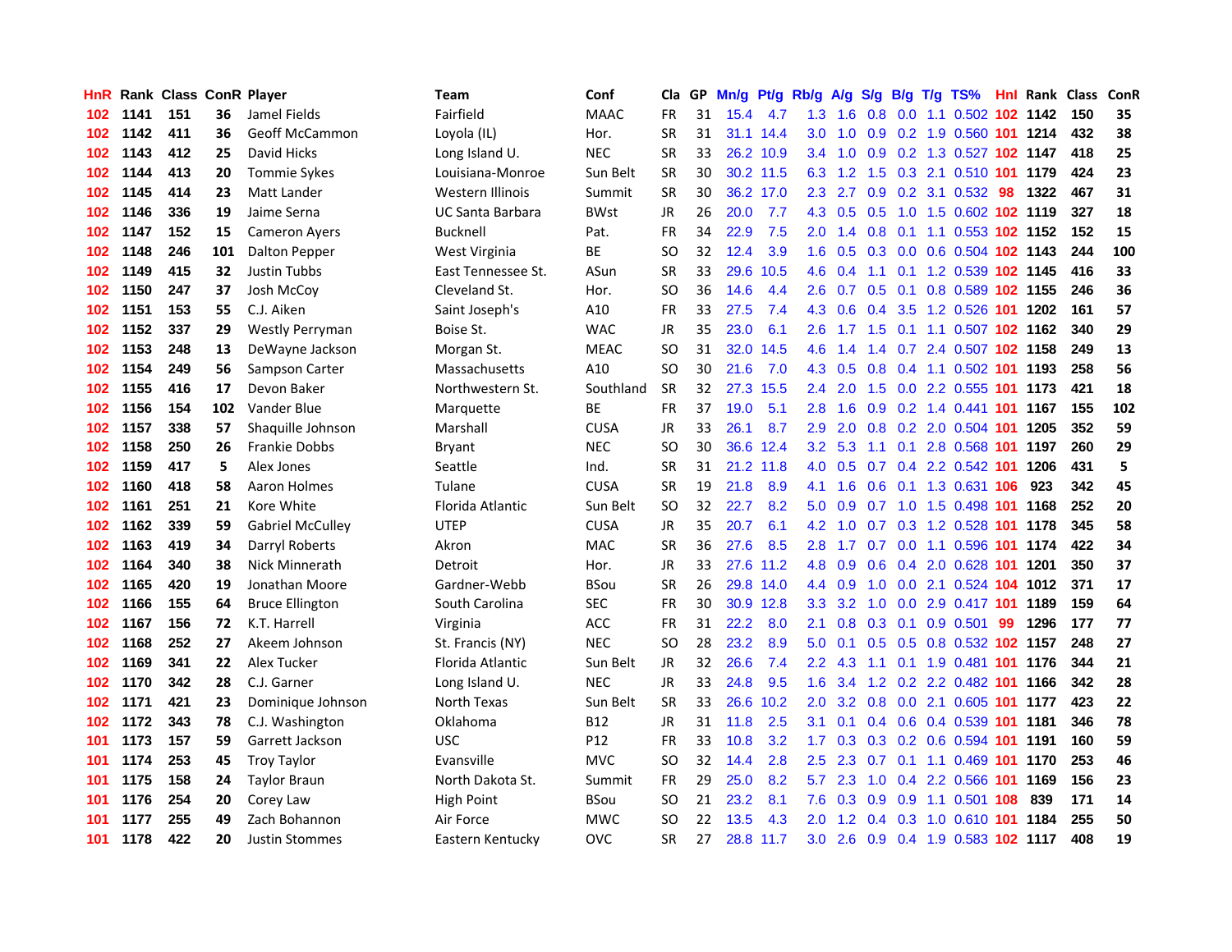| HnR | Rank | Class | ConR | Player | Team | Conf | Cla | GP | Mn/g | Pt/g | Rb/g | A/g | S/g | B/g | T/g | TS% | HnI | Rank | Class | ConR |
|---|---|---|---|---|---|---|---|---|---|---|---|---|---|---|---|---|---|---|---|---|
| 102 | 1141 | 151 | 36 | Jamel Fields | Fairfield | MAAC | FR | 31 | 15.4 | 4.7 | 1.3 | 1.6 | 0.8 | 0.0 | 1.1 | 0.502 | 102 | 1142 | 150 | 35 |
| 102 | 1142 | 411 | 36 | Geoff McCammon | Loyola (IL) | Hor. | SR | 31 | 31.1 | 14.4 | 3.0 | 1.0 | 0.9 | 0.2 | 1.9 | 0.560 | 101 | 1214 | 432 | 38 |
| 102 | 1143 | 412 | 25 | David Hicks | Long Island U. | NEC | SR | 33 | 26.2 | 10.9 | 3.4 | 1.0 | 0.9 | 0.2 | 1.3 | 0.527 | 102 | 1147 | 418 | 25 |
| 102 | 1144 | 413 | 20 | Tommie Sykes | Louisiana-Monroe | Sun Belt | SR | 30 | 30.2 | 11.5 | 6.3 | 1.2 | 1.5 | 0.3 | 2.1 | 0.510 | 101 | 1179 | 424 | 23 |
| 102 | 1145 | 414 | 23 | Matt Lander | Western Illinois | Summit | SR | 30 | 36.2 | 17.0 | 2.3 | 2.7 | 0.9 | 0.2 | 3.1 | 0.532 | 98 | 1322 | 467 | 31 |
| 102 | 1146 | 336 | 19 | Jaime Serna | UC Santa Barbara | BWst | JR | 26 | 20.0 | 7.7 | 4.3 | 0.5 | 0.5 | 1.0 | 1.5 | 0.602 | 102 | 1119 | 327 | 18 |
| 102 | 1147 | 152 | 15 | Cameron Ayers | Bucknell | Pat. | FR | 34 | 22.9 | 7.5 | 2.0 | 1.4 | 0.8 | 0.1 | 1.1 | 0.553 | 102 | 1152 | 152 | 15 |
| 102 | 1148 | 246 | 101 | Dalton Pepper | West Virginia | BE | SO | 32 | 12.4 | 3.9 | 1.6 | 0.5 | 0.3 | 0.0 | 0.6 | 0.504 | 102 | 1143 | 244 | 100 |
| 102 | 1149 | 415 | 32 | Justin Tubbs | East Tennessee St. | ASun | SR | 33 | 29.6 | 10.5 | 4.6 | 0.4 | 1.1 | 0.1 | 1.2 | 0.539 | 102 | 1145 | 416 | 33 |
| 102 | 1150 | 247 | 37 | Josh McCoy | Cleveland St. | Hor. | SO | 36 | 14.6 | 4.4 | 2.6 | 0.7 | 0.5 | 0.1 | 0.8 | 0.589 | 102 | 1155 | 246 | 36 |
| 102 | 1151 | 153 | 55 | C.J. Aiken | Saint Joseph's | A10 | FR | 33 | 27.5 | 7.4 | 4.3 | 0.6 | 0.4 | 3.5 | 1.2 | 0.526 | 101 | 1202 | 161 | 57 |
| 102 | 1152 | 337 | 29 | Westly Perryman | Boise St. | WAC | JR | 35 | 23.0 | 6.1 | 2.6 | 1.7 | 1.5 | 0.1 | 1.1 | 0.507 | 102 | 1162 | 340 | 29 |
| 102 | 1153 | 248 | 13 | DeWayne Jackson | Morgan St. | MEAC | SO | 31 | 32.0 | 14.5 | 4.6 | 1.4 | 1.4 | 0.7 | 2.4 | 0.507 | 102 | 1158 | 249 | 13 |
| 102 | 1154 | 249 | 56 | Sampson Carter | Massachusetts | A10 | SO | 30 | 21.6 | 7.0 | 4.3 | 0.5 | 0.8 | 0.4 | 1.1 | 0.502 | 101 | 1193 | 258 | 56 |
| 102 | 1155 | 416 | 17 | Devon Baker | Northwestern St. | Southland | SR | 32 | 27.3 | 15.5 | 2.4 | 2.0 | 1.5 | 0.0 | 2.2 | 0.555 | 101 | 1173 | 421 | 18 |
| 102 | 1156 | 154 | 102 | Vander Blue | Marquette | BE | FR | 37 | 19.0 | 5.1 | 2.8 | 1.6 | 0.9 | 0.2 | 1.4 | 0.441 | 101 | 1167 | 155 | 102 |
| 102 | 1157 | 338 | 57 | Shaquille Johnson | Marshall | CUSA | JR | 33 | 26.1 | 8.7 | 2.9 | 2.0 | 0.8 | 0.2 | 2.0 | 0.504 | 101 | 1205 | 352 | 59 |
| 102 | 1158 | 250 | 26 | Frankie Dobbs | Bryant | NEC | SO | 30 | 36.6 | 12.4 | 3.2 | 5.3 | 1.1 | 0.1 | 2.8 | 0.568 | 101 | 1197 | 260 | 29 |
| 102 | 1159 | 417 | 5 | Alex Jones | Seattle | Ind. | SR | 31 | 21.2 | 11.8 | 4.0 | 0.5 | 0.7 | 0.4 | 2.2 | 0.542 | 101 | 1206 | 431 | 5 |
| 102 | 1160 | 418 | 58 | Aaron Holmes | Tulane | CUSA | SR | 19 | 21.8 | 8.9 | 4.1 | 1.6 | 0.6 | 0.1 | 1.3 | 0.631 | 106 | 923 | 342 | 45 |
| 102 | 1161 | 251 | 21 | Kore White | Florida Atlantic | Sun Belt | SO | 32 | 22.7 | 8.2 | 5.0 | 0.9 | 0.7 | 1.0 | 1.5 | 0.498 | 101 | 1168 | 252 | 20 |
| 102 | 1162 | 339 | 59 | Gabriel McCulley | UTEP | CUSA | JR | 35 | 20.7 | 6.1 | 4.2 | 1.0 | 0.7 | 0.3 | 1.2 | 0.528 | 101 | 1178 | 345 | 58 |
| 102 | 1163 | 419 | 34 | Darryl Roberts | Akron | MAC | SR | 36 | 27.6 | 8.5 | 2.8 | 1.7 | 0.7 | 0.0 | 1.1 | 0.596 | 101 | 1174 | 422 | 34 |
| 102 | 1164 | 340 | 38 | Nick Minnerath | Detroit | Hor. | JR | 33 | 27.6 | 11.2 | 4.8 | 0.9 | 0.6 | 0.4 | 2.0 | 0.628 | 101 | 1201 | 350 | 37 |
| 102 | 1165 | 420 | 19 | Jonathan Moore | Gardner-Webb | BSou | SR | 26 | 29.8 | 14.0 | 4.4 | 0.9 | 1.0 | 0.0 | 2.1 | 0.524 | 104 | 1012 | 371 | 17 |
| 102 | 1166 | 155 | 64 | Bruce Ellington | South Carolina | SEC | FR | 30 | 30.9 | 12.8 | 3.3 | 3.2 | 1.0 | 0.0 | 2.9 | 0.417 | 101 | 1189 | 159 | 64 |
| 102 | 1167 | 156 | 72 | K.T. Harrell | Virginia | ACC | FR | 31 | 22.2 | 8.0 | 2.1 | 0.8 | 0.3 | 0.1 | 0.9 | 0.501 | 99 | 1296 | 177 | 77 |
| 102 | 1168 | 252 | 27 | Akeem Johnson | St. Francis (NY) | NEC | SO | 28 | 23.2 | 8.9 | 5.0 | 0.1 | 0.5 | 0.5 | 0.8 | 0.532 | 102 | 1157 | 248 | 27 |
| 102 | 1169 | 341 | 22 | Alex Tucker | Florida Atlantic | Sun Belt | JR | 32 | 26.6 | 7.4 | 2.2 | 4.3 | 1.1 | 0.1 | 1.9 | 0.481 | 101 | 1176 | 344 | 21 |
| 102 | 1170 | 342 | 28 | C.J. Garner | Long Island U. | NEC | JR | 33 | 24.8 | 9.5 | 1.6 | 3.4 | 1.2 | 0.2 | 2.2 | 0.482 | 101 | 1166 | 342 | 28 |
| 102 | 1171 | 421 | 23 | Dominique Johnson | North Texas | Sun Belt | SR | 33 | 26.6 | 10.2 | 2.0 | 3.2 | 0.8 | 0.0 | 2.1 | 0.605 | 101 | 1177 | 423 | 22 |
| 102 | 1172 | 343 | 78 | C.J. Washington | Oklahoma | B12 | JR | 31 | 11.8 | 2.5 | 3.1 | 0.1 | 0.4 | 0.6 | 0.4 | 0.539 | 101 | 1181 | 346 | 78 |
| 101 | 1173 | 157 | 59 | Garrett Jackson | USC | P12 | FR | 33 | 10.8 | 3.2 | 1.7 | 0.3 | 0.3 | 0.2 | 0.6 | 0.594 | 101 | 1191 | 160 | 59 |
| 101 | 1174 | 253 | 45 | Troy Taylor | Evansville | MVC | SO | 32 | 14.4 | 2.8 | 2.5 | 2.3 | 0.7 | 0.1 | 1.1 | 0.469 | 101 | 1170 | 253 | 46 |
| 101 | 1175 | 158 | 24 | Taylor Braun | North Dakota St. | Summit | FR | 29 | 25.0 | 8.2 | 5.7 | 2.3 | 1.0 | 0.4 | 2.2 | 0.566 | 101 | 1169 | 156 | 23 |
| 101 | 1176 | 254 | 20 | Corey Law | High Point | BSou | SO | 21 | 23.2 | 8.1 | 7.6 | 0.3 | 0.9 | 0.9 | 1.1 | 0.501 | 108 | 839 | 171 | 14 |
| 101 | 1177 | 255 | 49 | Zach Bohannon | Air Force | MWC | SO | 22 | 13.5 | 4.3 | 2.0 | 1.2 | 0.4 | 0.3 | 1.0 | 0.610 | 101 | 1184 | 255 | 50 |
| 101 | 1178 | 422 | 20 | Justin Stommes | Eastern Kentucky | OVC | SR | 27 | 28.8 | 11.7 | 3.0 | 2.6 | 0.9 | 0.4 | 1.9 | 0.583 | 102 | 1117 | 408 | 19 |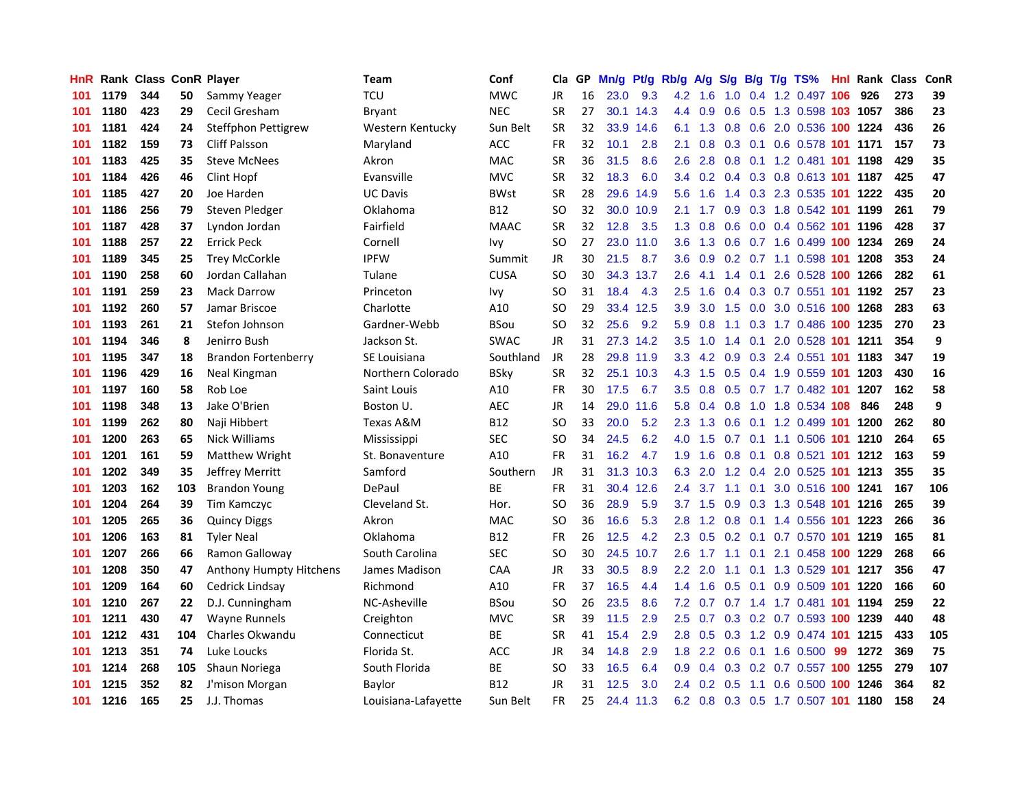| HnR | Rank | Class | ConR | Player | Team | Conf | Cla | GP | Mn/g | Pt/g | Rb/g | A/g | S/g | B/g | T/g | TS% | HnI | Rank | Class | ConR |
|---|---|---|---|---|---|---|---|---|---|---|---|---|---|---|---|---|---|---|---|---|
| 101 | 1179 | 344 | 50 | Sammy Yeager | TCU | MWC | JR | 16 | 23.0 | 9.3 | 4.2 | 1.6 | 1.0 | 0.4 | 1.2 | 0.497 | 106 | 926 | 273 | 39 |
| 101 | 1180 | 423 | 29 | Cecil Gresham | Bryant | NEC | SR | 27 | 30.1 | 14.3 | 4.4 | 0.9 | 0.6 | 0.5 | 1.3 | 0.598 | 103 | 1057 | 386 | 23 |
| 101 | 1181 | 424 | 24 | Steffphon Pettigrew | Western Kentucky | Sun Belt | SR | 32 | 33.9 | 14.6 | 6.1 | 1.3 | 0.8 | 0.6 | 2.0 | 0.536 | 100 | 1224 | 436 | 26 |
| 101 | 1182 | 159 | 73 | Cliff Palsson | Maryland | ACC | FR | 32 | 10.1 | 2.8 | 2.1 | 0.8 | 0.3 | 0.1 | 0.6 | 0.578 | 101 | 1171 | 157 | 73 |
| 101 | 1183 | 425 | 35 | Steve McNees | Akron | MAC | SR | 36 | 31.5 | 8.6 | 2.6 | 2.8 | 0.8 | 0.1 | 1.2 | 0.481 | 101 | 1198 | 429 | 35 |
| 101 | 1184 | 426 | 46 | Clint Hopf | Evansville | MVC | SR | 32 | 18.3 | 6.0 | 3.4 | 0.2 | 0.4 | 0.3 | 0.8 | 0.613 | 101 | 1187 | 425 | 47 |
| 101 | 1185 | 427 | 20 | Joe Harden | UC Davis | BWst | SR | 28 | 29.6 | 14.9 | 5.6 | 1.6 | 1.4 | 0.3 | 2.3 | 0.535 | 101 | 1222 | 435 | 20 |
| 101 | 1186 | 256 | 79 | Steven Pledger | Oklahoma | B12 | SO | 32 | 30.0 | 10.9 | 2.1 | 1.7 | 0.9 | 0.3 | 1.8 | 0.542 | 101 | 1199 | 261 | 79 |
| 101 | 1187 | 428 | 37 | Lyndon Jordan | Fairfield | MAAC | SR | 32 | 12.8 | 3.5 | 1.3 | 0.8 | 0.6 | 0.0 | 0.4 | 0.562 | 101 | 1196 | 428 | 37 |
| 101 | 1188 | 257 | 22 | Errick Peck | Cornell | Ivy | SO | 27 | 23.0 | 11.0 | 3.6 | 1.3 | 0.6 | 0.7 | 1.6 | 0.499 | 100 | 1234 | 269 | 24 |
| 101 | 1189 | 345 | 25 | Trey McCorkle | IPFW | Summit | JR | 30 | 21.5 | 8.7 | 3.6 | 0.9 | 0.2 | 0.7 | 1.1 | 0.598 | 101 | 1208 | 353 | 24 |
| 101 | 1190 | 258 | 60 | Jordan Callahan | Tulane | CUSA | SO | 30 | 34.3 | 13.7 | 2.6 | 4.1 | 1.4 | 0.1 | 2.6 | 0.528 | 100 | 1266 | 282 | 61 |
| 101 | 1191 | 259 | 23 | Mack Darrow | Princeton | Ivy | SO | 31 | 18.4 | 4.3 | 2.5 | 1.6 | 0.4 | 0.3 | 0.7 | 0.551 | 101 | 1192 | 257 | 23 |
| 101 | 1192 | 260 | 57 | Jamar Briscoe | Charlotte | A10 | SO | 29 | 33.4 | 12.5 | 3.9 | 3.0 | 1.5 | 0.0 | 3.0 | 0.516 | 100 | 1268 | 283 | 63 |
| 101 | 1193 | 261 | 21 | Stefon Johnson | Gardner-Webb | BSou | SO | 32 | 25.6 | 9.2 | 5.9 | 0.8 | 1.1 | 0.3 | 1.7 | 0.486 | 100 | 1235 | 270 | 23 |
| 101 | 1194 | 346 | 8 | Jenirro Bush | Jackson St. | SWAC | JR | 31 | 27.3 | 14.2 | 3.5 | 1.0 | 1.4 | 0.1 | 2.0 | 0.528 | 101 | 1211 | 354 | 9 |
| 101 | 1195 | 347 | 18 | Brandon Fortenberry | SE Louisiana | Southland | JR | 28 | 29.8 | 11.9 | 3.3 | 4.2 | 0.9 | 0.3 | 2.4 | 0.551 | 101 | 1183 | 347 | 19 |
| 101 | 1196 | 429 | 16 | Neal Kingman | Northern Colorado | BSky | SR | 32 | 25.1 | 10.3 | 4.3 | 1.5 | 0.5 | 0.4 | 1.9 | 0.559 | 101 | 1203 | 430 | 16 |
| 101 | 1197 | 160 | 58 | Rob Loe | Saint Louis | A10 | FR | 30 | 17.5 | 6.7 | 3.5 | 0.8 | 0.5 | 0.7 | 1.7 | 0.482 | 101 | 1207 | 162 | 58 |
| 101 | 1198 | 348 | 13 | Jake O'Brien | Boston U. | AEC | JR | 14 | 29.0 | 11.6 | 5.8 | 0.4 | 0.8 | 1.0 | 1.8 | 0.534 | 108 | 846 | 248 | 9 |
| 101 | 1199 | 262 | 80 | Naji Hibbert | Texas A&M | B12 | SO | 33 | 20.0 | 5.2 | 2.3 | 1.3 | 0.6 | 0.1 | 1.2 | 0.499 | 101 | 1200 | 262 | 80 |
| 101 | 1200 | 263 | 65 | Nick Williams | Mississippi | SEC | SO | 34 | 24.5 | 6.2 | 4.0 | 1.5 | 0.7 | 0.1 | 1.1 | 0.506 | 101 | 1210 | 264 | 65 |
| 101 | 1201 | 161 | 59 | Matthew Wright | St. Bonaventure | A10 | FR | 31 | 16.2 | 4.7 | 1.9 | 1.6 | 0.8 | 0.1 | 0.8 | 0.521 | 101 | 1212 | 163 | 59 |
| 101 | 1202 | 349 | 35 | Jeffrey Merritt | Samford | Southern | JR | 31 | 31.3 | 10.3 | 6.3 | 2.0 | 1.2 | 0.4 | 2.0 | 0.525 | 101 | 1213 | 355 | 35 |
| 101 | 1203 | 162 | 103 | Brandon Young | DePaul | BE | FR | 31 | 30.4 | 12.6 | 2.4 | 3.7 | 1.1 | 0.1 | 3.0 | 0.516 | 100 | 1241 | 167 | 106 |
| 101 | 1204 | 264 | 39 | Tim Kamczyc | Cleveland St. | Hor. | SO | 36 | 28.9 | 5.9 | 3.7 | 1.5 | 0.9 | 0.3 | 1.3 | 0.548 | 101 | 1216 | 265 | 39 |
| 101 | 1205 | 265 | 36 | Quincy Diggs | Akron | MAC | SO | 36 | 16.6 | 5.3 | 2.8 | 1.2 | 0.8 | 0.1 | 1.4 | 0.556 | 101 | 1223 | 266 | 36 |
| 101 | 1206 | 163 | 81 | Tyler Neal | Oklahoma | B12 | FR | 26 | 12.5 | 4.2 | 2.3 | 0.5 | 0.2 | 0.1 | 0.7 | 0.570 | 101 | 1219 | 165 | 81 |
| 101 | 1207 | 266 | 66 | Ramon Galloway | South Carolina | SEC | SO | 30 | 24.5 | 10.7 | 2.6 | 1.7 | 1.1 | 0.1 | 2.1 | 0.458 | 100 | 1229 | 268 | 66 |
| 101 | 1208 | 350 | 47 | Anthony Humpty Hitchens | James Madison | CAA | JR | 33 | 30.5 | 8.9 | 2.2 | 2.0 | 1.1 | 0.1 | 1.3 | 0.529 | 101 | 1217 | 356 | 47 |
| 101 | 1209 | 164 | 60 | Cedrick Lindsay | Richmond | A10 | FR | 37 | 16.5 | 4.4 | 1.4 | 1.6 | 0.5 | 0.1 | 0.9 | 0.509 | 101 | 1220 | 166 | 60 |
| 101 | 1210 | 267 | 22 | D.J. Cunningham | NC-Asheville | BSou | SO | 26 | 23.5 | 8.6 | 7.2 | 0.7 | 0.7 | 1.4 | 1.7 | 0.481 | 101 | 1194 | 259 | 22 |
| 101 | 1211 | 430 | 47 | Wayne Runnels | Creighton | MVC | SR | 39 | 11.5 | 2.9 | 2.5 | 0.7 | 0.3 | 0.2 | 0.7 | 0.593 | 100 | 1239 | 440 | 48 |
| 101 | 1212 | 431 | 104 | Charles Okwandu | Connecticut | BE | SR | 41 | 15.4 | 2.9 | 2.8 | 0.5 | 0.3 | 1.2 | 0.9 | 0.474 | 101 | 1215 | 433 | 105 |
| 101 | 1213 | 351 | 74 | Luke Loucks | Florida St. | ACC | JR | 34 | 14.8 | 2.9 | 1.8 | 2.2 | 0.6 | 0.1 | 1.6 | 0.500 | 99 | 1272 | 369 | 75 |
| 101 | 1214 | 268 | 105 | Shaun Noriega | South Florida | BE | SO | 33 | 16.5 | 6.4 | 0.9 | 0.4 | 0.3 | 0.2 | 0.7 | 0.557 | 100 | 1255 | 279 | 107 |
| 101 | 1215 | 352 | 82 | J'mison Morgan | Baylor | B12 | JR | 31 | 12.5 | 3.0 | 2.4 | 0.2 | 0.5 | 1.1 | 0.6 | 0.500 | 100 | 1246 | 364 | 82 |
| 101 | 1216 | 165 | 25 | J.J. Thomas | Louisiana-Lafayette | Sun Belt | FR | 25 | 24.4 | 11.3 | 6.2 | 0.8 | 0.3 | 0.5 | 1.7 | 0.507 | 101 | 1180 | 158 | 24 |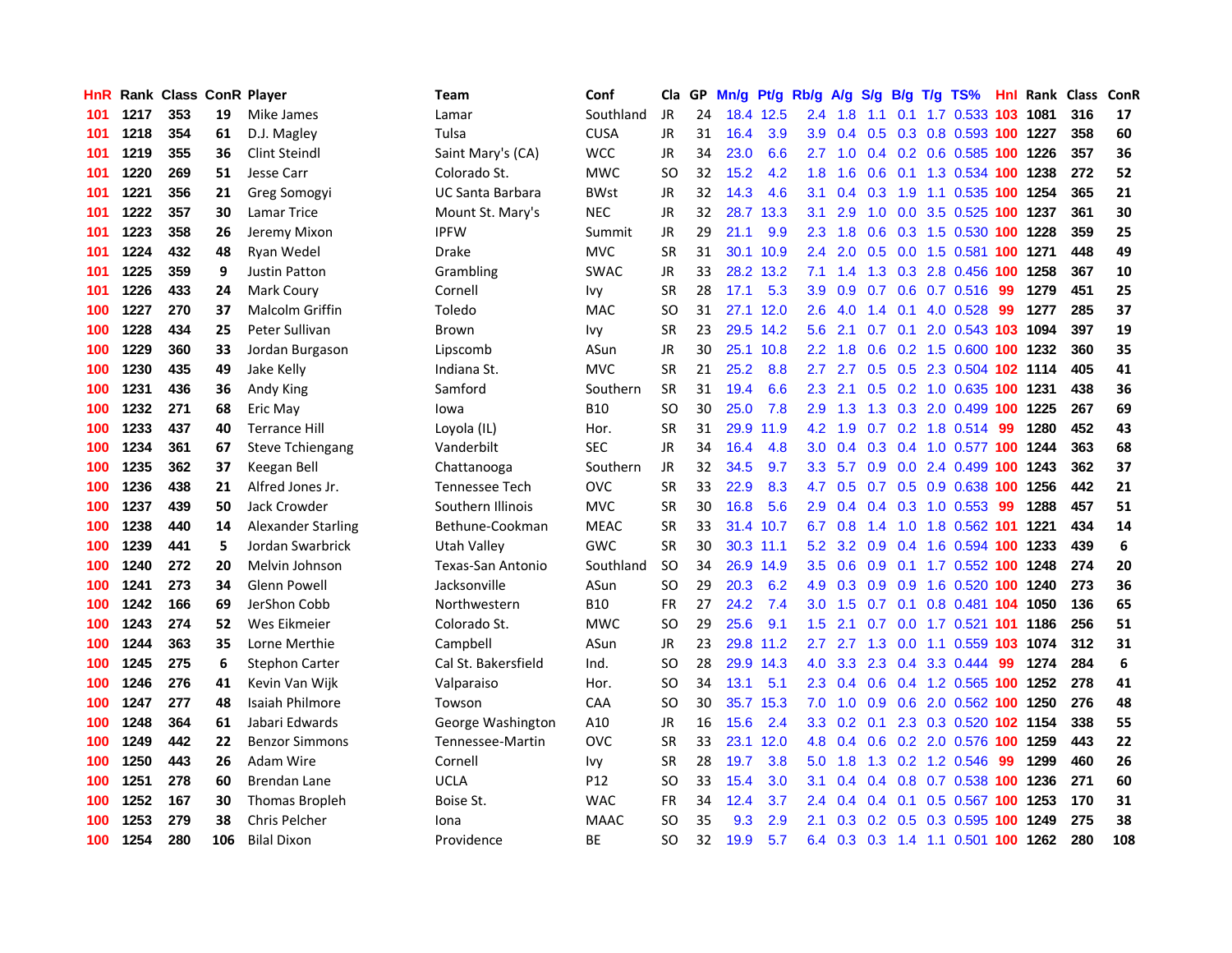| HnR | Rank | Class | ConR | Player | Team | Conf | Cla | GP | Mn/g | Pt/g | Rb/g | A/g | S/g | B/g | T/g | TS% | HnI | Rank | Class | ConR |
|---|---|---|---|---|---|---|---|---|---|---|---|---|---|---|---|---|---|---|---|---|
| 101 | 1217 | 353 | 19 | Mike James | Lamar | Southland | JR | 24 | 18.4 | 12.5 | 2.4 | 1.8 | 1.1 | 0.1 | 1.7 | 0.533 | 103 | 1081 | 316 | 17 |
| 101 | 1218 | 354 | 61 | D.J. Magley | Tulsa | CUSA | JR | 31 | 16.4 | 3.9 | 3.9 | 0.4 | 0.5 | 0.3 | 0.8 | 0.593 | 100 | 1227 | 358 | 60 |
| 101 | 1219 | 355 | 36 | Clint Steindl | Saint Mary's (CA) | WCC | JR | 34 | 23.0 | 6.6 | 2.7 | 1.0 | 0.4 | 0.2 | 0.6 | 0.585 | 100 | 1226 | 357 | 36 |
| 101 | 1220 | 269 | 51 | Jesse Carr | Colorado St. | MWC | SO | 32 | 15.2 | 4.2 | 1.8 | 1.6 | 0.6 | 0.1 | 1.3 | 0.534 | 100 | 1238 | 272 | 52 |
| 101 | 1221 | 356 | 21 | Greg Somogyi | UC Santa Barbara | BWst | JR | 32 | 14.3 | 4.6 | 3.1 | 0.4 | 0.3 | 1.9 | 1.1 | 0.535 | 100 | 1254 | 365 | 21 |
| 101 | 1222 | 357 | 30 | Lamar Trice | Mount St. Mary's | NEC | JR | 32 | 28.7 | 13.3 | 3.1 | 2.9 | 1.0 | 0.0 | 3.5 | 0.525 | 100 | 1237 | 361 | 30 |
| 101 | 1223 | 358 | 26 | Jeremy Mixon | IPFW | Summit | JR | 29 | 21.1 | 9.9 | 2.3 | 1.8 | 0.6 | 0.3 | 1.5 | 0.530 | 100 | 1228 | 359 | 25 |
| 101 | 1224 | 432 | 48 | Ryan Wedel | Drake | MVC | SR | 31 | 30.1 | 10.9 | 2.4 | 2.0 | 0.5 | 0.0 | 1.5 | 0.581 | 100 | 1271 | 448 | 49 |
| 101 | 1225 | 359 | 9 | Justin Patton | Grambling | SWAC | JR | 33 | 28.2 | 13.2 | 7.1 | 1.4 | 1.3 | 0.3 | 2.8 | 0.456 | 100 | 1258 | 367 | 10 |
| 101 | 1226 | 433 | 24 | Mark Coury | Cornell | Ivy | SR | 28 | 17.1 | 5.3 | 3.9 | 0.9 | 0.7 | 0.6 | 0.7 | 0.516 | 99 | 1279 | 451 | 25 |
| 100 | 1227 | 270 | 37 | Malcolm Griffin | Toledo | MAC | SO | 31 | 27.1 | 12.0 | 2.6 | 4.0 | 1.4 | 0.1 | 4.0 | 0.528 | 99 | 1277 | 285 | 37 |
| 100 | 1228 | 434 | 25 | Peter Sullivan | Brown | Ivy | SR | 23 | 29.5 | 14.2 | 5.6 | 2.1 | 0.7 | 0.1 | 2.0 | 0.543 | 103 | 1094 | 397 | 19 |
| 100 | 1229 | 360 | 33 | Jordan Burgason | Lipscomb | ASun | JR | 30 | 25.1 | 10.8 | 2.2 | 1.8 | 0.6 | 0.2 | 1.5 | 0.600 | 100 | 1232 | 360 | 35 |
| 100 | 1230 | 435 | 49 | Jake Kelly | Indiana St. | MVC | SR | 21 | 25.2 | 8.8 | 2.7 | 2.7 | 0.5 | 0.5 | 2.3 | 0.504 | 102 | 1114 | 405 | 41 |
| 100 | 1231 | 436 | 36 | Andy King | Samford | Southern | SR | 31 | 19.4 | 6.6 | 2.3 | 2.1 | 0.5 | 0.2 | 1.0 | 0.635 | 100 | 1231 | 438 | 36 |
| 100 | 1232 | 271 | 68 | Eric May | Iowa | B10 | SO | 30 | 25.0 | 7.8 | 2.9 | 1.3 | 1.3 | 0.3 | 2.0 | 0.499 | 100 | 1225 | 267 | 69 |
| 100 | 1233 | 437 | 40 | Terrance Hill | Loyola (IL) | Hor. | SR | 31 | 29.9 | 11.9 | 4.2 | 1.9 | 0.7 | 0.2 | 1.8 | 0.514 | 99 | 1280 | 452 | 43 |
| 100 | 1234 | 361 | 67 | Steve Tchiengang | Vanderbilt | SEC | JR | 34 | 16.4 | 4.8 | 3.0 | 0.4 | 0.3 | 0.4 | 1.0 | 0.577 | 100 | 1244 | 363 | 68 |
| 100 | 1235 | 362 | 37 | Keegan Bell | Chattanooga | Southern | JR | 32 | 34.5 | 9.7 | 3.3 | 5.7 | 0.9 | 0.0 | 2.4 | 0.499 | 100 | 1243 | 362 | 37 |
| 100 | 1236 | 438 | 21 | Alfred Jones Jr. | Tennessee Tech | OVC | SR | 33 | 22.9 | 8.3 | 4.7 | 0.5 | 0.7 | 0.5 | 0.9 | 0.638 | 100 | 1256 | 442 | 21 |
| 100 | 1237 | 439 | 50 | Jack Crowder | Southern Illinois | MVC | SR | 30 | 16.8 | 5.6 | 2.9 | 0.4 | 0.4 | 0.3 | 1.0 | 0.553 | 99 | 1288 | 457 | 51 |
| 100 | 1238 | 440 | 14 | Alexander Starling | Bethune-Cookman | MEAC | SR | 33 | 31.4 | 10.7 | 6.7 | 0.8 | 1.4 | 1.0 | 1.8 | 0.562 | 101 | 1221 | 434 | 14 |
| 100 | 1239 | 441 | 5 | Jordan Swarbrick | Utah Valley | GWC | SR | 30 | 30.3 | 11.1 | 5.2 | 3.2 | 0.9 | 0.4 | 1.6 | 0.594 | 100 | 1233 | 439 | 6 |
| 100 | 1240 | 272 | 20 | Melvin Johnson | Texas-San Antonio | Southland | SO | 34 | 26.9 | 14.9 | 3.5 | 0.6 | 0.9 | 0.1 | 1.7 | 0.552 | 100 | 1248 | 274 | 20 |
| 100 | 1241 | 273 | 34 | Glenn Powell | Jacksonville | ASun | SO | 29 | 20.3 | 6.2 | 4.9 | 0.3 | 0.9 | 0.9 | 1.6 | 0.520 | 100 | 1240 | 273 | 36 |
| 100 | 1242 | 166 | 69 | JerShon Cobb | Northwestern | B10 | FR | 27 | 24.2 | 7.4 | 3.0 | 1.5 | 0.7 | 0.1 | 0.8 | 0.481 | 104 | 1050 | 136 | 65 |
| 100 | 1243 | 274 | 52 | Wes Eikmeier | Colorado St. | MWC | SO | 29 | 25.6 | 9.1 | 1.5 | 2.1 | 0.7 | 0.0 | 1.7 | 0.521 | 101 | 1186 | 256 | 51 |
| 100 | 1244 | 363 | 35 | Lorne Merthie | Campbell | ASun | JR | 23 | 29.8 | 11.2 | 2.7 | 2.7 | 1.3 | 0.0 | 1.1 | 0.559 | 103 | 1074 | 312 | 31 |
| 100 | 1245 | 275 | 6 | Stephon Carter | Cal St. Bakersfield | Ind. | SO | 28 | 29.9 | 14.3 | 4.0 | 3.3 | 2.3 | 0.4 | 3.3 | 0.444 | 99 | 1274 | 284 | 6 |
| 100 | 1246 | 276 | 41 | Kevin Van Wijk | Valparaiso | Hor. | SO | 34 | 13.1 | 5.1 | 2.3 | 0.4 | 0.6 | 0.4 | 1.2 | 0.565 | 100 | 1252 | 278 | 41 |
| 100 | 1247 | 277 | 48 | Isaiah Philmore | Towson | CAA | SO | 30 | 35.7 | 15.3 | 7.0 | 1.0 | 0.9 | 0.6 | 2.0 | 0.562 | 100 | 1250 | 276 | 48 |
| 100 | 1248 | 364 | 61 | Jabari Edwards | George Washington | A10 | JR | 16 | 15.6 | 2.4 | 3.3 | 0.2 | 0.1 | 2.3 | 0.3 | 0.520 | 102 | 1154 | 338 | 55 |
| 100 | 1249 | 442 | 22 | Benzor Simmons | Tennessee-Martin | OVC | SR | 33 | 23.1 | 12.0 | 4.8 | 0.4 | 0.6 | 0.2 | 2.0 | 0.576 | 100 | 1259 | 443 | 22 |
| 100 | 1250 | 443 | 26 | Adam Wire | Cornell | Ivy | SR | 28 | 19.7 | 3.8 | 5.0 | 1.8 | 1.3 | 0.2 | 1.2 | 0.546 | 99 | 1299 | 460 | 26 |
| 100 | 1251 | 278 | 60 | Brendan Lane | UCLA | P12 | SO | 33 | 15.4 | 3.0 | 3.1 | 0.4 | 0.4 | 0.8 | 0.7 | 0.538 | 100 | 1236 | 271 | 60 |
| 100 | 1252 | 167 | 30 | Thomas Bropleh | Boise St. | WAC | FR | 34 | 12.4 | 3.7 | 2.4 | 0.4 | 0.4 | 0.1 | 0.5 | 0.567 | 100 | 1253 | 170 | 31 |
| 100 | 1253 | 279 | 38 | Chris Pelcher | Iona | MAAC | SO | 35 | 9.3 | 2.9 | 2.1 | 0.3 | 0.2 | 0.5 | 0.3 | 0.595 | 100 | 1249 | 275 | 38 |
| 100 | 1254 | 280 | 106 | Bilal Dixon | Providence | BE | SO | 32 | 19.9 | 5.7 | 6.4 | 0.3 | 0.3 | 1.4 | 1.1 | 0.501 | 100 | 1262 | 280 | 108 |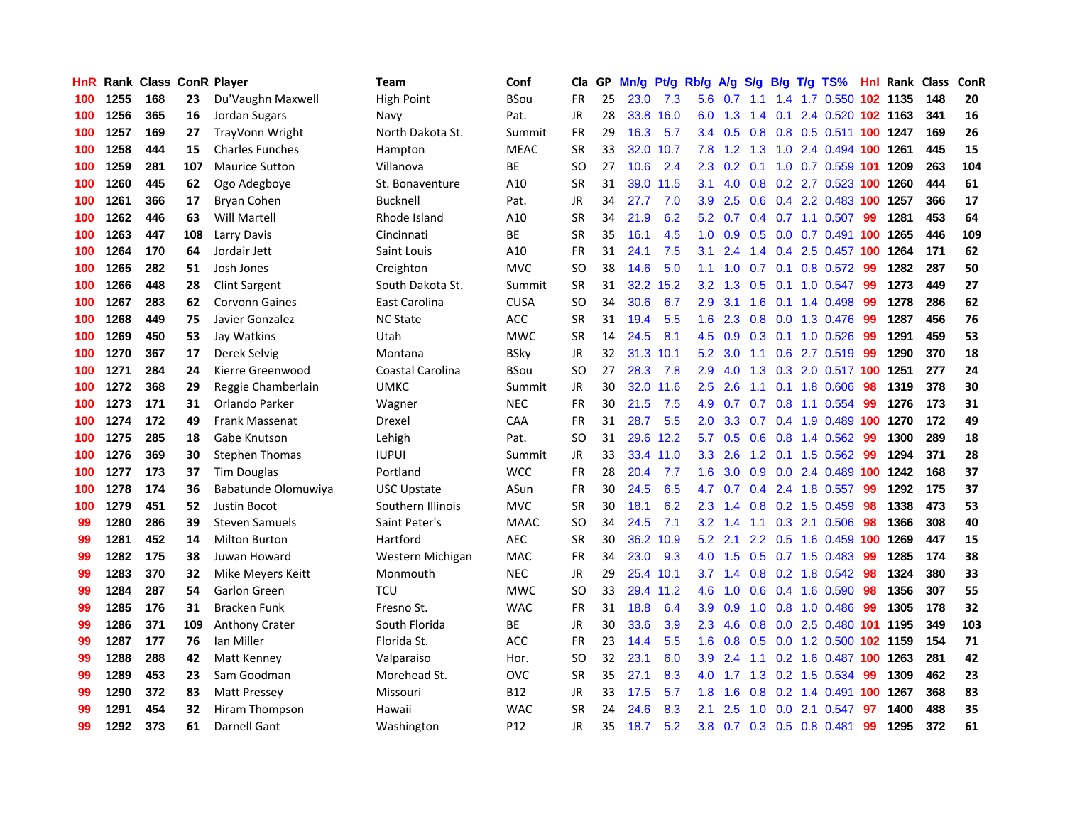| HnR | Rank | Class | ConR | Player | Team | Conf | Cla | GP | Mn/g | Pt/g | Rb/g | A/g | S/g | B/g | T/g | TS% | HnI | Rank | Class | ConR |
|---|---|---|---|---|---|---|---|---|---|---|---|---|---|---|---|---|---|---|---|---|
| 100 | 1255 | 168 | 23 | Du'Vaughn Maxwell | High Point | BSou | FR | 25 | 23.0 | 7.3 | 5.6 | 0.7 | 1.1 | 1.4 | 1.7 | 0.550 | 102 | 1135 | 148 | 20 |
| 100 | 1256 | 365 | 16 | Jordan Sugars | Navy | Pat. | JR | 28 | 33.8 | 16.0 | 6.0 | 1.3 | 1.4 | 0.1 | 2.4 | 0.520 | 102 | 1163 | 341 | 16 |
| 100 | 1257 | 169 | 27 | TrayVonn Wright | North Dakota St. | Summit | FR | 29 | 16.3 | 5.7 | 3.4 | 0.5 | 0.8 | 0.8 | 0.5 | 0.511 | 100 | 1247 | 169 | 26 |
| 100 | 1258 | 444 | 15 | Charles Funches | Hampton | MEAC | SR | 33 | 32.0 | 10.7 | 7.8 | 1.2 | 1.3 | 1.0 | 2.4 | 0.494 | 100 | 1261 | 445 | 15 |
| 100 | 1259 | 281 | 107 | Maurice Sutton | Villanova | BE | SO | 27 | 10.6 | 2.4 | 2.3 | 0.2 | 0.1 | 1.0 | 0.7 | 0.559 | 101 | 1209 | 263 | 104 |
| 100 | 1260 | 445 | 62 | Ogo Adegboye | St. Bonaventure | A10 | SR | 31 | 39.0 | 11.5 | 3.1 | 4.0 | 0.8 | 0.2 | 2.7 | 0.523 | 100 | 1260 | 444 | 61 |
| 100 | 1261 | 366 | 17 | Bryan Cohen | Bucknell | Pat. | JR | 34 | 27.7 | 7.0 | 3.9 | 2.5 | 0.6 | 0.4 | 2.2 | 0.483 | 100 | 1257 | 366 | 17 |
| 100 | 1262 | 446 | 63 | Will Martell | Rhode Island | A10 | SR | 34 | 21.9 | 6.2 | 5.2 | 0.7 | 0.4 | 0.7 | 1.1 | 0.507 | 99 | 1281 | 453 | 64 |
| 100 | 1263 | 447 | 108 | Larry Davis | Cincinnati | BE | SR | 35 | 16.1 | 4.5 | 1.0 | 0.9 | 0.5 | 0.0 | 0.7 | 0.491 | 100 | 1265 | 446 | 109 |
| 100 | 1264 | 170 | 64 | Jordair Jett | Saint Louis | A10 | FR | 31 | 24.1 | 7.5 | 3.1 | 2.4 | 1.4 | 0.4 | 2.5 | 0.457 | 100 | 1264 | 171 | 62 |
| 100 | 1265 | 282 | 51 | Josh Jones | Creighton | MVC | SO | 38 | 14.6 | 5.0 | 1.1 | 1.0 | 0.7 | 0.1 | 0.8 | 0.572 | 99 | 1282 | 287 | 50 |
| 100 | 1266 | 448 | 28 | Clint Sargent | South Dakota St. | Summit | SR | 31 | 32.2 | 15.2 | 3.2 | 1.3 | 0.5 | 0.1 | 1.0 | 0.547 | 99 | 1273 | 449 | 27 |
| 100 | 1267 | 283 | 62 | Corvonn Gaines | East Carolina | CUSA | SO | 34 | 30.6 | 6.7 | 2.9 | 3.1 | 1.6 | 0.1 | 1.4 | 0.498 | 99 | 1278 | 286 | 62 |
| 100 | 1268 | 449 | 75 | Javier Gonzalez | NC State | ACC | SR | 31 | 19.4 | 5.5 | 1.6 | 2.3 | 0.8 | 0.0 | 1.3 | 0.476 | 99 | 1287 | 456 | 76 |
| 100 | 1269 | 450 | 53 | Jay Watkins | Utah | MWC | SR | 14 | 24.5 | 8.1 | 4.5 | 0.9 | 0.3 | 0.1 | 1.0 | 0.526 | 99 | 1291 | 459 | 53 |
| 100 | 1270 | 367 | 17 | Derek Selvig | Montana | BSky | JR | 32 | 31.3 | 10.1 | 5.2 | 3.0 | 1.1 | 0.6 | 2.7 | 0.519 | 99 | 1290 | 370 | 18 |
| 100 | 1271 | 284 | 24 | Kierre Greenwood | Coastal Carolina | BSou | SO | 27 | 28.3 | 7.8 | 2.9 | 4.0 | 1.3 | 0.3 | 2.0 | 0.517 | 100 | 1251 | 277 | 24 |
| 100 | 1272 | 368 | 29 | Reggie Chamberlain | UMKC | Summit | JR | 30 | 32.0 | 11.6 | 2.5 | 2.6 | 1.1 | 0.1 | 1.8 | 0.606 | 98 | 1319 | 378 | 30 |
| 100 | 1273 | 171 | 31 | Orlando Parker | Wagner | NEC | FR | 30 | 21.5 | 7.5 | 4.9 | 0.7 | 0.7 | 0.8 | 1.1 | 0.554 | 99 | 1276 | 173 | 31 |
| 100 | 1274 | 172 | 49 | Frank Massenat | Drexel | CAA | FR | 31 | 28.7 | 5.5 | 2.0 | 3.3 | 0.7 | 0.4 | 1.9 | 0.489 | 100 | 1270 | 172 | 49 |
| 100 | 1275 | 285 | 18 | Gabe Knutson | Lehigh | Pat. | SO | 31 | 29.6 | 12.2 | 5.7 | 0.5 | 0.6 | 0.8 | 1.4 | 0.562 | 99 | 1300 | 289 | 18 |
| 100 | 1276 | 369 | 30 | Stephen Thomas | IUPUI | Summit | JR | 33 | 33.4 | 11.0 | 3.3 | 2.6 | 1.2 | 0.1 | 1.5 | 0.562 | 99 | 1294 | 371 | 28 |
| 100 | 1277 | 173 | 37 | Tim Douglas | Portland | WCC | FR | 28 | 20.4 | 7.7 | 1.6 | 3.0 | 0.9 | 0.0 | 2.4 | 0.489 | 100 | 1242 | 168 | 37 |
| 100 | 1278 | 174 | 36 | Babatunde Olomuwiya | USC Upstate | ASun | FR | 30 | 24.5 | 6.5 | 4.7 | 0.7 | 0.4 | 2.4 | 1.8 | 0.557 | 99 | 1292 | 175 | 37 |
| 100 | 1279 | 451 | 52 | Justin Bocot | Southern Illinois | MVC | SR | 30 | 18.1 | 6.2 | 2.3 | 1.4 | 0.8 | 0.2 | 1.5 | 0.459 | 98 | 1338 | 473 | 53 |
| 99 | 1280 | 286 | 39 | Steven Samuels | Saint Peter's | MAAC | SO | 34 | 24.5 | 7.1 | 3.2 | 1.4 | 1.1 | 0.3 | 2.1 | 0.506 | 98 | 1366 | 308 | 40 |
| 99 | 1281 | 452 | 14 | Milton Burton | Hartford | AEC | SR | 30 | 36.2 | 10.9 | 5.2 | 2.1 | 2.2 | 0.5 | 1.6 | 0.459 | 100 | 1269 | 447 | 15 |
| 99 | 1282 | 175 | 38 | Juwan Howard | Western Michigan | MAC | FR | 34 | 23.0 | 9.3 | 4.0 | 1.5 | 0.5 | 0.7 | 1.5 | 0.483 | 99 | 1285 | 174 | 38 |
| 99 | 1283 | 370 | 32 | Mike Meyers Keitt | Monmouth | NEC | JR | 29 | 25.4 | 10.1 | 3.7 | 1.4 | 0.8 | 0.2 | 1.8 | 0.542 | 98 | 1324 | 380 | 33 |
| 99 | 1284 | 287 | 54 | Garlon Green | TCU | MWC | SO | 33 | 29.4 | 11.2 | 4.6 | 1.0 | 0.6 | 0.4 | 1.6 | 0.590 | 98 | 1356 | 307 | 55 |
| 99 | 1285 | 176 | 31 | Bracken Funk | Fresno St. | WAC | FR | 31 | 18.8 | 6.4 | 3.9 | 0.9 | 1.0 | 0.8 | 1.0 | 0.486 | 99 | 1305 | 178 | 32 |
| 99 | 1286 | 371 | 109 | Anthony Crater | South Florida | BE | JR | 30 | 33.6 | 3.9 | 2.3 | 4.6 | 0.8 | 0.0 | 2.5 | 0.480 | 101 | 1195 | 349 | 103 |
| 99 | 1287 | 177 | 76 | Ian Miller | Florida St. | ACC | FR | 23 | 14.4 | 5.5 | 1.6 | 0.8 | 0.5 | 0.0 | 1.2 | 0.500 | 102 | 1159 | 154 | 71 |
| 99 | 1288 | 288 | 42 | Matt Kenney | Valparaiso | Hor. | SO | 32 | 23.1 | 6.0 | 3.9 | 2.4 | 1.1 | 0.2 | 1.6 | 0.487 | 100 | 1263 | 281 | 42 |
| 99 | 1289 | 453 | 23 | Sam Goodman | Morehead St. | OVC | SR | 35 | 27.1 | 8.3 | 4.0 | 1.7 | 1.3 | 0.2 | 1.5 | 0.534 | 99 | 1309 | 462 | 23 |
| 99 | 1290 | 372 | 83 | Matt Pressey | Missouri | B12 | JR | 33 | 17.5 | 5.7 | 1.8 | 1.6 | 0.8 | 0.2 | 1.4 | 0.491 | 100 | 1267 | 368 | 83 |
| 99 | 1291 | 454 | 32 | Hiram Thompson | Hawaii | WAC | SR | 24 | 24.6 | 8.3 | 2.1 | 2.5 | 1.0 | 0.0 | 2.1 | 0.547 | 97 | 1400 | 488 | 35 |
| 99 | 1292 | 373 | 61 | Darnell Gant | Washington | P12 | JR | 35 | 18.7 | 5.2 | 3.8 | 0.7 | 0.3 | 0.5 | 0.8 | 0.481 | 99 | 1295 | 372 | 61 |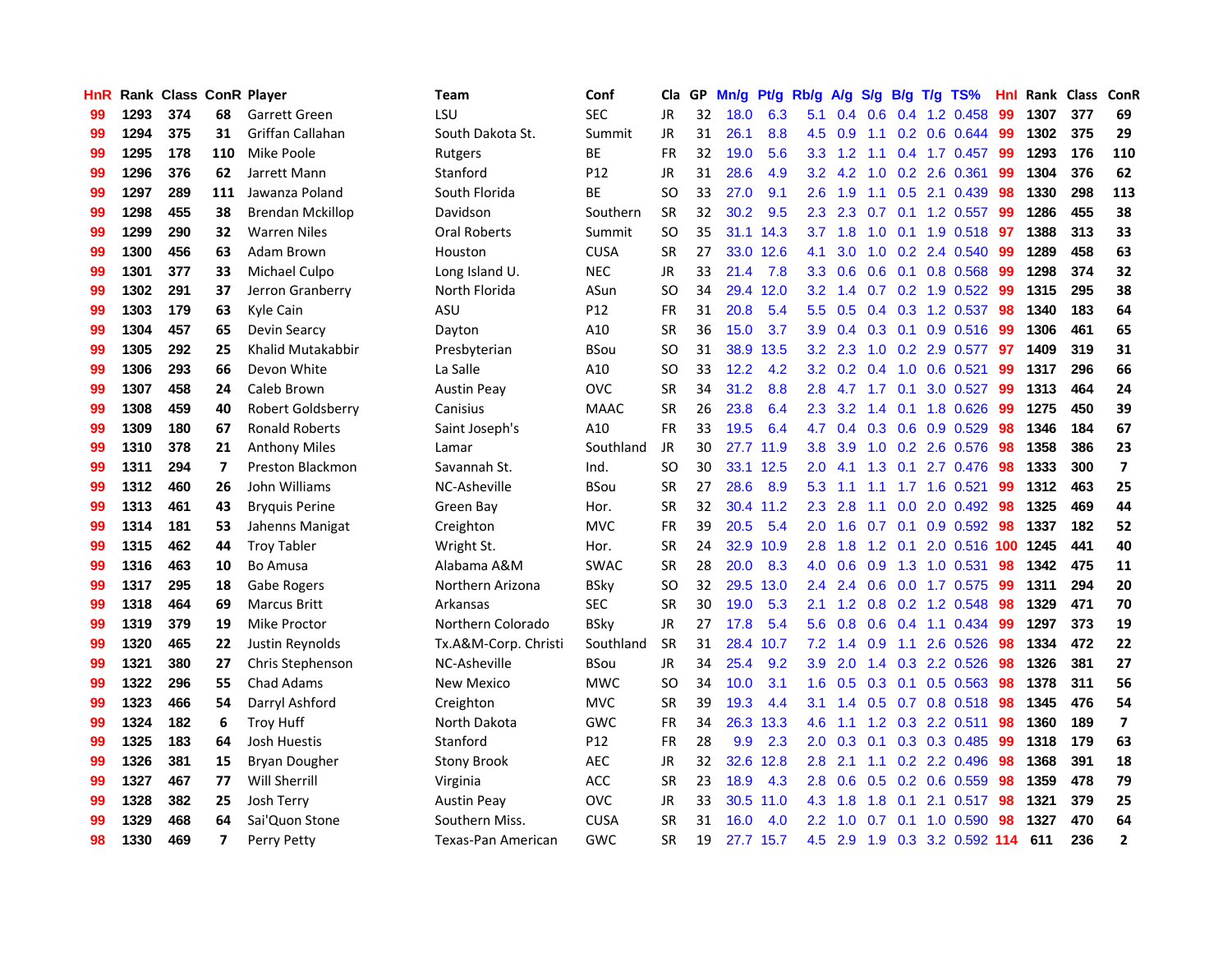| HnR | Rank | Class | ConR | Player | Team | Conf | Cla | GP | Mn/g | Pt/g | Rb/g | A/g | S/g | B/g | T/g | TS% | HnI | Rank | Class | ConR |
|---|---|---|---|---|---|---|---|---|---|---|---|---|---|---|---|---|---|---|---|---|
| 99 | 1293 | 374 | 68 | Garrett Green | LSU | SEC | JR | 32 | 18.0 | 6.3 | 5.1 | 0.4 | 0.6 | 0.4 | 1.2 | 0.458 | 99 | 1307 | 377 | 69 |
| 99 | 1294 | 375 | 31 | Griffan Callahan | South Dakota St. | Summit | JR | 31 | 26.1 | 8.8 | 4.5 | 0.9 | 1.1 | 0.2 | 0.6 | 0.644 | 99 | 1302 | 375 | 29 |
| 99 | 1295 | 178 | 110 | Mike Poole | Rutgers | BE | FR | 32 | 19.0 | 5.6 | 3.3 | 1.2 | 1.1 | 0.4 | 1.7 | 0.457 | 99 | 1293 | 176 | 110 |
| 99 | 1296 | 376 | 62 | Jarrett Mann | Stanford | P12 | JR | 31 | 28.6 | 4.9 | 3.2 | 4.2 | 1.0 | 0.2 | 2.6 | 0.361 | 99 | 1304 | 376 | 62 |
| 99 | 1297 | 289 | 111 | Jawanza Poland | South Florida | BE | SO | 33 | 27.0 | 9.1 | 2.6 | 1.9 | 1.1 | 0.5 | 2.1 | 0.439 | 98 | 1330 | 298 | 113 |
| 99 | 1298 | 455 | 38 | Brendan Mckillop | Davidson | Southern | SR | 32 | 30.2 | 9.5 | 2.3 | 2.3 | 0.7 | 0.1 | 1.2 | 0.557 | 99 | 1286 | 455 | 38 |
| 99 | 1299 | 290 | 32 | Warren Niles | Oral Roberts | Summit | SO | 35 | 31.1 | 14.3 | 3.7 | 1.8 | 1.0 | 0.1 | 1.9 | 0.518 | 97 | 1388 | 313 | 33 |
| 99 | 1300 | 456 | 63 | Adam Brown | Houston | CUSA | SR | 27 | 33.0 | 12.6 | 4.1 | 3.0 | 1.0 | 0.2 | 2.4 | 0.540 | 99 | 1289 | 458 | 63 |
| 99 | 1301 | 377 | 33 | Michael Culpo | Long Island U. | NEC | JR | 33 | 21.4 | 7.8 | 3.3 | 0.6 | 0.6 | 0.1 | 0.8 | 0.568 | 99 | 1298 | 374 | 32 |
| 99 | 1302 | 291 | 37 | Jerron Granberry | North Florida | ASun | SO | 34 | 29.4 | 12.0 | 3.2 | 1.4 | 0.7 | 0.2 | 1.9 | 0.522 | 99 | 1315 | 295 | 38 |
| 99 | 1303 | 179 | 63 | Kyle Cain | ASU | P12 | FR | 31 | 20.8 | 5.4 | 5.5 | 0.5 | 0.4 | 0.3 | 1.2 | 0.537 | 98 | 1340 | 183 | 64 |
| 99 | 1304 | 457 | 65 | Devin Searcy | Dayton | A10 | SR | 36 | 15.0 | 3.7 | 3.9 | 0.4 | 0.3 | 0.1 | 0.9 | 0.516 | 99 | 1306 | 461 | 65 |
| 99 | 1305 | 292 | 25 | Khalid Mutakabbir | Presbyterian | BSou | SO | 31 | 38.9 | 13.5 | 3.2 | 2.3 | 1.0 | 0.2 | 2.9 | 0.577 | 97 | 1409 | 319 | 31 |
| 99 | 1306 | 293 | 66 | Devon White | La Salle | A10 | SO | 33 | 12.2 | 4.2 | 3.2 | 0.2 | 0.4 | 1.0 | 0.6 | 0.521 | 99 | 1317 | 296 | 66 |
| 99 | 1307 | 458 | 24 | Caleb Brown | Austin Peay | OVC | SR | 34 | 31.2 | 8.8 | 2.8 | 4.7 | 1.7 | 0.1 | 3.0 | 0.527 | 99 | 1313 | 464 | 24 |
| 99 | 1308 | 459 | 40 | Robert Goldsberry | Canisius | MAAC | SR | 26 | 23.8 | 6.4 | 2.3 | 3.2 | 1.4 | 0.1 | 1.8 | 0.626 | 99 | 1275 | 450 | 39 |
| 99 | 1309 | 180 | 67 | Ronald Roberts | Saint Joseph's | A10 | FR | 33 | 19.5 | 6.4 | 4.7 | 0.4 | 0.3 | 0.6 | 0.9 | 0.529 | 98 | 1346 | 184 | 67 |
| 99 | 1310 | 378 | 21 | Anthony Miles | Lamar | Southland | JR | 30 | 27.7 | 11.9 | 3.8 | 3.9 | 1.0 | 0.2 | 2.6 | 0.576 | 98 | 1358 | 386 | 23 |
| 99 | 1311 | 294 | 7 | Preston Blackmon | Savannah St. | Ind. | SO | 30 | 33.1 | 12.5 | 2.0 | 4.1 | 1.3 | 0.1 | 2.7 | 0.476 | 98 | 1333 | 300 | 7 |
| 99 | 1312 | 460 | 26 | John Williams | NC-Asheville | BSou | SR | 27 | 28.6 | 8.9 | 5.3 | 1.1 | 1.1 | 1.7 | 1.6 | 0.521 | 99 | 1312 | 463 | 25 |
| 99 | 1313 | 461 | 43 | Bryquis Perine | Green Bay | Hor. | SR | 32 | 30.4 | 11.2 | 2.3 | 2.8 | 1.1 | 0.0 | 2.0 | 0.492 | 98 | 1325 | 469 | 44 |
| 99 | 1314 | 181 | 53 | Jahenns Manigat | Creighton | MVC | FR | 39 | 20.5 | 5.4 | 2.0 | 1.6 | 0.7 | 0.1 | 0.9 | 0.592 | 98 | 1337 | 182 | 52 |
| 99 | 1315 | 462 | 44 | Troy Tabler | Wright St. | Hor. | SR | 24 | 32.9 | 10.9 | 2.8 | 1.8 | 1.2 | 0.1 | 2.0 | 0.516 | 100 | 1245 | 441 | 40 |
| 99 | 1316 | 463 | 10 | Bo Amusa | Alabama A&M | SWAC | SR | 28 | 20.0 | 8.3 | 4.0 | 0.6 | 0.9 | 1.3 | 1.0 | 0.531 | 98 | 1342 | 475 | 11 |
| 99 | 1317 | 295 | 18 | Gabe Rogers | Northern Arizona | BSky | SO | 32 | 29.5 | 13.0 | 2.4 | 2.4 | 0.6 | 0.0 | 1.7 | 0.575 | 99 | 1311 | 294 | 20 |
| 99 | 1318 | 464 | 69 | Marcus Britt | Arkansas | SEC | SR | 30 | 19.0 | 5.3 | 2.1 | 1.2 | 0.8 | 0.2 | 1.2 | 0.548 | 98 | 1329 | 471 | 70 |
| 99 | 1319 | 379 | 19 | Mike Proctor | Northern Colorado | BSky | JR | 27 | 17.8 | 5.4 | 5.6 | 0.8 | 0.6 | 0.4 | 1.1 | 0.434 | 99 | 1297 | 373 | 19 |
| 99 | 1320 | 465 | 22 | Justin Reynolds | Tx.A&M-Corp. Christi | Southland | SR | 31 | 28.4 | 10.7 | 7.2 | 1.4 | 0.9 | 1.1 | 2.6 | 0.526 | 98 | 1334 | 472 | 22 |
| 99 | 1321 | 380 | 27 | Chris Stephenson | NC-Asheville | BSou | JR | 34 | 25.4 | 9.2 | 3.9 | 2.0 | 1.4 | 0.3 | 2.2 | 0.526 | 98 | 1326 | 381 | 27 |
| 99 | 1322 | 296 | 55 | Chad Adams | New Mexico | MWC | SO | 34 | 10.0 | 3.1 | 1.6 | 0.5 | 0.3 | 0.1 | 0.5 | 0.563 | 98 | 1378 | 311 | 56 |
| 99 | 1323 | 466 | 54 | Darryl Ashford | Creighton | MVC | SR | 39 | 19.3 | 4.4 | 3.1 | 1.4 | 0.5 | 0.7 | 0.8 | 0.518 | 98 | 1345 | 476 | 54 |
| 99 | 1324 | 182 | 6 | Troy Huff | North Dakota | GWC | FR | 34 | 26.3 | 13.3 | 4.6 | 1.1 | 1.2 | 0.3 | 2.2 | 0.511 | 98 | 1360 | 189 | 7 |
| 99 | 1325 | 183 | 64 | Josh Huestis | Stanford | P12 | FR | 28 | 9.9 | 2.3 | 2.0 | 0.3 | 0.1 | 0.3 | 0.3 | 0.485 | 99 | 1318 | 179 | 63 |
| 99 | 1326 | 381 | 15 | Bryan Dougher | Stony Brook | AEC | JR | 32 | 32.6 | 12.8 | 2.8 | 2.1 | 1.1 | 0.2 | 2.2 | 0.496 | 98 | 1368 | 391 | 18 |
| 99 | 1327 | 467 | 77 | Will Sherrill | Virginia | ACC | SR | 23 | 18.9 | 4.3 | 2.8 | 0.6 | 0.5 | 0.2 | 0.6 | 0.559 | 98 | 1359 | 478 | 79 |
| 99 | 1328 | 382 | 25 | Josh Terry | Austin Peay | OVC | JR | 33 | 30.5 | 11.0 | 4.3 | 1.8 | 1.8 | 0.1 | 2.1 | 0.517 | 98 | 1321 | 379 | 25 |
| 99 | 1329 | 468 | 64 | Sai'Quon Stone | Southern Miss. | CUSA | SR | 31 | 16.0 | 4.0 | 2.2 | 1.0 | 0.7 | 0.1 | 1.0 | 0.590 | 98 | 1327 | 470 | 64 |
| 98 | 1330 | 469 | 7 | Perry Petty | Texas-Pan American | GWC | SR | 19 | 27.7 | 15.7 | 4.5 | 2.9 | 1.9 | 0.3 | 3.2 | 0.592 | 114 | 611 | 236 | 2 |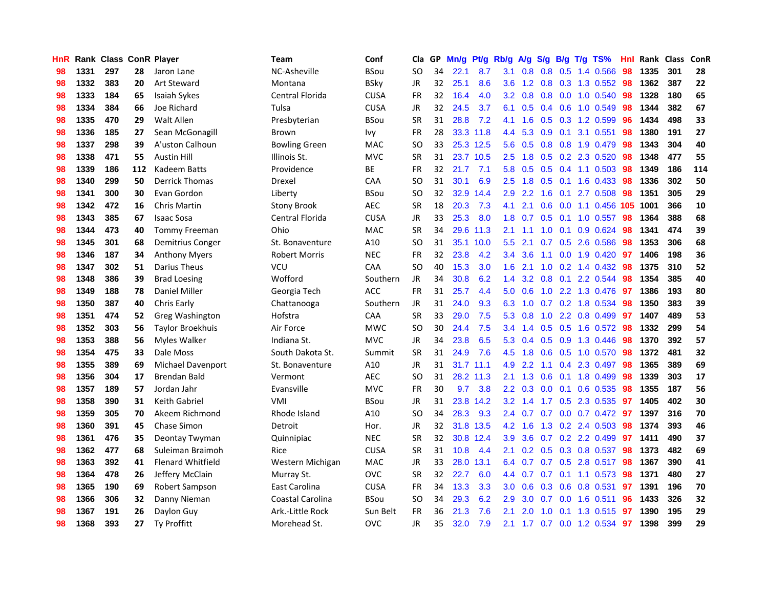| HnR | Rank | Class | ConR | Player | Team | Conf | Cla | GP | Mn/g | Pt/g | Rb/g | A/g | S/g | B/g | T/g | TS% | HnI | Rank | Class | ConR |
|---|---|---|---|---|---|---|---|---|---|---|---|---|---|---|---|---|---|---|---|---|
| 98 | 1331 | 297 | 28 | Jaron Lane | NC-Asheville | BSou | SO | 34 | 22.1 | 8.7 | 3.1 | 0.8 | 0.8 | 0.5 | 1.4 | 0.566 | 98 | 1335 | 301 | 28 |
| 98 | 1332 | 383 | 20 | Art Steward | Montana | BSky | JR | 32 | 25.1 | 8.6 | 3.6 | 1.2 | 0.8 | 0.3 | 1.3 | 0.552 | 98 | 1362 | 387 | 22 |
| 98 | 1333 | 184 | 65 | Isaiah Sykes | Central Florida | CUSA | FR | 32 | 16.4 | 4.0 | 3.2 | 0.8 | 0.8 | 0.0 | 1.0 | 0.540 | 98 | 1328 | 180 | 65 |
| 98 | 1334 | 384 | 66 | Joe Richard | Tulsa | CUSA | JR | 32 | 24.5 | 3.7 | 6.1 | 0.5 | 0.4 | 0.6 | 1.0 | 0.549 | 98 | 1344 | 382 | 67 |
| 98 | 1335 | 470 | 29 | Walt Allen | Presbyterian | BSou | SR | 31 | 28.8 | 7.2 | 4.1 | 1.6 | 0.5 | 0.3 | 1.2 | 0.599 | 96 | 1434 | 498 | 33 |
| 98 | 1336 | 185 | 27 | Sean McGonagill | Brown | Ivy | FR | 28 | 33.3 | 11.8 | 4.4 | 5.3 | 0.9 | 0.1 | 3.1 | 0.551 | 98 | 1380 | 191 | 27 |
| 98 | 1337 | 298 | 39 | A'uston Calhoun | Bowling Green | MAC | SO | 33 | 25.3 | 12.5 | 5.6 | 0.5 | 0.8 | 0.8 | 1.9 | 0.479 | 98 | 1343 | 304 | 40 |
| 98 | 1338 | 471 | 55 | Austin Hill | Illinois St. | MVC | SR | 31 | 23.7 | 10.5 | 2.5 | 1.8 | 0.5 | 0.2 | 2.3 | 0.520 | 98 | 1348 | 477 | 55 |
| 98 | 1339 | 186 | 112 | Kadeem Batts | Providence | BE | FR | 32 | 21.7 | 7.1 | 5.8 | 0.5 | 0.5 | 0.4 | 1.1 | 0.503 | 98 | 1349 | 186 | 114 |
| 98 | 1340 | 299 | 50 | Derrick Thomas | Drexel | CAA | SO | 31 | 30.1 | 6.9 | 2.5 | 1.8 | 0.5 | 0.1 | 1.6 | 0.433 | 98 | 1336 | 302 | 50 |
| 98 | 1341 | 300 | 30 | Evan Gordon | Liberty | BSou | SO | 32 | 32.9 | 14.4 | 2.9 | 2.2 | 1.6 | 0.1 | 2.7 | 0.508 | 98 | 1351 | 305 | 29 |
| 98 | 1342 | 472 | 16 | Chris Martin | Stony Brook | AEC | SR | 18 | 20.3 | 7.3 | 4.1 | 2.1 | 0.6 | 0.0 | 1.1 | 0.456 | 105 | 1001 | 366 | 10 |
| 98 | 1343 | 385 | 67 | Isaac Sosa | Central Florida | CUSA | JR | 33 | 25.3 | 8.0 | 1.8 | 0.7 | 0.5 | 0.1 | 1.0 | 0.557 | 98 | 1364 | 388 | 68 |
| 98 | 1344 | 473 | 40 | Tommy Freeman | Ohio | MAC | SR | 34 | 29.6 | 11.3 | 2.1 | 1.1 | 1.0 | 0.1 | 0.9 | 0.624 | 98 | 1341 | 474 | 39 |
| 98 | 1345 | 301 | 68 | Demitrius Conger | St. Bonaventure | A10 | SO | 31 | 35.1 | 10.0 | 5.5 | 2.1 | 0.7 | 0.5 | 2.6 | 0.586 | 98 | 1353 | 306 | 68 |
| 98 | 1346 | 187 | 34 | Anthony Myers | Robert Morris | NEC | FR | 32 | 23.8 | 4.2 | 3.4 | 3.6 | 1.1 | 0.0 | 1.9 | 0.420 | 97 | 1406 | 198 | 36 |
| 98 | 1347 | 302 | 51 | Darius Theus | VCU | CAA | SO | 40 | 15.3 | 3.0 | 1.6 | 2.1 | 1.0 | 0.2 | 1.4 | 0.432 | 98 | 1375 | 310 | 52 |
| 98 | 1348 | 386 | 39 | Brad Loesing | Wofford | Southern | JR | 34 | 30.8 | 6.2 | 1.4 | 3.2 | 0.8 | 0.1 | 2.2 | 0.544 | 98 | 1354 | 385 | 40 |
| 98 | 1349 | 188 | 78 | Daniel Miller | Georgia Tech | ACC | FR | 31 | 25.7 | 4.4 | 5.0 | 0.6 | 1.0 | 2.2 | 1.3 | 0.476 | 97 | 1386 | 193 | 80 |
| 98 | 1350 | 387 | 40 | Chris Early | Chattanooga | Southern | JR | 31 | 24.0 | 9.3 | 6.3 | 1.0 | 0.7 | 0.2 | 1.8 | 0.534 | 98 | 1350 | 383 | 39 |
| 98 | 1351 | 474 | 52 | Greg Washington | Hofstra | CAA | SR | 33 | 29.0 | 7.5 | 5.3 | 0.8 | 1.0 | 2.2 | 0.8 | 0.499 | 97 | 1407 | 489 | 53 |
| 98 | 1352 | 303 | 56 | Taylor Broekhuis | Air Force | MWC | SO | 30 | 24.4 | 7.5 | 3.4 | 1.4 | 0.5 | 0.5 | 1.6 | 0.572 | 98 | 1332 | 299 | 54 |
| 98 | 1353 | 388 | 56 | Myles Walker | Indiana St. | MVC | JR | 34 | 23.8 | 6.5 | 5.3 | 0.4 | 0.5 | 0.9 | 1.3 | 0.446 | 98 | 1370 | 392 | 57 |
| 98 | 1354 | 475 | 33 | Dale Moss | South Dakota St. | Summit | SR | 31 | 24.9 | 7.6 | 4.5 | 1.8 | 0.6 | 0.5 | 1.0 | 0.570 | 98 | 1372 | 481 | 32 |
| 98 | 1355 | 389 | 69 | Michael Davenport | St. Bonaventure | A10 | JR | 31 | 31.7 | 11.1 | 4.9 | 2.2 | 1.1 | 0.4 | 2.3 | 0.497 | 98 | 1365 | 389 | 69 |
| 98 | 1356 | 304 | 17 | Brendan Bald | Vermont | AEC | SO | 31 | 28.2 | 11.3 | 2.1 | 1.3 | 0.6 | 0.1 | 1.8 | 0.499 | 98 | 1339 | 303 | 17 |
| 98 | 1357 | 189 | 57 | Jordan Jahr | Evansville | MVC | FR | 30 | 9.7 | 3.8 | 2.2 | 0.3 | 0.0 | 0.1 | 0.6 | 0.535 | 98 | 1355 | 187 | 56 |
| 98 | 1358 | 390 | 31 | Keith Gabriel | VMI | BSou | JR | 31 | 23.8 | 14.2 | 3.2 | 1.4 | 1.7 | 0.5 | 2.3 | 0.535 | 97 | 1405 | 402 | 30 |
| 98 | 1359 | 305 | 70 | Akeem Richmond | Rhode Island | A10 | SO | 34 | 28.3 | 9.3 | 2.4 | 0.7 | 0.7 | 0.0 | 0.7 | 0.472 | 97 | 1397 | 316 | 70 |
| 98 | 1360 | 391 | 45 | Chase Simon | Detroit | Hor. | JR | 32 | 31.8 | 13.5 | 4.2 | 1.6 | 1.3 | 0.2 | 2.4 | 0.503 | 98 | 1374 | 393 | 46 |
| 98 | 1361 | 476 | 35 | Deontay Twyman | Quinnipiac | NEC | SR | 32 | 30.8 | 12.4 | 3.9 | 3.6 | 0.7 | 0.2 | 2.2 | 0.499 | 97 | 1411 | 490 | 37 |
| 98 | 1362 | 477 | 68 | Suleiman Braimoh | Rice | CUSA | SR | 31 | 10.8 | 4.4 | 2.1 | 0.2 | 0.5 | 0.3 | 0.8 | 0.537 | 98 | 1373 | 482 | 69 |
| 98 | 1363 | 392 | 41 | Flenard Whitfield | Western Michigan | MAC | JR | 33 | 28.0 | 13.1 | 6.4 | 0.7 | 0.7 | 0.5 | 2.8 | 0.517 | 98 | 1367 | 390 | 41 |
| 98 | 1364 | 478 | 26 | Jeffery McClain | Murray St. | OVC | SR | 32 | 22.7 | 6.0 | 4.4 | 0.7 | 0.7 | 0.1 | 1.1 | 0.573 | 98 | 1371 | 480 | 27 |
| 98 | 1365 | 190 | 69 | Robert Sampson | East Carolina | CUSA | FR | 34 | 13.3 | 3.3 | 3.0 | 0.6 | 0.3 | 0.6 | 0.8 | 0.531 | 97 | 1391 | 196 | 70 |
| 98 | 1366 | 306 | 32 | Danny Nieman | Coastal Carolina | BSou | SO | 34 | 29.3 | 6.2 | 2.9 | 3.0 | 0.7 | 0.0 | 1.6 | 0.511 | 96 | 1433 | 326 | 32 |
| 98 | 1367 | 191 | 26 | Daylon Guy | Ark.-Little Rock | Sun Belt | FR | 36 | 21.3 | 7.6 | 2.1 | 2.0 | 1.0 | 0.1 | 1.3 | 0.515 | 97 | 1390 | 195 | 29 |
| 98 | 1368 | 393 | 27 | Ty Proffitt | Morehead St. | OVC | JR | 35 | 32.0 | 7.9 | 2.1 | 1.7 | 0.7 | 0.0 | 1.2 | 0.534 | 97 | 1398 | 399 | 29 |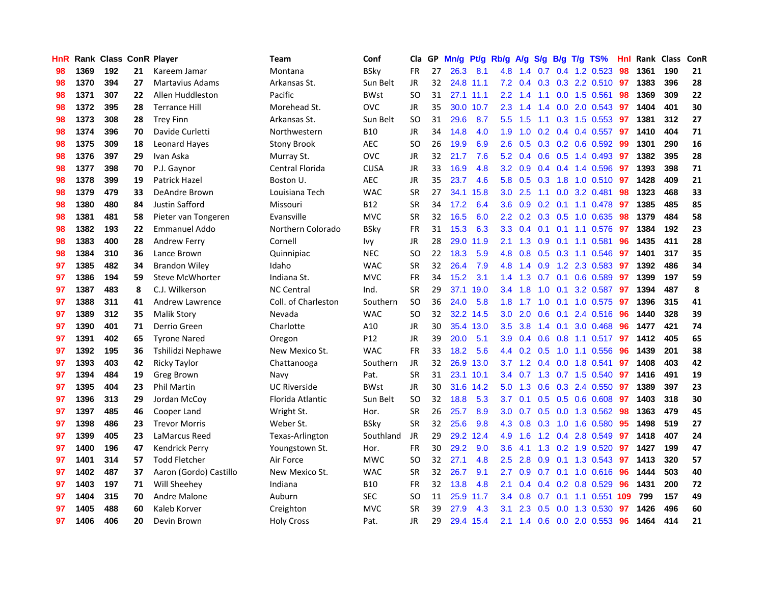| HnR | Rank | Class | ConR | Player | Team | Conf | Cla | GP | Mn/g | Pt/g | Rb/g | A/g | S/g | B/g | T/g | TS% | HnI | Rank | Class | ConR |
|---|---|---|---|---|---|---|---|---|---|---|---|---|---|---|---|---|---|---|---|---|
| 98 | 1369 | 192 | 21 | Kareem Jamar | Montana | BSky | FR | 27 | 26.3 | 8.1 | 4.8 | 1.4 | 0.7 | 0.4 | 1.2 | 0.523 | 98 | 1361 | 190 | 21 |
| 98 | 1370 | 394 | 27 | Martavius Adams | Arkansas St. | Sun Belt | JR | 32 | 24.8 | 11.1 | 7.2 | 0.4 | 0.3 | 0.3 | 2.2 | 0.510 | 97 | 1383 | 396 | 28 |
| 98 | 1371 | 307 | 22 | Allen Huddleston | Pacific | BWst | SO | 31 | 27.1 | 11.1 | 2.2 | 1.4 | 1.1 | 0.0 | 1.5 | 0.561 | 98 | 1369 | 309 | 22 |
| 98 | 1372 | 395 | 28 | Terrance Hill | Morehead St. | OVC | JR | 35 | 30.0 | 10.7 | 2.3 | 1.4 | 1.4 | 0.0 | 2.0 | 0.543 | 97 | 1404 | 401 | 30 |
| 98 | 1373 | 308 | 28 | Trey Finn | Arkansas St. | Sun Belt | SO | 31 | 29.6 | 8.7 | 5.5 | 1.5 | 1.1 | 0.3 | 1.5 | 0.553 | 97 | 1381 | 312 | 27 |
| 98 | 1374 | 396 | 70 | Davide Curletti | Northwestern | B10 | JR | 34 | 14.8 | 4.0 | 1.9 | 1.0 | 0.2 | 0.4 | 0.4 | 0.557 | 97 | 1410 | 404 | 71 |
| 98 | 1375 | 309 | 18 | Leonard Hayes | Stony Brook | AEC | SO | 26 | 19.9 | 6.9 | 2.6 | 0.5 | 0.3 | 0.2 | 0.6 | 0.592 | 99 | 1301 | 290 | 16 |
| 98 | 1376 | 397 | 29 | Ivan Aska | Murray St. | OVC | JR | 32 | 21.7 | 7.6 | 5.2 | 0.4 | 0.6 | 0.5 | 1.4 | 0.493 | 97 | 1382 | 395 | 28 |
| 98 | 1377 | 398 | 70 | P.J. Gaynor | Central Florida | CUSA | JR | 33 | 16.9 | 4.8 | 3.2 | 0.9 | 0.4 | 0.4 | 1.4 | 0.596 | 97 | 1393 | 398 | 71 |
| 98 | 1378 | 399 | 19 | Patrick Hazel | Boston U. | AEC | JR | 35 | 23.7 | 4.6 | 5.8 | 0.5 | 0.3 | 1.8 | 1.0 | 0.510 | 97 | 1428 | 409 | 21 |
| 98 | 1379 | 479 | 33 | DeAndre Brown | Louisiana Tech | WAC | SR | 27 | 34.1 | 15.8 | 3.0 | 2.5 | 1.1 | 0.0 | 3.2 | 0.481 | 98 | 1323 | 468 | 33 |
| 98 | 1380 | 480 | 84 | Justin Safford | Missouri | B12 | SR | 34 | 17.2 | 6.4 | 3.6 | 0.9 | 0.2 | 0.1 | 1.1 | 0.478 | 97 | 1385 | 485 | 85 |
| 98 | 1381 | 481 | 58 | Pieter van Tongeren | Evansville | MVC | SR | 32 | 16.5 | 6.0 | 2.2 | 0.2 | 0.3 | 0.5 | 1.0 | 0.635 | 98 | 1379 | 484 | 58 |
| 98 | 1382 | 193 | 22 | Emmanuel Addo | Northern Colorado | BSky | FR | 31 | 15.3 | 6.3 | 3.3 | 0.4 | 0.1 | 0.1 | 1.1 | 0.576 | 97 | 1384 | 192 | 23 |
| 98 | 1383 | 400 | 28 | Andrew Ferry | Cornell | Ivy | JR | 28 | 29.0 | 11.9 | 2.1 | 1.3 | 0.9 | 0.1 | 1.1 | 0.581 | 96 | 1435 | 411 | 28 |
| 98 | 1384 | 310 | 36 | Lance Brown | Quinnipiac | NEC | SO | 22 | 18.3 | 5.9 | 4.8 | 0.8 | 0.5 | 0.3 | 1.1 | 0.546 | 97 | 1401 | 317 | 35 |
| 97 | 1385 | 482 | 34 | Brandon Wiley | Idaho | WAC | SR | 32 | 26.4 | 7.9 | 4.8 | 1.4 | 0.9 | 1.2 | 2.3 | 0.583 | 97 | 1392 | 486 | 34 |
| 97 | 1386 | 194 | 59 | Steve McWhorter | Indiana St. | MVC | FR | 34 | 15.2 | 3.1 | 1.4 | 1.3 | 0.7 | 0.1 | 0.6 | 0.589 | 97 | 1399 | 197 | 59 |
| 97 | 1387 | 483 | 8 | C.J. Wilkerson | NC Central | Ind. | SR | 29 | 37.1 | 19.0 | 3.4 | 1.8 | 1.0 | 0.1 | 3.2 | 0.587 | 97 | 1394 | 487 | 8 |
| 97 | 1388 | 311 | 41 | Andrew Lawrence | Coll. of Charleston | Southern | SO | 36 | 24.0 | 5.8 | 1.8 | 1.7 | 1.0 | 0.1 | 1.0 | 0.575 | 97 | 1396 | 315 | 41 |
| 97 | 1389 | 312 | 35 | Malik Story | Nevada | WAC | SO | 32 | 32.2 | 14.5 | 3.0 | 2.0 | 0.6 | 0.1 | 2.4 | 0.516 | 96 | 1440 | 328 | 39 |
| 97 | 1390 | 401 | 71 | Derrio Green | Charlotte | A10 | JR | 30 | 35.4 | 13.0 | 3.5 | 3.8 | 1.4 | 0.1 | 3.0 | 0.468 | 96 | 1477 | 421 | 74 |
| 97 | 1391 | 402 | 65 | Tyrone Nared | Oregon | P12 | JR | 39 | 20.0 | 5.1 | 3.9 | 0.4 | 0.6 | 0.8 | 1.1 | 0.517 | 97 | 1412 | 405 | 65 |
| 97 | 1392 | 195 | 36 | Tshilidzi Nephawe | New Mexico St. | WAC | FR | 33 | 18.2 | 5.6 | 4.4 | 0.2 | 0.5 | 1.0 | 1.1 | 0.556 | 96 | 1439 | 201 | 38 |
| 97 | 1393 | 403 | 42 | Ricky Taylor | Chattanooga | Southern | JR | 32 | 26.9 | 13.0 | 3.7 | 1.2 | 0.4 | 0.0 | 1.8 | 0.541 | 97 | 1408 | 403 | 42 |
| 97 | 1394 | 484 | 19 | Greg Brown | Navy | Pat. | SR | 31 | 23.1 | 10.1 | 3.4 | 0.7 | 1.3 | 0.7 | 1.5 | 0.540 | 97 | 1416 | 491 | 19 |
| 97 | 1395 | 404 | 23 | Phil Martin | UC Riverside | BWst | JR | 30 | 31.6 | 14.2 | 5.0 | 1.3 | 0.6 | 0.3 | 2.4 | 0.550 | 97 | 1389 | 397 | 23 |
| 97 | 1396 | 313 | 29 | Jordan McCoy | Florida Atlantic | Sun Belt | SO | 32 | 18.8 | 5.3 | 3.7 | 0.1 | 0.5 | 0.5 | 0.6 | 0.608 | 97 | 1403 | 318 | 30 |
| 97 | 1397 | 485 | 46 | Cooper Land | Wright St. | Hor. | SR | 26 | 25.7 | 8.9 | 3.0 | 0.7 | 0.5 | 0.0 | 1.3 | 0.562 | 98 | 1363 | 479 | 45 |
| 97 | 1398 | 486 | 23 | Trevor Morris | Weber St. | BSky | SR | 32 | 25.6 | 9.8 | 4.3 | 0.8 | 0.3 | 1.0 | 1.6 | 0.580 | 95 | 1498 | 519 | 27 |
| 97 | 1399 | 405 | 23 | LaMarcus Reed | Texas-Arlington | Southland | JR | 29 | 29.2 | 12.4 | 4.9 | 1.6 | 1.2 | 0.4 | 2.8 | 0.549 | 97 | 1418 | 407 | 24 |
| 97 | 1400 | 196 | 47 | Kendrick Perry | Youngstown St. | Hor. | FR | 30 | 29.2 | 9.0 | 3.6 | 4.1 | 1.3 | 0.2 | 1.9 | 0.520 | 97 | 1427 | 199 | 47 |
| 97 | 1401 | 314 | 57 | Todd Fletcher | Air Force | MWC | SO | 32 | 27.1 | 4.8 | 2.5 | 2.8 | 0.9 | 0.1 | 1.3 | 0.543 | 97 | 1413 | 320 | 57 |
| 97 | 1402 | 487 | 37 | Aaron (Gordo) Castillo | New Mexico St. | WAC | SR | 32 | 26.7 | 9.1 | 2.7 | 0.9 | 0.7 | 0.1 | 1.0 | 0.616 | 96 | 1444 | 503 | 40 |
| 97 | 1403 | 197 | 71 | Will Sheehey | Indiana | B10 | FR | 32 | 13.8 | 4.8 | 2.1 | 0.4 | 0.4 | 0.2 | 0.8 | 0.529 | 96 | 1431 | 200 | 72 |
| 97 | 1404 | 315 | 70 | Andre Malone | Auburn | SEC | SO | 11 | 25.9 | 11.7 | 3.4 | 0.8 | 0.7 | 0.1 | 1.1 | 0.551 | 109 | 799 | 157 | 49 |
| 97 | 1405 | 488 | 60 | Kaleb Korver | Creighton | MVC | SR | 39 | 27.9 | 4.3 | 3.1 | 2.3 | 0.5 | 0.0 | 1.3 | 0.530 | 97 | 1426 | 496 | 60 |
| 97 | 1406 | 406 | 20 | Devin Brown | Holy Cross | Pat. | JR | 29 | 29.4 | 15.4 | 2.1 | 1.4 | 0.6 | 0.0 | 2.0 | 0.553 | 96 | 1464 | 414 | 21 |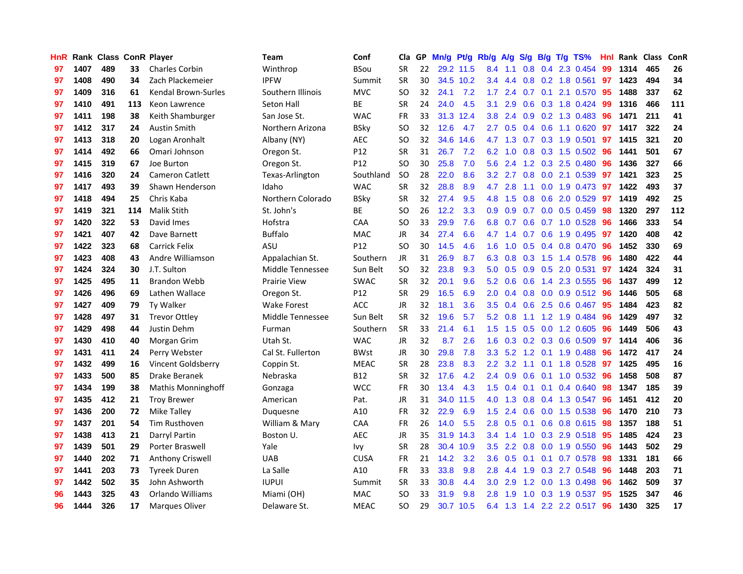| HnR | Rank | Class | ConR | Player | Team | Conf | Cla | GP | Mn/g | Pt/g | Rb/g | A/g | S/g | B/g | T/g | TS% | HnI | Rank | Class | ConR |
|---|---|---|---|---|---|---|---|---|---|---|---|---|---|---|---|---|---|---|---|---|
| 97 | 1407 | 489 | 33 | Charles Corbin | Winthrop | BSou | SR | 22 | 29.2 | 11.5 | 8.4 | 1.1 | 0.8 | 0.4 | 2.3 | 0.454 | 99 | 1314 | 465 | 26 |
| 97 | 1408 | 490 | 34 | Zach Plackemeier | IPFW | Summit | SR | 30 | 34.5 | 10.2 | 3.4 | 4.4 | 0.8 | 0.2 | 1.8 | 0.561 | 97 | 1423 | 494 | 34 |
| 97 | 1409 | 316 | 61 | Kendal Brown-Surles | Southern Illinois | MVC | SO | 32 | 24.1 | 7.2 | 1.7 | 2.4 | 0.7 | 0.1 | 2.1 | 0.570 | 95 | 1488 | 337 | 62 |
| 97 | 1410 | 491 | 113 | Keon Lawrence | Seton Hall | BE | SR | 24 | 24.0 | 4.5 | 3.1 | 2.9 | 0.6 | 0.3 | 1.8 | 0.424 | 99 | 1316 | 466 | 111 |
| 97 | 1411 | 198 | 38 | Keith Shamburger | San Jose St. | WAC | FR | 33 | 31.3 | 12.4 | 3.8 | 2.4 | 0.9 | 0.2 | 1.3 | 0.483 | 96 | 1471 | 211 | 41 |
| 97 | 1412 | 317 | 24 | Austin Smith | Northern Arizona | BSky | SO | 32 | 12.6 | 4.7 | 2.7 | 0.5 | 0.4 | 0.6 | 1.1 | 0.620 | 97 | 1417 | 322 | 24 |
| 97 | 1413 | 318 | 20 | Logan Aronhalt | Albany (NY) | AEC | SO | 32 | 34.6 | 14.6 | 4.7 | 1.3 | 0.7 | 0.3 | 1.9 | 0.501 | 97 | 1415 | 321 | 20 |
| 97 | 1414 | 492 | 66 | Omari Johnson | Oregon St. | P12 | SR | 31 | 26.7 | 7.2 | 6.2 | 1.0 | 0.8 | 0.3 | 1.5 | 0.502 | 96 | 1441 | 501 | 67 |
| 97 | 1415 | 319 | 67 | Joe Burton | Oregon St. | P12 | SO | 30 | 25.8 | 7.0 | 5.6 | 2.4 | 1.2 | 0.3 | 2.5 | 0.480 | 96 | 1436 | 327 | 66 |
| 97 | 1416 | 320 | 24 | Cameron Catlett | Texas-Arlington | Southland | SO | 28 | 22.0 | 8.6 | 3.2 | 2.7 | 0.8 | 0.0 | 2.1 | 0.539 | 97 | 1421 | 323 | 25 |
| 97 | 1417 | 493 | 39 | Shawn Henderson | Idaho | WAC | SR | 32 | 28.8 | 8.9 | 4.7 | 2.8 | 1.1 | 0.0 | 1.9 | 0.473 | 97 | 1422 | 493 | 37 |
| 97 | 1418 | 494 | 25 | Chris Kaba | Northern Colorado | BSky | SR | 32 | 27.4 | 9.5 | 4.8 | 1.5 | 0.8 | 0.6 | 2.0 | 0.529 | 97 | 1419 | 492 | 25 |
| 97 | 1419 | 321 | 114 | Malik Stith | St. John's | BE | SO | 26 | 12.2 | 3.3 | 0.9 | 0.9 | 0.7 | 0.0 | 0.5 | 0.459 | 98 | 1320 | 297 | 112 |
| 97 | 1420 | 322 | 53 | David Imes | Hofstra | CAA | SO | 33 | 29.9 | 7.6 | 6.8 | 0.7 | 0.6 | 0.7 | 1.0 | 0.528 | 96 | 1466 | 333 | 54 |
| 97 | 1421 | 407 | 42 | Dave Barnett | Buffalo | MAC | JR | 34 | 27.4 | 6.6 | 4.7 | 1.4 | 0.7 | 0.6 | 1.9 | 0.495 | 97 | 1420 | 408 | 42 |
| 97 | 1422 | 323 | 68 | Carrick Felix | ASU | P12 | SO | 30 | 14.5 | 4.6 | 1.6 | 1.0 | 0.5 | 0.4 | 0.8 | 0.470 | 96 | 1452 | 330 | 69 |
| 97 | 1423 | 408 | 43 | Andre Williamson | Appalachian St. | Southern | JR | 31 | 26.9 | 8.7 | 6.3 | 0.8 | 0.3 | 1.5 | 1.4 | 0.578 | 96 | 1480 | 422 | 44 |
| 97 | 1424 | 324 | 30 | J.T. Sulton | Middle Tennessee | Sun Belt | SO | 32 | 23.8 | 9.3 | 5.0 | 0.5 | 0.9 | 0.5 | 2.0 | 0.531 | 97 | 1424 | 324 | 31 |
| 97 | 1425 | 495 | 11 | Brandon Webb | Prairie View | SWAC | SR | 32 | 20.1 | 9.6 | 5.2 | 0.6 | 0.6 | 1.4 | 2.3 | 0.555 | 96 | 1437 | 499 | 12 |
| 97 | 1426 | 496 | 69 | Lathen Wallace | Oregon St. | P12 | SR | 29 | 16.5 | 6.9 | 2.0 | 0.4 | 0.8 | 0.0 | 0.9 | 0.512 | 96 | 1446 | 505 | 68 |
| 97 | 1427 | 409 | 79 | Ty Walker | Wake Forest | ACC | JR | 32 | 18.1 | 3.6 | 3.5 | 0.4 | 0.6 | 2.5 | 0.6 | 0.467 | 95 | 1484 | 423 | 82 |
| 97 | 1428 | 497 | 31 | Trevor Ottley | Middle Tennessee | Sun Belt | SR | 32 | 19.6 | 5.7 | 5.2 | 0.8 | 1.1 | 1.2 | 1.9 | 0.484 | 96 | 1429 | 497 | 32 |
| 97 | 1429 | 498 | 44 | Justin Dehm | Furman | Southern | SR | 33 | 21.4 | 6.1 | 1.5 | 1.5 | 0.5 | 0.0 | 1.2 | 0.605 | 96 | 1449 | 506 | 43 |
| 97 | 1430 | 410 | 40 | Morgan Grim | Utah St. | WAC | JR | 32 | 8.7 | 2.6 | 1.6 | 0.3 | 0.2 | 0.3 | 0.6 | 0.509 | 97 | 1414 | 406 | 36 |
| 97 | 1431 | 411 | 24 | Perry Webster | Cal St. Fullerton | BWst | JR | 30 | 29.8 | 7.8 | 3.3 | 5.2 | 1.2 | 0.1 | 1.9 | 0.488 | 96 | 1472 | 417 | 24 |
| 97 | 1432 | 499 | 16 | Vincent Goldsberry | Coppin St. | MEAC | SR | 28 | 23.8 | 8.3 | 2.2 | 3.2 | 1.1 | 0.1 | 1.8 | 0.528 | 97 | 1425 | 495 | 16 |
| 97 | 1433 | 500 | 85 | Drake Beranek | Nebraska | B12 | SR | 32 | 17.6 | 4.2 | 2.4 | 0.9 | 0.6 | 0.1 | 1.0 | 0.532 | 96 | 1458 | 508 | 87 |
| 97 | 1434 | 199 | 38 | Mathis Monninghoff | Gonzaga | WCC | FR | 30 | 13.4 | 4.3 | 1.5 | 0.4 | 0.1 | 0.1 | 0.4 | 0.640 | 98 | 1347 | 185 | 39 |
| 97 | 1435 | 412 | 21 | Troy Brewer | American | Pat. | JR | 31 | 34.0 | 11.5 | 4.0 | 1.3 | 0.8 | 0.4 | 1.3 | 0.547 | 96 | 1451 | 412 | 20 |
| 97 | 1436 | 200 | 72 | Mike Talley | Duquesne | A10 | FR | 32 | 22.9 | 6.9 | 1.5 | 2.4 | 0.6 | 0.0 | 1.5 | 0.538 | 96 | 1470 | 210 | 73 |
| 97 | 1437 | 201 | 54 | Tim Rusthoven | William & Mary | CAA | FR | 26 | 14.0 | 5.5 | 2.8 | 0.5 | 0.1 | 0.6 | 0.8 | 0.615 | 98 | 1357 | 188 | 51 |
| 97 | 1438 | 413 | 21 | Darryl Partin | Boston U. | AEC | JR | 35 | 31.9 | 14.3 | 3.4 | 1.4 | 1.0 | 0.3 | 2.9 | 0.518 | 95 | 1485 | 424 | 23 |
| 97 | 1439 | 501 | 29 | Porter Braswell | Yale | Ivy | SR | 28 | 30.4 | 10.9 | 3.5 | 2.2 | 0.8 | 0.0 | 1.9 | 0.550 | 96 | 1443 | 502 | 29 |
| 97 | 1440 | 202 | 71 | Anthony Criswell | UAB | CUSA | FR | 21 | 14.2 | 3.2 | 3.6 | 0.5 | 0.1 | 0.1 | 0.7 | 0.578 | 98 | 1331 | 181 | 66 |
| 97 | 1441 | 203 | 73 | Tyreek Duren | La Salle | A10 | FR | 33 | 33.8 | 9.8 | 2.8 | 4.4 | 1.9 | 0.3 | 2.7 | 0.548 | 96 | 1448 | 203 | 71 |
| 97 | 1442 | 502 | 35 | John Ashworth | IUPUI | Summit | SR | 33 | 30.8 | 4.4 | 3.0 | 2.9 | 1.2 | 0.0 | 1.3 | 0.498 | 96 | 1462 | 509 | 37 |
| 96 | 1443 | 325 | 43 | Orlando Williams | Miami (OH) | MAC | SO | 33 | 31.9 | 9.8 | 2.8 | 1.9 | 1.0 | 0.3 | 1.9 | 0.537 | 95 | 1525 | 347 | 46 |
| 96 | 1444 | 326 | 17 | Marques Oliver | Delaware St. | MEAC | SO | 29 | 30.7 | 10.5 | 6.4 | 1.3 | 1.4 | 2.2 | 2.2 | 0.517 | 96 | 1430 | 325 | 17 |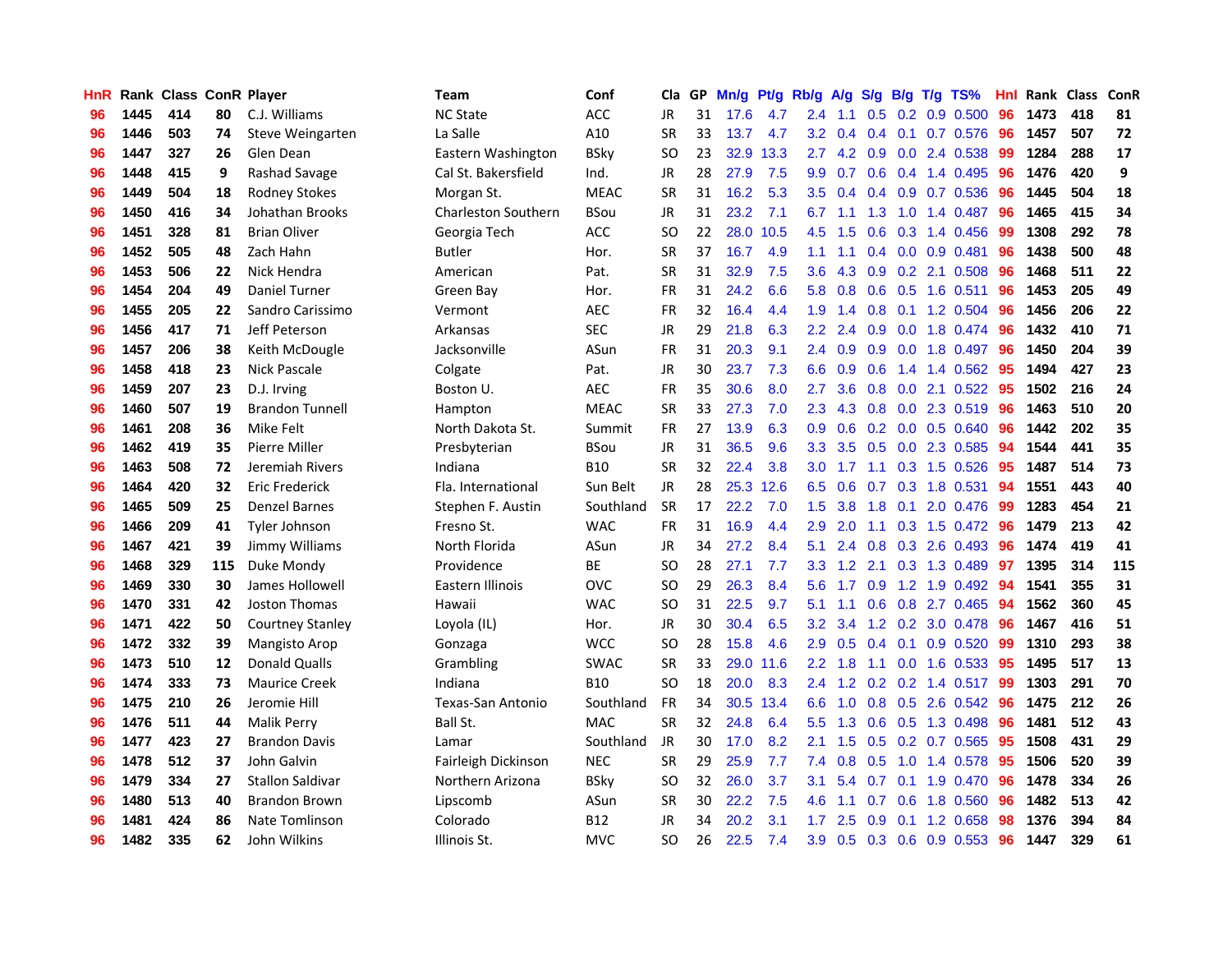| HnR | Rank | Class | ConR | Player | Team | Conf | Cla | GP | Mn/g | Pt/g | Rb/g | A/g | S/g | B/g | T/g | TS% | HnI | Rank | Class | ConR |
|---|---|---|---|---|---|---|---|---|---|---|---|---|---|---|---|---|---|---|---|---|
| 96 | 1445 | 414 | 80 | C.J. Williams | NC State | ACC | JR | 31 | 17.6 | 4.7 | 2.4 | 1.1 | 0.5 | 0.2 | 0.9 | 0.500 | 96 | 1473 | 418 | 81 |
| 96 | 1446 | 503 | 74 | Steve Weingarten | La Salle | A10 | SR | 33 | 13.7 | 4.7 | 3.2 | 0.4 | 0.4 | 0.1 | 0.7 | 0.576 | 96 | 1457 | 507 | 72 |
| 96 | 1447 | 327 | 26 | Glen Dean | Eastern Washington | BSky | SO | 23 | 32.9 | 13.3 | 2.7 | 4.2 | 0.9 | 0.0 | 2.4 | 0.538 | 99 | 1284 | 288 | 17 |
| 96 | 1448 | 415 | 9 | Rashad Savage | Cal St. Bakersfield | Ind. | JR | 28 | 27.9 | 7.5 | 9.9 | 0.7 | 0.6 | 0.4 | 1.4 | 0.495 | 96 | 1476 | 420 | 9 |
| 96 | 1449 | 504 | 18 | Rodney Stokes | Morgan St. | MEAC | SR | 31 | 16.2 | 5.3 | 3.5 | 0.4 | 0.4 | 0.9 | 0.7 | 0.536 | 96 | 1445 | 504 | 18 |
| 96 | 1450 | 416 | 34 | Johathan Brooks | Charleston Southern | BSou | JR | 31 | 23.2 | 7.1 | 6.7 | 1.1 | 1.3 | 1.0 | 1.4 | 0.487 | 96 | 1465 | 415 | 34 |
| 96 | 1451 | 328 | 81 | Brian Oliver | Georgia Tech | ACC | SO | 22 | 28.0 | 10.5 | 4.5 | 1.5 | 0.6 | 0.3 | 1.4 | 0.456 | 99 | 1308 | 292 | 78 |
| 96 | 1452 | 505 | 48 | Zach Hahn | Butler | Hor. | SR | 37 | 16.7 | 4.9 | 1.1 | 1.1 | 0.4 | 0.0 | 0.9 | 0.481 | 96 | 1438 | 500 | 48 |
| 96 | 1453 | 506 | 22 | Nick Hendra | American | Pat. | SR | 31 | 32.9 | 7.5 | 3.6 | 4.3 | 0.9 | 0.2 | 2.1 | 0.508 | 96 | 1468 | 511 | 22 |
| 96 | 1454 | 204 | 49 | Daniel Turner | Green Bay | Hor. | FR | 31 | 24.2 | 6.6 | 5.8 | 0.8 | 0.6 | 0.5 | 1.6 | 0.511 | 96 | 1453 | 205 | 49 |
| 96 | 1455 | 205 | 22 | Sandro Carissimo | Vermont | AEC | FR | 32 | 16.4 | 4.4 | 1.9 | 1.4 | 0.8 | 0.1 | 1.2 | 0.504 | 96 | 1456 | 206 | 22 |
| 96 | 1456 | 417 | 71 | Jeff Peterson | Arkansas | SEC | JR | 29 | 21.8 | 6.3 | 2.2 | 2.4 | 0.9 | 0.0 | 1.8 | 0.474 | 96 | 1432 | 410 | 71 |
| 96 | 1457 | 206 | 38 | Keith McDougle | Jacksonville | ASun | FR | 31 | 20.3 | 9.1 | 2.4 | 0.9 | 0.9 | 0.0 | 1.8 | 0.497 | 96 | 1450 | 204 | 39 |
| 96 | 1458 | 418 | 23 | Nick Pascale | Colgate | Pat. | JR | 30 | 23.7 | 7.3 | 6.6 | 0.9 | 0.6 | 1.4 | 1.4 | 0.562 | 95 | 1494 | 427 | 23 |
| 96 | 1459 | 207 | 23 | D.J. Irving | Boston U. | AEC | FR | 35 | 30.6 | 8.0 | 2.7 | 3.6 | 0.8 | 0.0 | 2.1 | 0.522 | 95 | 1502 | 216 | 24 |
| 96 | 1460 | 507 | 19 | Brandon Tunnell | Hampton | MEAC | SR | 33 | 27.3 | 7.0 | 2.3 | 4.3 | 0.8 | 0.0 | 2.3 | 0.519 | 96 | 1463 | 510 | 20 |
| 96 | 1461 | 208 | 36 | Mike Felt | North Dakota St. | Summit | FR | 27 | 13.9 | 6.3 | 0.9 | 0.6 | 0.2 | 0.0 | 0.5 | 0.640 | 96 | 1442 | 202 | 35 |
| 96 | 1462 | 419 | 35 | Pierre Miller | Presbyterian | BSou | JR | 31 | 36.5 | 9.6 | 3.3 | 3.5 | 0.5 | 0.0 | 2.3 | 0.585 | 94 | 1544 | 441 | 35 |
| 96 | 1463 | 508 | 72 | Jeremiah Rivers | Indiana | B10 | SR | 32 | 22.4 | 3.8 | 3.0 | 1.7 | 1.1 | 0.3 | 1.5 | 0.526 | 95 | 1487 | 514 | 73 |
| 96 | 1464 | 420 | 32 | Eric Frederick | Fla. International | Sun Belt | JR | 28 | 25.3 | 12.6 | 6.5 | 0.6 | 0.7 | 0.3 | 1.8 | 0.531 | 94 | 1551 | 443 | 40 |
| 96 | 1465 | 509 | 25 | Denzel Barnes | Stephen F. Austin | Southland | SR | 17 | 22.2 | 7.0 | 1.5 | 3.8 | 1.8 | 0.1 | 2.0 | 0.476 | 99 | 1283 | 454 | 21 |
| 96 | 1466 | 209 | 41 | Tyler Johnson | Fresno St. | WAC | FR | 31 | 16.9 | 4.4 | 2.9 | 2.0 | 1.1 | 0.3 | 1.5 | 0.472 | 96 | 1479 | 213 | 42 |
| 96 | 1467 | 421 | 39 | Jimmy Williams | North Florida | ASun | JR | 34 | 27.2 | 8.4 | 5.1 | 2.4 | 0.8 | 0.3 | 2.6 | 0.493 | 96 | 1474 | 419 | 41 |
| 96 | 1468 | 329 | 115 | Duke Mondy | Providence | BE | SO | 28 | 27.1 | 7.7 | 3.3 | 1.2 | 2.1 | 0.3 | 1.3 | 0.489 | 97 | 1395 | 314 | 115 |
| 96 | 1469 | 330 | 30 | James Hollowell | Eastern Illinois | OVC | SO | 29 | 26.3 | 8.4 | 5.6 | 1.7 | 0.9 | 1.2 | 1.9 | 0.492 | 94 | 1541 | 355 | 31 |
| 96 | 1470 | 331 | 42 | Joston Thomas | Hawaii | WAC | SO | 31 | 22.5 | 9.7 | 5.1 | 1.1 | 0.6 | 0.8 | 2.7 | 0.465 | 94 | 1562 | 360 | 45 |
| 96 | 1471 | 422 | 50 | Courtney Stanley | Loyola (IL) | Hor. | JR | 30 | 30.4 | 6.5 | 3.2 | 3.4 | 1.2 | 0.2 | 3.0 | 0.478 | 96 | 1467 | 416 | 51 |
| 96 | 1472 | 332 | 39 | Mangisto Arop | Gonzaga | WCC | SO | 28 | 15.8 | 4.6 | 2.9 | 0.5 | 0.4 | 0.1 | 0.9 | 0.520 | 99 | 1310 | 293 | 38 |
| 96 | 1473 | 510 | 12 | Donald Qualls | Grambling | SWAC | SR | 33 | 29.0 | 11.6 | 2.2 | 1.8 | 1.1 | 0.0 | 1.6 | 0.533 | 95 | 1495 | 517 | 13 |
| 96 | 1474 | 333 | 73 | Maurice Creek | Indiana | B10 | SO | 18 | 20.0 | 8.3 | 2.4 | 1.2 | 0.2 | 0.2 | 1.4 | 0.517 | 99 | 1303 | 291 | 70 |
| 96 | 1475 | 210 | 26 | Jeromie Hill | Texas-San Antonio | Southland | FR | 34 | 30.5 | 13.4 | 6.6 | 1.0 | 0.8 | 0.5 | 2.6 | 0.542 | 96 | 1475 | 212 | 26 |
| 96 | 1476 | 511 | 44 | Malik Perry | Ball St. | MAC | SR | 32 | 24.8 | 6.4 | 5.5 | 1.3 | 0.6 | 0.5 | 1.3 | 0.498 | 96 | 1481 | 512 | 43 |
| 96 | 1477 | 423 | 27 | Brandon Davis | Lamar | Southland | JR | 30 | 17.0 | 8.2 | 2.1 | 1.5 | 0.5 | 0.2 | 0.7 | 0.565 | 95 | 1508 | 431 | 29 |
| 96 | 1478 | 512 | 37 | John Galvin | Fairleigh Dickinson | NEC | SR | 29 | 25.9 | 7.7 | 7.4 | 0.8 | 0.5 | 1.0 | 1.4 | 0.578 | 95 | 1506 | 520 | 39 |
| 96 | 1479 | 334 | 27 | Stallon Saldivar | Northern Arizona | BSky | SO | 32 | 26.0 | 3.7 | 3.1 | 5.4 | 0.7 | 0.1 | 1.9 | 0.470 | 96 | 1478 | 334 | 26 |
| 96 | 1480 | 513 | 40 | Brandon Brown | Lipscomb | ASun | SR | 30 | 22.2 | 7.5 | 4.6 | 1.1 | 0.7 | 0.6 | 1.8 | 0.560 | 96 | 1482 | 513 | 42 |
| 96 | 1481 | 424 | 86 | Nate Tomlinson | Colorado | B12 | JR | 34 | 20.2 | 3.1 | 1.7 | 2.5 | 0.9 | 0.1 | 1.2 | 0.658 | 98 | 1376 | 394 | 84 |
| 96 | 1482 | 335 | 62 | John Wilkins | Illinois St. | MVC | SO | 26 | 22.5 | 7.4 | 3.9 | 0.5 | 0.3 | 0.6 | 0.9 | 0.553 | 96 | 1447 | 329 | 61 |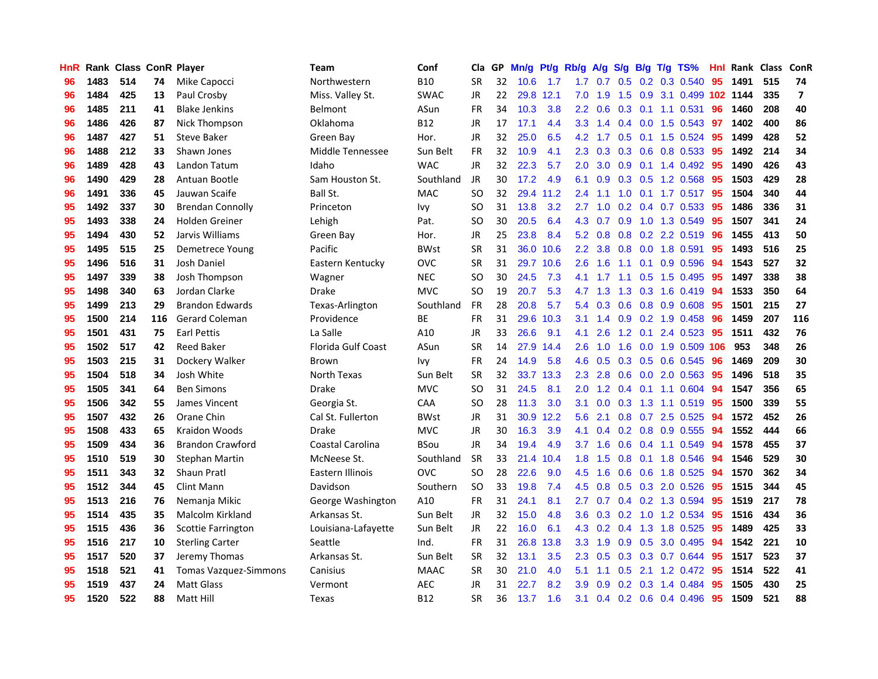| HnR | Rank | Class | ConR | Player | Team | Conf | Cla | GP | Mn/g | Pt/g | Rb/g | A/g | S/g | B/g | T/g | TS% | HnI | Rank | Class | ConR |
|---|---|---|---|---|---|---|---|---|---|---|---|---|---|---|---|---|---|---|---|---|
| 96 | 1483 | 514 | 74 | Mike Capocci | Northwestern | B10 | SR | 32 | 10.6 | 1.7 | 1.7 | 0.7 | 0.5 | 0.2 | 0.3 | 0.540 | 95 | 1491 | 515 | 74 |
| 96 | 1484 | 425 | 13 | Paul Crosby | Miss. Valley St. | SWAC | JR | 22 | 29.8 | 12.1 | 7.0 | 1.9 | 1.5 | 0.9 | 3.1 | 0.499 | 102 | 1144 | 335 | 7 |
| 96 | 1485 | 211 | 41 | Blake Jenkins | Belmont | ASun | FR | 34 | 10.3 | 3.8 | 2.2 | 0.6 | 0.3 | 0.1 | 1.1 | 0.531 | 96 | 1460 | 208 | 40 |
| 96 | 1486 | 426 | 87 | Nick Thompson | Oklahoma | B12 | JR | 17 | 17.1 | 4.4 | 3.3 | 1.4 | 0.4 | 0.0 | 1.5 | 0.543 | 97 | 1402 | 400 | 86 |
| 96 | 1487 | 427 | 51 | Steve Baker | Green Bay | Hor. | JR | 32 | 25.0 | 6.5 | 4.2 | 1.7 | 0.5 | 0.1 | 1.5 | 0.524 | 95 | 1499 | 428 | 52 |
| 96 | 1488 | 212 | 33 | Shawn Jones | Middle Tennessee | Sun Belt | FR | 32 | 10.9 | 4.1 | 2.3 | 0.3 | 0.3 | 0.6 | 0.8 | 0.533 | 95 | 1492 | 214 | 34 |
| 96 | 1489 | 428 | 43 | Landon Tatum | Idaho | WAC | JR | 32 | 22.3 | 5.7 | 2.0 | 3.0 | 0.9 | 0.1 | 1.4 | 0.492 | 95 | 1490 | 426 | 43 |
| 96 | 1490 | 429 | 28 | Antuan Bootle | Sam Houston St. | Southland | JR | 30 | 17.2 | 4.9 | 6.1 | 0.9 | 0.3 | 0.5 | 1.2 | 0.568 | 95 | 1503 | 429 | 28 |
| 96 | 1491 | 336 | 45 | Jauwan Scaife | Ball St. | MAC | SO | 32 | 29.4 | 11.2 | 2.4 | 1.1 | 1.0 | 0.1 | 1.7 | 0.517 | 95 | 1504 | 340 | 44 |
| 95 | 1492 | 337 | 30 | Brendan Connolly | Princeton | Ivy | SO | 31 | 13.8 | 3.2 | 2.7 | 1.0 | 0.2 | 0.4 | 0.7 | 0.533 | 95 | 1486 | 336 | 31 |
| 95 | 1493 | 338 | 24 | Holden Greiner | Lehigh | Pat. | SO | 30 | 20.5 | 6.4 | 4.3 | 0.7 | 0.9 | 1.0 | 1.3 | 0.549 | 95 | 1507 | 341 | 24 |
| 95 | 1494 | 430 | 52 | Jarvis Williams | Green Bay | Hor. | JR | 25 | 23.8 | 8.4 | 5.2 | 0.8 | 0.8 | 0.2 | 2.2 | 0.519 | 96 | 1455 | 413 | 50 |
| 95 | 1495 | 515 | 25 | Demetrece Young | Pacific | BWst | SR | 31 | 36.0 | 10.6 | 2.2 | 3.8 | 0.8 | 0.0 | 1.8 | 0.591 | 95 | 1493 | 516 | 25 |
| 95 | 1496 | 516 | 31 | Josh Daniel | Eastern Kentucky | OVC | SR | 31 | 29.7 | 10.6 | 2.6 | 1.6 | 1.1 | 0.1 | 0.9 | 0.596 | 94 | 1543 | 527 | 32 |
| 95 | 1497 | 339 | 38 | Josh Thompson | Wagner | NEC | SO | 30 | 24.5 | 7.3 | 4.1 | 1.7 | 1.1 | 0.5 | 1.5 | 0.495 | 95 | 1497 | 338 | 38 |
| 95 | 1498 | 340 | 63 | Jordan Clarke | Drake | MVC | SO | 19 | 20.7 | 5.3 | 4.7 | 1.3 | 1.3 | 0.3 | 1.6 | 0.419 | 94 | 1533 | 350 | 64 |
| 95 | 1499 | 213 | 29 | Brandon Edwards | Texas-Arlington | Southland | FR | 28 | 20.8 | 5.7 | 5.4 | 0.3 | 0.6 | 0.8 | 0.9 | 0.608 | 95 | 1501 | 215 | 27 |
| 95 | 1500 | 214 | 116 | Gerard Coleman | Providence | BE | FR | 31 | 29.6 | 10.3 | 3.1 | 1.4 | 0.9 | 0.2 | 1.9 | 0.458 | 96 | 1459 | 207 | 116 |
| 95 | 1501 | 431 | 75 | Earl Pettis | La Salle | A10 | JR | 33 | 26.6 | 9.1 | 4.1 | 2.6 | 1.2 | 0.1 | 2.4 | 0.523 | 95 | 1511 | 432 | 76 |
| 95 | 1502 | 517 | 42 | Reed Baker | Florida Gulf Coast | ASun | SR | 14 | 27.9 | 14.4 | 2.6 | 1.0 | 1.6 | 0.0 | 1.9 | 0.509 | 106 | 953 | 348 | 26 |
| 95 | 1503 | 215 | 31 | Dockery Walker | Brown | Ivy | FR | 24 | 14.9 | 5.8 | 4.6 | 0.5 | 0.3 | 0.5 | 0.6 | 0.545 | 96 | 1469 | 209 | 30 |
| 95 | 1504 | 518 | 34 | Josh White | North Texas | Sun Belt | SR | 32 | 33.7 | 13.3 | 2.3 | 2.8 | 0.6 | 0.0 | 2.0 | 0.563 | 95 | 1496 | 518 | 35 |
| 95 | 1505 | 341 | 64 | Ben Simons | Drake | MVC | SO | 31 | 24.5 | 8.1 | 2.0 | 1.2 | 0.4 | 0.1 | 1.1 | 0.604 | 94 | 1547 | 356 | 65 |
| 95 | 1506 | 342 | 55 | James Vincent | Georgia St. | CAA | SO | 28 | 11.3 | 3.0 | 3.1 | 0.0 | 0.3 | 1.3 | 1.1 | 0.519 | 95 | 1500 | 339 | 55 |
| 95 | 1507 | 432 | 26 | Orane Chin | Cal St. Fullerton | BWst | JR | 31 | 30.9 | 12.2 | 5.6 | 2.1 | 0.8 | 0.7 | 2.5 | 0.525 | 94 | 1572 | 452 | 26 |
| 95 | 1508 | 433 | 65 | Kraidon Woods | Drake | MVC | JR | 30 | 16.3 | 3.9 | 4.1 | 0.4 | 0.2 | 0.8 | 0.9 | 0.555 | 94 | 1552 | 444 | 66 |
| 95 | 1509 | 434 | 36 | Brandon Crawford | Coastal Carolina | BSou | JR | 34 | 19.4 | 4.9 | 3.7 | 1.6 | 0.6 | 0.4 | 1.1 | 0.549 | 94 | 1578 | 455 | 37 |
| 95 | 1510 | 519 | 30 | Stephan Martin | McNeese St. | Southland | SR | 33 | 21.4 | 10.4 | 1.8 | 1.5 | 0.8 | 0.1 | 1.8 | 0.546 | 94 | 1546 | 529 | 30 |
| 95 | 1511 | 343 | 32 | Shaun Pratl | Eastern Illinois | OVC | SO | 28 | 22.6 | 9.0 | 4.5 | 1.6 | 0.6 | 0.6 | 1.8 | 0.525 | 94 | 1570 | 362 | 34 |
| 95 | 1512 | 344 | 45 | Clint Mann | Davidson | Southern | SO | 33 | 19.8 | 7.4 | 4.5 | 0.8 | 0.5 | 0.3 | 2.0 | 0.526 | 95 | 1515 | 344 | 45 |
| 95 | 1513 | 216 | 76 | Nemanja Mikic | George Washington | A10 | FR | 31 | 24.1 | 8.1 | 2.7 | 0.7 | 0.4 | 0.2 | 1.3 | 0.594 | 95 | 1519 | 217 | 78 |
| 95 | 1514 | 435 | 35 | Malcolm Kirkland | Arkansas St. | Sun Belt | JR | 32 | 15.0 | 4.8 | 3.6 | 0.3 | 0.2 | 1.0 | 1.2 | 0.534 | 95 | 1516 | 434 | 36 |
| 95 | 1515 | 436 | 36 | Scottie Farrington | Louisiana-Lafayette | Sun Belt | JR | 22 | 16.0 | 6.1 | 4.3 | 0.2 | 0.4 | 1.3 | 1.8 | 0.525 | 95 | 1489 | 425 | 33 |
| 95 | 1516 | 217 | 10 | Sterling Carter | Seattle | Ind. | FR | 31 | 26.8 | 13.8 | 3.3 | 1.9 | 0.9 | 0.5 | 3.0 | 0.495 | 94 | 1542 | 221 | 10 |
| 95 | 1517 | 520 | 37 | Jeremy Thomas | Arkansas St. | Sun Belt | SR | 32 | 13.1 | 3.5 | 2.3 | 0.5 | 0.3 | 0.3 | 0.7 | 0.644 | 95 | 1517 | 523 | 37 |
| 95 | 1518 | 521 | 41 | Tomas Vazquez-Simmons | Canisius | MAAC | SR | 30 | 21.0 | 4.0 | 5.1 | 1.1 | 0.5 | 2.1 | 1.2 | 0.472 | 95 | 1514 | 522 | 41 |
| 95 | 1519 | 437 | 24 | Matt Glass | Vermont | AEC | JR | 31 | 22.7 | 8.2 | 3.9 | 0.9 | 0.2 | 0.3 | 1.4 | 0.484 | 95 | 1505 | 430 | 25 |
| 95 | 1520 | 522 | 88 | Matt Hill | Texas | B12 | SR | 36 | 13.7 | 1.6 | 3.1 | 0.4 | 0.2 | 0.6 | 0.4 | 0.496 | 95 | 1509 | 521 | 88 |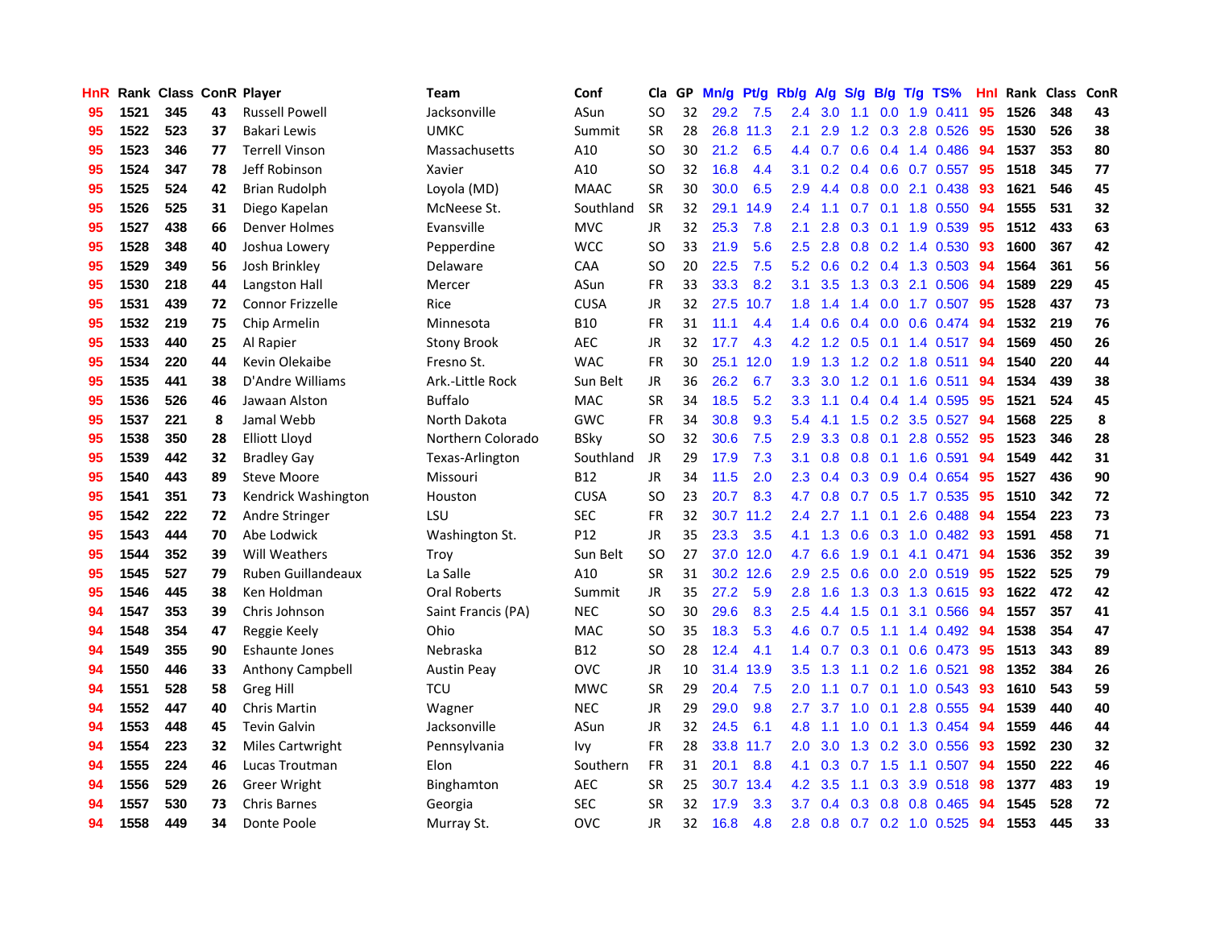| HnR | Rank | Class | ConR | Player | Team | Conf | Cla | GP | Mn/g | Pt/g | Rb/g | A/g | S/g | B/g | T/g | TS% | HnI | Rank | Class | ConR |
|---|---|---|---|---|---|---|---|---|---|---|---|---|---|---|---|---|---|---|---|---|
| 95 | 1521 | 345 | 43 | Russell Powell | Jacksonville | ASun | SO | 32 | 29.2 | 7.5 | 2.4 | 3.0 | 1.1 | 0.0 | 1.9 | 0.411 | 95 | 1526 | 348 | 43 |
| 95 | 1522 | 523 | 37 | Bakari Lewis | UMKC | Summit | SR | 28 | 26.8 | 11.3 | 2.1 | 2.9 | 1.2 | 0.3 | 2.8 | 0.526 | 95 | 1530 | 526 | 38 |
| 95 | 1523 | 346 | 77 | Terrell Vinson | Massachusetts | A10 | SO | 30 | 21.2 | 6.5 | 4.4 | 0.7 | 0.6 | 0.4 | 1.4 | 0.486 | 94 | 1537 | 353 | 80 |
| 95 | 1524 | 347 | 78 | Jeff Robinson | Xavier | A10 | SO | 32 | 16.8 | 4.4 | 3.1 | 0.2 | 0.4 | 0.6 | 0.7 | 0.557 | 95 | 1518 | 345 | 77 |
| 95 | 1525 | 524 | 42 | Brian Rudolph | Loyola (MD) | MAAC | SR | 30 | 30.0 | 6.5 | 2.9 | 4.4 | 0.8 | 0.0 | 2.1 | 0.438 | 93 | 1621 | 546 | 45 |
| 95 | 1526 | 525 | 31 | Diego Kapelan | McNeese St. | Southland | SR | 32 | 29.1 | 14.9 | 2.4 | 1.1 | 0.7 | 0.1 | 1.8 | 0.550 | 94 | 1555 | 531 | 32 |
| 95 | 1527 | 438 | 66 | Denver Holmes | Evansville | MVC | JR | 32 | 25.3 | 7.8 | 2.1 | 2.8 | 0.3 | 0.1 | 1.9 | 0.539 | 95 | 1512 | 433 | 63 |
| 95 | 1528 | 348 | 40 | Joshua Lowery | Pepperdine | WCC | SO | 33 | 21.9 | 5.6 | 2.5 | 2.8 | 0.8 | 0.2 | 1.4 | 0.530 | 93 | 1600 | 367 | 42 |
| 95 | 1529 | 349 | 56 | Josh Brinkley | Delaware | CAA | SO | 20 | 22.5 | 7.5 | 5.2 | 0.6 | 0.2 | 0.4 | 1.3 | 0.503 | 94 | 1564 | 361 | 56 |
| 95 | 1530 | 218 | 44 | Langston Hall | Mercer | ASun | FR | 33 | 33.3 | 8.2 | 3.1 | 3.5 | 1.3 | 0.3 | 2.1 | 0.506 | 94 | 1589 | 229 | 45 |
| 95 | 1531 | 439 | 72 | Connor Frizzelle | Rice | CUSA | JR | 32 | 27.5 | 10.7 | 1.8 | 1.4 | 1.4 | 0.0 | 1.7 | 0.507 | 95 | 1528 | 437 | 73 |
| 95 | 1532 | 219 | 75 | Chip Armelin | Minnesota | B10 | FR | 31 | 11.1 | 4.4 | 1.4 | 0.6 | 0.4 | 0.0 | 0.6 | 0.474 | 94 | 1532 | 219 | 76 |
| 95 | 1533 | 440 | 25 | Al Rapier | Stony Brook | AEC | JR | 32 | 17.7 | 4.3 | 4.2 | 1.2 | 0.5 | 0.1 | 1.4 | 0.517 | 94 | 1569 | 450 | 26 |
| 95 | 1534 | 220 | 44 | Kevin Olekaibe | Fresno St. | WAC | FR | 30 | 25.1 | 12.0 | 1.9 | 1.3 | 1.2 | 0.2 | 1.8 | 0.511 | 94 | 1540 | 220 | 44 |
| 95 | 1535 | 441 | 38 | D'Andre Williams | Ark.-Little Rock | Sun Belt | JR | 36 | 26.2 | 6.7 | 3.3 | 3.0 | 1.2 | 0.1 | 1.6 | 0.511 | 94 | 1534 | 439 | 38 |
| 95 | 1536 | 526 | 46 | Jawaan Alston | Buffalo | MAC | SR | 34 | 18.5 | 5.2 | 3.3 | 1.1 | 0.4 | 0.4 | 1.4 | 0.595 | 95 | 1521 | 524 | 45 |
| 95 | 1537 | 221 | 8 | Jamal Webb | North Dakota | GWC | FR | 34 | 30.8 | 9.3 | 5.4 | 4.1 | 1.5 | 0.2 | 3.5 | 0.527 | 94 | 1568 | 225 | 8 |
| 95 | 1538 | 350 | 28 | Elliott Lloyd | Northern Colorado | BSky | SO | 32 | 30.6 | 7.5 | 2.9 | 3.3 | 0.8 | 0.1 | 2.8 | 0.552 | 95 | 1523 | 346 | 28 |
| 95 | 1539 | 442 | 32 | Bradley Gay | Texas-Arlington | Southland | JR | 29 | 17.9 | 7.3 | 3.1 | 0.8 | 0.8 | 0.1 | 1.6 | 0.591 | 94 | 1549 | 442 | 31 |
| 95 | 1540 | 443 | 89 | Steve Moore | Missouri | B12 | JR | 34 | 11.5 | 2.0 | 2.3 | 0.4 | 0.3 | 0.9 | 0.4 | 0.654 | 95 | 1527 | 436 | 90 |
| 95 | 1541 | 351 | 73 | Kendrick Washington | Houston | CUSA | SO | 23 | 20.7 | 8.3 | 4.7 | 0.8 | 0.7 | 0.5 | 1.7 | 0.535 | 95 | 1510 | 342 | 72 |
| 95 | 1542 | 222 | 72 | Andre Stringer | LSU | SEC | FR | 32 | 30.7 | 11.2 | 2.4 | 2.7 | 1.1 | 0.1 | 2.6 | 0.488 | 94 | 1554 | 223 | 73 |
| 95 | 1543 | 444 | 70 | Abe Lodwick | Washington St. | P12 | JR | 35 | 23.3 | 3.5 | 4.1 | 1.3 | 0.6 | 0.3 | 1.0 | 0.482 | 93 | 1591 | 458 | 71 |
| 95 | 1544 | 352 | 39 | Will Weathers | Troy | Sun Belt | SO | 27 | 37.0 | 12.0 | 4.7 | 6.6 | 1.9 | 0.1 | 4.1 | 0.471 | 94 | 1536 | 352 | 39 |
| 95 | 1545 | 527 | 79 | Ruben Guillandeaux | La Salle | A10 | SR | 31 | 30.2 | 12.6 | 2.9 | 2.5 | 0.6 | 0.0 | 2.0 | 0.519 | 95 | 1522 | 525 | 79 |
| 95 | 1546 | 445 | 38 | Ken Holdman | Oral Roberts | Summit | JR | 35 | 27.2 | 5.9 | 2.8 | 1.6 | 1.3 | 0.3 | 1.3 | 0.615 | 93 | 1622 | 472 | 42 |
| 94 | 1547 | 353 | 39 | Chris Johnson | Saint Francis (PA) | NEC | SO | 30 | 29.6 | 8.3 | 2.5 | 4.4 | 1.5 | 0.1 | 3.1 | 0.566 | 94 | 1557 | 357 | 41 |
| 94 | 1548 | 354 | 47 | Reggie Keely | Ohio | MAC | SO | 35 | 18.3 | 5.3 | 4.6 | 0.7 | 0.5 | 1.1 | 1.4 | 0.492 | 94 | 1538 | 354 | 47 |
| 94 | 1549 | 355 | 90 | Eshaunte Jones | Nebraska | B12 | SO | 28 | 12.4 | 4.1 | 1.4 | 0.7 | 0.3 | 0.1 | 0.6 | 0.473 | 95 | 1513 | 343 | 89 |
| 94 | 1550 | 446 | 33 | Anthony Campbell | Austin Peay | OVC | JR | 10 | 31.4 | 13.9 | 3.5 | 1.3 | 1.1 | 0.2 | 1.6 | 0.521 | 98 | 1352 | 384 | 26 |
| 94 | 1551 | 528 | 58 | Greg Hill | TCU | MWC | SR | 29 | 20.4 | 7.5 | 2.0 | 1.1 | 0.7 | 0.1 | 1.0 | 0.543 | 93 | 1610 | 543 | 59 |
| 94 | 1552 | 447 | 40 | Chris Martin | Wagner | NEC | JR | 29 | 29.0 | 9.8 | 2.7 | 3.7 | 1.0 | 0.1 | 2.8 | 0.555 | 94 | 1539 | 440 | 40 |
| 94 | 1553 | 448 | 45 | Tevin Galvin | Jacksonville | ASun | JR | 32 | 24.5 | 6.1 | 4.8 | 1.1 | 1.0 | 0.1 | 1.3 | 0.454 | 94 | 1559 | 446 | 44 |
| 94 | 1554 | 223 | 32 | Miles Cartwright | Pennsylvania | Ivy | FR | 28 | 33.8 | 11.7 | 2.0 | 3.0 | 1.3 | 0.2 | 3.0 | 0.556 | 93 | 1592 | 230 | 32 |
| 94 | 1555 | 224 | 46 | Lucas Troutman | Elon | Southern | FR | 31 | 20.1 | 8.8 | 4.1 | 0.3 | 0.7 | 1.5 | 1.1 | 0.507 | 94 | 1550 | 222 | 46 |
| 94 | 1556 | 529 | 26 | Greer Wright | Binghamton | AEC | SR | 25 | 30.7 | 13.4 | 4.2 | 3.5 | 1.1 | 0.3 | 3.9 | 0.518 | 98 | 1377 | 483 | 19 |
| 94 | 1557 | 530 | 73 | Chris Barnes | Georgia | SEC | SR | 32 | 17.9 | 3.3 | 3.7 | 0.4 | 0.3 | 0.8 | 0.8 | 0.465 | 94 | 1545 | 528 | 72 |
| 94 | 1558 | 449 | 34 | Donte Poole | Murray St. | OVC | JR | 32 | 16.8 | 4.8 | 2.8 | 0.8 | 0.7 | 0.2 | 1.0 | 0.525 | 94 | 1553 | 445 | 33 |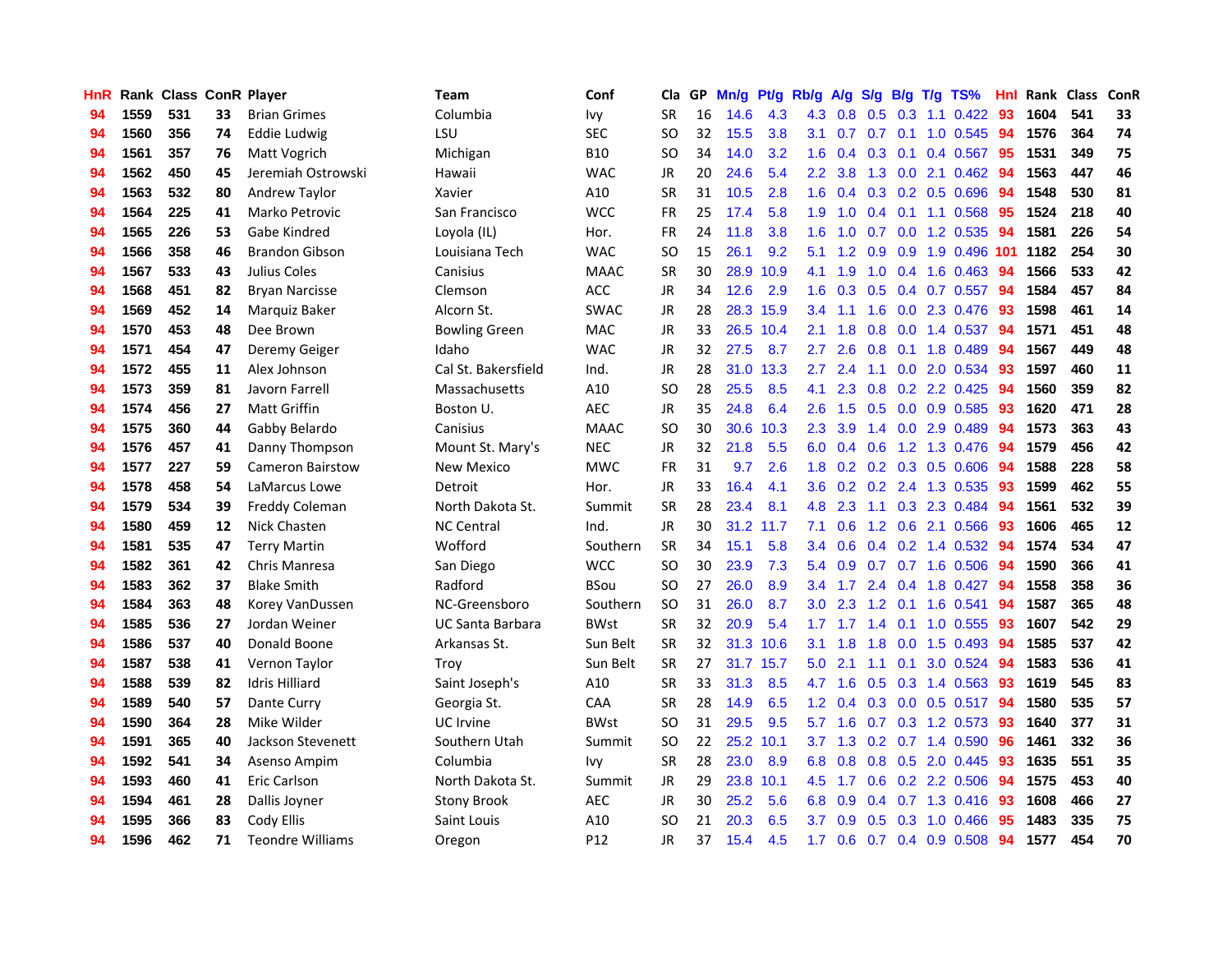| HnR | Rank | Class | ConR | Player | Team | Conf | Cla | GP | Mn/g | Pt/g | Rb/g | A/g | S/g | B/g | T/g | TS% | HnI | Rank | Class | ConR |
|---|---|---|---|---|---|---|---|---|---|---|---|---|---|---|---|---|---|---|---|---|
| 94 | 1559 | 531 | 33 | Brian Grimes | Columbia | Ivy | SR | 16 | 14.6 | 4.3 | 4.3 | 0.8 | 0.5 | 0.3 | 1.1 | 0.422 | 93 | 1604 | 541 | 33 |
| 94 | 1560 | 356 | 74 | Eddie Ludwig | LSU | SEC | SO | 32 | 15.5 | 3.8 | 3.1 | 0.7 | 0.7 | 0.1 | 1.0 | 0.545 | 94 | 1576 | 364 | 74 |
| 94 | 1561 | 357 | 76 | Matt Vogrich | Michigan | B10 | SO | 34 | 14.0 | 3.2 | 1.6 | 0.4 | 0.3 | 0.1 | 0.4 | 0.567 | 95 | 1531 | 349 | 75 |
| 94 | 1562 | 450 | 45 | Jeremiah Ostrowski | Hawaii | WAC | JR | 20 | 24.6 | 5.4 | 2.2 | 3.8 | 1.3 | 0.0 | 2.1 | 0.462 | 94 | 1563 | 447 | 46 |
| 94 | 1563 | 532 | 80 | Andrew Taylor | Xavier | A10 | SR | 31 | 10.5 | 2.8 | 1.6 | 0.4 | 0.3 | 0.2 | 0.5 | 0.696 | 94 | 1548 | 530 | 81 |
| 94 | 1564 | 225 | 41 | Marko Petrovic | San Francisco | WCC | FR | 25 | 17.4 | 5.8 | 1.9 | 1.0 | 0.4 | 0.1 | 1.1 | 0.568 | 95 | 1524 | 218 | 40 |
| 94 | 1565 | 226 | 53 | Gabe Kindred | Loyola (IL) | Hor. | FR | 24 | 11.8 | 3.8 | 1.6 | 1.0 | 0.7 | 0.0 | 1.2 | 0.535 | 94 | 1581 | 226 | 54 |
| 94 | 1566 | 358 | 46 | Brandon Gibson | Louisiana Tech | WAC | SO | 15 | 26.1 | 9.2 | 5.1 | 1.2 | 0.9 | 0.9 | 1.9 | 0.496 | 101 | 1182 | 254 | 30 |
| 94 | 1567 | 533 | 43 | Julius Coles | Canisius | MAAC | SR | 30 | 28.9 | 10.9 | 4.1 | 1.9 | 1.0 | 0.4 | 1.6 | 0.463 | 94 | 1566 | 533 | 42 |
| 94 | 1568 | 451 | 82 | Bryan Narcisse | Clemson | ACC | JR | 34 | 12.6 | 2.9 | 1.6 | 0.3 | 0.5 | 0.4 | 0.7 | 0.557 | 94 | 1584 | 457 | 84 |
| 94 | 1569 | 452 | 14 | Marquiz Baker | Alcorn St. | SWAC | JR | 28 | 28.3 | 15.9 | 3.4 | 1.1 | 1.6 | 0.0 | 2.3 | 0.476 | 93 | 1598 | 461 | 14 |
| 94 | 1570 | 453 | 48 | Dee Brown | Bowling Green | MAC | JR | 33 | 26.5 | 10.4 | 2.1 | 1.8 | 0.8 | 0.0 | 1.4 | 0.537 | 94 | 1571 | 451 | 48 |
| 94 | 1571 | 454 | 47 | Deremy Geiger | Idaho | WAC | JR | 32 | 27.5 | 8.7 | 2.7 | 2.6 | 0.8 | 0.1 | 1.8 | 0.489 | 94 | 1567 | 449 | 48 |
| 94 | 1572 | 455 | 11 | Alex Johnson | Cal St. Bakersfield | Ind. | JR | 28 | 31.0 | 13.3 | 2.7 | 2.4 | 1.1 | 0.0 | 2.0 | 0.534 | 93 | 1597 | 460 | 11 |
| 94 | 1573 | 359 | 81 | Javorn Farrell | Massachusetts | A10 | SO | 28 | 25.5 | 8.5 | 4.1 | 2.3 | 0.8 | 0.2 | 2.2 | 0.425 | 94 | 1560 | 359 | 82 |
| 94 | 1574 | 456 | 27 | Matt Griffin | Boston U. | AEC | JR | 35 | 24.8 | 6.4 | 2.6 | 1.5 | 0.5 | 0.0 | 0.9 | 0.585 | 93 | 1620 | 471 | 28 |
| 94 | 1575 | 360 | 44 | Gabby Belardo | Canisius | MAAC | SO | 30 | 30.6 | 10.3 | 2.3 | 3.9 | 1.4 | 0.0 | 2.9 | 0.489 | 94 | 1573 | 363 | 43 |
| 94 | 1576 | 457 | 41 | Danny Thompson | Mount St. Mary's | NEC | JR | 32 | 21.8 | 5.5 | 6.0 | 0.4 | 0.6 | 1.2 | 1.3 | 0.476 | 94 | 1579 | 456 | 42 |
| 94 | 1577 | 227 | 59 | Cameron Bairstow | New Mexico | MWC | FR | 31 | 9.7 | 2.6 | 1.8 | 0.2 | 0.2 | 0.3 | 0.5 | 0.606 | 94 | 1588 | 228 | 58 |
| 94 | 1578 | 458 | 54 | LaMarcus Lowe | Detroit | Hor. | JR | 33 | 16.4 | 4.1 | 3.6 | 0.2 | 0.2 | 2.4 | 1.3 | 0.535 | 93 | 1599 | 462 | 55 |
| 94 | 1579 | 534 | 39 | Freddy Coleman | North Dakota St. | Summit | SR | 28 | 23.4 | 8.1 | 4.8 | 2.3 | 1.1 | 0.3 | 2.3 | 0.484 | 94 | 1561 | 532 | 39 |
| 94 | 1580 | 459 | 12 | Nick Chasten | NC Central | Ind. | JR | 30 | 31.2 | 11.7 | 7.1 | 0.6 | 1.2 | 0.6 | 2.1 | 0.566 | 93 | 1606 | 465 | 12 |
| 94 | 1581 | 535 | 47 | Terry Martin | Wofford | Southern | SR | 34 | 15.1 | 5.8 | 3.4 | 0.6 | 0.4 | 0.2 | 1.4 | 0.532 | 94 | 1574 | 534 | 47 |
| 94 | 1582 | 361 | 42 | Chris Manresa | San Diego | WCC | SO | 30 | 23.9 | 7.3 | 5.4 | 0.9 | 0.7 | 0.7 | 1.6 | 0.506 | 94 | 1590 | 366 | 41 |
| 94 | 1583 | 362 | 37 | Blake Smith | Radford | BSou | SO | 27 | 26.0 | 8.9 | 3.4 | 1.7 | 2.4 | 0.4 | 1.8 | 0.427 | 94 | 1558 | 358 | 36 |
| 94 | 1584 | 363 | 48 | Korey VanDussen | NC-Greensboro | Southern | SO | 31 | 26.0 | 8.7 | 3.0 | 2.3 | 1.2 | 0.1 | 1.6 | 0.541 | 94 | 1587 | 365 | 48 |
| 94 | 1585 | 536 | 27 | Jordan Weiner | UC Santa Barbara | BWst | SR | 32 | 20.9 | 5.4 | 1.7 | 1.7 | 1.4 | 0.1 | 1.0 | 0.555 | 93 | 1607 | 542 | 29 |
| 94 | 1586 | 537 | 40 | Donald Boone | Arkansas St. | Sun Belt | SR | 32 | 31.3 | 10.6 | 3.1 | 1.8 | 1.8 | 0.0 | 1.5 | 0.493 | 94 | 1585 | 537 | 42 |
| 94 | 1587 | 538 | 41 | Vernon Taylor | Troy | Sun Belt | SR | 27 | 31.7 | 15.7 | 5.0 | 2.1 | 1.1 | 0.1 | 3.0 | 0.524 | 94 | 1583 | 536 | 41 |
| 94 | 1588 | 539 | 82 | Idris Hilliard | Saint Joseph's | A10 | SR | 33 | 31.3 | 8.5 | 4.7 | 1.6 | 0.5 | 0.3 | 1.4 | 0.563 | 93 | 1619 | 545 | 83 |
| 94 | 1589 | 540 | 57 | Dante Curry | Georgia St. | CAA | SR | 28 | 14.9 | 6.5 | 1.2 | 0.4 | 0.3 | 0.0 | 0.5 | 0.517 | 94 | 1580 | 535 | 57 |
| 94 | 1590 | 364 | 28 | Mike Wilder | UC Irvine | BWst | SO | 31 | 29.5 | 9.5 | 5.7 | 1.6 | 0.7 | 0.3 | 1.2 | 0.573 | 93 | 1640 | 377 | 31 |
| 94 | 1591 | 365 | 40 | Jackson Stevenett | Southern Utah | Summit | SO | 22 | 25.2 | 10.1 | 3.7 | 1.3 | 0.2 | 0.7 | 1.4 | 0.590 | 96 | 1461 | 332 | 36 |
| 94 | 1592 | 541 | 34 | Asenso Ampim | Columbia | Ivy | SR | 28 | 23.0 | 8.9 | 6.8 | 0.8 | 0.8 | 0.5 | 2.0 | 0.445 | 93 | 1635 | 551 | 35 |
| 94 | 1593 | 460 | 41 | Eric Carlson | North Dakota St. | Summit | JR | 29 | 23.8 | 10.1 | 4.5 | 1.7 | 0.6 | 0.2 | 2.2 | 0.506 | 94 | 1575 | 453 | 40 |
| 94 | 1594 | 461 | 28 | Dallis Joyner | Stony Brook | AEC | JR | 30 | 25.2 | 5.6 | 6.8 | 0.9 | 0.4 | 0.7 | 1.3 | 0.416 | 93 | 1608 | 466 | 27 |
| 94 | 1595 | 366 | 83 | Cody Ellis | Saint Louis | A10 | SO | 21 | 20.3 | 6.5 | 3.7 | 0.9 | 0.5 | 0.3 | 1.0 | 0.466 | 95 | 1483 | 335 | 75 |
| 94 | 1596 | 462 | 71 | Teondre Williams | Oregon | P12 | JR | 37 | 15.4 | 4.5 | 1.7 | 0.6 | 0.7 | 0.4 | 0.9 | 0.508 | 94 | 1577 | 454 | 70 |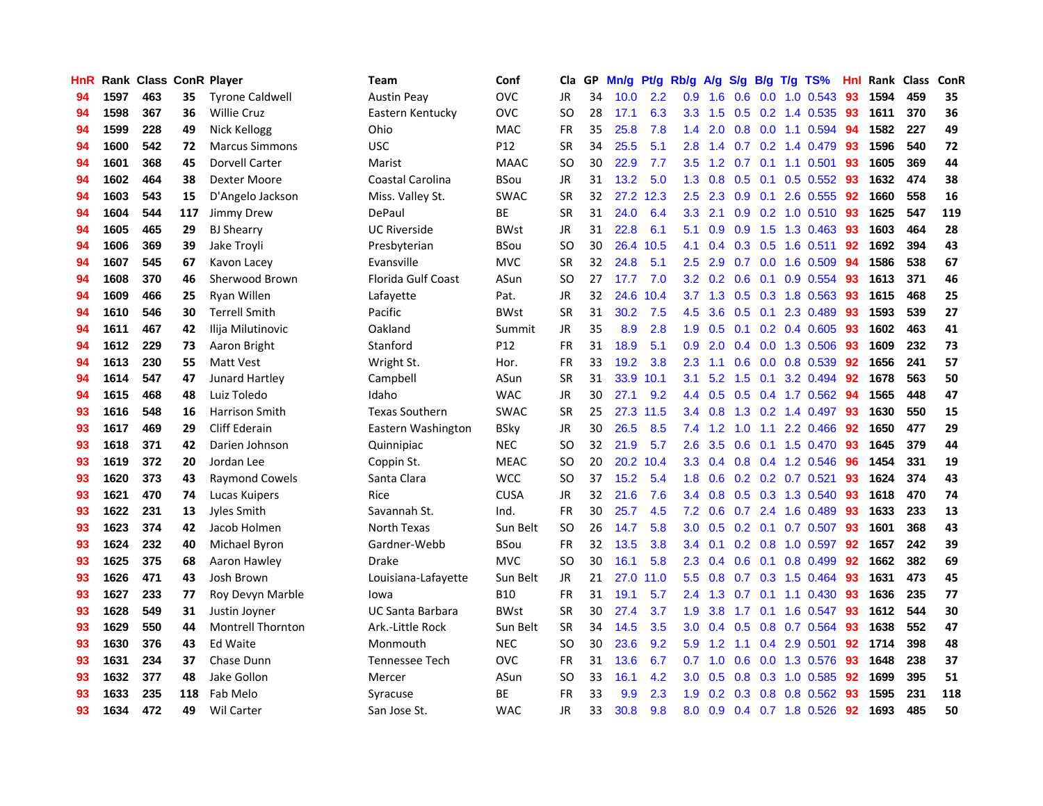| HnR | Rank | Class | ConR | Player | Team | Conf | Cla | GP | Mn/g | Pt/g | Rb/g | A/g | S/g | B/g | T/g | TS% | HnI | Rank | Class | ConR |
|---|---|---|---|---|---|---|---|---|---|---|---|---|---|---|---|---|---|---|---|---|
| 94 | 1597 | 463 | 35 | Tyrone Caldwell | Austin Peay | OVC | JR | 34 | 10.0 | 2.2 | 0.9 | 1.6 | 0.6 | 0.0 | 1.0 | 0.543 | 93 | 1594 | 459 | 35 |
| 94 | 1598 | 367 | 36 | Willie Cruz | Eastern Kentucky | OVC | SO | 28 | 17.1 | 6.3 | 3.3 | 1.5 | 0.5 | 0.2 | 1.4 | 0.535 | 93 | 1611 | 370 | 36 |
| 94 | 1599 | 228 | 49 | Nick Kellogg | Ohio | MAC | FR | 35 | 25.8 | 7.8 | 1.4 | 2.0 | 0.8 | 0.0 | 1.1 | 0.594 | 94 | 1582 | 227 | 49 |
| 94 | 1600 | 542 | 72 | Marcus Simmons | USC | P12 | SR | 34 | 25.5 | 5.1 | 2.8 | 1.4 | 0.7 | 0.2 | 1.4 | 0.479 | 93 | 1596 | 540 | 72 |
| 94 | 1601 | 368 | 45 | Dorvell Carter | Marist | MAAC | SO | 30 | 22.9 | 7.7 | 3.5 | 1.2 | 0.7 | 0.1 | 1.1 | 0.501 | 93 | 1605 | 369 | 44 |
| 94 | 1602 | 464 | 38 | Dexter Moore | Coastal Carolina | BSou | JR | 31 | 13.2 | 5.0 | 1.3 | 0.8 | 0.5 | 0.1 | 0.5 | 0.552 | 93 | 1632 | 474 | 38 |
| 94 | 1603 | 543 | 15 | D'Angelo Jackson | Miss. Valley St. | SWAC | SR | 32 | 27.2 | 12.3 | 2.5 | 2.3 | 0.9 | 0.1 | 2.6 | 0.555 | 92 | 1660 | 558 | 16 |
| 94 | 1604 | 544 | 117 | Jimmy Drew | DePaul | BE | SR | 31 | 24.0 | 6.4 | 3.3 | 2.1 | 0.9 | 0.2 | 1.0 | 0.510 | 93 | 1625 | 547 | 119 |
| 94 | 1605 | 465 | 29 | BJ Shearry | UC Riverside | BWst | JR | 31 | 22.8 | 6.1 | 5.1 | 0.9 | 0.9 | 1.5 | 1.3 | 0.463 | 93 | 1603 | 464 | 28 |
| 94 | 1606 | 369 | 39 | Jake Troyli | Presbyterian | BSou | SO | 30 | 26.4 | 10.5 | 4.1 | 0.4 | 0.3 | 0.5 | 1.6 | 0.511 | 92 | 1692 | 394 | 43 |
| 94 | 1607 | 545 | 67 | Kavon Lacey | Evansville | MVC | SR | 32 | 24.8 | 5.1 | 2.5 | 2.9 | 0.7 | 0.0 | 1.6 | 0.509 | 94 | 1586 | 538 | 67 |
| 94 | 1608 | 370 | 46 | Sherwood Brown | Florida Gulf Coast | ASun | SO | 27 | 17.7 | 7.0 | 3.2 | 0.2 | 0.6 | 0.1 | 0.9 | 0.554 | 93 | 1613 | 371 | 46 |
| 94 | 1609 | 466 | 25 | Ryan Willen | Lafayette | Pat. | JR | 32 | 24.6 | 10.4 | 3.7 | 1.3 | 0.5 | 0.3 | 1.8 | 0.563 | 93 | 1615 | 468 | 25 |
| 94 | 1610 | 546 | 30 | Terrell Smith | Pacific | BWst | SR | 31 | 30.2 | 7.5 | 4.5 | 3.6 | 0.5 | 0.1 | 2.3 | 0.489 | 93 | 1593 | 539 | 27 |
| 94 | 1611 | 467 | 42 | Ilija Milutinovic | Oakland | Summit | JR | 35 | 8.9 | 2.8 | 1.9 | 0.5 | 0.1 | 0.2 | 0.4 | 0.605 | 93 | 1602 | 463 | 41 |
| 94 | 1612 | 229 | 73 | Aaron Bright | Stanford | P12 | FR | 31 | 18.9 | 5.1 | 0.9 | 2.0 | 0.4 | 0.0 | 1.3 | 0.506 | 93 | 1609 | 232 | 73 |
| 94 | 1613 | 230 | 55 | Matt Vest | Wright St. | Hor. | FR | 33 | 19.2 | 3.8 | 2.3 | 1.1 | 0.6 | 0.0 | 0.8 | 0.539 | 92 | 1656 | 241 | 57 |
| 94 | 1614 | 547 | 47 | Junard Hartley | Campbell | ASun | SR | 31 | 33.9 | 10.1 | 3.1 | 5.2 | 1.5 | 0.1 | 3.2 | 0.494 | 92 | 1678 | 563 | 50 |
| 94 | 1615 | 468 | 48 | Luiz Toledo | Idaho | WAC | JR | 30 | 27.1 | 9.2 | 4.4 | 0.5 | 0.5 | 0.4 | 1.7 | 0.562 | 94 | 1565 | 448 | 47 |
| 93 | 1616 | 548 | 16 | Harrison Smith | Texas Southern | SWAC | SR | 25 | 27.3 | 11.5 | 3.4 | 0.8 | 1.3 | 0.2 | 1.4 | 0.497 | 93 | 1630 | 550 | 15 |
| 93 | 1617 | 469 | 29 | Cliff Ederain | Eastern Washington | BSky | JR | 30 | 26.5 | 8.5 | 7.4 | 1.2 | 1.0 | 1.1 | 2.2 | 0.466 | 92 | 1650 | 477 | 29 |
| 93 | 1618 | 371 | 42 | Darien Johnson | Quinnipiac | NEC | SO | 32 | 21.9 | 5.7 | 2.6 | 3.5 | 0.6 | 0.1 | 1.5 | 0.470 | 93 | 1645 | 379 | 44 |
| 93 | 1619 | 372 | 20 | Jordan Lee | Coppin St. | MEAC | SO | 20 | 20.2 | 10.4 | 3.3 | 0.4 | 0.8 | 0.4 | 1.2 | 0.546 | 96 | 1454 | 331 | 19 |
| 93 | 1620 | 373 | 43 | Raymond Cowels | Santa Clara | WCC | SO | 37 | 15.2 | 5.4 | 1.8 | 0.6 | 0.2 | 0.2 | 0.7 | 0.521 | 93 | 1624 | 374 | 43 |
| 93 | 1621 | 470 | 74 | Lucas Kuipers | Rice | CUSA | JR | 32 | 21.6 | 7.6 | 3.4 | 0.8 | 0.5 | 0.3 | 1.3 | 0.540 | 93 | 1618 | 470 | 74 |
| 93 | 1622 | 231 | 13 | Jyles Smith | Savannah St. | Ind. | FR | 30 | 25.7 | 4.5 | 7.2 | 0.6 | 0.7 | 2.4 | 1.6 | 0.489 | 93 | 1633 | 233 | 13 |
| 93 | 1623 | 374 | 42 | Jacob Holmen | North Texas | Sun Belt | SO | 26 | 14.7 | 5.8 | 3.0 | 0.5 | 0.2 | 0.1 | 0.7 | 0.507 | 93 | 1601 | 368 | 43 |
| 93 | 1624 | 232 | 40 | Michael Byron | Gardner-Webb | BSou | FR | 32 | 13.5 | 3.8 | 3.4 | 0.1 | 0.2 | 0.8 | 1.0 | 0.597 | 92 | 1657 | 242 | 39 |
| 93 | 1625 | 375 | 68 | Aaron Hawley | Drake | MVC | SO | 30 | 16.1 | 5.8 | 2.3 | 0.4 | 0.6 | 0.1 | 0.8 | 0.499 | 92 | 1662 | 382 | 69 |
| 93 | 1626 | 471 | 43 | Josh Brown | Louisiana-Lafayette | Sun Belt | JR | 21 | 27.0 | 11.0 | 5.5 | 0.8 | 0.7 | 0.3 | 1.5 | 0.464 | 93 | 1631 | 473 | 45 |
| 93 | 1627 | 233 | 77 | Roy Devyn Marble | Iowa | B10 | FR | 31 | 19.1 | 5.7 | 2.4 | 1.3 | 0.7 | 0.1 | 1.1 | 0.430 | 93 | 1636 | 235 | 77 |
| 93 | 1628 | 549 | 31 | Justin Joyner | UC Santa Barbara | BWst | SR | 30 | 27.4 | 3.7 | 1.9 | 3.8 | 1.7 | 0.1 | 1.6 | 0.547 | 93 | 1612 | 544 | 30 |
| 93 | 1629 | 550 | 44 | Montrell Thornton | Ark.-Little Rock | Sun Belt | SR | 34 | 14.5 | 3.5 | 3.0 | 0.4 | 0.5 | 0.8 | 0.7 | 0.564 | 93 | 1638 | 552 | 47 |
| 93 | 1630 | 376 | 43 | Ed Waite | Monmouth | NEC | SO | 30 | 23.6 | 9.2 | 5.9 | 1.2 | 1.1 | 0.4 | 2.9 | 0.501 | 92 | 1714 | 398 | 48 |
| 93 | 1631 | 234 | 37 | Chase Dunn | Tennessee Tech | OVC | FR | 31 | 13.6 | 6.7 | 0.7 | 1.0 | 0.6 | 0.0 | 1.3 | 0.576 | 93 | 1648 | 238 | 37 |
| 93 | 1632 | 377 | 48 | Jake Gollon | Mercer | ASun | SO | 33 | 16.1 | 4.2 | 3.0 | 0.5 | 0.8 | 0.3 | 1.0 | 0.585 | 92 | 1699 | 395 | 51 |
| 93 | 1633 | 235 | 118 | Fab Melo | Syracuse | BE | FR | 33 | 9.9 | 2.3 | 1.9 | 0.2 | 0.3 | 0.8 | 0.8 | 0.562 | 93 | 1595 | 231 | 118 |
| 93 | 1634 | 472 | 49 | Wil Carter | San Jose St. | WAC | JR | 33 | 30.8 | 9.8 | 8.0 | 0.9 | 0.4 | 0.7 | 1.8 | 0.526 | 92 | 1693 | 485 | 50 |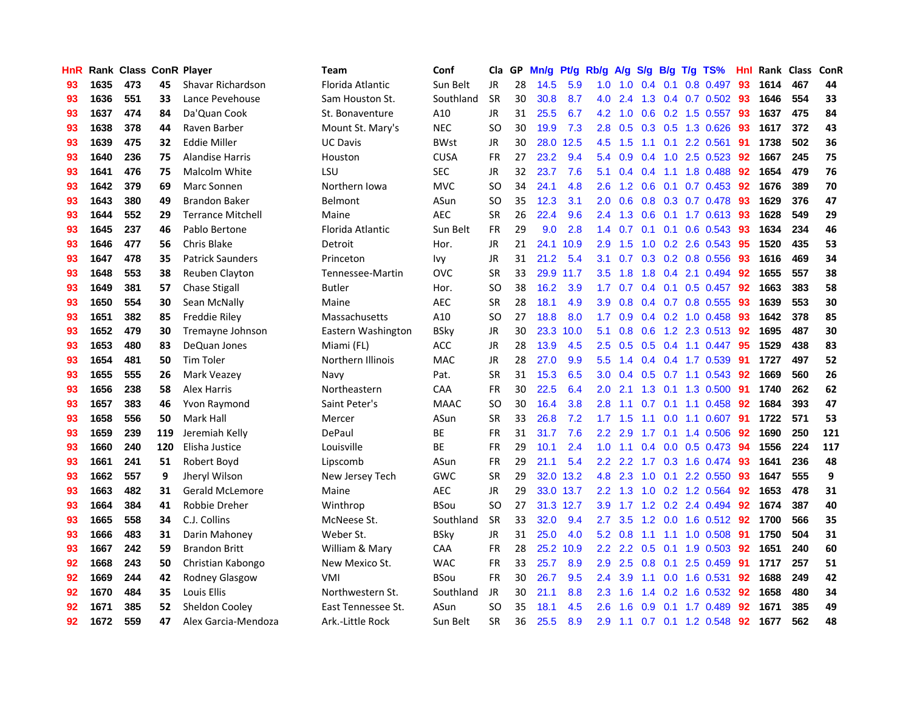| HnR | Rank | Class | ConR | Player | Team | Conf | Cla | GP | Mn/g | Pt/g | Rb/g | A/g | S/g | B/g | T/g | TS% | HnI | Rank | Class | ConR |
|---|---|---|---|---|---|---|---|---|---|---|---|---|---|---|---|---|---|---|---|---|
| 93 | 1635 | 473 | 45 | Shavar Richardson | Florida Atlantic | Sun Belt | JR | 28 | 14.5 | 5.9 | 1.0 | 1.0 | 0.4 | 0.1 | 0.8 | 0.497 | 93 | 1614 | 467 | 44 |
| 93 | 1636 | 551 | 33 | Lance Pevehouse | Sam Houston St. | Southland | SR | 30 | 30.8 | 8.7 | 4.0 | 2.4 | 1.3 | 0.4 | 0.7 | 0.502 | 93 | 1646 | 554 | 33 |
| 93 | 1637 | 474 | 84 | Da'Quan Cook | St. Bonaventure | A10 | JR | 31 | 25.5 | 6.7 | 4.2 | 1.0 | 0.6 | 0.2 | 1.5 | 0.557 | 93 | 1637 | 475 | 84 |
| 93 | 1638 | 378 | 44 | Raven Barber | Mount St. Mary's | NEC | SO | 30 | 19.9 | 7.3 | 2.8 | 0.5 | 0.3 | 0.5 | 1.3 | 0.626 | 93 | 1617 | 372 | 43 |
| 93 | 1639 | 475 | 32 | Eddie Miller | UC Davis | BWst | JR | 30 | 28.0 | 12.5 | 4.5 | 1.5 | 1.1 | 0.1 | 2.2 | 0.561 | 91 | 1738 | 502 | 36 |
| 93 | 1640 | 236 | 75 | Alandise Harris | Houston | CUSA | FR | 27 | 23.2 | 9.4 | 5.4 | 0.9 | 0.4 | 1.0 | 2.5 | 0.523 | 92 | 1667 | 245 | 75 |
| 93 | 1641 | 476 | 75 | Malcolm White | LSU | SEC | JR | 32 | 23.7 | 7.6 | 5.1 | 0.4 | 0.4 | 1.1 | 1.8 | 0.488 | 92 | 1654 | 479 | 76 |
| 93 | 1642 | 379 | 69 | Marc Sonnen | Northern Iowa | MVC | SO | 34 | 24.1 | 4.8 | 2.6 | 1.2 | 0.6 | 0.1 | 0.7 | 0.453 | 92 | 1676 | 389 | 70 |
| 93 | 1643 | 380 | 49 | Brandon Baker | Belmont | ASun | SO | 35 | 12.3 | 3.1 | 2.0 | 0.6 | 0.8 | 0.3 | 0.7 | 0.478 | 93 | 1629 | 376 | 47 |
| 93 | 1644 | 552 | 29 | Terrance Mitchell | Maine | AEC | SR | 26 | 22.4 | 9.6 | 2.4 | 1.3 | 0.6 | 0.1 | 1.7 | 0.613 | 93 | 1628 | 549 | 29 |
| 93 | 1645 | 237 | 46 | Pablo Bertone | Florida Atlantic | Sun Belt | FR | 29 | 9.0 | 2.8 | 1.4 | 0.7 | 0.1 | 0.1 | 0.6 | 0.543 | 93 | 1634 | 234 | 46 |
| 93 | 1646 | 477 | 56 | Chris Blake | Detroit | Hor. | JR | 21 | 24.1 | 10.9 | 2.9 | 1.5 | 1.0 | 0.2 | 2.6 | 0.543 | 95 | 1520 | 435 | 53 |
| 93 | 1647 | 478 | 35 | Patrick Saunders | Princeton | Ivy | JR | 31 | 21.2 | 5.4 | 3.1 | 0.7 | 0.3 | 0.2 | 0.8 | 0.556 | 93 | 1616 | 469 | 34 |
| 93 | 1648 | 553 | 38 | Reuben Clayton | Tennessee-Martin | OVC | SR | 33 | 29.9 | 11.7 | 3.5 | 1.8 | 1.8 | 0.4 | 2.1 | 0.494 | 92 | 1655 | 557 | 38 |
| 93 | 1649 | 381 | 57 | Chase Stigall | Butler | Hor. | SO | 38 | 16.2 | 3.9 | 1.7 | 0.7 | 0.4 | 0.1 | 0.5 | 0.457 | 92 | 1663 | 383 | 58 |
| 93 | 1650 | 554 | 30 | Sean McNally | Maine | AEC | SR | 28 | 18.1 | 4.9 | 3.9 | 0.8 | 0.4 | 0.7 | 0.8 | 0.555 | 93 | 1639 | 553 | 30 |
| 93 | 1651 | 382 | 85 | Freddie Riley | Massachusetts | A10 | SO | 27 | 18.8 | 8.0 | 1.7 | 0.9 | 0.4 | 0.2 | 1.0 | 0.458 | 93 | 1642 | 378 | 85 |
| 93 | 1652 | 479 | 30 | Tremayne Johnson | Eastern Washington | BSky | JR | 30 | 23.3 | 10.0 | 5.1 | 0.8 | 0.6 | 1.2 | 2.3 | 0.513 | 92 | 1695 | 487 | 30 |
| 93 | 1653 | 480 | 83 | DeQuan Jones | Miami (FL) | ACC | JR | 28 | 13.9 | 4.5 | 2.5 | 0.5 | 0.5 | 0.4 | 1.1 | 0.447 | 95 | 1529 | 438 | 83 |
| 93 | 1654 | 481 | 50 | Tim Toler | Northern Illinois | MAC | JR | 28 | 27.0 | 9.9 | 5.5 | 1.4 | 0.4 | 0.4 | 1.7 | 0.539 | 91 | 1727 | 497 | 52 |
| 93 | 1655 | 555 | 26 | Mark Veazey | Navy | Pat. | SR | 31 | 15.3 | 6.5 | 3.0 | 0.4 | 0.5 | 0.7 | 1.1 | 0.543 | 92 | 1669 | 560 | 26 |
| 93 | 1656 | 238 | 58 | Alex Harris | Northeastern | CAA | FR | 30 | 22.5 | 6.4 | 2.0 | 2.1 | 1.3 | 0.1 | 1.3 | 0.500 | 91 | 1740 | 262 | 62 |
| 93 | 1657 | 383 | 46 | Yvon Raymond | Saint Peter's | MAAC | SO | 30 | 16.4 | 3.8 | 2.8 | 1.1 | 0.7 | 0.1 | 1.1 | 0.458 | 92 | 1684 | 393 | 47 |
| 93 | 1658 | 556 | 50 | Mark Hall | Mercer | ASun | SR | 33 | 26.8 | 7.2 | 1.7 | 1.5 | 1.1 | 0.0 | 1.1 | 0.607 | 91 | 1722 | 571 | 53 |
| 93 | 1659 | 239 | 119 | Jeremiah Kelly | DePaul | BE | FR | 31 | 31.7 | 7.6 | 2.2 | 2.9 | 1.7 | 0.1 | 1.4 | 0.506 | 92 | 1690 | 250 | 121 |
| 93 | 1660 | 240 | 120 | Elisha Justice | Louisville | BE | FR | 29 | 10.1 | 2.4 | 1.0 | 1.1 | 0.4 | 0.0 | 0.5 | 0.473 | 94 | 1556 | 224 | 117 |
| 93 | 1661 | 241 | 51 | Robert Boyd | Lipscomb | ASun | FR | 29 | 21.1 | 5.4 | 2.2 | 2.2 | 1.7 | 0.3 | 1.6 | 0.474 | 93 | 1641 | 236 | 48 |
| 93 | 1662 | 557 | 9 | Jheryl Wilson | New Jersey Tech | GWC | SR | 29 | 32.0 | 13.2 | 4.8 | 2.3 | 1.0 | 0.1 | 2.2 | 0.550 | 93 | 1647 | 555 | 9 |
| 93 | 1663 | 482 | 31 | Gerald McLemore | Maine | AEC | JR | 29 | 33.0 | 13.7 | 2.2 | 1.3 | 1.0 | 0.2 | 1.2 | 0.564 | 92 | 1653 | 478 | 31 |
| 93 | 1664 | 384 | 41 | Robbie Dreher | Winthrop | BSou | SO | 27 | 31.3 | 12.7 | 3.9 | 1.7 | 1.2 | 0.2 | 2.4 | 0.494 | 92 | 1674 | 387 | 40 |
| 93 | 1665 | 558 | 34 | C.J. Collins | McNeese St. | Southland | SR | 33 | 32.0 | 9.4 | 2.7 | 3.5 | 1.2 | 0.0 | 1.6 | 0.512 | 92 | 1700 | 566 | 35 |
| 93 | 1666 | 483 | 31 | Darin Mahoney | Weber St. | BSky | JR | 31 | 25.0 | 4.0 | 5.2 | 0.8 | 1.1 | 1.1 | 1.0 | 0.508 | 91 | 1750 | 504 | 31 |
| 93 | 1667 | 242 | 59 | Brandon Britt | William & Mary | CAA | FR | 28 | 25.2 | 10.9 | 2.2 | 2.2 | 0.5 | 0.1 | 1.9 | 0.503 | 92 | 1651 | 240 | 60 |
| 92 | 1668 | 243 | 50 | Christian Kabongo | New Mexico St. | WAC | FR | 33 | 25.7 | 8.9 | 2.9 | 2.5 | 0.8 | 0.1 | 2.5 | 0.459 | 91 | 1717 | 257 | 51 |
| 92 | 1669 | 244 | 42 | Rodney Glasgow | VMI | BSou | FR | 30 | 26.7 | 9.5 | 2.4 | 3.9 | 1.1 | 0.0 | 1.6 | 0.531 | 92 | 1688 | 249 | 42 |
| 92 | 1670 | 484 | 35 | Louis Ellis | Northwestern St. | Southland | JR | 30 | 21.1 | 8.8 | 2.3 | 1.6 | 1.4 | 0.2 | 1.6 | 0.532 | 92 | 1658 | 480 | 34 |
| 92 | 1671 | 385 | 52 | Sheldon Cooley | East Tennessee St. | ASun | SO | 35 | 18.1 | 4.5 | 2.6 | 1.6 | 0.9 | 0.1 | 1.7 | 0.489 | 92 | 1671 | 385 | 49 |
| 92 | 1672 | 559 | 47 | Alex Garcia-Mendoza | Ark.-Little Rock | Sun Belt | SR | 36 | 25.5 | 8.9 | 2.9 | 1.1 | 0.7 | 0.1 | 1.2 | 0.548 | 92 | 1677 | 562 | 48 |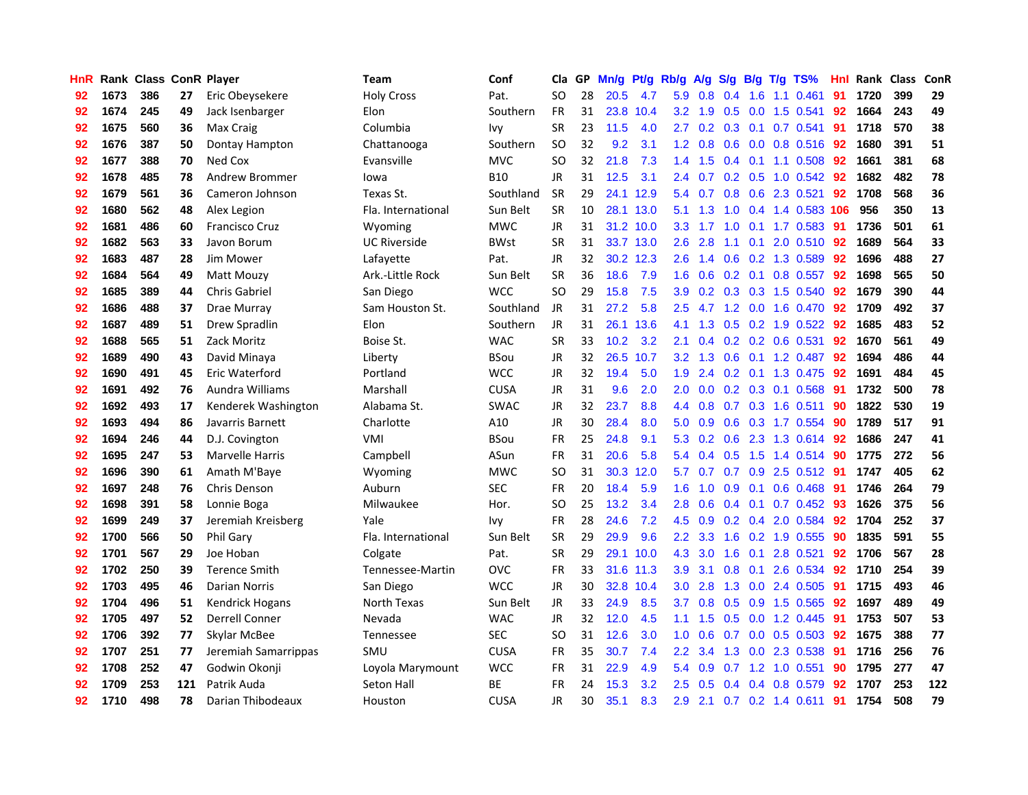| HnR | Rank | Class | ConR | Player | Team | Conf | Cla | GP | Mn/g | Pt/g | Rb/g | A/g | S/g | B/g | T/g | TS% | HnI | Rank | Class | ConR |
|---|---|---|---|---|---|---|---|---|---|---|---|---|---|---|---|---|---|---|---|---|
| 92 | 1673 | 386 | 27 | Eric Obeysekere | Holy Cross | Pat. | SO | 28 | 20.5 | 4.7 | 5.9 | 0.8 | 0.4 | 1.6 | 1.1 | 0.461 | 91 | 1720 | 399 | 29 |
| 92 | 1674 | 245 | 49 | Jack Isenbarger | Elon | Southern | FR | 31 | 23.8 | 10.4 | 3.2 | 1.9 | 0.5 | 0.0 | 1.5 | 0.541 | 92 | 1664 | 243 | 49 |
| 92 | 1675 | 560 | 36 | Max Craig | Columbia | Ivy | SR | 23 | 11.5 | 4.0 | 2.7 | 0.2 | 0.3 | 0.1 | 0.7 | 0.541 | 91 | 1718 | 570 | 38 |
| 92 | 1676 | 387 | 50 | Dontay Hampton | Chattanooga | Southern | SO | 32 | 9.2 | 3.1 | 1.2 | 0.8 | 0.6 | 0.0 | 0.8 | 0.516 | 92 | 1680 | 391 | 51 |
| 92 | 1677 | 388 | 70 | Ned Cox | Evansville | MVC | SO | 32 | 21.8 | 7.3 | 1.4 | 1.5 | 0.4 | 0.1 | 1.1 | 0.508 | 92 | 1661 | 381 | 68 |
| 92 | 1678 | 485 | 78 | Andrew Brommer | Iowa | B10 | JR | 31 | 12.5 | 3.1 | 2.4 | 0.7 | 0.2 | 0.5 | 1.0 | 0.542 | 92 | 1682 | 482 | 78 |
| 92 | 1679 | 561 | 36 | Cameron Johnson | Texas St. | Southland | SR | 29 | 24.1 | 12.9 | 5.4 | 0.7 | 0.8 | 0.6 | 2.3 | 0.521 | 92 | 1708 | 568 | 36 |
| 92 | 1680 | 562 | 48 | Alex Legion | Fla. International | Sun Belt | SR | 10 | 28.1 | 13.0 | 5.1 | 1.3 | 1.0 | 0.4 | 1.4 | 0.583 | 106 | 956 | 350 | 13 |
| 92 | 1681 | 486 | 60 | Francisco Cruz | Wyoming | MWC | JR | 31 | 31.2 | 10.0 | 3.3 | 1.7 | 1.0 | 0.1 | 1.7 | 0.583 | 91 | 1736 | 501 | 61 |
| 92 | 1682 | 563 | 33 | Javon Borum | UC Riverside | BWst | SR | 31 | 33.7 | 13.0 | 2.6 | 2.8 | 1.1 | 0.1 | 2.0 | 0.510 | 92 | 1689 | 564 | 33 |
| 92 | 1683 | 487 | 28 | Jim Mower | Lafayette | Pat. | JR | 32 | 30.2 | 12.3 | 2.6 | 1.4 | 0.6 | 0.2 | 1.3 | 0.589 | 92 | 1696 | 488 | 27 |
| 92 | 1684 | 564 | 49 | Matt Mouzy | Ark.-Little Rock | Sun Belt | SR | 36 | 18.6 | 7.9 | 1.6 | 0.6 | 0.2 | 0.1 | 0.8 | 0.557 | 92 | 1698 | 565 | 50 |
| 92 | 1685 | 389 | 44 | Chris Gabriel | San Diego | WCC | SO | 29 | 15.8 | 7.5 | 3.9 | 0.2 | 0.3 | 0.3 | 1.5 | 0.540 | 92 | 1679 | 390 | 44 |
| 92 | 1686 | 488 | 37 | Drae Murray | Sam Houston St. | Southland | JR | 31 | 27.2 | 5.8 | 2.5 | 4.7 | 1.2 | 0.0 | 1.6 | 0.470 | 92 | 1709 | 492 | 37 |
| 92 | 1687 | 489 | 51 | Drew Spradlin | Elon | Southern | JR | 31 | 26.1 | 13.6 | 4.1 | 1.3 | 0.5 | 0.2 | 1.9 | 0.522 | 92 | 1685 | 483 | 52 |
| 92 | 1688 | 565 | 51 | Zack Moritz | Boise St. | WAC | SR | 33 | 10.2 | 3.2 | 2.1 | 0.4 | 0.2 | 0.2 | 0.6 | 0.531 | 92 | 1670 | 561 | 49 |
| 92 | 1689 | 490 | 43 | David Minaya | Liberty | BSou | JR | 32 | 26.5 | 10.7 | 3.2 | 1.3 | 0.6 | 0.1 | 1.2 | 0.487 | 92 | 1694 | 486 | 44 |
| 92 | 1690 | 491 | 45 | Eric Waterford | Portland | WCC | JR | 32 | 19.4 | 5.0 | 1.9 | 2.4 | 0.2 | 0.1 | 1.3 | 0.475 | 92 | 1691 | 484 | 45 |
| 92 | 1691 | 492 | 76 | Aundra Williams | Marshall | CUSA | JR | 31 | 9.6 | 2.0 | 2.0 | 0.0 | 0.2 | 0.3 | 0.1 | 0.568 | 91 | 1732 | 500 | 78 |
| 92 | 1692 | 493 | 17 | Kenderek Washington | Alabama St. | SWAC | JR | 32 | 23.7 | 8.8 | 4.4 | 0.8 | 0.7 | 0.3 | 1.6 | 0.511 | 90 | 1822 | 530 | 19 |
| 92 | 1693 | 494 | 86 | Javarris Barnett | Charlotte | A10 | JR | 30 | 28.4 | 8.0 | 5.0 | 0.9 | 0.6 | 0.3 | 1.7 | 0.554 | 90 | 1789 | 517 | 91 |
| 92 | 1694 | 246 | 44 | D.J. Covington | VMI | BSou | FR | 25 | 24.8 | 9.1 | 5.3 | 0.2 | 0.6 | 2.3 | 1.3 | 0.614 | 92 | 1686 | 247 | 41 |
| 92 | 1695 | 247 | 53 | Marvelle Harris | Campbell | ASun | FR | 31 | 20.6 | 5.8 | 5.4 | 0.4 | 0.5 | 1.5 | 1.4 | 0.514 | 90 | 1775 | 272 | 56 |
| 92 | 1696 | 390 | 61 | Amath M'Baye | Wyoming | MWC | SO | 31 | 30.3 | 12.0 | 5.7 | 0.7 | 0.7 | 0.9 | 2.5 | 0.512 | 91 | 1747 | 405 | 62 |
| 92 | 1697 | 248 | 76 | Chris Denson | Auburn | SEC | FR | 20 | 18.4 | 5.9 | 1.6 | 1.0 | 0.9 | 0.1 | 0.6 | 0.468 | 91 | 1746 | 264 | 79 |
| 92 | 1698 | 391 | 58 | Lonnie Boga | Milwaukee | Hor. | SO | 25 | 13.2 | 3.4 | 2.8 | 0.6 | 0.4 | 0.1 | 0.7 | 0.452 | 93 | 1626 | 375 | 56 |
| 92 | 1699 | 249 | 37 | Jeremiah Kreisberg | Yale | Ivy | FR | 28 | 24.6 | 7.2 | 4.5 | 0.9 | 0.2 | 0.4 | 2.0 | 0.584 | 92 | 1704 | 252 | 37 |
| 92 | 1700 | 566 | 50 | Phil Gary | Fla. International | Sun Belt | SR | 29 | 29.9 | 9.6 | 2.2 | 3.3 | 1.6 | 0.2 | 1.9 | 0.555 | 90 | 1835 | 591 | 55 |
| 92 | 1701 | 567 | 29 | Joe Hoban | Colgate | Pat. | SR | 29 | 29.1 | 10.0 | 4.3 | 3.0 | 1.6 | 0.1 | 2.8 | 0.521 | 92 | 1706 | 567 | 28 |
| 92 | 1702 | 250 | 39 | Terence Smith | Tennessee-Martin | OVC | FR | 33 | 31.6 | 11.3 | 3.9 | 3.1 | 0.8 | 0.1 | 2.6 | 0.534 | 92 | 1710 | 254 | 39 |
| 92 | 1703 | 495 | 46 | Darian Norris | San Diego | WCC | JR | 30 | 32.8 | 10.4 | 3.0 | 2.8 | 1.3 | 0.0 | 2.4 | 0.505 | 91 | 1715 | 493 | 46 |
| 92 | 1704 | 496 | 51 | Kendrick Hogans | North Texas | Sun Belt | JR | 33 | 24.9 | 8.5 | 3.7 | 0.8 | 0.5 | 0.9 | 1.5 | 0.565 | 92 | 1697 | 489 | 49 |
| 92 | 1705 | 497 | 52 | Derrell Conner | Nevada | WAC | JR | 32 | 12.0 | 4.5 | 1.1 | 1.5 | 0.5 | 0.0 | 1.2 | 0.445 | 91 | 1753 | 507 | 53 |
| 92 | 1706 | 392 | 77 | Skylar McBee | Tennessee | SEC | SO | 31 | 12.6 | 3.0 | 1.0 | 0.6 | 0.7 | 0.0 | 0.5 | 0.503 | 92 | 1675 | 388 | 77 |
| 92 | 1707 | 251 | 77 | Jeremiah Samarrippas | SMU | CUSA | FR | 35 | 30.7 | 7.4 | 2.2 | 3.4 | 1.3 | 0.0 | 2.3 | 0.538 | 91 | 1716 | 256 | 76 |
| 92 | 1708 | 252 | 47 | Godwin Okonji | Loyola Marymount | WCC | FR | 31 | 22.9 | 4.9 | 5.4 | 0.9 | 0.7 | 1.2 | 1.0 | 0.551 | 90 | 1795 | 277 | 47 |
| 92 | 1709 | 253 | 121 | Patrik Auda | Seton Hall | BE | FR | 24 | 15.3 | 3.2 | 2.5 | 0.5 | 0.4 | 0.4 | 0.8 | 0.579 | 92 | 1707 | 253 | 122 |
| 92 | 1710 | 498 | 78 | Darian Thibodeaux | Houston | CUSA | JR | 30 | 35.1 | 8.3 | 2.9 | 2.1 | 0.7 | 0.2 | 1.4 | 0.611 | 91 | 1754 | 508 | 79 |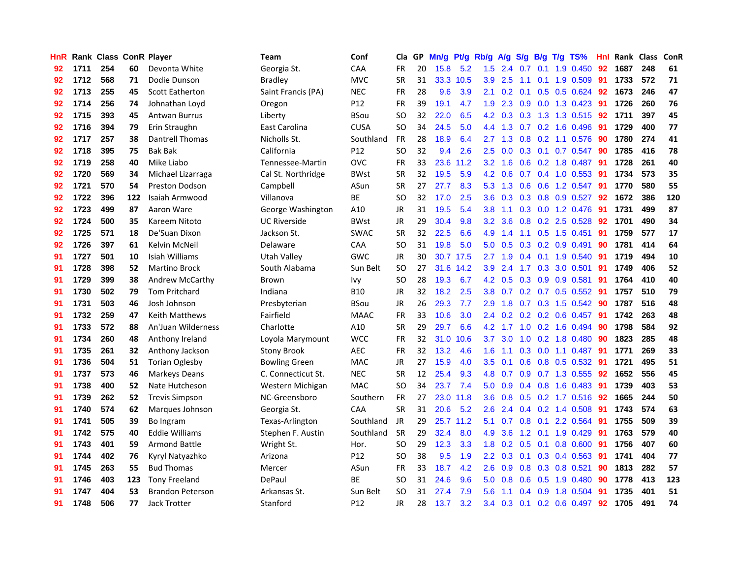| HnR | Rank | Class | ConR | Player | Team | Conf | Cla | GP | Mn/g | Pt/g | Rb/g | A/g | S/g | B/g | T/g | TS% | HnI | Rank | Class | ConR |
|---|---|---|---|---|---|---|---|---|---|---|---|---|---|---|---|---|---|---|---|---|
| 92 | 1711 | 254 | 60 | Devonta White | Georgia St. | CAA | FR | 20 | 15.8 | 5.2 | 1.5 | 2.4 | 0.7 | 0.1 | 1.9 | 0.450 | 92 | 1687 | 248 | 61 |
| 92 | 1712 | 568 | 71 | Dodie Dunson | Bradley | MVC | SR | 31 | 33.3 | 10.5 | 3.9 | 2.5 | 1.1 | 0.1 | 1.9 | 0.509 | 91 | 1733 | 572 | 71 |
| 92 | 1713 | 255 | 45 | Scott Eatherton | Saint Francis (PA) | NEC | FR | 28 | 9.6 | 3.9 | 2.1 | 0.2 | 0.1 | 0.5 | 0.5 | 0.624 | 92 | 1673 | 246 | 47 |
| 92 | 1714 | 256 | 74 | Johnathan Loyd | Oregon | P12 | FR | 39 | 19.1 | 4.7 | 1.9 | 2.3 | 0.9 | 0.0 | 1.3 | 0.423 | 91 | 1726 | 260 | 76 |
| 92 | 1715 | 393 | 45 | Antwan Burrus | Liberty | BSou | SO | 32 | 22.0 | 6.5 | 4.2 | 0.3 | 0.3 | 1.3 | 1.3 | 0.515 | 92 | 1711 | 397 | 45 |
| 92 | 1716 | 394 | 79 | Erin Straughn | East Carolina | CUSA | SO | 34 | 24.5 | 5.0 | 4.4 | 1.3 | 0.7 | 0.2 | 1.6 | 0.496 | 91 | 1729 | 400 | 77 |
| 92 | 1717 | 257 | 38 | Dantrell Thomas | Nicholls St. | Southland | FR | 28 | 18.9 | 6.4 | 2.7 | 1.3 | 0.8 | 0.2 | 1.1 | 0.576 | 90 | 1780 | 274 | 41 |
| 92 | 1718 | 395 | 75 | Bak Bak | California | P12 | SO | 32 | 9.4 | 2.6 | 2.5 | 0.0 | 0.3 | 0.1 | 0.7 | 0.547 | 90 | 1785 | 416 | 78 |
| 92 | 1719 | 258 | 40 | Mike Liabo | Tennessee-Martin | OVC | FR | 33 | 23.6 | 11.2 | 3.2 | 1.6 | 0.6 | 0.2 | 1.8 | 0.487 | 91 | 1728 | 261 | 40 |
| 92 | 1720 | 569 | 34 | Michael Lizarraga | Cal St. Northridge | BWst | SR | 32 | 19.5 | 5.9 | 4.2 | 0.6 | 0.7 | 0.4 | 1.0 | 0.553 | 91 | 1734 | 573 | 35 |
| 92 | 1721 | 570 | 54 | Preston Dodson | Campbell | ASun | SR | 27 | 27.7 | 8.3 | 5.3 | 1.3 | 0.6 | 0.6 | 1.2 | 0.547 | 91 | 1770 | 580 | 55 |
| 92 | 1722 | 396 | 122 | Isaiah Armwood | Villanova | BE | SO | 32 | 17.0 | 2.5 | 3.6 | 0.3 | 0.3 | 0.8 | 0.9 | 0.527 | 92 | 1672 | 386 | 120 |
| 92 | 1723 | 499 | 87 | Aaron Ware | George Washington | A10 | JR | 31 | 19.5 | 5.4 | 3.8 | 1.1 | 0.3 | 0.0 | 1.2 | 0.476 | 91 | 1731 | 499 | 87 |
| 92 | 1724 | 500 | 35 | Kareem Nitoto | UC Riverside | BWst | JR | 29 | 30.4 | 9.8 | 3.2 | 3.6 | 0.8 | 0.2 | 2.5 | 0.528 | 92 | 1701 | 490 | 34 |
| 92 | 1725 | 571 | 18 | De'Suan Dixon | Jackson St. | SWAC | SR | 32 | 22.5 | 6.6 | 4.9 | 1.4 | 1.1 | 0.5 | 1.5 | 0.451 | 91 | 1759 | 577 | 17 |
| 92 | 1726 | 397 | 61 | Kelvin McNeil | Delaware | CAA | SO | 31 | 19.8 | 5.0 | 5.0 | 0.5 | 0.3 | 0.2 | 0.9 | 0.491 | 90 | 1781 | 414 | 64 |
| 91 | 1727 | 501 | 10 | Isiah Williams | Utah Valley | GWC | JR | 30 | 30.7 | 17.5 | 2.7 | 1.9 | 0.4 | 0.1 | 1.9 | 0.540 | 91 | 1719 | 494 | 10 |
| 91 | 1728 | 398 | 52 | Martino Brock | South Alabama | Sun Belt | SO | 27 | 31.6 | 14.2 | 3.9 | 2.4 | 1.7 | 0.3 | 3.0 | 0.501 | 91 | 1749 | 406 | 52 |
| 91 | 1729 | 399 | 38 | Andrew McCarthy | Brown | Ivy | SO | 28 | 19.3 | 6.7 | 4.2 | 0.5 | 0.3 | 0.9 | 0.9 | 0.581 | 91 | 1764 | 410 | 40 |
| 91 | 1730 | 502 | 79 | Tom Pritchard | Indiana | B10 | JR | 32 | 18.2 | 2.5 | 3.8 | 0.7 | 0.2 | 0.7 | 0.5 | 0.552 | 91 | 1757 | 510 | 79 |
| 91 | 1731 | 503 | 46 | Josh Johnson | Presbyterian | BSou | JR | 26 | 29.3 | 7.7 | 2.9 | 1.8 | 0.7 | 0.3 | 1.5 | 0.542 | 90 | 1787 | 516 | 48 |
| 91 | 1732 | 259 | 47 | Keith Matthews | Fairfield | MAAC | FR | 33 | 10.6 | 3.0 | 2.4 | 0.2 | 0.2 | 0.2 | 0.6 | 0.457 | 91 | 1742 | 263 | 48 |
| 91 | 1733 | 572 | 88 | An'Juan Wilderness | Charlotte | A10 | SR | 29 | 29.7 | 6.6 | 4.2 | 1.7 | 1.0 | 0.2 | 1.6 | 0.494 | 90 | 1798 | 584 | 92 |
| 91 | 1734 | 260 | 48 | Anthony Ireland | Loyola Marymount | WCC | FR | 32 | 31.0 | 10.6 | 3.7 | 3.0 | 1.0 | 0.2 | 1.8 | 0.480 | 90 | 1823 | 285 | 48 |
| 91 | 1735 | 261 | 32 | Anthony Jackson | Stony Brook | AEC | FR | 32 | 13.2 | 4.6 | 1.6 | 1.1 | 0.3 | 0.0 | 1.1 | 0.487 | 91 | 1771 | 269 | 33 |
| 91 | 1736 | 504 | 51 | Torian Oglesby | Bowling Green | MAC | JR | 27 | 15.9 | 4.0 | 3.5 | 0.1 | 0.6 | 0.8 | 0.5 | 0.532 | 91 | 1721 | 495 | 51 |
| 91 | 1737 | 573 | 46 | Markeys Deans | C. Connecticut St. | NEC | SR | 12 | 25.4 | 9.3 | 4.8 | 0.7 | 0.9 | 0.7 | 1.3 | 0.555 | 92 | 1652 | 556 | 45 |
| 91 | 1738 | 400 | 52 | Nate Hutcheson | Western Michigan | MAC | SO | 34 | 23.7 | 7.4 | 5.0 | 0.9 | 0.4 | 0.8 | 1.6 | 0.483 | 91 | 1739 | 403 | 53 |
| 91 | 1739 | 262 | 52 | Trevis Simpson | NC-Greensboro | Southern | FR | 27 | 23.0 | 11.8 | 3.6 | 0.8 | 0.5 | 0.2 | 1.7 | 0.516 | 92 | 1665 | 244 | 50 |
| 91 | 1740 | 574 | 62 | Marques Johnson | Georgia St. | CAA | SR | 31 | 20.6 | 5.2 | 2.6 | 2.4 | 0.4 | 0.2 | 1.4 | 0.508 | 91 | 1743 | 574 | 63 |
| 91 | 1741 | 505 | 39 | Bo Ingram | Texas-Arlington | Southland | JR | 29 | 25.7 | 11.2 | 5.1 | 0.7 | 0.8 | 0.1 | 2.2 | 0.564 | 91 | 1755 | 509 | 39 |
| 91 | 1742 | 575 | 40 | Eddie Williams | Stephen F. Austin | Southland | SR | 29 | 32.4 | 8.0 | 4.9 | 3.6 | 1.2 | 0.1 | 1.9 | 0.429 | 91 | 1763 | 579 | 40 |
| 91 | 1743 | 401 | 59 | Armond Battle | Wright St. | Hor. | SO | 29 | 12.3 | 3.3 | 1.8 | 0.2 | 0.5 | 0.1 | 0.8 | 0.600 | 91 | 1756 | 407 | 60 |
| 91 | 1744 | 402 | 76 | Kyryl Natyazhko | Arizona | P12 | SO | 38 | 9.5 | 1.9 | 2.2 | 0.3 | 0.1 | 0.3 | 0.4 | 0.563 | 91 | 1741 | 404 | 77 |
| 91 | 1745 | 263 | 55 | Bud Thomas | Mercer | ASun | FR | 33 | 18.7 | 4.2 | 2.6 | 0.9 | 0.8 | 0.3 | 0.8 | 0.521 | 90 | 1813 | 282 | 57 |
| 91 | 1746 | 403 | 123 | Tony Freeland | DePaul | BE | SO | 31 | 24.6 | 9.6 | 5.0 | 0.8 | 0.6 | 0.5 | 1.9 | 0.480 | 90 | 1778 | 413 | 123 |
| 91 | 1747 | 404 | 53 | Brandon Peterson | Arkansas St. | Sun Belt | SO | 31 | 27.4 | 7.9 | 5.6 | 1.1 | 0.4 | 0.9 | 1.8 | 0.504 | 91 | 1735 | 401 | 51 |
| 91 | 1748 | 506 | 77 | Jack Trotter | Stanford | P12 | JR | 28 | 13.7 | 3.2 | 3.4 | 0.3 | 0.1 | 0.2 | 0.6 | 0.497 | 92 | 1705 | 491 | 74 |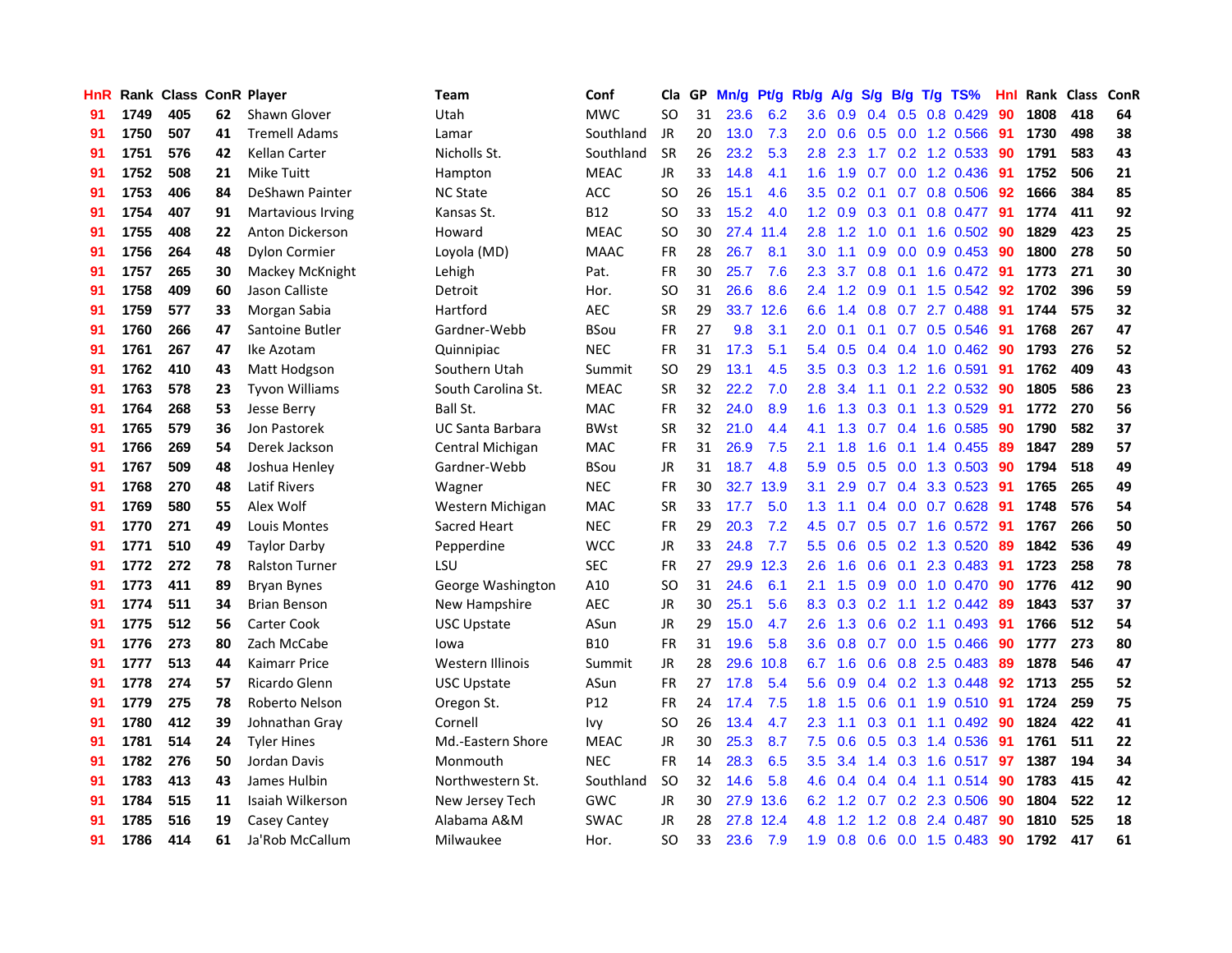| HnR | Rank | Class | ConR | Player | Team | Conf | Cla | GP | Mn/g | Pt/g | Rb/g | A/g | S/g | B/g | T/g | TS% | HnI | Rank | Class | ConR |
|---|---|---|---|---|---|---|---|---|---|---|---|---|---|---|---|---|---|---|---|---|
| 91 | 1749 | 405 | 62 | Shawn Glover | Utah | MWC | SO | 31 | 23.6 | 6.2 | 3.6 | 0.9 | 0.4 | 0.5 | 0.8 | 0.429 | 90 | 1808 | 418 | 64 |
| 91 | 1750 | 507 | 41 | Tremell Adams | Lamar | Southland | JR | 20 | 13.0 | 7.3 | 2.0 | 0.6 | 0.5 | 0.0 | 1.2 | 0.566 | 91 | 1730 | 498 | 38 |
| 91 | 1751 | 576 | 42 | Kellan Carter | Nicholls St. | Southland | SR | 26 | 23.2 | 5.3 | 2.8 | 2.3 | 1.7 | 0.2 | 1.2 | 0.533 | 90 | 1791 | 583 | 43 |
| 91 | 1752 | 508 | 21 | Mike Tuitt | Hampton | MEAC | JR | 33 | 14.8 | 4.1 | 1.6 | 1.9 | 0.7 | 0.0 | 1.2 | 0.436 | 91 | 1752 | 506 | 21 |
| 91 | 1753 | 406 | 84 | DeShawn Painter | NC State | ACC | SO | 26 | 15.1 | 4.6 | 3.5 | 0.2 | 0.1 | 0.7 | 0.8 | 0.506 | 92 | 1666 | 384 | 85 |
| 91 | 1754 | 407 | 91 | Martavious Irving | Kansas St. | B12 | SO | 33 | 15.2 | 4.0 | 1.2 | 0.9 | 0.3 | 0.1 | 0.8 | 0.477 | 91 | 1774 | 411 | 92 |
| 91 | 1755 | 408 | 22 | Anton Dickerson | Howard | MEAC | SO | 30 | 27.4 | 11.4 | 2.8 | 1.2 | 1.0 | 0.1 | 1.6 | 0.502 | 90 | 1829 | 423 | 25 |
| 91 | 1756 | 264 | 48 | Dylon Cormier | Loyola (MD) | MAAC | FR | 28 | 26.7 | 8.1 | 3.0 | 1.1 | 0.9 | 0.0 | 0.9 | 0.453 | 90 | 1800 | 278 | 50 |
| 91 | 1757 | 265 | 30 | Mackey McKnight | Lehigh | Pat. | FR | 30 | 25.7 | 7.6 | 2.3 | 3.7 | 0.8 | 0.1 | 1.6 | 0.472 | 91 | 1773 | 271 | 30 |
| 91 | 1758 | 409 | 60 | Jason Calliste | Detroit | Hor. | SO | 31 | 26.6 | 8.6 | 2.4 | 1.2 | 0.9 | 0.1 | 1.5 | 0.542 | 92 | 1702 | 396 | 59 |
| 91 | 1759 | 577 | 33 | Morgan Sabia | Hartford | AEC | SR | 29 | 33.7 | 12.6 | 6.6 | 1.4 | 0.8 | 0.7 | 2.7 | 0.488 | 91 | 1744 | 575 | 32 |
| 91 | 1760 | 266 | 47 | Santoine Butler | Gardner-Webb | BSou | FR | 27 | 9.8 | 3.1 | 2.0 | 0.1 | 0.1 | 0.7 | 0.5 | 0.546 | 91 | 1768 | 267 | 47 |
| 91 | 1761 | 267 | 47 | Ike Azotam | Quinnipiac | NEC | FR | 31 | 17.3 | 5.1 | 5.4 | 0.5 | 0.4 | 0.4 | 1.0 | 0.462 | 90 | 1793 | 276 | 52 |
| 91 | 1762 | 410 | 43 | Matt Hodgson | Southern Utah | Summit | SO | 29 | 13.1 | 4.5 | 3.5 | 0.3 | 0.3 | 1.2 | 1.6 | 0.591 | 91 | 1762 | 409 | 43 |
| 91 | 1763 | 578 | 23 | Tyvon Williams | South Carolina St. | MEAC | SR | 32 | 22.2 | 7.0 | 2.8 | 3.4 | 1.1 | 0.1 | 2.2 | 0.532 | 90 | 1805 | 586 | 23 |
| 91 | 1764 | 268 | 53 | Jesse Berry | Ball St. | MAC | FR | 32 | 24.0 | 8.9 | 1.6 | 1.3 | 0.3 | 0.1 | 1.3 | 0.529 | 91 | 1772 | 270 | 56 |
| 91 | 1765 | 579 | 36 | Jon Pastorek | UC Santa Barbara | BWst | SR | 32 | 21.0 | 4.4 | 4.1 | 1.3 | 0.7 | 0.4 | 1.6 | 0.585 | 90 | 1790 | 582 | 37 |
| 91 | 1766 | 269 | 54 | Derek Jackson | Central Michigan | MAC | FR | 31 | 26.9 | 7.5 | 2.1 | 1.8 | 1.6 | 0.1 | 1.4 | 0.455 | 89 | 1847 | 289 | 57 |
| 91 | 1767 | 509 | 48 | Joshua Henley | Gardner-Webb | BSou | JR | 31 | 18.7 | 4.8 | 5.9 | 0.5 | 0.5 | 0.0 | 1.3 | 0.503 | 90 | 1794 | 518 | 49 |
| 91 | 1768 | 270 | 48 | Latif Rivers | Wagner | NEC | FR | 30 | 32.7 | 13.9 | 3.1 | 2.9 | 0.7 | 0.4 | 3.3 | 0.523 | 91 | 1765 | 265 | 49 |
| 91 | 1769 | 580 | 55 | Alex Wolf | Western Michigan | MAC | SR | 33 | 17.7 | 5.0 | 1.3 | 1.1 | 0.4 | 0.0 | 0.7 | 0.628 | 91 | 1748 | 576 | 54 |
| 91 | 1770 | 271 | 49 | Louis Montes | Sacred Heart | NEC | FR | 29 | 20.3 | 7.2 | 4.5 | 0.7 | 0.5 | 0.7 | 1.6 | 0.572 | 91 | 1767 | 266 | 50 |
| 91 | 1771 | 510 | 49 | Taylor Darby | Pepperdine | WCC | JR | 33 | 24.8 | 7.7 | 5.5 | 0.6 | 0.5 | 0.2 | 1.3 | 0.520 | 89 | 1842 | 536 | 49 |
| 91 | 1772 | 272 | 78 | Ralston Turner | LSU | SEC | FR | 27 | 29.9 | 12.3 | 2.6 | 1.6 | 0.6 | 0.1 | 2.3 | 0.483 | 91 | 1723 | 258 | 78 |
| 91 | 1773 | 411 | 89 | Bryan Bynes | George Washington | A10 | SO | 31 | 24.6 | 6.1 | 2.1 | 1.5 | 0.9 | 0.0 | 1.0 | 0.470 | 90 | 1776 | 412 | 90 |
| 91 | 1774 | 511 | 34 | Brian Benson | New Hampshire | AEC | JR | 30 | 25.1 | 5.6 | 8.3 | 0.3 | 0.2 | 1.1 | 1.2 | 0.442 | 89 | 1843 | 537 | 37 |
| 91 | 1775 | 512 | 56 | Carter Cook | USC Upstate | ASun | JR | 29 | 15.0 | 4.7 | 2.6 | 1.3 | 0.6 | 0.2 | 1.1 | 0.493 | 91 | 1766 | 512 | 54 |
| 91 | 1776 | 273 | 80 | Zach McCabe | Iowa | B10 | FR | 31 | 19.6 | 5.8 | 3.6 | 0.8 | 0.7 | 0.0 | 1.5 | 0.466 | 90 | 1777 | 273 | 80 |
| 91 | 1777 | 513 | 44 | Kaimarr Price | Western Illinois | Summit | JR | 28 | 29.6 | 10.8 | 6.7 | 1.6 | 0.6 | 0.8 | 2.5 | 0.483 | 89 | 1878 | 546 | 47 |
| 91 | 1778 | 274 | 57 | Ricardo Glenn | USC Upstate | ASun | FR | 27 | 17.8 | 5.4 | 5.6 | 0.9 | 0.4 | 0.2 | 1.3 | 0.448 | 92 | 1713 | 255 | 52 |
| 91 | 1779 | 275 | 78 | Roberto Nelson | Oregon St. | P12 | FR | 24 | 17.4 | 7.5 | 1.8 | 1.5 | 0.6 | 0.1 | 1.9 | 0.510 | 91 | 1724 | 259 | 75 |
| 91 | 1780 | 412 | 39 | Johnathan Gray | Cornell | Ivy | SO | 26 | 13.4 | 4.7 | 2.3 | 1.1 | 0.3 | 0.1 | 1.1 | 0.492 | 90 | 1824 | 422 | 41 |
| 91 | 1781 | 514 | 24 | Tyler Hines | Md.-Eastern Shore | MEAC | JR | 30 | 25.3 | 8.7 | 7.5 | 0.6 | 0.5 | 0.3 | 1.4 | 0.536 | 91 | 1761 | 511 | 22 |
| 91 | 1782 | 276 | 50 | Jordan Davis | Monmouth | NEC | FR | 14 | 28.3 | 6.5 | 3.5 | 3.4 | 1.4 | 0.3 | 1.6 | 0.517 | 97 | 1387 | 194 | 34 |
| 91 | 1783 | 413 | 43 | James Hulbin | Northwestern St. | Southland | SO | 32 | 14.6 | 5.8 | 4.6 | 0.4 | 0.4 | 0.4 | 1.1 | 0.514 | 90 | 1783 | 415 | 42 |
| 91 | 1784 | 515 | 11 | Isaiah Wilkerson | New Jersey Tech | GWC | JR | 30 | 27.9 | 13.6 | 6.2 | 1.2 | 0.7 | 0.2 | 2.3 | 0.506 | 90 | 1804 | 522 | 12 |
| 91 | 1785 | 516 | 19 | Casey Cantey | Alabama A&M | SWAC | JR | 28 | 27.8 | 12.4 | 4.8 | 1.2 | 1.2 | 0.8 | 2.4 | 0.487 | 90 | 1810 | 525 | 18 |
| 91 | 1786 | 414 | 61 | Ja'Rob McCallum | Milwaukee | Hor. | SO | 33 | 23.6 | 7.9 | 1.9 | 0.8 | 0.6 | 0.0 | 1.5 | 0.483 | 90 | 1792 | 417 | 61 |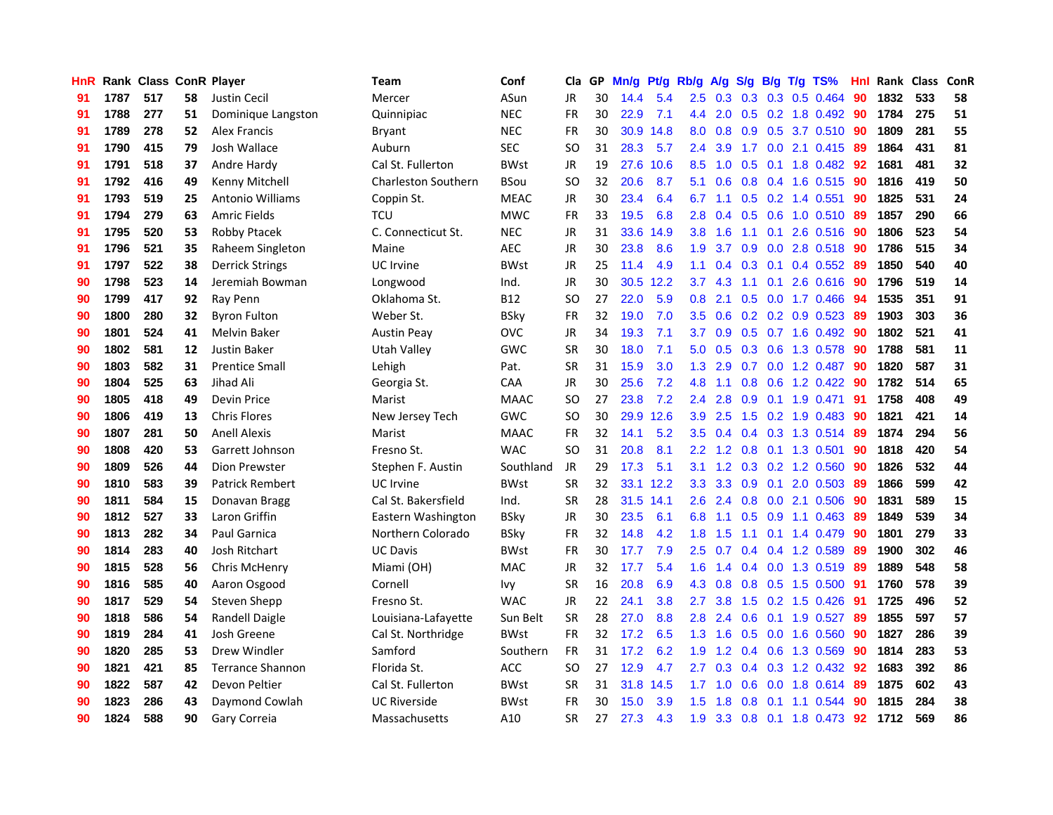| HnR | Rank | Class | ConR | Player | Team | Conf | Cla | GP | Mn/g | Pt/g | Rb/g | A/g | S/g | B/g | T/g | TS% | HnI | Rank | Class | ConR |
|---|---|---|---|---|---|---|---|---|---|---|---|---|---|---|---|---|---|---|---|---|
| 91 | 1787 | 517 | 58 | Justin Cecil | Mercer | ASun | JR | 30 | 14.4 | 5.4 | 2.5 | 0.3 | 0.3 | 0.3 | 0.5 | 0.464 | 90 | 1832 | 533 | 58 |
| 91 | 1788 | 277 | 51 | Dominique Langston | Quinnipiac | NEC | FR | 30 | 22.9 | 7.1 | 4.4 | 2.0 | 0.5 | 0.2 | 1.8 | 0.492 | 90 | 1784 | 275 | 51 |
| 91 | 1789 | 278 | 52 | Alex Francis | Bryant | NEC | FR | 30 | 30.9 | 14.8 | 8.0 | 0.8 | 0.9 | 0.5 | 3.7 | 0.510 | 90 | 1809 | 281 | 55 |
| 91 | 1790 | 415 | 79 | Josh Wallace | Auburn | SEC | SO | 31 | 28.3 | 5.7 | 2.4 | 3.9 | 1.7 | 0.0 | 2.1 | 0.415 | 89 | 1864 | 431 | 81 |
| 91 | 1791 | 518 | 37 | Andre Hardy | Cal St. Fullerton | BWst | JR | 19 | 27.6 | 10.6 | 8.5 | 1.0 | 0.5 | 0.1 | 1.8 | 0.482 | 92 | 1681 | 481 | 32 |
| 91 | 1792 | 416 | 49 | Kenny Mitchell | Charleston Southern | BSou | SO | 32 | 20.6 | 8.7 | 5.1 | 0.6 | 0.8 | 0.4 | 1.6 | 0.515 | 90 | 1816 | 419 | 50 |
| 91 | 1793 | 519 | 25 | Antonio Williams | Coppin St. | MEAC | JR | 30 | 23.4 | 6.4 | 6.7 | 1.1 | 0.5 | 0.2 | 1.4 | 0.551 | 90 | 1825 | 531 | 24 |
| 91 | 1794 | 279 | 63 | Amric Fields | TCU | MWC | FR | 33 | 19.5 | 6.8 | 2.8 | 0.4 | 0.5 | 0.6 | 1.0 | 0.510 | 89 | 1857 | 290 | 66 |
| 91 | 1795 | 520 | 53 | Robby Ptacek | C. Connecticut St. | NEC | JR | 31 | 33.6 | 14.9 | 3.8 | 1.6 | 1.1 | 0.1 | 2.6 | 0.516 | 90 | 1806 | 523 | 54 |
| 91 | 1796 | 521 | 35 | Raheem Singleton | Maine | AEC | JR | 30 | 23.8 | 8.6 | 1.9 | 3.7 | 0.9 | 0.0 | 2.8 | 0.518 | 90 | 1786 | 515 | 34 |
| 91 | 1797 | 522 | 38 | Derrick Strings | UC Irvine | BWst | JR | 25 | 11.4 | 4.9 | 1.1 | 0.4 | 0.3 | 0.1 | 0.4 | 0.552 | 89 | 1850 | 540 | 40 |
| 90 | 1798 | 523 | 14 | Jeremiah Bowman | Longwood | Ind. | JR | 30 | 30.5 | 12.2 | 3.7 | 4.3 | 1.1 | 0.1 | 2.6 | 0.616 | 90 | 1796 | 519 | 14 |
| 90 | 1799 | 417 | 92 | Ray Penn | Oklahoma St. | B12 | SO | 27 | 22.0 | 5.9 | 0.8 | 2.1 | 0.5 | 0.0 | 1.7 | 0.466 | 94 | 1535 | 351 | 91 |
| 90 | 1800 | 280 | 32 | Byron Fulton | Weber St. | BSky | FR | 32 | 19.0 | 7.0 | 3.5 | 0.6 | 0.2 | 0.2 | 0.9 | 0.523 | 89 | 1903 | 303 | 36 |
| 90 | 1801 | 524 | 41 | Melvin Baker | Austin Peay | OVC | JR | 34 | 19.3 | 7.1 | 3.7 | 0.9 | 0.5 | 0.7 | 1.6 | 0.492 | 90 | 1802 | 521 | 41 |
| 90 | 1802 | 581 | 12 | Justin Baker | Utah Valley | GWC | SR | 30 | 18.0 | 7.1 | 5.0 | 0.5 | 0.3 | 0.6 | 1.3 | 0.578 | 90 | 1788 | 581 | 11 |
| 90 | 1803 | 582 | 31 | Prentice Small | Lehigh | Pat. | SR | 31 | 15.9 | 3.0 | 1.3 | 2.9 | 0.7 | 0.0 | 1.2 | 0.487 | 90 | 1820 | 587 | 31 |
| 90 | 1804 | 525 | 63 | Jihad Ali | Georgia St. | CAA | JR | 30 | 25.6 | 7.2 | 4.8 | 1.1 | 0.8 | 0.6 | 1.2 | 0.422 | 90 | 1782 | 514 | 65 |
| 90 | 1805 | 418 | 49 | Devin Price | Marist | MAAC | SO | 27 | 23.8 | 7.2 | 2.4 | 2.8 | 0.9 | 0.1 | 1.9 | 0.471 | 91 | 1758 | 408 | 49 |
| 90 | 1806 | 419 | 13 | Chris Flores | New Jersey Tech | GWC | SO | 30 | 29.9 | 12.6 | 3.9 | 2.5 | 1.5 | 0.2 | 1.9 | 0.483 | 90 | 1821 | 421 | 14 |
| 90 | 1807 | 281 | 50 | Anell Alexis | Marist | MAAC | FR | 32 | 14.1 | 5.2 | 3.5 | 0.4 | 0.4 | 0.3 | 1.3 | 0.514 | 89 | 1874 | 294 | 56 |
| 90 | 1808 | 420 | 53 | Garrett Johnson | Fresno St. | WAC | SO | 31 | 20.8 | 8.1 | 2.2 | 1.2 | 0.8 | 0.1 | 1.3 | 0.501 | 90 | 1818 | 420 | 54 |
| 90 | 1809 | 526 | 44 | Dion Prewster | Stephen F. Austin | Southland | JR | 29 | 17.3 | 5.1 | 3.1 | 1.2 | 0.3 | 0.2 | 1.2 | 0.560 | 90 | 1826 | 532 | 44 |
| 90 | 1810 | 583 | 39 | Patrick Rembert | UC Irvine | BWst | SR | 32 | 33.1 | 12.2 | 3.3 | 3.3 | 0.9 | 0.1 | 2.0 | 0.503 | 89 | 1866 | 599 | 42 |
| 90 | 1811 | 584 | 15 | Donavan Bragg | Cal St. Bakersfield | Ind. | SR | 28 | 31.5 | 14.1 | 2.6 | 2.4 | 0.8 | 0.0 | 2.1 | 0.506 | 90 | 1831 | 589 | 15 |
| 90 | 1812 | 527 | 33 | Laron Griffin | Eastern Washington | BSky | JR | 30 | 23.5 | 6.1 | 6.8 | 1.1 | 0.5 | 0.9 | 1.1 | 0.463 | 89 | 1849 | 539 | 34 |
| 90 | 1813 | 282 | 34 | Paul Garnica | Northern Colorado | BSky | FR | 32 | 14.8 | 4.2 | 1.8 | 1.5 | 1.1 | 0.1 | 1.4 | 0.479 | 90 | 1801 | 279 | 33 |
| 90 | 1814 | 283 | 40 | Josh Ritchart | UC Davis | BWst | FR | 30 | 17.7 | 7.9 | 2.5 | 0.7 | 0.4 | 0.4 | 1.2 | 0.589 | 89 | 1900 | 302 | 46 |
| 90 | 1815 | 528 | 56 | Chris McHenry | Miami (OH) | MAC | JR | 32 | 17.7 | 5.4 | 1.6 | 1.4 | 0.4 | 0.0 | 1.3 | 0.519 | 89 | 1889 | 548 | 58 |
| 90 | 1816 | 585 | 40 | Aaron Osgood | Cornell | Ivy | SR | 16 | 20.8 | 6.9 | 4.3 | 0.8 | 0.8 | 0.5 | 1.5 | 0.500 | 91 | 1760 | 578 | 39 |
| 90 | 1817 | 529 | 54 | Steven Shepp | Fresno St. | WAC | JR | 22 | 24.1 | 3.8 | 2.7 | 3.8 | 1.5 | 0.2 | 1.5 | 0.426 | 91 | 1725 | 496 | 52 |
| 90 | 1818 | 586 | 54 | Randell Daigle | Louisiana-Lafayette | Sun Belt | SR | 28 | 27.0 | 8.8 | 2.8 | 2.4 | 0.6 | 0.1 | 1.9 | 0.527 | 89 | 1855 | 597 | 57 |
| 90 | 1819 | 284 | 41 | Josh Greene | Cal St. Northridge | BWst | FR | 32 | 17.2 | 6.5 | 1.3 | 1.6 | 0.5 | 0.0 | 1.6 | 0.560 | 90 | 1827 | 286 | 39 |
| 90 | 1820 | 285 | 53 | Drew Windler | Samford | Southern | FR | 31 | 17.2 | 6.2 | 1.9 | 1.2 | 0.4 | 0.6 | 1.3 | 0.569 | 90 | 1814 | 283 | 53 |
| 90 | 1821 | 421 | 85 | Terrance Shannon | Florida St. | ACC | SO | 27 | 12.9 | 4.7 | 2.7 | 0.3 | 0.4 | 0.3 | 1.2 | 0.432 | 92 | 1683 | 392 | 86 |
| 90 | 1822 | 587 | 42 | Devon Peltier | Cal St. Fullerton | BWst | SR | 31 | 31.8 | 14.5 | 1.7 | 1.0 | 0.6 | 0.0 | 1.8 | 0.614 | 89 | 1875 | 602 | 43 |
| 90 | 1823 | 286 | 43 | Daymond Cowlah | UC Riverside | BWst | FR | 30 | 15.0 | 3.9 | 1.5 | 1.8 | 0.8 | 0.1 | 1.1 | 0.544 | 90 | 1815 | 284 | 38 |
| 90 | 1824 | 588 | 90 | Gary Correia | Massachusetts | A10 | SR | 27 | 27.3 | 4.3 | 1.9 | 3.3 | 0.8 | 0.1 | 1.8 | 0.473 | 92 | 1712 | 569 | 86 |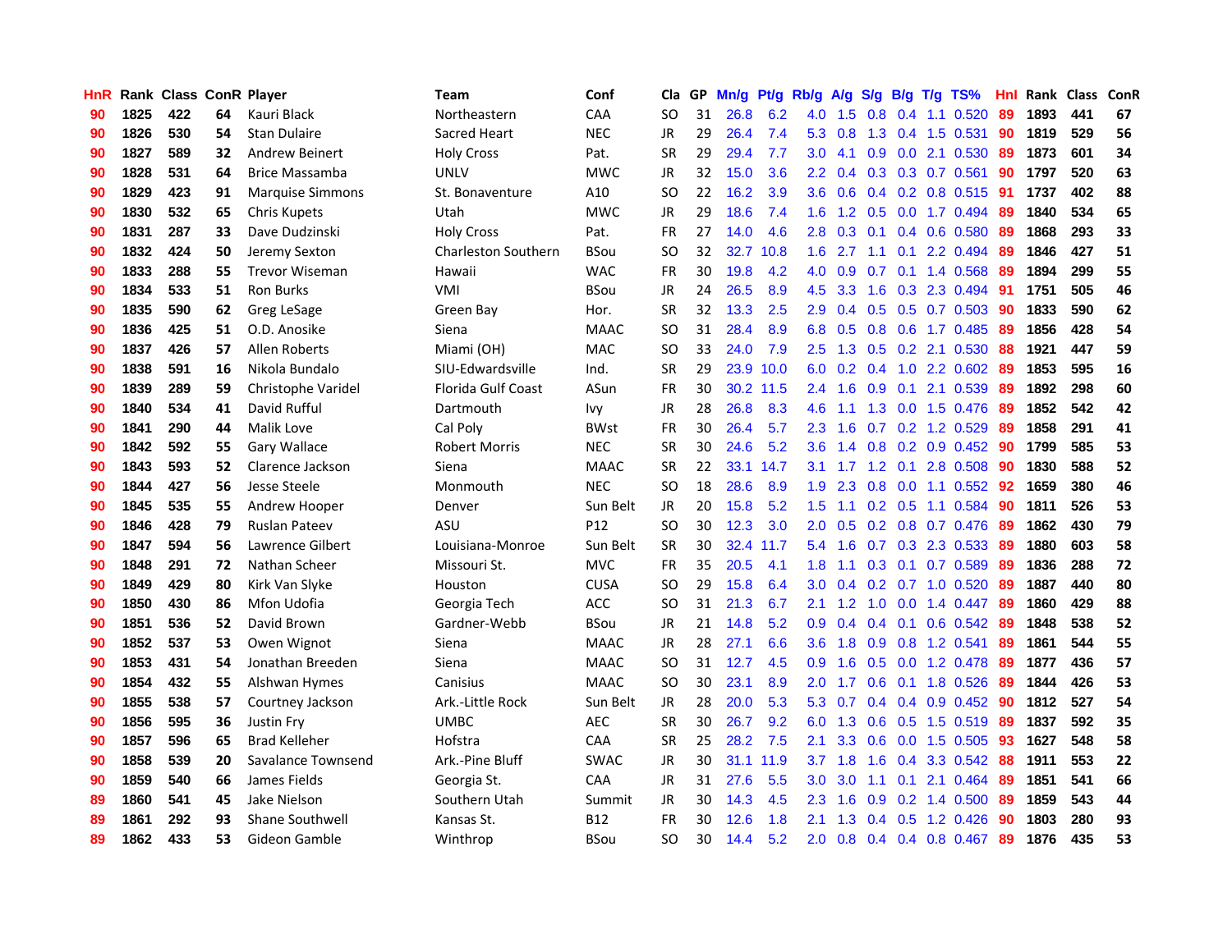| HnR | Rank | Class | ConR | Player | Team | Conf | Cla | GP | Mn/g | Pt/g | Rb/g | A/g | S/g | B/g | T/g | TS% | HnI | Rank | Class | ConR |
|---|---|---|---|---|---|---|---|---|---|---|---|---|---|---|---|---|---|---|---|---|
| 90 | 1825 | 422 | 64 | Kauri Black | Northeastern | CAA | SO | 31 | 26.8 | 6.2 | 4.0 | 1.5 | 0.8 | 0.4 | 1.1 | 0.520 | 89 | 1893 | 441 | 67 |
| 90 | 1826 | 530 | 54 | Stan Dulaire | Sacred Heart | NEC | JR | 29 | 26.4 | 7.4 | 5.3 | 0.8 | 1.3 | 0.4 | 1.5 | 0.531 | 90 | 1819 | 529 | 56 |
| 90 | 1827 | 589 | 32 | Andrew Beinert | Holy Cross | Pat. | SR | 29 | 29.4 | 7.7 | 3.0 | 4.1 | 0.9 | 0.0 | 2.1 | 0.530 | 89 | 1873 | 601 | 34 |
| 90 | 1828 | 531 | 64 | Brice Massamba | UNLV | MWC | JR | 32 | 15.0 | 3.6 | 2.2 | 0.4 | 0.3 | 0.3 | 0.7 | 0.561 | 90 | 1797 | 520 | 63 |
| 90 | 1829 | 423 | 91 | Marquise Simmons | St. Bonaventure | A10 | SO | 22 | 16.2 | 3.9 | 3.6 | 0.6 | 0.4 | 0.2 | 0.8 | 0.515 | 91 | 1737 | 402 | 88 |
| 90 | 1830 | 532 | 65 | Chris Kupets | Utah | MWC | JR | 29 | 18.6 | 7.4 | 1.6 | 1.2 | 0.5 | 0.0 | 1.7 | 0.494 | 89 | 1840 | 534 | 65 |
| 90 | 1831 | 287 | 33 | Dave Dudzinski | Holy Cross | Pat. | FR | 27 | 14.0 | 4.6 | 2.8 | 0.3 | 0.1 | 0.4 | 0.6 | 0.580 | 89 | 1868 | 293 | 33 |
| 90 | 1832 | 424 | 50 | Jeremy Sexton | Charleston Southern | BSou | SO | 32 | 32.7 | 10.8 | 1.6 | 2.7 | 1.1 | 0.1 | 2.2 | 0.494 | 89 | 1846 | 427 | 51 |
| 90 | 1833 | 288 | 55 | Trevor Wiseman | Hawaii | WAC | FR | 30 | 19.8 | 4.2 | 4.0 | 0.9 | 0.7 | 0.1 | 1.4 | 0.568 | 89 | 1894 | 299 | 55 |
| 90 | 1834 | 533 | 51 | Ron Burks | VMI | BSou | JR | 24 | 26.5 | 8.9 | 4.5 | 3.3 | 1.6 | 0.3 | 2.3 | 0.494 | 91 | 1751 | 505 | 46 |
| 90 | 1835 | 590 | 62 | Greg LeSage | Green Bay | Hor. | SR | 32 | 13.3 | 2.5 | 2.9 | 0.4 | 0.5 | 0.5 | 0.7 | 0.503 | 90 | 1833 | 590 | 62 |
| 90 | 1836 | 425 | 51 | O.D. Anosike | Siena | MAAC | SO | 31 | 28.4 | 8.9 | 6.8 | 0.5 | 0.8 | 0.6 | 1.7 | 0.485 | 89 | 1856 | 428 | 54 |
| 90 | 1837 | 426 | 57 | Allen Roberts | Miami (OH) | MAC | SO | 33 | 24.0 | 7.9 | 2.5 | 1.3 | 0.5 | 0.2 | 2.1 | 0.530 | 88 | 1921 | 447 | 59 |
| 90 | 1838 | 591 | 16 | Nikola Bundalo | SIU-Edwardsville | Ind. | SR | 29 | 23.9 | 10.0 | 6.0 | 0.2 | 0.4 | 1.0 | 2.2 | 0.602 | 89 | 1853 | 595 | 16 |
| 90 | 1839 | 289 | 59 | Christophe Varidel | Florida Gulf Coast | ASun | FR | 30 | 30.2 | 11.5 | 2.4 | 1.6 | 0.9 | 0.1 | 2.1 | 0.539 | 89 | 1892 | 298 | 60 |
| 90 | 1840 | 534 | 41 | David Rufful | Dartmouth | Ivy | JR | 28 | 26.8 | 8.3 | 4.6 | 1.1 | 1.3 | 0.0 | 1.5 | 0.476 | 89 | 1852 | 542 | 42 |
| 90 | 1841 | 290 | 44 | Malik Love | Cal Poly | BWst | FR | 30 | 26.4 | 5.7 | 2.3 | 1.6 | 0.7 | 0.2 | 1.2 | 0.529 | 89 | 1858 | 291 | 41 |
| 90 | 1842 | 592 | 55 | Gary Wallace | Robert Morris | NEC | SR | 30 | 24.6 | 5.2 | 3.6 | 1.4 | 0.8 | 0.2 | 0.9 | 0.452 | 90 | 1799 | 585 | 53 |
| 90 | 1843 | 593 | 52 | Clarence Jackson | Siena | MAAC | SR | 22 | 33.1 | 14.7 | 3.1 | 1.7 | 1.2 | 0.1 | 2.8 | 0.508 | 90 | 1830 | 588 | 52 |
| 90 | 1844 | 427 | 56 | Jesse Steele | Monmouth | NEC | SO | 18 | 28.6 | 8.9 | 1.9 | 2.3 | 0.8 | 0.0 | 1.1 | 0.552 | 92 | 1659 | 380 | 46 |
| 90 | 1845 | 535 | 55 | Andrew Hooper | Denver | Sun Belt | JR | 20 | 15.8 | 5.2 | 1.5 | 1.1 | 0.2 | 0.5 | 1.1 | 0.584 | 90 | 1811 | 526 | 53 |
| 90 | 1846 | 428 | 79 | Ruslan Pateev | ASU | P12 | SO | 30 | 12.3 | 3.0 | 2.0 | 0.5 | 0.2 | 0.8 | 0.7 | 0.476 | 89 | 1862 | 430 | 79 |
| 90 | 1847 | 594 | 56 | Lawrence Gilbert | Louisiana-Monroe | Sun Belt | SR | 30 | 32.4 | 11.7 | 5.4 | 1.6 | 0.7 | 0.3 | 2.3 | 0.533 | 89 | 1880 | 603 | 58 |
| 90 | 1848 | 291 | 72 | Nathan Scheer | Missouri St. | MVC | FR | 35 | 20.5 | 4.1 | 1.8 | 1.1 | 0.3 | 0.1 | 0.7 | 0.589 | 89 | 1836 | 288 | 72 |
| 90 | 1849 | 429 | 80 | Kirk Van Slyke | Houston | CUSA | SO | 29 | 15.8 | 6.4 | 3.0 | 0.4 | 0.2 | 0.7 | 1.0 | 0.520 | 89 | 1887 | 440 | 80 |
| 90 | 1850 | 430 | 86 | Mfon Udofia | Georgia Tech | ACC | SO | 31 | 21.3 | 6.7 | 2.1 | 1.2 | 1.0 | 0.0 | 1.4 | 0.447 | 89 | 1860 | 429 | 88 |
| 90 | 1851 | 536 | 52 | David Brown | Gardner-Webb | BSou | JR | 21 | 14.8 | 5.2 | 0.9 | 0.4 | 0.4 | 0.1 | 0.6 | 0.542 | 89 | 1848 | 538 | 52 |
| 90 | 1852 | 537 | 53 | Owen Wignot | Siena | MAAC | JR | 28 | 27.1 | 6.6 | 3.6 | 1.8 | 0.9 | 0.8 | 1.2 | 0.541 | 89 | 1861 | 544 | 55 |
| 90 | 1853 | 431 | 54 | Jonathan Breeden | Siena | MAAC | SO | 31 | 12.7 | 4.5 | 0.9 | 1.6 | 0.5 | 0.0 | 1.2 | 0.478 | 89 | 1877 | 436 | 57 |
| 90 | 1854 | 432 | 55 | Alshwan Hymes | Canisius | MAAC | SO | 30 | 23.1 | 8.9 | 2.0 | 1.7 | 0.6 | 0.1 | 1.8 | 0.526 | 89 | 1844 | 426 | 53 |
| 90 | 1855 | 538 | 57 | Courtney Jackson | Ark.-Little Rock | Sun Belt | JR | 28 | 20.0 | 5.3 | 5.3 | 0.7 | 0.4 | 0.4 | 0.9 | 0.452 | 90 | 1812 | 527 | 54 |
| 90 | 1856 | 595 | 36 | Justin Fry | UMBC | AEC | SR | 30 | 26.7 | 9.2 | 6.0 | 1.3 | 0.6 | 0.5 | 1.5 | 0.519 | 89 | 1837 | 592 | 35 |
| 90 | 1857 | 596 | 65 | Brad Kelleher | Hofstra | CAA | SR | 25 | 28.2 | 7.5 | 2.1 | 3.3 | 0.6 | 0.0 | 1.5 | 0.505 | 93 | 1627 | 548 | 58 |
| 90 | 1858 | 539 | 20 | Savalance Townsend | Ark.-Pine Bluff | SWAC | JR | 30 | 31.1 | 11.9 | 3.7 | 1.8 | 1.6 | 0.4 | 3.3 | 0.542 | 88 | 1911 | 553 | 22 |
| 90 | 1859 | 540 | 66 | James Fields | Georgia St. | CAA | JR | 31 | 27.6 | 5.5 | 3.0 | 3.0 | 1.1 | 0.1 | 2.1 | 0.464 | 89 | 1851 | 541 | 66 |
| 89 | 1860 | 541 | 45 | Jake Nielson | Southern Utah | Summit | JR | 30 | 14.3 | 4.5 | 2.3 | 1.6 | 0.9 | 0.2 | 1.4 | 0.500 | 89 | 1859 | 543 | 44 |
| 89 | 1861 | 292 | 93 | Shane Southwell | Kansas St. | B12 | FR | 30 | 12.6 | 1.8 | 2.1 | 1.3 | 0.4 | 0.5 | 1.2 | 0.426 | 90 | 1803 | 280 | 93 |
| 89 | 1862 | 433 | 53 | Gideon Gamble | Winthrop | BSou | SO | 30 | 14.4 | 5.2 | 2.0 | 0.8 | 0.4 | 0.4 | 0.8 | 0.467 | 89 | 1876 | 435 | 53 |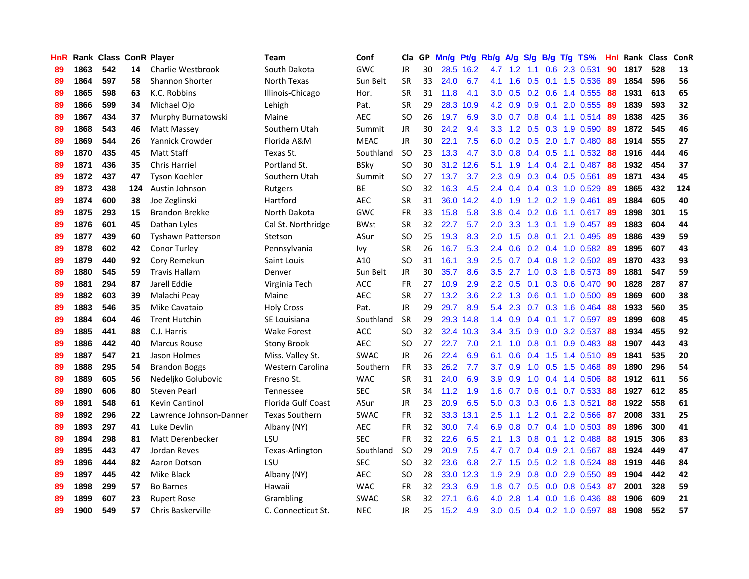| HnR | Rank | Class | ConR | Player | Team | Conf | Cla | GP | Mn/g | Pt/g | Rb/g | A/g | S/g | B/g | T/g | TS% | Hnl | Rank | Class | ConR |
|---|---|---|---|---|---|---|---|---|---|---|---|---|---|---|---|---|---|---|---|---|
| 89 | 1863 | 542 | 14 | Charlie Westbrook | South Dakota | GWC | JR | 30 | 28.5 | 16.2 | 4.7 | 1.2 | 1.1 | 0.6 | 2.3 | 0.531 | 90 | 1817 | 528 | 13 |
| 89 | 1864 | 597 | 58 | Shannon Shorter | North Texas | Sun Belt | SR | 33 | 24.0 | 6.7 | 4.1 | 1.6 | 0.5 | 0.1 | 1.5 | 0.536 | 89 | 1854 | 596 | 56 |
| 89 | 1865 | 598 | 63 | K.C. Robbins | Illinois-Chicago | Hor. | SR | 31 | 11.8 | 4.1 | 3.0 | 0.5 | 0.2 | 0.6 | 1.4 | 0.555 | 88 | 1931 | 613 | 65 |
| 89 | 1866 | 599 | 34 | Michael Ojo | Lehigh | Pat. | SR | 29 | 28.3 | 10.9 | 4.2 | 0.9 | 0.9 | 0.1 | 2.0 | 0.555 | 89 | 1839 | 593 | 32 |
| 89 | 1867 | 434 | 37 | Murphy Burnatowski | Maine | AEC | SO | 26 | 19.7 | 6.9 | 3.0 | 0.7 | 0.8 | 0.4 | 1.1 | 0.514 | 89 | 1838 | 425 | 36 |
| 89 | 1868 | 543 | 46 | Matt Massey | Southern Utah | Summit | JR | 30 | 24.2 | 9.4 | 3.3 | 1.2 | 0.5 | 0.3 | 1.9 | 0.590 | 89 | 1872 | 545 | 46 |
| 89 | 1869 | 544 | 26 | Yannick Crowder | Florida A&M | MEAC | JR | 30 | 22.1 | 7.5 | 6.0 | 0.2 | 0.5 | 2.0 | 1.7 | 0.480 | 88 | 1914 | 555 | 27 |
| 89 | 1870 | 435 | 45 | Matt Staff | Texas St. | Southland | SO | 23 | 13.3 | 4.7 | 3.0 | 0.8 | 0.4 | 0.5 | 1.1 | 0.532 | 88 | 1916 | 444 | 46 |
| 89 | 1871 | 436 | 35 | Chris Harriel | Portland St. | BSky | SO | 30 | 31.2 | 12.6 | 5.1 | 1.9 | 1.4 | 0.4 | 2.1 | 0.487 | 88 | 1932 | 454 | 37 |
| 89 | 1872 | 437 | 47 | Tyson Koehler | Southern Utah | Summit | SO | 27 | 13.7 | 3.7 | 2.3 | 0.9 | 0.3 | 0.4 | 0.5 | 0.561 | 89 | 1871 | 434 | 45 |
| 89 | 1873 | 438 | 124 | Austin Johnson | Rutgers | BE | SO | 32 | 16.3 | 4.5 | 2.4 | 0.4 | 0.4 | 0.3 | 1.0 | 0.529 | 89 | 1865 | 432 | 124 |
| 89 | 1874 | 600 | 38 | Joe Zeglinski | Hartford | AEC | SR | 31 | 36.0 | 14.2 | 4.0 | 1.9 | 1.2 | 0.2 | 1.9 | 0.461 | 89 | 1884 | 605 | 40 |
| 89 | 1875 | 293 | 15 | Brandon Brekke | North Dakota | GWC | FR | 33 | 15.8 | 5.8 | 3.8 | 0.4 | 0.2 | 0.6 | 1.1 | 0.617 | 89 | 1898 | 301 | 15 |
| 89 | 1876 | 601 | 45 | Dathan Lyles | Cal St. Northridge | BWst | SR | 32 | 22.7 | 5.7 | 2.0 | 3.3 | 1.3 | 0.1 | 1.9 | 0.457 | 89 | 1883 | 604 | 44 |
| 89 | 1877 | 439 | 60 | Tyshawn Patterson | Stetson | ASun | SO | 25 | 19.3 | 8.3 | 2.0 | 1.5 | 0.8 | 0.1 | 2.1 | 0.495 | 89 | 1886 | 439 | 59 |
| 89 | 1878 | 602 | 42 | Conor Turley | Pennsylvania | Ivy | SR | 26 | 16.7 | 5.3 | 2.4 | 0.6 | 0.2 | 0.4 | 1.0 | 0.582 | 89 | 1895 | 607 | 43 |
| 89 | 1879 | 440 | 92 | Cory Remekun | Saint Louis | A10 | SO | 31 | 16.1 | 3.9 | 2.5 | 0.7 | 0.4 | 0.8 | 1.2 | 0.502 | 89 | 1870 | 433 | 93 |
| 89 | 1880 | 545 | 59 | Travis Hallam | Denver | Sun Belt | JR | 30 | 35.7 | 8.6 | 3.5 | 2.7 | 1.0 | 0.3 | 1.8 | 0.573 | 89 | 1881 | 547 | 59 |
| 89 | 1881 | 294 | 87 | Jarell Eddie | Virginia Tech | ACC | FR | 27 | 10.9 | 2.9 | 2.2 | 0.5 | 0.1 | 0.3 | 0.6 | 0.470 | 90 | 1828 | 287 | 87 |
| 89 | 1882 | 603 | 39 | Malachi Peay | Maine | AEC | SR | 27 | 13.2 | 3.6 | 2.2 | 1.3 | 0.6 | 0.1 | 1.0 | 0.500 | 89 | 1869 | 600 | 38 |
| 89 | 1883 | 546 | 35 | Mike Cavataio | Holy Cross | Pat. | JR | 29 | 29.7 | 8.9 | 5.4 | 2.3 | 0.7 | 0.3 | 1.6 | 0.464 | 88 | 1933 | 560 | 35 |
| 89 | 1884 | 604 | 46 | Trent Hutchin | SE Louisiana | Southland | SR | 29 | 29.3 | 14.8 | 1.4 | 0.9 | 0.4 | 0.1 | 1.7 | 0.597 | 89 | 1899 | 608 | 45 |
| 89 | 1885 | 441 | 88 | C.J. Harris | Wake Forest | ACC | SO | 32 | 32.4 | 10.3 | 3.4 | 3.5 | 0.9 | 0.0 | 3.2 | 0.537 | 88 | 1934 | 455 | 92 |
| 89 | 1886 | 442 | 40 | Marcus Rouse | Stony Brook | AEC | SO | 27 | 22.7 | 7.0 | 2.1 | 1.0 | 0.8 | 0.1 | 0.9 | 0.483 | 88 | 1907 | 443 | 43 |
| 89 | 1887 | 547 | 21 | Jason Holmes | Miss. Valley St. | SWAC | JR | 26 | 22.4 | 6.9 | 6.1 | 0.6 | 0.4 | 1.5 | 1.4 | 0.510 | 89 | 1841 | 535 | 20 |
| 89 | 1888 | 295 | 54 | Brandon Boggs | Western Carolina | Southern | FR | 33 | 26.2 | 7.7 | 3.7 | 0.9 | 1.0 | 0.5 | 1.5 | 0.468 | 89 | 1890 | 296 | 54 |
| 89 | 1889 | 605 | 56 | Nedeljko Golubovic | Fresno St. | WAC | SR | 31 | 24.0 | 6.9 | 3.9 | 0.9 | 1.0 | 0.4 | 1.4 | 0.506 | 88 | 1912 | 611 | 56 |
| 89 | 1890 | 606 | 80 | Steven Pearl | Tennessee | SEC | SR | 34 | 11.2 | 1.9 | 1.6 | 0.7 | 0.6 | 0.1 | 0.7 | 0.533 | 88 | 1927 | 612 | 85 |
| 89 | 1891 | 548 | 61 | Kevin Cantinol | Florida Gulf Coast | ASun | JR | 23 | 20.9 | 6.5 | 5.0 | 0.3 | 0.3 | 0.6 | 1.3 | 0.521 | 88 | 1922 | 558 | 61 |
| 89 | 1892 | 296 | 22 | Lawrence Johnson-Danner | Texas Southern | SWAC | FR | 32 | 33.3 | 13.1 | 2.5 | 1.1 | 1.2 | 0.1 | 2.2 | 0.566 | 87 | 2008 | 331 | 25 |
| 89 | 1893 | 297 | 41 | Luke Devlin | Albany (NY) | AEC | FR | 32 | 30.0 | 7.4 | 6.9 | 0.8 | 0.7 | 0.4 | 1.0 | 0.503 | 89 | 1896 | 300 | 41 |
| 89 | 1894 | 298 | 81 | Matt Derenbecker | LSU | SEC | FR | 32 | 22.6 | 6.5 | 2.1 | 1.3 | 0.8 | 0.1 | 1.2 | 0.488 | 88 | 1915 | 306 | 83 |
| 89 | 1895 | 443 | 47 | Jordan Reves | Texas-Arlington | Southland | SO | 29 | 20.9 | 7.5 | 4.7 | 0.7 | 0.4 | 0.9 | 2.1 | 0.567 | 88 | 1924 | 449 | 47 |
| 89 | 1896 | 444 | 82 | Aaron Dotson | LSU | SEC | SO | 32 | 23.6 | 6.8 | 2.7 | 1.5 | 0.5 | 0.2 | 1.8 | 0.524 | 88 | 1919 | 446 | 84 |
| 89 | 1897 | 445 | 42 | Mike Black | Albany (NY) | AEC | SO | 28 | 33.0 | 12.3 | 1.9 | 2.9 | 0.8 | 0.0 | 2.9 | 0.550 | 89 | 1904 | 442 | 42 |
| 89 | 1898 | 299 | 57 | Bo Barnes | Hawaii | WAC | FR | 32 | 23.3 | 6.9 | 1.8 | 0.7 | 0.5 | 0.0 | 0.8 | 0.543 | 87 | 2001 | 328 | 59 |
| 89 | 1899 | 607 | 23 | Rupert Rose | Grambling | SWAC | SR | 32 | 27.1 | 6.6 | 4.0 | 2.8 | 1.4 | 0.0 | 1.6 | 0.436 | 88 | 1906 | 609 | 21 |
| 89 | 1900 | 549 | 57 | Chris Baskerville | C. Connecticut St. | NEC | JR | 25 | 15.2 | 4.9 | 3.0 | 0.5 | 0.4 | 0.2 | 1.0 | 0.597 | 88 | 1908 | 552 | 57 |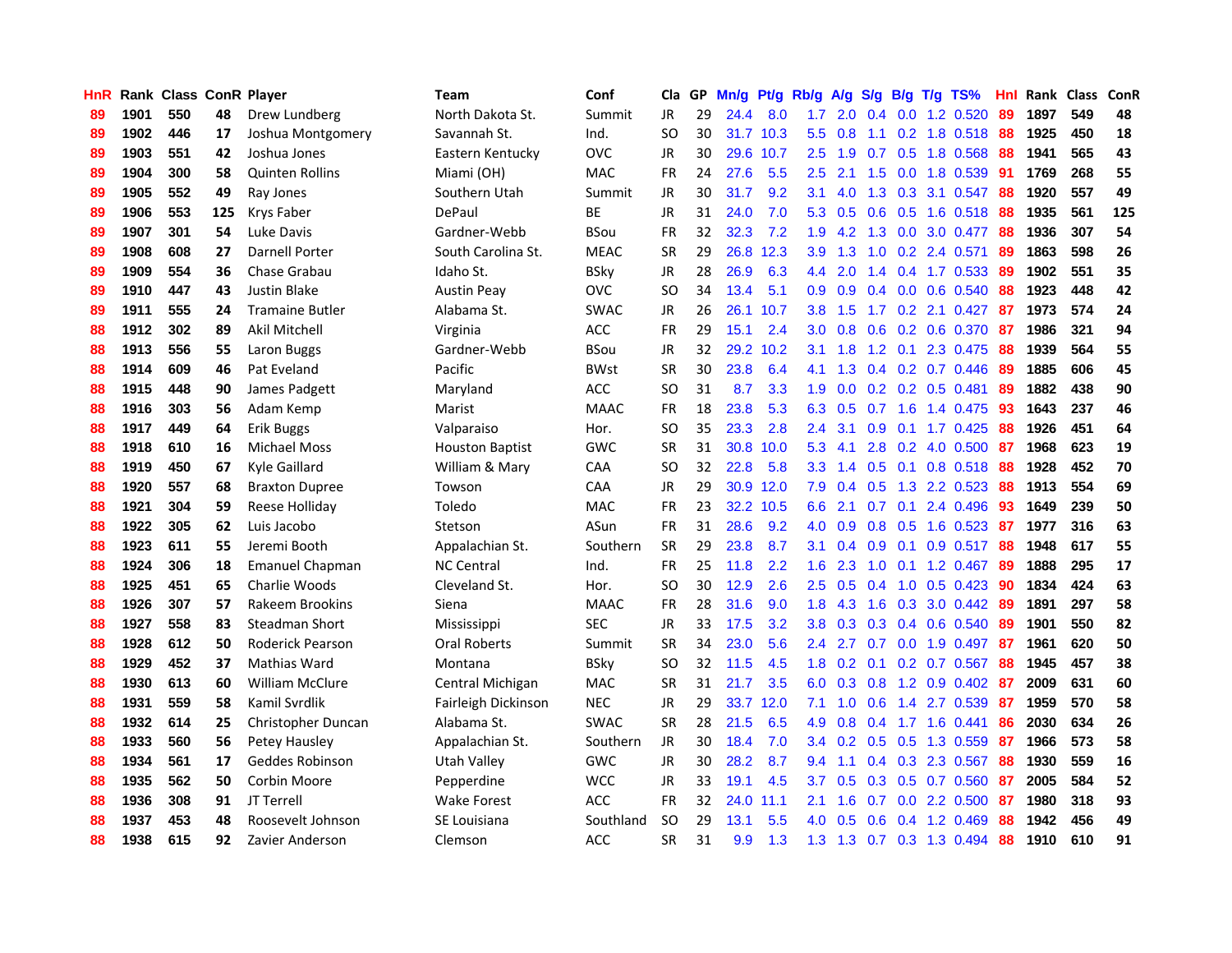| HnR | Rank | Class | ConR | Player | Team | Conf | Cla | GP | Mn/g | Pt/g | Rb/g | A/g | S/g | B/g | T/g | TS% | HnI | Rank | Class | ConR |
|---|---|---|---|---|---|---|---|---|---|---|---|---|---|---|---|---|---|---|---|---|
| 89 | 1901 | 550 | 48 | Drew Lundberg | North Dakota St. | Summit | JR | 29 | 24.4 | 8.0 | 1.7 | 2.0 | 0.4 | 0.0 | 1.2 | 0.520 | 89 | 1897 | 549 | 48 |
| 89 | 1902 | 446 | 17 | Joshua Montgomery | Savannah St. | Ind. | SO | 30 | 31.7 | 10.3 | 5.5 | 0.8 | 1.1 | 0.2 | 1.8 | 0.518 | 88 | 1925 | 450 | 18 |
| 89 | 1903 | 551 | 42 | Joshua Jones | Eastern Kentucky | OVC | JR | 30 | 29.6 | 10.7 | 2.5 | 1.9 | 0.7 | 0.5 | 1.8 | 0.568 | 88 | 1941 | 565 | 43 |
| 89 | 1904 | 300 | 58 | Quinten Rollins | Miami (OH) | MAC | FR | 24 | 27.6 | 5.5 | 2.5 | 2.1 | 1.5 | 0.0 | 1.8 | 0.539 | 91 | 1769 | 268 | 55 |
| 89 | 1905 | 552 | 49 | Ray Jones | Southern Utah | Summit | JR | 30 | 31.7 | 9.2 | 3.1 | 4.0 | 1.3 | 0.3 | 3.1 | 0.547 | 88 | 1920 | 557 | 49 |
| 89 | 1906 | 553 | 125 | Krys Faber | DePaul | BE | JR | 31 | 24.0 | 7.0 | 5.3 | 0.5 | 0.6 | 0.5 | 1.6 | 0.518 | 88 | 1935 | 561 | 125 |
| 89 | 1907 | 301 | 54 | Luke Davis | Gardner-Webb | BSou | FR | 32 | 32.3 | 7.2 | 1.9 | 4.2 | 1.3 | 0.0 | 3.0 | 0.477 | 88 | 1936 | 307 | 54 |
| 89 | 1908 | 608 | 27 | Darnell Porter | South Carolina St. | MEAC | SR | 29 | 26.8 | 12.3 | 3.9 | 1.3 | 1.0 | 0.2 | 2.4 | 0.571 | 89 | 1863 | 598 | 26 |
| 89 | 1909 | 554 | 36 | Chase Grabau | Idaho St. | BSky | JR | 28 | 26.9 | 6.3 | 4.4 | 2.0 | 1.4 | 0.4 | 1.7 | 0.533 | 89 | 1902 | 551 | 35 |
| 89 | 1910 | 447 | 43 | Justin Blake | Austin Peay | OVC | SO | 34 | 13.4 | 5.1 | 0.9 | 0.9 | 0.4 | 0.0 | 0.6 | 0.540 | 88 | 1923 | 448 | 42 |
| 89 | 1911 | 555 | 24 | Tramaine Butler | Alabama St. | SWAC | JR | 26 | 26.1 | 10.7 | 3.8 | 1.5 | 1.7 | 0.2 | 2.1 | 0.427 | 87 | 1973 | 574 | 24 |
| 88 | 1912 | 302 | 89 | Akil Mitchell | Virginia | ACC | FR | 29 | 15.1 | 2.4 | 3.0 | 0.8 | 0.6 | 0.2 | 0.6 | 0.370 | 87 | 1986 | 321 | 94 |
| 88 | 1913 | 556 | 55 | Laron Buggs | Gardner-Webb | BSou | JR | 32 | 29.2 | 10.2 | 3.1 | 1.8 | 1.2 | 0.1 | 2.3 | 0.475 | 88 | 1939 | 564 | 55 |
| 88 | 1914 | 609 | 46 | Pat Eveland | Pacific | BWst | SR | 30 | 23.8 | 6.4 | 4.1 | 1.3 | 0.4 | 0.2 | 0.7 | 0.446 | 89 | 1885 | 606 | 45 |
| 88 | 1915 | 448 | 90 | James Padgett | Maryland | ACC | SO | 31 | 8.7 | 3.3 | 1.9 | 0.0 | 0.2 | 0.2 | 0.5 | 0.481 | 89 | 1882 | 438 | 90 |
| 88 | 1916 | 303 | 56 | Adam Kemp | Marist | MAAC | FR | 18 | 23.8 | 5.3 | 6.3 | 0.5 | 0.7 | 1.6 | 1.4 | 0.475 | 93 | 1643 | 237 | 46 |
| 88 | 1917 | 449 | 64 | Erik Buggs | Valparaiso | Hor. | SO | 35 | 23.3 | 2.8 | 2.4 | 3.1 | 0.9 | 0.1 | 1.7 | 0.425 | 88 | 1926 | 451 | 64 |
| 88 | 1918 | 610 | 16 | Michael Moss | Houston Baptist | GWC | SR | 31 | 30.8 | 10.0 | 5.3 | 4.1 | 2.8 | 0.2 | 4.0 | 0.500 | 87 | 1968 | 623 | 19 |
| 88 | 1919 | 450 | 67 | Kyle Gaillard | William & Mary | CAA | SO | 32 | 22.8 | 5.8 | 3.3 | 1.4 | 0.5 | 0.1 | 0.8 | 0.518 | 88 | 1928 | 452 | 70 |
| 88 | 1920 | 557 | 68 | Braxton Dupree | Towson | CAA | JR | 29 | 30.9 | 12.0 | 7.9 | 0.4 | 0.5 | 1.3 | 2.2 | 0.523 | 88 | 1913 | 554 | 69 |
| 88 | 1921 | 304 | 59 | Reese Holliday | Toledo | MAC | FR | 23 | 32.2 | 10.5 | 6.6 | 2.1 | 0.7 | 0.1 | 2.4 | 0.496 | 93 | 1649 | 239 | 50 |
| 88 | 1922 | 305 | 62 | Luis Jacobo | Stetson | ASun | FR | 31 | 28.6 | 9.2 | 4.0 | 0.9 | 0.8 | 0.5 | 1.6 | 0.523 | 87 | 1977 | 316 | 63 |
| 88 | 1923 | 611 | 55 | Jeremi Booth | Appalachian St. | Southern | SR | 29 | 23.8 | 8.7 | 3.1 | 0.4 | 0.9 | 0.1 | 0.9 | 0.517 | 88 | 1948 | 617 | 55 |
| 88 | 1924 | 306 | 18 | Emanuel Chapman | NC Central | Ind. | FR | 25 | 11.8 | 2.2 | 1.6 | 2.3 | 1.0 | 0.1 | 1.2 | 0.467 | 89 | 1888 | 295 | 17 |
| 88 | 1925 | 451 | 65 | Charlie Woods | Cleveland St. | Hor. | SO | 30 | 12.9 | 2.6 | 2.5 | 0.5 | 0.4 | 1.0 | 0.5 | 0.423 | 90 | 1834 | 424 | 63 |
| 88 | 1926 | 307 | 57 | Rakeem Brookins | Siena | MAAC | FR | 28 | 31.6 | 9.0 | 1.8 | 4.3 | 1.6 | 0.3 | 3.0 | 0.442 | 89 | 1891 | 297 | 58 |
| 88 | 1927 | 558 | 83 | Steadman Short | Mississippi | SEC | JR | 33 | 17.5 | 3.2 | 3.8 | 0.3 | 0.3 | 0.4 | 0.6 | 0.540 | 89 | 1901 | 550 | 82 |
| 88 | 1928 | 612 | 50 | Roderick Pearson | Oral Roberts | Summit | SR | 34 | 23.0 | 5.6 | 2.4 | 2.7 | 0.7 | 0.0 | 1.9 | 0.497 | 87 | 1961 | 620 | 50 |
| 88 | 1929 | 452 | 37 | Mathias Ward | Montana | BSky | SO | 32 | 11.5 | 4.5 | 1.8 | 0.2 | 0.1 | 0.2 | 0.7 | 0.567 | 88 | 1945 | 457 | 38 |
| 88 | 1930 | 613 | 60 | William McClure | Central Michigan | MAC | SR | 31 | 21.7 | 3.5 | 6.0 | 0.3 | 0.8 | 1.2 | 0.9 | 0.402 | 87 | 2009 | 631 | 60 |
| 88 | 1931 | 559 | 58 | Kamil Svrdlik | Fairleigh Dickinson | NEC | JR | 29 | 33.7 | 12.0 | 7.1 | 1.0 | 0.6 | 1.4 | 2.7 | 0.539 | 87 | 1959 | 570 | 58 |
| 88 | 1932 | 614 | 25 | Christopher Duncan | Alabama St. | SWAC | SR | 28 | 21.5 | 6.5 | 4.9 | 0.8 | 0.4 | 1.7 | 1.6 | 0.441 | 86 | 2030 | 634 | 26 |
| 88 | 1933 | 560 | 56 | Petey Hausley | Appalachian St. | Southern | JR | 30 | 18.4 | 7.0 | 3.4 | 0.2 | 0.5 | 0.5 | 1.3 | 0.559 | 87 | 1966 | 573 | 58 |
| 88 | 1934 | 561 | 17 | Geddes Robinson | Utah Valley | GWC | JR | 30 | 28.2 | 8.7 | 9.4 | 1.1 | 0.4 | 0.3 | 2.3 | 0.567 | 88 | 1930 | 559 | 16 |
| 88 | 1935 | 562 | 50 | Corbin Moore | Pepperdine | WCC | JR | 33 | 19.1 | 4.5 | 3.7 | 0.5 | 0.3 | 0.5 | 0.7 | 0.560 | 87 | 2005 | 584 | 52 |
| 88 | 1936 | 308 | 91 | JT Terrell | Wake Forest | ACC | FR | 32 | 24.0 | 11.1 | 2.1 | 1.6 | 0.7 | 0.0 | 2.2 | 0.500 | 87 | 1980 | 318 | 93 |
| 88 | 1937 | 453 | 48 | Roosevelt Johnson | SE Louisiana | Southland | SO | 29 | 13.1 | 5.5 | 4.0 | 0.5 | 0.6 | 0.4 | 1.2 | 0.469 | 88 | 1942 | 456 | 49 |
| 88 | 1938 | 615 | 92 | Zavier Anderson | Clemson | ACC | SR | 31 | 9.9 | 1.3 | 1.3 | 1.3 | 0.7 | 0.3 | 1.3 | 0.494 | 88 | 1910 | 610 | 91 |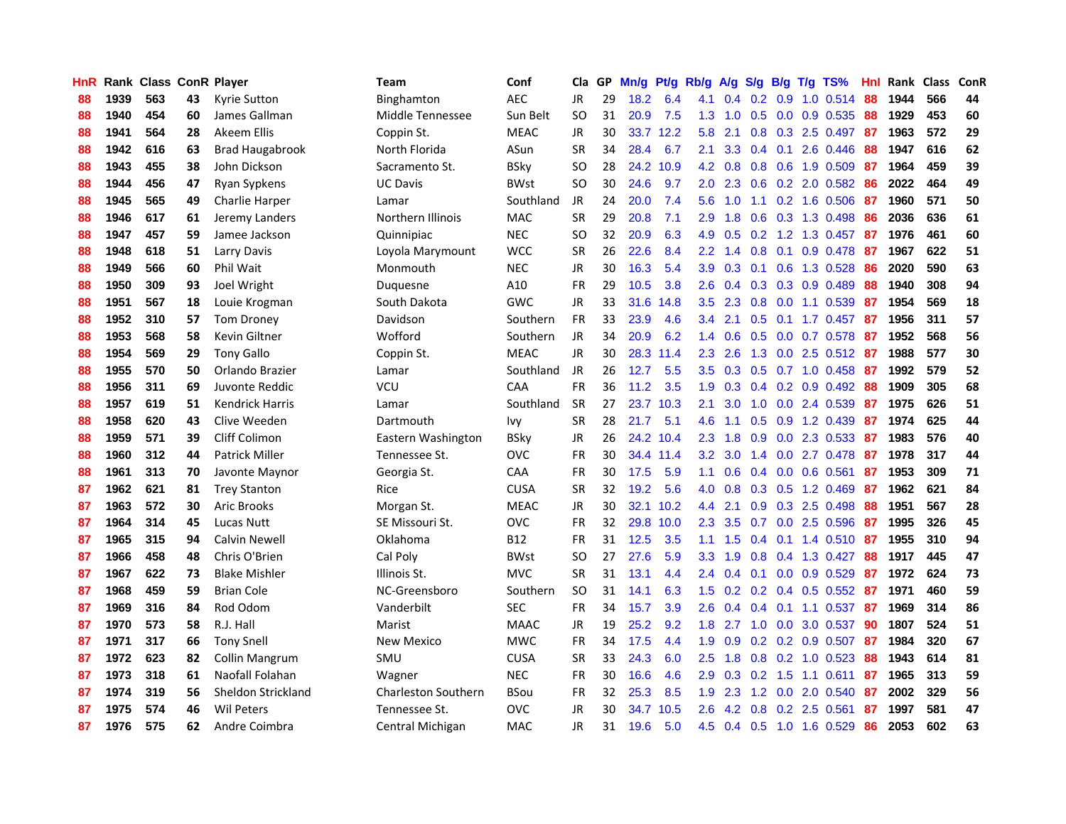| HnR | Rank | Class | ConR | Player | Team | Conf | Cla | GP | Mn/g | Pt/g | Rb/g | A/g | S/g | B/g | T/g | TS% | HnI | Rank | Class | ConR |
|---|---|---|---|---|---|---|---|---|---|---|---|---|---|---|---|---|---|---|---|---|
| 88 | 1939 | 563 | 43 | Kyrie Sutton | Binghamton | AEC | JR | 29 | 18.2 | 6.4 | 4.1 | 0.4 | 0.2 | 0.9 | 1.0 | 0.514 | 88 | 1944 | 566 | 44 |
| 88 | 1940 | 454 | 60 | James Gallman | Middle Tennessee | Sun Belt | SO | 31 | 20.9 | 7.5 | 1.3 | 1.0 | 0.5 | 0.0 | 0.9 | 0.535 | 88 | 1929 | 453 | 60 |
| 88 | 1941 | 564 | 28 | Akeem Ellis | Coppin St. | MEAC | JR | 30 | 33.7 | 12.2 | 5.8 | 2.1 | 0.8 | 0.3 | 2.5 | 0.497 | 87 | 1963 | 572 | 29 |
| 88 | 1942 | 616 | 63 | Brad Haugabrook | North Florida | ASun | SR | 34 | 28.4 | 6.7 | 2.1 | 3.3 | 0.4 | 0.1 | 2.6 | 0.446 | 88 | 1947 | 616 | 62 |
| 88 | 1943 | 455 | 38 | John Dickson | Sacramento St. | BSky | SO | 28 | 24.2 | 10.9 | 4.2 | 0.8 | 0.8 | 0.6 | 1.9 | 0.509 | 87 | 1964 | 459 | 39 |
| 88 | 1944 | 456 | 47 | Ryan Sypkens | UC Davis | BWst | SO | 30 | 24.6 | 9.7 | 2.0 | 2.3 | 0.6 | 0.2 | 2.0 | 0.582 | 86 | 2022 | 464 | 49 |
| 88 | 1945 | 565 | 49 | Charlie Harper | Lamar | Southland | JR | 24 | 20.0 | 7.4 | 5.6 | 1.0 | 1.1 | 0.2 | 1.6 | 0.506 | 87 | 1960 | 571 | 50 |
| 88 | 1946 | 617 | 61 | Jeremy Landers | Northern Illinois | MAC | SR | 29 | 20.8 | 7.1 | 2.9 | 1.8 | 0.6 | 0.3 | 1.3 | 0.498 | 86 | 2036 | 636 | 61 |
| 88 | 1947 | 457 | 59 | Jamee Jackson | Quinnipiac | NEC | SO | 32 | 20.9 | 6.3 | 4.9 | 0.5 | 0.2 | 1.2 | 1.3 | 0.457 | 87 | 1976 | 461 | 60 |
| 88 | 1948 | 618 | 51 | Larry Davis | Loyola Marymount | WCC | SR | 26 | 22.6 | 8.4 | 2.2 | 1.4 | 0.8 | 0.1 | 0.9 | 0.478 | 87 | 1967 | 622 | 51 |
| 88 | 1949 | 566 | 60 | Phil Wait | Monmouth | NEC | JR | 30 | 16.3 | 5.4 | 3.9 | 0.3 | 0.1 | 0.6 | 1.3 | 0.528 | 86 | 2020 | 590 | 63 |
| 88 | 1950 | 309 | 93 | Joel Wright | Duquesne | A10 | FR | 29 | 10.5 | 3.8 | 2.6 | 0.4 | 0.3 | 0.3 | 0.9 | 0.489 | 88 | 1940 | 308 | 94 |
| 88 | 1951 | 567 | 18 | Louie Krogman | South Dakota | GWC | JR | 33 | 31.6 | 14.8 | 3.5 | 2.3 | 0.8 | 0.0 | 1.1 | 0.539 | 87 | 1954 | 569 | 18 |
| 88 | 1952 | 310 | 57 | Tom Droney | Davidson | Southern | FR | 33 | 23.9 | 4.6 | 3.4 | 2.1 | 0.5 | 0.1 | 1.7 | 0.457 | 87 | 1956 | 311 | 57 |
| 88 | 1953 | 568 | 58 | Kevin Giltner | Wofford | Southern | JR | 34 | 20.9 | 6.2 | 1.4 | 0.6 | 0.5 | 0.0 | 0.7 | 0.578 | 87 | 1952 | 568 | 56 |
| 88 | 1954 | 569 | 29 | Tony Gallo | Coppin St. | MEAC | JR | 30 | 28.3 | 11.4 | 2.3 | 2.6 | 1.3 | 0.0 | 2.5 | 0.512 | 87 | 1988 | 577 | 30 |
| 88 | 1955 | 570 | 50 | Orlando Brazier | Lamar | Southland | JR | 26 | 12.7 | 5.5 | 3.5 | 0.3 | 0.5 | 0.7 | 1.0 | 0.458 | 87 | 1992 | 579 | 52 |
| 88 | 1956 | 311 | 69 | Juvonte Reddic | VCU | CAA | FR | 36 | 11.2 | 3.5 | 1.9 | 0.3 | 0.4 | 0.2 | 0.9 | 0.492 | 88 | 1909 | 305 | 68 |
| 88 | 1957 | 619 | 51 | Kendrick Harris | Lamar | Southland | SR | 27 | 23.7 | 10.3 | 2.1 | 3.0 | 1.0 | 0.0 | 2.4 | 0.539 | 87 | 1975 | 626 | 51 |
| 88 | 1958 | 620 | 43 | Clive Weeden | Dartmouth | Ivy | SR | 28 | 21.7 | 5.1 | 4.6 | 1.1 | 0.5 | 0.9 | 1.2 | 0.439 | 87 | 1974 | 625 | 44 |
| 88 | 1959 | 571 | 39 | Cliff Colimon | Eastern Washington | BSky | JR | 26 | 24.2 | 10.4 | 2.3 | 1.8 | 0.9 | 0.0 | 2.3 | 0.533 | 87 | 1983 | 576 | 40 |
| 88 | 1960 | 312 | 44 | Patrick Miller | Tennessee St. | OVC | FR | 30 | 34.4 | 11.4 | 3.2 | 3.0 | 1.4 | 0.0 | 2.7 | 0.478 | 87 | 1978 | 317 | 44 |
| 88 | 1961 | 313 | 70 | Javonte Maynor | Georgia St. | CAA | FR | 30 | 17.5 | 5.9 | 1.1 | 0.6 | 0.4 | 0.0 | 0.6 | 0.561 | 87 | 1953 | 309 | 71 |
| 87 | 1962 | 621 | 81 | Trey Stanton | Rice | CUSA | SR | 32 | 19.2 | 5.6 | 4.0 | 0.8 | 0.3 | 0.5 | 1.2 | 0.469 | 87 | 1962 | 621 | 84 |
| 87 | 1963 | 572 | 30 | Aric Brooks | Morgan St. | MEAC | JR | 30 | 32.1 | 10.2 | 4.4 | 2.1 | 0.9 | 0.3 | 2.5 | 0.498 | 88 | 1951 | 567 | 28 |
| 87 | 1964 | 314 | 45 | Lucas Nutt | SE Missouri St. | OVC | FR | 32 | 29.8 | 10.0 | 2.3 | 3.5 | 0.7 | 0.0 | 2.5 | 0.596 | 87 | 1995 | 326 | 45 |
| 87 | 1965 | 315 | 94 | Calvin Newell | Oklahoma | B12 | FR | 31 | 12.5 | 3.5 | 1.1 | 1.5 | 0.4 | 0.1 | 1.4 | 0.510 | 87 | 1955 | 310 | 94 |
| 87 | 1966 | 458 | 48 | Chris O'Brien | Cal Poly | BWst | SO | 27 | 27.6 | 5.9 | 3.3 | 1.9 | 0.8 | 0.4 | 1.3 | 0.427 | 88 | 1917 | 445 | 47 |
| 87 | 1967 | 622 | 73 | Blake Mishler | Illinois St. | MVC | SR | 31 | 13.1 | 4.4 | 2.4 | 0.4 | 0.1 | 0.0 | 0.9 | 0.529 | 87 | 1972 | 624 | 73 |
| 87 | 1968 | 459 | 59 | Brian Cole | NC-Greensboro | Southern | SO | 31 | 14.1 | 6.3 | 1.5 | 0.2 | 0.2 | 0.4 | 0.5 | 0.552 | 87 | 1971 | 460 | 59 |
| 87 | 1969 | 316 | 84 | Rod Odom | Vanderbilt | SEC | FR | 34 | 15.7 | 3.9 | 2.6 | 0.4 | 0.4 | 0.1 | 1.1 | 0.537 | 87 | 1969 | 314 | 86 |
| 87 | 1970 | 573 | 58 | R.J. Hall | Marist | MAAC | JR | 19 | 25.2 | 9.2 | 1.8 | 2.7 | 1.0 | 0.0 | 3.0 | 0.537 | 90 | 1807 | 524 | 51 |
| 87 | 1971 | 317 | 66 | Tony Snell | New Mexico | MWC | FR | 34 | 17.5 | 4.4 | 1.9 | 0.9 | 0.2 | 0.2 | 0.9 | 0.507 | 87 | 1984 | 320 | 67 |
| 87 | 1972 | 623 | 82 | Collin Mangrum | SMU | CUSA | SR | 33 | 24.3 | 6.0 | 2.5 | 1.8 | 0.8 | 0.2 | 1.0 | 0.523 | 88 | 1943 | 614 | 81 |
| 87 | 1973 | 318 | 61 | Naofall Folahan | Wagner | NEC | FR | 30 | 16.6 | 4.6 | 2.9 | 0.3 | 0.2 | 1.5 | 1.1 | 0.611 | 87 | 1965 | 313 | 59 |
| 87 | 1974 | 319 | 56 | Sheldon Strickland | Charleston Southern | BSou | FR | 32 | 25.3 | 8.5 | 1.9 | 2.3 | 1.2 | 0.0 | 2.0 | 0.540 | 87 | 2002 | 329 | 56 |
| 87 | 1975 | 574 | 46 | Wil Peters | Tennessee St. | OVC | JR | 30 | 34.7 | 10.5 | 2.6 | 4.2 | 0.8 | 0.2 | 2.5 | 0.561 | 87 | 1997 | 581 | 47 |
| 87 | 1976 | 575 | 62 | Andre Coimbra | Central Michigan | MAC | JR | 31 | 19.6 | 5.0 | 4.5 | 0.4 | 0.5 | 1.0 | 1.6 | 0.529 | 86 | 2053 | 602 | 63 |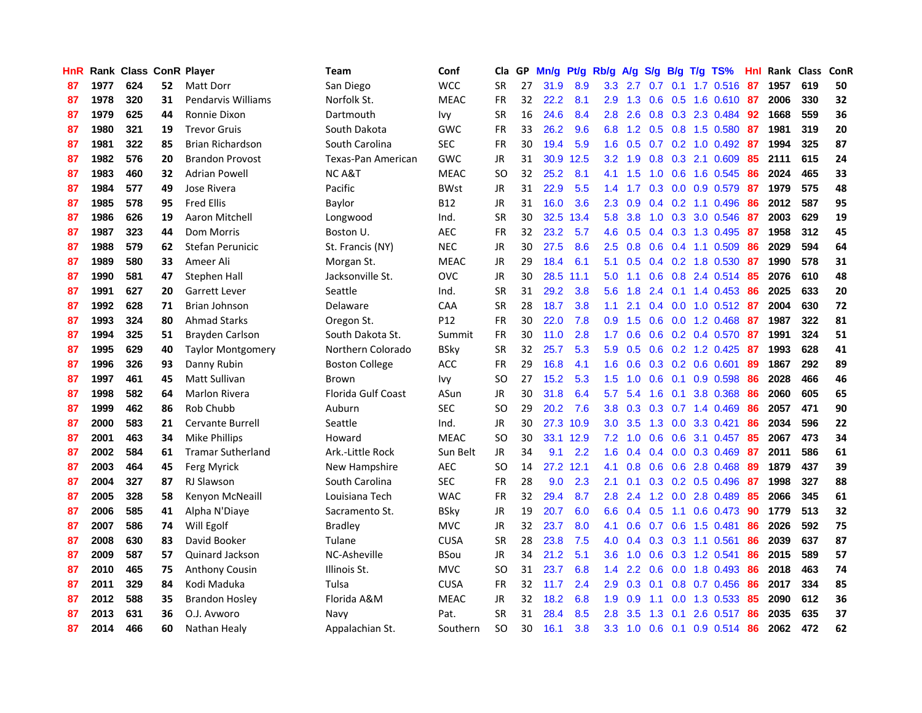| HnR | Rank | Class | ConR | Player | Team | Conf | Cla | GP | Mn/g | Pt/g | Rb/g | A/g | S/g | B/g | T/g | TS% | HnI | Rank | Class | ConR |
|---|---|---|---|---|---|---|---|---|---|---|---|---|---|---|---|---|---|---|---|---|
| 87 | 1977 | 624 | 52 | Matt Dorr | San Diego | WCC | SR | 27 | 31.9 | 8.9 | 3.3 | 2.7 | 0.7 | 0.1 | 1.7 | 0.516 | 87 | 1957 | 619 | 50 |
| 87 | 1978 | 320 | 31 | Pendarvis Williams | Norfolk St. | MEAC | FR | 32 | 22.2 | 8.1 | 2.9 | 1.3 | 0.6 | 0.5 | 1.6 | 0.610 | 87 | 2006 | 330 | 32 |
| 87 | 1979 | 625 | 44 | Ronnie Dixon | Dartmouth | Ivy | SR | 16 | 24.6 | 8.4 | 2.8 | 2.6 | 0.8 | 0.3 | 2.3 | 0.484 | 92 | 1668 | 559 | 36 |
| 87 | 1980 | 321 | 19 | Trevor Gruis | South Dakota | GWC | FR | 33 | 26.2 | 9.6 | 6.8 | 1.2 | 0.5 | 0.8 | 1.5 | 0.580 | 87 | 1981 | 319 | 20 |
| 87 | 1981 | 322 | 85 | Brian Richardson | South Carolina | SEC | FR | 30 | 19.4 | 5.9 | 1.6 | 0.5 | 0.7 | 0.2 | 1.0 | 0.492 | 87 | 1994 | 325 | 87 |
| 87 | 1982 | 576 | 20 | Brandon Provost | Texas-Pan American | GWC | JR | 31 | 30.9 | 12.5 | 3.2 | 1.9 | 0.8 | 0.3 | 2.1 | 0.609 | 85 | 2111 | 615 | 24 |
| 87 | 1983 | 460 | 32 | Adrian Powell | NC A&T | MEAC | SO | 32 | 25.2 | 8.1 | 4.1 | 1.5 | 1.0 | 0.6 | 1.6 | 0.545 | 86 | 2024 | 465 | 33 |
| 87 | 1984 | 577 | 49 | Jose Rivera | Pacific | BWst | JR | 31 | 22.9 | 5.5 | 1.4 | 1.7 | 0.3 | 0.0 | 0.9 | 0.579 | 87 | 1979 | 575 | 48 |
| 87 | 1985 | 578 | 95 | Fred Ellis | Baylor | B12 | JR | 31 | 16.0 | 3.6 | 2.3 | 0.9 | 0.4 | 0.2 | 1.1 | 0.496 | 86 | 2012 | 587 | 95 |
| 87 | 1986 | 626 | 19 | Aaron Mitchell | Longwood | Ind. | SR | 30 | 32.5 | 13.4 | 5.8 | 3.8 | 1.0 | 0.3 | 3.0 | 0.546 | 87 | 2003 | 629 | 19 |
| 87 | 1987 | 323 | 44 | Dom Morris | Boston U. | AEC | FR | 32 | 23.2 | 5.7 | 4.6 | 0.5 | 0.4 | 0.3 | 1.3 | 0.495 | 87 | 1958 | 312 | 45 |
| 87 | 1988 | 579 | 62 | Stefan Perunicic | St. Francis (NY) | NEC | JR | 30 | 27.5 | 8.6 | 2.5 | 0.8 | 0.6 | 0.4 | 1.1 | 0.509 | 86 | 2029 | 594 | 64 |
| 87 | 1989 | 580 | 33 | Ameer Ali | Morgan St. | MEAC | JR | 29 | 18.4 | 6.1 | 5.1 | 0.5 | 0.4 | 0.2 | 1.8 | 0.530 | 87 | 1990 | 578 | 31 |
| 87 | 1990 | 581 | 47 | Stephen Hall | Jacksonville St. | OVC | JR | 30 | 28.5 | 11.1 | 5.0 | 1.1 | 0.6 | 0.8 | 2.4 | 0.514 | 85 | 2076 | 610 | 48 |
| 87 | 1991 | 627 | 20 | Garrett Lever | Seattle | Ind. | SR | 31 | 29.2 | 3.8 | 5.6 | 1.8 | 2.4 | 0.1 | 1.4 | 0.453 | 86 | 2025 | 633 | 20 |
| 87 | 1992 | 628 | 71 | Brian Johnson | Delaware | CAA | SR | 28 | 18.7 | 3.8 | 1.1 | 2.1 | 0.4 | 0.0 | 1.0 | 0.512 | 87 | 2004 | 630 | 72 |
| 87 | 1993 | 324 | 80 | Ahmad Starks | Oregon St. | P12 | FR | 30 | 22.0 | 7.8 | 0.9 | 1.5 | 0.6 | 0.0 | 1.2 | 0.468 | 87 | 1987 | 322 | 81 |
| 87 | 1994 | 325 | 51 | Brayden Carlson | South Dakota St. | Summit | FR | 30 | 11.0 | 2.8 | 1.7 | 0.6 | 0.6 | 0.2 | 0.4 | 0.570 | 87 | 1991 | 324 | 51 |
| 87 | 1995 | 629 | 40 | Taylor Montgomery | Northern Colorado | BSky | SR | 32 | 25.7 | 5.3 | 5.9 | 0.5 | 0.6 | 0.2 | 1.2 | 0.425 | 87 | 1993 | 628 | 41 |
| 87 | 1996 | 326 | 93 | Danny Rubin | Boston College | ACC | FR | 29 | 16.8 | 4.1 | 1.6 | 0.6 | 0.3 | 0.2 | 0.6 | 0.601 | 89 | 1867 | 292 | 89 |
| 87 | 1997 | 461 | 45 | Matt Sullivan | Brown | Ivy | SO | 27 | 15.2 | 5.3 | 1.5 | 1.0 | 0.6 | 0.1 | 0.9 | 0.598 | 86 | 2028 | 466 | 46 |
| 87 | 1998 | 582 | 64 | Marlon Rivera | Florida Gulf Coast | ASun | JR | 30 | 31.8 | 6.4 | 5.7 | 5.4 | 1.6 | 0.1 | 3.8 | 0.368 | 86 | 2060 | 605 | 65 |
| 87 | 1999 | 462 | 86 | Rob Chubb | Auburn | SEC | SO | 29 | 20.2 | 7.6 | 3.8 | 0.3 | 0.3 | 0.7 | 1.4 | 0.469 | 86 | 2057 | 471 | 90 |
| 87 | 2000 | 583 | 21 | Cervante Burrell | Seattle | Ind. | JR | 30 | 27.3 | 10.9 | 3.0 | 3.5 | 1.3 | 0.0 | 3.3 | 0.421 | 86 | 2034 | 596 | 22 |
| 87 | 2001 | 463 | 34 | Mike Phillips | Howard | MEAC | SO | 30 | 33.1 | 12.9 | 7.2 | 1.0 | 0.6 | 0.6 | 3.1 | 0.457 | 85 | 2067 | 473 | 34 |
| 87 | 2002 | 584 | 61 | Tramar Sutherland | Ark.-Little Rock | Sun Belt | JR | 34 | 9.1 | 2.2 | 1.6 | 0.4 | 0.4 | 0.0 | 0.3 | 0.469 | 87 | 2011 | 586 | 61 |
| 87 | 2003 | 464 | 45 | Ferg Myrick | New Hampshire | AEC | SO | 14 | 27.2 | 12.1 | 4.1 | 0.8 | 0.6 | 0.6 | 2.8 | 0.468 | 89 | 1879 | 437 | 39 |
| 87 | 2004 | 327 | 87 | RJ Slawson | South Carolina | SEC | FR | 28 | 9.0 | 2.3 | 2.1 | 0.1 | 0.3 | 0.2 | 0.5 | 0.496 | 87 | 1998 | 327 | 88 |
| 87 | 2005 | 328 | 58 | Kenyon McNeaill | Louisiana Tech | WAC | FR | 32 | 29.4 | 8.7 | 2.8 | 2.4 | 1.2 | 0.0 | 2.8 | 0.489 | 85 | 2066 | 345 | 61 |
| 87 | 2006 | 585 | 41 | Alpha N'Diaye | Sacramento St. | BSky | JR | 19 | 20.7 | 6.0 | 6.6 | 0.4 | 0.5 | 1.1 | 0.6 | 0.473 | 90 | 1779 | 513 | 32 |
| 87 | 2007 | 586 | 74 | Will Egolf | Bradley | MVC | JR | 32 | 23.7 | 8.0 | 4.1 | 0.6 | 0.7 | 0.6 | 1.5 | 0.481 | 86 | 2026 | 592 | 75 |
| 87 | 2008 | 630 | 83 | David Booker | Tulane | CUSA | SR | 28 | 23.8 | 7.5 | 4.0 | 0.4 | 0.3 | 0.3 | 1.1 | 0.561 | 86 | 2039 | 637 | 87 |
| 87 | 2009 | 587 | 57 | Quinard Jackson | NC-Asheville | BSou | JR | 34 | 21.2 | 5.1 | 3.6 | 1.0 | 0.6 | 0.3 | 1.2 | 0.541 | 86 | 2015 | 589 | 57 |
| 87 | 2010 | 465 | 75 | Anthony Cousin | Illinois St. | MVC | SO | 31 | 23.7 | 6.8 | 1.4 | 2.2 | 0.6 | 0.0 | 1.8 | 0.493 | 86 | 2018 | 463 | 74 |
| 87 | 2011 | 329 | 84 | Kodi Maduka | Tulsa | CUSA | FR | 32 | 11.7 | 2.4 | 2.9 | 0.3 | 0.1 | 0.8 | 0.7 | 0.456 | 86 | 2017 | 334 | 85 |
| 87 | 2012 | 588 | 35 | Brandon Hosley | Florida A&M | MEAC | JR | 32 | 18.2 | 6.8 | 1.9 | 0.9 | 1.1 | 0.0 | 1.3 | 0.533 | 85 | 2090 | 612 | 36 |
| 87 | 2013 | 631 | 36 | O.J. Avworo | Navy | Pat. | SR | 31 | 28.4 | 8.5 | 2.8 | 3.5 | 1.3 | 0.1 | 2.6 | 0.517 | 86 | 2035 | 635 | 37 |
| 87 | 2014 | 466 | 60 | Nathan Healy | Appalachian St. | Southern | SO | 30 | 16.1 | 3.8 | 3.3 | 1.0 | 0.6 | 0.1 | 0.9 | 0.514 | 86 | 2062 | 472 | 62 |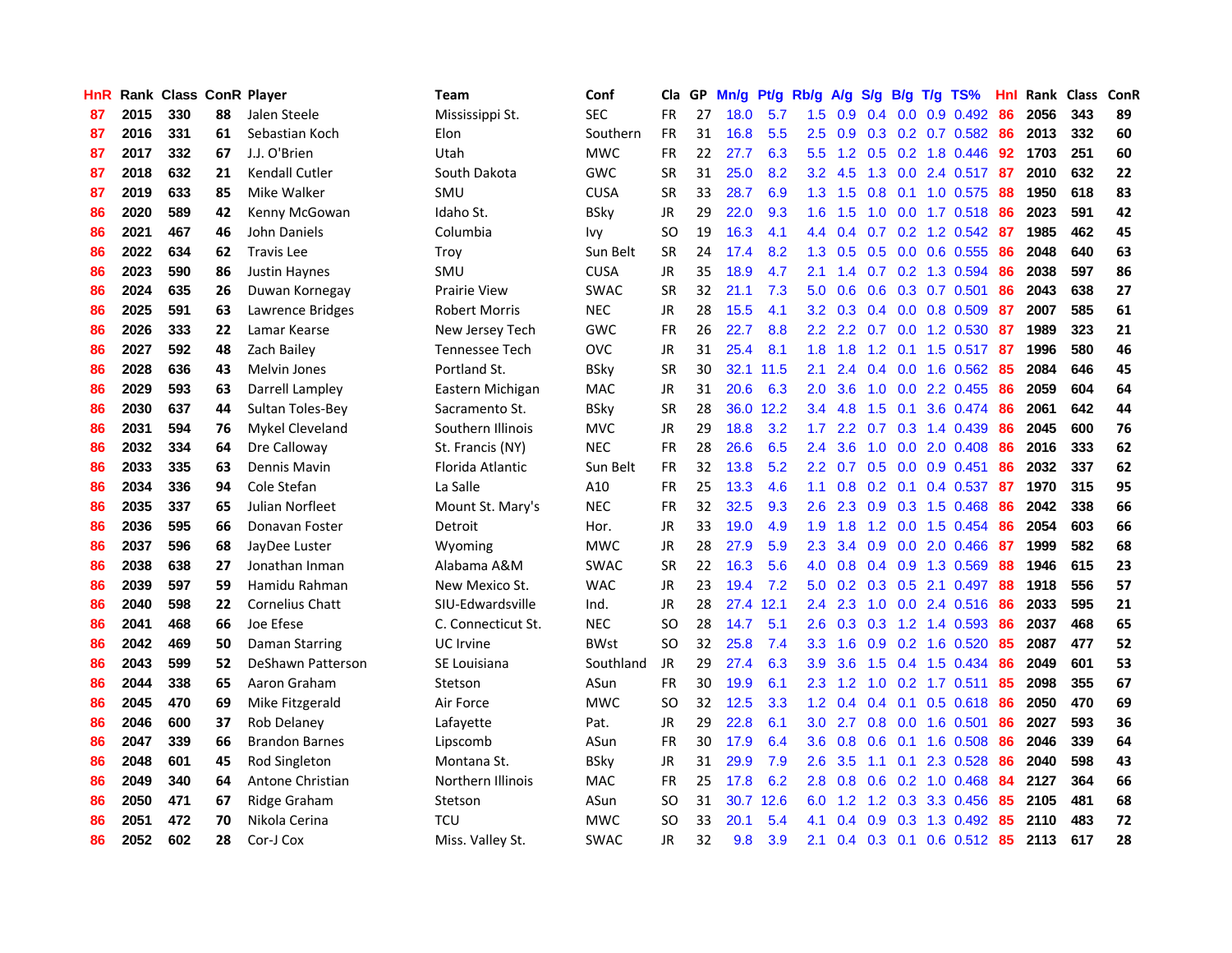| HnR | Rank | Class | ConR | Player | Team | Conf | Cla | GP | Mn/g | Pt/g | Rb/g | A/g | S/g | B/g | T/g | TS% | HnI | Rank | Class | ConR |
|---|---|---|---|---|---|---|---|---|---|---|---|---|---|---|---|---|---|---|---|---|
| 87 | 2015 | 330 | 88 | Jalen Steele | Mississippi St. | SEC | FR | 27 | 18.0 | 5.7 | 1.5 | 0.9 | 0.4 | 0.0 | 0.9 | 0.492 | 86 | 2056 | 343 | 89 |
| 87 | 2016 | 331 | 61 | Sebastian Koch | Elon | Southern | FR | 31 | 16.8 | 5.5 | 2.5 | 0.9 | 0.3 | 0.2 | 0.7 | 0.582 | 86 | 2013 | 332 | 60 |
| 87 | 2017 | 332 | 67 | J.J. O'Brien | Utah | MWC | FR | 22 | 27.7 | 6.3 | 5.5 | 1.2 | 0.5 | 0.2 | 1.8 | 0.446 | 92 | 1703 | 251 | 60 |
| 87 | 2018 | 632 | 21 | Kendall Cutler | South Dakota | GWC | SR | 31 | 25.0 | 8.2 | 3.2 | 4.5 | 1.3 | 0.0 | 2.4 | 0.517 | 87 | 2010 | 632 | 22 |
| 87 | 2019 | 633 | 85 | Mike Walker | SMU | CUSA | SR | 33 | 28.7 | 6.9 | 1.3 | 1.5 | 0.8 | 0.1 | 1.0 | 0.575 | 88 | 1950 | 618 | 83 |
| 86 | 2020 | 589 | 42 | Kenny McGowan | Idaho St. | BSky | JR | 29 | 22.0 | 9.3 | 1.6 | 1.5 | 1.0 | 0.0 | 1.7 | 0.518 | 86 | 2023 | 591 | 42 |
| 86 | 2021 | 467 | 46 | John Daniels | Columbia | Ivy | SO | 19 | 16.3 | 4.1 | 4.4 | 0.4 | 0.7 | 0.2 | 1.2 | 0.542 | 87 | 1985 | 462 | 45 |
| 86 | 2022 | 634 | 62 | Travis Lee | Troy | Sun Belt | SR | 24 | 17.4 | 8.2 | 1.3 | 0.5 | 0.5 | 0.0 | 0.6 | 0.555 | 86 | 2048 | 640 | 63 |
| 86 | 2023 | 590 | 86 | Justin Haynes | SMU | CUSA | JR | 35 | 18.9 | 4.7 | 2.1 | 1.4 | 0.7 | 0.2 | 1.3 | 0.594 | 86 | 2038 | 597 | 86 |
| 86 | 2024 | 635 | 26 | Duwan Kornegay | Prairie View | SWAC | SR | 32 | 21.1 | 7.3 | 5.0 | 0.6 | 0.6 | 0.3 | 0.7 | 0.501 | 86 | 2043 | 638 | 27 |
| 86 | 2025 | 591 | 63 | Lawrence Bridges | Robert Morris | NEC | JR | 28 | 15.5 | 4.1 | 3.2 | 0.3 | 0.4 | 0.0 | 0.8 | 0.509 | 87 | 2007 | 585 | 61 |
| 86 | 2026 | 333 | 22 | Lamar Kearse | New Jersey Tech | GWC | FR | 26 | 22.7 | 8.8 | 2.2 | 2.2 | 0.7 | 0.0 | 1.2 | 0.530 | 87 | 1989 | 323 | 21 |
| 86 | 2027 | 592 | 48 | Zach Bailey | Tennessee Tech | OVC | JR | 31 | 25.4 | 8.1 | 1.8 | 1.8 | 1.2 | 0.1 | 1.5 | 0.517 | 87 | 1996 | 580 | 46 |
| 86 | 2028 | 636 | 43 | Melvin Jones | Portland St. | BSky | SR | 30 | 32.1 | 11.5 | 2.1 | 2.4 | 0.4 | 0.0 | 1.6 | 0.562 | 85 | 2084 | 646 | 45 |
| 86 | 2029 | 593 | 63 | Darrell Lampley | Eastern Michigan | MAC | JR | 31 | 20.6 | 6.3 | 2.0 | 3.6 | 1.0 | 0.0 | 2.2 | 0.455 | 86 | 2059 | 604 | 64 |
| 86 | 2030 | 637 | 44 | Sultan Toles-Bey | Sacramento St. | BSky | SR | 28 | 36.0 | 12.2 | 3.4 | 4.8 | 1.5 | 0.1 | 3.6 | 0.474 | 86 | 2061 | 642 | 44 |
| 86 | 2031 | 594 | 76 | Mykel Cleveland | Southern Illinois | MVC | JR | 29 | 18.8 | 3.2 | 1.7 | 2.2 | 0.7 | 0.3 | 1.4 | 0.439 | 86 | 2045 | 600 | 76 |
| 86 | 2032 | 334 | 64 | Dre Calloway | St. Francis (NY) | NEC | FR | 28 | 26.6 | 6.5 | 2.4 | 3.6 | 1.0 | 0.0 | 2.0 | 0.408 | 86 | 2016 | 333 | 62 |
| 86 | 2033 | 335 | 63 | Dennis Mavin | Florida Atlantic | Sun Belt | FR | 32 | 13.8 | 5.2 | 2.2 | 0.7 | 0.5 | 0.0 | 0.9 | 0.451 | 86 | 2032 | 337 | 62 |
| 86 | 2034 | 336 | 94 | Cole Stefan | La Salle | A10 | FR | 25 | 13.3 | 4.6 | 1.1 | 0.8 | 0.2 | 0.1 | 0.4 | 0.537 | 87 | 1970 | 315 | 95 |
| 86 | 2035 | 337 | 65 | Julian Norfleet | Mount St. Mary's | NEC | FR | 32 | 32.5 | 9.3 | 2.6 | 2.3 | 0.9 | 0.3 | 1.5 | 0.468 | 86 | 2042 | 338 | 66 |
| 86 | 2036 | 595 | 66 | Donavan Foster | Detroit | Hor. | JR | 33 | 19.0 | 4.9 | 1.9 | 1.8 | 1.2 | 0.0 | 1.5 | 0.454 | 86 | 2054 | 603 | 66 |
| 86 | 2037 | 596 | 68 | JayDee Luster | Wyoming | MWC | JR | 28 | 27.9 | 5.9 | 2.3 | 3.4 | 0.9 | 0.0 | 2.0 | 0.466 | 87 | 1999 | 582 | 68 |
| 86 | 2038 | 638 | 27 | Jonathan Inman | Alabama A&M | SWAC | SR | 22 | 16.3 | 5.6 | 4.0 | 0.8 | 0.4 | 0.9 | 1.3 | 0.569 | 88 | 1946 | 615 | 23 |
| 86 | 2039 | 597 | 59 | Hamidu Rahman | New Mexico St. | WAC | JR | 23 | 19.4 | 7.2 | 5.0 | 0.2 | 0.3 | 0.5 | 2.1 | 0.497 | 88 | 1918 | 556 | 57 |
| 86 | 2040 | 598 | 22 | Cornelius Chatt | SIU-Edwardsville | Ind. | JR | 28 | 27.4 | 12.1 | 2.4 | 2.3 | 1.0 | 0.0 | 2.4 | 0.516 | 86 | 2033 | 595 | 21 |
| 86 | 2041 | 468 | 66 | Joe Efese | C. Connecticut St. | NEC | SO | 28 | 14.7 | 5.1 | 2.6 | 0.3 | 0.3 | 1.2 | 1.4 | 0.593 | 86 | 2037 | 468 | 65 |
| 86 | 2042 | 469 | 50 | Daman Starring | UC Irvine | BWst | SO | 32 | 25.8 | 7.4 | 3.3 | 1.6 | 0.9 | 0.2 | 1.6 | 0.520 | 85 | 2087 | 477 | 52 |
| 86 | 2043 | 599 | 52 | DeShawn Patterson | SE Louisiana | Southland | JR | 29 | 27.4 | 6.3 | 3.9 | 3.6 | 1.5 | 0.4 | 1.5 | 0.434 | 86 | 2049 | 601 | 53 |
| 86 | 2044 | 338 | 65 | Aaron Graham | Stetson | ASun | FR | 30 | 19.9 | 6.1 | 2.3 | 1.2 | 1.0 | 0.2 | 1.7 | 0.511 | 85 | 2098 | 355 | 67 |
| 86 | 2045 | 470 | 69 | Mike Fitzgerald | Air Force | MWC | SO | 32 | 12.5 | 3.3 | 1.2 | 0.4 | 0.4 | 0.1 | 0.5 | 0.618 | 86 | 2050 | 470 | 69 |
| 86 | 2046 | 600 | 37 | Rob Delaney | Lafayette | Pat. | JR | 29 | 22.8 | 6.1 | 3.0 | 2.7 | 0.8 | 0.0 | 1.6 | 0.501 | 86 | 2027 | 593 | 36 |
| 86 | 2047 | 339 | 66 | Brandon Barnes | Lipscomb | ASun | FR | 30 | 17.9 | 6.4 | 3.6 | 0.8 | 0.6 | 0.1 | 1.6 | 0.508 | 86 | 2046 | 339 | 64 |
| 86 | 2048 | 601 | 45 | Rod Singleton | Montana St. | BSky | JR | 31 | 29.9 | 7.9 | 2.6 | 3.5 | 1.1 | 0.1 | 2.3 | 0.528 | 86 | 2040 | 598 | 43 |
| 86 | 2049 | 340 | 64 | Antone Christian | Northern Illinois | MAC | FR | 25 | 17.8 | 6.2 | 2.8 | 0.8 | 0.6 | 0.2 | 1.0 | 0.468 | 84 | 2127 | 364 | 66 |
| 86 | 2050 | 471 | 67 | Ridge Graham | Stetson | ASun | SO | 31 | 30.7 | 12.6 | 6.0 | 1.2 | 1.2 | 0.3 | 3.3 | 0.456 | 85 | 2105 | 481 | 68 |
| 86 | 2051 | 472 | 70 | Nikola Cerina | TCU | MWC | SO | 33 | 20.1 | 5.4 | 4.1 | 0.4 | 0.9 | 0.3 | 1.3 | 0.492 | 85 | 2110 | 483 | 72 |
| 86 | 2052 | 602 | 28 | Cor-J Cox | Miss. Valley St. | SWAC | JR | 32 | 9.8 | 3.9 | 2.1 | 0.4 | 0.3 | 0.1 | 0.6 | 0.512 | 85 | 2113 | 617 | 28 |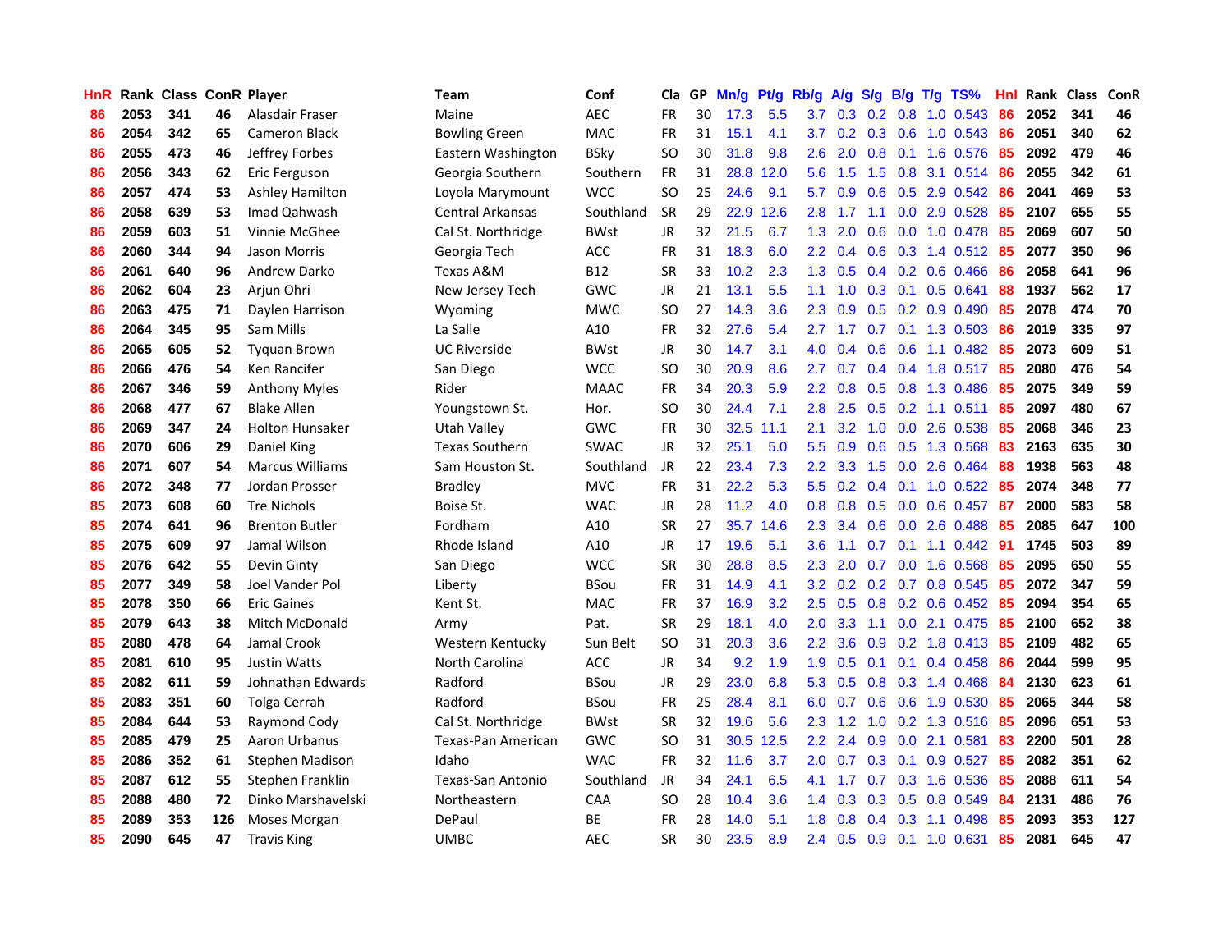| HnR | Rank | Class | ConR | Player | Team | Conf | Cla | GP | Mn/g | Pt/g | Rb/g | A/g | S/g | B/g | T/g | TS% | HnI | Rank | Class | ConR |
|---|---|---|---|---|---|---|---|---|---|---|---|---|---|---|---|---|---|---|---|---|
| 86 | 2053 | 341 | 46 | Alasdair Fraser | Maine | AEC | FR | 30 | 17.3 | 5.5 | 3.7 | 0.3 | 0.2 | 0.8 | 1.0 | 0.543 | 86 | 2052 | 341 | 46 |
| 86 | 2054 | 342 | 65 | Cameron Black | Bowling Green | MAC | FR | 31 | 15.1 | 4.1 | 3.7 | 0.2 | 0.3 | 0.6 | 1.0 | 0.543 | 86 | 2051 | 340 | 62 |
| 86 | 2055 | 473 | 46 | Jeffrey Forbes | Eastern Washington | BSky | SO | 30 | 31.8 | 9.8 | 2.6 | 2.0 | 0.8 | 0.1 | 1.6 | 0.576 | 85 | 2092 | 479 | 46 |
| 86 | 2056 | 343 | 62 | Eric Ferguson | Georgia Southern | Southern | FR | 31 | 28.8 | 12.0 | 5.6 | 1.5 | 1.5 | 0.8 | 3.1 | 0.514 | 86 | 2055 | 342 | 61 |
| 86 | 2057 | 474 | 53 | Ashley Hamilton | Loyola Marymount | WCC | SO | 25 | 24.6 | 9.1 | 5.7 | 0.9 | 0.6 | 0.5 | 2.9 | 0.542 | 86 | 2041 | 469 | 53 |
| 86 | 2058 | 639 | 53 | Imad Qahwash | Central Arkansas | Southland | SR | 29 | 22.9 | 12.6 | 2.8 | 1.7 | 1.1 | 0.0 | 2.9 | 0.528 | 85 | 2107 | 655 | 55 |
| 86 | 2059 | 603 | 51 | Vinnie McGhee | Cal St. Northridge | BWst | JR | 32 | 21.5 | 6.7 | 1.3 | 2.0 | 0.6 | 0.0 | 1.0 | 0.478 | 85 | 2069 | 607 | 50 |
| 86 | 2060 | 344 | 94 | Jason Morris | Georgia Tech | ACC | FR | 31 | 18.3 | 6.0 | 2.2 | 0.4 | 0.6 | 0.3 | 1.4 | 0.512 | 85 | 2077 | 350 | 96 |
| 86 | 2061 | 640 | 96 | Andrew Darko | Texas A&M | B12 | SR | 33 | 10.2 | 2.3 | 1.3 | 0.5 | 0.4 | 0.2 | 0.6 | 0.466 | 86 | 2058 | 641 | 96 |
| 86 | 2062 | 604 | 23 | Arjun Ohri | New Jersey Tech | GWC | JR | 21 | 13.1 | 5.5 | 1.1 | 1.0 | 0.3 | 0.1 | 0.5 | 0.641 | 88 | 1937 | 562 | 17 |
| 86 | 2063 | 475 | 71 | Daylen Harrison | Wyoming | MWC | SO | 27 | 14.3 | 3.6 | 2.3 | 0.9 | 0.5 | 0.2 | 0.9 | 0.490 | 85 | 2078 | 474 | 70 |
| 86 | 2064 | 345 | 95 | Sam Mills | La Salle | A10 | FR | 32 | 27.6 | 5.4 | 2.7 | 1.7 | 0.7 | 0.1 | 1.3 | 0.503 | 86 | 2019 | 335 | 97 |
| 86 | 2065 | 605 | 52 | Tyquan Brown | UC Riverside | BWst | JR | 30 | 14.7 | 3.1 | 4.0 | 0.4 | 0.6 | 0.6 | 1.1 | 0.482 | 85 | 2073 | 609 | 51 |
| 86 | 2066 | 476 | 54 | Ken Rancifer | San Diego | WCC | SO | 30 | 20.9 | 8.6 | 2.7 | 0.7 | 0.4 | 0.4 | 1.8 | 0.517 | 85 | 2080 | 476 | 54 |
| 86 | 2067 | 346 | 59 | Anthony Myles | Rider | MAAC | FR | 34 | 20.3 | 5.9 | 2.2 | 0.8 | 0.5 | 0.8 | 1.3 | 0.486 | 85 | 2075 | 349 | 59 |
| 86 | 2068 | 477 | 67 | Blake Allen | Youngstown St. | Hor. | SO | 30 | 24.4 | 7.1 | 2.8 | 2.5 | 0.5 | 0.2 | 1.1 | 0.511 | 85 | 2097 | 480 | 67 |
| 86 | 2069 | 347 | 24 | Holton Hunsaker | Utah Valley | GWC | FR | 30 | 32.5 | 11.1 | 2.1 | 3.2 | 1.0 | 0.0 | 2.6 | 0.538 | 85 | 2068 | 346 | 23 |
| 86 | 2070 | 606 | 29 | Daniel King | Texas Southern | SWAC | JR | 32 | 25.1 | 5.0 | 5.5 | 0.9 | 0.6 | 0.5 | 1.3 | 0.568 | 83 | 2163 | 635 | 30 |
| 86 | 2071 | 607 | 54 | Marcus Williams | Sam Houston St. | Southland | JR | 22 | 23.4 | 7.3 | 2.2 | 3.3 | 1.5 | 0.0 | 2.6 | 0.464 | 88 | 1938 | 563 | 48 |
| 86 | 2072 | 348 | 77 | Jordan Prosser | Bradley | MVC | FR | 31 | 22.2 | 5.3 | 5.5 | 0.2 | 0.4 | 0.1 | 1.0 | 0.522 | 85 | 2074 | 348 | 77 |
| 85 | 2073 | 608 | 60 | Tre Nichols | Boise St. | WAC | JR | 28 | 11.2 | 4.0 | 0.8 | 0.8 | 0.5 | 0.0 | 0.6 | 0.457 | 87 | 2000 | 583 | 58 |
| 85 | 2074 | 641 | 96 | Brenton Butler | Fordham | A10 | SR | 27 | 35.7 | 14.6 | 2.3 | 3.4 | 0.6 | 0.0 | 2.6 | 0.488 | 85 | 2085 | 647 | 100 |
| 85 | 2075 | 609 | 97 | Jamal Wilson | Rhode Island | A10 | JR | 17 | 19.6 | 5.1 | 3.6 | 1.1 | 0.7 | 0.1 | 1.1 | 0.442 | 91 | 1745 | 503 | 89 |
| 85 | 2076 | 642 | 55 | Devin Ginty | San Diego | WCC | SR | 30 | 28.8 | 8.5 | 2.3 | 2.0 | 0.7 | 0.0 | 1.6 | 0.568 | 85 | 2095 | 650 | 55 |
| 85 | 2077 | 349 | 58 | Joel Vander Pol | Liberty | BSou | FR | 31 | 14.9 | 4.1 | 3.2 | 0.2 | 0.2 | 0.7 | 0.8 | 0.545 | 85 | 2072 | 347 | 59 |
| 85 | 2078 | 350 | 66 | Eric Gaines | Kent St. | MAC | FR | 37 | 16.9 | 3.2 | 2.5 | 0.5 | 0.8 | 0.2 | 0.6 | 0.452 | 85 | 2094 | 354 | 65 |
| 85 | 2079 | 643 | 38 | Mitch McDonald | Army | Pat. | SR | 29 | 18.1 | 4.0 | 2.0 | 3.3 | 1.1 | 0.0 | 2.1 | 0.475 | 85 | 2100 | 652 | 38 |
| 85 | 2080 | 478 | 64 | Jamal Crook | Western Kentucky | Sun Belt | SO | 31 | 20.3 | 3.6 | 2.2 | 3.6 | 0.9 | 0.2 | 1.8 | 0.413 | 85 | 2109 | 482 | 65 |
| 85 | 2081 | 610 | 95 | Justin Watts | North Carolina | ACC | JR | 34 | 9.2 | 1.9 | 1.9 | 0.5 | 0.1 | 0.1 | 0.4 | 0.458 | 86 | 2044 | 599 | 95 |
| 85 | 2082 | 611 | 59 | Johnathan Edwards | Radford | BSou | JR | 29 | 23.0 | 6.8 | 5.3 | 0.5 | 0.8 | 0.3 | 1.4 | 0.468 | 84 | 2130 | 623 | 61 |
| 85 | 2083 | 351 | 60 | Tolga Cerrah | Radford | BSou | FR | 25 | 28.4 | 8.1 | 6.0 | 0.7 | 0.6 | 0.6 | 1.9 | 0.530 | 85 | 2065 | 344 | 58 |
| 85 | 2084 | 644 | 53 | Raymond Cody | Cal St. Northridge | BWst | SR | 32 | 19.6 | 5.6 | 2.3 | 1.2 | 1.0 | 0.2 | 1.3 | 0.516 | 85 | 2096 | 651 | 53 |
| 85 | 2085 | 479 | 25 | Aaron Urbanus | Texas-Pan American | GWC | SO | 31 | 30.5 | 12.5 | 2.2 | 2.4 | 0.9 | 0.0 | 2.1 | 0.581 | 83 | 2200 | 501 | 28 |
| 85 | 2086 | 352 | 61 | Stephen Madison | Idaho | WAC | FR | 32 | 11.6 | 3.7 | 2.0 | 0.7 | 0.3 | 0.1 | 0.9 | 0.527 | 85 | 2082 | 351 | 62 |
| 85 | 2087 | 612 | 55 | Stephen Franklin | Texas-San Antonio | Southland | JR | 34 | 24.1 | 6.5 | 4.1 | 1.7 | 0.7 | 0.3 | 1.6 | 0.536 | 85 | 2088 | 611 | 54 |
| 85 | 2088 | 480 | 72 | Dinko Marshavelski | Northeastern | CAA | SO | 28 | 10.4 | 3.6 | 1.4 | 0.3 | 0.3 | 0.5 | 0.8 | 0.549 | 84 | 2131 | 486 | 76 |
| 85 | 2089 | 353 | 126 | Moses Morgan | DePaul | BE | FR | 28 | 14.0 | 5.1 | 1.8 | 0.8 | 0.4 | 0.3 | 1.1 | 0.498 | 85 | 2093 | 353 | 127 |
| 85 | 2090 | 645 | 47 | Travis King | UMBC | AEC | SR | 30 | 23.5 | 8.9 | 2.4 | 0.5 | 0.9 | 0.1 | 1.0 | 0.631 | 85 | 2081 | 645 | 47 |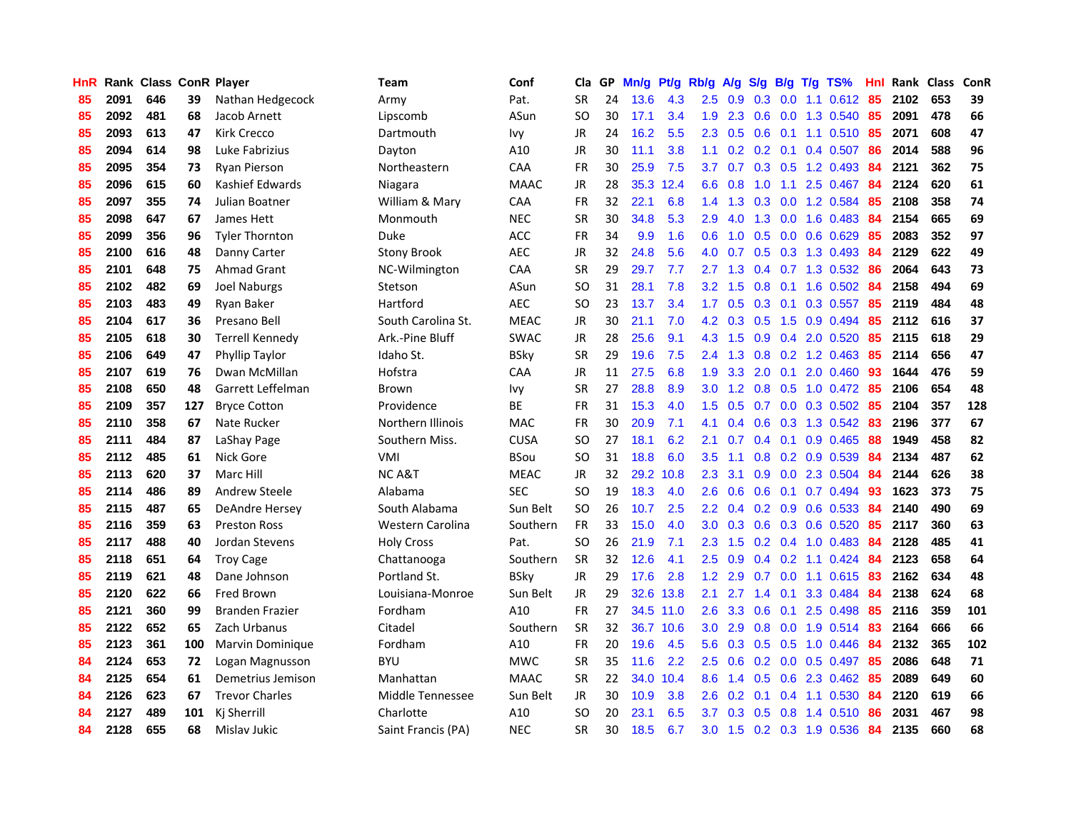| HnR | Rank | Class | ConR | Player | Team | Conf | Cla | GP | Mn/g | Pt/g | Rb/g | A/g | S/g | B/g | T/g | TS% | HnI | Rank | Class | ConR |
|---|---|---|---|---|---|---|---|---|---|---|---|---|---|---|---|---|---|---|---|---|
| 85 | 2091 | 646 | 39 | Nathan Hedgecock | Army | Pat. | SR | 24 | 13.6 | 4.3 | 2.5 | 0.9 | 0.3 | 0.0 | 1.1 | 0.612 | 85 | 2102 | 653 | 39 |
| 85 | 2092 | 481 | 68 | Jacob Arnett | Lipscomb | ASun | SO | 30 | 17.1 | 3.4 | 1.9 | 2.3 | 0.6 | 0.0 | 1.3 | 0.540 | 85 | 2091 | 478 | 66 |
| 85 | 2093 | 613 | 47 | Kirk Crecco | Dartmouth | Ivy | JR | 24 | 16.2 | 5.5 | 2.3 | 0.5 | 0.6 | 0.1 | 1.1 | 0.510 | 85 | 2071 | 608 | 47 |
| 85 | 2094 | 614 | 98 | Luke Fabrizius | Dayton | A10 | JR | 30 | 11.1 | 3.8 | 1.1 | 0.2 | 0.2 | 0.1 | 0.4 | 0.507 | 86 | 2014 | 588 | 96 |
| 85 | 2095 | 354 | 73 | Ryan Pierson | Northeastern | CAA | FR | 30 | 25.9 | 7.5 | 3.7 | 0.7 | 0.3 | 0.5 | 1.2 | 0.493 | 84 | 2121 | 362 | 75 |
| 85 | 2096 | 615 | 60 | Kashief Edwards | Niagara | MAAC | JR | 28 | 35.3 | 12.4 | 6.6 | 0.8 | 1.0 | 1.1 | 2.5 | 0.467 | 84 | 2124 | 620 | 61 |
| 85 | 2097 | 355 | 74 | Julian Boatner | William & Mary | CAA | FR | 32 | 22.1 | 6.8 | 1.4 | 1.3 | 0.3 | 0.0 | 1.2 | 0.584 | 85 | 2108 | 358 | 74 |
| 85 | 2098 | 647 | 67 | James Hett | Monmouth | NEC | SR | 30 | 34.8 | 5.3 | 2.9 | 4.0 | 1.3 | 0.0 | 1.6 | 0.483 | 84 | 2154 | 665 | 69 |
| 85 | 2099 | 356 | 96 | Tyler Thornton | Duke | ACC | FR | 34 | 9.9 | 1.6 | 0.6 | 1.0 | 0.5 | 0.0 | 0.6 | 0.629 | 85 | 2083 | 352 | 97 |
| 85 | 2100 | 616 | 48 | Danny Carter | Stony Brook | AEC | JR | 32 | 24.8 | 5.6 | 4.0 | 0.7 | 0.5 | 0.3 | 1.3 | 0.493 | 84 | 2129 | 622 | 49 |
| 85 | 2101 | 648 | 75 | Ahmad Grant | NC-Wilmington | CAA | SR | 29 | 29.7 | 7.7 | 2.7 | 1.3 | 0.4 | 0.7 | 1.3 | 0.532 | 86 | 2064 | 643 | 73 |
| 85 | 2102 | 482 | 69 | Joel Naburgs | Stetson | ASun | SO | 31 | 28.1 | 7.8 | 3.2 | 1.5 | 0.8 | 0.1 | 1.6 | 0.502 | 84 | 2158 | 494 | 69 |
| 85 | 2103 | 483 | 49 | Ryan Baker | Hartford | AEC | SO | 23 | 13.7 | 3.4 | 1.7 | 0.5 | 0.3 | 0.1 | 0.3 | 0.557 | 85 | 2119 | 484 | 48 |
| 85 | 2104 | 617 | 36 | Presano Bell | South Carolina St. | MEAC | JR | 30 | 21.1 | 7.0 | 4.2 | 0.3 | 0.5 | 1.5 | 0.9 | 0.494 | 85 | 2112 | 616 | 37 |
| 85 | 2105 | 618 | 30 | Terrell Kennedy | Ark.-Pine Bluff | SWAC | JR | 28 | 25.6 | 9.1 | 4.3 | 1.5 | 0.9 | 0.4 | 2.0 | 0.520 | 85 | 2115 | 618 | 29 |
| 85 | 2106 | 649 | 47 | Phyllip Taylor | Idaho St. | BSky | SR | 29 | 19.6 | 7.5 | 2.4 | 1.3 | 0.8 | 0.2 | 1.2 | 0.463 | 85 | 2114 | 656 | 47 |
| 85 | 2107 | 619 | 76 | Dwan McMillan | Hofstra | CAA | JR | 11 | 27.5 | 6.8 | 1.9 | 3.3 | 2.0 | 0.1 | 2.0 | 0.460 | 93 | 1644 | 476 | 59 |
| 85 | 2108 | 650 | 48 | Garrett Leffelman | Brown | Ivy | SR | 27 | 28.8 | 8.9 | 3.0 | 1.2 | 0.8 | 0.5 | 1.0 | 0.472 | 85 | 2106 | 654 | 48 |
| 85 | 2109 | 357 | 127 | Bryce Cotton | Providence | BE | FR | 31 | 15.3 | 4.0 | 1.5 | 0.5 | 0.7 | 0.0 | 0.3 | 0.502 | 85 | 2104 | 357 | 128 |
| 85 | 2110 | 358 | 67 | Nate Rucker | Northern Illinois | MAC | FR | 30 | 20.9 | 7.1 | 4.1 | 0.4 | 0.6 | 0.3 | 1.3 | 0.542 | 83 | 2196 | 377 | 67 |
| 85 | 2111 | 484 | 87 | LaShay Page | Southern Miss. | CUSA | SO | 27 | 18.1 | 6.2 | 2.1 | 0.7 | 0.4 | 0.1 | 0.9 | 0.465 | 88 | 1949 | 458 | 82 |
| 85 | 2112 | 485 | 61 | Nick Gore | VMI | BSou | SO | 31 | 18.8 | 6.0 | 3.5 | 1.1 | 0.8 | 0.2 | 0.9 | 0.539 | 84 | 2134 | 487 | 62 |
| 85 | 2113 | 620 | 37 | Marc Hill | NC A&T | MEAC | JR | 32 | 29.2 | 10.8 | 2.3 | 3.1 | 0.9 | 0.0 | 2.3 | 0.504 | 84 | 2144 | 626 | 38 |
| 85 | 2114 | 486 | 89 | Andrew Steele | Alabama | SEC | SO | 19 | 18.3 | 4.0 | 2.6 | 0.6 | 0.6 | 0.1 | 0.7 | 0.494 | 93 | 1623 | 373 | 75 |
| 85 | 2115 | 487 | 65 | DeAndre Hersey | South Alabama | Sun Belt | SO | 26 | 10.7 | 2.5 | 2.2 | 0.4 | 0.2 | 0.9 | 0.6 | 0.533 | 84 | 2140 | 490 | 69 |
| 85 | 2116 | 359 | 63 | Preston Ross | Western Carolina | Southern | FR | 33 | 15.0 | 4.0 | 3.0 | 0.3 | 0.6 | 0.3 | 0.6 | 0.520 | 85 | 2117 | 360 | 63 |
| 85 | 2117 | 488 | 40 | Jordan Stevens | Holy Cross | Pat. | SO | 26 | 21.9 | 7.1 | 2.3 | 1.5 | 0.2 | 0.4 | 1.0 | 0.483 | 84 | 2128 | 485 | 41 |
| 85 | 2118 | 651 | 64 | Troy Cage | Chattanooga | Southern | SR | 32 | 12.6 | 4.1 | 2.5 | 0.9 | 0.4 | 0.2 | 1.1 | 0.424 | 84 | 2123 | 658 | 64 |
| 85 | 2119 | 621 | 48 | Dane Johnson | Portland St. | BSky | JR | 29 | 17.6 | 2.8 | 1.2 | 2.9 | 0.7 | 0.0 | 1.1 | 0.615 | 83 | 2162 | 634 | 48 |
| 85 | 2120 | 622 | 66 | Fred Brown | Louisiana-Monroe | Sun Belt | JR | 29 | 32.6 | 13.8 | 2.1 | 2.7 | 1.4 | 0.1 | 3.3 | 0.484 | 84 | 2138 | 624 | 68 |
| 85 | 2121 | 360 | 99 | Branden Frazier | Fordham | A10 | FR | 27 | 34.5 | 11.0 | 2.6 | 3.3 | 0.6 | 0.1 | 2.5 | 0.498 | 85 | 2116 | 359 | 101 |
| 85 | 2122 | 652 | 65 | Zach Urbanus | Citadel | Southern | SR | 32 | 36.7 | 10.6 | 3.0 | 2.9 | 0.8 | 0.0 | 1.9 | 0.514 | 83 | 2164 | 666 | 66 |
| 85 | 2123 | 361 | 100 | Marvin Dominique | Fordham | A10 | FR | 20 | 19.6 | 4.5 | 5.6 | 0.3 | 0.5 | 0.5 | 1.0 | 0.446 | 84 | 2132 | 365 | 102 |
| 84 | 2124 | 653 | 72 | Logan Magnusson | BYU | MWC | SR | 35 | 11.6 | 2.2 | 2.5 | 0.6 | 0.2 | 0.0 | 0.5 | 0.497 | 85 | 2086 | 648 | 71 |
| 84 | 2125 | 654 | 61 | Demetrius Jemison | Manhattan | MAAC | SR | 22 | 34.0 | 10.4 | 8.6 | 1.4 | 0.5 | 0.6 | 2.3 | 0.462 | 85 | 2089 | 649 | 60 |
| 84 | 2126 | 623 | 67 | Trevor Charles | Middle Tennessee | Sun Belt | JR | 30 | 10.9 | 3.8 | 2.6 | 0.2 | 0.1 | 0.4 | 1.1 | 0.530 | 84 | 2120 | 619 | 66 |
| 84 | 2127 | 489 | 101 | Kj Sherrill | Charlotte | A10 | SO | 20 | 23.1 | 6.5 | 3.7 | 0.3 | 0.5 | 0.8 | 1.4 | 0.510 | 86 | 2031 | 467 | 98 |
| 84 | 2128 | 655 | 68 | Mislav Jukic | Saint Francis (PA) | NEC | SR | 30 | 18.5 | 6.7 | 3.0 | 1.5 | 0.2 | 0.3 | 1.9 | 0.536 | 84 | 2135 | 660 | 68 |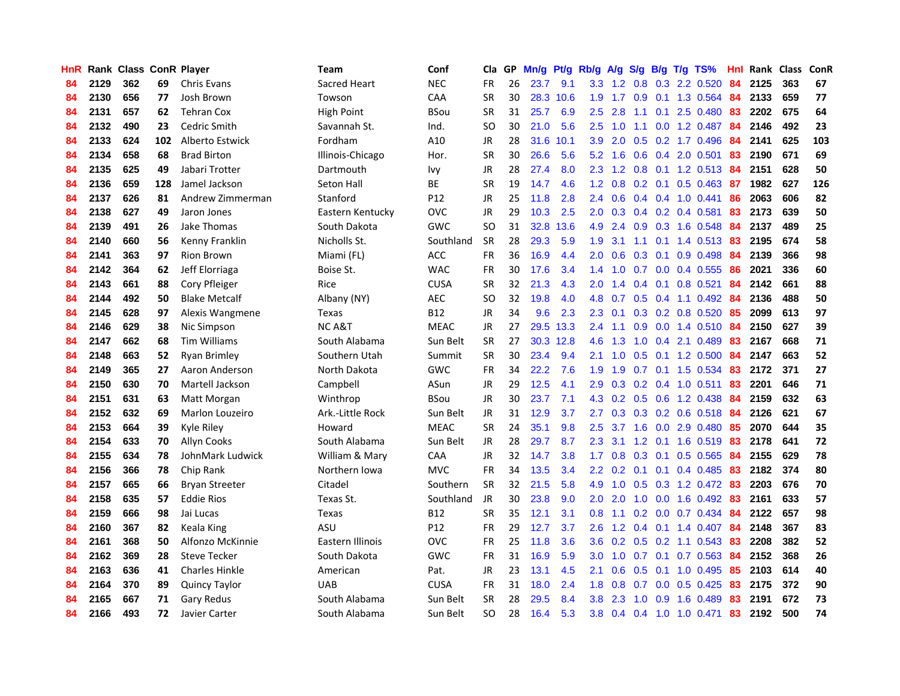| HnR | Rank | Class | ConR | Player | Team | Conf | Cla | GP | Mn/g | Pt/g | Rb/g | A/g | S/g | B/g | T/g | TS% | HnI | Rank | Class | ConR |
|---|---|---|---|---|---|---|---|---|---|---|---|---|---|---|---|---|---|---|---|---|
| 84 | 2129 | 362 | 69 | Chris Evans | Sacred Heart | NEC | FR | 26 | 23.7 | 9.1 | 3.3 | 1.2 | 0.8 | 0.3 | 2.2 | 0.520 | 84 | 2125 | 363 | 67 |
| 84 | 2130 | 656 | 77 | Josh Brown | Towson | CAA | SR | 30 | 28.3 | 10.6 | 1.9 | 1.7 | 0.9 | 0.1 | 1.3 | 0.564 | 84 | 2133 | 659 | 77 |
| 84 | 2131 | 657 | 62 | Tehran Cox | High Point | BSou | SR | 31 | 25.7 | 6.9 | 2.5 | 2.8 | 1.1 | 0.1 | 2.5 | 0.480 | 83 | 2202 | 675 | 64 |
| 84 | 2132 | 490 | 23 | Cedric Smith | Savannah St. | Ind. | SO | 30 | 21.0 | 5.6 | 2.5 | 1.0 | 1.1 | 0.0 | 1.2 | 0.487 | 84 | 2146 | 492 | 23 |
| 84 | 2133 | 624 | 102 | Alberto Estwick | Fordham | A10 | JR | 28 | 31.6 | 10.1 | 3.9 | 2.0 | 0.5 | 0.2 | 1.7 | 0.496 | 84 | 2141 | 625 | 103 |
| 84 | 2134 | 658 | 68 | Brad Birton | Illinois-Chicago | Hor. | SR | 30 | 26.6 | 5.6 | 5.2 | 1.6 | 0.6 | 0.4 | 2.0 | 0.501 | 83 | 2190 | 671 | 69 |
| 84 | 2135 | 625 | 49 | Jabari Trotter | Dartmouth | Ivy | JR | 28 | 27.4 | 8.0 | 2.3 | 1.2 | 0.8 | 0.1 | 1.2 | 0.513 | 84 | 2151 | 628 | 50 |
| 84 | 2136 | 659 | 128 | Jamel Jackson | Seton Hall | BE | SR | 19 | 14.7 | 4.6 | 1.2 | 0.8 | 0.2 | 0.1 | 0.5 | 0.463 | 87 | 1982 | 627 | 126 |
| 84 | 2137 | 626 | 81 | Andrew Zimmerman | Stanford | P12 | JR | 25 | 11.8 | 2.8 | 2.4 | 0.6 | 0.4 | 0.4 | 1.0 | 0.441 | 86 | 2063 | 606 | 82 |
| 84 | 2138 | 627 | 49 | Jaron Jones | Eastern Kentucky | OVC | JR | 29 | 10.3 | 2.5 | 2.0 | 0.3 | 0.4 | 0.2 | 0.4 | 0.581 | 83 | 2173 | 639 | 50 |
| 84 | 2139 | 491 | 26 | Jake Thomas | South Dakota | GWC | SO | 31 | 32.8 | 13.6 | 4.9 | 2.4 | 0.9 | 0.3 | 1.6 | 0.548 | 84 | 2137 | 489 | 25 |
| 84 | 2140 | 660 | 56 | Kenny Franklin | Nicholls St. | Southland | SR | 28 | 29.3 | 5.9 | 1.9 | 3.1 | 1.1 | 0.1 | 1.4 | 0.513 | 83 | 2195 | 674 | 58 |
| 84 | 2141 | 363 | 97 | Rion Brown | Miami (FL) | ACC | FR | 36 | 16.9 | 4.4 | 2.0 | 0.6 | 0.3 | 0.1 | 0.9 | 0.498 | 84 | 2139 | 366 | 98 |
| 84 | 2142 | 364 | 62 | Jeff Elorriaga | Boise St. | WAC | FR | 30 | 17.6 | 3.4 | 1.4 | 1.0 | 0.7 | 0.0 | 0.4 | 0.555 | 86 | 2021 | 336 | 60 |
| 84 | 2143 | 661 | 88 | Cory Pfleiger | Rice | CUSA | SR | 32 | 21.3 | 4.3 | 2.0 | 1.4 | 0.4 | 0.1 | 0.8 | 0.521 | 84 | 2142 | 661 | 88 |
| 84 | 2144 | 492 | 50 | Blake Metcalf | Albany (NY) | AEC | SO | 32 | 19.8 | 4.0 | 4.8 | 0.7 | 0.5 | 0.4 | 1.1 | 0.492 | 84 | 2136 | 488 | 50 |
| 84 | 2145 | 628 | 97 | Alexis Wangmene | Texas | B12 | JR | 34 | 9.6 | 2.3 | 2.3 | 0.1 | 0.3 | 0.2 | 0.8 | 0.520 | 85 | 2099 | 613 | 97 |
| 84 | 2146 | 629 | 38 | Nic Simpson | NC A&T | MEAC | JR | 27 | 29.5 | 13.3 | 2.4 | 1.1 | 0.9 | 0.0 | 1.4 | 0.510 | 84 | 2150 | 627 | 39 |
| 84 | 2147 | 662 | 68 | Tim Williams | South Alabama | Sun Belt | SR | 27 | 30.3 | 12.8 | 4.6 | 1.3 | 1.0 | 0.4 | 2.1 | 0.489 | 83 | 2167 | 668 | 71 |
| 84 | 2148 | 663 | 52 | Ryan Brimley | Southern Utah | Summit | SR | 30 | 23.4 | 9.4 | 2.1 | 1.0 | 0.5 | 0.1 | 1.2 | 0.500 | 84 | 2147 | 663 | 52 |
| 84 | 2149 | 365 | 27 | Aaron Anderson | North Dakota | GWC | FR | 34 | 22.2 | 7.6 | 1.9 | 1.9 | 0.7 | 0.1 | 1.5 | 0.534 | 83 | 2172 | 371 | 27 |
| 84 | 2150 | 630 | 70 | Martell Jackson | Campbell | ASun | JR | 29 | 12.5 | 4.1 | 2.9 | 0.3 | 0.2 | 0.4 | 1.0 | 0.511 | 83 | 2201 | 646 | 71 |
| 84 | 2151 | 631 | 63 | Matt Morgan | Winthrop | BSou | JR | 30 | 23.7 | 7.1 | 4.3 | 0.2 | 0.5 | 0.6 | 1.2 | 0.438 | 84 | 2159 | 632 | 63 |
| 84 | 2152 | 632 | 69 | Marlon Louzeiro | Ark.-Little Rock | Sun Belt | JR | 31 | 12.9 | 3.7 | 2.7 | 0.3 | 0.3 | 0.2 | 0.6 | 0.518 | 84 | 2126 | 621 | 67 |
| 84 | 2153 | 664 | 39 | Kyle Riley | Howard | MEAC | SR | 24 | 35.1 | 9.8 | 2.5 | 3.7 | 1.6 | 0.0 | 2.9 | 0.480 | 85 | 2070 | 644 | 35 |
| 84 | 2154 | 633 | 70 | Allyn Cooks | South Alabama | Sun Belt | JR | 28 | 29.7 | 8.7 | 2.3 | 3.1 | 1.2 | 0.1 | 1.6 | 0.519 | 83 | 2178 | 641 | 72 |
| 84 | 2155 | 634 | 78 | JohnMark Ludwick | William & Mary | CAA | JR | 32 | 14.7 | 3.8 | 1.7 | 0.8 | 0.3 | 0.1 | 0.5 | 0.565 | 84 | 2155 | 629 | 78 |
| 84 | 2156 | 366 | 78 | Chip Rank | Northern Iowa | MVC | FR | 34 | 13.5 | 3.4 | 2.2 | 0.2 | 0.1 | 0.1 | 0.4 | 0.485 | 83 | 2182 | 374 | 80 |
| 84 | 2157 | 665 | 66 | Bryan Streeter | Citadel | Southern | SR | 32 | 21.5 | 5.8 | 4.9 | 1.0 | 0.5 | 0.3 | 1.2 | 0.472 | 83 | 2203 | 676 | 70 |
| 84 | 2158 | 635 | 57 | Eddie Rios | Texas St. | Southland | JR | 30 | 23.8 | 9.0 | 2.0 | 2.0 | 1.0 | 0.0 | 1.6 | 0.492 | 83 | 2161 | 633 | 57 |
| 84 | 2159 | 666 | 98 | Jai Lucas | Texas | B12 | SR | 35 | 12.1 | 3.1 | 0.8 | 1.1 | 0.2 | 0.0 | 0.7 | 0.434 | 84 | 2122 | 657 | 98 |
| 84 | 2160 | 367 | 82 | Keala King | ASU | P12 | FR | 29 | 12.7 | 3.7 | 2.6 | 1.2 | 0.4 | 0.1 | 1.4 | 0.407 | 84 | 2148 | 367 | 83 |
| 84 | 2161 | 368 | 50 | Alfonzo McKinnie | Eastern Illinois | OVC | FR | 25 | 11.8 | 3.6 | 3.6 | 0.2 | 0.5 | 0.2 | 1.1 | 0.543 | 83 | 2208 | 382 | 52 |
| 84 | 2162 | 369 | 28 | Steve Tecker | South Dakota | GWC | FR | 31 | 16.9 | 5.9 | 3.0 | 1.0 | 0.7 | 0.1 | 0.7 | 0.563 | 84 | 2152 | 368 | 26 |
| 84 | 2163 | 636 | 41 | Charles Hinkle | American | Pat. | JR | 23 | 13.1 | 4.5 | 2.1 | 0.6 | 0.5 | 0.1 | 1.0 | 0.495 | 85 | 2103 | 614 | 40 |
| 84 | 2164 | 370 | 89 | Quincy Taylor | UAB | CUSA | FR | 31 | 18.0 | 2.4 | 1.8 | 0.8 | 0.7 | 0.0 | 0.5 | 0.425 | 83 | 2175 | 372 | 90 |
| 84 | 2165 | 667 | 71 | Gary Redus | South Alabama | Sun Belt | SR | 28 | 29.5 | 8.4 | 3.8 | 2.3 | 1.0 | 0.9 | 1.6 | 0.489 | 83 | 2191 | 672 | 73 |
| 84 | 2166 | 493 | 72 | Javier Carter | South Alabama | Sun Belt | SO | 28 | 16.4 | 5.3 | 3.8 | 0.4 | 0.4 | 1.0 | 1.0 | 0.471 | 83 | 2192 | 500 | 74 |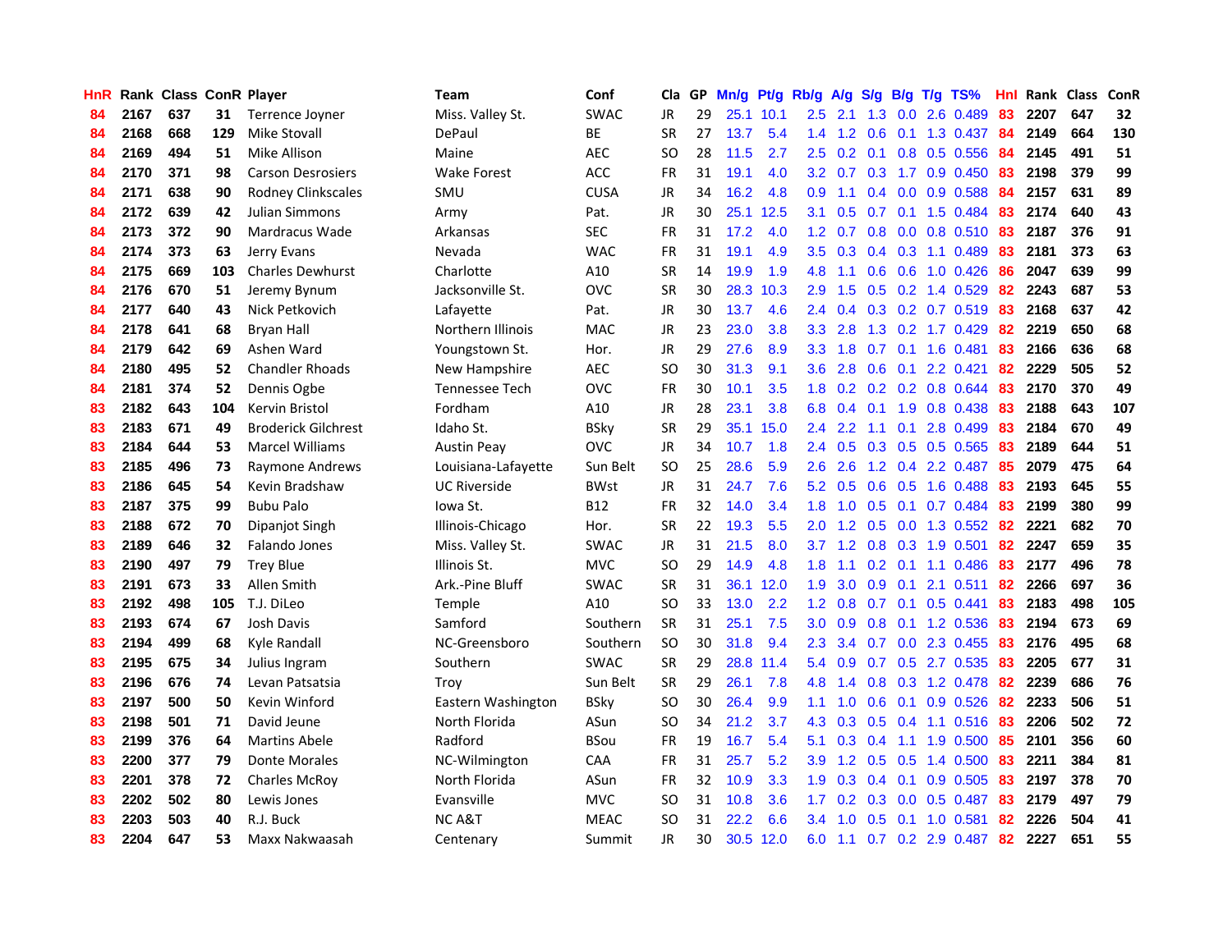| HnR | Rank | Class | ConR | Player | Team | Conf | Cla | GP | Mn/g | Pt/g | Rb/g | A/g | S/g | B/g | T/g | TS% | HnI | Rank | Class | ConR |
|---|---|---|---|---|---|---|---|---|---|---|---|---|---|---|---|---|---|---|---|---|
| 84 | 2167 | 637 | 31 | Terrence Joyner | Miss. Valley St. | SWAC | JR | 29 | 25.1 | 10.1 | 2.5 | 2.1 | 1.3 | 0.0 | 2.6 | 0.489 | 83 | 2207 | 647 | 32 |
| 84 | 2168 | 668 | 129 | Mike Stovall | DePaul | BE | SR | 27 | 13.7 | 5.4 | 1.4 | 1.2 | 0.6 | 0.1 | 1.3 | 0.437 | 84 | 2149 | 664 | 130 |
| 84 | 2169 | 494 | 51 | Mike Allison | Maine | AEC | SO | 28 | 11.5 | 2.7 | 2.5 | 0.2 | 0.1 | 0.8 | 0.5 | 0.556 | 84 | 2145 | 491 | 51 |
| 84 | 2170 | 371 | 98 | Carson Desrosiers | Wake Forest | ACC | FR | 31 | 19.1 | 4.0 | 3.2 | 0.7 | 0.3 | 1.7 | 0.9 | 0.450 | 83 | 2198 | 379 | 99 |
| 84 | 2171 | 638 | 90 | Rodney Clinkscales | SMU | CUSA | JR | 34 | 16.2 | 4.8 | 0.9 | 1.1 | 0.4 | 0.0 | 0.9 | 0.588 | 84 | 2157 | 631 | 89 |
| 84 | 2172 | 639 | 42 | Julian Simmons | Army | Pat. | JR | 30 | 25.1 | 12.5 | 3.1 | 0.5 | 0.7 | 0.1 | 1.5 | 0.484 | 83 | 2174 | 640 | 43 |
| 84 | 2173 | 372 | 90 | Mardracus Wade | Arkansas | SEC | FR | 31 | 17.2 | 4.0 | 1.2 | 0.7 | 0.8 | 0.0 | 0.8 | 0.510 | 83 | 2187 | 376 | 91 |
| 84 | 2174 | 373 | 63 | Jerry Evans | Nevada | WAC | FR | 31 | 19.1 | 4.9 | 3.5 | 0.3 | 0.4 | 0.3 | 1.1 | 0.489 | 83 | 2181 | 373 | 63 |
| 84 | 2175 | 669 | 103 | Charles Dewhurst | Charlotte | A10 | SR | 14 | 19.9 | 1.9 | 4.8 | 1.1 | 0.6 | 0.6 | 1.0 | 0.426 | 86 | 2047 | 639 | 99 |
| 84 | 2176 | 670 | 51 | Jeremy Bynum | Jacksonville St. | OVC | SR | 30 | 28.3 | 10.3 | 2.9 | 1.5 | 0.5 | 0.2 | 1.4 | 0.529 | 82 | 2243 | 687 | 53 |
| 84 | 2177 | 640 | 43 | Nick Petkovich | Lafayette | Pat. | JR | 30 | 13.7 | 4.6 | 2.4 | 0.4 | 0.3 | 0.2 | 0.7 | 0.519 | 83 | 2168 | 637 | 42 |
| 84 | 2178 | 641 | 68 | Bryan Hall | Northern Illinois | MAC | JR | 23 | 23.0 | 3.8 | 3.3 | 2.8 | 1.3 | 0.2 | 1.7 | 0.429 | 82 | 2219 | 650 | 68 |
| 84 | 2179 | 642 | 69 | Ashen Ward | Youngstown St. | Hor. | JR | 29 | 27.6 | 8.9 | 3.3 | 1.8 | 0.7 | 0.1 | 1.6 | 0.481 | 83 | 2166 | 636 | 68 |
| 84 | 2180 | 495 | 52 | Chandler Rhoads | New Hampshire | AEC | SO | 30 | 31.3 | 9.1 | 3.6 | 2.8 | 0.6 | 0.1 | 2.2 | 0.421 | 82 | 2229 | 505 | 52 |
| 84 | 2181 | 374 | 52 | Dennis Ogbe | Tennessee Tech | OVC | FR | 30 | 10.1 | 3.5 | 1.8 | 0.2 | 0.2 | 0.2 | 0.8 | 0.644 | 83 | 2170 | 370 | 49 |
| 83 | 2182 | 643 | 104 | Kervin Bristol | Fordham | A10 | JR | 28 | 23.1 | 3.8 | 6.8 | 0.4 | 0.1 | 1.9 | 0.8 | 0.438 | 83 | 2188 | 643 | 107 |
| 83 | 2183 | 671 | 49 | Broderick Gilchrest | Idaho St. | BSky | SR | 29 | 35.1 | 15.0 | 2.4 | 2.2 | 1.1 | 0.1 | 2.8 | 0.499 | 83 | 2184 | 670 | 49 |
| 83 | 2184 | 644 | 53 | Marcel Williams | Austin Peay | OVC | JR | 34 | 10.7 | 1.8 | 2.4 | 0.5 | 0.3 | 0.5 | 0.5 | 0.565 | 83 | 2189 | 644 | 51 |
| 83 | 2185 | 496 | 73 | Raymone Andrews | Louisiana-Lafayette | Sun Belt | SO | 25 | 28.6 | 5.9 | 2.6 | 2.6 | 1.2 | 0.4 | 2.2 | 0.487 | 85 | 2079 | 475 | 64 |
| 83 | 2186 | 645 | 54 | Kevin Bradshaw | UC Riverside | BWst | JR | 31 | 24.7 | 7.6 | 5.2 | 0.5 | 0.6 | 0.5 | 1.6 | 0.488 | 83 | 2193 | 645 | 55 |
| 83 | 2187 | 375 | 99 | Bubu Palo | Iowa St. | B12 | FR | 32 | 14.0 | 3.4 | 1.8 | 1.0 | 0.5 | 0.1 | 0.7 | 0.484 | 83 | 2199 | 380 | 99 |
| 83 | 2188 | 672 | 70 | Dipanjot Singh | Illinois-Chicago | Hor. | SR | 22 | 19.3 | 5.5 | 2.0 | 1.2 | 0.5 | 0.0 | 1.3 | 0.552 | 82 | 2221 | 682 | 70 |
| 83 | 2189 | 646 | 32 | Falando Jones | Miss. Valley St. | SWAC | JR | 31 | 21.5 | 8.0 | 3.7 | 1.2 | 0.8 | 0.3 | 1.9 | 0.501 | 82 | 2247 | 659 | 35 |
| 83 | 2190 | 497 | 79 | Trey Blue | Illinois St. | MVC | SO | 29 | 14.9 | 4.8 | 1.8 | 1.1 | 0.2 | 0.1 | 1.1 | 0.486 | 83 | 2177 | 496 | 78 |
| 83 | 2191 | 673 | 33 | Allen Smith | Ark.-Pine Bluff | SWAC | SR | 31 | 36.1 | 12.0 | 1.9 | 3.0 | 0.9 | 0.1 | 2.1 | 0.511 | 82 | 2266 | 697 | 36 |
| 83 | 2192 | 498 | 105 | T.J. DiLeo | Temple | A10 | SO | 33 | 13.0 | 2.2 | 1.2 | 0.8 | 0.7 | 0.1 | 0.5 | 0.441 | 83 | 2183 | 498 | 105 |
| 83 | 2193 | 674 | 67 | Josh Davis | Samford | Southern | SR | 31 | 25.1 | 7.5 | 3.0 | 0.9 | 0.8 | 0.1 | 1.2 | 0.536 | 83 | 2194 | 673 | 69 |
| 83 | 2194 | 499 | 68 | Kyle Randall | NC-Greensboro | Southern | SO | 30 | 31.8 | 9.4 | 2.3 | 3.4 | 0.7 | 0.0 | 2.3 | 0.455 | 83 | 2176 | 495 | 68 |
| 83 | 2195 | 675 | 34 | Julius Ingram | Southern | SWAC | SR | 29 | 28.8 | 11.4 | 5.4 | 0.9 | 0.7 | 0.5 | 2.7 | 0.535 | 83 | 2205 | 677 | 31 |
| 83 | 2196 | 676 | 74 | Levan Patsatsia | Troy | Sun Belt | SR | 29 | 26.1 | 7.8 | 4.8 | 1.4 | 0.8 | 0.3 | 1.2 | 0.478 | 82 | 2239 | 686 | 76 |
| 83 | 2197 | 500 | 50 | Kevin Winford | Eastern Washington | BSky | SO | 30 | 26.4 | 9.9 | 1.1 | 1.0 | 0.6 | 0.1 | 0.9 | 0.526 | 82 | 2233 | 506 | 51 |
| 83 | 2198 | 501 | 71 | David Jeune | North Florida | ASun | SO | 34 | 21.2 | 3.7 | 4.3 | 0.3 | 0.5 | 0.4 | 1.1 | 0.516 | 83 | 2206 | 502 | 72 |
| 83 | 2199 | 376 | 64 | Martins Abele | Radford | BSou | FR | 19 | 16.7 | 5.4 | 5.1 | 0.3 | 0.4 | 1.1 | 1.9 | 0.500 | 85 | 2101 | 356 | 60 |
| 83 | 2200 | 377 | 79 | Donte Morales | NC-Wilmington | CAA | FR | 31 | 25.7 | 5.2 | 3.9 | 1.2 | 0.5 | 0.5 | 1.4 | 0.500 | 83 | 2211 | 384 | 81 |
| 83 | 2201 | 378 | 72 | Charles McRoy | North Florida | ASun | FR | 32 | 10.9 | 3.3 | 1.9 | 0.3 | 0.4 | 0.1 | 0.9 | 0.505 | 83 | 2197 | 378 | 70 |
| 83 | 2202 | 502 | 80 | Lewis Jones | Evansville | MVC | SO | 31 | 10.8 | 3.6 | 1.7 | 0.2 | 0.3 | 0.0 | 0.5 | 0.487 | 83 | 2179 | 497 | 79 |
| 83 | 2203 | 503 | 40 | R.J. Buck | NC A&T | MEAC | SO | 31 | 22.2 | 6.6 | 3.4 | 1.0 | 0.5 | 0.1 | 1.0 | 0.581 | 82 | 2226 | 504 | 41 |
| 83 | 2204 | 647 | 53 | Maxx Nakwaasah | Centenary | Summit | JR | 30 | 30.5 | 12.0 | 6.0 | 1.1 | 0.7 | 0.2 | 2.9 | 0.487 | 82 | 2227 | 651 | 55 |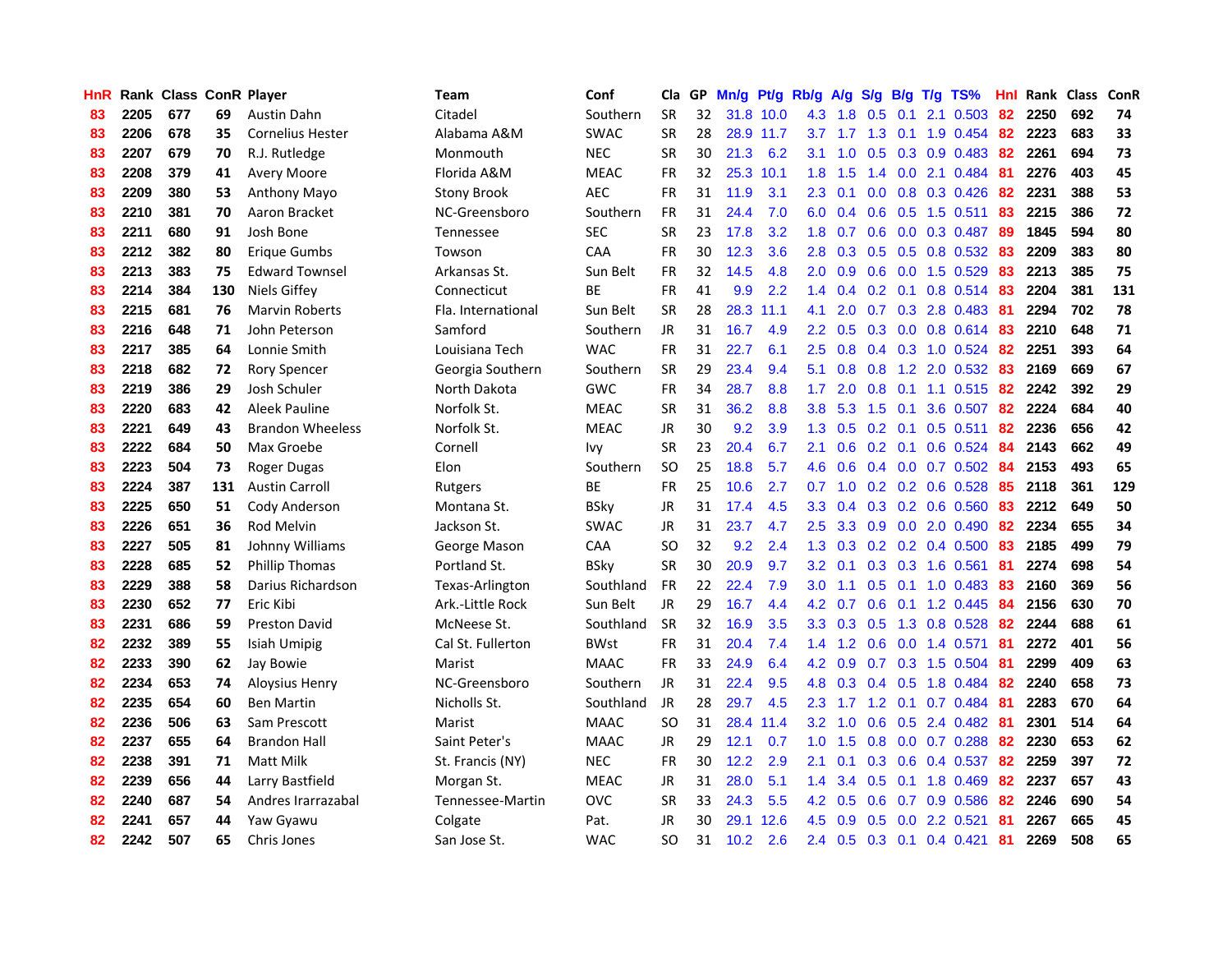| HnR | Rank | Class | ConR | Player | Team | Conf | Cla | GP | Mn/g | Pt/g | Rb/g | A/g | S/g | B/g | T/g | TS% | HnI | Rank | Class | ConR |
|---|---|---|---|---|---|---|---|---|---|---|---|---|---|---|---|---|---|---|---|---|
| 83 | 2205 | 677 | 69 | Austin Dahn | Citadel | Southern | SR | 32 | 31.8 | 10.0 | 4.3 | 1.8 | 0.5 | 0.1 | 2.1 | 0.503 | 82 | 2250 | 692 | 74 |
| 83 | 2206 | 678 | 35 | Cornelius Hester | Alabama A&M | SWAC | SR | 28 | 28.9 | 11.7 | 3.7 | 1.7 | 1.3 | 0.1 | 1.9 | 0.454 | 82 | 2223 | 683 | 33 |
| 83 | 2207 | 679 | 70 | R.J. Rutledge | Monmouth | NEC | SR | 30 | 21.3 | 6.2 | 3.1 | 1.0 | 0.5 | 0.3 | 0.9 | 0.483 | 82 | 2261 | 694 | 73 |
| 83 | 2208 | 379 | 41 | Avery Moore | Florida A&M | MEAC | FR | 32 | 25.3 | 10.1 | 1.8 | 1.5 | 1.4 | 0.0 | 2.1 | 0.484 | 81 | 2276 | 403 | 45 |
| 83 | 2209 | 380 | 53 | Anthony Mayo | Stony Brook | AEC | FR | 31 | 11.9 | 3.1 | 2.3 | 0.1 | 0.0 | 0.8 | 0.3 | 0.426 | 82 | 2231 | 388 | 53 |
| 83 | 2210 | 381 | 70 | Aaron Bracket | NC-Greensboro | Southern | FR | 31 | 24.4 | 7.0 | 6.0 | 0.4 | 0.6 | 0.5 | 1.5 | 0.511 | 83 | 2215 | 386 | 72 |
| 83 | 2211 | 680 | 91 | Josh Bone | Tennessee | SEC | SR | 23 | 17.8 | 3.2 | 1.8 | 0.7 | 0.6 | 0.0 | 0.3 | 0.487 | 89 | 1845 | 594 | 80 |
| 83 | 2212 | 382 | 80 | Erique Gumbs | Towson | CAA | FR | 30 | 12.3 | 3.6 | 2.8 | 0.3 | 0.5 | 0.5 | 0.8 | 0.532 | 83 | 2209 | 383 | 80 |
| 83 | 2213 | 383 | 75 | Edward Townsel | Arkansas St. | Sun Belt | FR | 32 | 14.5 | 4.8 | 2.0 | 0.9 | 0.6 | 0.0 | 1.5 | 0.529 | 83 | 2213 | 385 | 75 |
| 83 | 2214 | 384 | 130 | Niels Giffey | Connecticut | BE | FR | 41 | 9.9 | 2.2 | 1.4 | 0.4 | 0.2 | 0.1 | 0.8 | 0.514 | 83 | 2204 | 381 | 131 |
| 83 | 2215 | 681 | 76 | Marvin Roberts | Fla. International | Sun Belt | SR | 28 | 28.3 | 11.1 | 4.1 | 2.0 | 0.7 | 0.3 | 2.8 | 0.483 | 81 | 2294 | 702 | 78 |
| 83 | 2216 | 648 | 71 | John Peterson | Samford | Southern | JR | 31 | 16.7 | 4.9 | 2.2 | 0.5 | 0.3 | 0.0 | 0.8 | 0.614 | 83 | 2210 | 648 | 71 |
| 83 | 2217 | 385 | 64 | Lonnie Smith | Louisiana Tech | WAC | FR | 31 | 22.7 | 6.1 | 2.5 | 0.8 | 0.4 | 0.3 | 1.0 | 0.524 | 82 | 2251 | 393 | 64 |
| 83 | 2218 | 682 | 72 | Rory Spencer | Georgia Southern | Southern | SR | 29 | 23.4 | 9.4 | 5.1 | 0.8 | 0.8 | 1.2 | 2.0 | 0.532 | 83 | 2169 | 669 | 67 |
| 83 | 2219 | 386 | 29 | Josh Schuler | North Dakota | GWC | FR | 34 | 28.7 | 8.8 | 1.7 | 2.0 | 0.8 | 0.1 | 1.1 | 0.515 | 82 | 2242 | 392 | 29 |
| 83 | 2220 | 683 | 42 | Aleek Pauline | Norfolk St. | MEAC | SR | 31 | 36.2 | 8.8 | 3.8 | 5.3 | 1.5 | 0.1 | 3.6 | 0.507 | 82 | 2224 | 684 | 40 |
| 83 | 2221 | 649 | 43 | Brandon Wheeless | Norfolk St. | MEAC | JR | 30 | 9.2 | 3.9 | 1.3 | 0.5 | 0.2 | 0.1 | 0.5 | 0.511 | 82 | 2236 | 656 | 42 |
| 83 | 2222 | 684 | 50 | Max Groebe | Cornell | Ivy | SR | 23 | 20.4 | 6.7 | 2.1 | 0.6 | 0.2 | 0.1 | 0.6 | 0.524 | 84 | 2143 | 662 | 49 |
| 83 | 2223 | 504 | 73 | Roger Dugas | Elon | Southern | SO | 25 | 18.8 | 5.7 | 4.6 | 0.6 | 0.4 | 0.0 | 0.7 | 0.502 | 84 | 2153 | 493 | 65 |
| 83 | 2224 | 387 | 131 | Austin Carroll | Rutgers | BE | FR | 25 | 10.6 | 2.7 | 0.7 | 1.0 | 0.2 | 0.2 | 0.6 | 0.528 | 85 | 2118 | 361 | 129 |
| 83 | 2225 | 650 | 51 | Cody Anderson | Montana St. | BSky | JR | 31 | 17.4 | 4.5 | 3.3 | 0.4 | 0.3 | 0.2 | 0.6 | 0.560 | 83 | 2212 | 649 | 50 |
| 83 | 2226 | 651 | 36 | Rod Melvin | Jackson St. | SWAC | JR | 31 | 23.7 | 4.7 | 2.5 | 3.3 | 0.9 | 0.0 | 2.0 | 0.490 | 82 | 2234 | 655 | 34 |
| 83 | 2227 | 505 | 81 | Johnny Williams | George Mason | CAA | SO | 32 | 9.2 | 2.4 | 1.3 | 0.3 | 0.2 | 0.2 | 0.4 | 0.500 | 83 | 2185 | 499 | 79 |
| 83 | 2228 | 685 | 52 | Phillip Thomas | Portland St. | BSky | SR | 30 | 20.9 | 9.7 | 3.2 | 0.1 | 0.3 | 0.3 | 1.6 | 0.561 | 81 | 2274 | 698 | 54 |
| 83 | 2229 | 388 | 58 | Darius Richardson | Texas-Arlington | Southland | FR | 22 | 22.4 | 7.9 | 3.0 | 1.1 | 0.5 | 0.1 | 1.0 | 0.483 | 83 | 2160 | 369 | 56 |
| 83 | 2230 | 652 | 77 | Eric Kibi | Ark.-Little Rock | Sun Belt | JR | 29 | 16.7 | 4.4 | 4.2 | 0.7 | 0.6 | 0.1 | 1.2 | 0.445 | 84 | 2156 | 630 | 70 |
| 83 | 2231 | 686 | 59 | Preston David | McNeese St. | Southland | SR | 32 | 16.9 | 3.5 | 3.3 | 0.3 | 0.5 | 1.3 | 0.8 | 0.528 | 82 | 2244 | 688 | 61 |
| 82 | 2232 | 389 | 55 | Isiah Umipig | Cal St. Fullerton | BWst | FR | 31 | 20.4 | 7.4 | 1.4 | 1.2 | 0.6 | 0.0 | 1.4 | 0.571 | 81 | 2272 | 401 | 56 |
| 82 | 2233 | 390 | 62 | Jay Bowie | Marist | MAAC | FR | 33 | 24.9 | 6.4 | 4.2 | 0.9 | 0.7 | 0.3 | 1.5 | 0.504 | 81 | 2299 | 409 | 63 |
| 82 | 2234 | 653 | 74 | Aloysius Henry | NC-Greensboro | Southern | JR | 31 | 22.4 | 9.5 | 4.8 | 0.3 | 0.4 | 0.5 | 1.8 | 0.484 | 82 | 2240 | 658 | 73 |
| 82 | 2235 | 654 | 60 | Ben Martin | Nicholls St. | Southland | JR | 28 | 29.7 | 4.5 | 2.3 | 1.7 | 1.2 | 0.1 | 0.7 | 0.484 | 81 | 2283 | 670 | 64 |
| 82 | 2236 | 506 | 63 | Sam Prescott | Marist | MAAC | SO | 31 | 28.4 | 11.4 | 3.2 | 1.0 | 0.6 | 0.5 | 2.4 | 0.482 | 81 | 2301 | 514 | 64 |
| 82 | 2237 | 655 | 64 | Brandon Hall | Saint Peter's | MAAC | JR | 29 | 12.1 | 0.7 | 1.0 | 1.5 | 0.8 | 0.0 | 0.7 | 0.288 | 82 | 2230 | 653 | 62 |
| 82 | 2238 | 391 | 71 | Matt Milk | St. Francis (NY) | NEC | FR | 30 | 12.2 | 2.9 | 2.1 | 0.1 | 0.3 | 0.6 | 0.4 | 0.537 | 82 | 2259 | 397 | 72 |
| 82 | 2239 | 656 | 44 | Larry Bastfield | Morgan St. | MEAC | JR | 31 | 28.0 | 5.1 | 1.4 | 3.4 | 0.5 | 0.1 | 1.8 | 0.469 | 82 | 2237 | 657 | 43 |
| 82 | 2240 | 687 | 54 | Andres Irarrazabal | Tennessee-Martin | OVC | SR | 33 | 24.3 | 5.5 | 4.2 | 0.5 | 0.6 | 0.7 | 0.9 | 0.586 | 82 | 2246 | 690 | 54 |
| 82 | 2241 | 657 | 44 | Yaw Gyawu | Colgate | Pat. | JR | 30 | 29.1 | 12.6 | 4.5 | 0.9 | 0.5 | 0.0 | 2.2 | 0.521 | 81 | 2267 | 665 | 45 |
| 82 | 2242 | 507 | 65 | Chris Jones | San Jose St. | WAC | SO | 31 | 10.2 | 2.6 | 2.4 | 0.5 | 0.3 | 0.1 | 0.4 | 0.421 | 81 | 2269 | 508 | 65 |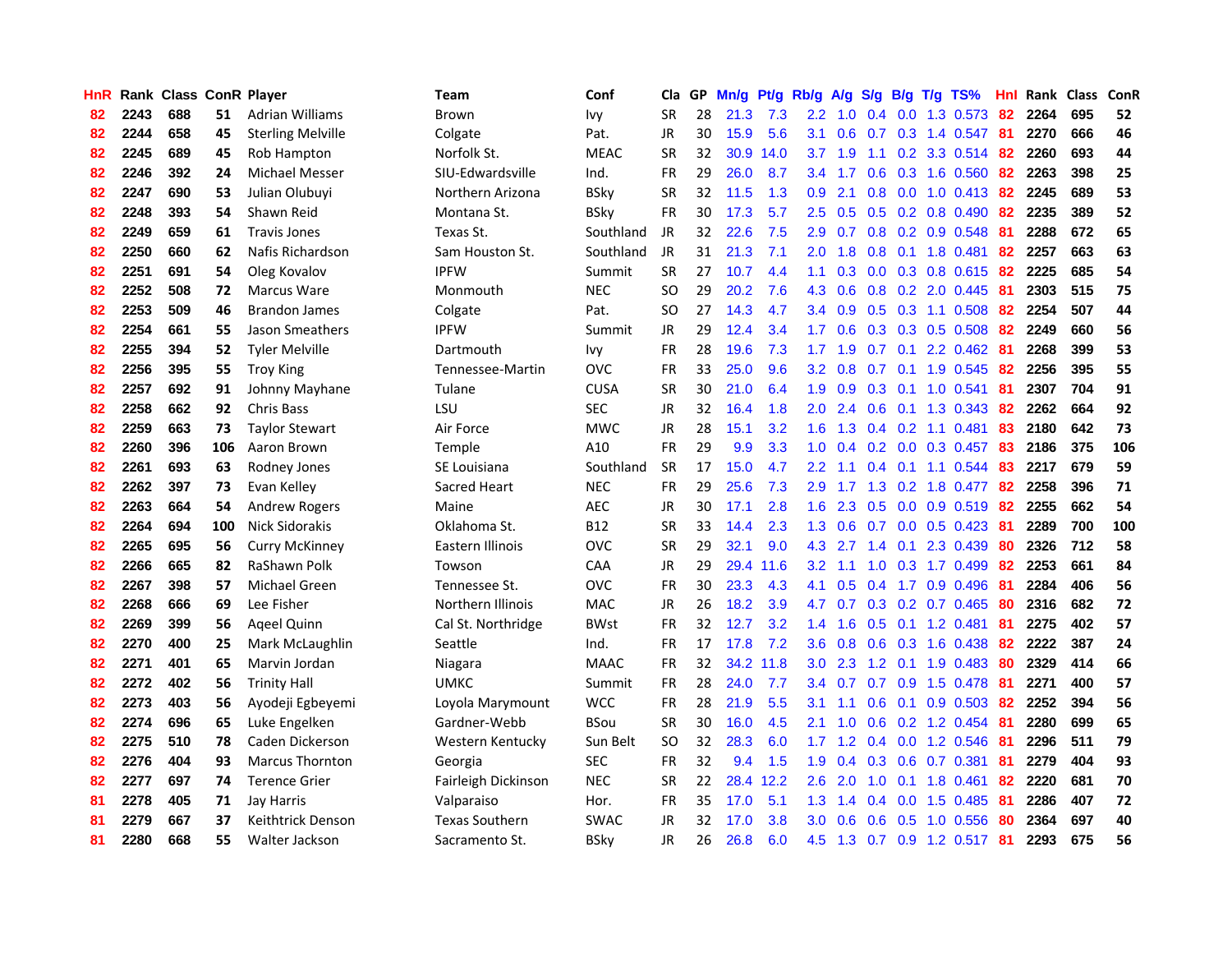| HnR | Rank | Class | ConR | Player | Team | Conf | Cla | GP | Mn/g | Pt/g | Rb/g | A/g | S/g | B/g | T/g | TS% | HnI | Rank | Class | ConR |
|---|---|---|---|---|---|---|---|---|---|---|---|---|---|---|---|---|---|---|---|---|
| 82 | 2243 | 688 | 51 | Adrian Williams | Brown | Ivy | SR | 28 | 21.3 | 7.3 | 2.2 | 1.0 | 0.4 | 0.0 | 1.3 | 0.573 | 82 | 2264 | 695 | 52 |
| 82 | 2244 | 658 | 45 | Sterling Melville | Colgate | Pat. | JR | 30 | 15.9 | 5.6 | 3.1 | 0.6 | 0.7 | 0.3 | 1.4 | 0.547 | 81 | 2270 | 666 | 46 |
| 82 | 2245 | 689 | 45 | Rob Hampton | Norfolk St. | MEAC | SR | 32 | 30.9 | 14.0 | 3.7 | 1.9 | 1.1 | 0.2 | 3.3 | 0.514 | 82 | 2260 | 693 | 44 |
| 82 | 2246 | 392 | 24 | Michael Messer | SIU-Edwardsville | Ind. | FR | 29 | 26.0 | 8.7 | 3.4 | 1.7 | 0.6 | 0.3 | 1.6 | 0.560 | 82 | 2263 | 398 | 25 |
| 82 | 2247 | 690 | 53 | Julian Olubuyi | Northern Arizona | BSky | SR | 32 | 11.5 | 1.3 | 0.9 | 2.1 | 0.8 | 0.0 | 1.0 | 0.413 | 82 | 2245 | 689 | 53 |
| 82 | 2248 | 393 | 54 | Shawn Reid | Montana St. | BSky | FR | 30 | 17.3 | 5.7 | 2.5 | 0.5 | 0.5 | 0.2 | 0.8 | 0.490 | 82 | 2235 | 389 | 52 |
| 82 | 2249 | 659 | 61 | Travis Jones | Texas St. | Southland | JR | 32 | 22.6 | 7.5 | 2.9 | 0.7 | 0.8 | 0.2 | 0.9 | 0.548 | 81 | 2288 | 672 | 65 |
| 82 | 2250 | 660 | 62 | Nafis Richardson | Sam Houston St. | Southland | JR | 31 | 21.3 | 7.1 | 2.0 | 1.8 | 0.8 | 0.1 | 1.8 | 0.481 | 82 | 2257 | 663 | 63 |
| 82 | 2251 | 691 | 54 | Oleg Kovalov | IPFW | Summit | SR | 27 | 10.7 | 4.4 | 1.1 | 0.3 | 0.0 | 0.3 | 0.8 | 0.615 | 82 | 2225 | 685 | 54 |
| 82 | 2252 | 508 | 72 | Marcus Ware | Monmouth | NEC | SO | 29 | 20.2 | 7.6 | 4.3 | 0.6 | 0.8 | 0.2 | 2.0 | 0.445 | 81 | 2303 | 515 | 75 |
| 82 | 2253 | 509 | 46 | Brandon James | Colgate | Pat. | SO | 27 | 14.3 | 4.7 | 3.4 | 0.9 | 0.5 | 0.3 | 1.1 | 0.508 | 82 | 2254 | 507 | 44 |
| 82 | 2254 | 661 | 55 | Jason Smeathers | IPFW | Summit | JR | 29 | 12.4 | 3.4 | 1.7 | 0.6 | 0.3 | 0.3 | 0.5 | 0.508 | 82 | 2249 | 660 | 56 |
| 82 | 2255 | 394 | 52 | Tyler Melville | Dartmouth | Ivy | FR | 28 | 19.6 | 7.3 | 1.7 | 1.9 | 0.7 | 0.1 | 2.2 | 0.462 | 81 | 2268 | 399 | 53 |
| 82 | 2256 | 395 | 55 | Troy King | Tennessee-Martin | OVC | FR | 33 | 25.0 | 9.6 | 3.2 | 0.8 | 0.7 | 0.1 | 1.9 | 0.545 | 82 | 2256 | 395 | 55 |
| 82 | 2257 | 692 | 91 | Johnny Mayhane | Tulane | CUSA | SR | 30 | 21.0 | 6.4 | 1.9 | 0.9 | 0.3 | 0.1 | 1.0 | 0.541 | 81 | 2307 | 704 | 91 |
| 82 | 2258 | 662 | 92 | Chris Bass | LSU | SEC | JR | 32 | 16.4 | 1.8 | 2.0 | 2.4 | 0.6 | 0.1 | 1.3 | 0.343 | 82 | 2262 | 664 | 92 |
| 82 | 2259 | 663 | 73 | Taylor Stewart | Air Force | MWC | JR | 28 | 15.1 | 3.2 | 1.6 | 1.3 | 0.4 | 0.2 | 1.1 | 0.481 | 83 | 2180 | 642 | 73 |
| 82 | 2260 | 396 | 106 | Aaron Brown | Temple | A10 | FR | 29 | 9.9 | 3.3 | 1.0 | 0.4 | 0.2 | 0.0 | 0.3 | 0.457 | 83 | 2186 | 375 | 106 |
| 82 | 2261 | 693 | 63 | Rodney Jones | SE Louisiana | Southland | SR | 17 | 15.0 | 4.7 | 2.2 | 1.1 | 0.4 | 0.1 | 1.1 | 0.544 | 83 | 2217 | 679 | 59 |
| 82 | 2262 | 397 | 73 | Evan Kelley | Sacred Heart | NEC | FR | 29 | 25.6 | 7.3 | 2.9 | 1.7 | 1.3 | 0.2 | 1.8 | 0.477 | 82 | 2258 | 396 | 71 |
| 82 | 2263 | 664 | 54 | Andrew Rogers | Maine | AEC | JR | 30 | 17.1 | 2.8 | 1.6 | 2.3 | 0.5 | 0.0 | 0.9 | 0.519 | 82 | 2255 | 662 | 54 |
| 82 | 2264 | 694 | 100 | Nick Sidorakis | Oklahoma St. | B12 | SR | 33 | 14.4 | 2.3 | 1.3 | 0.6 | 0.7 | 0.0 | 0.5 | 0.423 | 81 | 2289 | 700 | 100 |
| 82 | 2265 | 695 | 56 | Curry McKinney | Eastern Illinois | OVC | SR | 29 | 32.1 | 9.0 | 4.3 | 2.7 | 1.4 | 0.1 | 2.3 | 0.439 | 80 | 2326 | 712 | 58 |
| 82 | 2266 | 665 | 82 | RaShawn Polk | Towson | CAA | JR | 29 | 29.4 | 11.6 | 3.2 | 1.1 | 1.0 | 0.3 | 1.7 | 0.499 | 82 | 2253 | 661 | 84 |
| 82 | 2267 | 398 | 57 | Michael Green | Tennessee St. | OVC | FR | 30 | 23.3 | 4.3 | 4.1 | 0.5 | 0.4 | 1.7 | 0.9 | 0.496 | 81 | 2284 | 406 | 56 |
| 82 | 2268 | 666 | 69 | Lee Fisher | Northern Illinois | MAC | JR | 26 | 18.2 | 3.9 | 4.7 | 0.7 | 0.3 | 0.2 | 0.7 | 0.465 | 80 | 2316 | 682 | 72 |
| 82 | 2269 | 399 | 56 | Aqeel Quinn | Cal St. Northridge | BWst | FR | 32 | 12.7 | 3.2 | 1.4 | 1.6 | 0.5 | 0.1 | 1.2 | 0.481 | 81 | 2275 | 402 | 57 |
| 82 | 2270 | 400 | 25 | Mark McLaughlin | Seattle | Ind. | FR | 17 | 17.8 | 7.2 | 3.6 | 0.8 | 0.6 | 0.3 | 1.6 | 0.438 | 82 | 2222 | 387 | 24 |
| 82 | 2271 | 401 | 65 | Marvin Jordan | Niagara | MAAC | FR | 32 | 34.2 | 11.8 | 3.0 | 2.3 | 1.2 | 0.1 | 1.9 | 0.483 | 80 | 2329 | 414 | 66 |
| 82 | 2272 | 402 | 56 | Trinity Hall | UMKC | Summit | FR | 28 | 24.0 | 7.7 | 3.4 | 0.7 | 0.7 | 0.9 | 1.5 | 0.478 | 81 | 2271 | 400 | 57 |
| 82 | 2273 | 403 | 56 | Ayodeji Egbeyemi | Loyola Marymount | WCC | FR | 28 | 21.9 | 5.5 | 3.1 | 1.1 | 0.6 | 0.1 | 0.9 | 0.503 | 82 | 2252 | 394 | 56 |
| 82 | 2274 | 696 | 65 | Luke Engelken | Gardner-Webb | BSou | SR | 30 | 16.0 | 4.5 | 2.1 | 1.0 | 0.6 | 0.2 | 1.2 | 0.454 | 81 | 2280 | 699 | 65 |
| 82 | 2275 | 510 | 78 | Caden Dickerson | Western Kentucky | Sun Belt | SO | 32 | 28.3 | 6.0 | 1.7 | 1.2 | 0.4 | 0.0 | 1.2 | 0.546 | 81 | 2296 | 511 | 79 |
| 82 | 2276 | 404 | 93 | Marcus Thornton | Georgia | SEC | FR | 32 | 9.4 | 1.5 | 1.9 | 0.4 | 0.3 | 0.6 | 0.7 | 0.381 | 81 | 2279 | 404 | 93 |
| 82 | 2277 | 697 | 74 | Terence Grier | Fairleigh Dickinson | NEC | SR | 22 | 28.4 | 12.2 | 2.6 | 2.0 | 1.0 | 0.1 | 1.8 | 0.461 | 82 | 2220 | 681 | 70 |
| 81 | 2278 | 405 | 71 | Jay Harris | Valparaiso | Hor. | FR | 35 | 17.0 | 5.1 | 1.3 | 1.4 | 0.4 | 0.0 | 1.5 | 0.485 | 81 | 2286 | 407 | 72 |
| 81 | 2279 | 667 | 37 | Keithtrick Denson | Texas Southern | SWAC | JR | 32 | 17.0 | 3.8 | 3.0 | 0.6 | 0.6 | 0.5 | 1.0 | 0.556 | 80 | 2364 | 697 | 40 |
| 81 | 2280 | 668 | 55 | Walter Jackson | Sacramento St. | BSky | JR | 26 | 26.8 | 6.0 | 4.5 | 1.3 | 0.7 | 0.9 | 1.2 | 0.517 | 81 | 2293 | 675 | 56 |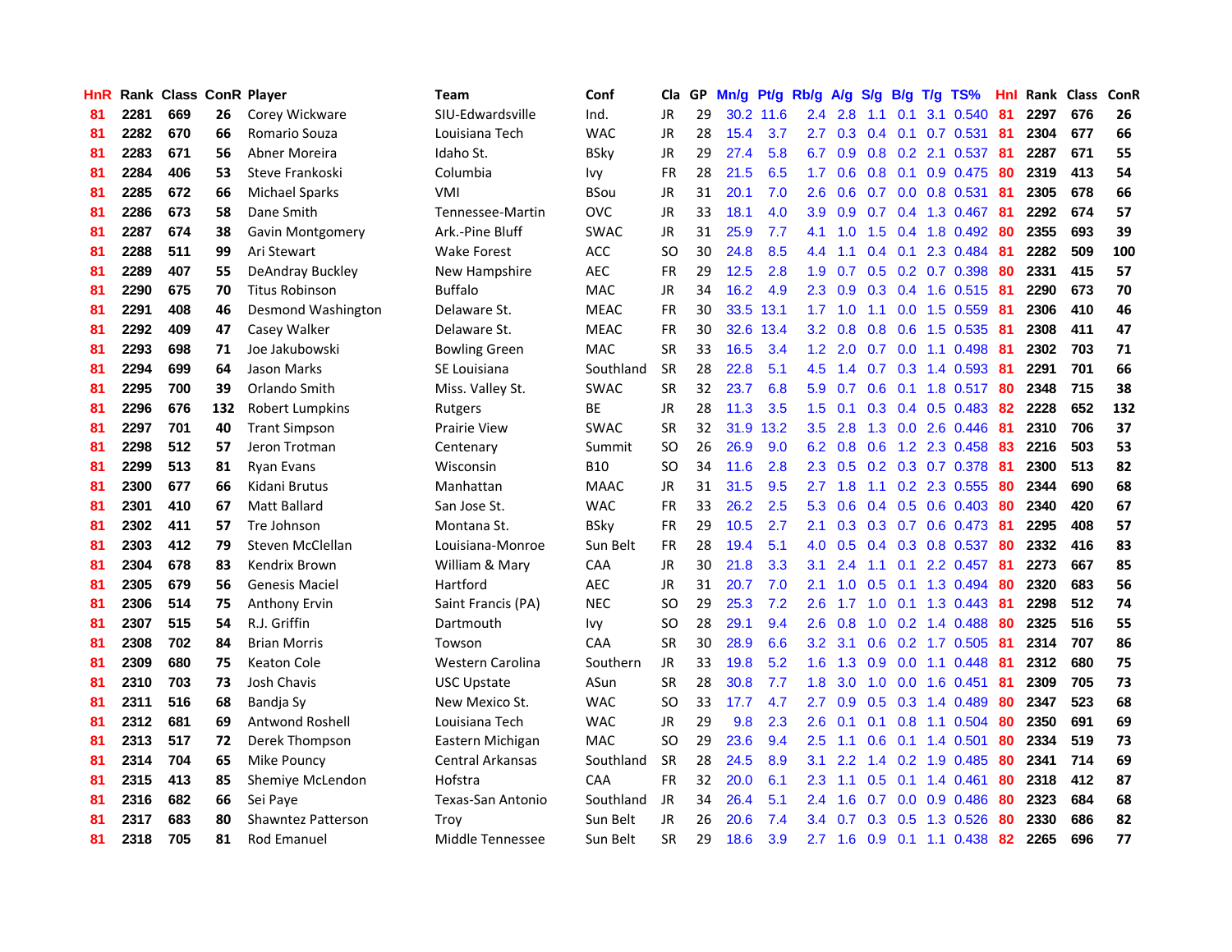| HnR | Rank | Class | ConR | Player | Team | Conf | Cla | GP | Mn/g | Pt/g | Rb/g | A/g | S/g | B/g | T/g | TS% | HnI | Rank | Class | ConR |
|---|---|---|---|---|---|---|---|---|---|---|---|---|---|---|---|---|---|---|---|---|
| 81 | 2281 | 669 | 26 | Corey Wickware | SIU-Edwardsville | Ind. | JR | 29 | 30.2 | 11.6 | 2.4 | 2.8 | 1.1 | 0.1 | 3.1 | 0.540 | 81 | 2297 | 676 | 26 |
| 81 | 2282 | 670 | 66 | Romario Souza | Louisiana Tech | WAC | JR | 28 | 15.4 | 3.7 | 2.7 | 0.3 | 0.4 | 0.1 | 0.7 | 0.531 | 81 | 2304 | 677 | 66 |
| 81 | 2283 | 671 | 56 | Abner Moreira | Idaho St. | BSky | JR | 29 | 27.4 | 5.8 | 6.7 | 0.9 | 0.8 | 0.2 | 2.1 | 0.537 | 81 | 2287 | 671 | 55 |
| 81 | 2284 | 406 | 53 | Steve Frankoski | Columbia | Ivy | FR | 28 | 21.5 | 6.5 | 1.7 | 0.6 | 0.8 | 0.1 | 0.9 | 0.475 | 80 | 2319 | 413 | 54 |
| 81 | 2285 | 672 | 66 | Michael Sparks | VMI | BSou | JR | 31 | 20.1 | 7.0 | 2.6 | 0.6 | 0.7 | 0.0 | 0.8 | 0.531 | 81 | 2305 | 678 | 66 |
| 81 | 2286 | 673 | 58 | Dane Smith | Tennessee-Martin | OVC | JR | 33 | 18.1 | 4.0 | 3.9 | 0.9 | 0.7 | 0.4 | 1.3 | 0.467 | 81 | 2292 | 674 | 57 |
| 81 | 2287 | 674 | 38 | Gavin Montgomery | Ark.-Pine Bluff | SWAC | JR | 31 | 25.9 | 7.7 | 4.1 | 1.0 | 1.5 | 0.4 | 1.8 | 0.492 | 80 | 2355 | 693 | 39 |
| 81 | 2288 | 511 | 99 | Ari Stewart | Wake Forest | ACC | SO | 30 | 24.8 | 8.5 | 4.4 | 1.1 | 0.4 | 0.1 | 2.3 | 0.484 | 81 | 2282 | 509 | 100 |
| 81 | 2289 | 407 | 55 | DeAndray Buckley | New Hampshire | AEC | FR | 29 | 12.5 | 2.8 | 1.9 | 0.7 | 0.5 | 0.2 | 0.7 | 0.398 | 80 | 2331 | 415 | 57 |
| 81 | 2290 | 675 | 70 | Titus Robinson | Buffalo | MAC | JR | 34 | 16.2 | 4.9 | 2.3 | 0.9 | 0.3 | 0.4 | 1.6 | 0.515 | 81 | 2290 | 673 | 70 |
| 81 | 2291 | 408 | 46 | Desmond Washington | Delaware St. | MEAC | FR | 30 | 33.5 | 13.1 | 1.7 | 1.0 | 1.1 | 0.0 | 1.5 | 0.559 | 81 | 2306 | 410 | 46 |
| 81 | 2292 | 409 | 47 | Casey Walker | Delaware St. | MEAC | FR | 30 | 32.6 | 13.4 | 3.2 | 0.8 | 0.8 | 0.6 | 1.5 | 0.535 | 81 | 2308 | 411 | 47 |
| 81 | 2293 | 698 | 71 | Joe Jakubowski | Bowling Green | MAC | SR | 33 | 16.5 | 3.4 | 1.2 | 2.0 | 0.7 | 0.0 | 1.1 | 0.498 | 81 | 2302 | 703 | 71 |
| 81 | 2294 | 699 | 64 | Jason Marks | SE Louisiana | Southland | SR | 28 | 22.8 | 5.1 | 4.5 | 1.4 | 0.7 | 0.3 | 1.4 | 0.593 | 81 | 2291 | 701 | 66 |
| 81 | 2295 | 700 | 39 | Orlando Smith | Miss. Valley St. | SWAC | SR | 32 | 23.7 | 6.8 | 5.9 | 0.7 | 0.6 | 0.1 | 1.8 | 0.517 | 80 | 2348 | 715 | 38 |
| 81 | 2296 | 676 | 132 | Robert Lumpkins | Rutgers | BE | JR | 28 | 11.3 | 3.5 | 1.5 | 0.1 | 0.3 | 0.4 | 0.5 | 0.483 | 82 | 2228 | 652 | 132 |
| 81 | 2297 | 701 | 40 | Trant Simpson | Prairie View | SWAC | SR | 32 | 31.9 | 13.2 | 3.5 | 2.8 | 1.3 | 0.0 | 2.6 | 0.446 | 81 | 2310 | 706 | 37 |
| 81 | 2298 | 512 | 57 | Jeron Trotman | Centenary | Summit | SO | 26 | 26.9 | 9.0 | 6.2 | 0.8 | 0.6 | 1.2 | 2.3 | 0.458 | 83 | 2216 | 503 | 53 |
| 81 | 2299 | 513 | 81 | Ryan Evans | Wisconsin | B10 | SO | 34 | 11.6 | 2.8 | 2.3 | 0.5 | 0.2 | 0.3 | 0.7 | 0.378 | 81 | 2300 | 513 | 82 |
| 81 | 2300 | 677 | 66 | Kidani Brutus | Manhattan | MAAC | JR | 31 | 31.5 | 9.5 | 2.7 | 1.8 | 1.1 | 0.2 | 2.3 | 0.555 | 80 | 2344 | 690 | 68 |
| 81 | 2301 | 410 | 67 | Matt Ballard | San Jose St. | WAC | FR | 33 | 26.2 | 2.5 | 5.3 | 0.6 | 0.4 | 0.5 | 0.6 | 0.403 | 80 | 2340 | 420 | 67 |
| 81 | 2302 | 411 | 57 | Tre Johnson | Montana St. | BSky | FR | 29 | 10.5 | 2.7 | 2.1 | 0.3 | 0.3 | 0.7 | 0.6 | 0.473 | 81 | 2295 | 408 | 57 |
| 81 | 2303 | 412 | 79 | Steven McClellan | Louisiana-Monroe | Sun Belt | FR | 28 | 19.4 | 5.1 | 4.0 | 0.5 | 0.4 | 0.3 | 0.8 | 0.537 | 80 | 2332 | 416 | 83 |
| 81 | 2304 | 678 | 83 | Kendrix Brown | William & Mary | CAA | JR | 30 | 21.8 | 3.3 | 3.1 | 2.4 | 1.1 | 0.1 | 2.2 | 0.457 | 81 | 2273 | 667 | 85 |
| 81 | 2305 | 679 | 56 | Genesis Maciel | Hartford | AEC | JR | 31 | 20.7 | 7.0 | 2.1 | 1.0 | 0.5 | 0.1 | 1.3 | 0.494 | 80 | 2320 | 683 | 56 |
| 81 | 2306 | 514 | 75 | Anthony Ervin | Saint Francis (PA) | NEC | SO | 29 | 25.3 | 7.2 | 2.6 | 1.7 | 1.0 | 0.1 | 1.3 | 0.443 | 81 | 2298 | 512 | 74 |
| 81 | 2307 | 515 | 54 | R.J. Griffin | Dartmouth | Ivy | SO | 28 | 29.1 | 9.4 | 2.6 | 0.8 | 1.0 | 0.2 | 1.4 | 0.488 | 80 | 2325 | 516 | 55 |
| 81 | 2308 | 702 | 84 | Brian Morris | Towson | CAA | SR | 30 | 28.9 | 6.6 | 3.2 | 3.1 | 0.6 | 0.2 | 1.7 | 0.505 | 81 | 2314 | 707 | 86 |
| 81 | 2309 | 680 | 75 | Keaton Cole | Western Carolina | Southern | JR | 33 | 19.8 | 5.2 | 1.6 | 1.3 | 0.9 | 0.0 | 1.1 | 0.448 | 81 | 2312 | 680 | 75 |
| 81 | 2310 | 703 | 73 | Josh Chavis | USC Upstate | ASun | SR | 28 | 30.8 | 7.7 | 1.8 | 3.0 | 1.0 | 0.0 | 1.6 | 0.451 | 81 | 2309 | 705 | 73 |
| 81 | 2311 | 516 | 68 | Bandja Sy | New Mexico St. | WAC | SO | 33 | 17.7 | 4.7 | 2.7 | 0.9 | 0.5 | 0.3 | 1.4 | 0.489 | 80 | 2347 | 523 | 68 |
| 81 | 2312 | 681 | 69 | Antwond Roshell | Louisiana Tech | WAC | JR | 29 | 9.8 | 2.3 | 2.6 | 0.1 | 0.1 | 0.8 | 1.1 | 0.504 | 80 | 2350 | 691 | 69 |
| 81 | 2313 | 517 | 72 | Derek Thompson | Eastern Michigan | MAC | SO | 29 | 23.6 | 9.4 | 2.5 | 1.1 | 0.6 | 0.1 | 1.4 | 0.501 | 80 | 2334 | 519 | 73 |
| 81 | 2314 | 704 | 65 | Mike Pouncy | Central Arkansas | Southland | SR | 28 | 24.5 | 8.9 | 3.1 | 2.2 | 1.4 | 0.2 | 1.9 | 0.485 | 80 | 2341 | 714 | 69 |
| 81 | 2315 | 413 | 85 | Shemiye McLendon | Hofstra | CAA | FR | 32 | 20.0 | 6.1 | 2.3 | 1.1 | 0.5 | 0.1 | 1.4 | 0.461 | 80 | 2318 | 412 | 87 |
| 81 | 2316 | 682 | 66 | Sei Paye | Texas-San Antonio | Southland | JR | 34 | 26.4 | 5.1 | 2.4 | 1.6 | 0.7 | 0.0 | 0.9 | 0.486 | 80 | 2323 | 684 | 68 |
| 81 | 2317 | 683 | 80 | Shawntez Patterson | Troy | Sun Belt | JR | 26 | 20.6 | 7.4 | 3.4 | 0.7 | 0.3 | 0.5 | 1.3 | 0.526 | 80 | 2330 | 686 | 82 |
| 81 | 2318 | 705 | 81 | Rod Emanuel | Middle Tennessee | Sun Belt | SR | 29 | 18.6 | 3.9 | 2.7 | 1.6 | 0.9 | 0.1 | 1.1 | 0.438 | 82 | 2265 | 696 | 77 |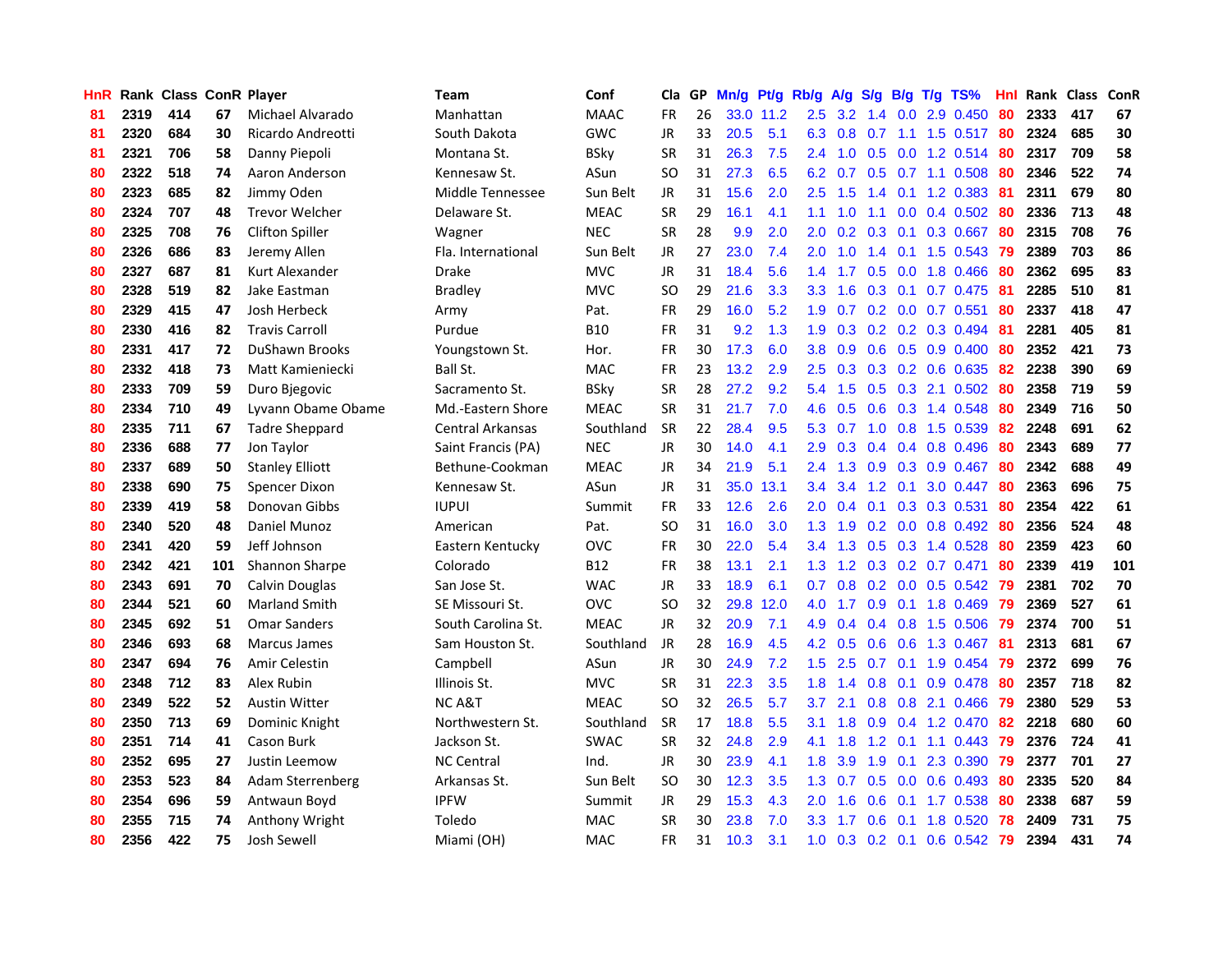| HnR | Rank | Class | ConR | Player | Team | Conf | Cla | GP | Mn/g | Pt/g | Rb/g | A/g | S/g | B/g | T/g | TS% | Hnl | Rank | Class | ConR |
|---|---|---|---|---|---|---|---|---|---|---|---|---|---|---|---|---|---|---|---|---|
| 81 | 2319 | 414 | 67 | Michael Alvarado | Manhattan | MAAC | FR | 26 | 33.0 | 11.2 | 2.5 | 3.2 | 1.4 | 0.0 | 2.9 | 0.450 | 80 | 2333 | 417 | 67 |
| 81 | 2320 | 684 | 30 | Ricardo Andreotti | South Dakota | GWC | JR | 33 | 20.5 | 5.1 | 6.3 | 0.8 | 0.7 | 1.1 | 1.5 | 0.517 | 80 | 2324 | 685 | 30 |
| 81 | 2321 | 706 | 58 | Danny Piepoli | Montana St. | BSky | SR | 31 | 26.3 | 7.5 | 2.4 | 1.0 | 0.5 | 0.0 | 1.2 | 0.514 | 80 | 2317 | 709 | 58 |
| 80 | 2322 | 518 | 74 | Aaron Anderson | Kennesaw St. | ASun | SO | 31 | 27.3 | 6.5 | 6.2 | 0.7 | 0.5 | 0.7 | 1.1 | 0.508 | 80 | 2346 | 522 | 74 |
| 80 | 2323 | 685 | 82 | Jimmy Oden | Middle Tennessee | Sun Belt | JR | 31 | 15.6 | 2.0 | 2.5 | 1.5 | 1.4 | 0.1 | 1.2 | 0.383 | 81 | 2311 | 679 | 80 |
| 80 | 2324 | 707 | 48 | Trevor Welcher | Delaware St. | MEAC | SR | 29 | 16.1 | 4.1 | 1.1 | 1.0 | 1.1 | 0.0 | 0.4 | 0.502 | 80 | 2336 | 713 | 48 |
| 80 | 2325 | 708 | 76 | Clifton Spiller | Wagner | NEC | SR | 28 | 9.9 | 2.0 | 2.0 | 0.2 | 0.3 | 0.1 | 0.3 | 0.667 | 80 | 2315 | 708 | 76 |
| 80 | 2326 | 686 | 83 | Jeremy Allen | Fla. International | Sun Belt | JR | 27 | 23.0 | 7.4 | 2.0 | 1.0 | 1.4 | 0.1 | 1.5 | 0.543 | 79 | 2389 | 703 | 86 |
| 80 | 2327 | 687 | 81 | Kurt Alexander | Drake | MVC | JR | 31 | 18.4 | 5.6 | 1.4 | 1.7 | 0.5 | 0.0 | 1.8 | 0.466 | 80 | 2362 | 695 | 83 |
| 80 | 2328 | 519 | 82 | Jake Eastman | Bradley | MVC | SO | 29 | 21.6 | 3.3 | 3.3 | 1.6 | 0.3 | 0.1 | 0.7 | 0.475 | 81 | 2285 | 510 | 81 |
| 80 | 2329 | 415 | 47 | Josh Herbeck | Army | Pat. | FR | 29 | 16.0 | 5.2 | 1.9 | 0.7 | 0.2 | 0.0 | 0.7 | 0.551 | 80 | 2337 | 418 | 47 |
| 80 | 2330 | 416 | 82 | Travis Carroll | Purdue | B10 | FR | 31 | 9.2 | 1.3 | 1.9 | 0.3 | 0.2 | 0.2 | 0.3 | 0.494 | 81 | 2281 | 405 | 81 |
| 80 | 2331 | 417 | 72 | DuShawn Brooks | Youngstown St. | Hor. | FR | 30 | 17.3 | 6.0 | 3.8 | 0.9 | 0.6 | 0.5 | 0.9 | 0.400 | 80 | 2352 | 421 | 73 |
| 80 | 2332 | 418 | 73 | Matt Kamieniecki | Ball St. | MAC | FR | 23 | 13.2 | 2.9 | 2.5 | 0.3 | 0.3 | 0.2 | 0.6 | 0.635 | 82 | 2238 | 390 | 69 |
| 80 | 2333 | 709 | 59 | Duro Bjegovic | Sacramento St. | BSky | SR | 28 | 27.2 | 9.2 | 5.4 | 1.5 | 0.5 | 0.3 | 2.1 | 0.502 | 80 | 2358 | 719 | 59 |
| 80 | 2334 | 710 | 49 | Lyvann Obame Obame | Md.-Eastern Shore | MEAC | SR | 31 | 21.7 | 7.0 | 4.6 | 0.5 | 0.6 | 0.3 | 1.4 | 0.548 | 80 | 2349 | 716 | 50 |
| 80 | 2335 | 711 | 67 | Tadre Sheppard | Central Arkansas | Southland | SR | 22 | 28.4 | 9.5 | 5.3 | 0.7 | 1.0 | 0.8 | 1.5 | 0.539 | 82 | 2248 | 691 | 62 |
| 80 | 2336 | 688 | 77 | Jon Taylor | Saint Francis (PA) | NEC | JR | 30 | 14.0 | 4.1 | 2.9 | 0.3 | 0.4 | 0.4 | 0.8 | 0.496 | 80 | 2343 | 689 | 77 |
| 80 | 2337 | 689 | 50 | Stanley Elliott | Bethune-Cookman | MEAC | JR | 34 | 21.9 | 5.1 | 2.4 | 1.3 | 0.9 | 0.3 | 0.9 | 0.467 | 80 | 2342 | 688 | 49 |
| 80 | 2338 | 690 | 75 | Spencer Dixon | Kennesaw St. | ASun | JR | 31 | 35.0 | 13.1 | 3.4 | 3.4 | 1.2 | 0.1 | 3.0 | 0.447 | 80 | 2363 | 696 | 75 |
| 80 | 2339 | 419 | 58 | Donovan Gibbs | IUPUI | Summit | FR | 33 | 12.6 | 2.6 | 2.0 | 0.4 | 0.1 | 0.3 | 0.3 | 0.531 | 80 | 2354 | 422 | 61 |
| 80 | 2340 | 520 | 48 | Daniel Munoz | American | Pat. | SO | 31 | 16.0 | 3.0 | 1.3 | 1.9 | 0.2 | 0.0 | 0.8 | 0.492 | 80 | 2356 | 524 | 48 |
| 80 | 2341 | 420 | 59 | Jeff Johnson | Eastern Kentucky | OVC | FR | 30 | 22.0 | 5.4 | 3.4 | 1.3 | 0.5 | 0.3 | 1.4 | 0.528 | 80 | 2359 | 423 | 60 |
| 80 | 2342 | 421 | 101 | Shannon Sharpe | Colorado | B12 | FR | 38 | 13.1 | 2.1 | 1.3 | 1.2 | 0.3 | 0.2 | 0.7 | 0.471 | 80 | 2339 | 419 | 101 |
| 80 | 2343 | 691 | 70 | Calvin Douglas | San Jose St. | WAC | JR | 33 | 18.9 | 6.1 | 0.7 | 0.8 | 0.2 | 0.0 | 0.5 | 0.542 | 79 | 2381 | 702 | 70 |
| 80 | 2344 | 521 | 60 | Marland Smith | SE Missouri St. | OVC | SO | 32 | 29.8 | 12.0 | 4.0 | 1.7 | 0.9 | 0.1 | 1.8 | 0.469 | 79 | 2369 | 527 | 61 |
| 80 | 2345 | 692 | 51 | Omar Sanders | South Carolina St. | MEAC | JR | 32 | 20.9 | 7.1 | 4.9 | 0.4 | 0.4 | 0.8 | 1.5 | 0.506 | 79 | 2374 | 700 | 51 |
| 80 | 2346 | 693 | 68 | Marcus James | Sam Houston St. | Southland | JR | 28 | 16.9 | 4.5 | 4.2 | 0.5 | 0.6 | 0.6 | 1.3 | 0.467 | 81 | 2313 | 681 | 67 |
| 80 | 2347 | 694 | 76 | Amir Celestin | Campbell | ASun | JR | 30 | 24.9 | 7.2 | 1.5 | 2.5 | 0.7 | 0.1 | 1.9 | 0.454 | 79 | 2372 | 699 | 76 |
| 80 | 2348 | 712 | 83 | Alex Rubin | Illinois St. | MVC | SR | 31 | 22.3 | 3.5 | 1.8 | 1.4 | 0.8 | 0.1 | 0.9 | 0.478 | 80 | 2357 | 718 | 82 |
| 80 | 2349 | 522 | 52 | Austin Witter | NC A&T | MEAC | SO | 32 | 26.5 | 5.7 | 3.7 | 2.1 | 0.8 | 0.8 | 2.1 | 0.466 | 79 | 2380 | 529 | 53 |
| 80 | 2350 | 713 | 69 | Dominic Knight | Northwestern St. | Southland | SR | 17 | 18.8 | 5.5 | 3.1 | 1.8 | 0.9 | 0.4 | 1.2 | 0.470 | 82 | 2218 | 680 | 60 |
| 80 | 2351 | 714 | 41 | Cason Burk | Jackson St. | SWAC | SR | 32 | 24.8 | 2.9 | 4.1 | 1.8 | 1.2 | 0.1 | 1.1 | 0.443 | 79 | 2376 | 724 | 41 |
| 80 | 2352 | 695 | 27 | Justin Leemow | NC Central | Ind. | JR | 30 | 23.9 | 4.1 | 1.8 | 3.9 | 1.9 | 0.1 | 2.3 | 0.390 | 79 | 2377 | 701 | 27 |
| 80 | 2353 | 523 | 84 | Adam Sterrenberg | Arkansas St. | Sun Belt | SO | 30 | 12.3 | 3.5 | 1.3 | 0.7 | 0.5 | 0.0 | 0.6 | 0.493 | 80 | 2335 | 520 | 84 |
| 80 | 2354 | 696 | 59 | Antwaun Boyd | IPFW | Summit | JR | 29 | 15.3 | 4.3 | 2.0 | 1.6 | 0.6 | 0.1 | 1.7 | 0.538 | 80 | 2338 | 687 | 59 |
| 80 | 2355 | 715 | 74 | Anthony Wright | Toledo | MAC | SR | 30 | 23.8 | 7.0 | 3.3 | 1.7 | 0.6 | 0.1 | 1.8 | 0.520 | 78 | 2409 | 731 | 75 |
| 80 | 2356 | 422 | 75 | Josh Sewell | Miami (OH) | MAC | FR | 31 | 10.3 | 3.1 | 1.0 | 0.3 | 0.2 | 0.1 | 0.6 | 0.542 | 79 | 2394 | 431 | 74 |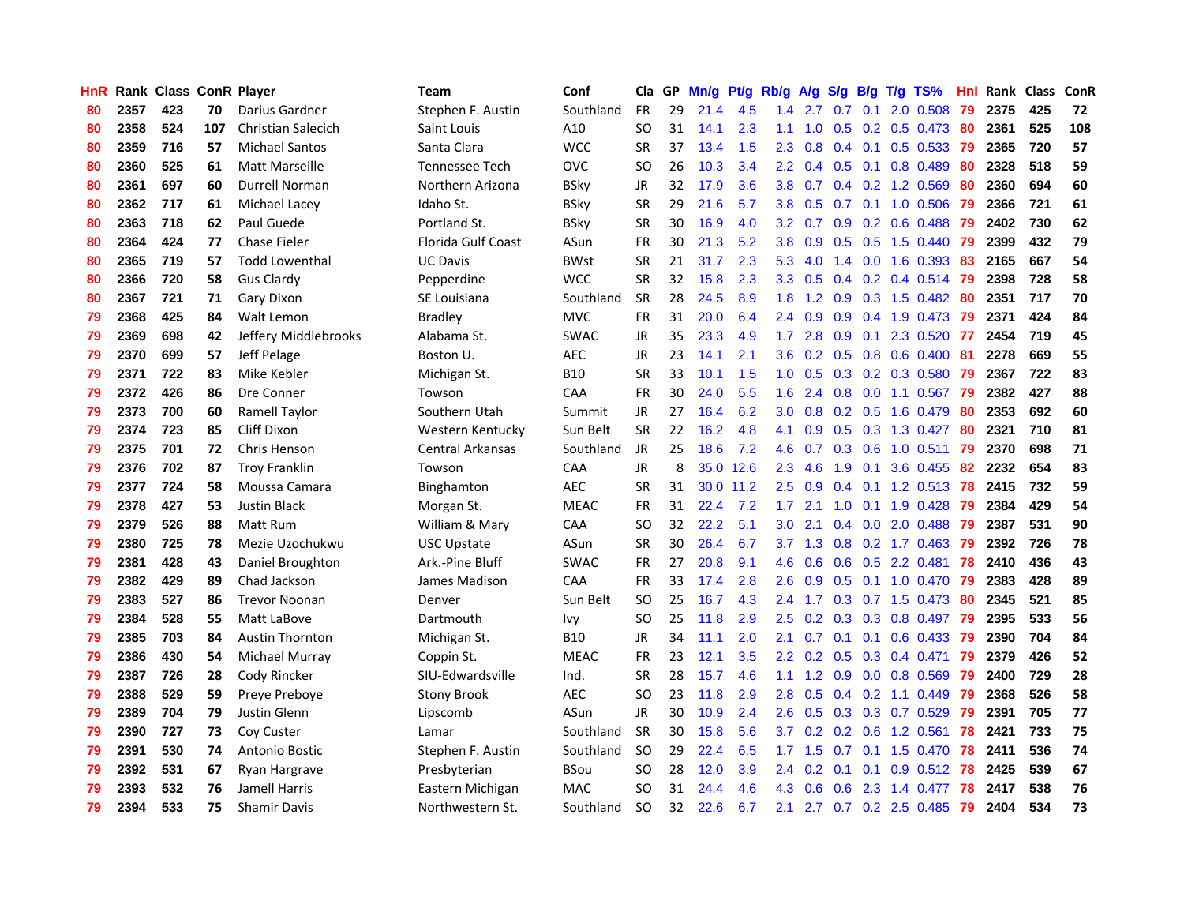| HnR | Rank | Class | ConR | Player | Team | Conf | Cla | GP | Mn/g | Pt/g | Rb/g | A/g | S/g | B/g | T/g | TS% | HnI | Rank | Class | ConR |
|---|---|---|---|---|---|---|---|---|---|---|---|---|---|---|---|---|---|---|---|---|
| 80 | 2357 | 423 | 70 | Darius Gardner | Stephen F. Austin | Southland | FR | 29 | 21.4 | 4.5 | 1.4 | 2.7 | 0.7 | 0.1 | 2.0 | 0.508 | 79 | 2375 | 425 | 72 |
| 80 | 2358 | 524 | 107 | Christian Salecich | Saint Louis | A10 | SO | 31 | 14.1 | 2.3 | 1.1 | 1.0 | 0.5 | 0.2 | 0.5 | 0.473 | 80 | 2361 | 525 | 108 |
| 80 | 2359 | 716 | 57 | Michael Santos | Santa Clara | WCC | SR | 37 | 13.4 | 1.5 | 2.3 | 0.8 | 0.4 | 0.1 | 0.5 | 0.533 | 79 | 2365 | 720 | 57 |
| 80 | 2360 | 525 | 61 | Matt Marseille | Tennessee Tech | OVC | SO | 26 | 10.3 | 3.4 | 2.2 | 0.4 | 0.5 | 0.1 | 0.8 | 0.489 | 80 | 2328 | 518 | 59 |
| 80 | 2361 | 697 | 60 | Durrell Norman | Northern Arizona | BSky | JR | 32 | 17.9 | 3.6 | 3.8 | 0.7 | 0.4 | 0.2 | 1.2 | 0.569 | 80 | 2360 | 694 | 60 |
| 80 | 2362 | 717 | 61 | Michael Lacey | Idaho St. | BSky | SR | 29 | 21.6 | 5.7 | 3.8 | 0.5 | 0.7 | 0.1 | 1.0 | 0.506 | 79 | 2366 | 721 | 61 |
| 80 | 2363 | 718 | 62 | Paul Guede | Portland St. | BSky | SR | 30 | 16.9 | 4.0 | 3.2 | 0.7 | 0.9 | 0.2 | 0.6 | 0.488 | 79 | 2402 | 730 | 62 |
| 80 | 2364 | 424 | 77 | Chase Fieler | Florida Gulf Coast | ASun | FR | 30 | 21.3 | 5.2 | 3.8 | 0.9 | 0.5 | 0.5 | 1.5 | 0.440 | 79 | 2399 | 432 | 79 |
| 80 | 2365 | 719 | 57 | Todd Lowenthal | UC Davis | BWst | SR | 21 | 31.7 | 2.3 | 5.3 | 4.0 | 1.4 | 0.0 | 1.6 | 0.393 | 83 | 2165 | 667 | 54 |
| 80 | 2366 | 720 | 58 | Gus Clardy | Pepperdine | WCC | SR | 32 | 15.8 | 2.3 | 3.3 | 0.5 | 0.4 | 0.2 | 0.4 | 0.514 | 79 | 2398 | 728 | 58 |
| 80 | 2367 | 721 | 71 | Gary Dixon | SE Louisiana | Southland | SR | 28 | 24.5 | 8.9 | 1.8 | 1.2 | 0.9 | 0.3 | 1.5 | 0.482 | 80 | 2351 | 717 | 70 |
| 79 | 2368 | 425 | 84 | Walt Lemon | Bradley | MVC | FR | 31 | 20.0 | 6.4 | 2.4 | 0.9 | 0.9 | 0.4 | 1.9 | 0.473 | 79 | 2371 | 424 | 84 |
| 79 | 2369 | 698 | 42 | Jeffery Middlebrooks | Alabama St. | SWAC | JR | 35 | 23.3 | 4.9 | 1.7 | 2.8 | 0.9 | 0.1 | 2.3 | 0.520 | 77 | 2454 | 719 | 45 |
| 79 | 2370 | 699 | 57 | Jeff Pelage | Boston U. | AEC | JR | 23 | 14.1 | 2.1 | 3.6 | 0.2 | 0.5 | 0.8 | 0.6 | 0.400 | 81 | 2278 | 669 | 55 |
| 79 | 2371 | 722 | 83 | Mike Kebler | Michigan St. | B10 | SR | 33 | 10.1 | 1.5 | 1.0 | 0.5 | 0.3 | 0.2 | 0.3 | 0.580 | 79 | 2367 | 722 | 83 |
| 79 | 2372 | 426 | 86 | Dre Conner | Towson | CAA | FR | 30 | 24.0 | 5.5 | 1.6 | 2.4 | 0.8 | 0.0 | 1.1 | 0.567 | 79 | 2382 | 427 | 88 |
| 79 | 2373 | 700 | 60 | Ramell Taylor | Southern Utah | Summit | JR | 27 | 16.4 | 6.2 | 3.0 | 0.8 | 0.2 | 0.5 | 1.6 | 0.479 | 80 | 2353 | 692 | 60 |
| 79 | 2374 | 723 | 85 | Cliff Dixon | Western Kentucky | Sun Belt | SR | 22 | 16.2 | 4.8 | 4.1 | 0.9 | 0.5 | 0.3 | 1.3 | 0.427 | 80 | 2321 | 710 | 81 |
| 79 | 2375 | 701 | 72 | Chris Henson | Central Arkansas | Southland | JR | 25 | 18.6 | 7.2 | 4.6 | 0.7 | 0.3 | 0.6 | 1.0 | 0.511 | 79 | 2370 | 698 | 71 |
| 79 | 2376 | 702 | 87 | Troy Franklin | Towson | CAA | JR | 8 | 35.0 | 12.6 | 2.3 | 4.6 | 1.9 | 0.1 | 3.6 | 0.455 | 82 | 2232 | 654 | 83 |
| 79 | 2377 | 724 | 58 | Moussa Camara | Binghamton | AEC | SR | 31 | 30.0 | 11.2 | 2.5 | 0.9 | 0.4 | 0.1 | 1.2 | 0.513 | 78 | 2415 | 732 | 59 |
| 79 | 2378 | 427 | 53 | Justin Black | Morgan St. | MEAC | FR | 31 | 22.4 | 7.2 | 1.7 | 2.1 | 1.0 | 0.1 | 1.9 | 0.428 | 79 | 2384 | 429 | 54 |
| 79 | 2379 | 526 | 88 | Matt Rum | William & Mary | CAA | SO | 32 | 22.2 | 5.1 | 3.0 | 2.1 | 0.4 | 0.0 | 2.0 | 0.488 | 79 | 2387 | 531 | 90 |
| 79 | 2380 | 725 | 78 | Mezie Uzochukwu | USC Upstate | ASun | SR | 30 | 26.4 | 6.7 | 3.7 | 1.3 | 0.8 | 0.2 | 1.7 | 0.463 | 79 | 2392 | 726 | 78 |
| 79 | 2381 | 428 | 43 | Daniel Broughton | Ark.-Pine Bluff | SWAC | FR | 27 | 20.8 | 9.1 | 4.6 | 0.6 | 0.6 | 0.5 | 2.2 | 0.481 | 78 | 2410 | 436 | 43 |
| 79 | 2382 | 429 | 89 | Chad Jackson | James Madison | CAA | FR | 33 | 17.4 | 2.8 | 2.6 | 0.9 | 0.5 | 0.1 | 1.0 | 0.470 | 79 | 2383 | 428 | 89 |
| 79 | 2383 | 527 | 86 | Trevor Noonan | Denver | Sun Belt | SO | 25 | 16.7 | 4.3 | 2.4 | 1.7 | 0.3 | 0.7 | 1.5 | 0.473 | 80 | 2345 | 521 | 85 |
| 79 | 2384 | 528 | 55 | Matt LaBove | Dartmouth | Ivy | SO | 25 | 11.8 | 2.9 | 2.5 | 0.2 | 0.3 | 0.3 | 0.8 | 0.497 | 79 | 2395 | 533 | 56 |
| 79 | 2385 | 703 | 84 | Austin Thornton | Michigan St. | B10 | JR | 34 | 11.1 | 2.0 | 2.1 | 0.7 | 0.1 | 0.1 | 0.6 | 0.433 | 79 | 2390 | 704 | 84 |
| 79 | 2386 | 430 | 54 | Michael Murray | Coppin St. | MEAC | FR | 23 | 12.1 | 3.5 | 2.2 | 0.2 | 0.5 | 0.3 | 0.4 | 0.471 | 79 | 2379 | 426 | 52 |
| 79 | 2387 | 726 | 28 | Cody Rincker | SIU-Edwardsville | Ind. | SR | 28 | 15.7 | 4.6 | 1.1 | 1.2 | 0.9 | 0.0 | 0.8 | 0.569 | 79 | 2400 | 729 | 28 |
| 79 | 2388 | 529 | 59 | Preye Preboye | Stony Brook | AEC | SO | 23 | 11.8 | 2.9 | 2.8 | 0.5 | 0.4 | 0.2 | 1.1 | 0.449 | 79 | 2368 | 526 | 58 |
| 79 | 2389 | 704 | 79 | Justin Glenn | Lipscomb | ASun | JR | 30 | 10.9 | 2.4 | 2.6 | 0.5 | 0.3 | 0.3 | 0.7 | 0.529 | 79 | 2391 | 705 | 77 |
| 79 | 2390 | 727 | 73 | Coy Custer | Lamar | Southland | SR | 30 | 15.8 | 5.6 | 3.7 | 0.2 | 0.2 | 0.6 | 1.2 | 0.561 | 78 | 2421 | 733 | 75 |
| 79 | 2391 | 530 | 74 | Antonio Bostic | Stephen F. Austin | Southland | SO | 29 | 22.4 | 6.5 | 1.7 | 1.5 | 0.7 | 0.1 | 1.5 | 0.470 | 78 | 2411 | 536 | 74 |
| 79 | 2392 | 531 | 67 | Ryan Hargrave | Presbyterian | BSou | SO | 28 | 12.0 | 3.9 | 2.4 | 0.2 | 0.1 | 0.1 | 0.9 | 0.512 | 78 | 2425 | 539 | 67 |
| 79 | 2393 | 532 | 76 | Jamell Harris | Eastern Michigan | MAC | SO | 31 | 24.4 | 4.6 | 4.3 | 0.6 | 0.6 | 2.3 | 1.4 | 0.477 | 78 | 2417 | 538 | 76 |
| 79 | 2394 | 533 | 75 | Shamir Davis | Northwestern St. | Southland | SO | 32 | 22.6 | 6.7 | 2.1 | 2.7 | 0.7 | 0.2 | 2.5 | 0.485 | 79 | 2404 | 534 | 73 |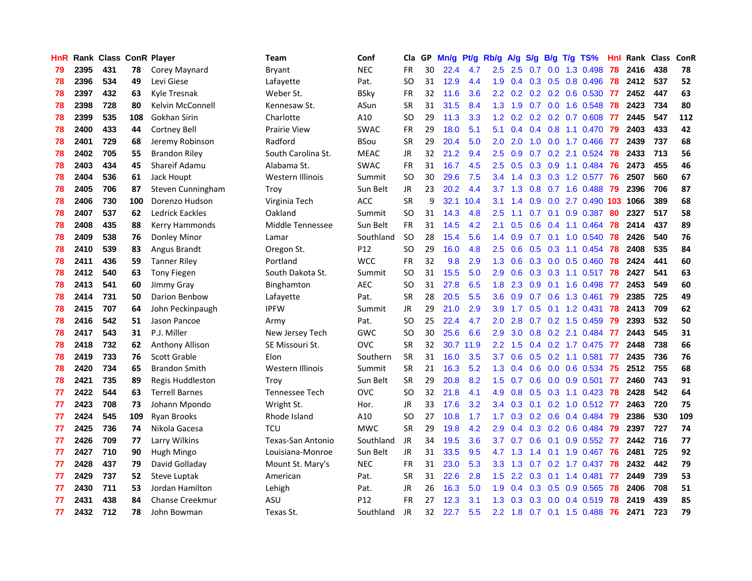| HnR | Rank | Class | ConR | Player | Team | Conf | Cla | GP | Mn/g | Pt/g | Rb/g | A/g | S/g | B/g | T/g | TS% | HnI | Rank | Class | ConR |
|---|---|---|---|---|---|---|---|---|---|---|---|---|---|---|---|---|---|---|---|---|
| 79 | 2395 | 431 | 78 | Corey Maynard | Bryant | NEC | FR | 30 | 22.4 | 4.7 | 2.5 | 2.5 | 0.7 | 0.0 | 1.3 | 0.498 | 78 | 2416 | 438 | 78 |
| 78 | 2396 | 534 | 49 | Levi Giese | Lafayette | Pat. | SO | 31 | 12.9 | 4.4 | 1.9 | 0.4 | 0.3 | 0.5 | 0.8 | 0.496 | 78 | 2412 | 537 | 52 |
| 78 | 2397 | 432 | 63 | Kyle Tresnak | Weber St. | BSky | FR | 32 | 11.6 | 3.6 | 2.2 | 0.2 | 0.2 | 0.2 | 0.6 | 0.530 | 77 | 2452 | 447 | 63 |
| 78 | 2398 | 728 | 80 | Kelvin McConnell | Kennesaw St. | ASun | SR | 31 | 31.5 | 8.4 | 1.3 | 1.9 | 0.7 | 0.0 | 1.6 | 0.548 | 78 | 2423 | 734 | 80 |
| 78 | 2399 | 535 | 108 | Gokhan Sirin | Charlotte | A10 | SO | 29 | 11.3 | 3.3 | 1.2 | 0.2 | 0.2 | 0.2 | 0.7 | 0.608 | 77 | 2445 | 547 | 112 |
| 78 | 2400 | 433 | 44 | Cortney Bell | Prairie View | SWAC | FR | 29 | 18.0 | 5.1 | 5.1 | 0.4 | 0.4 | 0.8 | 1.1 | 0.470 | 79 | 2403 | 433 | 42 |
| 78 | 2401 | 729 | 68 | Jeremy Robinson | Radford | BSou | SR | 29 | 20.4 | 5.0 | 2.0 | 2.0 | 1.0 | 0.0 | 1.7 | 0.466 | 77 | 2439 | 737 | 68 |
| 78 | 2402 | 705 | 55 | Brandon Riley | South Carolina St. | MEAC | JR | 32 | 21.2 | 9.4 | 2.5 | 0.9 | 0.7 | 0.2 | 2.1 | 0.524 | 78 | 2433 | 713 | 56 |
| 78 | 2403 | 434 | 45 | Shareif Adamu | Alabama St. | SWAC | FR | 31 | 16.7 | 4.5 | 2.5 | 0.5 | 0.3 | 0.9 | 1.1 | 0.484 | 76 | 2473 | 455 | 46 |
| 78 | 2404 | 536 | 61 | Jack Houpt | Western Illinois | Summit | SO | 30 | 29.6 | 7.5 | 3.4 | 1.4 | 0.3 | 0.3 | 1.2 | 0.577 | 76 | 2507 | 560 | 67 |
| 78 | 2405 | 706 | 87 | Steven Cunningham | Troy | Sun Belt | JR | 23 | 20.2 | 4.4 | 3.7 | 1.3 | 0.8 | 0.7 | 1.6 | 0.488 | 79 | 2396 | 706 | 87 |
| 78 | 2406 | 730 | 100 | Dorenzo Hudson | Virginia Tech | ACC | SR | 9 | 32.1 | 10.4 | 3.1 | 1.4 | 0.9 | 0.0 | 2.7 | 0.490 | 103 | 1066 | 389 | 68 |
| 78 | 2407 | 537 | 62 | Ledrick Eackles | Oakland | Summit | SO | 31 | 14.3 | 4.8 | 2.5 | 1.1 | 0.7 | 0.1 | 0.9 | 0.387 | 80 | 2327 | 517 | 58 |
| 78 | 2408 | 435 | 88 | Kerry Hammonds | Middle Tennessee | Sun Belt | FR | 31 | 14.5 | 4.2 | 2.1 | 0.5 | 0.6 | 0.4 | 1.1 | 0.464 | 78 | 2414 | 437 | 89 |
| 78 | 2409 | 538 | 76 | Donley Minor | Lamar | Southland | SO | 28 | 15.4 | 5.6 | 1.4 | 0.9 | 0.7 | 0.1 | 1.0 | 0.540 | 78 | 2426 | 540 | 76 |
| 78 | 2410 | 539 | 83 | Angus Brandt | Oregon St. | P12 | SO | 29 | 16.0 | 4.8 | 2.5 | 0.6 | 0.5 | 0.3 | 1.1 | 0.454 | 78 | 2408 | 535 | 84 |
| 78 | 2411 | 436 | 59 | Tanner Riley | Portland | WCC | FR | 32 | 9.8 | 2.9 | 1.3 | 0.6 | 0.3 | 0.0 | 0.5 | 0.460 | 78 | 2424 | 441 | 60 |
| 78 | 2412 | 540 | 63 | Tony Fiegen | South Dakota St. | Summit | SO | 31 | 15.5 | 5.0 | 2.9 | 0.6 | 0.3 | 0.3 | 1.1 | 0.517 | 78 | 2427 | 541 | 63 |
| 78 | 2413 | 541 | 60 | Jimmy Gray | Binghamton | AEC | SO | 31 | 27.8 | 6.5 | 1.8 | 2.3 | 0.9 | 0.1 | 1.6 | 0.498 | 77 | 2453 | 549 | 60 |
| 78 | 2414 | 731 | 50 | Darion Benbow | Lafayette | Pat. | SR | 28 | 20.5 | 5.5 | 3.6 | 0.9 | 0.7 | 0.6 | 1.3 | 0.461 | 79 | 2385 | 725 | 49 |
| 78 | 2415 | 707 | 64 | John Peckinpaugh | IPFW | Summit | JR | 29 | 21.0 | 2.9 | 3.9 | 1.7 | 0.5 | 0.1 | 1.2 | 0.431 | 78 | 2413 | 709 | 62 |
| 78 | 2416 | 542 | 51 | Jason Pancoe | Army | Pat. | SO | 25 | 22.4 | 4.7 | 2.0 | 2.8 | 0.7 | 0.2 | 1.5 | 0.459 | 79 | 2393 | 532 | 50 |
| 78 | 2417 | 543 | 31 | P.J. Miller | New Jersey Tech | GWC | SO | 30 | 25.6 | 6.6 | 2.9 | 3.0 | 0.8 | 0.2 | 2.1 | 0.484 | 77 | 2443 | 545 | 31 |
| 78 | 2418 | 732 | 62 | Anthony Allison | SE Missouri St. | OVC | SR | 32 | 30.7 | 11.9 | 2.2 | 1.5 | 0.4 | 0.2 | 1.7 | 0.475 | 77 | 2448 | 738 | 66 |
| 78 | 2419 | 733 | 76 | Scott Grable | Elon | Southern | SR | 31 | 16.0 | 3.5 | 3.7 | 0.6 | 0.5 | 0.2 | 1.1 | 0.581 | 77 | 2435 | 736 | 76 |
| 78 | 2420 | 734 | 65 | Brandon Smith | Western Illinois | Summit | SR | 21 | 16.3 | 5.2 | 1.3 | 0.4 | 0.6 | 0.0 | 0.6 | 0.534 | 75 | 2512 | 755 | 68 |
| 78 | 2421 | 735 | 89 | Regis Huddleston | Troy | Sun Belt | SR | 29 | 20.8 | 8.2 | 1.5 | 0.7 | 0.6 | 0.0 | 0.9 | 0.501 | 77 | 2460 | 743 | 91 |
| 77 | 2422 | 544 | 63 | Terrell Barnes | Tennessee Tech | OVC | SO | 32 | 21.8 | 4.1 | 4.9 | 0.8 | 0.5 | 0.3 | 1.1 | 0.423 | 78 | 2428 | 542 | 64 |
| 77 | 2423 | 708 | 73 | Johann Mpondo | Wright St. | Hor. | JR | 33 | 17.6 | 3.2 | 3.4 | 0.3 | 0.1 | 0.2 | 1.0 | 0.512 | 77 | 2463 | 720 | 75 |
| 77 | 2424 | 545 | 109 | Ryan Brooks | Rhode Island | A10 | SO | 27 | 10.8 | 1.7 | 1.7 | 0.3 | 0.2 | 0.6 | 0.4 | 0.484 | 79 | 2386 | 530 | 109 |
| 77 | 2425 | 736 | 74 | Nikola Gacesa | TCU | MWC | SR | 29 | 19.8 | 4.2 | 2.9 | 0.4 | 0.3 | 0.2 | 0.6 | 0.484 | 79 | 2397 | 727 | 74 |
| 77 | 2426 | 709 | 77 | Larry Wilkins | Texas-San Antonio | Southland | JR | 34 | 19.5 | 3.6 | 3.7 | 0.7 | 0.6 | 0.1 | 0.9 | 0.552 | 77 | 2442 | 716 | 77 |
| 77 | 2427 | 710 | 90 | Hugh Mingo | Louisiana-Monroe | Sun Belt | JR | 31 | 33.5 | 9.5 | 4.7 | 1.3 | 1.4 | 0.1 | 1.9 | 0.467 | 76 | 2481 | 725 | 92 |
| 77 | 2428 | 437 | 79 | David Golladay | Mount St. Mary's | NEC | FR | 31 | 23.0 | 5.3 | 3.3 | 1.3 | 0.7 | 0.2 | 1.7 | 0.437 | 78 | 2432 | 442 | 79 |
| 77 | 2429 | 737 | 52 | Steve Luptak | American | Pat. | SR | 31 | 22.6 | 2.8 | 1.5 | 2.2 | 0.3 | 0.1 | 1.4 | 0.481 | 77 | 2449 | 739 | 53 |
| 77 | 2430 | 711 | 53 | Jordan Hamilton | Lehigh | Pat. | JR | 26 | 16.3 | 5.0 | 1.9 | 0.4 | 0.3 | 0.5 | 0.9 | 0.565 | 78 | 2406 | 708 | 51 |
| 77 | 2431 | 438 | 84 | Chanse Creekmur | ASU | P12 | FR | 27 | 12.3 | 3.1 | 1.3 | 0.3 | 0.3 | 0.0 | 0.4 | 0.519 | 78 | 2419 | 439 | 85 |
| 77 | 2432 | 712 | 78 | John Bowman | Texas St. | Southland | JR | 32 | 22.7 | 5.5 | 2.2 | 1.8 | 0.7 | 0.1 | 1.5 | 0.488 | 76 | 2471 | 723 | 79 |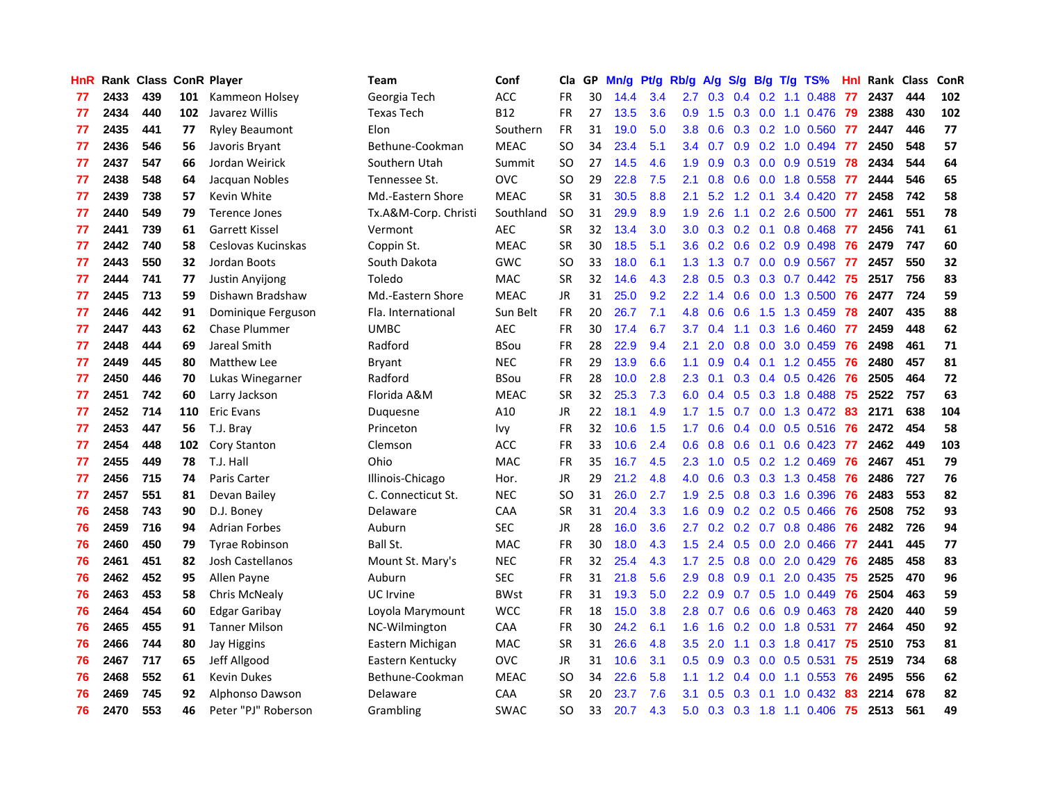| HnR | Rank | Class | ConR | Player | Team | Conf | Cla | GP | Mn/g | Pt/g | Rb/g | A/g | S/g | B/g | T/g | TS% | HnI | Rank | Class | ConR |
|---|---|---|---|---|---|---|---|---|---|---|---|---|---|---|---|---|---|---|---|---|
| 77 | 2433 | 439 | 101 | Kammeon Holsey | Georgia Tech | ACC | FR | 30 | 14.4 | 3.4 | 2.7 | 0.3 | 0.4 | 0.2 | 1.1 | 0.488 | 77 | 2437 | 444 | 102 |
| 77 | 2434 | 440 | 102 | Javarez Willis | Texas Tech | B12 | FR | 27 | 13.5 | 3.6 | 0.9 | 1.5 | 0.3 | 0.0 | 1.1 | 0.476 | 79 | 2388 | 430 | 102 |
| 77 | 2435 | 441 | 77 | Ryley Beaumont | Elon | Southern | FR | 31 | 19.0 | 5.0 | 3.8 | 0.6 | 0.3 | 0.2 | 1.0 | 0.560 | 77 | 2447 | 446 | 77 |
| 77 | 2436 | 546 | 56 | Javoris Bryant | Bethune-Cookman | MEAC | SO | 34 | 23.4 | 5.1 | 3.4 | 0.7 | 0.9 | 0.2 | 1.0 | 0.494 | 77 | 2450 | 548 | 57 |
| 77 | 2437 | 547 | 66 | Jordan Weirick | Southern Utah | Summit | SO | 27 | 14.5 | 4.6 | 1.9 | 0.9 | 0.3 | 0.0 | 0.9 | 0.519 | 78 | 2434 | 544 | 64 |
| 77 | 2438 | 548 | 64 | Jacquan Nobles | Tennessee St. | OVC | SO | 29 | 22.8 | 7.5 | 2.1 | 0.8 | 0.6 | 0.0 | 1.8 | 0.558 | 77 | 2444 | 546 | 65 |
| 77 | 2439 | 738 | 57 | Kevin White | Md.-Eastern Shore | MEAC | SR | 31 | 30.5 | 8.8 | 2.1 | 5.2 | 1.2 | 0.1 | 3.4 | 0.420 | 77 | 2458 | 742 | 58 |
| 77 | 2440 | 549 | 79 | Terence Jones | Tx.A&M-Corp. Christi | Southland | SO | 31 | 29.9 | 8.9 | 1.9 | 2.6 | 1.1 | 0.2 | 2.6 | 0.500 | 77 | 2461 | 551 | 78 |
| 77 | 2441 | 739 | 61 | Garrett Kissel | Vermont | AEC | SR | 32 | 13.4 | 3.0 | 3.0 | 0.3 | 0.2 | 0.1 | 0.8 | 0.468 | 77 | 2456 | 741 | 61 |
| 77 | 2442 | 740 | 58 | Ceslovas Kucinskas | Coppin St. | MEAC | SR | 30 | 18.5 | 5.1 | 3.6 | 0.2 | 0.6 | 0.2 | 0.9 | 0.498 | 76 | 2479 | 747 | 60 |
| 77 | 2443 | 550 | 32 | Jordan Boots | South Dakota | GWC | SO | 33 | 18.0 | 6.1 | 1.3 | 1.3 | 0.7 | 0.0 | 0.9 | 0.567 | 77 | 2457 | 550 | 32 |
| 77 | 2444 | 741 | 77 | Justin Anyijong | Toledo | MAC | SR | 32 | 14.6 | 4.3 | 2.8 | 0.5 | 0.3 | 0.3 | 0.7 | 0.442 | 75 | 2517 | 756 | 83 |
| 77 | 2445 | 713 | 59 | Dishawn Bradshaw | Md.-Eastern Shore | MEAC | JR | 31 | 25.0 | 9.2 | 2.2 | 1.4 | 0.6 | 0.0 | 1.3 | 0.500 | 76 | 2477 | 724 | 59 |
| 77 | 2446 | 442 | 91 | Dominique Ferguson | Fla. International | Sun Belt | FR | 20 | 26.7 | 7.1 | 4.8 | 0.6 | 0.6 | 1.5 | 1.3 | 0.459 | 78 | 2407 | 435 | 88 |
| 77 | 2447 | 443 | 62 | Chase Plummer | UMBC | AEC | FR | 30 | 17.4 | 6.7 | 3.7 | 0.4 | 1.1 | 0.3 | 1.6 | 0.460 | 77 | 2459 | 448 | 62 |
| 77 | 2448 | 444 | 69 | Jareal Smith | Radford | BSou | FR | 28 | 22.9 | 9.4 | 2.1 | 2.0 | 0.8 | 0.0 | 3.0 | 0.459 | 76 | 2498 | 461 | 71 |
| 77 | 2449 | 445 | 80 | Matthew Lee | Bryant | NEC | FR | 29 | 13.9 | 6.6 | 1.1 | 0.9 | 0.4 | 0.1 | 1.2 | 0.455 | 76 | 2480 | 457 | 81 |
| 77 | 2450 | 446 | 70 | Lukas Winegarner | Radford | BSou | FR | 28 | 10.0 | 2.8 | 2.3 | 0.1 | 0.3 | 0.4 | 0.5 | 0.426 | 76 | 2505 | 464 | 72 |
| 77 | 2451 | 742 | 60 | Larry Jackson | Florida A&M | MEAC | SR | 32 | 25.3 | 7.3 | 6.0 | 0.4 | 0.5 | 0.3 | 1.8 | 0.488 | 75 | 2522 | 757 | 63 |
| 77 | 2452 | 714 | 110 | Eric Evans | Duquesne | A10 | JR | 22 | 18.1 | 4.9 | 1.7 | 1.5 | 0.7 | 0.0 | 1.3 | 0.472 | 83 | 2171 | 638 | 104 |
| 77 | 2453 | 447 | 56 | T.J. Bray | Princeton | Ivy | FR | 32 | 10.6 | 1.5 | 1.7 | 0.6 | 0.4 | 0.0 | 0.5 | 0.516 | 76 | 2472 | 454 | 58 |
| 77 | 2454 | 448 | 102 | Cory Stanton | Clemson | ACC | FR | 33 | 10.6 | 2.4 | 0.6 | 0.8 | 0.6 | 0.1 | 0.6 | 0.423 | 77 | 2462 | 449 | 103 |
| 77 | 2455 | 449 | 78 | T.J. Hall | Ohio | MAC | FR | 35 | 16.7 | 4.5 | 2.3 | 1.0 | 0.5 | 0.2 | 1.2 | 0.469 | 76 | 2467 | 451 | 79 |
| 77 | 2456 | 715 | 74 | Paris Carter | Illinois-Chicago | Hor. | JR | 29 | 21.2 | 4.8 | 4.0 | 0.6 | 0.3 | 0.3 | 1.3 | 0.458 | 76 | 2486 | 727 | 76 |
| 77 | 2457 | 551 | 81 | Devan Bailey | C. Connecticut St. | NEC | SO | 31 | 26.0 | 2.7 | 1.9 | 2.5 | 0.8 | 0.3 | 1.6 | 0.396 | 76 | 2483 | 553 | 82 |
| 76 | 2458 | 743 | 90 | D.J. Boney | Delaware | CAA | SR | 31 | 20.4 | 3.3 | 1.6 | 0.9 | 0.2 | 0.2 | 0.5 | 0.466 | 76 | 2508 | 752 | 93 |
| 76 | 2459 | 716 | 94 | Adrian Forbes | Auburn | SEC | JR | 28 | 16.0 | 3.6 | 2.7 | 0.2 | 0.2 | 0.7 | 0.8 | 0.486 | 76 | 2482 | 726 | 94 |
| 76 | 2460 | 450 | 79 | Tyrae Robinson | Ball St. | MAC | FR | 30 | 18.0 | 4.3 | 1.5 | 2.4 | 0.5 | 0.0 | 2.0 | 0.466 | 77 | 2441 | 445 | 77 |
| 76 | 2461 | 451 | 82 | Josh Castellanos | Mount St. Mary's | NEC | FR | 32 | 25.4 | 4.3 | 1.7 | 2.5 | 0.8 | 0.0 | 2.0 | 0.429 | 76 | 2485 | 458 | 83 |
| 76 | 2462 | 452 | 95 | Allen Payne | Auburn | SEC | FR | 31 | 21.8 | 5.6 | 2.9 | 0.8 | 0.9 | 0.1 | 2.0 | 0.435 | 75 | 2525 | 470 | 96 |
| 76 | 2463 | 453 | 58 | Chris McNealy | UC Irvine | BWst | FR | 31 | 19.3 | 5.0 | 2.2 | 0.9 | 0.7 | 0.5 | 1.0 | 0.449 | 76 | 2504 | 463 | 59 |
| 76 | 2464 | 454 | 60 | Edgar Garibay | Loyola Marymount | WCC | FR | 18 | 15.0 | 3.8 | 2.8 | 0.7 | 0.6 | 0.6 | 0.9 | 0.463 | 78 | 2420 | 440 | 59 |
| 76 | 2465 | 455 | 91 | Tanner Milson | NC-Wilmington | CAA | FR | 30 | 24.2 | 6.1 | 1.6 | 1.6 | 0.2 | 0.0 | 1.8 | 0.531 | 77 | 2464 | 450 | 92 |
| 76 | 2466 | 744 | 80 | Jay Higgins | Eastern Michigan | MAC | SR | 31 | 26.6 | 4.8 | 3.5 | 2.0 | 1.1 | 0.3 | 1.8 | 0.417 | 75 | 2510 | 753 | 81 |
| 76 | 2467 | 717 | 65 | Jeff Allgood | Eastern Kentucky | OVC | JR | 31 | 10.6 | 3.1 | 0.5 | 0.9 | 0.3 | 0.0 | 0.5 | 0.531 | 75 | 2519 | 734 | 68 |
| 76 | 2468 | 552 | 61 | Kevin Dukes | Bethune-Cookman | MEAC | SO | 34 | 22.6 | 5.8 | 1.1 | 1.2 | 0.4 | 0.0 | 1.1 | 0.553 | 76 | 2495 | 556 | 62 |
| 76 | 2469 | 745 | 92 | Alphonso Dawson | Delaware | CAA | SR | 20 | 23.7 | 7.6 | 3.1 | 0.5 | 0.3 | 0.1 | 1.0 | 0.432 | 83 | 2214 | 678 | 82 |
| 76 | 2470 | 553 | 46 | Peter "PJ" Roberson | Grambling | SWAC | SO | 33 | 20.7 | 4.3 | 5.0 | 0.3 | 0.3 | 1.8 | 1.1 | 0.406 | 75 | 2513 | 561 | 49 |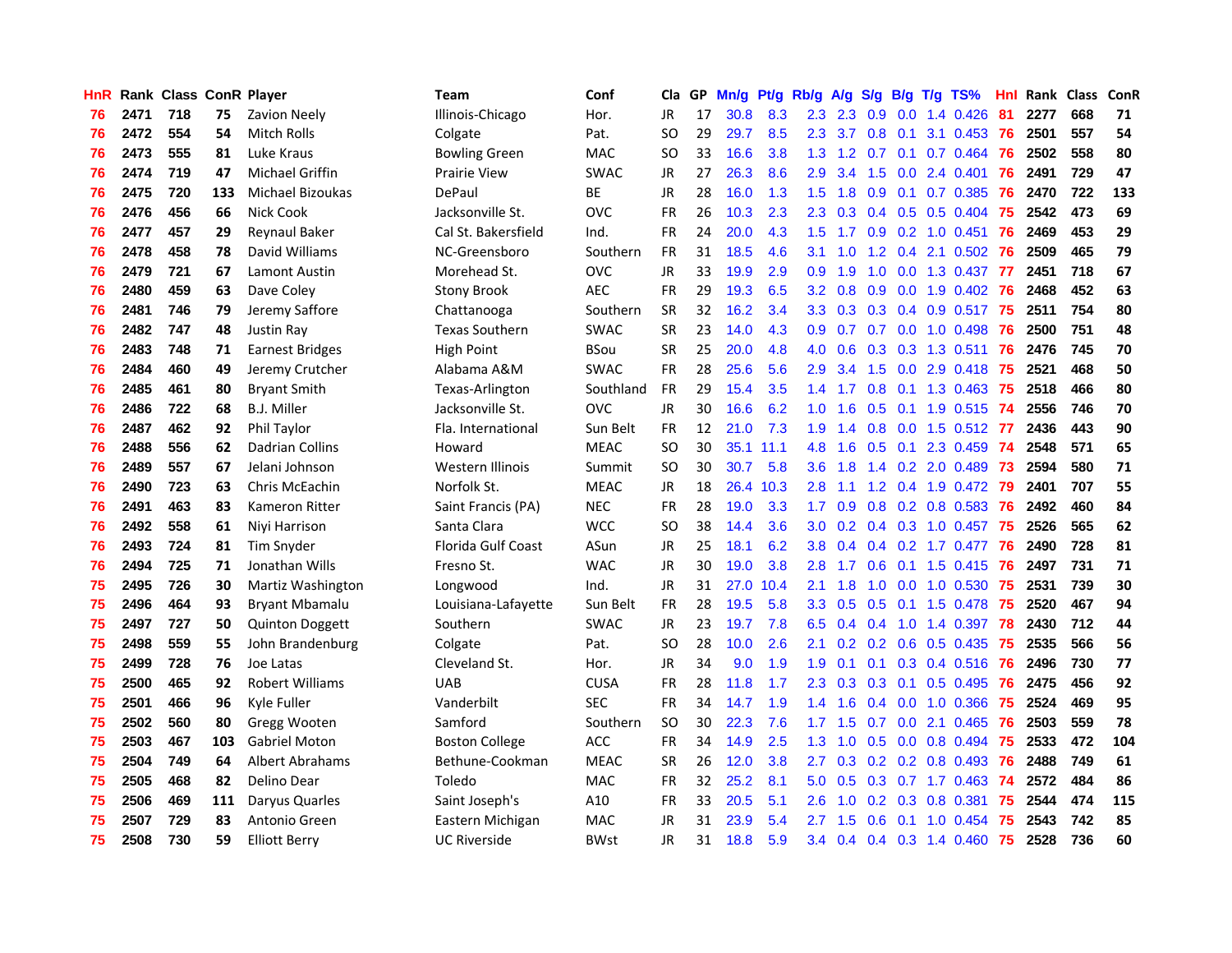| HnR | Rank | Class | ConR | Player | Team | Conf | Cla | GP | Mn/g | Pt/g | Rb/g | A/g | S/g | B/g | T/g | TS% | HnI | Rank | Class | ConR |
|---|---|---|---|---|---|---|---|---|---|---|---|---|---|---|---|---|---|---|---|---|
| 76 | 2471 | 718 | 75 | Zavion Neely | Illinois-Chicago | Hor. | JR | 17 | 30.8 | 8.3 | 2.3 | 2.3 | 0.9 | 0.0 | 1.4 | 0.426 | 81 | 2277 | 668 | 71 |
| 76 | 2472 | 554 | 54 | Mitch Rolls | Colgate | Pat. | SO | 29 | 29.7 | 8.5 | 2.3 | 3.7 | 0.8 | 0.1 | 3.1 | 0.453 | 76 | 2501 | 557 | 54 |
| 76 | 2473 | 555 | 81 | Luke Kraus | Bowling Green | MAC | SO | 33 | 16.6 | 3.8 | 1.3 | 1.2 | 0.7 | 0.1 | 0.7 | 0.464 | 76 | 2502 | 558 | 80 |
| 76 | 2474 | 719 | 47 | Michael Griffin | Prairie View | SWAC | JR | 27 | 26.3 | 8.6 | 2.9 | 3.4 | 1.5 | 0.0 | 2.4 | 0.401 | 76 | 2491 | 729 | 47 |
| 76 | 2475 | 720 | 133 | Michael Bizoukas | DePaul | BE | JR | 28 | 16.0 | 1.3 | 1.5 | 1.8 | 0.9 | 0.1 | 0.7 | 0.385 | 76 | 2470 | 722 | 133 |
| 76 | 2476 | 456 | 66 | Nick Cook | Jacksonville St. | OVC | FR | 26 | 10.3 | 2.3 | 2.3 | 0.3 | 0.4 | 0.5 | 0.5 | 0.404 | 75 | 2542 | 473 | 69 |
| 76 | 2477 | 457 | 29 | Reynaul Baker | Cal St. Bakersfield | Ind. | FR | 24 | 20.0 | 4.3 | 1.5 | 1.7 | 0.9 | 0.2 | 1.0 | 0.451 | 76 | 2469 | 453 | 29 |
| 76 | 2478 | 458 | 78 | David Williams | NC-Greensboro | Southern | FR | 31 | 18.5 | 4.6 | 3.1 | 1.0 | 1.2 | 0.4 | 2.1 | 0.502 | 76 | 2509 | 465 | 79 |
| 76 | 2479 | 721 | 67 | Lamont Austin | Morehead St. | OVC | JR | 33 | 19.9 | 2.9 | 0.9 | 1.9 | 1.0 | 0.0 | 1.3 | 0.437 | 77 | 2451 | 718 | 67 |
| 76 | 2480 | 459 | 63 | Dave Coley | Stony Brook | AEC | FR | 29 | 19.3 | 6.5 | 3.2 | 0.8 | 0.9 | 0.0 | 1.9 | 0.402 | 76 | 2468 | 452 | 63 |
| 76 | 2481 | 746 | 79 | Jeremy Saffore | Chattanooga | Southern | SR | 32 | 16.2 | 3.4 | 3.3 | 0.3 | 0.3 | 0.4 | 0.9 | 0.517 | 75 | 2511 | 754 | 80 |
| 76 | 2482 | 747 | 48 | Justin Ray | Texas Southern | SWAC | SR | 23 | 14.0 | 4.3 | 0.9 | 0.7 | 0.7 | 0.0 | 1.0 | 0.498 | 76 | 2500 | 751 | 48 |
| 76 | 2483 | 748 | 71 | Earnest Bridges | High Point | BSou | SR | 25 | 20.0 | 4.8 | 4.0 | 0.6 | 0.3 | 0.3 | 1.3 | 0.511 | 76 | 2476 | 745 | 70 |
| 76 | 2484 | 460 | 49 | Jeremy Crutcher | Alabama A&M | SWAC | FR | 28 | 25.6 | 5.6 | 2.9 | 3.4 | 1.5 | 0.0 | 2.9 | 0.418 | 75 | 2521 | 468 | 50 |
| 76 | 2485 | 461 | 80 | Bryant Smith | Texas-Arlington | Southland | FR | 29 | 15.4 | 3.5 | 1.4 | 1.7 | 0.8 | 0.1 | 1.3 | 0.463 | 75 | 2518 | 466 | 80 |
| 76 | 2486 | 722 | 68 | B.J. Miller | Jacksonville St. | OVC | JR | 30 | 16.6 | 6.2 | 1.0 | 1.6 | 0.5 | 0.1 | 1.9 | 0.515 | 74 | 2556 | 746 | 70 |
| 76 | 2487 | 462 | 92 | Phil Taylor | Fla. International | Sun Belt | FR | 12 | 21.0 | 7.3 | 1.9 | 1.4 | 0.8 | 0.0 | 1.5 | 0.512 | 77 | 2436 | 443 | 90 |
| 76 | 2488 | 556 | 62 | Dadrian Collins | Howard | MEAC | SO | 30 | 35.1 | 11.1 | 4.8 | 1.6 | 0.5 | 0.1 | 2.3 | 0.459 | 74 | 2548 | 571 | 65 |
| 76 | 2489 | 557 | 67 | Jelani Johnson | Western Illinois | Summit | SO | 30 | 30.7 | 5.8 | 3.6 | 1.8 | 1.4 | 0.2 | 2.0 | 0.489 | 73 | 2594 | 580 | 71 |
| 76 | 2490 | 723 | 63 | Chris McEachin | Norfolk St. | MEAC | JR | 18 | 26.4 | 10.3 | 2.8 | 1.1 | 1.2 | 0.4 | 1.9 | 0.472 | 79 | 2401 | 707 | 55 |
| 76 | 2491 | 463 | 83 | Kameron Ritter | Saint Francis (PA) | NEC | FR | 28 | 19.0 | 3.3 | 1.7 | 0.9 | 0.8 | 0.2 | 0.8 | 0.583 | 76 | 2492 | 460 | 84 |
| 76 | 2492 | 558 | 61 | Niyi Harrison | Santa Clara | WCC | SO | 38 | 14.4 | 3.6 | 3.0 | 0.2 | 0.4 | 0.3 | 1.0 | 0.457 | 75 | 2526 | 565 | 62 |
| 76 | 2493 | 724 | 81 | Tim Snyder | Florida Gulf Coast | ASun | JR | 25 | 18.1 | 6.2 | 3.8 | 0.4 | 0.4 | 0.2 | 1.7 | 0.477 | 76 | 2490 | 728 | 81 |
| 76 | 2494 | 725 | 71 | Jonathan Wills | Fresno St. | WAC | JR | 30 | 19.0 | 3.8 | 2.8 | 1.7 | 0.6 | 0.1 | 1.5 | 0.415 | 76 | 2497 | 731 | 71 |
| 75 | 2495 | 726 | 30 | Martiz Washington | Longwood | Ind. | JR | 31 | 27.0 | 10.4 | 2.1 | 1.8 | 1.0 | 0.0 | 1.0 | 0.530 | 75 | 2531 | 739 | 30 |
| 75 | 2496 | 464 | 93 | Bryant Mbamalu | Louisiana-Lafayette | Sun Belt | FR | 28 | 19.5 | 5.8 | 3.3 | 0.5 | 0.5 | 0.1 | 1.5 | 0.478 | 75 | 2520 | 467 | 94 |
| 75 | 2497 | 727 | 50 | Quinton Doggett | Southern | SWAC | JR | 23 | 19.7 | 7.8 | 6.5 | 0.4 | 0.4 | 1.0 | 1.4 | 0.397 | 78 | 2430 | 712 | 44 |
| 75 | 2498 | 559 | 55 | John Brandenburg | Colgate | Pat. | SO | 28 | 10.0 | 2.6 | 2.1 | 0.2 | 0.2 | 0.6 | 0.5 | 0.435 | 75 | 2535 | 566 | 56 |
| 75 | 2499 | 728 | 76 | Joe Latas | Cleveland St. | Hor. | JR | 34 | 9.0 | 1.9 | 1.9 | 0.1 | 0.1 | 0.3 | 0.4 | 0.516 | 76 | 2496 | 730 | 77 |
| 75 | 2500 | 465 | 92 | Robert Williams | UAB | CUSA | FR | 28 | 11.8 | 1.7 | 2.3 | 0.3 | 0.3 | 0.1 | 0.5 | 0.495 | 76 | 2475 | 456 | 92 |
| 75 | 2501 | 466 | 96 | Kyle Fuller | Vanderbilt | SEC | FR | 34 | 14.7 | 1.9 | 1.4 | 1.6 | 0.4 | 0.0 | 1.0 | 0.366 | 75 | 2524 | 469 | 95 |
| 75 | 2502 | 560 | 80 | Gregg Wooten | Samford | Southern | SO | 30 | 22.3 | 7.6 | 1.7 | 1.5 | 0.7 | 0.0 | 2.1 | 0.465 | 76 | 2503 | 559 | 78 |
| 75 | 2503 | 467 | 103 | Gabriel Moton | Boston College | ACC | FR | 34 | 14.9 | 2.5 | 1.3 | 1.0 | 0.5 | 0.0 | 0.8 | 0.494 | 75 | 2533 | 472 | 104 |
| 75 | 2504 | 749 | 64 | Albert Abrahams | Bethune-Cookman | MEAC | SR | 26 | 12.0 | 3.8 | 2.7 | 0.3 | 0.2 | 0.2 | 0.8 | 0.493 | 76 | 2488 | 749 | 61 |
| 75 | 2505 | 468 | 82 | Delino Dear | Toledo | MAC | FR | 32 | 25.2 | 8.1 | 5.0 | 0.5 | 0.3 | 0.7 | 1.7 | 0.463 | 74 | 2572 | 484 | 86 |
| 75 | 2506 | 469 | 111 | Daryus Quarles | Saint Joseph's | A10 | FR | 33 | 20.5 | 5.1 | 2.6 | 1.0 | 0.2 | 0.3 | 0.8 | 0.381 | 75 | 2544 | 474 | 115 |
| 75 | 2507 | 729 | 83 | Antonio Green | Eastern Michigan | MAC | JR | 31 | 23.9 | 5.4 | 2.7 | 1.5 | 0.6 | 0.1 | 1.0 | 0.454 | 75 | 2543 | 742 | 85 |
| 75 | 2508 | 730 | 59 | Elliott Berry | UC Riverside | BWst | JR | 31 | 18.8 | 5.9 | 3.4 | 0.4 | 0.4 | 0.3 | 1.4 | 0.460 | 75 | 2528 | 736 | 60 |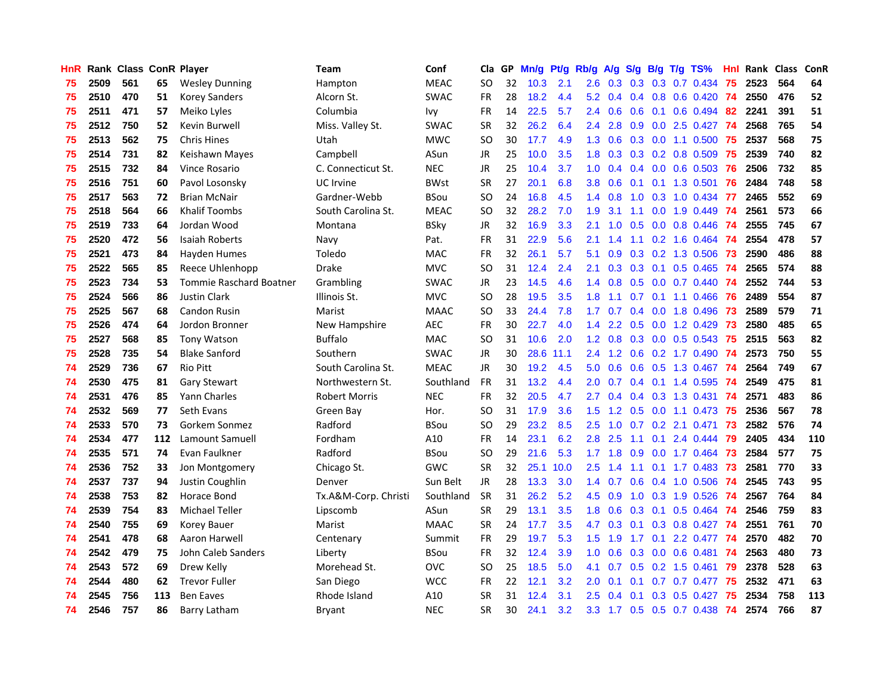| HnR | Rank | Class | ConR | Player | Team | Conf | Cla | GP | Mn/g | Pt/g | Rb/g | A/g | S/g | B/g | T/g | TS% | HnI | Rank | Class | ConR |
|---|---|---|---|---|---|---|---|---|---|---|---|---|---|---|---|---|---|---|---|---|
| 75 | 2509 | 561 | 65 | Wesley Dunning | Hampton | MEAC | SO | 32 | 10.3 | 2.1 | 2.6 | 0.3 | 0.3 | 0.3 | 0.7 | 0.434 | 75 | 2523 | 564 | 64 |
| 75 | 2510 | 470 | 51 | Korey Sanders | Alcorn St. | SWAC | FR | 28 | 18.2 | 4.4 | 5.2 | 0.4 | 0.4 | 0.8 | 0.6 | 0.420 | 74 | 2550 | 476 | 52 |
| 75 | 2511 | 471 | 57 | Meiko Lyles | Columbia | Ivy | FR | 14 | 22.5 | 5.7 | 2.4 | 0.6 | 0.6 | 0.1 | 0.6 | 0.494 | 82 | 2241 | 391 | 51 |
| 75 | 2512 | 750 | 52 | Kevin Burwell | Miss. Valley St. | SWAC | SR | 32 | 26.2 | 6.4 | 2.4 | 2.8 | 0.9 | 0.0 | 2.5 | 0.427 | 74 | 2568 | 765 | 54 |
| 75 | 2513 | 562 | 75 | Chris Hines | Utah | MWC | SO | 30 | 17.7 | 4.9 | 1.3 | 0.6 | 0.3 | 0.0 | 1.1 | 0.500 | 75 | 2537 | 568 | 75 |
| 75 | 2514 | 731 | 82 | Keishawn Mayes | Campbell | ASun | JR | 25 | 10.0 | 3.5 | 1.8 | 0.3 | 0.3 | 0.2 | 0.8 | 0.509 | 75 | 2539 | 740 | 82 |
| 75 | 2515 | 732 | 84 | Vince Rosario | C. Connecticut St. | NEC | JR | 25 | 10.4 | 3.7 | 1.0 | 0.4 | 0.4 | 0.0 | 0.6 | 0.503 | 76 | 2506 | 732 | 85 |
| 75 | 2516 | 751 | 60 | Pavol Losonsky | UC Irvine | BWst | SR | 27 | 20.1 | 6.8 | 3.8 | 0.6 | 0.1 | 0.1 | 1.3 | 0.501 | 76 | 2484 | 748 | 58 |
| 75 | 2517 | 563 | 72 | Brian McNair | Gardner-Webb | BSou | SO | 24 | 16.8 | 4.5 | 1.4 | 0.8 | 1.0 | 0.3 | 1.0 | 0.434 | 77 | 2465 | 552 | 69 |
| 75 | 2518 | 564 | 66 | Khalif Toombs | South Carolina St. | MEAC | SO | 32 | 28.2 | 7.0 | 1.9 | 3.1 | 1.1 | 0.0 | 1.9 | 0.449 | 74 | 2561 | 573 | 66 |
| 75 | 2519 | 733 | 64 | Jordan Wood | Montana | BSky | JR | 32 | 16.9 | 3.3 | 2.1 | 1.0 | 0.5 | 0.0 | 0.8 | 0.446 | 74 | 2555 | 745 | 67 |
| 75 | 2520 | 472 | 56 | Isaiah Roberts | Navy | Pat. | FR | 31 | 22.9 | 5.6 | 2.1 | 1.4 | 1.1 | 0.2 | 1.6 | 0.464 | 74 | 2554 | 478 | 57 |
| 75 | 2521 | 473 | 84 | Hayden Humes | Toledo | MAC | FR | 32 | 26.1 | 5.7 | 5.1 | 0.9 | 0.3 | 0.2 | 1.3 | 0.506 | 73 | 2590 | 486 | 88 |
| 75 | 2522 | 565 | 85 | Reece Uhlenhopp | Drake | MVC | SO | 31 | 12.4 | 2.4 | 2.1 | 0.3 | 0.3 | 0.1 | 0.5 | 0.465 | 74 | 2565 | 574 | 88 |
| 75 | 2523 | 734 | 53 | Tommie Raschard Boatner | Grambling | SWAC | JR | 23 | 14.5 | 4.6 | 1.4 | 0.8 | 0.5 | 0.0 | 0.7 | 0.440 | 74 | 2552 | 744 | 53 |
| 75 | 2524 | 566 | 86 | Justin Clark | Illinois St. | MVC | SO | 28 | 19.5 | 3.5 | 1.8 | 1.1 | 0.7 | 0.1 | 1.1 | 0.466 | 76 | 2489 | 554 | 87 |
| 75 | 2525 | 567 | 68 | Candon Rusin | Marist | MAAC | SO | 33 | 24.4 | 7.8 | 1.7 | 0.7 | 0.4 | 0.0 | 1.8 | 0.496 | 73 | 2589 | 579 | 71 |
| 75 | 2526 | 474 | 64 | Jordon Bronner | New Hampshire | AEC | FR | 30 | 22.7 | 4.0 | 1.4 | 2.2 | 0.5 | 0.0 | 1.2 | 0.429 | 73 | 2580 | 485 | 65 |
| 75 | 2527 | 568 | 85 | Tony Watson | Buffalo | MAC | SO | 31 | 10.6 | 2.0 | 1.2 | 0.8 | 0.3 | 0.0 | 0.5 | 0.543 | 75 | 2515 | 563 | 82 |
| 75 | 2528 | 735 | 54 | Blake Sanford | Southern | SWAC | JR | 30 | 28.6 | 11.1 | 2.4 | 1.2 | 0.6 | 0.2 | 1.7 | 0.490 | 74 | 2573 | 750 | 55 |
| 74 | 2529 | 736 | 67 | Rio Pitt | South Carolina St. | MEAC | JR | 30 | 19.2 | 4.5 | 5.0 | 0.6 | 0.6 | 0.5 | 1.3 | 0.467 | 74 | 2564 | 749 | 67 |
| 74 | 2530 | 475 | 81 | Gary Stewart | Northwestern St. | Southland | FR | 31 | 13.2 | 4.4 | 2.0 | 0.7 | 0.4 | 0.1 | 1.4 | 0.595 | 74 | 2549 | 475 | 81 |
| 74 | 2531 | 476 | 85 | Yann Charles | Robert Morris | NEC | FR | 32 | 20.5 | 4.7 | 2.7 | 0.4 | 0.4 | 0.3 | 1.3 | 0.431 | 74 | 2571 | 483 | 86 |
| 74 | 2532 | 569 | 77 | Seth Evans | Green Bay | Hor. | SO | 31 | 17.9 | 3.6 | 1.5 | 1.2 | 0.5 | 0.0 | 1.1 | 0.473 | 75 | 2536 | 567 | 78 |
| 74 | 2533 | 570 | 73 | Gorkem Sonmez | Radford | BSou | SO | 29 | 23.2 | 8.5 | 2.5 | 1.0 | 0.7 | 0.2 | 2.1 | 0.471 | 73 | 2582 | 576 | 74 |
| 74 | 2534 | 477 | 112 | Lamount Samuell | Fordham | A10 | FR | 14 | 23.1 | 6.2 | 2.8 | 2.5 | 1.1 | 0.1 | 2.4 | 0.444 | 79 | 2405 | 434 | 110 |
| 74 | 2535 | 571 | 74 | Evan Faulkner | Radford | BSou | SO | 29 | 21.6 | 5.3 | 1.7 | 1.8 | 0.9 | 0.0 | 1.7 | 0.464 | 73 | 2584 | 577 | 75 |
| 74 | 2536 | 752 | 33 | Jon Montgomery | Chicago St. | GWC | SR | 32 | 25.1 | 10.0 | 2.5 | 1.4 | 1.1 | 0.1 | 1.7 | 0.483 | 73 | 2581 | 770 | 33 |
| 74 | 2537 | 737 | 94 | Justin Coughlin | Denver | Sun Belt | JR | 28 | 13.3 | 3.0 | 1.4 | 0.7 | 0.6 | 0.4 | 1.0 | 0.506 | 74 | 2545 | 743 | 95 |
| 74 | 2538 | 753 | 82 | Horace Bond | Tx.A&M-Corp. Christi | Southland | SR | 31 | 26.2 | 5.2 | 4.5 | 0.9 | 1.0 | 0.3 | 1.9 | 0.526 | 74 | 2567 | 764 | 84 |
| 74 | 2539 | 754 | 83 | Michael Teller | Lipscomb | ASun | SR | 29 | 13.1 | 3.5 | 1.8 | 0.6 | 0.3 | 0.1 | 0.5 | 0.464 | 74 | 2546 | 759 | 83 |
| 74 | 2540 | 755 | 69 | Korey Bauer | Marist | MAAC | SR | 24 | 17.7 | 3.5 | 4.7 | 0.3 | 0.1 | 0.3 | 0.8 | 0.427 | 74 | 2551 | 761 | 70 |
| 74 | 2541 | 478 | 68 | Aaron Harwell | Centenary | Summit | FR | 29 | 19.7 | 5.3 | 1.5 | 1.9 | 1.7 | 0.1 | 2.2 | 0.477 | 74 | 2570 | 482 | 70 |
| 74 | 2542 | 479 | 75 | John Caleb Sanders | Liberty | BSou | FR | 32 | 12.4 | 3.9 | 1.0 | 0.6 | 0.3 | 0.0 | 0.6 | 0.481 | 74 | 2563 | 480 | 73 |
| 74 | 2543 | 572 | 69 | Drew Kelly | Morehead St. | OVC | SO | 25 | 18.5 | 5.0 | 4.1 | 0.7 | 0.5 | 0.2 | 1.5 | 0.461 | 79 | 2378 | 528 | 63 |
| 74 | 2544 | 480 | 62 | Trevor Fuller | San Diego | WCC | FR | 22 | 12.1 | 3.2 | 2.0 | 0.1 | 0.1 | 0.7 | 0.7 | 0.477 | 75 | 2532 | 471 | 63 |
| 74 | 2545 | 756 | 113 | Ben Eaves | Rhode Island | A10 | SR | 31 | 12.4 | 3.1 | 2.5 | 0.4 | 0.1 | 0.3 | 0.5 | 0.427 | 75 | 2534 | 758 | 113 |
| 74 | 2546 | 757 | 86 | Barry Latham | Bryant | NEC | SR | 30 | 24.1 | 3.2 | 3.3 | 1.7 | 0.5 | 0.5 | 0.7 | 0.438 | 74 | 2574 | 766 | 87 |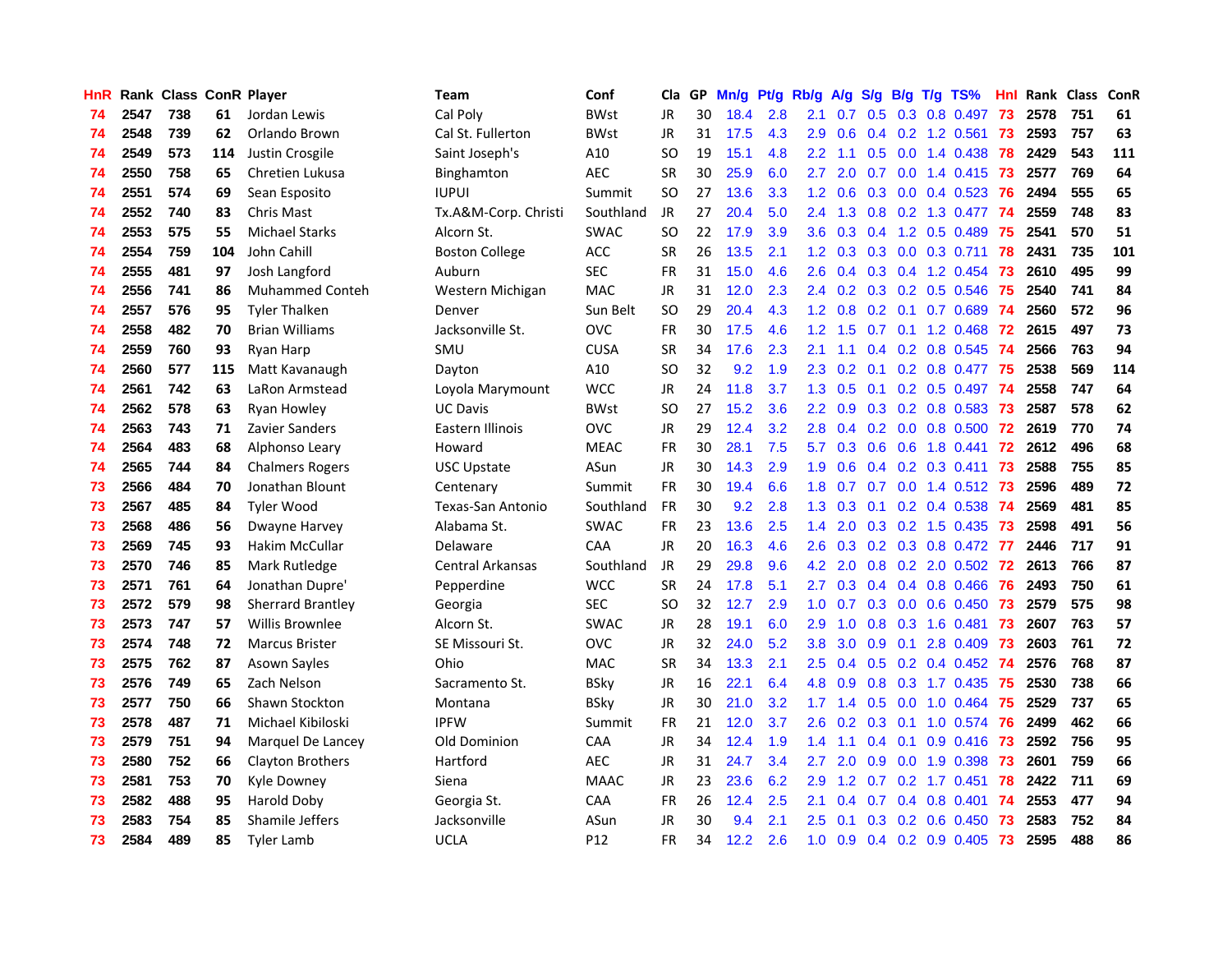| HnR | Rank | Class | ConR | Player | Team | Conf | Cla | GP | Mn/g | Pt/g | Rb/g | A/g | S/g | B/g | T/g | TS% | HnI | Rank | Class | ConR |
|---|---|---|---|---|---|---|---|---|---|---|---|---|---|---|---|---|---|---|---|---|
| 74 | 2547 | 738 | 61 | Jordan Lewis | Cal Poly | BWst | JR | 30 | 18.4 | 2.8 | 2.1 | 0.7 | 0.5 | 0.3 | 0.8 | 0.497 | 73 | 2578 | 751 | 61 |
| 74 | 2548 | 739 | 62 | Orlando Brown | Cal St. Fullerton | BWst | JR | 31 | 17.5 | 4.3 | 2.9 | 0.6 | 0.4 | 0.2 | 1.2 | 0.561 | 73 | 2593 | 757 | 63 |
| 74 | 2549 | 573 | 114 | Justin Crosgile | Saint Joseph's | A10 | SO | 19 | 15.1 | 4.8 | 2.2 | 1.1 | 0.5 | 0.0 | 1.4 | 0.438 | 78 | 2429 | 543 | 111 |
| 74 | 2550 | 758 | 65 | Chretien Lukusa | Binghamton | AEC | SR | 30 | 25.9 | 6.0 | 2.7 | 2.0 | 0.7 | 0.0 | 1.4 | 0.415 | 73 | 2577 | 769 | 64 |
| 74 | 2551 | 574 | 69 | Sean Esposito | IUPUI | Summit | SO | 27 | 13.6 | 3.3 | 1.2 | 0.6 | 0.3 | 0.0 | 0.4 | 0.523 | 76 | 2494 | 555 | 65 |
| 74 | 2552 | 740 | 83 | Chris Mast | Tx.A&M-Corp. Christi | Southland | JR | 27 | 20.4 | 5.0 | 2.4 | 1.3 | 0.8 | 0.2 | 1.3 | 0.477 | 74 | 2559 | 748 | 83 |
| 74 | 2553 | 575 | 55 | Michael Starks | Alcorn St. | SWAC | SO | 22 | 17.9 | 3.9 | 3.6 | 0.3 | 0.4 | 1.2 | 0.5 | 0.489 | 75 | 2541 | 570 | 51 |
| 74 | 2554 | 759 | 104 | John Cahill | Boston College | ACC | SR | 26 | 13.5 | 2.1 | 1.2 | 0.3 | 0.3 | 0.0 | 0.3 | 0.711 | 78 | 2431 | 735 | 101 |
| 74 | 2555 | 481 | 97 | Josh Langford | Auburn | SEC | FR | 31 | 15.0 | 4.6 | 2.6 | 0.4 | 0.3 | 0.4 | 1.2 | 0.454 | 73 | 2610 | 495 | 99 |
| 74 | 2556 | 741 | 86 | Muhammed Conteh | Western Michigan | MAC | JR | 31 | 12.0 | 2.3 | 2.4 | 0.2 | 0.3 | 0.2 | 0.5 | 0.546 | 75 | 2540 | 741 | 84 |
| 74 | 2557 | 576 | 95 | Tyler Thalken | Denver | Sun Belt | SO | 29 | 20.4 | 4.3 | 1.2 | 0.8 | 0.2 | 0.1 | 0.7 | 0.689 | 74 | 2560 | 572 | 96 |
| 74 | 2558 | 482 | 70 | Brian Williams | Jacksonville St. | OVC | FR | 30 | 17.5 | 4.6 | 1.2 | 1.5 | 0.7 | 0.1 | 1.2 | 0.468 | 72 | 2615 | 497 | 73 |
| 74 | 2559 | 760 | 93 | Ryan Harp | SMU | CUSA | SR | 34 | 17.6 | 2.3 | 2.1 | 1.1 | 0.4 | 0.2 | 0.8 | 0.545 | 74 | 2566 | 763 | 94 |
| 74 | 2560 | 577 | 115 | Matt Kavanaugh | Dayton | A10 | SO | 32 | 9.2 | 1.9 | 2.3 | 0.2 | 0.1 | 0.2 | 0.8 | 0.477 | 75 | 2538 | 569 | 114 |
| 74 | 2561 | 742 | 63 | LaRon Armstead | Loyola Marymount | WCC | JR | 24 | 11.8 | 3.7 | 1.3 | 0.5 | 0.1 | 0.2 | 0.5 | 0.497 | 74 | 2558 | 747 | 64 |
| 74 | 2562 | 578 | 63 | Ryan Howley | UC Davis | BWst | SO | 27 | 15.2 | 3.6 | 2.2 | 0.9 | 0.3 | 0.2 | 0.8 | 0.583 | 73 | 2587 | 578 | 62 |
| 74 | 2563 | 743 | 71 | Zavier Sanders | Eastern Illinois | OVC | JR | 29 | 12.4 | 3.2 | 2.8 | 0.4 | 0.2 | 0.0 | 0.8 | 0.500 | 72 | 2619 | 770 | 74 |
| 74 | 2564 | 483 | 68 | Alphonso Leary | Howard | MEAC | FR | 30 | 28.1 | 7.5 | 5.7 | 0.3 | 0.6 | 0.6 | 1.8 | 0.441 | 72 | 2612 | 496 | 68 |
| 74 | 2565 | 744 | 84 | Chalmers Rogers | USC Upstate | ASun | JR | 30 | 14.3 | 2.9 | 1.9 | 0.6 | 0.4 | 0.2 | 0.3 | 0.411 | 73 | 2588 | 755 | 85 |
| 73 | 2566 | 484 | 70 | Jonathan Blount | Centenary | Summit | FR | 30 | 19.4 | 6.6 | 1.8 | 0.7 | 0.7 | 0.0 | 1.4 | 0.512 | 73 | 2596 | 489 | 72 |
| 73 | 2567 | 485 | 84 | Tyler Wood | Texas-San Antonio | Southland | FR | 30 | 9.2 | 2.8 | 1.3 | 0.3 | 0.1 | 0.2 | 0.4 | 0.538 | 74 | 2569 | 481 | 85 |
| 73 | 2568 | 486 | 56 | Dwayne Harvey | Alabama St. | SWAC | FR | 23 | 13.6 | 2.5 | 1.4 | 2.0 | 0.3 | 0.2 | 1.5 | 0.435 | 73 | 2598 | 491 | 56 |
| 73 | 2569 | 745 | 93 | Hakim McCullar | Delaware | CAA | JR | 20 | 16.3 | 4.6 | 2.6 | 0.3 | 0.2 | 0.3 | 0.8 | 0.472 | 77 | 2446 | 717 | 91 |
| 73 | 2570 | 746 | 85 | Mark Rutledge | Central Arkansas | Southland | JR | 29 | 29.8 | 9.6 | 4.2 | 2.0 | 0.8 | 0.2 | 2.0 | 0.502 | 72 | 2613 | 766 | 87 |
| 73 | 2571 | 761 | 64 | Jonathan Dupre' | Pepperdine | WCC | SR | 24 | 17.8 | 5.1 | 2.7 | 0.3 | 0.4 | 0.4 | 0.8 | 0.466 | 76 | 2493 | 750 | 61 |
| 73 | 2572 | 579 | 98 | Sherrard Brantley | Georgia | SEC | SO | 32 | 12.7 | 2.9 | 1.0 | 0.7 | 0.3 | 0.0 | 0.6 | 0.450 | 73 | 2579 | 575 | 98 |
| 73 | 2573 | 747 | 57 | Willis Brownlee | Alcorn St. | SWAC | JR | 28 | 19.1 | 6.0 | 2.9 | 1.0 | 0.8 | 0.3 | 1.6 | 0.481 | 73 | 2607 | 763 | 57 |
| 73 | 2574 | 748 | 72 | Marcus Brister | SE Missouri St. | OVC | JR | 32 | 24.0 | 5.2 | 3.8 | 3.0 | 0.9 | 0.1 | 2.8 | 0.409 | 73 | 2603 | 761 | 72 |
| 73 | 2575 | 762 | 87 | Asown Sayles | Ohio | MAC | SR | 34 | 13.3 | 2.1 | 2.5 | 0.4 | 0.5 | 0.2 | 0.4 | 0.452 | 74 | 2576 | 768 | 87 |
| 73 | 2576 | 749 | 65 | Zach Nelson | Sacramento St. | BSky | JR | 16 | 22.1 | 6.4 | 4.8 | 0.9 | 0.8 | 0.3 | 1.7 | 0.435 | 75 | 2530 | 738 | 66 |
| 73 | 2577 | 750 | 66 | Shawn Stockton | Montana | BSky | JR | 30 | 21.0 | 3.2 | 1.7 | 1.4 | 0.5 | 0.0 | 1.0 | 0.464 | 75 | 2529 | 737 | 65 |
| 73 | 2578 | 487 | 71 | Michael Kibiloski | IPFW | Summit | FR | 21 | 12.0 | 3.7 | 2.6 | 0.2 | 0.3 | 0.1 | 1.0 | 0.574 | 76 | 2499 | 462 | 66 |
| 73 | 2579 | 751 | 94 | Marquel De Lancey | Old Dominion | CAA | JR | 34 | 12.4 | 1.9 | 1.4 | 1.1 | 0.4 | 0.1 | 0.9 | 0.416 | 73 | 2592 | 756 | 95 |
| 73 | 2580 | 752 | 66 | Clayton Brothers | Hartford | AEC | JR | 31 | 24.7 | 3.4 | 2.7 | 2.0 | 0.9 | 0.0 | 1.9 | 0.398 | 73 | 2601 | 759 | 66 |
| 73 | 2581 | 753 | 70 | Kyle Downey | Siena | MAAC | JR | 23 | 23.6 | 6.2 | 2.9 | 1.2 | 0.7 | 0.2 | 1.7 | 0.451 | 78 | 2422 | 711 | 69 |
| 73 | 2582 | 488 | 95 | Harold Doby | Georgia St. | CAA | FR | 26 | 12.4 | 2.5 | 2.1 | 0.4 | 0.7 | 0.4 | 0.8 | 0.401 | 74 | 2553 | 477 | 94 |
| 73 | 2583 | 754 | 85 | Shamile Jeffers | Jacksonville | ASun | JR | 30 | 9.4 | 2.1 | 2.5 | 0.1 | 0.3 | 0.2 | 0.6 | 0.450 | 73 | 2583 | 752 | 84 |
| 73 | 2584 | 489 | 85 | Tyler Lamb | UCLA | P12 | FR | 34 | 12.2 | 2.6 | 1.0 | 0.9 | 0.4 | 0.2 | 0.9 | 0.405 | 73 | 2595 | 488 | 86 |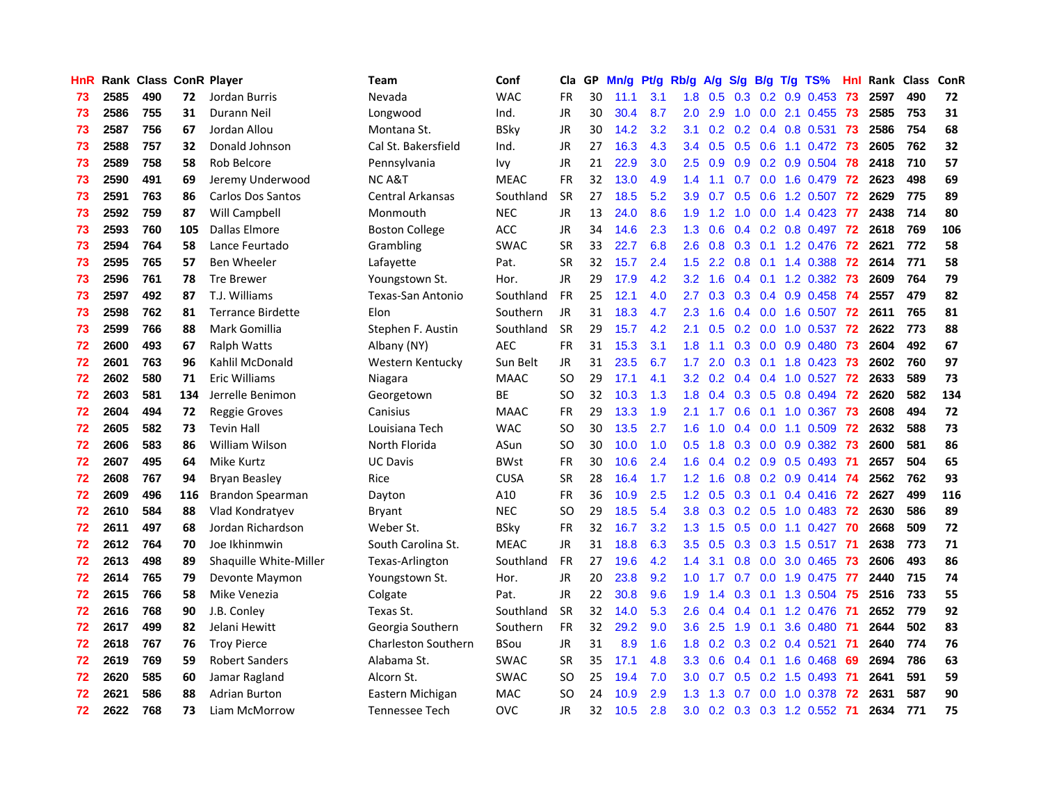| HnR | Rank | Class | ConR | Player | Team | Conf | Cla | GP | Mn/g | Pt/g | Rb/g | A/g | S/g | B/g | T/g | TS% | HnI | Rank | Class | ConR |
|---|---|---|---|---|---|---|---|---|---|---|---|---|---|---|---|---|---|---|---|---|
| 73 | 2585 | 490 | 72 | Jordan Burris | Nevada | WAC | FR | 30 | 11.1 | 3.1 | 1.8 | 0.5 | 0.3 | 0.2 | 0.9 | 0.453 | 73 | 2597 | 490 | 72 |
| 73 | 2586 | 755 | 31 | Durann Neil | Longwood | Ind. | JR | 30 | 30.4 | 8.7 | 2.0 | 2.9 | 1.0 | 0.0 | 2.1 | 0.455 | 73 | 2585 | 753 | 31 |
| 73 | 2587 | 756 | 67 | Jordan Allou | Montana St. | BSky | JR | 30 | 14.2 | 3.2 | 3.1 | 0.2 | 0.2 | 0.4 | 0.8 | 0.531 | 73 | 2586 | 754 | 68 |
| 73 | 2588 | 757 | 32 | Donald Johnson | Cal St. Bakersfield | Ind. | JR | 27 | 16.3 | 4.3 | 3.4 | 0.5 | 0.5 | 0.6 | 1.1 | 0.472 | 73 | 2605 | 762 | 32 |
| 73 | 2589 | 758 | 58 | Rob Belcore | Pennsylvania | Ivy | JR | 21 | 22.9 | 3.0 | 2.5 | 0.9 | 0.9 | 0.2 | 0.9 | 0.504 | 78 | 2418 | 710 | 57 |
| 73 | 2590 | 491 | 69 | Jeremy Underwood | NC A&T | MEAC | FR | 32 | 13.0 | 4.9 | 1.4 | 1.1 | 0.7 | 0.0 | 1.6 | 0.479 | 72 | 2623 | 498 | 69 |
| 73 | 2591 | 763 | 86 | Carlos Dos Santos | Central Arkansas | Southland | SR | 27 | 18.5 | 5.2 | 3.9 | 0.7 | 0.5 | 0.6 | 1.2 | 0.507 | 72 | 2629 | 775 | 89 |
| 73 | 2592 | 759 | 87 | Will Campbell | Monmouth | NEC | JR | 13 | 24.0 | 8.6 | 1.9 | 1.2 | 1.0 | 0.0 | 1.4 | 0.423 | 77 | 2438 | 714 | 80 |
| 73 | 2593 | 760 | 105 | Dallas Elmore | Boston College | ACC | JR | 34 | 14.6 | 2.3 | 1.3 | 0.6 | 0.4 | 0.2 | 0.8 | 0.497 | 72 | 2618 | 769 | 106 |
| 73 | 2594 | 764 | 58 | Lance Feurtado | Grambling | SWAC | SR | 33 | 22.7 | 6.8 | 2.6 | 0.8 | 0.3 | 0.1 | 1.2 | 0.476 | 72 | 2621 | 772 | 58 |
| 73 | 2595 | 765 | 57 | Ben Wheeler | Lafayette | Pat. | SR | 32 | 15.7 | 2.4 | 1.5 | 2.2 | 0.8 | 0.1 | 1.4 | 0.388 | 72 | 2614 | 771 | 58 |
| 73 | 2596 | 761 | 78 | Tre Brewer | Youngstown St. | Hor. | JR | 29 | 17.9 | 4.2 | 3.2 | 1.6 | 0.4 | 0.1 | 1.2 | 0.382 | 73 | 2609 | 764 | 79 |
| 73 | 2597 | 492 | 87 | T.J. Williams | Texas-San Antonio | Southland | FR | 25 | 12.1 | 4.0 | 2.7 | 0.3 | 0.3 | 0.4 | 0.9 | 0.458 | 74 | 2557 | 479 | 82 |
| 73 | 2598 | 762 | 81 | Terrance Birdette | Elon | Southern | JR | 31 | 18.3 | 4.7 | 2.3 | 1.6 | 0.4 | 0.0 | 1.6 | 0.507 | 72 | 2611 | 765 | 81 |
| 73 | 2599 | 766 | 88 | Mark Gomillia | Stephen F. Austin | Southland | SR | 29 | 15.7 | 4.2 | 2.1 | 0.5 | 0.2 | 0.0 | 1.0 | 0.537 | 72 | 2622 | 773 | 88 |
| 72 | 2600 | 493 | 67 | Ralph Watts | Albany (NY) | AEC | FR | 31 | 15.3 | 3.1 | 1.8 | 1.1 | 0.3 | 0.0 | 0.9 | 0.480 | 73 | 2604 | 492 | 67 |
| 72 | 2601 | 763 | 96 | Kahlil McDonald | Western Kentucky | Sun Belt | JR | 31 | 23.5 | 6.7 | 1.7 | 2.0 | 0.3 | 0.1 | 1.8 | 0.423 | 73 | 2602 | 760 | 97 |
| 72 | 2602 | 580 | 71 | Eric Williams | Niagara | MAAC | SO | 29 | 17.1 | 4.1 | 3.2 | 0.2 | 0.4 | 0.4 | 1.0 | 0.527 | 72 | 2633 | 589 | 73 |
| 72 | 2603 | 581 | 134 | Jerrelle Benimon | Georgetown | BE | SO | 32 | 10.3 | 1.3 | 1.8 | 0.4 | 0.3 | 0.5 | 0.8 | 0.494 | 72 | 2620 | 582 | 134 |
| 72 | 2604 | 494 | 72 | Reggie Groves | Canisius | MAAC | FR | 29 | 13.3 | 1.9 | 2.1 | 1.7 | 0.6 | 0.1 | 1.0 | 0.367 | 73 | 2608 | 494 | 72 |
| 72 | 2605 | 582 | 73 | Tevin Hall | Louisiana Tech | WAC | SO | 30 | 13.5 | 2.7 | 1.6 | 1.0 | 0.4 | 0.0 | 1.1 | 0.509 | 72 | 2632 | 588 | 73 |
| 72 | 2606 | 583 | 86 | William Wilson | North Florida | ASun | SO | 30 | 10.0 | 1.0 | 0.5 | 1.8 | 0.3 | 0.0 | 0.9 | 0.382 | 73 | 2600 | 581 | 86 |
| 72 | 2607 | 495 | 64 | Mike Kurtz | UC Davis | BWst | FR | 30 | 10.6 | 2.4 | 1.6 | 0.4 | 0.2 | 0.9 | 0.5 | 0.493 | 71 | 2657 | 504 | 65 |
| 72 | 2608 | 767 | 94 | Bryan Beasley | Rice | CUSA | SR | 28 | 16.4 | 1.7 | 1.2 | 1.6 | 0.8 | 0.2 | 0.9 | 0.414 | 74 | 2562 | 762 | 93 |
| 72 | 2609 | 496 | 116 | Brandon Spearman | Dayton | A10 | FR | 36 | 10.9 | 2.5 | 1.2 | 0.5 | 0.3 | 0.1 | 0.4 | 0.416 | 72 | 2627 | 499 | 116 |
| 72 | 2610 | 584 | 88 | Vlad Kondratyev | Bryant | NEC | SO | 29 | 18.5 | 5.4 | 3.8 | 0.3 | 0.2 | 0.5 | 1.0 | 0.483 | 72 | 2630 | 586 | 89 |
| 72 | 2611 | 497 | 68 | Jordan Richardson | Weber St. | BSky | FR | 32 | 16.7 | 3.2 | 1.3 | 1.5 | 0.5 | 0.0 | 1.1 | 0.427 | 70 | 2668 | 509 | 72 |
| 72 | 2612 | 764 | 70 | Joe Ikhinmwin | South Carolina St. | MEAC | JR | 31 | 18.8 | 6.3 | 3.5 | 0.5 | 0.3 | 0.3 | 1.5 | 0.517 | 71 | 2638 | 773 | 71 |
| 72 | 2613 | 498 | 89 | Shaquille White-Miller | Texas-Arlington | Southland | FR | 27 | 19.6 | 4.2 | 1.4 | 3.1 | 0.8 | 0.0 | 3.0 | 0.465 | 73 | 2606 | 493 | 86 |
| 72 | 2614 | 765 | 79 | Devonte Maymon | Youngstown St. | Hor. | JR | 20 | 23.8 | 9.2 | 1.0 | 1.7 | 0.7 | 0.0 | 1.9 | 0.475 | 77 | 2440 | 715 | 74 |
| 72 | 2615 | 766 | 58 | Mike Venezia | Colgate | Pat. | JR | 22 | 30.8 | 9.6 | 1.9 | 1.4 | 0.3 | 0.1 | 1.3 | 0.504 | 75 | 2516 | 733 | 55 |
| 72 | 2616 | 768 | 90 | J.B. Conley | Texas St. | Southland | SR | 32 | 14.0 | 5.3 | 2.6 | 0.4 | 0.4 | 0.1 | 1.2 | 0.476 | 71 | 2652 | 779 | 92 |
| 72 | 2617 | 499 | 82 | Jelani Hewitt | Georgia Southern | Southern | FR | 32 | 29.2 | 9.0 | 3.6 | 2.5 | 1.9 | 0.1 | 3.6 | 0.480 | 71 | 2644 | 502 | 83 |
| 72 | 2618 | 767 | 76 | Troy Pierce | Charleston Southern | BSou | JR | 31 | 8.9 | 1.6 | 1.8 | 0.2 | 0.3 | 0.2 | 0.4 | 0.521 | 71 | 2640 | 774 | 76 |
| 72 | 2619 | 769 | 59 | Robert Sanders | Alabama St. | SWAC | SR | 35 | 17.1 | 4.8 | 3.3 | 0.6 | 0.4 | 0.1 | 1.6 | 0.468 | 69 | 2694 | 786 | 63 |
| 72 | 2620 | 585 | 60 | Jamar Ragland | Alcorn St. | SWAC | SO | 25 | 19.4 | 7.0 | 3.0 | 0.7 | 0.5 | 0.2 | 1.5 | 0.493 | 71 | 2641 | 591 | 59 |
| 72 | 2621 | 586 | 88 | Adrian Burton | Eastern Michigan | MAC | SO | 24 | 10.9 | 2.9 | 1.3 | 1.3 | 0.7 | 0.0 | 1.0 | 0.378 | 72 | 2631 | 587 | 90 |
| 72 | 2622 | 768 | 73 | Liam McMorrow | Tennessee Tech | OVC | JR | 32 | 10.5 | 2.8 | 3.0 | 0.2 | 0.3 | 0.3 | 1.2 | 0.552 | 71 | 2634 | 771 | 75 |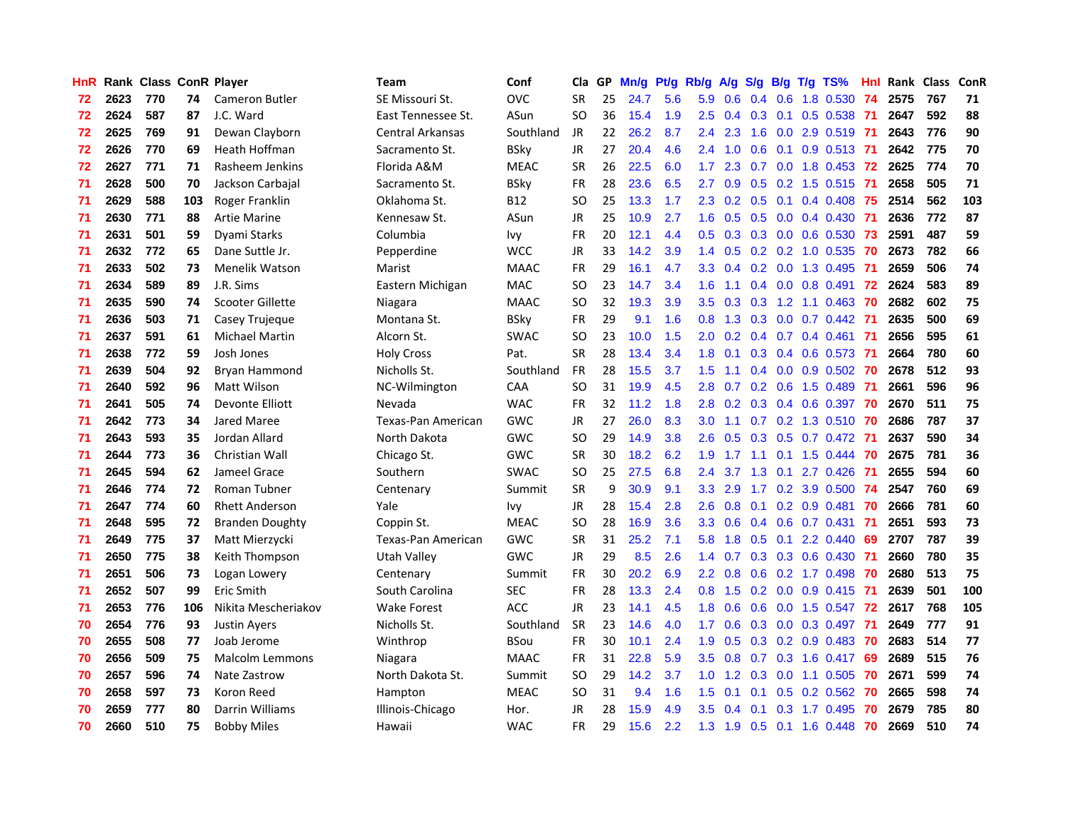| HnR | Rank | Class | ConR | Player | Team | Conf | Cla | GP | Mn/g | Pt/g | Rb/g | A/g | S/g | B/g | T/g | TS% | HnI | Rank | Class | ConR |
|---|---|---|---|---|---|---|---|---|---|---|---|---|---|---|---|---|---|---|---|---|
| 72 | 2623 | 770 | 74 | Cameron Butler | SE Missouri St. | OVC | SR | 25 | 24.7 | 5.6 | 5.9 | 0.6 | 0.4 | 0.6 | 1.8 | 0.530 | 74 | 2575 | 767 | 71 |
| 72 | 2624 | 587 | 87 | J.C. Ward | East Tennessee St. | ASun | SO | 36 | 15.4 | 1.9 | 2.5 | 0.4 | 0.3 | 0.1 | 0.5 | 0.538 | 71 | 2647 | 592 | 88 |
| 72 | 2625 | 769 | 91 | Dewan Clayborn | Central Arkansas | Southland | JR | 22 | 26.2 | 8.7 | 2.4 | 2.3 | 1.6 | 0.0 | 2.9 | 0.519 | 71 | 2643 | 776 | 90 |
| 72 | 2626 | 770 | 69 | Heath Hoffman | Sacramento St. | BSky | JR | 27 | 20.4 | 4.6 | 2.4 | 1.0 | 0.6 | 0.1 | 0.9 | 0.513 | 71 | 2642 | 775 | 70 |
| 72 | 2627 | 771 | 71 | Rasheem Jenkins | Florida A&M | MEAC | SR | 26 | 22.5 | 6.0 | 1.7 | 2.3 | 0.7 | 0.0 | 1.8 | 0.453 | 72 | 2625 | 774 | 70 |
| 71 | 2628 | 500 | 70 | Jackson Carbajal | Sacramento St. | BSky | FR | 28 | 23.6 | 6.5 | 2.7 | 0.9 | 0.5 | 0.2 | 1.5 | 0.515 | 71 | 2658 | 505 | 71 |
| 71 | 2629 | 588 | 103 | Roger Franklin | Oklahoma St. | B12 | SO | 25 | 13.3 | 1.7 | 2.3 | 0.2 | 0.5 | 0.1 | 0.4 | 0.408 | 75 | 2514 | 562 | 103 |
| 71 | 2630 | 771 | 88 | Artie Marine | Kennesaw St. | ASun | JR | 25 | 10.9 | 2.7 | 1.6 | 0.5 | 0.5 | 0.0 | 0.4 | 0.430 | 71 | 2636 | 772 | 87 |
| 71 | 2631 | 501 | 59 | Dyami Starks | Columbia | Ivy | FR | 20 | 12.1 | 4.4 | 0.5 | 0.3 | 0.3 | 0.0 | 0.6 | 0.530 | 73 | 2591 | 487 | 59 |
| 71 | 2632 | 772 | 65 | Dane Suttle Jr. | Pepperdine | WCC | JR | 33 | 14.2 | 3.9 | 1.4 | 0.5 | 0.2 | 0.2 | 1.0 | 0.535 | 70 | 2673 | 782 | 66 |
| 71 | 2633 | 502 | 73 | Menelik Watson | Marist | MAAC | FR | 29 | 16.1 | 4.7 | 3.3 | 0.4 | 0.2 | 0.0 | 1.3 | 0.495 | 71 | 2659 | 506 | 74 |
| 71 | 2634 | 589 | 89 | J.R. Sims | Eastern Michigan | MAC | SO | 23 | 14.7 | 3.4 | 1.6 | 1.1 | 0.4 | 0.0 | 0.8 | 0.491 | 72 | 2624 | 583 | 89 |
| 71 | 2635 | 590 | 74 | Scooter Gillette | Niagara | MAAC | SO | 32 | 19.3 | 3.9 | 3.5 | 0.3 | 0.3 | 1.2 | 1.1 | 0.463 | 70 | 2682 | 602 | 75 |
| 71 | 2636 | 503 | 71 | Casey Trujeque | Montana St. | BSky | FR | 29 | 9.1 | 1.6 | 0.8 | 1.3 | 0.3 | 0.0 | 0.7 | 0.442 | 71 | 2635 | 500 | 69 |
| 71 | 2637 | 591 | 61 | Michael Martin | Alcorn St. | SWAC | SO | 23 | 10.0 | 1.5 | 2.0 | 0.2 | 0.4 | 0.7 | 0.4 | 0.461 | 71 | 2656 | 595 | 61 |
| 71 | 2638 | 772 | 59 | Josh Jones | Holy Cross | Pat. | SR | 28 | 13.4 | 3.4 | 1.8 | 0.1 | 0.3 | 0.4 | 0.6 | 0.573 | 71 | 2664 | 780 | 60 |
| 71 | 2639 | 504 | 92 | Bryan Hammond | Nicholls St. | Southland | FR | 28 | 15.5 | 3.7 | 1.5 | 1.1 | 0.4 | 0.0 | 0.9 | 0.502 | 70 | 2678 | 512 | 93 |
| 71 | 2640 | 592 | 96 | Matt Wilson | NC-Wilmington | CAA | SO | 31 | 19.9 | 4.5 | 2.8 | 0.7 | 0.2 | 0.6 | 1.5 | 0.489 | 71 | 2661 | 596 | 96 |
| 71 | 2641 | 505 | 74 | Devonte Elliott | Nevada | WAC | FR | 32 | 11.2 | 1.8 | 2.8 | 0.2 | 0.3 | 0.4 | 0.6 | 0.397 | 70 | 2670 | 511 | 75 |
| 71 | 2642 | 773 | 34 | Jared Maree | Texas-Pan American | GWC | JR | 27 | 26.0 | 8.3 | 3.0 | 1.1 | 0.7 | 0.2 | 1.3 | 0.510 | 70 | 2686 | 787 | 37 |
| 71 | 2643 | 593 | 35 | Jordan Allard | North Dakota | GWC | SO | 29 | 14.9 | 3.8 | 2.6 | 0.5 | 0.3 | 0.5 | 0.7 | 0.472 | 71 | 2637 | 590 | 34 |
| 71 | 2644 | 773 | 36 | Christian Wall | Chicago St. | GWC | SR | 30 | 18.2 | 6.2 | 1.9 | 1.7 | 1.1 | 0.1 | 1.5 | 0.444 | 70 | 2675 | 781 | 36 |
| 71 | 2645 | 594 | 62 | Jameel Grace | Southern | SWAC | SO | 25 | 27.5 | 6.8 | 2.4 | 3.7 | 1.3 | 0.1 | 2.7 | 0.426 | 71 | 2655 | 594 | 60 |
| 71 | 2646 | 774 | 72 | Roman Tubner | Centenary | Summit | SR | 9 | 30.9 | 9.1 | 3.3 | 2.9 | 1.7 | 0.2 | 3.9 | 0.500 | 74 | 2547 | 760 | 69 |
| 71 | 2647 | 774 | 60 | Rhett Anderson | Yale | Ivy | JR | 28 | 15.4 | 2.8 | 2.6 | 0.8 | 0.1 | 0.2 | 0.9 | 0.481 | 70 | 2666 | 781 | 60 |
| 71 | 2648 | 595 | 72 | Branden Doughty | Coppin St. | MEAC | SO | 28 | 16.9 | 3.6 | 3.3 | 0.6 | 0.4 | 0.6 | 0.7 | 0.431 | 71 | 2651 | 593 | 73 |
| 71 | 2649 | 775 | 37 | Matt Mierzycki | Texas-Pan American | GWC | SR | 31 | 25.2 | 7.1 | 5.8 | 1.8 | 0.5 | 0.1 | 2.2 | 0.440 | 69 | 2707 | 787 | 39 |
| 71 | 2650 | 775 | 38 | Keith Thompson | Utah Valley | GWC | JR | 29 | 8.5 | 2.6 | 1.4 | 0.7 | 0.3 | 0.3 | 0.6 | 0.430 | 71 | 2660 | 780 | 35 |
| 71 | 2651 | 506 | 73 | Logan Lowery | Centenary | Summit | FR | 30 | 20.2 | 6.9 | 2.2 | 0.8 | 0.6 | 0.2 | 1.7 | 0.498 | 70 | 2680 | 513 | 75 |
| 71 | 2652 | 507 | 99 | Eric Smith | South Carolina | SEC | FR | 28 | 13.3 | 2.4 | 0.8 | 1.5 | 0.2 | 0.0 | 0.9 | 0.415 | 71 | 2639 | 501 | 100 |
| 71 | 2653 | 776 | 106 | Nikita Mescheriakov | Wake Forest | ACC | JR | 23 | 14.1 | 4.5 | 1.8 | 0.6 | 0.6 | 0.0 | 1.5 | 0.547 | 72 | 2617 | 768 | 105 |
| 70 | 2654 | 776 | 93 | Justin Ayers | Nicholls St. | Southland | SR | 23 | 14.6 | 4.0 | 1.7 | 0.6 | 0.3 | 0.0 | 0.3 | 0.497 | 71 | 2649 | 777 | 91 |
| 70 | 2655 | 508 | 77 | Joab Jerome | Winthrop | BSou | FR | 30 | 10.1 | 2.4 | 1.9 | 0.5 | 0.3 | 0.2 | 0.9 | 0.483 | 70 | 2683 | 514 | 77 |
| 70 | 2656 | 509 | 75 | Malcolm Lemmons | Niagara | MAAC | FR | 31 | 22.8 | 5.9 | 3.5 | 0.8 | 0.7 | 0.3 | 1.6 | 0.417 | 69 | 2689 | 515 | 76 |
| 70 | 2657 | 596 | 74 | Nate Zastrow | North Dakota St. | Summit | SO | 29 | 14.2 | 3.7 | 1.0 | 1.2 | 0.3 | 0.0 | 1.1 | 0.505 | 70 | 2671 | 599 | 74 |
| 70 | 2658 | 597 | 73 | Koron Reed | Hampton | MEAC | SO | 31 | 9.4 | 1.6 | 1.5 | 0.1 | 0.1 | 0.5 | 0.2 | 0.562 | 70 | 2665 | 598 | 74 |
| 70 | 2659 | 777 | 80 | Darrin Williams | Illinois-Chicago | Hor. | JR | 28 | 15.9 | 4.9 | 3.5 | 0.4 | 0.1 | 0.3 | 1.7 | 0.495 | 70 | 2679 | 785 | 80 |
| 70 | 2660 | 510 | 75 | Bobby Miles | Hawaii | WAC | FR | 29 | 15.6 | 2.2 | 1.3 | 1.9 | 0.5 | 0.1 | 1.6 | 0.448 | 70 | 2669 | 510 | 74 |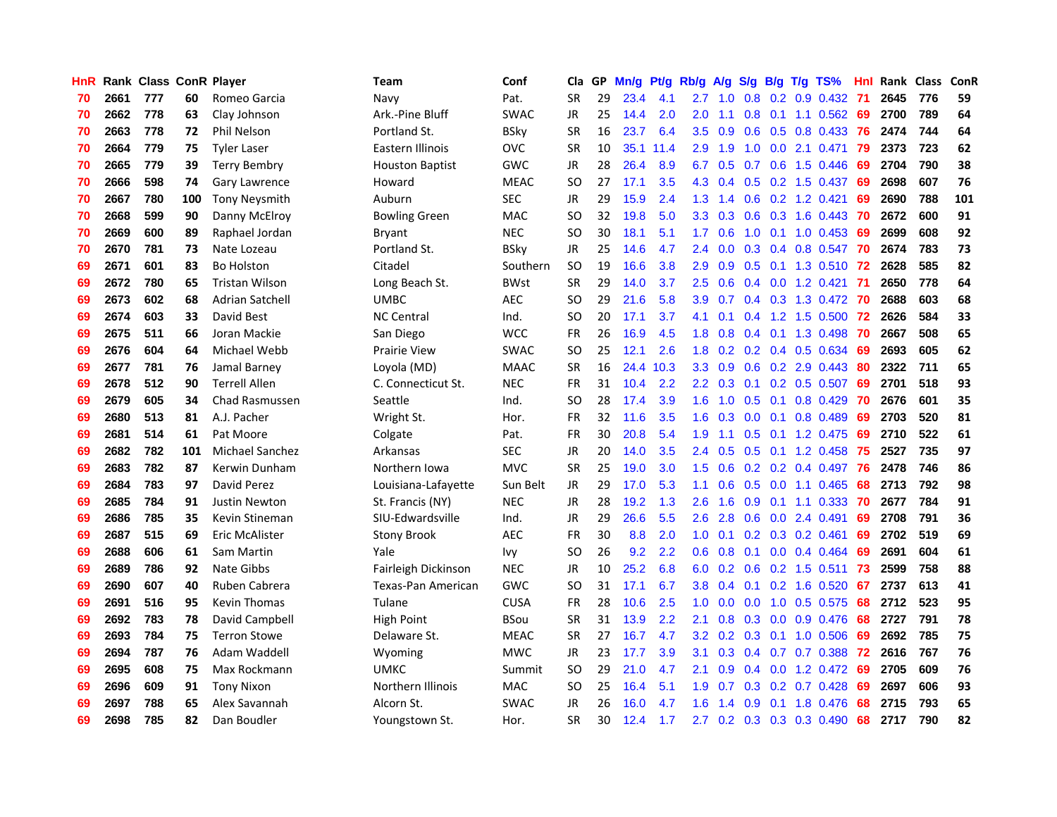| HnR | Rank | Class | ConR | Player | Team | Conf | Cla | GP | Mn/g | Pt/g | Rb/g | A/g | S/g | B/g | T/g | TS% | HnI | Rank | Class | ConR |
|---|---|---|---|---|---|---|---|---|---|---|---|---|---|---|---|---|---|---|---|---|
| 70 | 2661 | 777 | 60 | Romeo Garcia | Navy | Pat. | SR | 29 | 23.4 | 4.1 | 2.7 | 1.0 | 0.8 | 0.2 | 0.9 | 0.432 | 71 | 2645 | 776 | 59 |
| 70 | 2662 | 778 | 63 | Clay Johnson | Ark.-Pine Bluff | SWAC | JR | 25 | 14.4 | 2.0 | 2.0 | 1.1 | 0.8 | 0.1 | 1.1 | 0.562 | 69 | 2700 | 789 | 64 |
| 70 | 2663 | 778 | 72 | Phil Nelson | Portland St. | BSky | SR | 16 | 23.7 | 6.4 | 3.5 | 0.9 | 0.6 | 0.5 | 0.8 | 0.433 | 76 | 2474 | 744 | 64 |
| 70 | 2664 | 779 | 75 | Tyler Laser | Eastern Illinois | OVC | SR | 10 | 35.1 | 11.4 | 2.9 | 1.9 | 1.0 | 0.0 | 2.1 | 0.471 | 79 | 2373 | 723 | 62 |
| 70 | 2665 | 779 | 39 | Terry Bembry | Houston Baptist | GWC | JR | 28 | 26.4 | 8.9 | 6.7 | 0.5 | 0.7 | 0.6 | 1.5 | 0.446 | 69 | 2704 | 790 | 38 |
| 70 | 2666 | 598 | 74 | Gary Lawrence | Howard | MEAC | SO | 27 | 17.1 | 3.5 | 4.3 | 0.4 | 0.5 | 0.2 | 1.5 | 0.437 | 69 | 2698 | 607 | 76 |
| 70 | 2667 | 780 | 100 | Tony Neysmith | Auburn | SEC | JR | 29 | 15.9 | 2.4 | 1.3 | 1.4 | 0.6 | 0.2 | 1.2 | 0.421 | 69 | 2690 | 788 | 101 |
| 70 | 2668 | 599 | 90 | Danny McElroy | Bowling Green | MAC | SO | 32 | 19.8 | 5.0 | 3.3 | 0.3 | 0.6 | 0.3 | 1.6 | 0.443 | 70 | 2672 | 600 | 91 |
| 70 | 2669 | 600 | 89 | Raphael Jordan | Bryant | NEC | SO | 30 | 18.1 | 5.1 | 1.7 | 0.6 | 1.0 | 0.1 | 1.0 | 0.453 | 69 | 2699 | 608 | 92 |
| 70 | 2670 | 781 | 73 | Nate Lozeau | Portland St. | BSky | JR | 25 | 14.6 | 4.7 | 2.4 | 0.0 | 0.3 | 0.4 | 0.8 | 0.547 | 70 | 2674 | 783 | 73 |
| 69 | 2671 | 601 | 83 | Bo Holston | Citadel | Southern | SO | 19 | 16.6 | 3.8 | 2.9 | 0.9 | 0.5 | 0.1 | 1.3 | 0.510 | 72 | 2628 | 585 | 82 |
| 69 | 2672 | 780 | 65 | Tristan Wilson | Long Beach St. | BWst | SR | 29 | 14.0 | 3.7 | 2.5 | 0.6 | 0.4 | 0.0 | 1.2 | 0.421 | 71 | 2650 | 778 | 64 |
| 69 | 2673 | 602 | 68 | Adrian Satchell | UMBC | AEC | SO | 29 | 21.6 | 5.8 | 3.9 | 0.7 | 0.4 | 0.3 | 1.3 | 0.472 | 70 | 2688 | 603 | 68 |
| 69 | 2674 | 603 | 33 | David Best | NC Central | Ind. | SO | 20 | 17.1 | 3.7 | 4.1 | 0.1 | 0.4 | 1.2 | 1.5 | 0.500 | 72 | 2626 | 584 | 33 |
| 69 | 2675 | 511 | 66 | Joran Mackie | San Diego | WCC | FR | 26 | 16.9 | 4.5 | 1.8 | 0.8 | 0.4 | 0.1 | 1.3 | 0.498 | 70 | 2667 | 508 | 65 |
| 69 | 2676 | 604 | 64 | Michael Webb | Prairie View | SWAC | SO | 25 | 12.1 | 2.6 | 1.8 | 0.2 | 0.2 | 0.4 | 0.5 | 0.634 | 69 | 2693 | 605 | 62 |
| 69 | 2677 | 781 | 76 | Jamal Barney | Loyola (MD) | MAAC | SR | 16 | 24.4 | 10.3 | 3.3 | 0.9 | 0.6 | 0.2 | 2.9 | 0.443 | 80 | 2322 | 711 | 65 |
| 69 | 2678 | 512 | 90 | Terrell Allen | C. Connecticut St. | NEC | FR | 31 | 10.4 | 2.2 | 2.2 | 0.3 | 0.1 | 0.2 | 0.5 | 0.507 | 69 | 2701 | 518 | 93 |
| 69 | 2679 | 605 | 34 | Chad Rasmussen | Seattle | Ind. | SO | 28 | 17.4 | 3.9 | 1.6 | 1.0 | 0.5 | 0.1 | 0.8 | 0.429 | 70 | 2676 | 601 | 35 |
| 69 | 2680 | 513 | 81 | A.J. Pacher | Wright St. | Hor. | FR | 32 | 11.6 | 3.5 | 1.6 | 0.3 | 0.0 | 0.1 | 0.8 | 0.489 | 69 | 2703 | 520 | 81 |
| 69 | 2681 | 514 | 61 | Pat Moore | Colgate | Pat. | FR | 30 | 20.8 | 5.4 | 1.9 | 1.1 | 0.5 | 0.1 | 1.2 | 0.475 | 69 | 2710 | 522 | 61 |
| 69 | 2682 | 782 | 101 | Michael Sanchez | Arkansas | SEC | JR | 20 | 14.0 | 3.5 | 2.4 | 0.5 | 0.5 | 0.1 | 1.2 | 0.458 | 75 | 2527 | 735 | 97 |
| 69 | 2683 | 782 | 87 | Kerwin Dunham | Northern Iowa | MVC | SR | 25 | 19.0 | 3.0 | 1.5 | 0.6 | 0.2 | 0.2 | 0.4 | 0.497 | 76 | 2478 | 746 | 86 |
| 69 | 2684 | 783 | 97 | David Perez | Louisiana-Lafayette | Sun Belt | JR | 29 | 17.0 | 5.3 | 1.1 | 0.6 | 0.5 | 0.0 | 1.1 | 0.465 | 68 | 2713 | 792 | 98 |
| 69 | 2685 | 784 | 91 | Justin Newton | St. Francis (NY) | NEC | JR | 28 | 19.2 | 1.3 | 2.6 | 1.6 | 0.9 | 0.1 | 1.1 | 0.333 | 70 | 2677 | 784 | 91 |
| 69 | 2686 | 785 | 35 | Kevin Stineman | SIU-Edwardsville | Ind. | JR | 29 | 26.6 | 5.5 | 2.6 | 2.8 | 0.6 | 0.0 | 2.4 | 0.491 | 69 | 2708 | 791 | 36 |
| 69 | 2687 | 515 | 69 | Eric McAlister | Stony Brook | AEC | FR | 30 | 8.8 | 2.0 | 1.0 | 0.1 | 0.2 | 0.3 | 0.2 | 0.461 | 69 | 2702 | 519 | 69 |
| 69 | 2688 | 606 | 61 | Sam Martin | Yale | Ivy | SO | 26 | 9.2 | 2.2 | 0.6 | 0.8 | 0.1 | 0.0 | 0.4 | 0.464 | 69 | 2691 | 604 | 61 |
| 69 | 2689 | 786 | 92 | Nate Gibbs | Fairleigh Dickinson | NEC | JR | 10 | 25.2 | 6.8 | 6.0 | 0.2 | 0.6 | 0.2 | 1.5 | 0.511 | 73 | 2599 | 758 | 88 |
| 69 | 2690 | 607 | 40 | Ruben Cabrera | Texas-Pan American | GWC | SO | 31 | 17.1 | 6.7 | 3.8 | 0.4 | 0.1 | 0.2 | 1.6 | 0.520 | 67 | 2737 | 613 | 41 |
| 69 | 2691 | 516 | 95 | Kevin Thomas | Tulane | CUSA | FR | 28 | 10.6 | 2.5 | 1.0 | 0.0 | 0.0 | 1.0 | 0.5 | 0.575 | 68 | 2712 | 523 | 95 |
| 69 | 2692 | 783 | 78 | David Campbell | High Point | BSou | SR | 31 | 13.9 | 2.2 | 2.1 | 0.8 | 0.3 | 0.0 | 0.9 | 0.476 | 68 | 2727 | 791 | 78 |
| 69 | 2693 | 784 | 75 | Terron Stowe | Delaware St. | MEAC | SR | 27 | 16.7 | 4.7 | 3.2 | 0.2 | 0.3 | 0.1 | 1.0 | 0.506 | 69 | 2692 | 785 | 75 |
| 69 | 2694 | 787 | 76 | Adam Waddell | Wyoming | MWC | JR | 23 | 17.7 | 3.9 | 3.1 | 0.3 | 0.4 | 0.7 | 0.7 | 0.388 | 72 | 2616 | 767 | 76 |
| 69 | 2695 | 608 | 75 | Max Rockmann | UMKC | Summit | SO | 29 | 21.0 | 4.7 | 2.1 | 0.9 | 0.4 | 0.0 | 1.2 | 0.472 | 69 | 2705 | 609 | 76 |
| 69 | 2696 | 609 | 91 | Tony Nixon | Northern Illinois | MAC | SO | 25 | 16.4 | 5.1 | 1.9 | 0.7 | 0.3 | 0.2 | 0.7 | 0.428 | 69 | 2697 | 606 | 93 |
| 69 | 2697 | 788 | 65 | Alex Savannah | Alcorn St. | SWAC | JR | 26 | 16.0 | 4.7 | 1.6 | 1.4 | 0.9 | 0.1 | 1.8 | 0.476 | 68 | 2715 | 793 | 65 |
| 69 | 2698 | 785 | 82 | Dan Boudler | Youngstown St. | Hor. | SR | 30 | 12.4 | 1.7 | 2.7 | 0.2 | 0.3 | 0.3 | 0.3 | 0.490 | 68 | 2717 | 790 | 82 |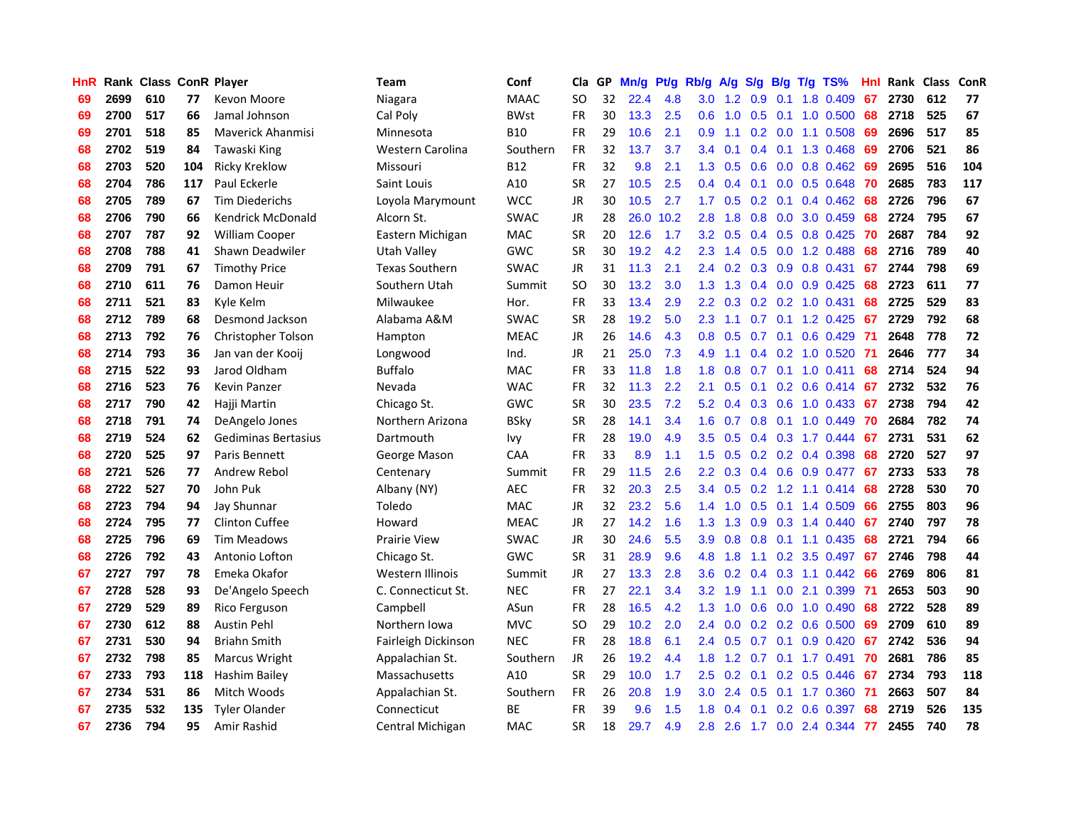| HnR | Rank | Class | ConR | Player | Team | Conf | Cla | GP | Mn/g | Pt/g | Rb/g | A/g | S/g | B/g | T/g | TS% | HnI | Rank | Class | ConR |
|---|---|---|---|---|---|---|---|---|---|---|---|---|---|---|---|---|---|---|---|---|
| 69 | 2699 | 610 | 77 | Kevon Moore | Niagara | MAAC | SO | 32 | 22.4 | 4.8 | 3.0 | 1.2 | 0.9 | 0.1 | 1.8 | 0.409 | 67 | 2730 | 612 | 77 |
| 69 | 2700 | 517 | 66 | Jamal Johnson | Cal Poly | BWst | FR | 30 | 13.3 | 2.5 | 0.6 | 1.0 | 0.5 | 0.1 | 1.0 | 0.500 | 68 | 2718 | 525 | 67 |
| 69 | 2701 | 518 | 85 | Maverick Ahanmisi | Minnesota | B10 | FR | 29 | 10.6 | 2.1 | 0.9 | 1.1 | 0.2 | 0.0 | 1.1 | 0.508 | 69 | 2696 | 517 | 85 |
| 68 | 2702 | 519 | 84 | Tawaski King | Western Carolina | Southern | FR | 32 | 13.7 | 3.7 | 3.4 | 0.1 | 0.4 | 0.1 | 1.3 | 0.468 | 69 | 2706 | 521 | 86 |
| 68 | 2703 | 520 | 104 | Ricky Kreklow | Missouri | B12 | FR | 32 | 9.8 | 2.1 | 1.3 | 0.5 | 0.6 | 0.0 | 0.8 | 0.462 | 69 | 2695 | 516 | 104 |
| 68 | 2704 | 786 | 117 | Paul Eckerle | Saint Louis | A10 | SR | 27 | 10.5 | 2.5 | 0.4 | 0.4 | 0.1 | 0.0 | 0.5 | 0.648 | 70 | 2685 | 783 | 117 |
| 68 | 2705 | 789 | 67 | Tim Diederichs | Loyola Marymount | WCC | JR | 30 | 10.5 | 2.7 | 1.7 | 0.5 | 0.2 | 0.1 | 0.4 | 0.462 | 68 | 2726 | 796 | 67 |
| 68 | 2706 | 790 | 66 | Kendrick McDonald | Alcorn St. | SWAC | JR | 28 | 26.0 | 10.2 | 2.8 | 1.8 | 0.8 | 0.0 | 3.0 | 0.459 | 68 | 2724 | 795 | 67 |
| 68 | 2707 | 787 | 92 | William Cooper | Eastern Michigan | MAC | SR | 20 | 12.6 | 1.7 | 3.2 | 0.5 | 0.4 | 0.5 | 0.8 | 0.425 | 70 | 2687 | 784 | 92 |
| 68 | 2708 | 788 | 41 | Shawn Deadwiler | Utah Valley | GWC | SR | 30 | 19.2 | 4.2 | 2.3 | 1.4 | 0.5 | 0.0 | 1.2 | 0.488 | 68 | 2716 | 789 | 40 |
| 68 | 2709 | 791 | 67 | Timothy Price | Texas Southern | SWAC | JR | 31 | 11.3 | 2.1 | 2.4 | 0.2 | 0.3 | 0.9 | 0.8 | 0.431 | 67 | 2744 | 798 | 69 |
| 68 | 2710 | 611 | 76 | Damon Heuir | Southern Utah | Summit | SO | 30 | 13.2 | 3.0 | 1.3 | 1.3 | 0.4 | 0.0 | 0.9 | 0.425 | 68 | 2723 | 611 | 77 |
| 68 | 2711 | 521 | 83 | Kyle Kelm | Milwaukee | Hor. | FR | 33 | 13.4 | 2.9 | 2.2 | 0.3 | 0.2 | 0.2 | 1.0 | 0.431 | 68 | 2725 | 529 | 83 |
| 68 | 2712 | 789 | 68 | Desmond Jackson | Alabama A&M | SWAC | SR | 28 | 19.2 | 5.0 | 2.3 | 1.1 | 0.7 | 0.1 | 1.2 | 0.425 | 67 | 2729 | 792 | 68 |
| 68 | 2713 | 792 | 76 | Christopher Tolson | Hampton | MEAC | JR | 26 | 14.6 | 4.3 | 0.8 | 0.5 | 0.7 | 0.1 | 0.6 | 0.429 | 71 | 2648 | 778 | 72 |
| 68 | 2714 | 793 | 36 | Jan van der Kooij | Longwood | Ind. | JR | 21 | 25.0 | 7.3 | 4.9 | 1.1 | 0.4 | 0.2 | 1.0 | 0.520 | 71 | 2646 | 777 | 34 |
| 68 | 2715 | 522 | 93 | Jarod Oldham | Buffalo | MAC | FR | 33 | 11.8 | 1.8 | 1.8 | 0.8 | 0.7 | 0.1 | 1.0 | 0.411 | 68 | 2714 | 524 | 94 |
| 68 | 2716 | 523 | 76 | Kevin Panzer | Nevada | WAC | FR | 32 | 11.3 | 2.2 | 2.1 | 0.5 | 0.1 | 0.2 | 0.6 | 0.414 | 67 | 2732 | 532 | 76 |
| 68 | 2717 | 790 | 42 | Hajji Martin | Chicago St. | GWC | SR | 30 | 23.5 | 7.2 | 5.2 | 0.4 | 0.3 | 0.6 | 1.0 | 0.433 | 67 | 2738 | 794 | 42 |
| 68 | 2718 | 791 | 74 | DeAngelo Jones | Northern Arizona | BSky | SR | 28 | 14.1 | 3.4 | 1.6 | 0.7 | 0.8 | 0.1 | 1.0 | 0.449 | 70 | 2684 | 782 | 74 |
| 68 | 2719 | 524 | 62 | Gediminas Bertasius | Dartmouth | Ivy | FR | 28 | 19.0 | 4.9 | 3.5 | 0.5 | 0.4 | 0.3 | 1.7 | 0.444 | 67 | 2731 | 531 | 62 |
| 68 | 2720 | 525 | 97 | Paris Bennett | George Mason | CAA | FR | 33 | 8.9 | 1.1 | 1.5 | 0.5 | 0.2 | 0.2 | 0.4 | 0.398 | 68 | 2720 | 527 | 97 |
| 68 | 2721 | 526 | 77 | Andrew Rebol | Centenary | Summit | FR | 29 | 11.5 | 2.6 | 2.2 | 0.3 | 0.4 | 0.6 | 0.9 | 0.477 | 67 | 2733 | 533 | 78 |
| 68 | 2722 | 527 | 70 | John Puk | Albany (NY) | AEC | FR | 32 | 20.3 | 2.5 | 3.4 | 0.5 | 0.2 | 1.2 | 1.1 | 0.414 | 68 | 2728 | 530 | 70 |
| 68 | 2723 | 794 | 94 | Jay Shunnar | Toledo | MAC | JR | 32 | 23.2 | 5.6 | 1.4 | 1.0 | 0.5 | 0.1 | 1.4 | 0.509 | 66 | 2755 | 803 | 96 |
| 68 | 2724 | 795 | 77 | Clinton Cuffee | Howard | MEAC | JR | 27 | 14.2 | 1.6 | 1.3 | 1.3 | 0.9 | 0.3 | 1.4 | 0.440 | 67 | 2740 | 797 | 78 |
| 68 | 2725 | 796 | 69 | Tim Meadows | Prairie View | SWAC | JR | 30 | 24.6 | 5.5 | 3.9 | 0.8 | 0.8 | 0.1 | 1.1 | 0.435 | 68 | 2721 | 794 | 66 |
| 68 | 2726 | 792 | 43 | Antonio Lofton | Chicago St. | GWC | SR | 31 | 28.9 | 9.6 | 4.8 | 1.8 | 1.1 | 0.2 | 3.5 | 0.497 | 67 | 2746 | 798 | 44 |
| 67 | 2727 | 797 | 78 | Emeka Okafor | Western Illinois | Summit | JR | 27 | 13.3 | 2.8 | 3.6 | 0.2 | 0.4 | 0.3 | 1.1 | 0.442 | 66 | 2769 | 806 | 81 |
| 67 | 2728 | 528 | 93 | De'Angelo Speech | C. Connecticut St. | NEC | FR | 27 | 22.1 | 3.4 | 3.2 | 1.9 | 1.1 | 0.0 | 2.1 | 0.399 | 71 | 2653 | 503 | 90 |
| 67 | 2729 | 529 | 89 | Rico Ferguson | Campbell | ASun | FR | 28 | 16.5 | 4.2 | 1.3 | 1.0 | 0.6 | 0.0 | 1.0 | 0.490 | 68 | 2722 | 528 | 89 |
| 67 | 2730 | 612 | 88 | Austin Pehl | Northern Iowa | MVC | SO | 29 | 10.2 | 2.0 | 2.4 | 0.0 | 0.2 | 0.2 | 0.6 | 0.500 | 69 | 2709 | 610 | 89 |
| 67 | 2731 | 530 | 94 | Briahn Smith | Fairleigh Dickinson | NEC | FR | 28 | 18.8 | 6.1 | 2.4 | 0.5 | 0.7 | 0.1 | 0.9 | 0.420 | 67 | 2742 | 536 | 94 |
| 67 | 2732 | 798 | 85 | Marcus Wright | Appalachian St. | Southern | JR | 26 | 19.2 | 4.4 | 1.8 | 1.2 | 0.7 | 0.1 | 1.7 | 0.491 | 70 | 2681 | 786 | 85 |
| 67 | 2733 | 793 | 118 | Hashim Bailey | Massachusetts | A10 | SR | 29 | 10.0 | 1.7 | 2.5 | 0.2 | 0.1 | 0.2 | 0.5 | 0.446 | 67 | 2734 | 793 | 118 |
| 67 | 2734 | 531 | 86 | Mitch Woods | Appalachian St. | Southern | FR | 26 | 20.8 | 1.9 | 3.0 | 2.4 | 0.5 | 0.1 | 1.7 | 0.360 | 71 | 2663 | 507 | 84 |
| 67 | 2735 | 532 | 135 | Tyler Olander | Connecticut | BE | FR | 39 | 9.6 | 1.5 | 1.8 | 0.4 | 0.1 | 0.2 | 0.6 | 0.397 | 68 | 2719 | 526 | 135 |
| 67 | 2736 | 794 | 95 | Amir Rashid | Central Michigan | MAC | SR | 18 | 29.7 | 4.9 | 2.8 | 2.6 | 1.7 | 0.0 | 2.4 | 0.344 | 77 | 2455 | 740 | 78 |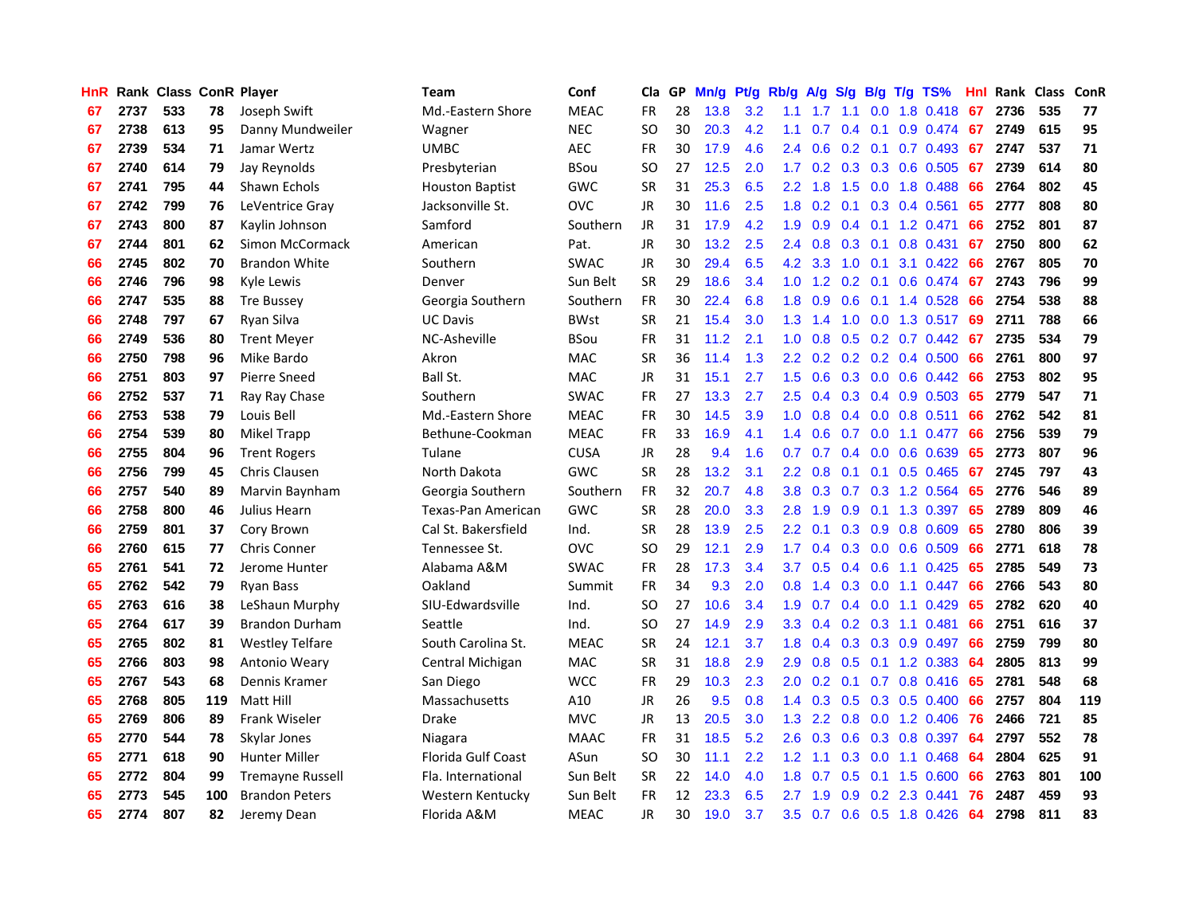| HnR | Rank | Class | ConR | Player | Team | Conf | Cla | GP | Mn/g | Pt/g | Rb/g | A/g | S/g | B/g | T/g | TS% | HnI | Rank | Class | ConR |
|---|---|---|---|---|---|---|---|---|---|---|---|---|---|---|---|---|---|---|---|---|
| 67 | 2737 | 533 | 78 | Joseph Swift | Md.-Eastern Shore | MEAC | FR | 28 | 13.8 | 3.2 | 1.1 | 1.7 | 1.1 | 0.0 | 1.8 | 0.418 | 67 | 2736 | 535 | 77 |
| 67 | 2738 | 613 | 95 | Danny Mundweiler | Wagner | NEC | SO | 30 | 20.3 | 4.2 | 1.1 | 0.7 | 0.4 | 0.1 | 0.9 | 0.474 | 67 | 2749 | 615 | 95 |
| 67 | 2739 | 534 | 71 | Jamar Wertz | UMBC | AEC | FR | 30 | 17.9 | 4.6 | 2.4 | 0.6 | 0.2 | 0.1 | 0.7 | 0.493 | 67 | 2747 | 537 | 71 |
| 67 | 2740 | 614 | 79 | Jay Reynolds | Presbyterian | BSou | SO | 27 | 12.5 | 2.0 | 1.7 | 0.2 | 0.3 | 0.3 | 0.6 | 0.505 | 67 | 2739 | 614 | 80 |
| 67 | 2741 | 795 | 44 | Shawn Echols | Houston Baptist | GWC | SR | 31 | 25.3 | 6.5 | 2.2 | 1.8 | 1.5 | 0.0 | 1.8 | 0.488 | 66 | 2764 | 802 | 45 |
| 67 | 2742 | 799 | 76 | LeVentrice Gray | Jacksonville St. | OVC | JR | 30 | 11.6 | 2.5 | 1.8 | 0.2 | 0.1 | 0.3 | 0.4 | 0.561 | 65 | 2777 | 808 | 80 |
| 67 | 2743 | 800 | 87 | Kaylin Johnson | Samford | Southern | JR | 31 | 17.9 | 4.2 | 1.9 | 0.9 | 0.4 | 0.1 | 1.2 | 0.471 | 66 | 2752 | 801 | 87 |
| 67 | 2744 | 801 | 62 | Simon McCormack | American | Pat. | JR | 30 | 13.2 | 2.5 | 2.4 | 0.8 | 0.3 | 0.1 | 0.8 | 0.431 | 67 | 2750 | 800 | 62 |
| 66 | 2745 | 802 | 70 | Brandon White | Southern | SWAC | JR | 30 | 29.4 | 6.5 | 4.2 | 3.3 | 1.0 | 0.1 | 3.1 | 0.422 | 66 | 2767 | 805 | 70 |
| 66 | 2746 | 796 | 98 | Kyle Lewis | Denver | Sun Belt | SR | 29 | 18.6 | 3.4 | 1.0 | 1.2 | 0.2 | 0.1 | 0.6 | 0.474 | 67 | 2743 | 796 | 99 |
| 66 | 2747 | 535 | 88 | Tre Bussey | Georgia Southern | Southern | FR | 30 | 22.4 | 6.8 | 1.8 | 0.9 | 0.6 | 0.1 | 1.4 | 0.528 | 66 | 2754 | 538 | 88 |
| 66 | 2748 | 797 | 67 | Ryan Silva | UC Davis | BWst | SR | 21 | 15.4 | 3.0 | 1.3 | 1.4 | 1.0 | 0.0 | 1.3 | 0.517 | 69 | 2711 | 788 | 66 |
| 66 | 2749 | 536 | 80 | Trent Meyer | NC-Asheville | BSou | FR | 31 | 11.2 | 2.1 | 1.0 | 0.8 | 0.5 | 0.2 | 0.7 | 0.442 | 67 | 2735 | 534 | 79 |
| 66 | 2750 | 798 | 96 | Mike Bardo | Akron | MAC | SR | 36 | 11.4 | 1.3 | 2.2 | 0.2 | 0.2 | 0.2 | 0.4 | 0.500 | 66 | 2761 | 800 | 97 |
| 66 | 2751 | 803 | 97 | Pierre Sneed | Ball St. | MAC | JR | 31 | 15.1 | 2.7 | 1.5 | 0.6 | 0.3 | 0.0 | 0.6 | 0.442 | 66 | 2753 | 802 | 95 |
| 66 | 2752 | 537 | 71 | Ray Ray Chase | Southern | SWAC | FR | 27 | 13.3 | 2.7 | 2.5 | 0.4 | 0.3 | 0.4 | 0.9 | 0.503 | 65 | 2779 | 547 | 71 |
| 66 | 2753 | 538 | 79 | Louis Bell | Md.-Eastern Shore | MEAC | FR | 30 | 14.5 | 3.9 | 1.0 | 0.8 | 0.4 | 0.0 | 0.8 | 0.511 | 66 | 2762 | 542 | 81 |
| 66 | 2754 | 539 | 80 | Mikel Trapp | Bethune-Cookman | MEAC | FR | 33 | 16.9 | 4.1 | 1.4 | 0.6 | 0.7 | 0.0 | 1.1 | 0.477 | 66 | 2756 | 539 | 79 |
| 66 | 2755 | 804 | 96 | Trent Rogers | Tulane | CUSA | JR | 28 | 9.4 | 1.6 | 0.7 | 0.7 | 0.4 | 0.0 | 0.6 | 0.639 | 65 | 2773 | 807 | 96 |
| 66 | 2756 | 799 | 45 | Chris Clausen | North Dakota | GWC | SR | 28 | 13.2 | 3.1 | 2.2 | 0.8 | 0.1 | 0.1 | 0.5 | 0.465 | 67 | 2745 | 797 | 43 |
| 66 | 2757 | 540 | 89 | Marvin Baynham | Georgia Southern | Southern | FR | 32 | 20.7 | 4.8 | 3.8 | 0.3 | 0.7 | 0.3 | 1.2 | 0.564 | 65 | 2776 | 546 | 89 |
| 66 | 2758 | 800 | 46 | Julius Hearn | Texas-Pan American | GWC | SR | 28 | 20.0 | 3.3 | 2.8 | 1.9 | 0.9 | 0.1 | 1.3 | 0.397 | 65 | 2789 | 809 | 46 |
| 66 | 2759 | 801 | 37 | Cory Brown | Cal St. Bakersfield | Ind. | SR | 28 | 13.9 | 2.5 | 2.2 | 0.1 | 0.3 | 0.9 | 0.8 | 0.609 | 65 | 2780 | 806 | 39 |
| 66 | 2760 | 615 | 77 | Chris Conner | Tennessee St. | OVC | SO | 29 | 12.1 | 2.9 | 1.7 | 0.4 | 0.3 | 0.0 | 0.6 | 0.509 | 66 | 2771 | 618 | 78 |
| 65 | 2761 | 541 | 72 | Jerome Hunter | Alabama A&M | SWAC | FR | 28 | 17.3 | 3.4 | 3.7 | 0.5 | 0.4 | 0.6 | 1.1 | 0.425 | 65 | 2785 | 549 | 73 |
| 65 | 2762 | 542 | 79 | Ryan Bass | Oakland | Summit | FR | 34 | 9.3 | 2.0 | 0.8 | 1.4 | 0.3 | 0.0 | 1.1 | 0.447 | 66 | 2766 | 543 | 80 |
| 65 | 2763 | 616 | 38 | LeShaun Murphy | SIU-Edwardsville | Ind. | SO | 27 | 10.6 | 3.4 | 1.9 | 0.7 | 0.4 | 0.0 | 1.1 | 0.429 | 65 | 2782 | 620 | 40 |
| 65 | 2764 | 617 | 39 | Brandon Durham | Seattle | Ind. | SO | 27 | 14.9 | 2.9 | 3.3 | 0.4 | 0.2 | 0.3 | 1.1 | 0.481 | 66 | 2751 | 616 | 37 |
| 65 | 2765 | 802 | 81 | Westley Telfare | South Carolina St. | MEAC | SR | 24 | 12.1 | 3.7 | 1.8 | 0.4 | 0.3 | 0.3 | 0.9 | 0.497 | 66 | 2759 | 799 | 80 |
| 65 | 2766 | 803 | 98 | Antonio Weary | Central Michigan | MAC | SR | 31 | 18.8 | 2.9 | 2.9 | 0.8 | 0.5 | 0.1 | 1.2 | 0.383 | 64 | 2805 | 813 | 99 |
| 65 | 2767 | 543 | 68 | Dennis Kramer | San Diego | WCC | FR | 29 | 10.3 | 2.3 | 2.0 | 0.2 | 0.1 | 0.7 | 0.8 | 0.416 | 65 | 2781 | 548 | 68 |
| 65 | 2768 | 805 | 119 | Matt Hill | Massachusetts | A10 | JR | 26 | 9.5 | 0.8 | 1.4 | 0.3 | 0.5 | 0.3 | 0.5 | 0.400 | 66 | 2757 | 804 | 119 |
| 65 | 2769 | 806 | 89 | Frank Wiseler | Drake | MVC | JR | 13 | 20.5 | 3.0 | 1.3 | 2.2 | 0.8 | 0.0 | 1.2 | 0.406 | 76 | 2466 | 721 | 85 |
| 65 | 2770 | 544 | 78 | Skylar Jones | Niagara | MAAC | FR | 31 | 18.5 | 5.2 | 2.6 | 0.3 | 0.6 | 0.3 | 0.8 | 0.397 | 64 | 2797 | 552 | 78 |
| 65 | 2771 | 618 | 90 | Hunter Miller | Florida Gulf Coast | ASun | SO | 30 | 11.1 | 2.2 | 1.2 | 1.1 | 0.3 | 0.0 | 1.1 | 0.468 | 64 | 2804 | 625 | 91 |
| 65 | 2772 | 804 | 99 | Tremayne Russell | Fla. International | Sun Belt | SR | 22 | 14.0 | 4.0 | 1.8 | 0.7 | 0.5 | 0.1 | 1.5 | 0.600 | 66 | 2763 | 801 | 100 |
| 65 | 2773 | 545 | 100 | Brandon Peters | Western Kentucky | Sun Belt | FR | 12 | 23.3 | 6.5 | 2.7 | 1.9 | 0.9 | 0.2 | 2.3 | 0.441 | 76 | 2487 | 459 | 93 |
| 65 | 2774 | 807 | 82 | Jeremy Dean | Florida A&M | MEAC | JR | 30 | 19.0 | 3.7 | 3.5 | 0.7 | 0.6 | 0.5 | 1.8 | 0.426 | 64 | 2798 | 811 | 83 |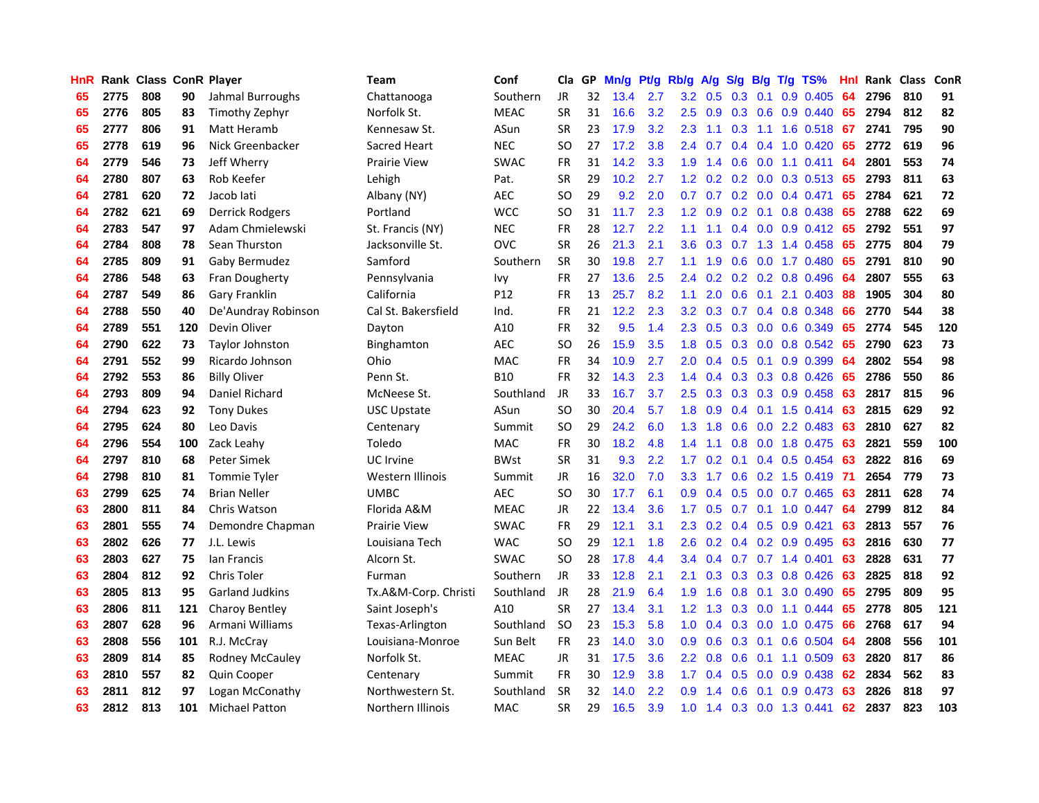| HnR | Rank | Class | ConR | Player | Team | Conf | Cla | GP | Mn/g | Pt/g | Rb/g | A/g | S/g | B/g | T/g | TS% | HnI | Rank | Class | ConR |
|---|---|---|---|---|---|---|---|---|---|---|---|---|---|---|---|---|---|---|---|---|
| 65 | 2775 | 808 | 90 | Jahmal Burroughs | Chattanooga | Southern | JR | 32 | 13.4 | 2.7 | 3.2 | 0.5 | 0.3 | 0.1 | 0.9 | 0.405 | 64 | 2796 | 810 | 91 |
| 65 | 2776 | 805 | 83 | Timothy Zephyr | Norfolk St. | MEAC | SR | 31 | 16.6 | 3.2 | 2.5 | 0.9 | 0.3 | 0.6 | 0.9 | 0.440 | 65 | 2794 | 812 | 82 |
| 65 | 2777 | 806 | 91 | Matt Heramb | Kennesaw St. | ASun | SR | 23 | 17.9 | 3.2 | 2.3 | 1.1 | 0.3 | 1.1 | 1.6 | 0.518 | 67 | 2741 | 795 | 90 |
| 65 | 2778 | 619 | 96 | Nick Greenbacker | Sacred Heart | NEC | SO | 27 | 17.2 | 3.8 | 2.4 | 0.7 | 0.4 | 0.4 | 1.0 | 0.420 | 65 | 2772 | 619 | 96 |
| 64 | 2779 | 546 | 73 | Jeff Wherry | Prairie View | SWAC | FR | 31 | 14.2 | 3.3 | 1.9 | 1.4 | 0.6 | 0.0 | 1.1 | 0.411 | 64 | 2801 | 553 | 74 |
| 64 | 2780 | 807 | 63 | Rob Keefer | Lehigh | Pat. | SR | 29 | 10.2 | 2.7 | 1.2 | 0.2 | 0.2 | 0.0 | 0.3 | 0.513 | 65 | 2793 | 811 | 63 |
| 64 | 2781 | 620 | 72 | Jacob Iati | Albany (NY) | AEC | SO | 29 | 9.2 | 2.0 | 0.7 | 0.7 | 0.2 | 0.0 | 0.4 | 0.471 | 65 | 2784 | 621 | 72 |
| 64 | 2782 | 621 | 69 | Derrick Rodgers | Portland | WCC | SO | 31 | 11.7 | 2.3 | 1.2 | 0.9 | 0.2 | 0.1 | 0.8 | 0.438 | 65 | 2788 | 622 | 69 |
| 64 | 2783 | 547 | 97 | Adam Chmielewski | St. Francis (NY) | NEC | FR | 28 | 12.7 | 2.2 | 1.1 | 1.1 | 0.4 | 0.0 | 0.9 | 0.412 | 65 | 2792 | 551 | 97 |
| 64 | 2784 | 808 | 78 | Sean Thurston | Jacksonville St. | OVC | SR | 26 | 21.3 | 2.1 | 3.6 | 0.3 | 0.7 | 1.3 | 1.4 | 0.458 | 65 | 2775 | 804 | 79 |
| 64 | 2785 | 809 | 91 | Gaby Bermudez | Samford | Southern | SR | 30 | 19.8 | 2.7 | 1.1 | 1.9 | 0.6 | 0.0 | 1.7 | 0.480 | 65 | 2791 | 810 | 90 |
| 64 | 2786 | 548 | 63 | Fran Dougherty | Pennsylvania | Ivy | FR | 27 | 13.6 | 2.5 | 2.4 | 0.2 | 0.2 | 0.2 | 0.8 | 0.496 | 64 | 2807 | 555 | 63 |
| 64 | 2787 | 549 | 86 | Gary Franklin | California | P12 | FR | 13 | 25.7 | 8.2 | 1.1 | 2.0 | 0.6 | 0.1 | 2.1 | 0.403 | 88 | 1905 | 304 | 80 |
| 64 | 2788 | 550 | 40 | De'Aundray Robinson | Cal St. Bakersfield | Ind. | FR | 21 | 12.2 | 2.3 | 3.2 | 0.3 | 0.7 | 0.4 | 0.8 | 0.348 | 66 | 2770 | 544 | 38 |
| 64 | 2789 | 551 | 120 | Devin Oliver | Dayton | A10 | FR | 32 | 9.5 | 1.4 | 2.3 | 0.5 | 0.3 | 0.0 | 0.6 | 0.349 | 65 | 2774 | 545 | 120 |
| 64 | 2790 | 622 | 73 | Taylor Johnston | Binghamton | AEC | SO | 26 | 15.9 | 3.5 | 1.8 | 0.5 | 0.3 | 0.0 | 0.8 | 0.542 | 65 | 2790 | 623 | 73 |
| 64 | 2791 | 552 | 99 | Ricardo Johnson | Ohio | MAC | FR | 34 | 10.9 | 2.7 | 2.0 | 0.4 | 0.5 | 0.1 | 0.9 | 0.399 | 64 | 2802 | 554 | 98 |
| 64 | 2792 | 553 | 86 | Billy Oliver | Penn St. | B10 | FR | 32 | 14.3 | 2.3 | 1.4 | 0.4 | 0.3 | 0.3 | 0.8 | 0.426 | 65 | 2786 | 550 | 86 |
| 64 | 2793 | 809 | 94 | Daniel Richard | McNeese St. | Southland | JR | 33 | 16.7 | 3.7 | 2.5 | 0.3 | 0.3 | 0.3 | 0.9 | 0.458 | 63 | 2817 | 815 | 96 |
| 64 | 2794 | 623 | 92 | Tony Dukes | USC Upstate | ASun | SO | 30 | 20.4 | 5.7 | 1.8 | 0.9 | 0.4 | 0.1 | 1.5 | 0.414 | 63 | 2815 | 629 | 92 |
| 64 | 2795 | 624 | 80 | Leo Davis | Centenary | Summit | SO | 29 | 24.2 | 6.0 | 1.3 | 1.8 | 0.6 | 0.0 | 2.2 | 0.483 | 63 | 2810 | 627 | 82 |
| 64 | 2796 | 554 | 100 | Zack Leahy | Toledo | MAC | FR | 30 | 18.2 | 4.8 | 1.4 | 1.1 | 0.8 | 0.0 | 1.8 | 0.475 | 63 | 2821 | 559 | 100 |
| 64 | 2797 | 810 | 68 | Peter Simek | UC Irvine | BWst | SR | 31 | 9.3 | 2.2 | 1.7 | 0.2 | 0.1 | 0.4 | 0.5 | 0.454 | 63 | 2822 | 816 | 69 |
| 64 | 2798 | 810 | 81 | Tommie Tyler | Western Illinois | Summit | JR | 16 | 32.0 | 7.0 | 3.3 | 1.7 | 0.6 | 0.2 | 1.5 | 0.419 | 71 | 2654 | 779 | 73 |
| 63 | 2799 | 625 | 74 | Brian Neller | UMBC | AEC | SO | 30 | 17.7 | 6.1 | 0.9 | 0.4 | 0.5 | 0.0 | 0.7 | 0.465 | 63 | 2811 | 628 | 74 |
| 63 | 2800 | 811 | 84 | Chris Watson | Florida A&M | MEAC | JR | 22 | 13.4 | 3.6 | 1.7 | 0.5 | 0.7 | 0.1 | 1.0 | 0.447 | 64 | 2799 | 812 | 84 |
| 63 | 2801 | 555 | 74 | Demondre Chapman | Prairie View | SWAC | FR | 29 | 12.1 | 3.1 | 2.3 | 0.2 | 0.4 | 0.5 | 0.9 | 0.421 | 63 | 2813 | 557 | 76 |
| 63 | 2802 | 626 | 77 | J.L. Lewis | Louisiana Tech | WAC | SO | 29 | 12.1 | 1.8 | 2.6 | 0.2 | 0.4 | 0.2 | 0.9 | 0.495 | 63 | 2816 | 630 | 77 |
| 63 | 2803 | 627 | 75 | Ian Francis | Alcorn St. | SWAC | SO | 28 | 17.8 | 4.4 | 3.4 | 0.4 | 0.7 | 0.7 | 1.4 | 0.401 | 63 | 2828 | 631 | 77 |
| 63 | 2804 | 812 | 92 | Chris Toler | Furman | Southern | JR | 33 | 12.8 | 2.1 | 2.1 | 0.3 | 0.3 | 0.3 | 0.8 | 0.426 | 63 | 2825 | 818 | 92 |
| 63 | 2805 | 813 | 95 | Garland Judkins | Tx.A&M-Corp. Christi | Southland | JR | 28 | 21.9 | 6.4 | 1.9 | 1.6 | 0.8 | 0.1 | 3.0 | 0.490 | 65 | 2795 | 809 | 95 |
| 63 | 2806 | 811 | 121 | Charoy Bentley | Saint Joseph's | A10 | SR | 27 | 13.4 | 3.1 | 1.2 | 1.3 | 0.3 | 0.0 | 1.1 | 0.444 | 65 | 2778 | 805 | 121 |
| 63 | 2807 | 628 | 96 | Armani Williams | Texas-Arlington | Southland | SO | 23 | 15.3 | 5.8 | 1.0 | 0.4 | 0.3 | 0.0 | 1.0 | 0.475 | 66 | 2768 | 617 | 94 |
| 63 | 2808 | 556 | 101 | R.J. McCray | Louisiana-Monroe | Sun Belt | FR | 23 | 14.0 | 3.0 | 0.9 | 0.6 | 0.3 | 0.1 | 0.6 | 0.504 | 64 | 2808 | 556 | 101 |
| 63 | 2809 | 814 | 85 | Rodney McCauley | Norfolk St. | MEAC | JR | 31 | 17.5 | 3.6 | 2.2 | 0.8 | 0.6 | 0.1 | 1.1 | 0.509 | 63 | 2820 | 817 | 86 |
| 63 | 2810 | 557 | 82 | Quin Cooper | Centenary | Summit | FR | 30 | 12.9 | 3.8 | 1.7 | 0.4 | 0.5 | 0.0 | 0.9 | 0.438 | 62 | 2834 | 562 | 83 |
| 63 | 2811 | 812 | 97 | Logan McConathy | Northwestern St. | Southland | SR | 32 | 14.0 | 2.2 | 0.9 | 1.4 | 0.6 | 0.1 | 0.9 | 0.473 | 63 | 2826 | 818 | 97 |
| 63 | 2812 | 813 | 101 | Michael Patton | Northern Illinois | MAC | SR | 29 | 16.5 | 3.9 | 1.0 | 1.4 | 0.3 | 0.0 | 1.3 | 0.441 | 62 | 2837 | 823 | 103 |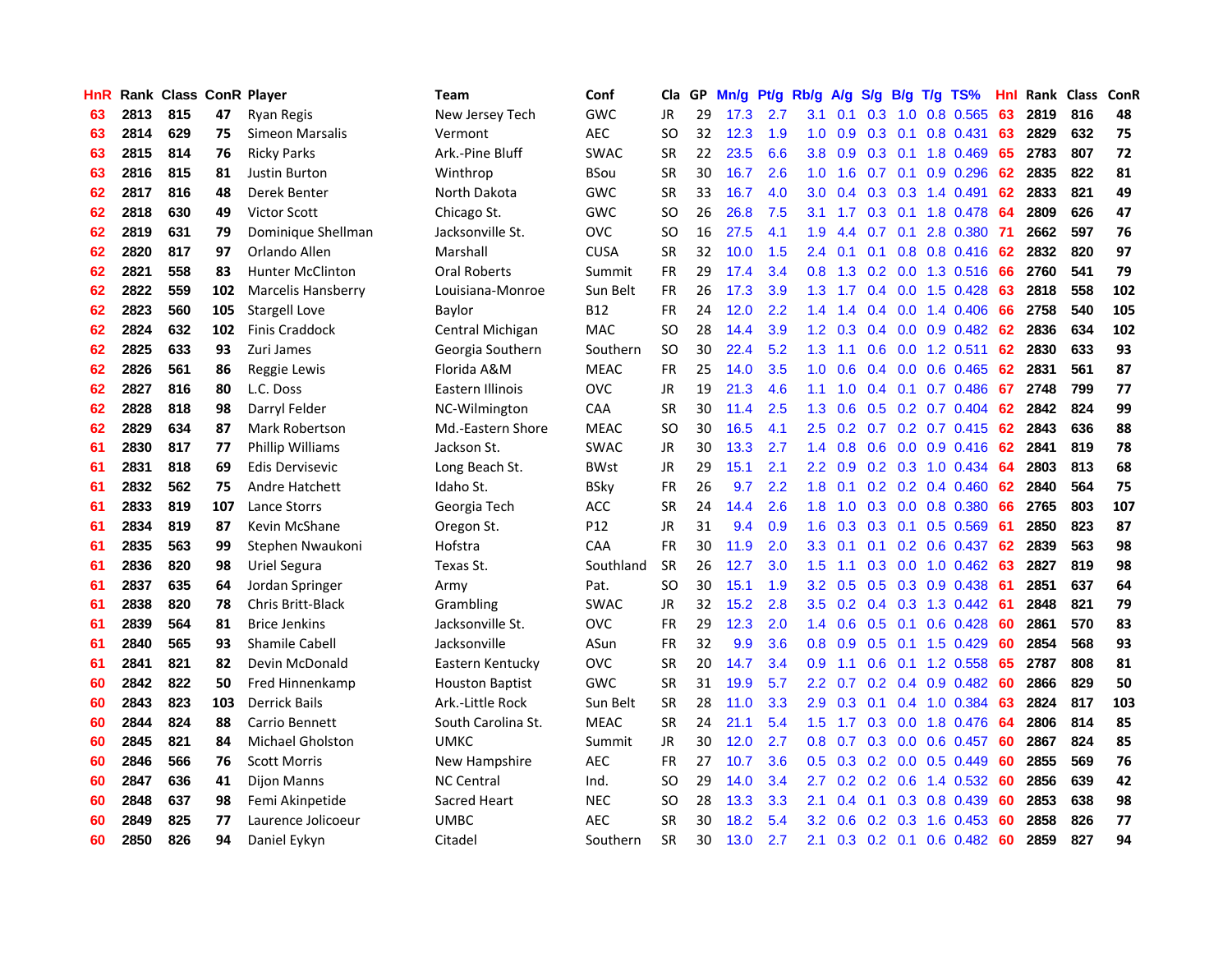| HnR | Rank | Class | ConR | Player | Team | Conf | Cla | GP | Mn/g | Pt/g | Rb/g | A/g | S/g | B/g | T/g | TS% | HnI | Rank | Class | ConR |
|---|---|---|---|---|---|---|---|---|---|---|---|---|---|---|---|---|---|---|---|---|
| 63 | 2813 | 815 | 47 | Ryan Regis | New Jersey Tech | GWC | JR | 29 | 17.3 | 2.7 | 3.1 | 0.1 | 0.3 | 1.0 | 0.8 | 0.565 | 63 | 2819 | 816 | 48 |
| 63 | 2814 | 629 | 75 | Simeon Marsalis | Vermont | AEC | SO | 32 | 12.3 | 1.9 | 1.0 | 0.9 | 0.3 | 0.1 | 0.8 | 0.431 | 63 | 2829 | 632 | 75 |
| 63 | 2815 | 814 | 76 | Ricky Parks | Ark.-Pine Bluff | SWAC | SR | 22 | 23.5 | 6.6 | 3.8 | 0.9 | 0.3 | 0.1 | 1.8 | 0.469 | 65 | 2783 | 807 | 72 |
| 63 | 2816 | 815 | 81 | Justin Burton | Winthrop | BSou | SR | 30 | 16.7 | 2.6 | 1.0 | 1.6 | 0.7 | 0.1 | 0.9 | 0.296 | 62 | 2835 | 822 | 81 |
| 62 | 2817 | 816 | 48 | Derek Benter | North Dakota | GWC | SR | 33 | 16.7 | 4.0 | 3.0 | 0.4 | 0.3 | 0.3 | 1.4 | 0.491 | 62 | 2833 | 821 | 49 |
| 62 | 2818 | 630 | 49 | Victor Scott | Chicago St. | GWC | SO | 26 | 26.8 | 7.5 | 3.1 | 1.7 | 0.3 | 0.1 | 1.8 | 0.478 | 64 | 2809 | 626 | 47 |
| 62 | 2819 | 631 | 79 | Dominique Shellman | Jacksonville St. | OVC | SO | 16 | 27.5 | 4.1 | 1.9 | 4.4 | 0.7 | 0.1 | 2.8 | 0.380 | 71 | 2662 | 597 | 76 |
| 62 | 2820 | 817 | 97 | Orlando Allen | Marshall | CUSA | SR | 32 | 10.0 | 1.5 | 2.4 | 0.1 | 0.1 | 0.8 | 0.8 | 0.416 | 62 | 2832 | 820 | 97 |
| 62 | 2821 | 558 | 83 | Hunter McClinton | Oral Roberts | Summit | FR | 29 | 17.4 | 3.4 | 0.8 | 1.3 | 0.2 | 0.0 | 1.3 | 0.516 | 66 | 2760 | 541 | 79 |
| 62 | 2822 | 559 | 102 | Marcelis Hansberry | Louisiana-Monroe | Sun Belt | FR | 26 | 17.3 | 3.9 | 1.3 | 1.7 | 0.4 | 0.0 | 1.5 | 0.428 | 63 | 2818 | 558 | 102 |
| 62 | 2823 | 560 | 105 | Stargell Love | Baylor | B12 | FR | 24 | 12.0 | 2.2 | 1.4 | 1.4 | 0.4 | 0.0 | 1.4 | 0.406 | 66 | 2758 | 540 | 105 |
| 62 | 2824 | 632 | 102 | Finis Craddock | Central Michigan | MAC | SO | 28 | 14.4 | 3.9 | 1.2 | 0.3 | 0.4 | 0.0 | 0.9 | 0.482 | 62 | 2836 | 634 | 102 |
| 62 | 2825 | 633 | 93 | Zuri James | Georgia Southern | Southern | SO | 30 | 22.4 | 5.2 | 1.3 | 1.1 | 0.6 | 0.0 | 1.2 | 0.511 | 62 | 2830 | 633 | 93 |
| 62 | 2826 | 561 | 86 | Reggie Lewis | Florida A&M | MEAC | FR | 25 | 14.0 | 3.5 | 1.0 | 0.6 | 0.4 | 0.0 | 0.6 | 0.465 | 62 | 2831 | 561 | 87 |
| 62 | 2827 | 816 | 80 | L.C. Doss | Eastern Illinois | OVC | JR | 19 | 21.3 | 4.6 | 1.1 | 1.0 | 0.4 | 0.1 | 0.7 | 0.486 | 67 | 2748 | 799 | 77 |
| 62 | 2828 | 818 | 98 | Darryl Felder | NC-Wilmington | CAA | SR | 30 | 11.4 | 2.5 | 1.3 | 0.6 | 0.5 | 0.2 | 0.7 | 0.404 | 62 | 2842 | 824 | 99 |
| 62 | 2829 | 634 | 87 | Mark Robertson | Md.-Eastern Shore | MEAC | SO | 30 | 16.5 | 4.1 | 2.5 | 0.2 | 0.7 | 0.2 | 0.7 | 0.415 | 62 | 2843 | 636 | 88 |
| 61 | 2830 | 817 | 77 | Phillip Williams | Jackson St. | SWAC | JR | 30 | 13.3 | 2.7 | 1.4 | 0.8 | 0.6 | 0.0 | 0.9 | 0.416 | 62 | 2841 | 819 | 78 |
| 61 | 2831 | 818 | 69 | Edis Dervisevic | Long Beach St. | BWst | JR | 29 | 15.1 | 2.1 | 2.2 | 0.9 | 0.2 | 0.3 | 1.0 | 0.434 | 64 | 2803 | 813 | 68 |
| 61 | 2832 | 562 | 75 | Andre Hatchett | Idaho St. | BSky | FR | 26 | 9.7 | 2.2 | 1.8 | 0.1 | 0.2 | 0.2 | 0.4 | 0.460 | 62 | 2840 | 564 | 75 |
| 61 | 2833 | 819 | 107 | Lance Storrs | Georgia Tech | ACC | SR | 24 | 14.4 | 2.6 | 1.8 | 1.0 | 0.3 | 0.0 | 0.8 | 0.380 | 66 | 2765 | 803 | 107 |
| 61 | 2834 | 819 | 87 | Kevin McShane | Oregon St. | P12 | JR | 31 | 9.4 | 0.9 | 1.6 | 0.3 | 0.3 | 0.1 | 0.5 | 0.569 | 61 | 2850 | 823 | 87 |
| 61 | 2835 | 563 | 99 | Stephen Nwaukoni | Hofstra | CAA | FR | 30 | 11.9 | 2.0 | 3.3 | 0.1 | 0.1 | 0.2 | 0.6 | 0.437 | 62 | 2839 | 563 | 98 |
| 61 | 2836 | 820 | 98 | Uriel Segura | Texas St. | Southland | SR | 26 | 12.7 | 3.0 | 1.5 | 1.1 | 0.3 | 0.0 | 1.0 | 0.462 | 63 | 2827 | 819 | 98 |
| 61 | 2837 | 635 | 64 | Jordan Springer | Army | Pat. | SO | 30 | 15.1 | 1.9 | 3.2 | 0.5 | 0.5 | 0.3 | 0.9 | 0.438 | 61 | 2851 | 637 | 64 |
| 61 | 2838 | 820 | 78 | Chris Britt-Black | Grambling | SWAC | JR | 32 | 15.2 | 2.8 | 3.5 | 0.2 | 0.4 | 0.3 | 1.3 | 0.442 | 61 | 2848 | 821 | 79 |
| 61 | 2839 | 564 | 81 | Brice Jenkins | Jacksonville St. | OVC | FR | 29 | 12.3 | 2.0 | 1.4 | 0.6 | 0.5 | 0.1 | 0.6 | 0.428 | 60 | 2861 | 570 | 83 |
| 61 | 2840 | 565 | 93 | Shamile Cabell | Jacksonville | ASun | FR | 32 | 9.9 | 3.6 | 0.8 | 0.9 | 0.5 | 0.1 | 1.5 | 0.429 | 60 | 2854 | 568 | 93 |
| 61 | 2841 | 821 | 82 | Devin McDonald | Eastern Kentucky | OVC | SR | 20 | 14.7 | 3.4 | 0.9 | 1.1 | 0.6 | 0.1 | 1.2 | 0.558 | 65 | 2787 | 808 | 81 |
| 60 | 2842 | 822 | 50 | Fred Hinnenkamp | Houston Baptist | GWC | SR | 31 | 19.9 | 5.7 | 2.2 | 0.7 | 0.2 | 0.4 | 0.9 | 0.482 | 60 | 2866 | 829 | 50 |
| 60 | 2843 | 823 | 103 | Derrick Bails | Ark.-Little Rock | Sun Belt | SR | 28 | 11.0 | 3.3 | 2.9 | 0.3 | 0.1 | 0.4 | 1.0 | 0.384 | 63 | 2824 | 817 | 103 |
| 60 | 2844 | 824 | 88 | Carrio Bennett | South Carolina St. | MEAC | SR | 24 | 21.1 | 5.4 | 1.5 | 1.7 | 0.3 | 0.0 | 1.8 | 0.476 | 64 | 2806 | 814 | 85 |
| 60 | 2845 | 821 | 84 | Michael Gholston | UMKC | Summit | JR | 30 | 12.0 | 2.7 | 0.8 | 0.7 | 0.3 | 0.0 | 0.6 | 0.457 | 60 | 2867 | 824 | 85 |
| 60 | 2846 | 566 | 76 | Scott Morris | New Hampshire | AEC | FR | 27 | 10.7 | 3.6 | 0.5 | 0.3 | 0.2 | 0.0 | 0.5 | 0.449 | 60 | 2855 | 569 | 76 |
| 60 | 2847 | 636 | 41 | Dijon Manns | NC Central | Ind. | SO | 29 | 14.0 | 3.4 | 2.7 | 0.2 | 0.2 | 0.6 | 1.4 | 0.532 | 60 | 2856 | 639 | 42 |
| 60 | 2848 | 637 | 98 | Femi Akinpetide | Sacred Heart | NEC | SO | 28 | 13.3 | 3.3 | 2.1 | 0.4 | 0.1 | 0.3 | 0.8 | 0.439 | 60 | 2853 | 638 | 98 |
| 60 | 2849 | 825 | 77 | Laurence Jolicoeur | UMBC | AEC | SR | 30 | 18.2 | 5.4 | 3.2 | 0.6 | 0.2 | 0.3 | 1.6 | 0.453 | 60 | 2858 | 826 | 77 |
| 60 | 2850 | 826 | 94 | Daniel Eykyn | Citadel | Southern | SR | 30 | 13.0 | 2.7 | 2.1 | 0.3 | 0.2 | 0.1 | 0.6 | 0.482 | 60 | 2859 | 827 | 94 |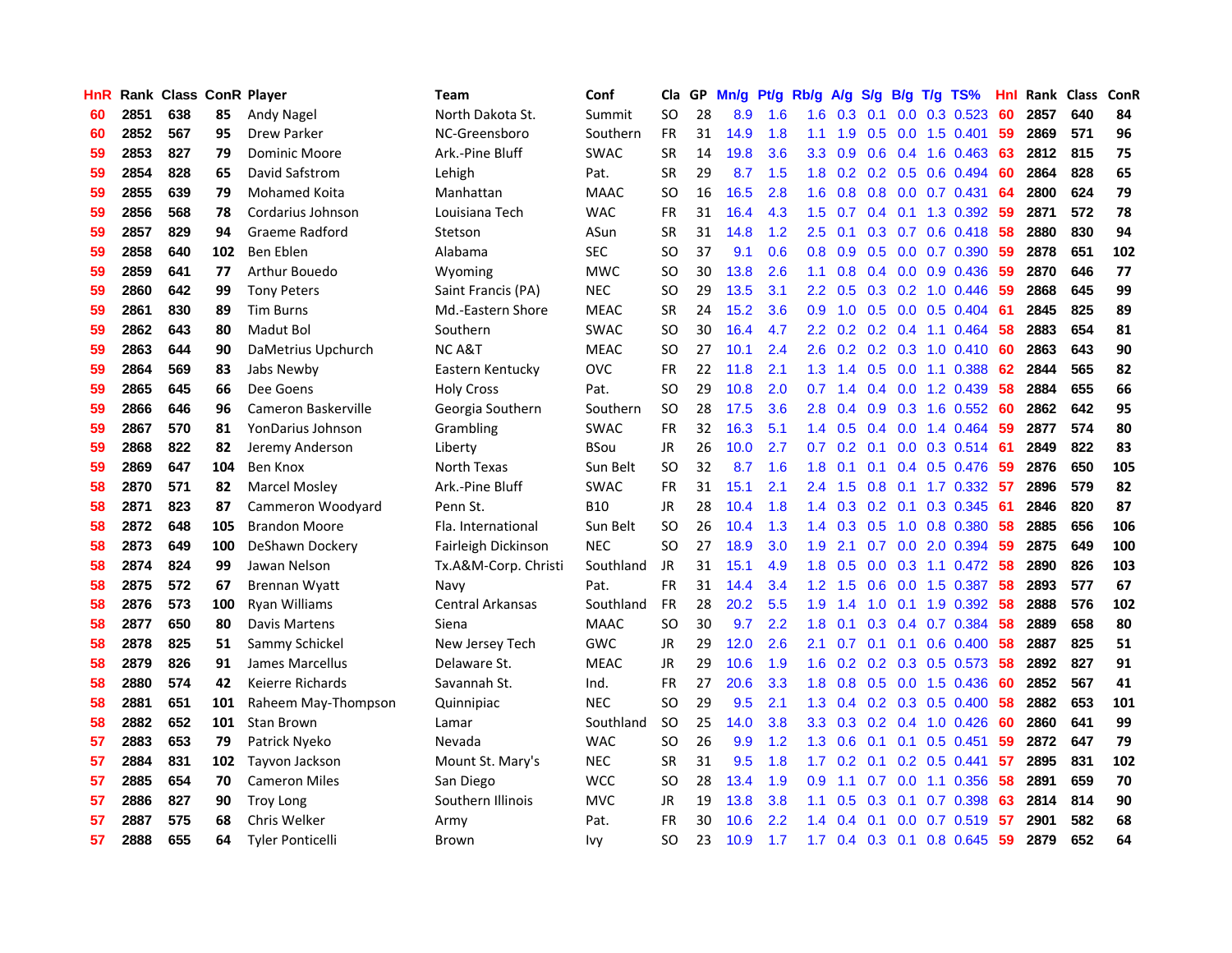| HnR | Rank | Class | ConR | Player | Team | Conf | Cla | GP | Mn/g | Pt/g | Rb/g | A/g | S/g | B/g | T/g | TS% | HnI | Rank | Class | ConR |
|---|---|---|---|---|---|---|---|---|---|---|---|---|---|---|---|---|---|---|---|---|
| 60 | 2851 | 638 | 85 | Andy Nagel | North Dakota St. | Summit | SO | 28 | 8.9 | 1.6 | 1.6 | 0.3 | 0.1 | 0.0 | 0.3 | 0.523 | 60 | 2857 | 640 | 84 |
| 60 | 2852 | 567 | 95 | Drew Parker | NC-Greensboro | Southern | FR | 31 | 14.9 | 1.8 | 1.1 | 1.9 | 0.5 | 0.0 | 1.5 | 0.401 | 59 | 2869 | 571 | 96 |
| 59 | 2853 | 827 | 79 | Dominic Moore | Ark.-Pine Bluff | SWAC | SR | 14 | 19.8 | 3.6 | 3.3 | 0.9 | 0.6 | 0.4 | 1.6 | 0.463 | 63 | 2812 | 815 | 75 |
| 59 | 2854 | 828 | 65 | David Safstrom | Lehigh | Pat. | SR | 29 | 8.7 | 1.5 | 1.8 | 0.2 | 0.2 | 0.5 | 0.6 | 0.494 | 60 | 2864 | 828 | 65 |
| 59 | 2855 | 639 | 79 | Mohamed Koita | Manhattan | MAAC | SO | 16 | 16.5 | 2.8 | 1.6 | 0.8 | 0.8 | 0.0 | 0.7 | 0.431 | 64 | 2800 | 624 | 79 |
| 59 | 2856 | 568 | 78 | Cordarius Johnson | Louisiana Tech | WAC | FR | 31 | 16.4 | 4.3 | 1.5 | 0.7 | 0.4 | 0.1 | 1.3 | 0.392 | 59 | 2871 | 572 | 78 |
| 59 | 2857 | 829 | 94 | Graeme Radford | Stetson | ASun | SR | 31 | 14.8 | 1.2 | 2.5 | 0.1 | 0.3 | 0.7 | 0.6 | 0.418 | 58 | 2880 | 830 | 94 |
| 59 | 2858 | 640 | 102 | Ben Eblen | Alabama | SEC | SO | 37 | 9.1 | 0.6 | 0.8 | 0.9 | 0.5 | 0.0 | 0.7 | 0.390 | 59 | 2878 | 651 | 102 |
| 59 | 2859 | 641 | 77 | Arthur Bouedo | Wyoming | MWC | SO | 30 | 13.8 | 2.6 | 1.1 | 0.8 | 0.4 | 0.0 | 0.9 | 0.436 | 59 | 2870 | 646 | 77 |
| 59 | 2860 | 642 | 99 | Tony Peters | Saint Francis (PA) | NEC | SO | 29 | 13.5 | 3.1 | 2.2 | 0.5 | 0.3 | 0.2 | 1.0 | 0.446 | 59 | 2868 | 645 | 99 |
| 59 | 2861 | 830 | 89 | Tim Burns | Md.-Eastern Shore | MEAC | SR | 24 | 15.2 | 3.6 | 0.9 | 1.0 | 0.5 | 0.0 | 0.5 | 0.404 | 61 | 2845 | 825 | 89 |
| 59 | 2862 | 643 | 80 | Madut Bol | Southern | SWAC | SO | 30 | 16.4 | 4.7 | 2.2 | 0.2 | 0.2 | 0.4 | 1.1 | 0.464 | 58 | 2883 | 654 | 81 |
| 59 | 2863 | 644 | 90 | DaMetrius Upchurch | NC A&T | MEAC | SO | 27 | 10.1 | 2.4 | 2.6 | 0.2 | 0.2 | 0.3 | 1.0 | 0.410 | 60 | 2863 | 643 | 90 |
| 59 | 2864 | 569 | 83 | Jabs Newby | Eastern Kentucky | OVC | FR | 22 | 11.8 | 2.1 | 1.3 | 1.4 | 0.5 | 0.0 | 1.1 | 0.388 | 62 | 2844 | 565 | 82 |
| 59 | 2865 | 645 | 66 | Dee Goens | Holy Cross | Pat. | SO | 29 | 10.8 | 2.0 | 0.7 | 1.4 | 0.4 | 0.0 | 1.2 | 0.439 | 58 | 2884 | 655 | 66 |
| 59 | 2866 | 646 | 96 | Cameron Baskerville | Georgia Southern | Southern | SO | 28 | 17.5 | 3.6 | 2.8 | 0.4 | 0.9 | 0.3 | 1.6 | 0.552 | 60 | 2862 | 642 | 95 |
| 59 | 2867 | 570 | 81 | YonDarius Johnson | Grambling | SWAC | FR | 32 | 16.3 | 5.1 | 1.4 | 0.5 | 0.4 | 0.0 | 1.4 | 0.464 | 59 | 2877 | 574 | 80 |
| 59 | 2868 | 822 | 82 | Jeremy Anderson | Liberty | BSou | JR | 26 | 10.0 | 2.7 | 0.7 | 0.2 | 0.1 | 0.0 | 0.3 | 0.514 | 61 | 2849 | 822 | 83 |
| 59 | 2869 | 647 | 104 | Ben Knox | North Texas | Sun Belt | SO | 32 | 8.7 | 1.6 | 1.8 | 0.1 | 0.1 | 0.4 | 0.5 | 0.476 | 59 | 2876 | 650 | 105 |
| 58 | 2870 | 571 | 82 | Marcel Mosley | Ark.-Pine Bluff | SWAC | FR | 31 | 15.1 | 2.1 | 2.4 | 1.5 | 0.8 | 0.1 | 1.7 | 0.332 | 57 | 2896 | 579 | 82 |
| 58 | 2871 | 823 | 87 | Cammeron Woodyard | Penn St. | B10 | JR | 28 | 10.4 | 1.8 | 1.4 | 0.3 | 0.2 | 0.1 | 0.3 | 0.345 | 61 | 2846 | 820 | 87 |
| 58 | 2872 | 648 | 105 | Brandon Moore | Fla. International | Sun Belt | SO | 26 | 10.4 | 1.3 | 1.4 | 0.3 | 0.5 | 1.0 | 0.8 | 0.380 | 58 | 2885 | 656 | 106 |
| 58 | 2873 | 649 | 100 | DeShawn Dockery | Fairleigh Dickinson | NEC | SO | 27 | 18.9 | 3.0 | 1.9 | 2.1 | 0.7 | 0.0 | 2.0 | 0.394 | 59 | 2875 | 649 | 100 |
| 58 | 2874 | 824 | 99 | Jawan Nelson | Tx.A&M-Corp. Christi | Southland | JR | 31 | 15.1 | 4.9 | 1.8 | 0.5 | 0.0 | 0.3 | 1.1 | 0.472 | 58 | 2890 | 826 | 103 |
| 58 | 2875 | 572 | 67 | Brennan Wyatt | Navy | Pat. | FR | 31 | 14.4 | 3.4 | 1.2 | 1.5 | 0.6 | 0.0 | 1.5 | 0.387 | 58 | 2893 | 577 | 67 |
| 58 | 2876 | 573 | 100 | Ryan Williams | Central Arkansas | Southland | FR | 28 | 20.2 | 5.5 | 1.9 | 1.4 | 1.0 | 0.1 | 1.9 | 0.392 | 58 | 2888 | 576 | 102 |
| 58 | 2877 | 650 | 80 | Davis Martens | Siena | MAAC | SO | 30 | 9.7 | 2.2 | 1.8 | 0.1 | 0.3 | 0.4 | 0.7 | 0.384 | 58 | 2889 | 658 | 80 |
| 58 | 2878 | 825 | 51 | Sammy Schickel | New Jersey Tech | GWC | JR | 29 | 12.0 | 2.6 | 2.1 | 0.7 | 0.1 | 0.1 | 0.6 | 0.400 | 58 | 2887 | 825 | 51 |
| 58 | 2879 | 826 | 91 | James Marcellus | Delaware St. | MEAC | JR | 29 | 10.6 | 1.9 | 1.6 | 0.2 | 0.2 | 0.3 | 0.5 | 0.573 | 58 | 2892 | 827 | 91 |
| 58 | 2880 | 574 | 42 | Keierre Richards | Savannah St. | Ind. | FR | 27 | 20.6 | 3.3 | 1.8 | 0.8 | 0.5 | 0.0 | 1.5 | 0.436 | 60 | 2852 | 567 | 41 |
| 58 | 2881 | 651 | 101 | Raheem May-Thompson | Quinnipiac | NEC | SO | 29 | 9.5 | 2.1 | 1.3 | 0.4 | 0.2 | 0.3 | 0.5 | 0.400 | 58 | 2882 | 653 | 101 |
| 58 | 2882 | 652 | 101 | Stan Brown | Lamar | Southland | SO | 25 | 14.0 | 3.8 | 3.3 | 0.3 | 0.2 | 0.4 | 1.0 | 0.426 | 60 | 2860 | 641 | 99 |
| 57 | 2883 | 653 | 79 | Patrick Nyeko | Nevada | WAC | SO | 26 | 9.9 | 1.2 | 1.3 | 0.6 | 0.1 | 0.1 | 0.5 | 0.451 | 59 | 2872 | 647 | 79 |
| 57 | 2884 | 831 | 102 | Tayvon Jackson | Mount St. Mary's | NEC | SR | 31 | 9.5 | 1.8 | 1.7 | 0.2 | 0.1 | 0.2 | 0.5 | 0.441 | 57 | 2895 | 831 | 102 |
| 57 | 2885 | 654 | 70 | Cameron Miles | San Diego | WCC | SO | 28 | 13.4 | 1.9 | 0.9 | 1.1 | 0.7 | 0.0 | 1.1 | 0.356 | 58 | 2891 | 659 | 70 |
| 57 | 2886 | 827 | 90 | Troy Long | Southern Illinois | MVC | JR | 19 | 13.8 | 3.8 | 1.1 | 0.5 | 0.3 | 0.1 | 0.7 | 0.398 | 63 | 2814 | 814 | 90 |
| 57 | 2887 | 575 | 68 | Chris Welker | Army | Pat. | FR | 30 | 10.6 | 2.2 | 1.4 | 0.4 | 0.1 | 0.0 | 0.7 | 0.519 | 57 | 2901 | 582 | 68 |
| 57 | 2888 | 655 | 64 | Tyler Ponticelli | Brown | Ivy | SO | 23 | 10.9 | 1.7 | 1.7 | 0.4 | 0.3 | 0.1 | 0.8 | 0.645 | 59 | 2879 | 652 | 64 |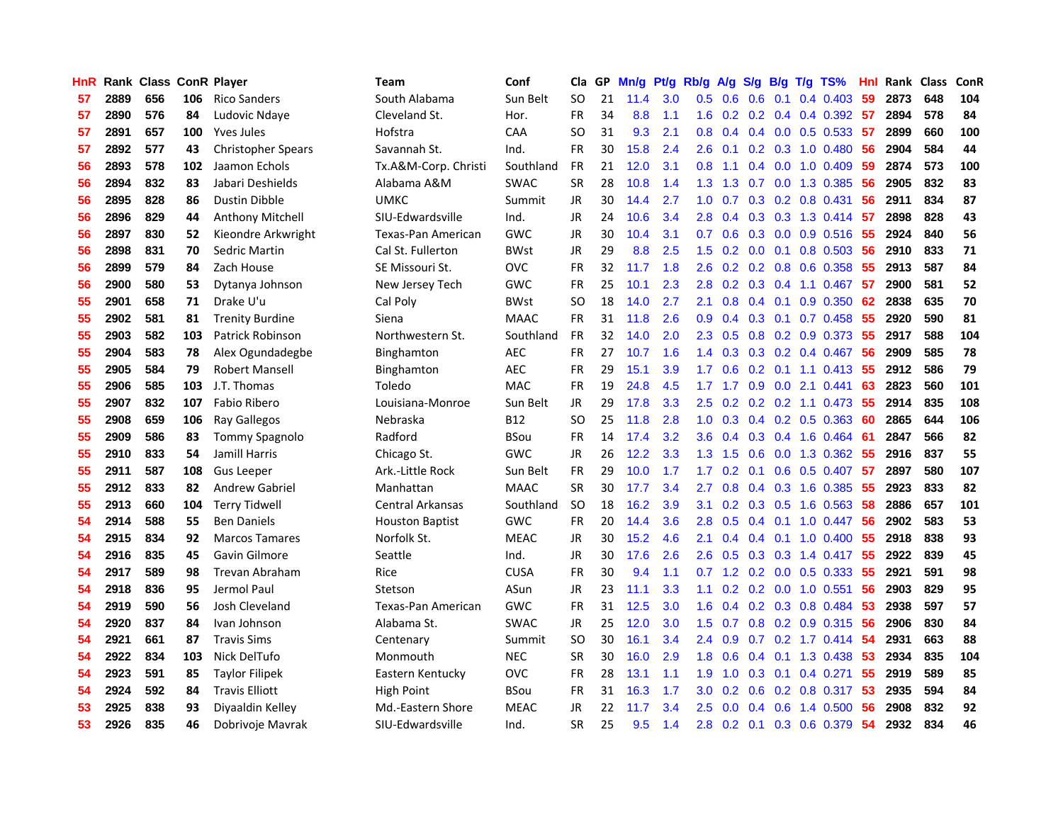| HnR | Rank | Class | ConR | Player | Team | Conf | Cla | GP | Mn/g | Pt/g | Rb/g | A/g | S/g | B/g | T/g | TS% | HnI | Rank | Class | ConR |
|---|---|---|---|---|---|---|---|---|---|---|---|---|---|---|---|---|---|---|---|---|
| 57 | 2889 | 656 | 106 | Rico Sanders | South Alabama | Sun Belt | SO | 21 | 11.4 | 3.0 | 0.5 | 0.6 | 0.6 | 0.1 | 0.4 | 0.403 | 59 | 2873 | 648 | 104 |
| 57 | 2890 | 576 | 84 | Ludovic Ndaye | Cleveland St. | Hor. | FR | 34 | 8.8 | 1.1 | 1.6 | 0.2 | 0.2 | 0.4 | 0.4 | 0.392 | 57 | 2894 | 578 | 84 |
| 57 | 2891 | 657 | 100 | Yves Jules | Hofstra | CAA | SO | 31 | 9.3 | 2.1 | 0.8 | 0.4 | 0.4 | 0.0 | 0.5 | 0.533 | 57 | 2899 | 660 | 100 |
| 57 | 2892 | 577 | 43 | Christopher Spears | Savannah St. | Ind. | FR | 30 | 15.8 | 2.4 | 2.6 | 0.1 | 0.2 | 0.3 | 1.0 | 0.480 | 56 | 2904 | 584 | 44 |
| 56 | 2893 | 578 | 102 | Jaamon Echols | Tx.A&M-Corp. Christi | Southland | FR | 21 | 12.0 | 3.1 | 0.8 | 1.1 | 0.4 | 0.0 | 1.0 | 0.409 | 59 | 2874 | 573 | 100 |
| 56 | 2894 | 832 | 83 | Jabari Deshields | Alabama A&M | SWAC | SR | 28 | 10.8 | 1.4 | 1.3 | 1.3 | 0.7 | 0.0 | 1.3 | 0.385 | 56 | 2905 | 832 | 83 |
| 56 | 2895 | 828 | 86 | Dustin Dibble | UMKC | Summit | JR | 30 | 14.4 | 2.7 | 1.0 | 0.7 | 0.3 | 0.2 | 0.8 | 0.431 | 56 | 2911 | 834 | 87 |
| 56 | 2896 | 829 | 44 | Anthony Mitchell | SIU-Edwardsville | Ind. | JR | 24 | 10.6 | 3.4 | 2.8 | 0.4 | 0.3 | 0.3 | 1.3 | 0.414 | 57 | 2898 | 828 | 43 |
| 56 | 2897 | 830 | 52 | Kieondre Arkwright | Texas-Pan American | GWC | JR | 30 | 10.4 | 3.1 | 0.7 | 0.6 | 0.3 | 0.0 | 0.9 | 0.516 | 55 | 2924 | 840 | 56 |
| 56 | 2898 | 831 | 70 | Sedric Martin | Cal St. Fullerton | BWst | JR | 29 | 8.8 | 2.5 | 1.5 | 0.2 | 0.0 | 0.1 | 0.8 | 0.503 | 56 | 2910 | 833 | 71 |
| 56 | 2899 | 579 | 84 | Zach House | SE Missouri St. | OVC | FR | 32 | 11.7 | 1.8 | 2.6 | 0.2 | 0.2 | 0.8 | 0.6 | 0.358 | 55 | 2913 | 587 | 84 |
| 56 | 2900 | 580 | 53 | Dytanya Johnson | New Jersey Tech | GWC | FR | 25 | 10.1 | 2.3 | 2.8 | 0.2 | 0.3 | 0.4 | 1.1 | 0.467 | 57 | 2900 | 581 | 52 |
| 55 | 2901 | 658 | 71 | Drake U'u | Cal Poly | BWst | SO | 18 | 14.0 | 2.7 | 2.1 | 0.8 | 0.4 | 0.1 | 0.9 | 0.350 | 62 | 2838 | 635 | 70 |
| 55 | 2902 | 581 | 81 | Trenity Burdine | Siena | MAAC | FR | 31 | 11.8 | 2.6 | 0.9 | 0.4 | 0.3 | 0.1 | 0.7 | 0.458 | 55 | 2920 | 590 | 81 |
| 55 | 2903 | 582 | 103 | Patrick Robinson | Northwestern St. | Southland | FR | 32 | 14.0 | 2.0 | 2.3 | 0.5 | 0.8 | 0.2 | 0.9 | 0.373 | 55 | 2917 | 588 | 104 |
| 55 | 2904 | 583 | 78 | Alex Ogundadegbe | Binghamton | AEC | FR | 27 | 10.7 | 1.6 | 1.4 | 0.3 | 0.3 | 0.2 | 0.4 | 0.467 | 56 | 2909 | 585 | 78 |
| 55 | 2905 | 584 | 79 | Robert Mansell | Binghamton | AEC | FR | 29 | 15.1 | 3.9 | 1.7 | 0.6 | 0.2 | 0.1 | 1.1 | 0.413 | 55 | 2912 | 586 | 79 |
| 55 | 2906 | 585 | 103 | J.T. Thomas | Toledo | MAC | FR | 19 | 24.8 | 4.5 | 1.7 | 1.7 | 0.9 | 0.0 | 2.1 | 0.441 | 63 | 2823 | 560 | 101 |
| 55 | 2907 | 832 | 107 | Fabio Ribero | Louisiana-Monroe | Sun Belt | JR | 29 | 17.8 | 3.3 | 2.5 | 0.2 | 0.2 | 0.2 | 1.1 | 0.473 | 55 | 2914 | 835 | 108 |
| 55 | 2908 | 659 | 106 | Ray Gallegos | Nebraska | B12 | SO | 25 | 11.8 | 2.8 | 1.0 | 0.3 | 0.4 | 0.2 | 0.5 | 0.363 | 60 | 2865 | 644 | 106 |
| 55 | 2909 | 586 | 83 | Tommy Spagnolo | Radford | BSou | FR | 14 | 17.4 | 3.2 | 3.6 | 0.4 | 0.3 | 0.4 | 1.6 | 0.464 | 61 | 2847 | 566 | 82 |
| 55 | 2910 | 833 | 54 | Jamill Harris | Chicago St. | GWC | JR | 26 | 12.2 | 3.3 | 1.3 | 1.5 | 0.6 | 0.0 | 1.3 | 0.362 | 55 | 2916 | 837 | 55 |
| 55 | 2911 | 587 | 108 | Gus Leeper | Ark.-Little Rock | Sun Belt | FR | 29 | 10.0 | 1.7 | 1.7 | 0.2 | 0.1 | 0.6 | 0.5 | 0.407 | 57 | 2897 | 580 | 107 |
| 55 | 2912 | 833 | 82 | Andrew Gabriel | Manhattan | MAAC | SR | 30 | 17.7 | 3.4 | 2.7 | 0.8 | 0.4 | 0.3 | 1.6 | 0.385 | 55 | 2923 | 833 | 82 |
| 55 | 2913 | 660 | 104 | Terry Tidwell | Central Arkansas | Southland | SO | 18 | 16.2 | 3.9 | 3.1 | 0.2 | 0.3 | 0.5 | 1.6 | 0.563 | 58 | 2886 | 657 | 101 |
| 54 | 2914 | 588 | 55 | Ben Daniels | Houston Baptist | GWC | FR | 20 | 14.4 | 3.6 | 2.8 | 0.5 | 0.4 | 0.1 | 1.0 | 0.447 | 56 | 2902 | 583 | 53 |
| 54 | 2915 | 834 | 92 | Marcos Tamares | Norfolk St. | MEAC | JR | 30 | 15.2 | 4.6 | 2.1 | 0.4 | 0.4 | 0.1 | 1.0 | 0.400 | 55 | 2918 | 838 | 93 |
| 54 | 2916 | 835 | 45 | Gavin Gilmore | Seattle | Ind. | JR | 30 | 17.6 | 2.6 | 2.6 | 0.5 | 0.3 | 0.3 | 1.4 | 0.417 | 55 | 2922 | 839 | 45 |
| 54 | 2917 | 589 | 98 | Trevan Abraham | Rice | CUSA | FR | 30 | 9.4 | 1.1 | 0.7 | 1.2 | 0.2 | 0.0 | 0.5 | 0.333 | 55 | 2921 | 591 | 98 |
| 54 | 2918 | 836 | 95 | Jermol Paul | Stetson | ASun | JR | 23 | 11.1 | 3.3 | 1.1 | 0.2 | 0.2 | 0.0 | 1.0 | 0.551 | 56 | 2903 | 829 | 95 |
| 54 | 2919 | 590 | 56 | Josh Cleveland | Texas-Pan American | GWC | FR | 31 | 12.5 | 3.0 | 1.6 | 0.4 | 0.2 | 0.3 | 0.8 | 0.484 | 53 | 2938 | 597 | 57 |
| 54 | 2920 | 837 | 84 | Ivan Johnson | Alabama St. | SWAC | JR | 25 | 12.0 | 3.0 | 1.5 | 0.7 | 0.8 | 0.2 | 0.9 | 0.315 | 56 | 2906 | 830 | 84 |
| 54 | 2921 | 661 | 87 | Travis Sims | Centenary | Summit | SO | 30 | 16.1 | 3.4 | 2.4 | 0.9 | 0.7 | 0.2 | 1.7 | 0.414 | 54 | 2931 | 663 | 88 |
| 54 | 2922 | 834 | 103 | Nick DelTufo | Monmouth | NEC | SR | 30 | 16.0 | 2.9 | 1.8 | 0.6 | 0.4 | 0.1 | 1.3 | 0.438 | 53 | 2934 | 835 | 104 |
| 54 | 2923 | 591 | 85 | Taylor Filipek | Eastern Kentucky | OVC | FR | 28 | 13.1 | 1.1 | 1.9 | 1.0 | 0.3 | 0.1 | 0.4 | 0.271 | 55 | 2919 | 589 | 85 |
| 54 | 2924 | 592 | 84 | Travis Elliott | High Point | BSou | FR | 31 | 16.3 | 1.7 | 3.0 | 0.2 | 0.6 | 0.2 | 0.8 | 0.317 | 53 | 2935 | 594 | 84 |
| 53 | 2925 | 838 | 93 | Diyaaldin Kelley | Md.-Eastern Shore | MEAC | JR | 22 | 11.7 | 3.4 | 2.5 | 0.0 | 0.4 | 0.6 | 1.4 | 0.500 | 56 | 2908 | 832 | 92 |
| 53 | 2926 | 835 | 46 | Dobrivoje Mavrak | SIU-Edwardsville | Ind. | SR | 25 | 9.5 | 1.4 | 2.8 | 0.2 | 0.1 | 0.3 | 0.6 | 0.379 | 54 | 2932 | 834 | 46 |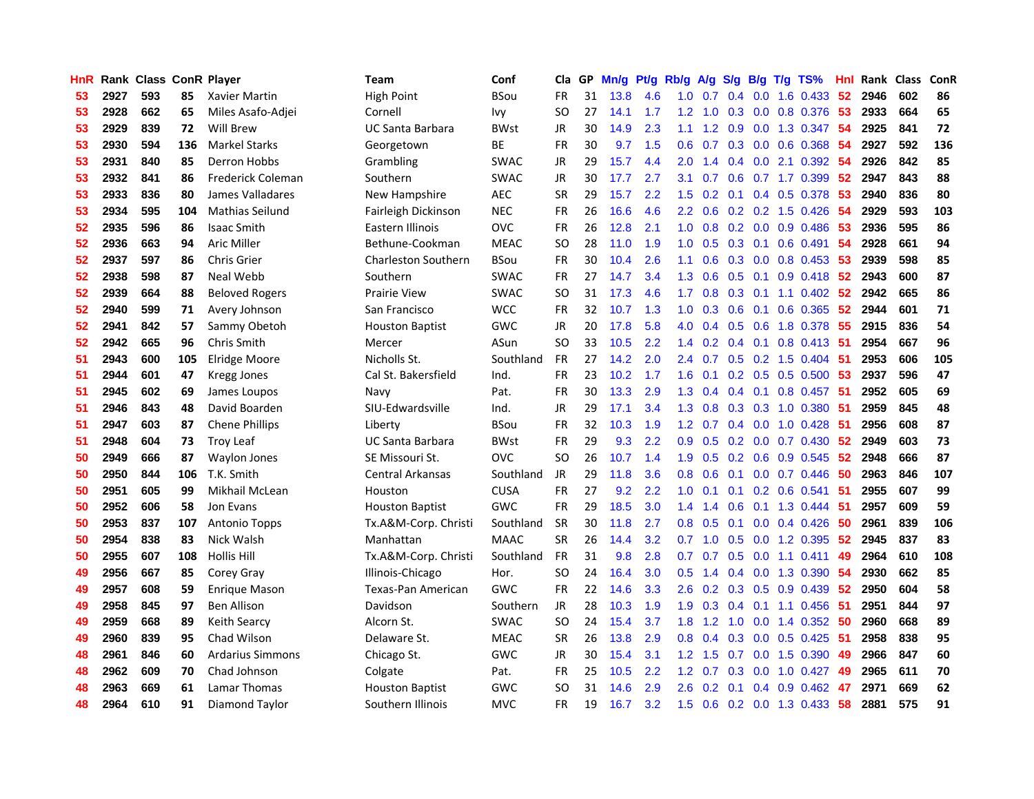| HnR | Rank | Class | ConR | Player | Team | Conf | Cla | GP | Mn/g | Pt/g | Rb/g | A/g | S/g | B/g | T/g | TS% | HnI | Rank | Class | ConR |
|---|---|---|---|---|---|---|---|---|---|---|---|---|---|---|---|---|---|---|---|---|
| 53 | 2927 | 593 | 85 | Xavier Martin | High Point | BSou | FR | 31 | 13.8 | 4.6 | 1.0 | 0.7 | 0.4 | 0.0 | 1.6 | 0.433 | 52 | 2946 | 602 | 86 |
| 53 | 2928 | 662 | 65 | Miles Asafo-Adjei | Cornell | Ivy | SO | 27 | 14.1 | 1.7 | 1.2 | 1.0 | 0.3 | 0.0 | 0.8 | 0.376 | 53 | 2933 | 664 | 65 |
| 53 | 2929 | 839 | 72 | Will Brew | UC Santa Barbara | BWst | JR | 30 | 14.9 | 2.3 | 1.1 | 1.2 | 0.9 | 0.0 | 1.3 | 0.347 | 54 | 2925 | 841 | 72 |
| 53 | 2930 | 594 | 136 | Markel Starks | Georgetown | BE | FR | 30 | 9.7 | 1.5 | 0.6 | 0.7 | 0.3 | 0.0 | 0.6 | 0.368 | 54 | 2927 | 592 | 136 |
| 53 | 2931 | 840 | 85 | Derron Hobbs | Grambling | SWAC | JR | 29 | 15.7 | 4.4 | 2.0 | 1.4 | 0.4 | 0.0 | 2.1 | 0.392 | 54 | 2926 | 842 | 85 |
| 53 | 2932 | 841 | 86 | Frederick Coleman | Southern | SWAC | JR | 30 | 17.7 | 2.7 | 3.1 | 0.7 | 0.6 | 0.7 | 1.7 | 0.399 | 52 | 2947 | 843 | 88 |
| 53 | 2933 | 836 | 80 | James Valladares | New Hampshire | AEC | SR | 29 | 15.7 | 2.2 | 1.5 | 0.2 | 0.1 | 0.4 | 0.5 | 0.378 | 53 | 2940 | 836 | 80 |
| 53 | 2934 | 595 | 104 | Mathias Seilund | Fairleigh Dickinson | NEC | FR | 26 | 16.6 | 4.6 | 2.2 | 0.6 | 0.2 | 0.2 | 1.5 | 0.426 | 54 | 2929 | 593 | 103 |
| 52 | 2935 | 596 | 86 | Isaac Smith | Eastern Illinois | OVC | FR | 26 | 12.8 | 2.1 | 1.0 | 0.8 | 0.2 | 0.0 | 0.9 | 0.486 | 53 | 2936 | 595 | 86 |
| 52 | 2936 | 663 | 94 | Aric Miller | Bethune-Cookman | MEAC | SO | 28 | 11.0 | 1.9 | 1.0 | 0.5 | 0.3 | 0.1 | 0.6 | 0.491 | 54 | 2928 | 661 | 94 |
| 52 | 2937 | 597 | 86 | Chris Grier | Charleston Southern | BSou | FR | 30 | 10.4 | 2.6 | 1.1 | 0.6 | 0.3 | 0.0 | 0.8 | 0.453 | 53 | 2939 | 598 | 85 |
| 52 | 2938 | 598 | 87 | Neal Webb | Southern | SWAC | FR | 27 | 14.7 | 3.4 | 1.3 | 0.6 | 0.5 | 0.1 | 0.9 | 0.418 | 52 | 2943 | 600 | 87 |
| 52 | 2939 | 664 | 88 | Beloved Rogers | Prairie View | SWAC | SO | 31 | 17.3 | 4.6 | 1.7 | 0.8 | 0.3 | 0.1 | 1.1 | 0.402 | 52 | 2942 | 665 | 86 |
| 52 | 2940 | 599 | 71 | Avery Johnson | San Francisco | WCC | FR | 32 | 10.7 | 1.3 | 1.0 | 0.3 | 0.6 | 0.1 | 0.6 | 0.365 | 52 | 2944 | 601 | 71 |
| 52 | 2941 | 842 | 57 | Sammy Obetoh | Houston Baptist | GWC | JR | 20 | 17.8 | 5.8 | 4.0 | 0.4 | 0.5 | 0.6 | 1.8 | 0.378 | 55 | 2915 | 836 | 54 |
| 52 | 2942 | 665 | 96 | Chris Smith | Mercer | ASun | SO | 33 | 10.5 | 2.2 | 1.4 | 0.2 | 0.4 | 0.1 | 0.8 | 0.413 | 51 | 2954 | 667 | 96 |
| 51 | 2943 | 600 | 105 | Elridge Moore | Nicholls St. | Southland | FR | 27 | 14.2 | 2.0 | 2.4 | 0.7 | 0.5 | 0.2 | 1.5 | 0.404 | 51 | 2953 | 606 | 105 |
| 51 | 2944 | 601 | 47 | Kregg Jones | Cal St. Bakersfield | Ind. | FR | 23 | 10.2 | 1.7 | 1.6 | 0.1 | 0.2 | 0.5 | 0.5 | 0.500 | 53 | 2937 | 596 | 47 |
| 51 | 2945 | 602 | 69 | James Loupos | Navy | Pat. | FR | 30 | 13.3 | 2.9 | 1.3 | 0.4 | 0.4 | 0.1 | 0.8 | 0.457 | 51 | 2952 | 605 | 69 |
| 51 | 2946 | 843 | 48 | David Boarden | SIU-Edwardsville | Ind. | JR | 29 | 17.1 | 3.4 | 1.3 | 0.8 | 0.3 | 0.3 | 1.0 | 0.380 | 51 | 2959 | 845 | 48 |
| 51 | 2947 | 603 | 87 | Chene Phillips | Liberty | BSou | FR | 32 | 10.3 | 1.9 | 1.2 | 0.7 | 0.4 | 0.0 | 1.0 | 0.428 | 51 | 2956 | 608 | 87 |
| 51 | 2948 | 604 | 73 | Troy Leaf | UC Santa Barbara | BWst | FR | 29 | 9.3 | 2.2 | 0.9 | 0.5 | 0.2 | 0.0 | 0.7 | 0.430 | 52 | 2949 | 603 | 73 |
| 50 | 2949 | 666 | 87 | Waylon Jones | SE Missouri St. | OVC | SO | 26 | 10.7 | 1.4 | 1.9 | 0.5 | 0.2 | 0.6 | 0.9 | 0.545 | 52 | 2948 | 666 | 87 |
| 50 | 2950 | 844 | 106 | T.K. Smith | Central Arkansas | Southland | JR | 29 | 11.8 | 3.6 | 0.8 | 0.6 | 0.1 | 0.0 | 0.7 | 0.446 | 50 | 2963 | 846 | 107 |
| 50 | 2951 | 605 | 99 | Mikhail McLean | Houston | CUSA | FR | 27 | 9.2 | 2.2 | 1.0 | 0.1 | 0.1 | 0.2 | 0.6 | 0.541 | 51 | 2955 | 607 | 99 |
| 50 | 2952 | 606 | 58 | Jon Evans | Houston Baptist | GWC | FR | 29 | 18.5 | 3.0 | 1.4 | 1.4 | 0.6 | 0.1 | 1.3 | 0.444 | 51 | 2957 | 609 | 59 |
| 50 | 2953 | 837 | 107 | Antonio Topps | Tx.A&M-Corp. Christi | Southland | SR | 30 | 11.8 | 2.7 | 0.8 | 0.5 | 0.1 | 0.0 | 0.4 | 0.426 | 50 | 2961 | 839 | 106 |
| 50 | 2954 | 838 | 83 | Nick Walsh | Manhattan | MAAC | SR | 26 | 14.4 | 3.2 | 0.7 | 1.0 | 0.5 | 0.0 | 1.2 | 0.395 | 52 | 2945 | 837 | 83 |
| 50 | 2955 | 607 | 108 | Hollis Hill | Tx.A&M-Corp. Christi | Southland | FR | 31 | 9.8 | 2.8 | 0.7 | 0.7 | 0.5 | 0.0 | 1.1 | 0.411 | 49 | 2964 | 610 | 108 |
| 49 | 2956 | 667 | 85 | Corey Gray | Illinois-Chicago | Hor. | SO | 24 | 16.4 | 3.0 | 0.5 | 1.4 | 0.4 | 0.0 | 1.3 | 0.390 | 54 | 2930 | 662 | 85 |
| 49 | 2957 | 608 | 59 | Enrique Mason | Texas-Pan American | GWC | FR | 22 | 14.6 | 3.3 | 2.6 | 0.2 | 0.3 | 0.5 | 0.9 | 0.439 | 52 | 2950 | 604 | 58 |
| 49 | 2958 | 845 | 97 | Ben Allison | Davidson | Southern | JR | 28 | 10.3 | 1.9 | 1.9 | 0.3 | 0.4 | 0.1 | 1.1 | 0.456 | 51 | 2951 | 844 | 97 |
| 49 | 2959 | 668 | 89 | Keith Searcy | Alcorn St. | SWAC | SO | 24 | 15.4 | 3.7 | 1.8 | 1.2 | 1.0 | 0.0 | 1.4 | 0.352 | 50 | 2960 | 668 | 89 |
| 49 | 2960 | 839 | 95 | Chad Wilson | Delaware St. | MEAC | SR | 26 | 13.8 | 2.9 | 0.8 | 0.4 | 0.3 | 0.0 | 0.5 | 0.425 | 51 | 2958 | 838 | 95 |
| 48 | 2961 | 846 | 60 | Ardarius Simmons | Chicago St. | GWC | JR | 30 | 15.4 | 3.1 | 1.2 | 1.5 | 0.7 | 0.0 | 1.5 | 0.390 | 49 | 2966 | 847 | 60 |
| 48 | 2962 | 609 | 70 | Chad Johnson | Colgate | Pat. | FR | 25 | 10.5 | 2.2 | 1.2 | 0.7 | 0.3 | 0.0 | 1.0 | 0.427 | 49 | 2965 | 611 | 70 |
| 48 | 2963 | 669 | 61 | Lamar Thomas | Houston Baptist | GWC | SO | 31 | 14.6 | 2.9 | 2.6 | 0.2 | 0.1 | 0.4 | 0.9 | 0.462 | 47 | 2971 | 669 | 62 |
| 48 | 2964 | 610 | 91 | Diamond Taylor | Southern Illinois | MVC | FR | 19 | 16.7 | 3.2 | 1.5 | 0.6 | 0.2 | 0.0 | 1.3 | 0.433 | 58 | 2881 | 575 | 91 |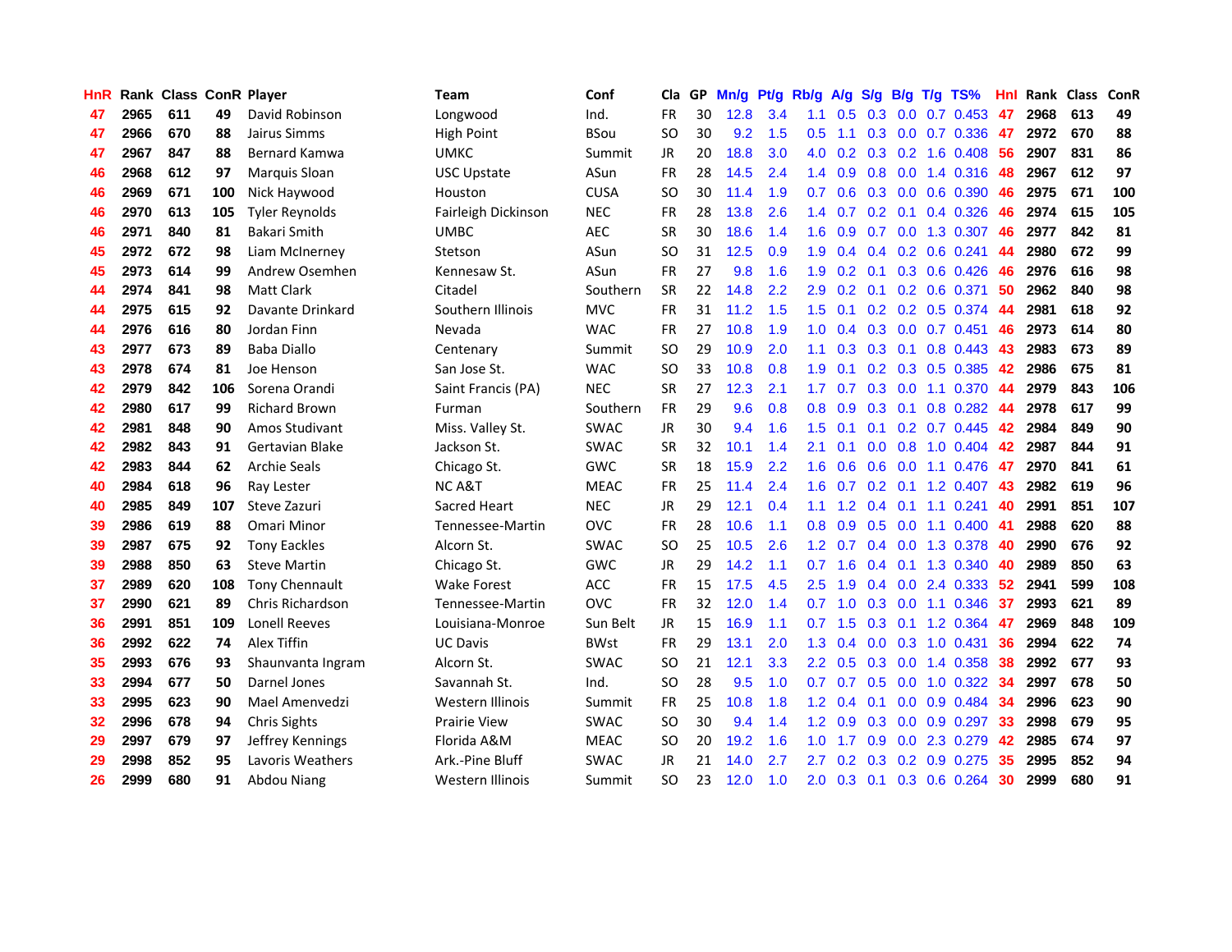| HnR | Rank | Class | ConR | Player | Team | Conf | Cla | GP | Mn/g | Pt/g | Rb/g | A/g | S/g | B/g | T/g | TS% | HnI | Rank | Class | ConR |
|---|---|---|---|---|---|---|---|---|---|---|---|---|---|---|---|---|---|---|---|---|
| 47 | 2965 | 611 | 49 | David Robinson | Longwood | Ind. | FR | 30 | 12.8 | 3.4 | 1.1 | 0.5 | 0.3 | 0.0 | 0.7 | 0.453 | 47 | 2968 | 613 | 49 |
| 47 | 2966 | 670 | 88 | Jairus Simms | High Point | BSou | SO | 30 | 9.2 | 1.5 | 0.5 | 1.1 | 0.3 | 0.0 | 0.7 | 0.336 | 47 | 2972 | 670 | 88 |
| 47 | 2967 | 847 | 88 | Bernard Kamwa | UMKC | Summit | JR | 20 | 18.8 | 3.0 | 4.0 | 0.2 | 0.3 | 0.2 | 1.6 | 0.408 | 56 | 2907 | 831 | 86 |
| 46 | 2968 | 612 | 97 | Marquis Sloan | USC Upstate | ASun | FR | 28 | 14.5 | 2.4 | 1.4 | 0.9 | 0.8 | 0.0 | 1.4 | 0.316 | 48 | 2967 | 612 | 97 |
| 46 | 2969 | 671 | 100 | Nick Haywood | Houston | CUSA | SO | 30 | 11.4 | 1.9 | 0.7 | 0.6 | 0.3 | 0.0 | 0.6 | 0.390 | 46 | 2975 | 671 | 100 |
| 46 | 2970 | 613 | 105 | Tyler Reynolds | Fairleigh Dickinson | NEC | FR | 28 | 13.8 | 2.6 | 1.4 | 0.7 | 0.2 | 0.1 | 0.4 | 0.326 | 46 | 2974 | 615 | 105 |
| 46 | 2971 | 840 | 81 | Bakari Smith | UMBC | AEC | SR | 30 | 18.6 | 1.4 | 1.6 | 0.9 | 0.7 | 0.0 | 1.3 | 0.307 | 46 | 2977 | 842 | 81 |
| 45 | 2972 | 672 | 98 | Liam McInerney | Stetson | ASun | SO | 31 | 12.5 | 0.9 | 1.9 | 0.4 | 0.4 | 0.2 | 0.6 | 0.241 | 44 | 2980 | 672 | 99 |
| 45 | 2973 | 614 | 99 | Andrew Osemhen | Kennesaw St. | ASun | FR | 27 | 9.8 | 1.6 | 1.9 | 0.2 | 0.1 | 0.3 | 0.6 | 0.426 | 46 | 2976 | 616 | 98 |
| 44 | 2974 | 841 | 98 | Matt Clark | Citadel | Southern | SR | 22 | 14.8 | 2.2 | 2.9 | 0.2 | 0.1 | 0.2 | 0.6 | 0.371 | 50 | 2962 | 840 | 98 |
| 44 | 2975 | 615 | 92 | Davante Drinkard | Southern Illinois | MVC | FR | 31 | 11.2 | 1.5 | 1.5 | 0.1 | 0.2 | 0.2 | 0.5 | 0.374 | 44 | 2981 | 618 | 92 |
| 44 | 2976 | 616 | 80 | Jordan Finn | Nevada | WAC | FR | 27 | 10.8 | 1.9 | 1.0 | 0.4 | 0.3 | 0.0 | 0.7 | 0.451 | 46 | 2973 | 614 | 80 |
| 43 | 2977 | 673 | 89 | Baba Diallo | Centenary | Summit | SO | 29 | 10.9 | 2.0 | 1.1 | 0.3 | 0.3 | 0.1 | 0.8 | 0.443 | 43 | 2983 | 673 | 89 |
| 43 | 2978 | 674 | 81 | Joe Henson | San Jose St. | WAC | SO | 33 | 10.8 | 0.8 | 1.9 | 0.1 | 0.2 | 0.3 | 0.5 | 0.385 | 42 | 2986 | 675 | 81 |
| 42 | 2979 | 842 | 106 | Sorena Orandi | Saint Francis (PA) | NEC | SR | 27 | 12.3 | 2.1 | 1.7 | 0.7 | 0.3 | 0.0 | 1.1 | 0.370 | 44 | 2979 | 843 | 106 |
| 42 | 2980 | 617 | 99 | Richard Brown | Furman | Southern | FR | 29 | 9.6 | 0.8 | 0.8 | 0.9 | 0.3 | 0.1 | 0.8 | 0.282 | 44 | 2978 | 617 | 99 |
| 42 | 2981 | 848 | 90 | Amos Studivant | Miss. Valley St. | SWAC | JR | 30 | 9.4 | 1.6 | 1.5 | 0.1 | 0.1 | 0.2 | 0.7 | 0.445 | 42 | 2984 | 849 | 90 |
| 42 | 2982 | 843 | 91 | Gertavian Blake | Jackson St. | SWAC | SR | 32 | 10.1 | 1.4 | 2.1 | 0.1 | 0.0 | 0.8 | 1.0 | 0.404 | 42 | 2987 | 844 | 91 |
| 42 | 2983 | 844 | 62 | Archie Seals | Chicago St. | GWC | SR | 18 | 15.9 | 2.2 | 1.6 | 0.6 | 0.6 | 0.0 | 1.1 | 0.476 | 47 | 2970 | 841 | 61 |
| 40 | 2984 | 618 | 96 | Ray Lester | NC A&T | MEAC | FR | 25 | 11.4 | 2.4 | 1.6 | 0.7 | 0.2 | 0.1 | 1.2 | 0.407 | 43 | 2982 | 619 | 96 |
| 40 | 2985 | 849 | 107 | Steve Zazuri | Sacred Heart | NEC | JR | 29 | 12.1 | 0.4 | 1.1 | 1.2 | 0.4 | 0.1 | 1.1 | 0.241 | 40 | 2991 | 851 | 107 |
| 39 | 2986 | 619 | 88 | Omari Minor | Tennessee-Martin | OVC | FR | 28 | 10.6 | 1.1 | 0.8 | 0.9 | 0.5 | 0.0 | 1.1 | 0.400 | 41 | 2988 | 620 | 88 |
| 39 | 2987 | 675 | 92 | Tony Eackles | Alcorn St. | SWAC | SO | 25 | 10.5 | 2.6 | 1.2 | 0.7 | 0.4 | 0.0 | 1.3 | 0.378 | 40 | 2990 | 676 | 92 |
| 39 | 2988 | 850 | 63 | Steve Martin | Chicago St. | GWC | JR | 29 | 14.2 | 1.1 | 0.7 | 1.6 | 0.4 | 0.1 | 1.3 | 0.340 | 40 | 2989 | 850 | 63 |
| 37 | 2989 | 620 | 108 | Tony Chennault | Wake Forest | ACC | FR | 15 | 17.5 | 4.5 | 2.5 | 1.9 | 0.4 | 0.0 | 2.4 | 0.333 | 52 | 2941 | 599 | 108 |
| 37 | 2990 | 621 | 89 | Chris Richardson | Tennessee-Martin | OVC | FR | 32 | 12.0 | 1.4 | 0.7 | 1.0 | 0.3 | 0.0 | 1.1 | 0.346 | 37 | 2993 | 621 | 89 |
| 36 | 2991 | 851 | 109 | Lonell Reeves | Louisiana-Monroe | Sun Belt | JR | 15 | 16.9 | 1.1 | 0.7 | 1.5 | 0.3 | 0.1 | 1.2 | 0.364 | 47 | 2969 | 848 | 109 |
| 36 | 2992 | 622 | 74 | Alex Tiffin | UC Davis | BWst | FR | 29 | 13.1 | 2.0 | 1.3 | 0.4 | 0.0 | 0.3 | 1.0 | 0.431 | 36 | 2994 | 622 | 74 |
| 35 | 2993 | 676 | 93 | Shaunvanta Ingram | Alcorn St. | SWAC | SO | 21 | 12.1 | 3.3 | 2.2 | 0.5 | 0.3 | 0.0 | 1.4 | 0.358 | 38 | 2992 | 677 | 93 |
| 33 | 2994 | 677 | 50 | Darnel Jones | Savannah St. | Ind. | SO | 28 | 9.5 | 1.0 | 0.7 | 0.7 | 0.5 | 0.0 | 1.0 | 0.322 | 34 | 2997 | 678 | 50 |
| 33 | 2995 | 623 | 90 | Mael Amenvedzi | Western Illinois | Summit | FR | 25 | 10.8 | 1.8 | 1.2 | 0.4 | 0.1 | 0.0 | 0.9 | 0.484 | 34 | 2996 | 623 | 90 |
| 32 | 2996 | 678 | 94 | Chris Sights | Prairie View | SWAC | SO | 30 | 9.4 | 1.4 | 1.2 | 0.9 | 0.3 | 0.0 | 0.9 | 0.297 | 33 | 2998 | 679 | 95 |
| 29 | 2997 | 679 | 97 | Jeffrey Kennings | Florida A&M | MEAC | SO | 20 | 19.2 | 1.6 | 1.0 | 1.7 | 0.9 | 0.0 | 2.3 | 0.279 | 42 | 2985 | 674 | 97 |
| 29 | 2998 | 852 | 95 | Lavoris Weathers | Ark.-Pine Bluff | SWAC | JR | 21 | 14.0 | 2.7 | 2.7 | 0.2 | 0.3 | 0.2 | 0.9 | 0.275 | 35 | 2995 | 852 | 94 |
| 26 | 2999 | 680 | 91 | Abdou Niang | Western Illinois | Summit | SO | 23 | 12.0 | 1.0 | 2.0 | 0.3 | 0.1 | 0.3 | 0.6 | 0.264 | 30 | 2999 | 680 | 91 |